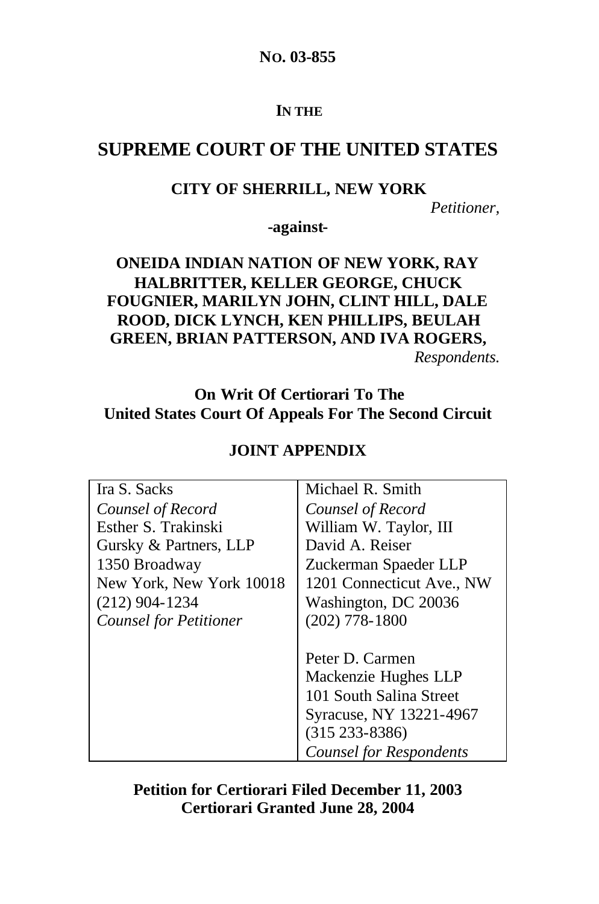**NO. 03-855**

**IN THE**

# SUPREME COURT OF THE UNITED STATES

**CITY OF SHERRILL, NEW YORK**

*Petitioner,*

**-against-**

**ONEIDA INDIAN NATION OF NEW YORK, RAY HALBRITTER, KELLER GEORGE, CHUCK FOUGNIER, MARILYN JOHN, CLINT HILL, DALE ROOD, DICK LYNCH, KEN PHILLIPS, BEULAH GREEN, BRIAN PATTERSON, AND IVA ROGERS,**

*Respondents.*

**On Writ Of Certiorari To The United States Court Of Appeals For The Second Circuit**

**JOINT APPENDIX**

| | |
|---|---|
| Ira S. Sacks<br>*Counsel of Record*<br>Esther S. Trakinski<br>Gursky & Partners, LLP<br>1350 Broadway<br>New York, New York 10018<br>(212) 904-1234<br>*Counsel for Petitioner* | Michael R. Smith<br>*Counsel of Record*<br>William W. Taylor, III<br>David A. Reiser<br>Zuckerman Spaeder LLP<br>1201 Connecticut Ave., NW<br>Washington, DC 20036<br>(202) 778-1800<br><br>Peter D. Carmen<br>Mackenzie Hughes LLP<br>101 South Salina Street<br>Syracuse, NY 13221-4967<br>(315 233-8386)<br>*Counsel for Respondents* |

**Petition for Certiorari Filed December 11, 2003**
**Certiorari Granted June 28, 2004**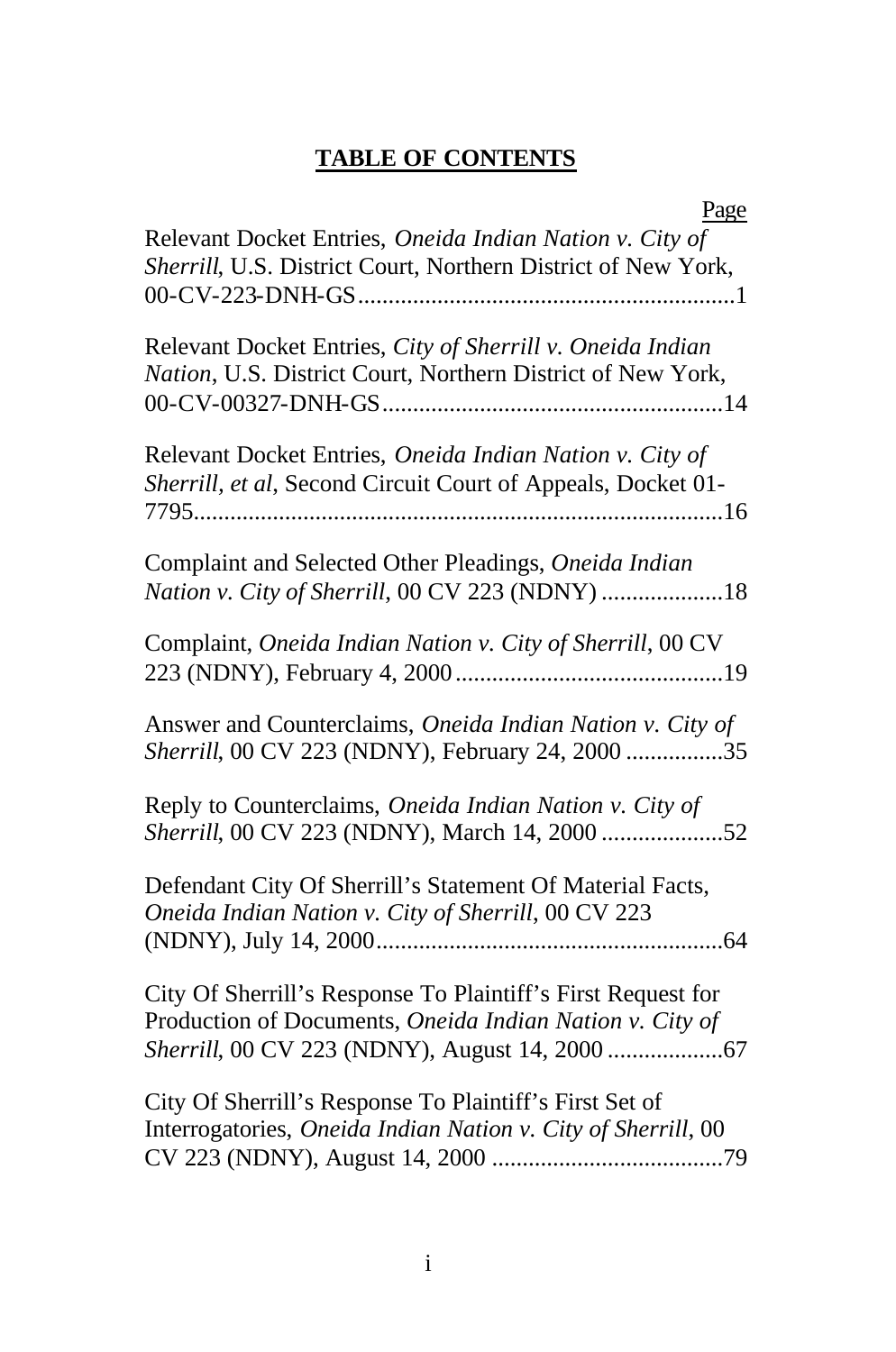# TABLE OF CONTENTS

| | Page |
|---|---|
| Relevant Docket Entries, *Oneida Indian Nation v. City of Sherrill*, U.S. District Court, Northern District of New York, 00-CV-223-DNH-GS | 1 |
| Relevant Docket Entries, *City of Sherrill v. Oneida Indian Nation*, U.S. District Court, Northern District of New York, 00-CV-00327-DNH-GS | 14 |
| Relevant Docket Entries, *Oneida Indian Nation v. City of Sherrill, et al*, Second Circuit Court of Appeals, Docket 01-7795 | 16 |
| Complaint and Selected Other Pleadings, *Oneida Indian Nation v. City of Sherrill*, 00 CV 223 (NDNY) | 18 |
| Complaint, *Oneida Indian Nation v. City of Sherrill*, 00 CV 223 (NDNY), February 4, 2000 | 19 |
| Answer and Counterclaims, *Oneida Indian Nation v. City of Sherrill*, 00 CV 223 (NDNY), February 24, 2000 | 35 |
| Reply to Counterclaims, *Oneida Indian Nation v. City of Sherrill*, 00 CV 223 (NDNY), March 14, 2000 | 52 |
| Defendant City Of Sherrill's Statement Of Material Facts, *Oneida Indian Nation v. City of Sherrill*, 00 CV 223 (NDNY), July 14, 2000 | 64 |
| City Of Sherrill's Response To Plaintiff's First Request for Production of Documents, *Oneida Indian Nation v. City of Sherrill*, 00 CV 223 (NDNY), August 14, 2000 | 67 |
| City Of Sherrill's Response To Plaintiff's First Set of Interrogatories, *Oneida Indian Nation v. City of Sherrill*, 00 CV 223 (NDNY), August 14, 2000 | 79 |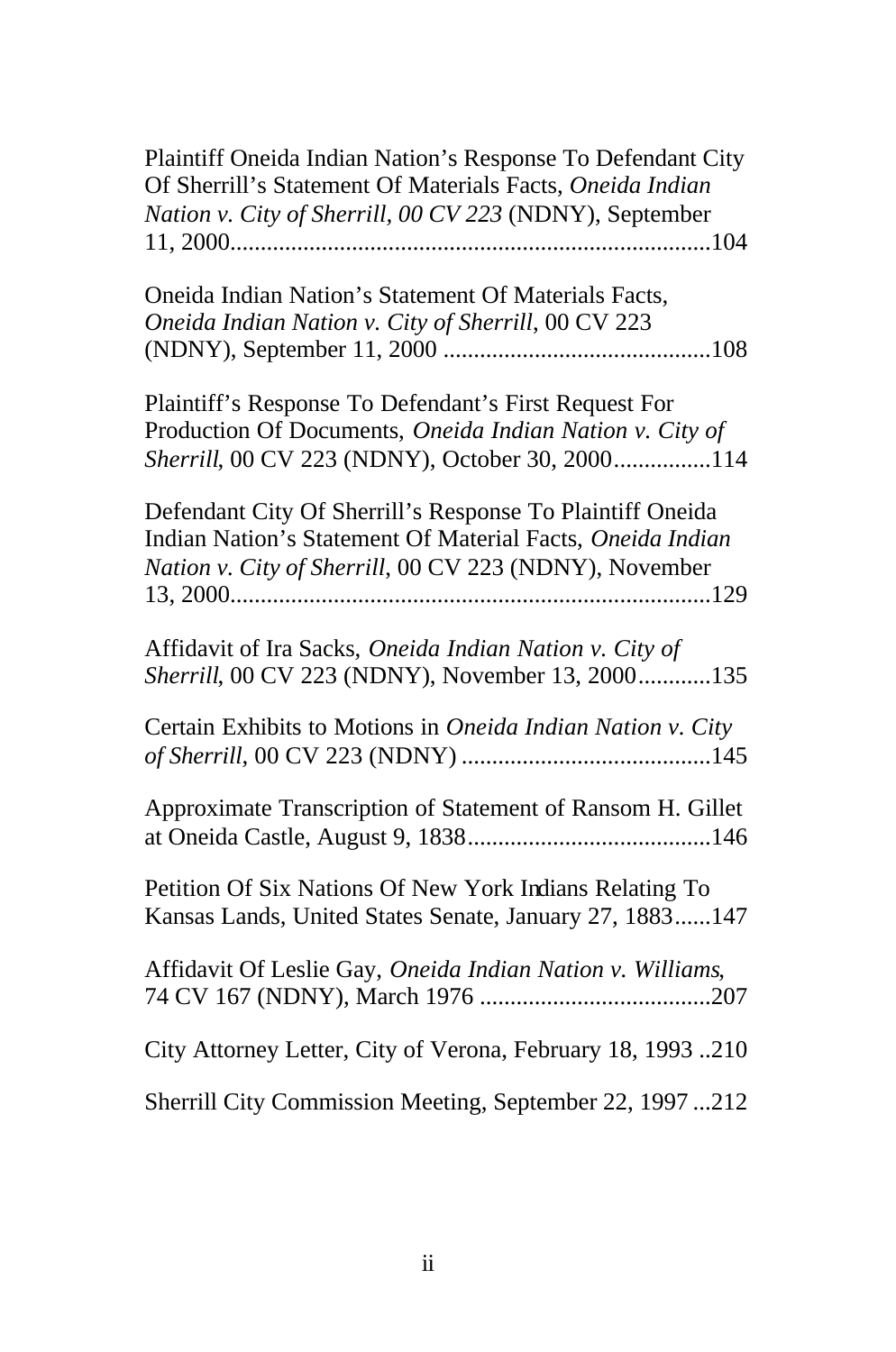Plaintiff Oneida Indian Nation's Response To Defendant City Of Sherrill's Statement Of Materials Facts, *Oneida Indian Nation v. City of Sherrill*, *00 CV 223* (NDNY), September 11, 2000..............................................................................104

Oneida Indian Nation's Statement Of Materials Facts, *Oneida Indian Nation v. City of Sherrill*, 00 CV 223 (NDNY), September 11, 2000 ...........................................108

Plaintiff's Response To Defendant's First Request For Production Of Documents, *Oneida Indian Nation v. City of Sherrill*, 00 CV 223 (NDNY), October 30, 2000................114

Defendant City Of Sherrill's Response To Plaintiff Oneida Indian Nation's Statement Of Material Facts, *Oneida Indian Nation v. City of Sherrill*, 00 CV 223 (NDNY), November 13, 2000..............................................................................129

Affidavit of Ira Sacks, *Oneida Indian Nation v. City of Sherrill*, 00 CV 223 (NDNY), November 13, 2000............135

Certain Exhibits to Motions in *Oneida Indian Nation v. City of Sherrill*, 00 CV 223 (NDNY) .........................................145

Approximate Transcription of Statement of Ransom H. Gillet at Oneida Castle, August 9, 1838........................................146

Petition Of Six Nations Of New York Indians Relating To Kansas Lands, United States Senate, January 27, 1883......147

Affidavit Of Leslie Gay, *Oneida Indian Nation v. Williams*, 74 CV 167 (NDNY), March 1976 ......................................207

City Attorney Letter, City of Verona, February 18, 1993 ..210

Sherrill City Commission Meeting, September 22, 1997 ...212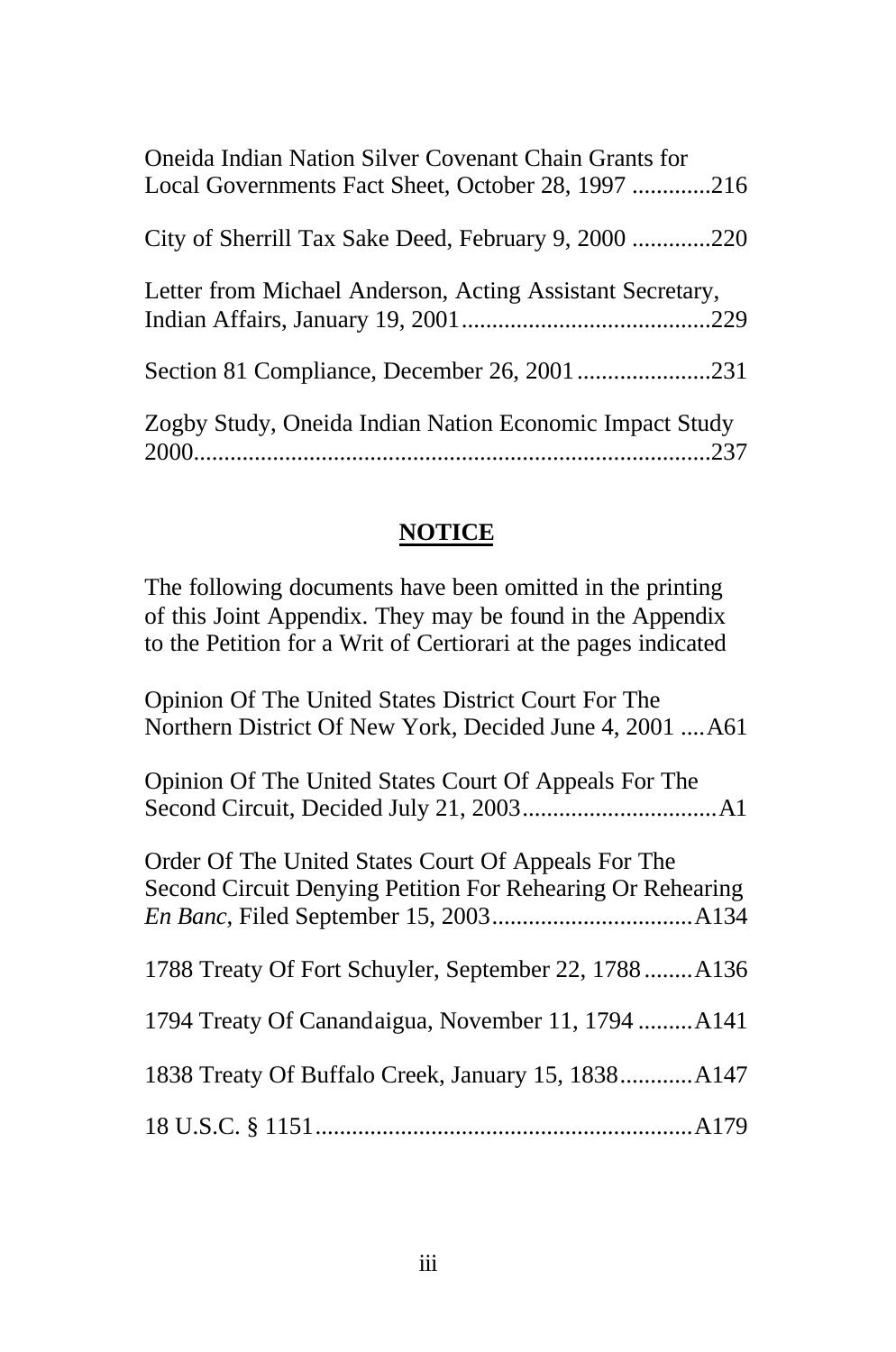Oneida Indian Nation Silver Covenant Chain Grants for Local Governments Fact Sheet, October 28, 1997 .............216

City of Sherrill Tax Sake Deed, February 9, 2000 .............220

Letter from Michael Anderson, Acting Assistant Secretary, Indian Affairs, January 19, 2001.........................................229

Section 81 Compliance, December 26, 2001......................231

Zogby Study, Oneida Indian Nation Economic Impact Study 2000....................................................................................237

## **NOTICE**

The following documents have been omitted in the printing of this Joint Appendix. They may be found in the Appendix to the Petition for a Writ of Certiorari at the pages indicated

Opinion Of The United States District Court For The Northern District Of New York, Decided June 4, 2001 ....A61

Opinion Of The United States Court Of Appeals For The Second Circuit, Decided July 21, 2003................................A1

Order Of The United States Court Of Appeals For The Second Circuit Denying Petition For Rehearing Or Rehearing *En Banc*, Filed September 15, 2003.................................A134

1788 Treaty Of Fort Schuyler, September 22, 1788........A136

1794 Treaty Of Canandaigua, November 11, 1794 .........A141

1838 Treaty Of Buffalo Creek, January 15, 1838............A147

18 U.S.C. § 1151.............................................................A179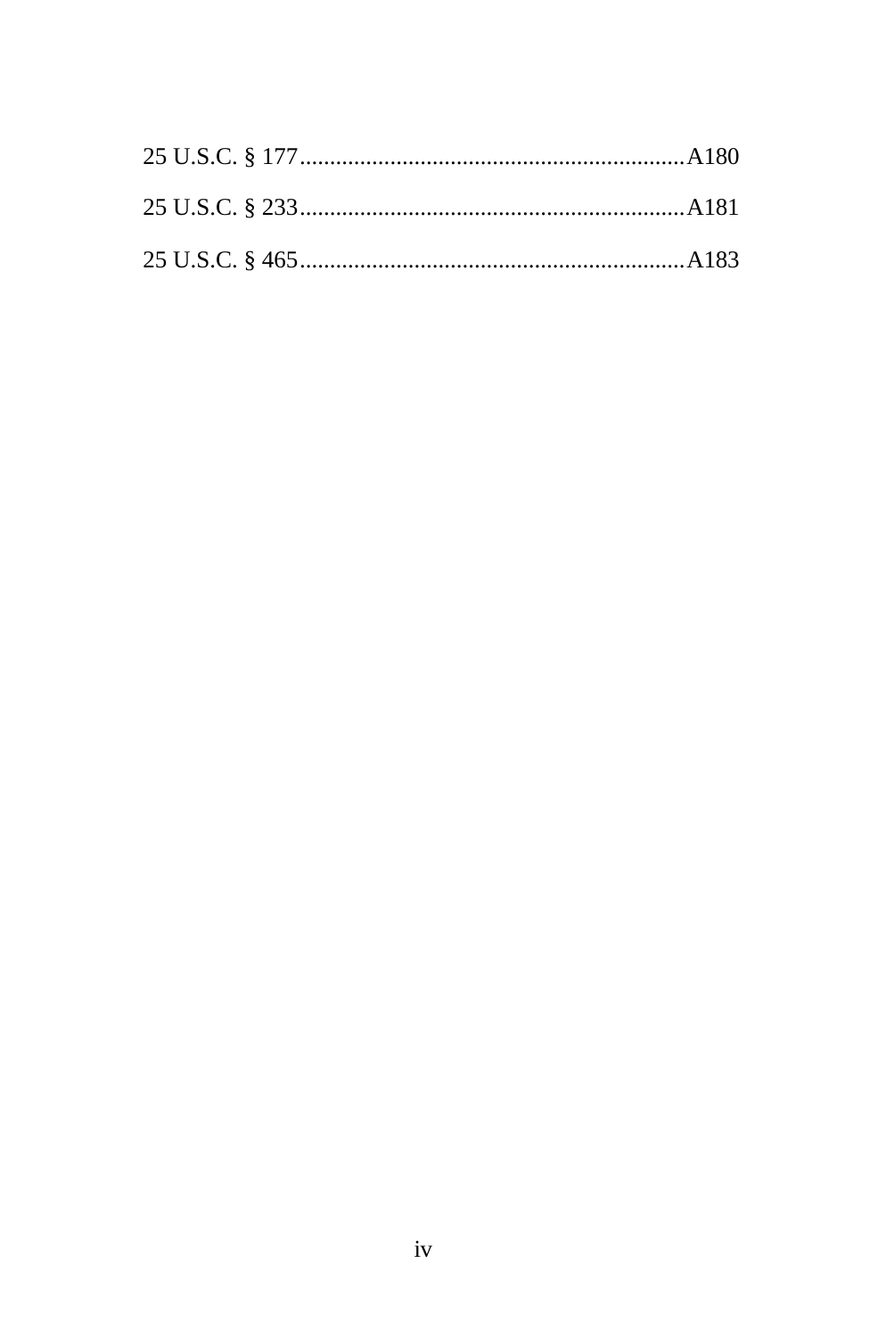25 U.S.C. § 177................................................................A180

25 U.S.C. § 233................................................................A181

25 U.S.C. § 465................................................................A183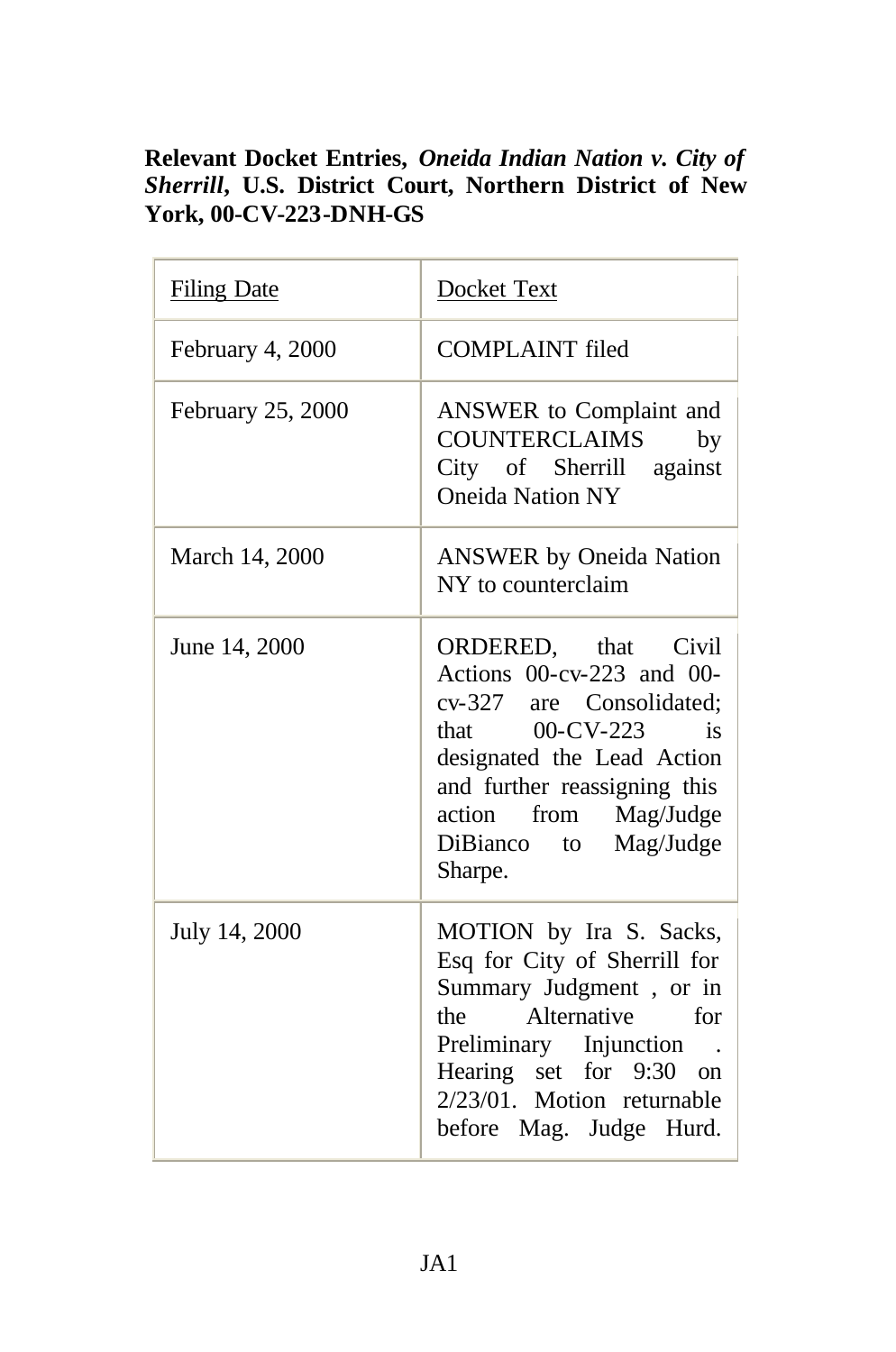**Relevant Docket Entries, *Oneida Indian Nation v. City of Sherrill*, U.S. District Court, Northern District of New York, 00-CV-223-DNH-GS**

| Filing Date | Docket Text |
|---|---|
| February 4, 2000 | COMPLAINT filed |
| February 25, 2000 | ANSWER to Complaint and COUNTERCLAIMS by City of Sherrill against Oneida Nation NY |
| March 14, 2000 | ANSWER by Oneida Nation NY to counterclaim |
| June 14, 2000 | ORDERED, that Civil Actions 00-cv-223 and 00-cv-327 are Consolidated; that 00-CV-223 is designated the Lead Action and further reassigning this action from Mag/Judge DiBianco to Mag/Judge Sharpe. |
| July 14, 2000 | MOTION by Ira S. Sacks, Esq for City of Sherrill for Summary Judgment , or in the Alternative for Preliminary Injunction . Hearing set for 9:30 on 2/23/01. Motion returnable before Mag. Judge Hurd. |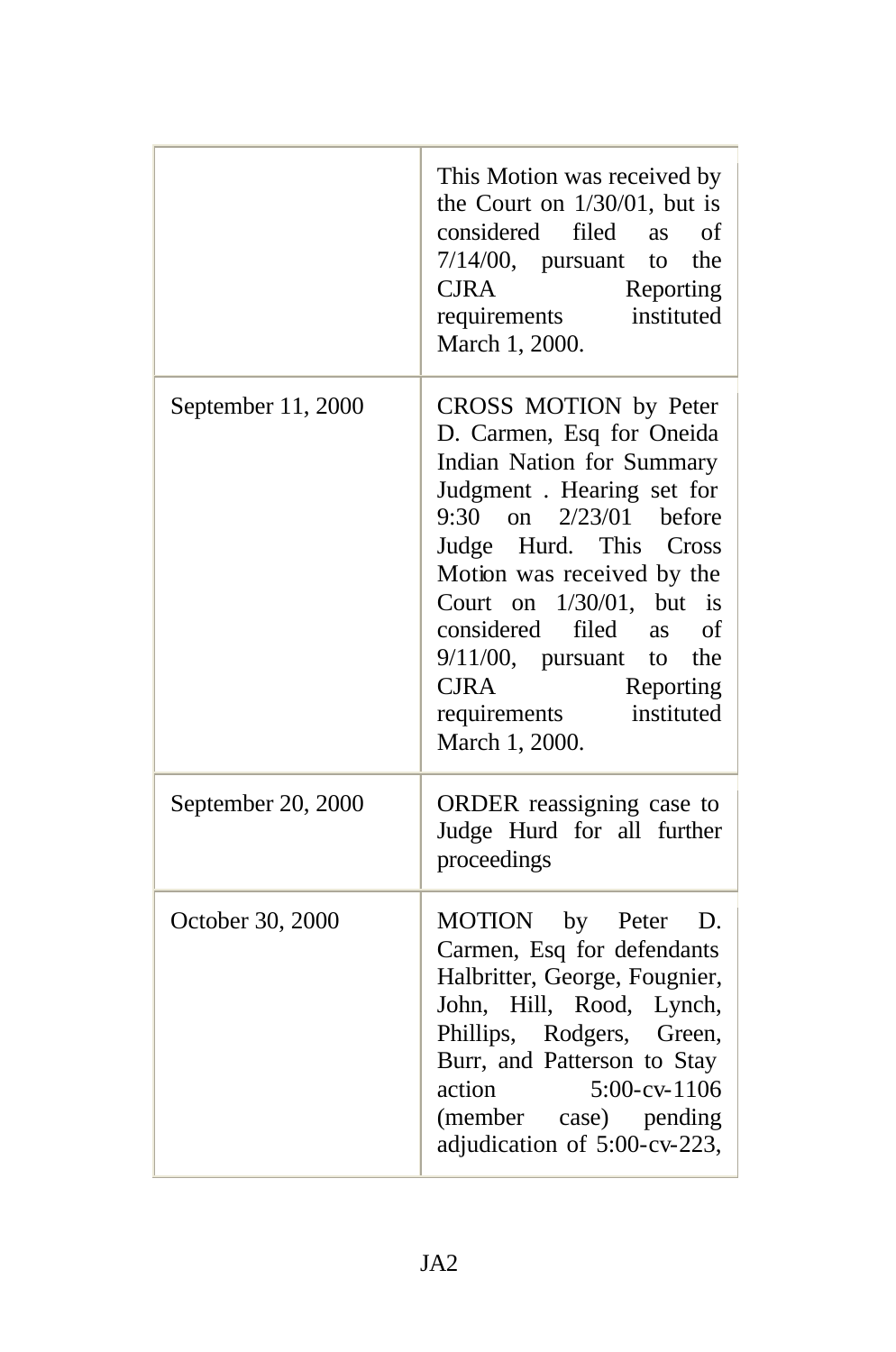| | |
|---|---|
| | This Motion was received by the Court on 1/30/01, but is considered filed as of 7/14/00, pursuant to the CJRA Reporting requirements instituted March 1, 2000. |
| September 11, 2000 | CROSS MOTION by Peter D. Carmen, Esq for Oneida Indian Nation for Summary Judgment . Hearing set for 9:30 on 2/23/01 before Judge Hurd. This Cross Motion was received by the Court on 1/30/01, but is considered filed as of 9/11/00, pursuant to the CJRA Reporting requirements instituted March 1, 2000. |
| September 20, 2000 | ORDER reassigning case to Judge Hurd for all further proceedings |
| October 30, 2000 | MOTION by Peter D. Carmen, Esq for defendants Halbritter, George, Fougnier, John, Hill, Rood, Lynch, Phillips, Rodgers, Green, Burr, and Patterson to Stay action 5:00-cv-1106 (member case) pending adjudication of 5:00-cv-223, |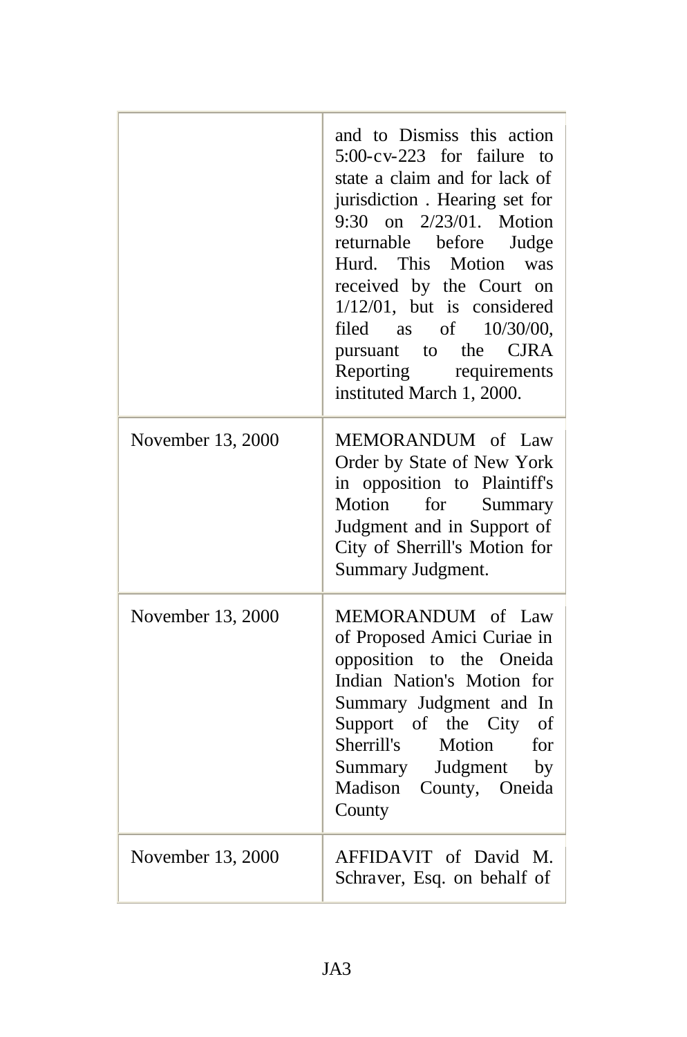| | |
|---|---|
| | and to Dismiss this action 5:00-cv-223 for failure to state a claim and for lack of jurisdiction . Hearing set for 9:30 on 2/23/01. Motion returnable before Judge Hurd. This Motion was received by the Court on 1/12/01, but is considered filed as of 10/30/00, pursuant to the CJRA Reporting requirements instituted March 1, 2000. |
| November 13, 2000 | MEMORANDUM of Law Order by State of New York in opposition to Plaintiff's Motion for Summary Judgment and in Support of City of Sherrill's Motion for Summary Judgment. |
| November 13, 2000 | MEMORANDUM of Law of Proposed Amici Curiae in opposition to the Oneida Indian Nation's Motion for Summary Judgment and In Support of the City of Sherrill's Motion for Summary Judgment by Madison County, Oneida County |
| November 13, 2000 | AFFIDAVIT of David M. Schraver, Esq. on behalf of |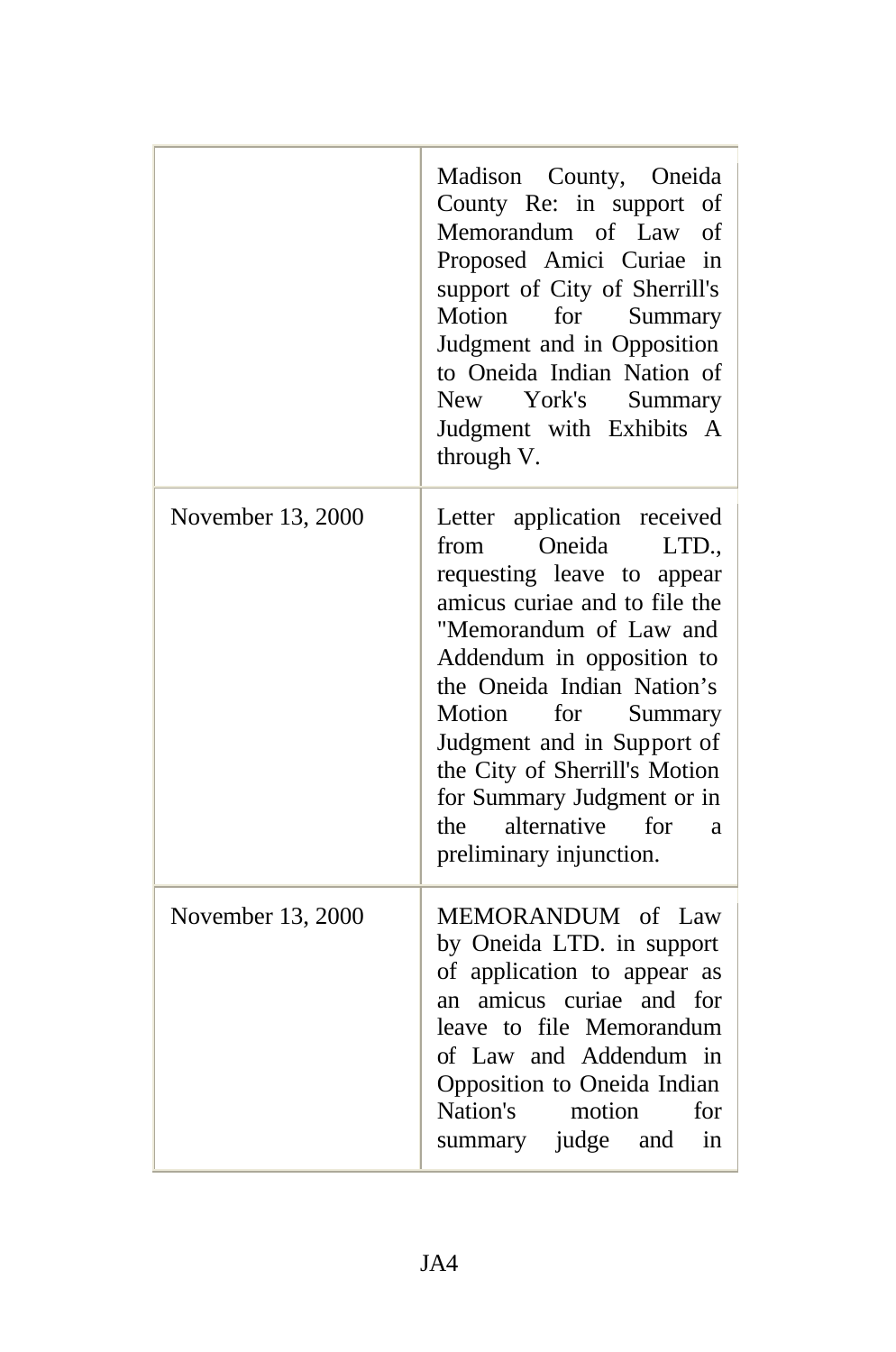| | |
|---|---|
| | Madison County, Oneida County Re: in support of Memorandum of Law of Proposed Amici Curiae in support of City of Sherrill's Motion for Summary Judgment and in Opposition to Oneida Indian Nation of New York's Summary Judgment with Exhibits A through V. |
| November 13, 2000 | Letter application received from Oneida LTD., requesting leave to appear amicus curiae and to file the "Memorandum of Law and Addendum in opposition to the Oneida Indian Nation's Motion for Summary Judgment and in Support of the City of Sherrill's Motion for Summary Judgment or in the alternative for a preliminary injunction. |
| November 13, 2000 | MEMORANDUM of Law by Oneida LTD. in support of application to appear as an amicus curiae and for leave to file Memorandum of Law and Addendum in Opposition to Oneida Indian Nation's motion for summary judge and in |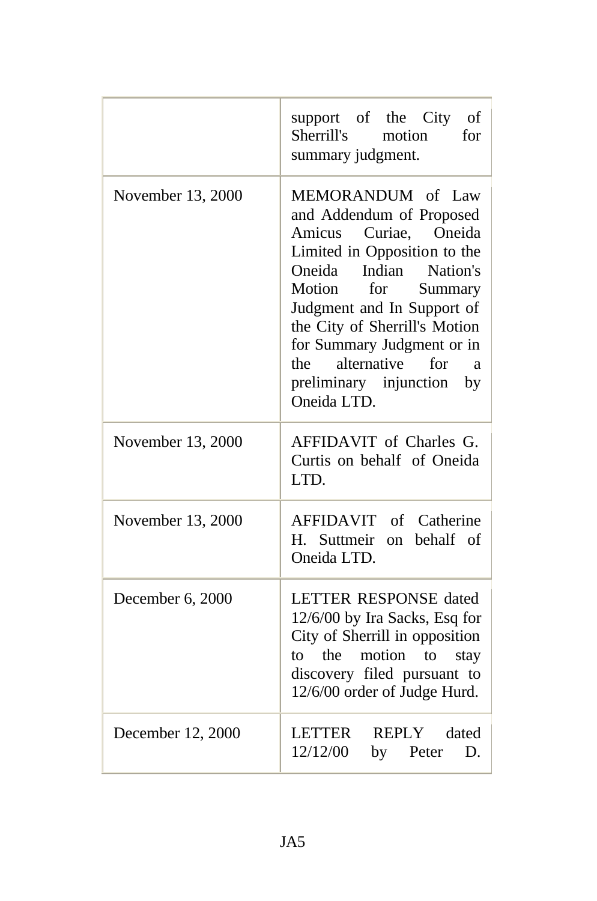| | |
|---|---|
| | support of the City of Sherrill's motion for summary judgment. |
| November 13, 2000 | MEMORANDUM of Law and Addendum of Proposed Amicus Curiae, Oneida Limited in Opposition to the Oneida Indian Nation's Motion for Summary Judgment and In Support of the City of Sherrill's Motion for Summary Judgment or in the alternative for a preliminary injunction by Oneida LTD. |
| November 13, 2000 | AFFIDAVIT of Charles G. Curtis on behalf of Oneida LTD. |
| November 13, 2000 | AFFIDAVIT of Catherine H. Suttmeir on behalf of Oneida LTD. |
| December 6, 2000 | LETTER RESPONSE dated 12/6/00 by Ira Sacks, Esq for City of Sherrill in opposition to the motion to stay discovery filed pursuant to 12/6/00 order of Judge Hurd. |
| December 12, 2000 | LETTER REPLY dated 12/12/00 by Peter D. |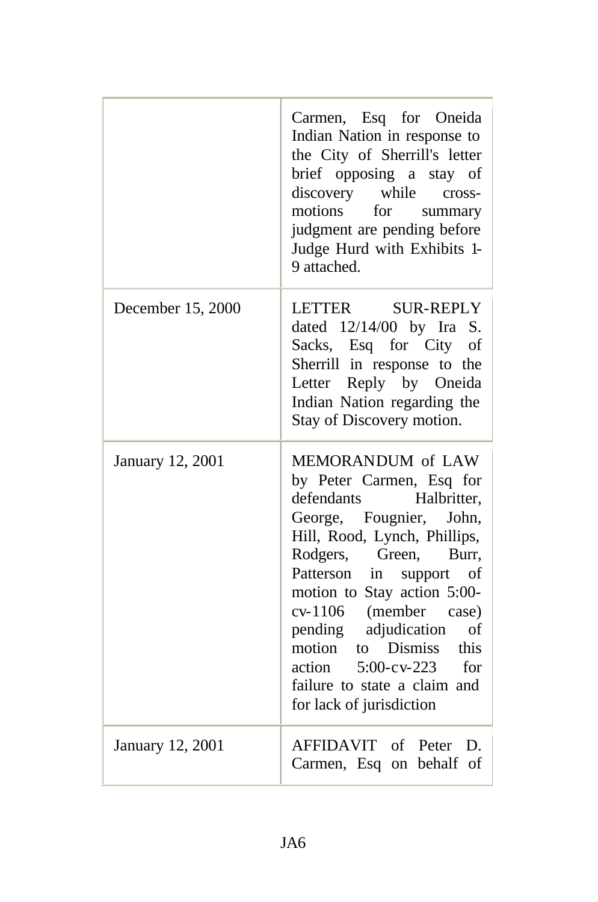| | |
|---|---|
| | Carmen, Esq for Oneida Indian Nation in response to the City of Sherrill's letter brief opposing a stay of discovery while cross-motions for summary judgment are pending before Judge Hurd with Exhibits 1-9 attached. |
| December 15, 2000 | LETTER SUR-REPLY dated 12/14/00 by Ira S. Sacks, Esq for City of Sherrill in response to the Letter Reply by Oneida Indian Nation regarding the Stay of Discovery motion. |
| January 12, 2001 | MEMORANDUM of LAW by Peter Carmen, Esq for defendants Halbritter, George, Fougnier, John, Hill, Rood, Lynch, Phillips, Rodgers, Green, Burr, Patterson in support of motion to Stay action 5:00-cv-1106 (member case) pending adjudication of motion to Dismiss this action 5:00-cv-223 for failure to state a claim and for lack of jurisdiction |
| January 12, 2001 | AFFIDAVIT of Peter D. Carmen, Esq on behalf of |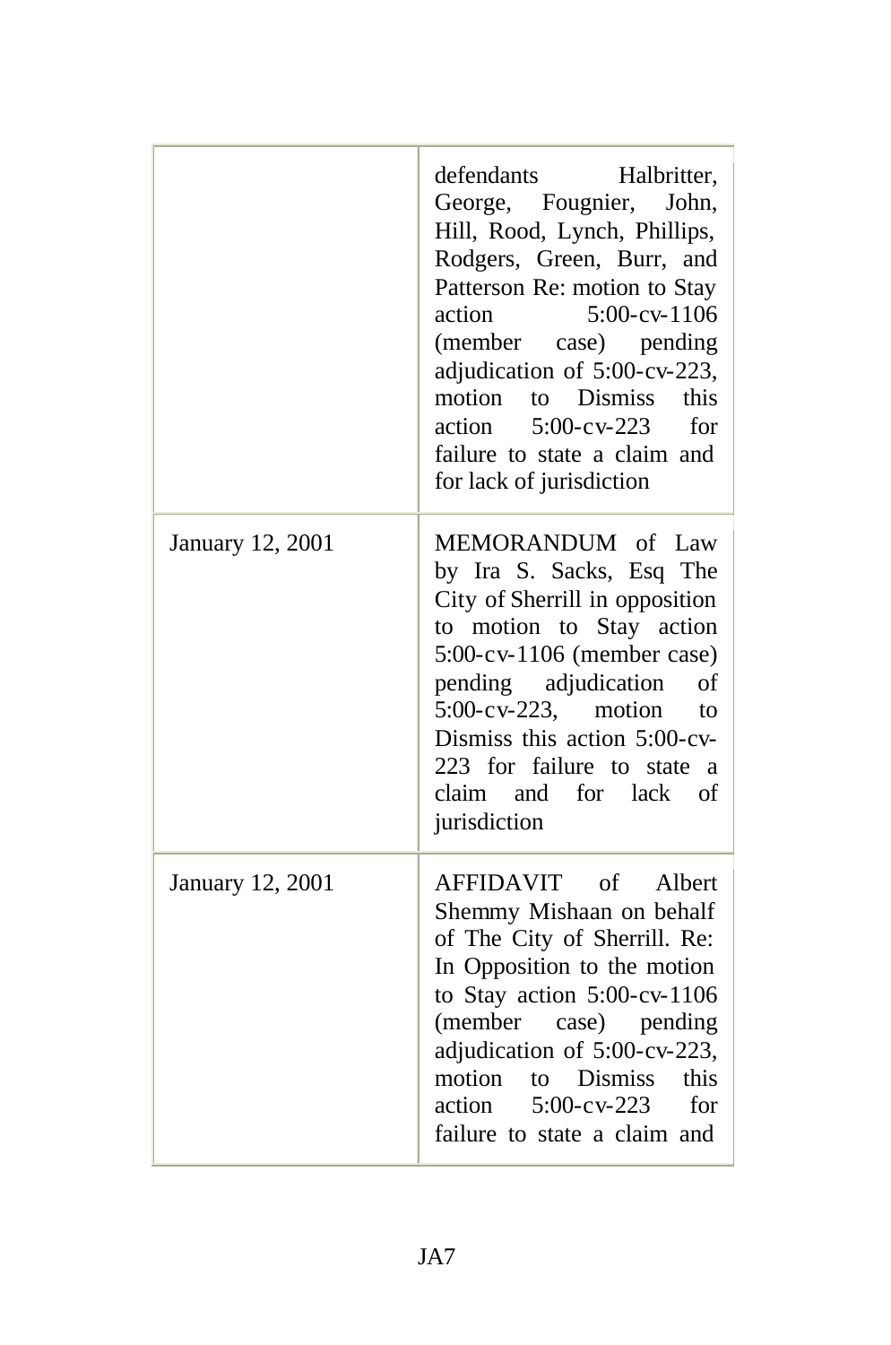| | |
|---|---|
| | defendants Halbritter, George, Fougnier, John, Hill, Rood, Lynch, Phillips, Rodgers, Green, Burr, and Patterson Re: motion to Stay action 5:00-cv-1106 (member case) pending adjudication of 5:00-cv-223, motion to Dismiss this action 5:00-cv-223 for failure to state a claim and for lack of jurisdiction |
| January 12, 2001 | MEMORANDUM of Law by Ira S. Sacks, Esq The City of Sherrill in opposition to motion to Stay action 5:00-cv-1106 (member case) pending adjudication of 5:00-cv-223, motion to Dismiss this action 5:00-cv-223 for failure to state a claim and for lack of jurisdiction |
| January 12, 2001 | AFFIDAVIT of Albert Shemmy Mishaan on behalf of The City of Sherrill. Re: In Opposition to the motion to Stay action 5:00-cv-1106 (member case) pending adjudication of 5:00-cv-223, motion to Dismiss this action 5:00-cv-223 for failure to state a claim and |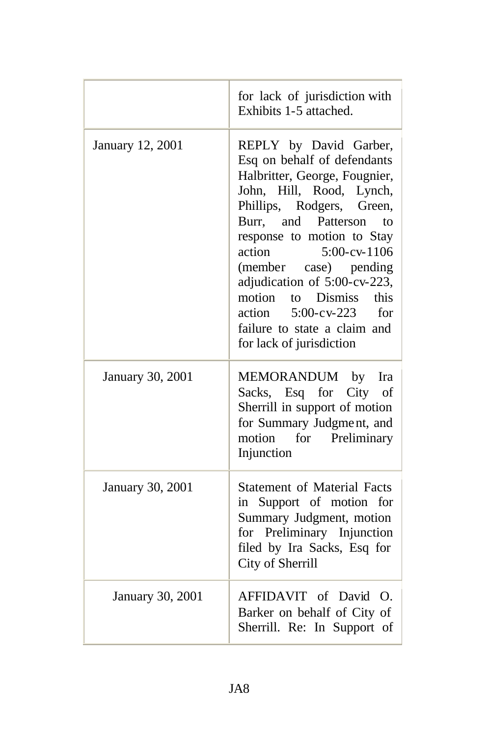| | |
|---|---|
| | for lack of jurisdiction with Exhibits 1-5 attached. |
| January 12, 2001 | REPLY by David Garber, Esq on behalf of defendants Halbritter, George, Fougnier, John, Hill, Rood, Lynch, Phillips, Rodgers, Green, Burr, and Patterson to response to motion to Stay action 5:00-cv-1106 (member case) pending adjudication of 5:00-cv-223, motion to Dismiss this action 5:00-cv-223 for failure to state a claim and for lack of jurisdiction |
| January 30, 2001 | MEMORANDUM by Ira Sacks, Esq for City of Sherrill in support of motion for Summary Judgment, and motion for Preliminary Injunction |
| January 30, 2001 | Statement of Material Facts in Support of motion for Summary Judgment, motion for Preliminary Injunction filed by Ira Sacks, Esq for City of Sherrill |
| January 30, 2001 | AFFIDAVIT of David O. Barker on behalf of City of Sherrill. Re: In Support of |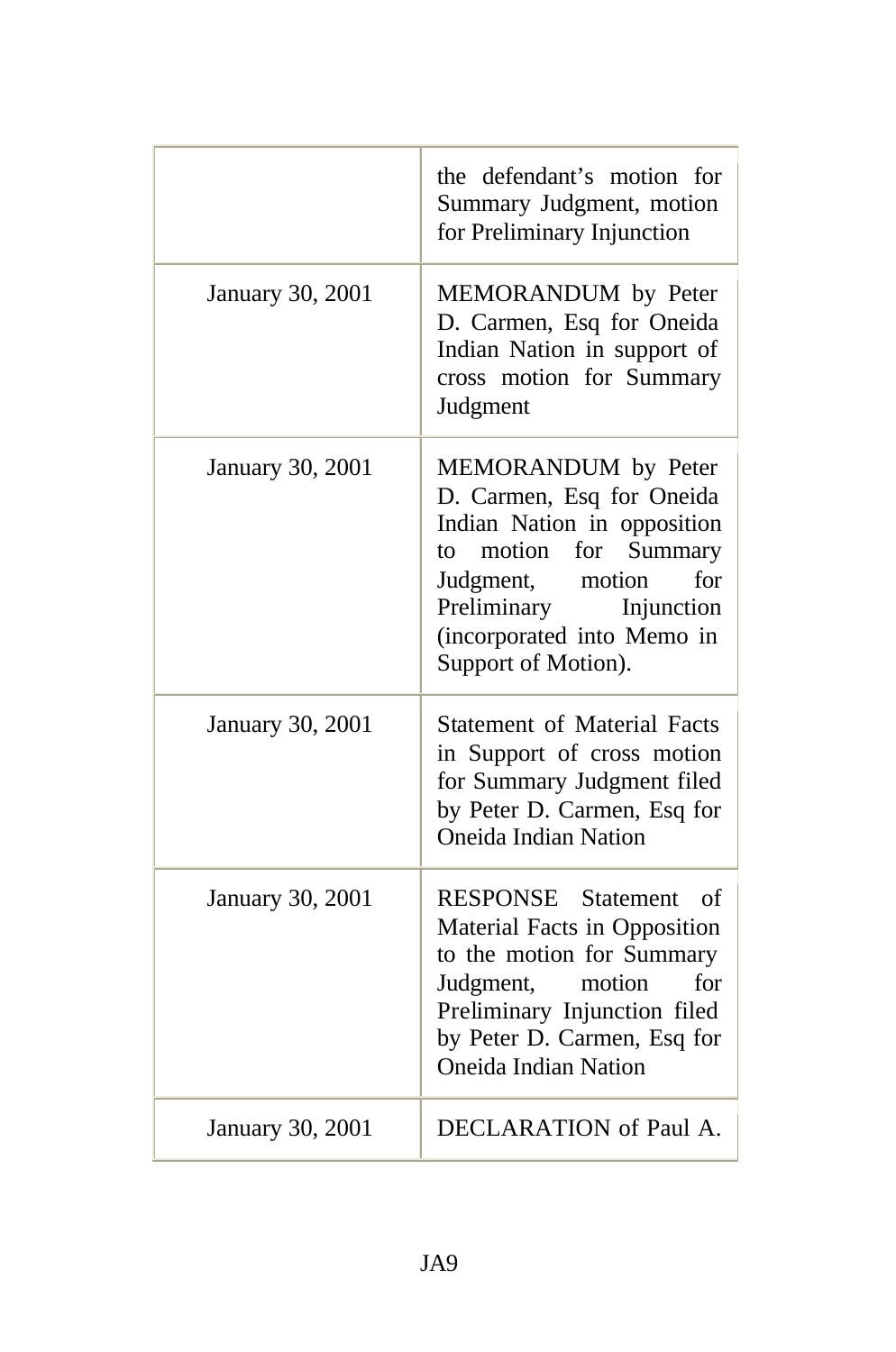| | |
|---|---|
| | the defendant's motion for Summary Judgment, motion for Preliminary Injunction |
| January 30, 2001 | MEMORANDUM by Peter D. Carmen, Esq for Oneida Indian Nation in support of cross motion for Summary Judgment |
| January 30, 2001 | MEMORANDUM by Peter D. Carmen, Esq for Oneida Indian Nation in opposition to motion for Summary Judgment, motion for Preliminary Injunction (incorporated into Memo in Support of Motion). |
| January 30, 2001 | Statement of Material Facts in Support of cross motion for Summary Judgment filed by Peter D. Carmen, Esq for Oneida Indian Nation |
| January 30, 2001 | RESPONSE Statement of Material Facts in Opposition to the motion for Summary Judgment, motion for Preliminary Injunction filed by Peter D. Carmen, Esq for Oneida Indian Nation |
| January 30, 2001 | DECLARATION of Paul A. |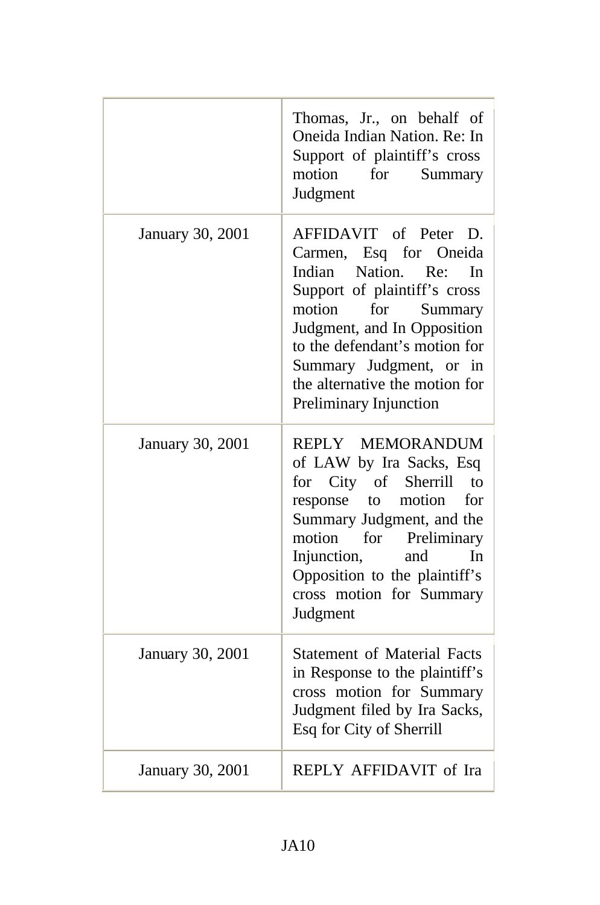| | |
|---|---|
| | Thomas, Jr., on behalf of Oneida Indian Nation. Re: In Support of plaintiff's cross motion for Summary Judgment |
| January 30, 2001 | AFFIDAVIT of Peter D. Carmen, Esq for Oneida Indian Nation. Re: In Support of plaintiff's cross motion for Summary Judgment, and In Opposition to the defendant's motion for Summary Judgment, or in the alternative the motion for Preliminary Injunction |
| January 30, 2001 | REPLY MEMORANDUM of LAW by Ira Sacks, Esq for City of Sherrill to response to motion for Summary Judgment, and the motion for Preliminary Injunction, and In Opposition to the plaintiff's cross motion for Summary Judgment |
| January 30, 2001 | Statement of Material Facts in Response to the plaintiff's cross motion for Summary Judgment filed by Ira Sacks, Esq for City of Sherrill |
| January 30, 2001 | REPLY AFFIDAVIT of Ira |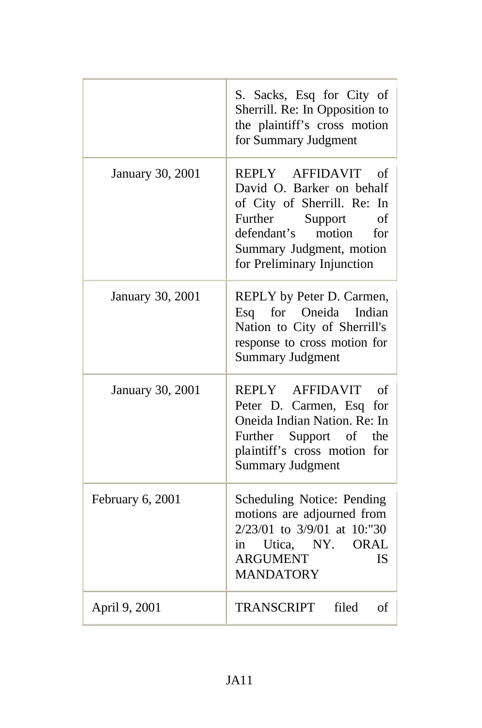| | |
|---|---|
| | S. Sacks, Esq for City of Sherrill. Re: In Opposition to the plaintiff's cross motion for Summary Judgment |
| January 30, 2001 | REPLY AFFIDAVIT of David O. Barker on behalf of City of Sherrill. Re: In Further Support of defendant's motion for Summary Judgment, motion for Preliminary Injunction |
| January 30, 2001 | REPLY by Peter D. Carmen, Esq for Oneida Indian Nation to City of Sherrill's response to cross motion for Summary Judgment |
| January 30, 2001 | REPLY AFFIDAVIT of Peter D. Carmen, Esq for Oneida Indian Nation. Re: In Further Support of the plaintiff's cross motion for Summary Judgment |
| February 6, 2001 | Scheduling Notice: Pending motions are adjourned from 2/23/01 to 3/9/01 at 10:"30 in Utica, NY. ORAL ARGUMENT IS MANDATORY |
| April 9, 2001 | TRANSCRIPT filed of |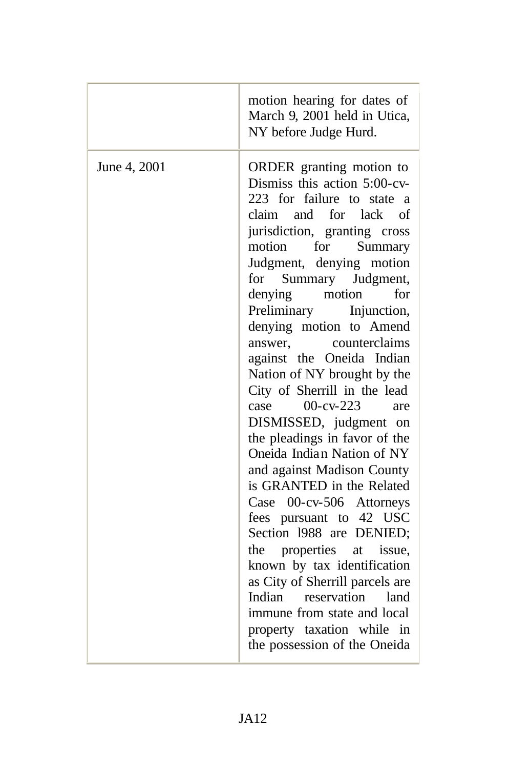| | |
|---|---|
| | motion hearing for dates of March 9, 2001 held in Utica, NY before Judge Hurd. |
| June 4, 2001 | ORDER granting motion to Dismiss this action 5:00-cv-223 for failure to state a claim and for lack of jurisdiction, granting cross motion for Summary Judgment, denying motion for Summary Judgment, denying motion for Preliminary Injunction, denying motion to Amend answer, counterclaims against the Oneida Indian Nation of NY brought by the City of Sherrill in the lead case 00-cv-223 are DISMISSED, judgment on the pleadings in favor of the Oneida Indian Nation of NY and against Madison County is GRANTED in the Related Case 00-cv-506 Attorneys fees pursuant to 42 USC Section l988 are DENIED; the properties at issue, known by tax identification as City of Sherrill parcels are Indian reservation land immune from state and local property taxation while in the possession of the Oneida |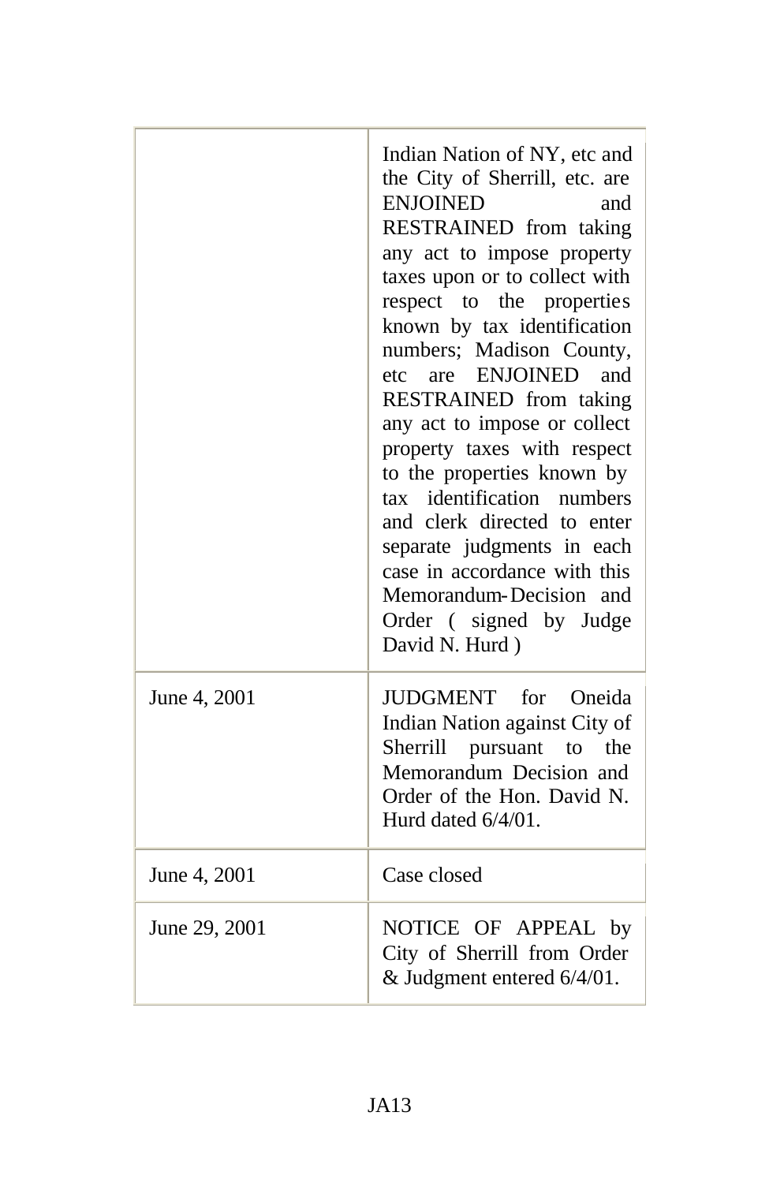| | |
|---|---|
| | Indian Nation of NY, etc and the City of Sherrill, etc. are ENJOINED and RESTRAINED from taking any act to impose property taxes upon or to collect with respect to the properties known by tax identification numbers; Madison County, etc are ENJOINED and RESTRAINED from taking any act to impose or collect property taxes with respect to the properties known by tax identification numbers and clerk directed to enter separate judgments in each case in accordance with this Memorandum-Decision and Order ( signed by Judge David N. Hurd ) |
| June 4, 2001 | JUDGMENT for Oneida Indian Nation against City of Sherrill pursuant to the Memorandum Decision and Order of the Hon. David N. Hurd dated 6/4/01. |
| June 4, 2001 | Case closed |
| June 29, 2001 | NOTICE OF APPEAL by City of Sherrill from Order & Judgment entered 6/4/01. |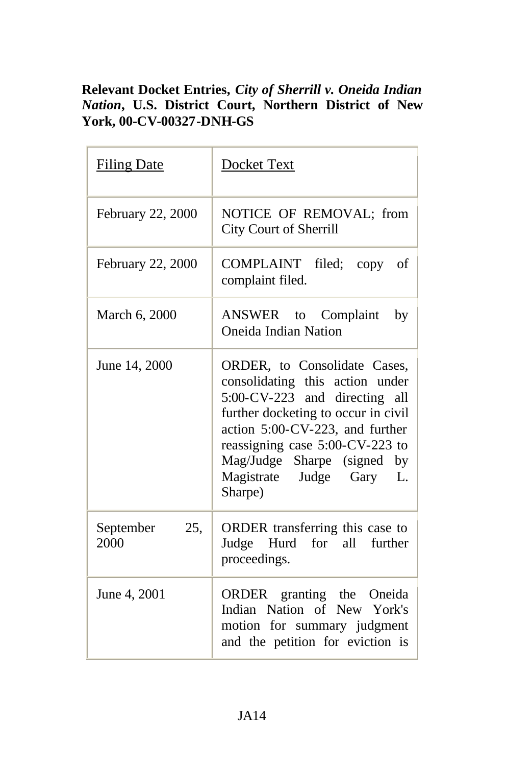**Relevant Docket Entries, *City of Sherrill v. Oneida Indian Nation*, U.S. District Court, Northern District of New York, 00-CV-00327-DNH-GS**

| Filing Date | Docket Text |
|---|---|
| February 22, 2000 | NOTICE OF REMOVAL; from City Court of Sherrill |
| February 22, 2000 | COMPLAINT filed; copy of complaint filed. |
| March 6, 2000 | ANSWER to Complaint by Oneida Indian Nation |
| June 14, 2000 | ORDER, to Consolidate Cases, consolidating this action under 5:00-CV-223 and directing all further docketing to occur in civil action 5:00-CV-223, and further reassigning case 5:00-CV-223 to Mag/Judge Sharpe (signed by Magistrate Judge Gary L. Sharpe) |
| September 25, 2000 | ORDER transferring this case to Judge Hurd for all further proceedings. |
| June 4, 2001 | ORDER granting the Oneida Indian Nation of New York's motion for summary judgment and the petition for eviction is |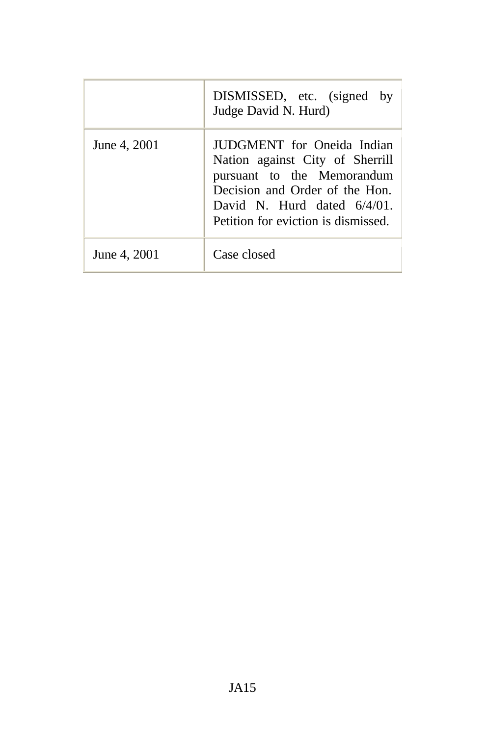| | |
|---|---|
| | DISMISSED, etc. (signed by Judge David N. Hurd) |
| June 4, 2001 | JUDGMENT for Oneida Indian Nation against City of Sherrill pursuant to the Memorandum Decision and Order of the Hon. David N. Hurd dated 6/4/01. Petition for eviction is dismissed. |
| June 4, 2001 | Case closed |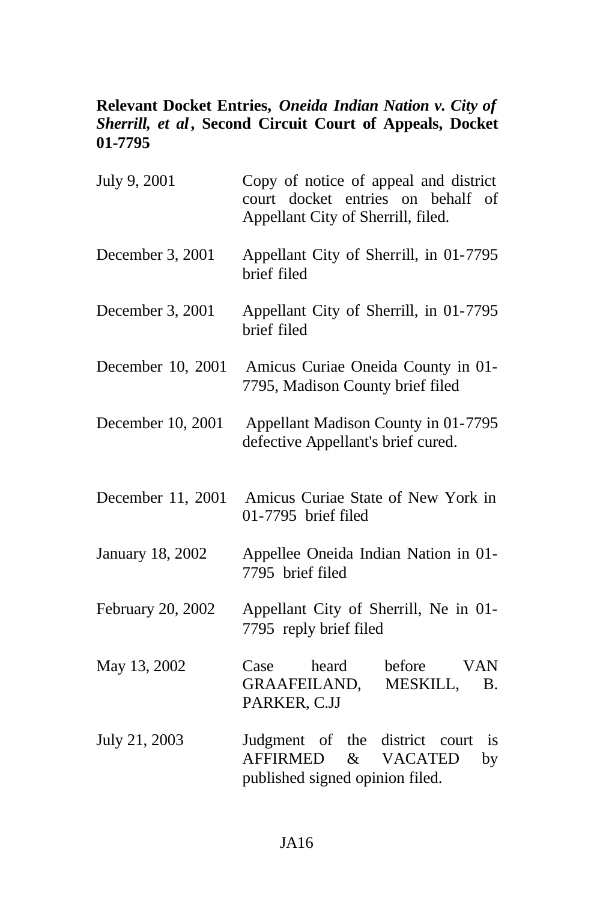**Relevant Docket Entries, *Oneida Indian Nation v. City of Sherrill, et al*, Second Circuit Court of Appeals, Docket 01-7795**

| | |
|---|---|
| July 9, 2001 | Copy of notice of appeal and district court docket entries on behalf of Appellant City of Sherrill, filed. |
| December 3, 2001 | Appellant City of Sherrill, in 01-7795 brief filed |
| December 3, 2001 | Appellant City of Sherrill, in 01-7795 brief filed |
| December 10, 2001 | Amicus Curiae Oneida County in 01-7795, Madison County brief filed |
| December 10, 2001 | Appellant Madison County in 01-7795 defective Appellant's brief cured. |
| December 11, 2001 | Amicus Curiae State of New York in 01-7795 brief filed |
| January 18, 2002 | Appellee Oneida Indian Nation in 01-7795 brief filed |
| February 20, 2002 | Appellant City of Sherrill, Ne in 01-7795 reply brief filed |
| May 13, 2002 | Case heard before VAN GRAAFEILAND, MESKILL, B. PARKER, C.JJ |
| July 21, 2003 | Judgment of the district court is AFFIRMED & VACATED by published signed opinion filed. |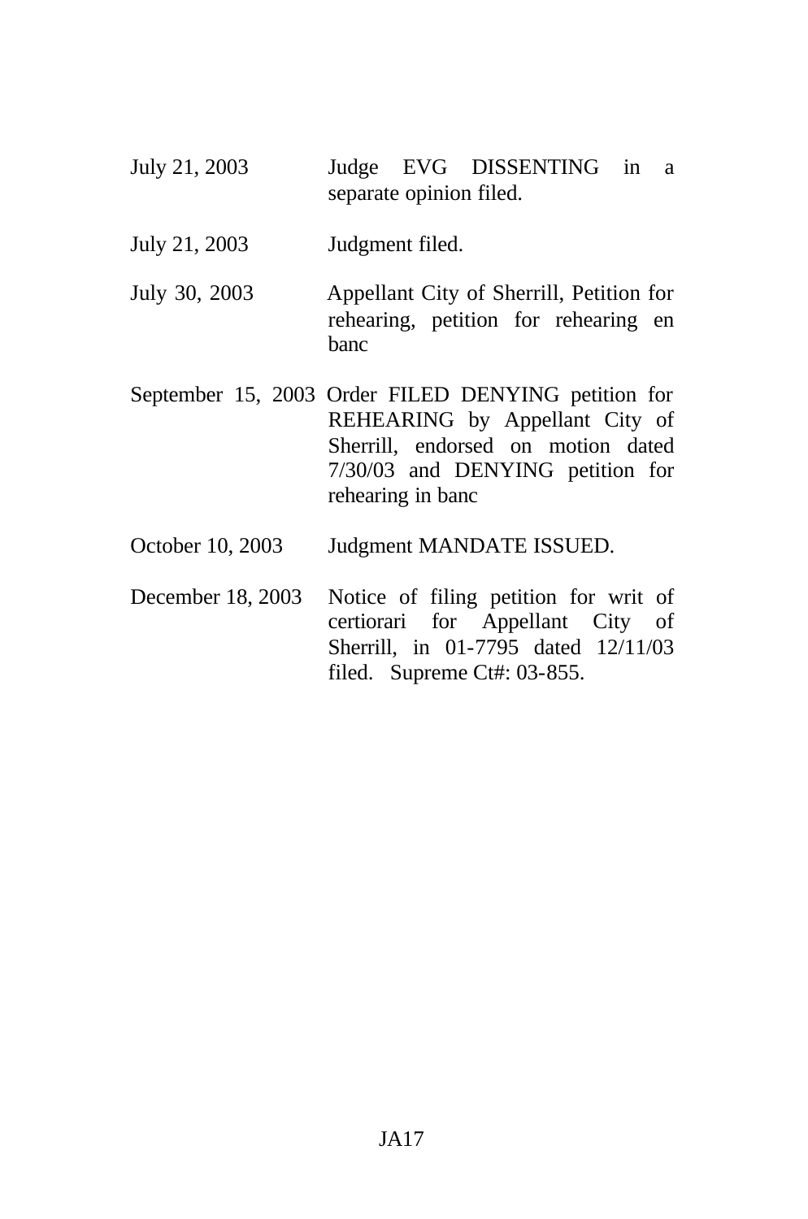| | |
|---|---|
| July 21, 2003 | Judge EVG DISSENTING in a separate opinion filed. |
| July 21, 2003 | Judgment filed. |
| July 30, 2003 | Appellant City of Sherrill, Petition for rehearing, petition for rehearing en banc |
| September 15, 2003 | Order FILED DENYING petition for REHEARING by Appellant City of Sherrill, endorsed on motion dated 7/30/03 and DENYING petition for rehearing in banc |
| October 10, 2003 | Judgment MANDATE ISSUED. |
| December 18, 2003 | Notice of filing petition for writ of certiorari for Appellant City of Sherrill, in 01-7795 dated 12/11/03 filed. Supreme Ct#: 03-855. |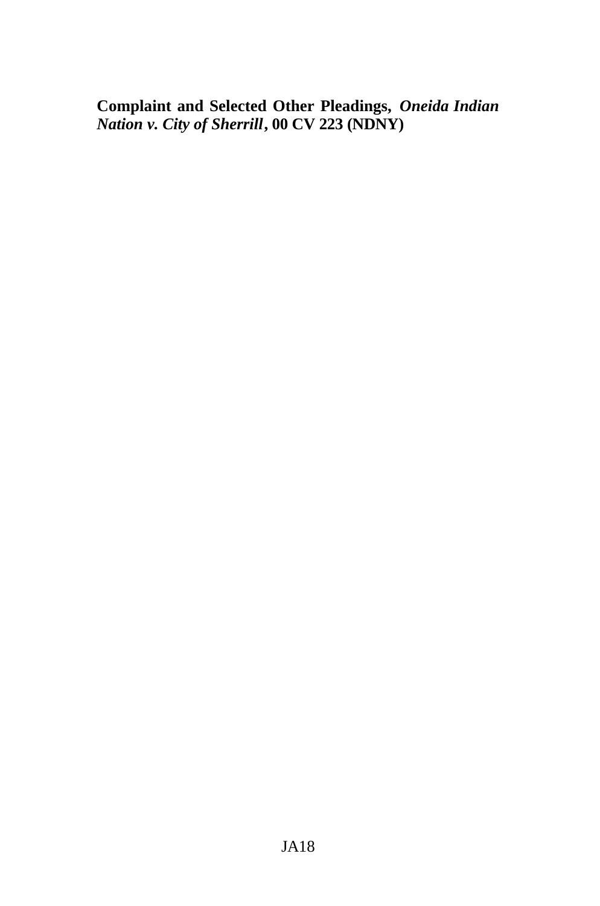**Complaint and Selected Other Pleadings,** ***Oneida Indian Nation v. City of Sherrill*****, 00 CV 223 (NDNY)**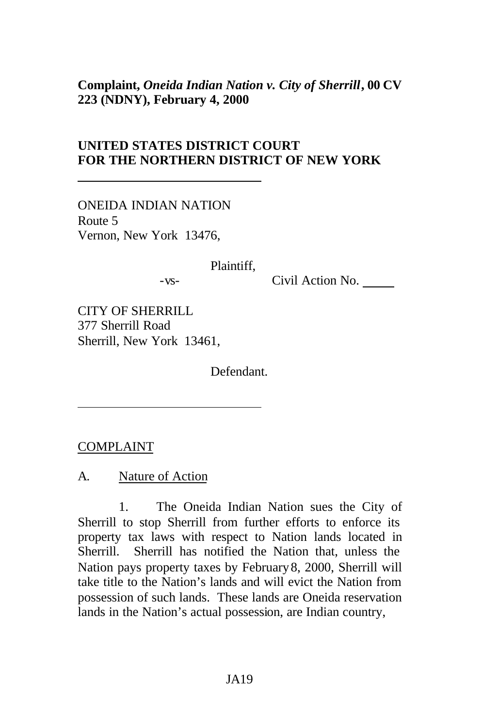**Complaint, *Oneida Indian Nation v. City of Sherrill*, 00 CV 223 (NDNY), February 4, 2000**

**UNITED STATES DISTRICT COURT**
**FOR THE NORTHERN DISTRICT OF NEW YORK**

---

ONEIDA INDIAN NATION
Route 5
Vernon, New York 13476,

Plaintiff,

-vs- Civil Action No. _____

CITY OF SHERRILL
377 Sherrill Road
Sherrill, New York 13461,

Defendant.

---

COMPLAINT

A. Nature of Action

1. The Oneida Indian Nation sues the City of Sherrill to stop Sherrill from further efforts to enforce its property tax laws with respect to Nation lands located in Sherrill. Sherrill has notified the Nation that, unless the Nation pays property taxes by February 8, 2000, Sherrill will take title to the Nation's lands and will evict the Nation from possession of such lands. These lands are Oneida reservation lands in the Nation's actual possession, are Indian country,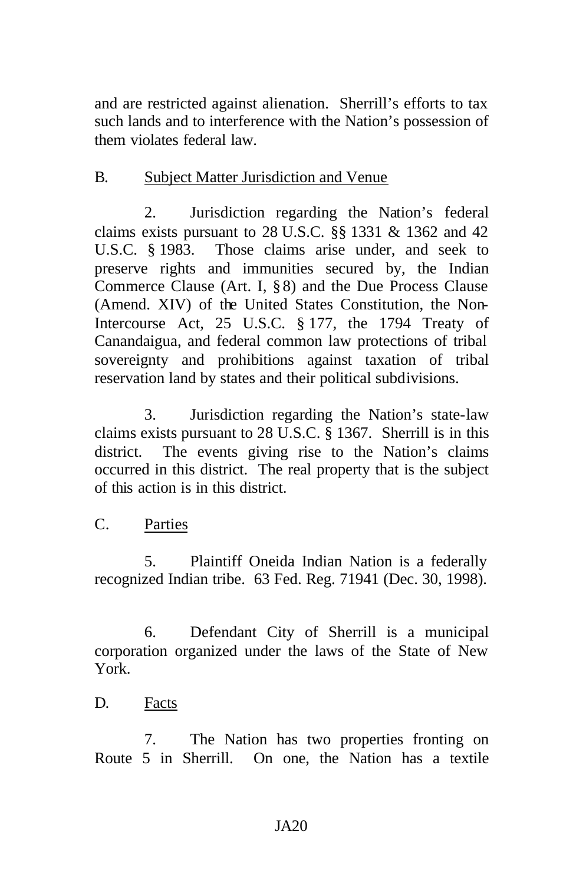and are restricted against alienation. Sherrill's efforts to tax such lands and to interference with the Nation's possession of them violates federal law.

B. Subject Matter Jurisdiction and Venue

2. Jurisdiction regarding the Nation's federal claims exists pursuant to 28 U.S.C. §§ 1331 & 1362 and 42 U.S.C. § 1983. Those claims arise under, and seek to preserve rights and immunities secured by, the Indian Commerce Clause (Art. I, § 8) and the Due Process Clause (Amend. XIV) of the United States Constitution, the Non-Intercourse Act, 25 U.S.C. § 177, the 1794 Treaty of Canandaigua, and federal common law protections of tribal sovereignty and prohibitions against taxation of tribal reservation land by states and their political subdivisions.

3. Jurisdiction regarding the Nation's state-law claims exists pursuant to 28 U.S.C. § 1367. Sherrill is in this district. The events giving rise to the Nation's claims occurred in this district. The real property that is the subject of this action is in this district.

C. Parties

5. Plaintiff Oneida Indian Nation is a federally recognized Indian tribe. 63 Fed. Reg. 71941 (Dec. 30, 1998).

6. Defendant City of Sherrill is a municipal corporation organized under the laws of the State of New York.

D. Facts

7. The Nation has two properties fronting on Route 5 in Sherrill. On one, the Nation has a textile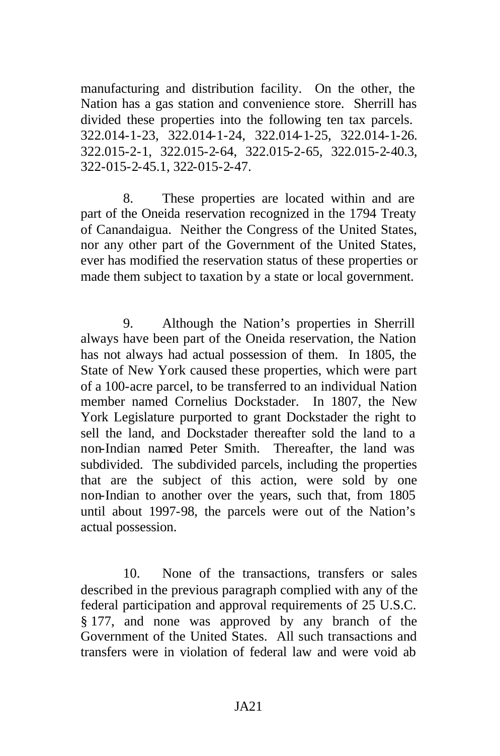manufacturing and distribution facility. On the other, the Nation has a gas station and convenience store. Sherrill has divided these properties into the following ten tax parcels. 322.014-1-23, 322.014-1-24, 322.014-1-25, 322.014-1-26. 322.015-2-1, 322.015-2-64, 322.015-2-65, 322.015-2-40.3, 322-015-2-45.1, 322-015-2-47.

8. These properties are located within and are part of the Oneida reservation recognized in the 1794 Treaty of Canandaigua. Neither the Congress of the United States, nor any other part of the Government of the United States, ever has modified the reservation status of these properties or made them subject to taxation by a state or local government.

9. Although the Nation's properties in Sherrill always have been part of the Oneida reservation, the Nation has not always had actual possession of them. In 1805, the State of New York caused these properties, which were part of a 100-acre parcel, to be transferred to an individual Nation member named Cornelius Dockstader. In 1807, the New York Legislature purported to grant Dockstader the right to sell the land, and Dockstader thereafter sold the land to a non-Indian named Peter Smith. Thereafter, the land was subdivided. The subdivided parcels, including the properties that are the subject of this action, were sold by one non-Indian to another over the years, such that, from 1805 until about 1997-98, the parcels were out of the Nation's actual possession.

10. None of the transactions, transfers or sales described in the previous paragraph complied with any of the federal participation and approval requirements of 25 U.S.C. § 177, and none was approved by any branch of the Government of the United States. All such transactions and transfers were in violation of federal law and were void ab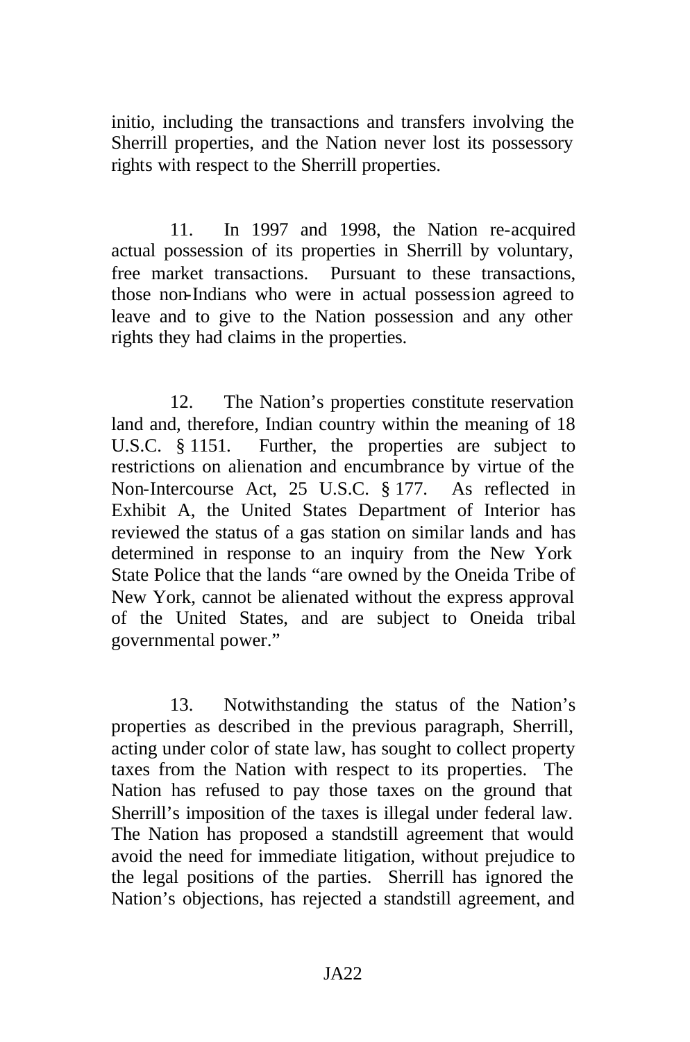initio, including the transactions and transfers involving the Sherrill properties, and the Nation never lost its possessory rights with respect to the Sherrill properties.

11. In 1997 and 1998, the Nation re-acquired actual possession of its properties in Sherrill by voluntary, free market transactions. Pursuant to these transactions, those non-Indians who were in actual possession agreed to leave and to give to the Nation possession and any other rights they had claims in the properties.

12. The Nation's properties constitute reservation land and, therefore, Indian country within the meaning of 18 U.S.C. § 1151. Further, the properties are subject to restrictions on alienation and encumbrance by virtue of the Non-Intercourse Act, 25 U.S.C. § 177. As reflected in Exhibit A, the United States Department of Interior has reviewed the status of a gas station on similar lands and has determined in response to an inquiry from the New York State Police that the lands "are owned by the Oneida Tribe of New York, cannot be alienated without the express approval of the United States, and are subject to Oneida tribal governmental power."

13. Notwithstanding the status of the Nation's properties as described in the previous paragraph, Sherrill, acting under color of state law, has sought to collect property taxes from the Nation with respect to its properties. The Nation has refused to pay those taxes on the ground that Sherrill's imposition of the taxes is illegal under federal law. The Nation has proposed a standstill agreement that would avoid the need for immediate litigation, without prejudice to the legal positions of the parties. Sherrill has ignored the Nation's objections, has rejected a standstill agreement, and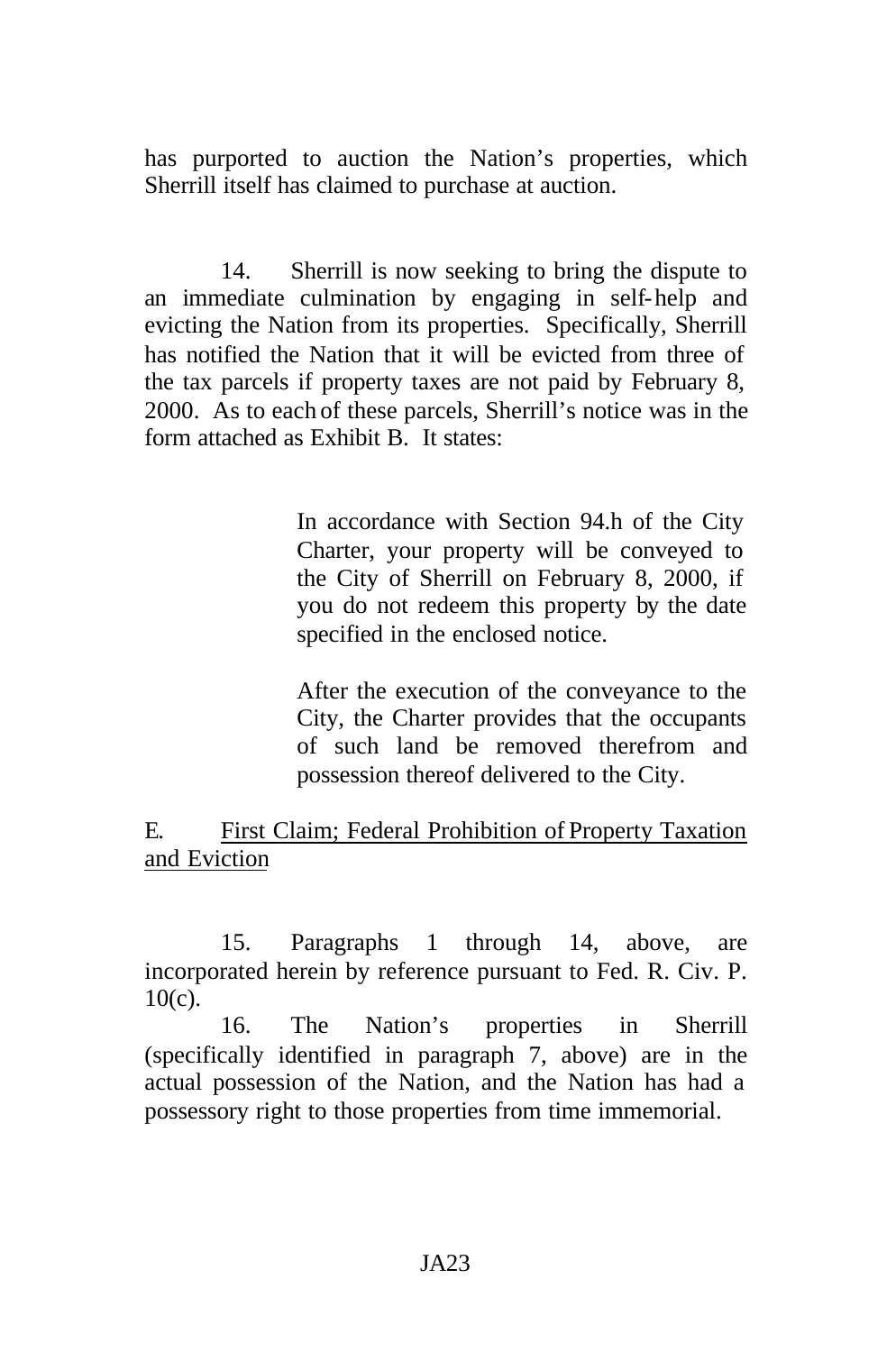has purported to auction the Nation's properties, which Sherrill itself has claimed to purchase at auction.

14. Sherrill is now seeking to bring the dispute to an immediate culmination by engaging in self-help and evicting the Nation from its properties. Specifically, Sherrill has notified the Nation that it will be evicted from three of the tax parcels if property taxes are not paid by February 8, 2000. As to each of these parcels, Sherrill's notice was in the form attached as Exhibit B. It states:

> In accordance with Section 94.h of the City Charter, your property will be conveyed to the City of Sherrill on February 8, 2000, if you do not redeem this property by the date specified in the enclosed notice.
>
> After the execution of the conveyance to the City, the Charter provides that the occupants of such land be removed therefrom and possession thereof delivered to the City.

E. <u>First Claim; Federal Prohibition of Property Taxation and Eviction</u>

15. Paragraphs 1 through 14, above, are incorporated herein by reference pursuant to Fed. R. Civ. P. 10(c).

16. The Nation's properties in Sherrill (specifically identified in paragraph 7, above) are in the actual possession of the Nation, and the Nation has had a possessory right to those properties from time immemorial.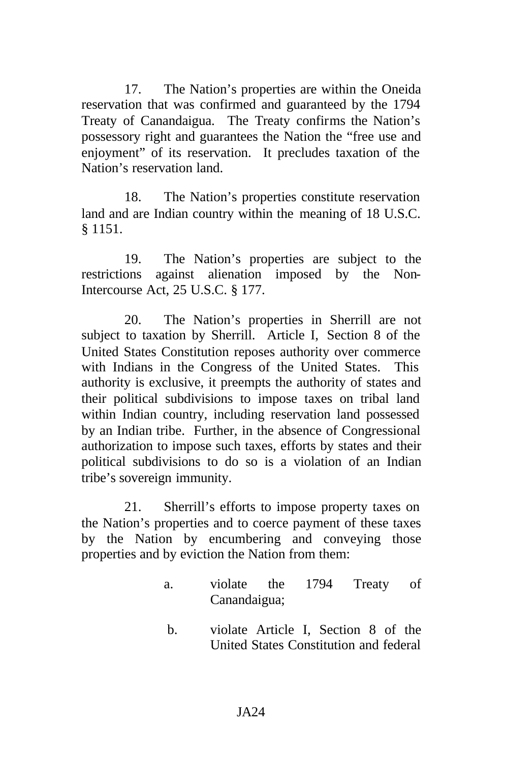17. The Nation's properties are within the Oneida reservation that was confirmed and guaranteed by the 1794 Treaty of Canandaigua. The Treaty confirms the Nation's possessory right and guarantees the Nation the "free use and enjoyment" of its reservation. It precludes taxation of the Nation's reservation land.

18. The Nation's properties constitute reservation land and are Indian country within the meaning of 18 U.S.C. § 1151.

19. The Nation's properties are subject to the restrictions against alienation imposed by the Non-Intercourse Act, 25 U.S.C. § 177.

20. The Nation's properties in Sherrill are not subject to taxation by Sherrill. Article I, Section 8 of the United States Constitution reposes authority over commerce with Indians in the Congress of the United States. This authority is exclusive, it preempts the authority of states and their political subdivisions to impose taxes on tribal land within Indian country, including reservation land possessed by an Indian tribe. Further, in the absence of Congressional authorization to impose such taxes, efforts by states and their political subdivisions to do so is a violation of an Indian tribe's sovereign immunity.

21. Sherrill's efforts to impose property taxes on the Nation's properties and to coerce payment of these taxes by the Nation by encumbering and conveying those properties and by eviction the Nation from them:

a. violate the 1794 Treaty of Canandaigua;

b. violate Article I, Section 8 of the United States Constitution and federal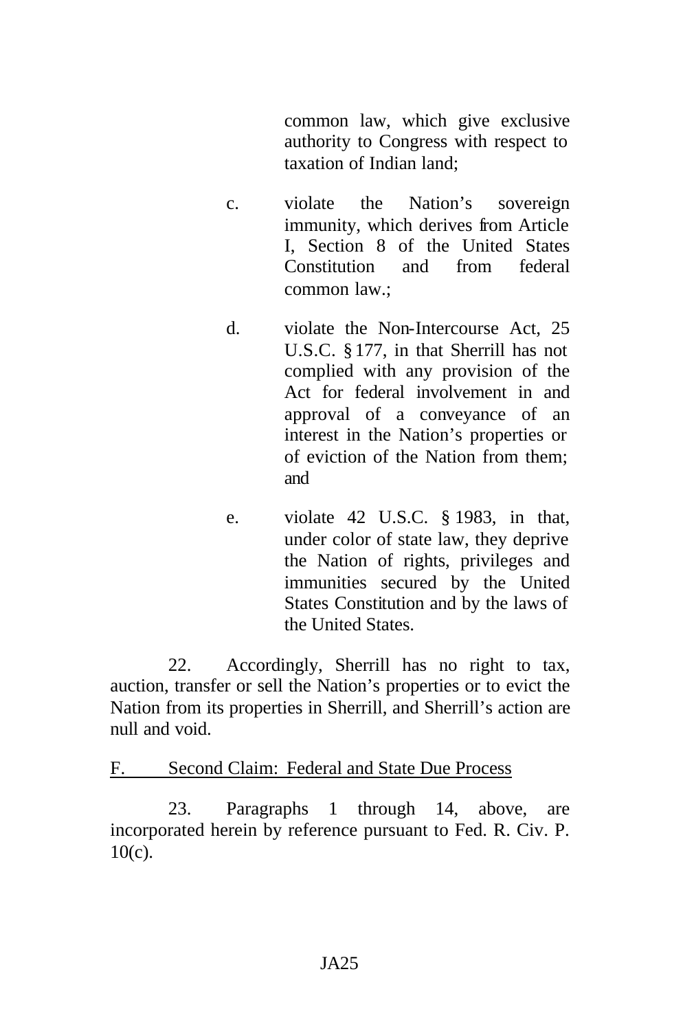common law, which give exclusive authority to Congress with respect to taxation of Indian land;

c. violate the Nation's sovereign immunity, which derives from Article I, Section 8 of the United States Constitution and from federal common law.;

d. violate the Non-Intercourse Act, 25 U.S.C. § 177, in that Sherrill has not complied with any provision of the Act for federal involvement in and approval of a conveyance of an interest in the Nation's properties or of eviction of the Nation from them; and

e. violate 42 U.S.C. § 1983, in that, under color of state law, they deprive the Nation of rights, privileges and immunities secured by the United States Constitution and by the laws of the United States.

22. Accordingly, Sherrill has no right to tax, auction, transfer or sell the Nation's properties or to evict the Nation from its properties in Sherrill, and Sherrill's action are null and void.

F. Second Claim: Federal and State Due Process

23. Paragraphs 1 through 14, above, are incorporated herein by reference pursuant to Fed. R. Civ. P. 10(c).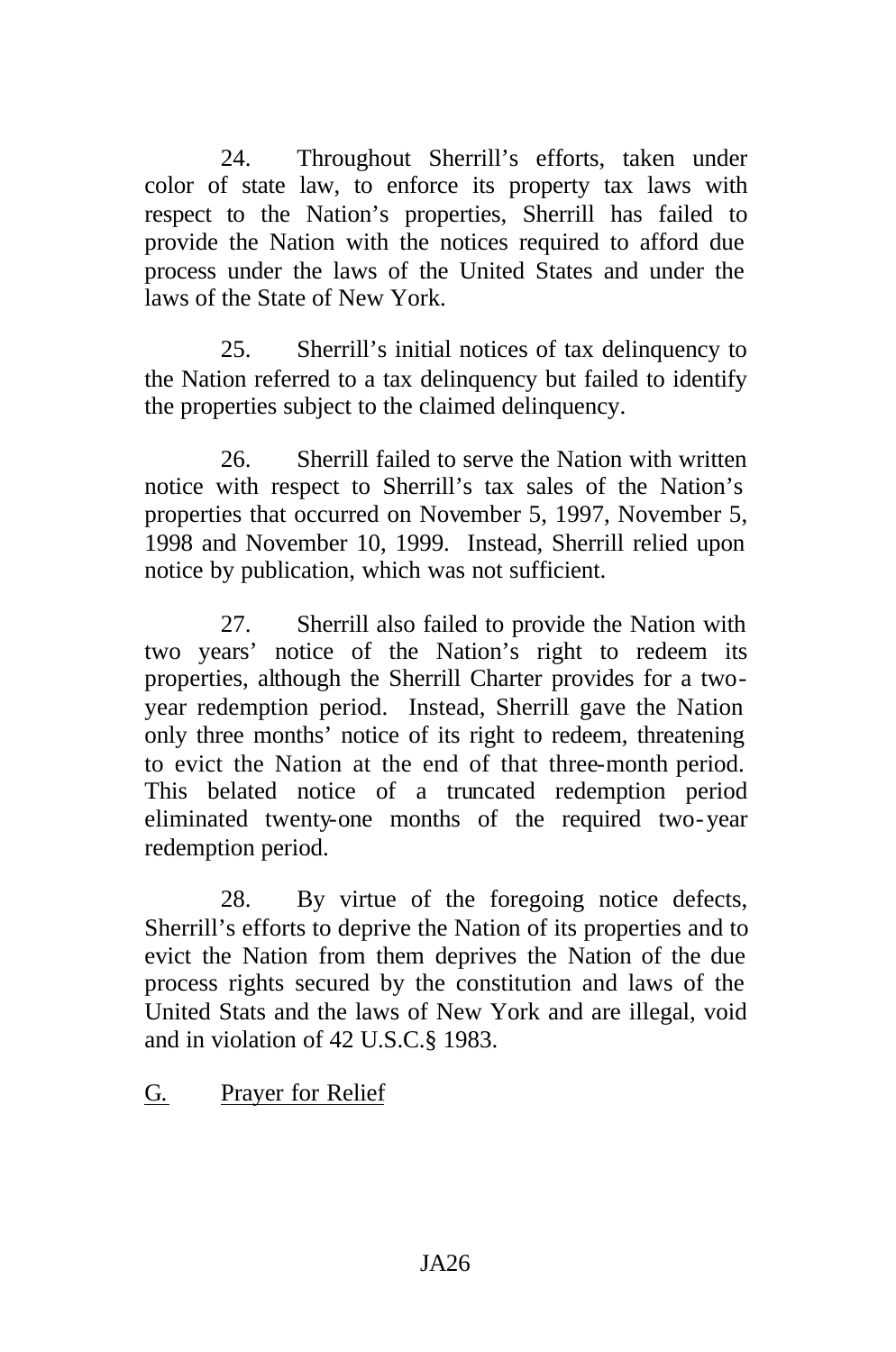24. Throughout Sherrill's efforts, taken under color of state law, to enforce its property tax laws with respect to the Nation's properties, Sherrill has failed to provide the Nation with the notices required to afford due process under the laws of the United States and under the laws of the State of New York.

25. Sherrill's initial notices of tax delinquency to the Nation referred to a tax delinquency but failed to identify the properties subject to the claimed delinquency.

26. Sherrill failed to serve the Nation with written notice with respect to Sherrill's tax sales of the Nation's properties that occurred on November 5, 1997, November 5, 1998 and November 10, 1999. Instead, Sherrill relied upon notice by publication, which was not sufficient.

27. Sherrill also failed to provide the Nation with two years' notice of the Nation's right to redeem its properties, although the Sherrill Charter provides for a two-year redemption period. Instead, Sherrill gave the Nation only three months' notice of its right to redeem, threatening to evict the Nation at the end of that three-month period. This belated notice of a truncated redemption period eliminated twenty-one months of the required two-year redemption period.

28. By virtue of the foregoing notice defects, Sherrill's efforts to deprive the Nation of its properties and to evict the Nation from them deprives the Nation of the due process rights secured by the constitution and laws of the United Stats and the laws of New York and are illegal, void and in violation of 42 U.S.C.§ 1983.

G. Prayer for Relief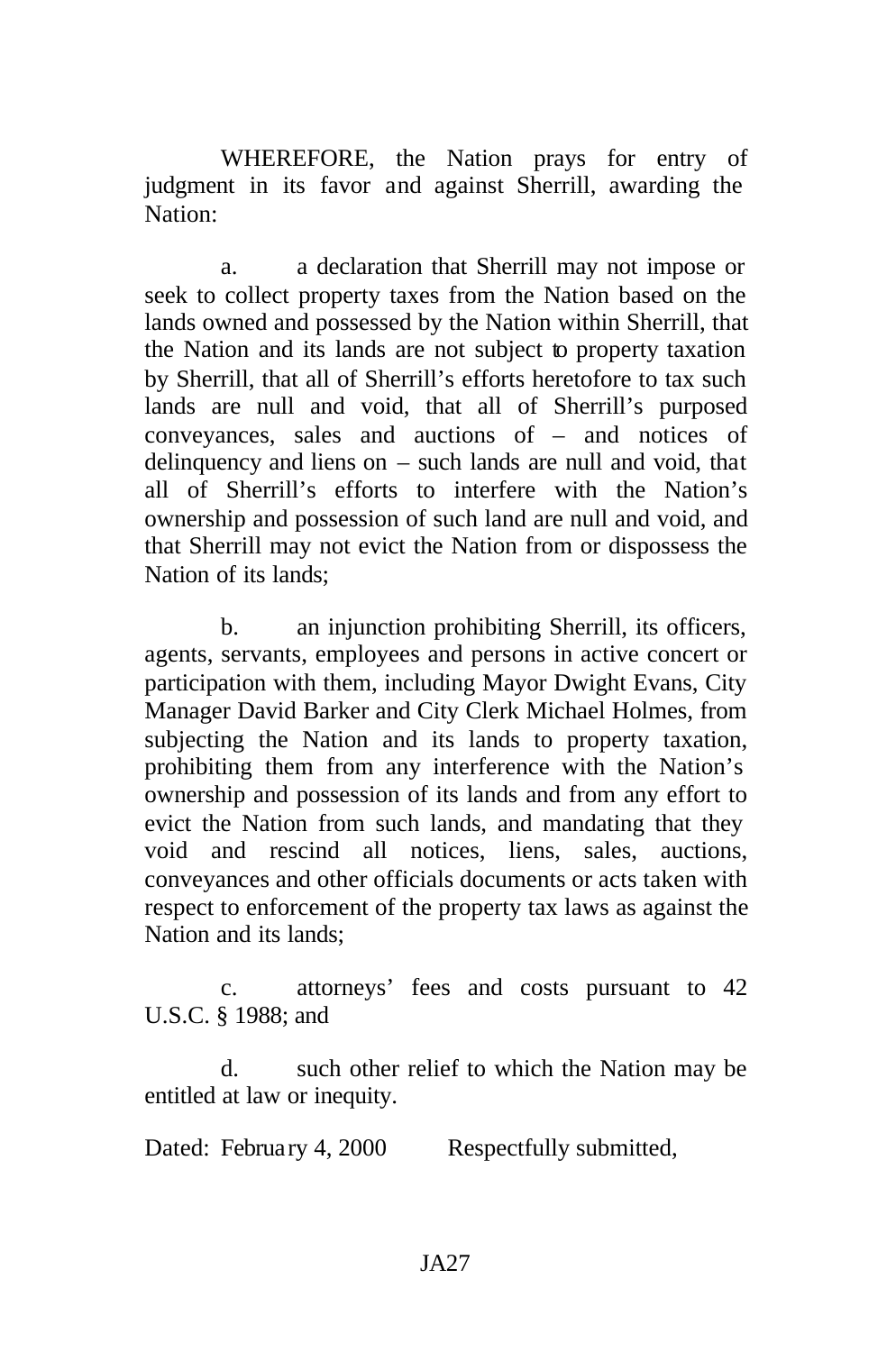WHEREFORE, the Nation prays for entry of judgment in its favor and against Sherrill, awarding the Nation:

a. a declaration that Sherrill may not impose or seek to collect property taxes from the Nation based on the lands owned and possessed by the Nation within Sherrill, that the Nation and its lands are not subject to property taxation by Sherrill, that all of Sherrill's efforts heretofore to tax such lands are null and void, that all of Sherrill's purposed conveyances, sales and auctions of – and notices of delinquency and liens on – such lands are null and void, that all of Sherrill's efforts to interfere with the Nation's ownership and possession of such land are null and void, and that Sherrill may not evict the Nation from or dispossess the Nation of its lands;

b. an injunction prohibiting Sherrill, its officers, agents, servants, employees and persons in active concert or participation with them, including Mayor Dwight Evans, City Manager David Barker and City Clerk Michael Holmes, from subjecting the Nation and its lands to property taxation, prohibiting them from any interference with the Nation's ownership and possession of its lands and from any effort to evict the Nation from such lands, and mandating that they void and rescind all notices, liens, sales, auctions, conveyances and other officials documents or acts taken with respect to enforcement of the property tax laws as against the Nation and its lands;

c. attorneys' fees and costs pursuant to 42 U.S.C. § 1988; and

d. such other relief to which the Nation may be entitled at law or inequity.

Dated: February 4, 2000 Respectfully submitted,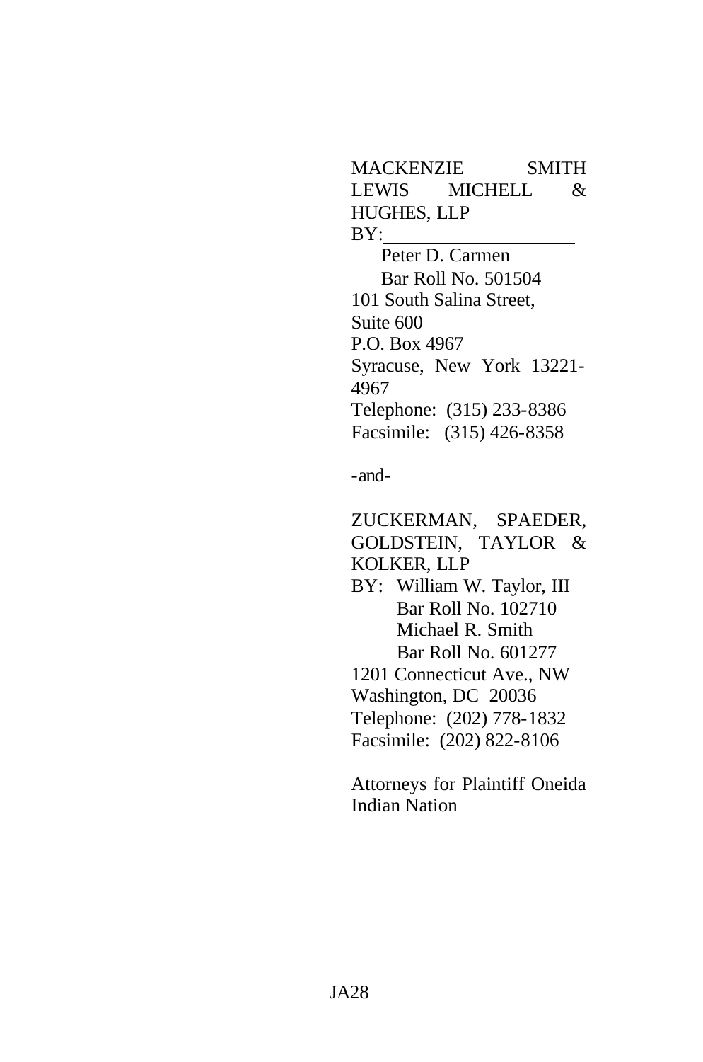MACKENZIE SMITH LEWIS MICHELL & HUGHES, LLP

BY:____________________

Peter D. Carmen
Bar Roll No. 501504

101 South Salina Street, Suite 600
P.O. Box 4967
Syracuse, New York 13221-4967
Telephone: (315) 233-8386
Facsimile: (315) 426-8358

-and-

ZUCKERMAN, SPAEDER, GOLDSTEIN, TAYLOR & KOLKER, LLP

BY: William W. Taylor, III
Bar Roll No. 102710
Michael R. Smith
Bar Roll No. 601277

1201 Connecticut Ave., NW
Washington, DC 20036
Telephone: (202) 778-1832
Facsimile: (202) 822-8106

Attorneys for Plaintiff Oneida Indian Nation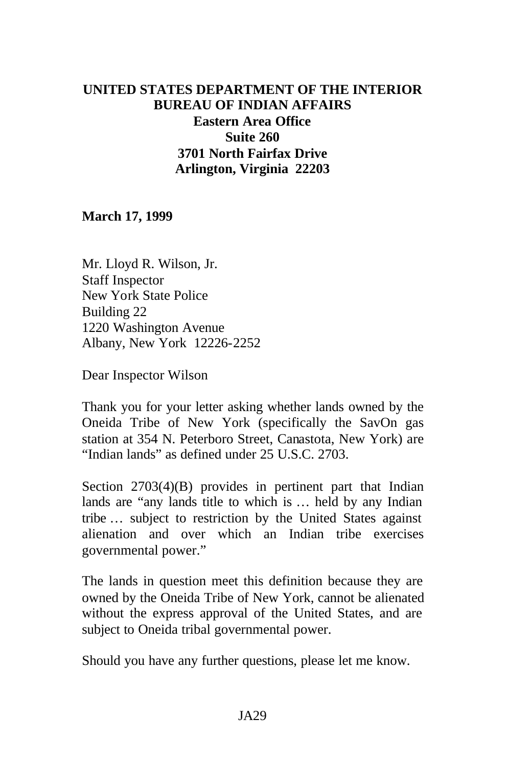**UNITED STATES DEPARTMENT OF THE INTERIOR**
**BUREAU OF INDIAN AFFAIRS**
**Eastern Area Office**
**Suite 260**
**3701 North Fairfax Drive**
**Arlington, Virginia 22203**

**March 17, 1999**

Mr. Lloyd R. Wilson, Jr.
Staff Inspector
New York State Police
Building 22
1220 Washington Avenue
Albany, New York 12226-2252

Dear Inspector Wilson

Thank you for your letter asking whether lands owned by the Oneida Tribe of New York (specifically the SavOn gas station at 354 N. Peterboro Street, Canastota, New York) are "Indian lands" as defined under 25 U.S.C. 2703.

Section 2703(4)(B) provides in pertinent part that Indian lands are "any lands title to which is … held by any Indian tribe … subject to restriction by the United States against alienation and over which an Indian tribe exercises governmental power."

The lands in question meet this definition because they are owned by the Oneida Tribe of New York, cannot be alienated without the express approval of the United States, and are subject to Oneida tribal governmental power.

Should you have any further questions, please let me know.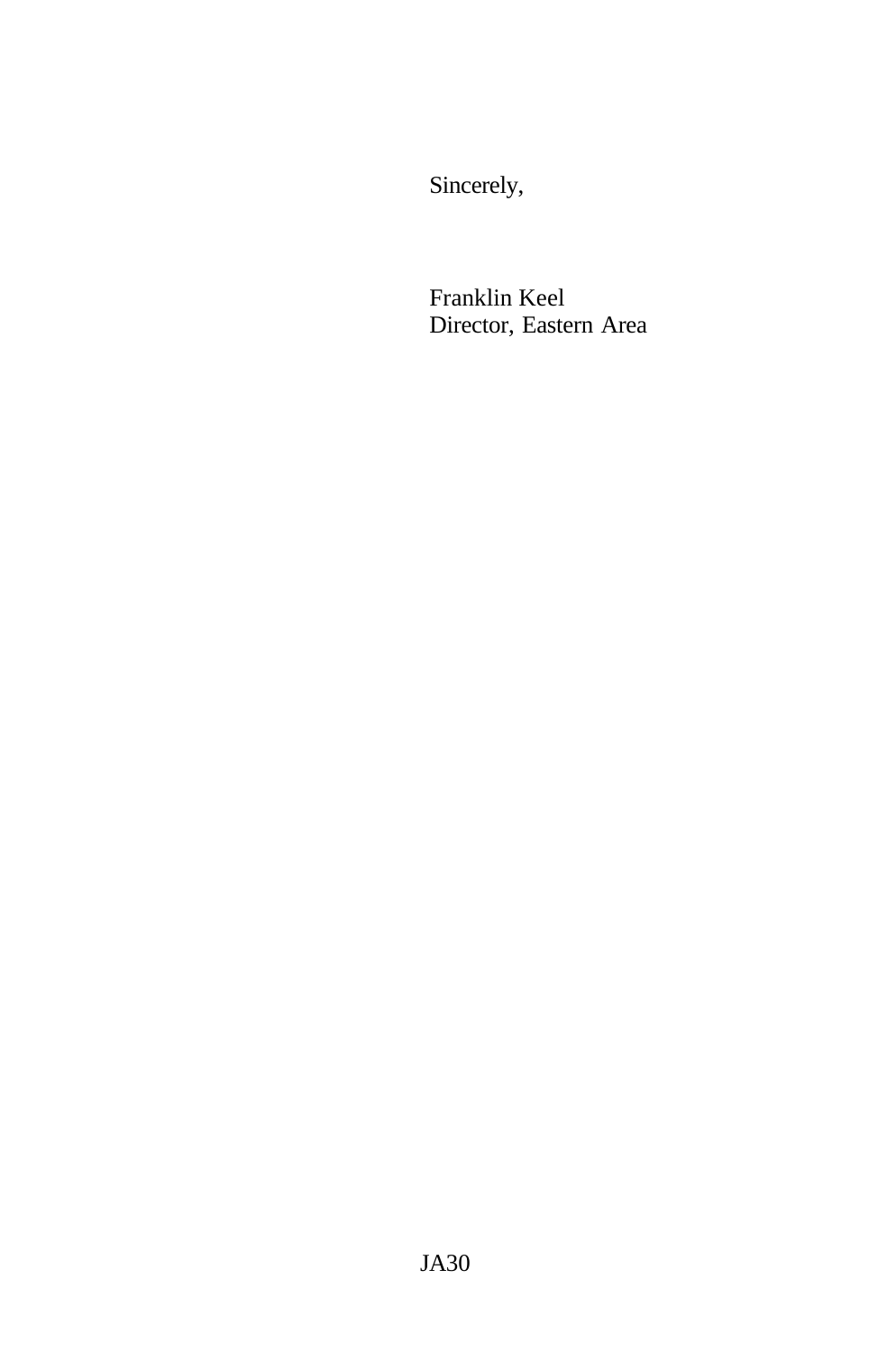Sincerely,

Franklin Keel
Director, Eastern Area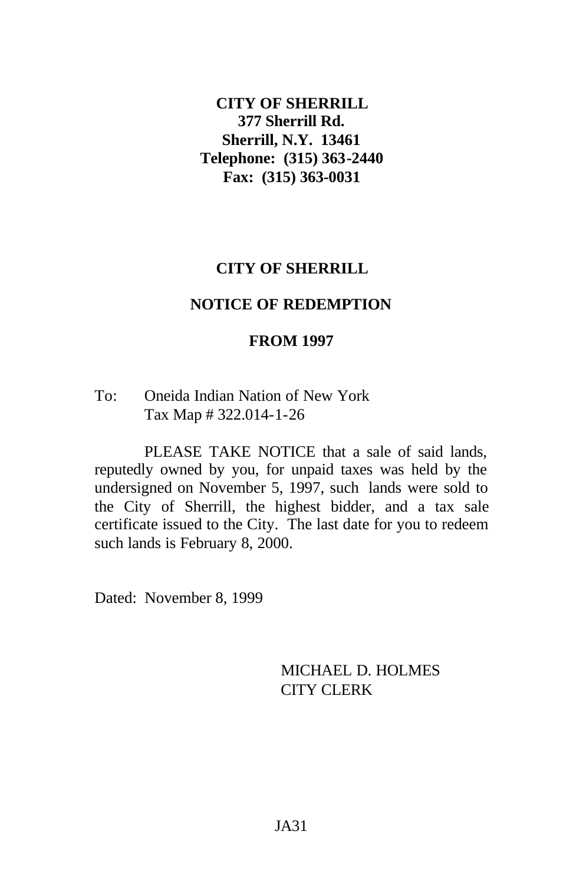**CITY OF SHERRILL**
**377 Sherrill Rd.**
**Sherrill, N.Y. 13461**
**Telephone: (315) 363-2440**
**Fax: (315) 363-0031**

**CITY OF SHERRILL**

**NOTICE OF REDEMPTION**

**FROM 1997**

To: Oneida Indian Nation of New York
Tax Map # 322.014-1-26

PLEASE TAKE NOTICE that a sale of said lands, reputedly owned by you, for unpaid taxes was held by the undersigned on November 5, 1997, such lands were sold to the City of Sherrill, the highest bidder, and a tax sale certificate issued to the City. The last date for you to redeem such lands is February 8, 2000.

Dated: November 8, 1999

MICHAEL D. HOLMES
CITY CLERK

JA31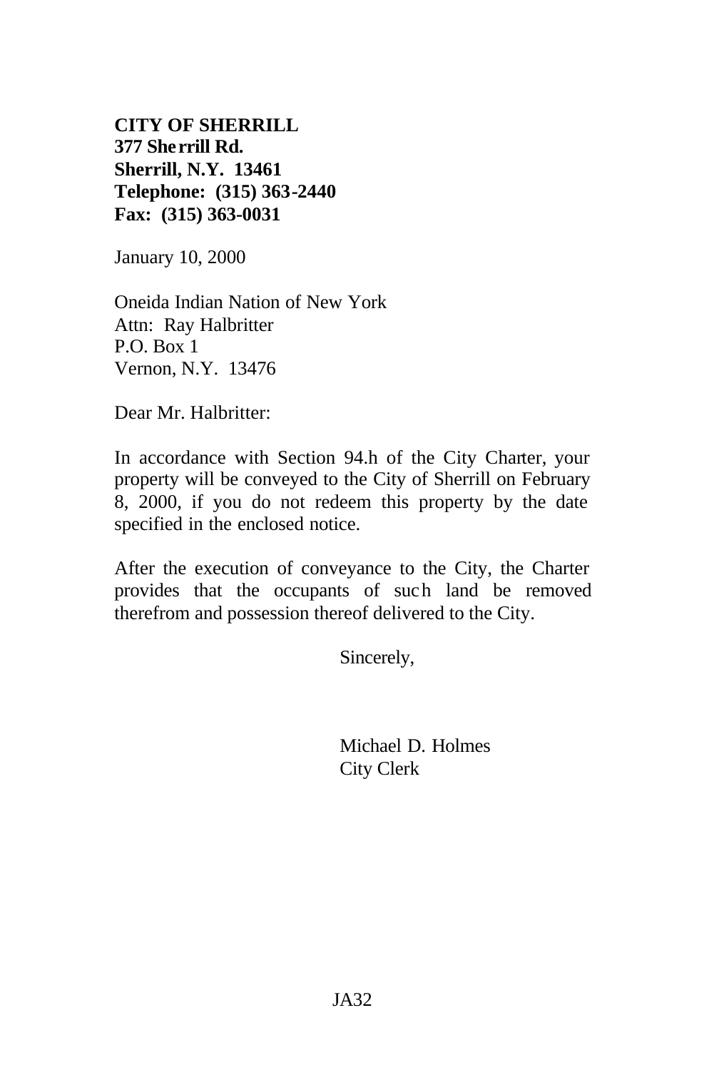**CITY OF SHERRILL**
**377 Sherrill Rd.**
**Sherrill, N.Y. 13461**
**Telephone: (315) 363-2440**
**Fax: (315) 363-0031**

January 10, 2000

Oneida Indian Nation of New York
Attn: Ray Halbritter
P.O. Box 1
Vernon, N.Y. 13476

Dear Mr. Halbritter:

In accordance with Section 94.h of the City Charter, your property will be conveyed to the City of Sherrill on February 8, 2000, if you do not redeem this property by the date specified in the enclosed notice.

After the execution of conveyance to the City, the Charter provides that the occupants of such land be removed therefrom and possession thereof delivered to the City.

Sincerely,

Michael D. Holmes
City Clerk

JA32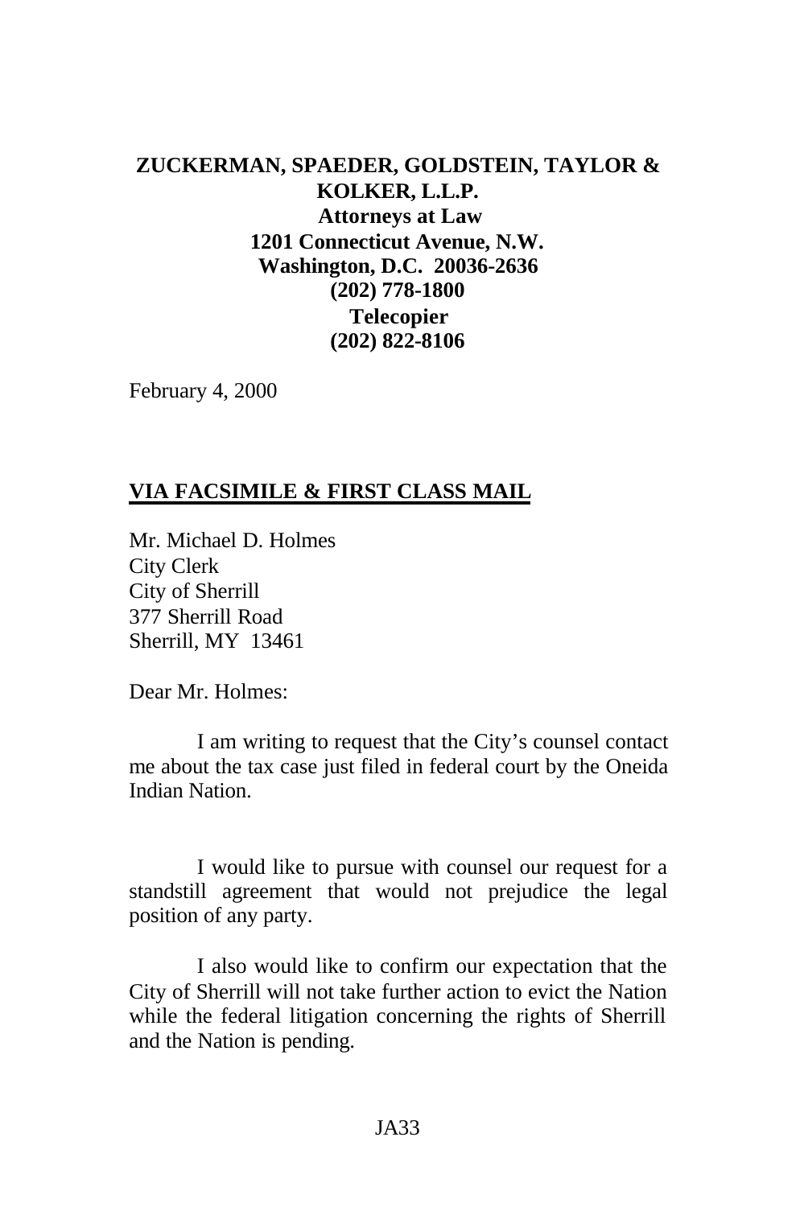**ZUCKERMAN, SPAEDER, GOLDSTEIN, TAYLOR & KOLKER, L.L.P.**
**Attorneys at Law**
**1201 Connecticut Avenue, N.W.**
**Washington, D.C. 20036-2636**
**(202) 778-1800**
**Telecopier**
**(202) 822-8106**

February 4, 2000

**VIA FACSIMILE & FIRST CLASS MAIL**

Mr. Michael D. Holmes
City Clerk
City of Sherrill
377 Sherrill Road
Sherrill, MY 13461

Dear Mr. Holmes:

I am writing to request that the City's counsel contact me about the tax case just filed in federal court by the Oneida Indian Nation.

I would like to pursue with counsel our request for a standstill agreement that would not prejudice the legal position of any party.

I also would like to confirm our expectation that the City of Sherrill will not take further action to evict the Nation while the federal litigation concerning the rights of Sherrill and the Nation is pending.

JA33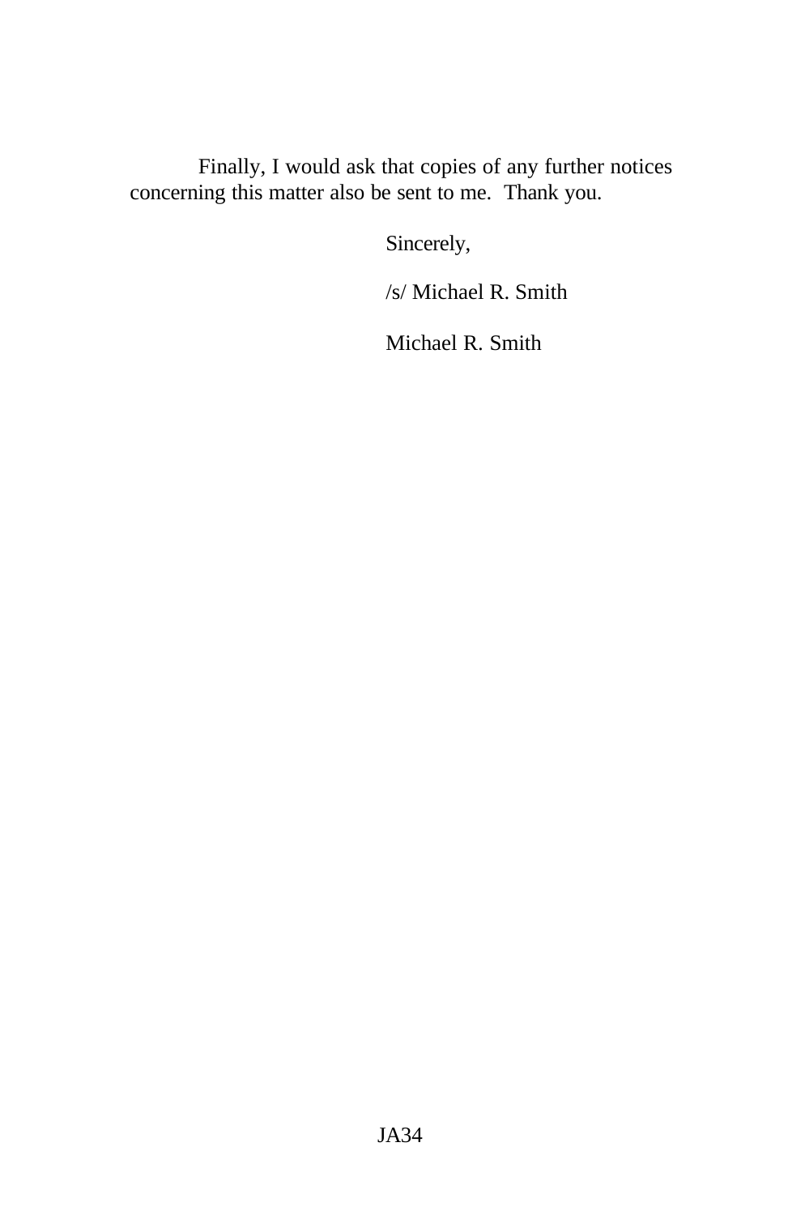Finally, I would ask that copies of any further notices concerning this matter also be sent to me. Thank you.

Sincerely,

/s/ Michael R. Smith

Michael R. Smith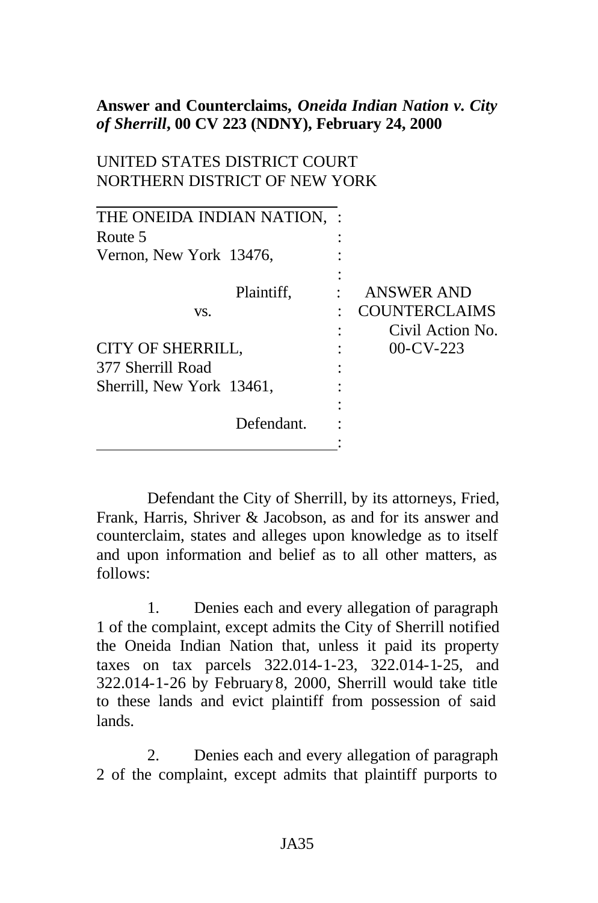**Answer and Counterclaims, *Oneida Indian Nation v. City of Sherrill*, 00 CV 223 (NDNY), February 24, 2000**

UNITED STATES DISTRICT COURT
NORTHERN DISTRICT OF NEW YORK

| | | |
|---|---|---|
| THE ONEIDA INDIAN NATION, Route 5 Vernon, New York 13476, | : | |
| Plaintiff, | : | ANSWER AND COUNTERCLAIMS |
| vs. | : | Civil Action No. 00-CV-223 |
| CITY OF SHERRILL, 377 Sherrill Road Sherrill, New York 13461, | : | |
| Defendant. | : | |

Defendant the City of Sherrill, by its attorneys, Fried, Frank, Harris, Shriver & Jacobson, as and for its answer and counterclaim, states and alleges upon knowledge as to itself and upon information and belief as to all other matters, as follows:

1. Denies each and every allegation of paragraph 1 of the complaint, except admits the City of Sherrill notified the Oneida Indian Nation that, unless it paid its property taxes on tax parcels 322.014-1-23, 322.014-1-25, and 322.014-1-26 by February 8, 2000, Sherrill would take title to these lands and evict plaintiff from possession of said lands.

2. Denies each and every allegation of paragraph 2 of the complaint, except admits that plaintiff purports to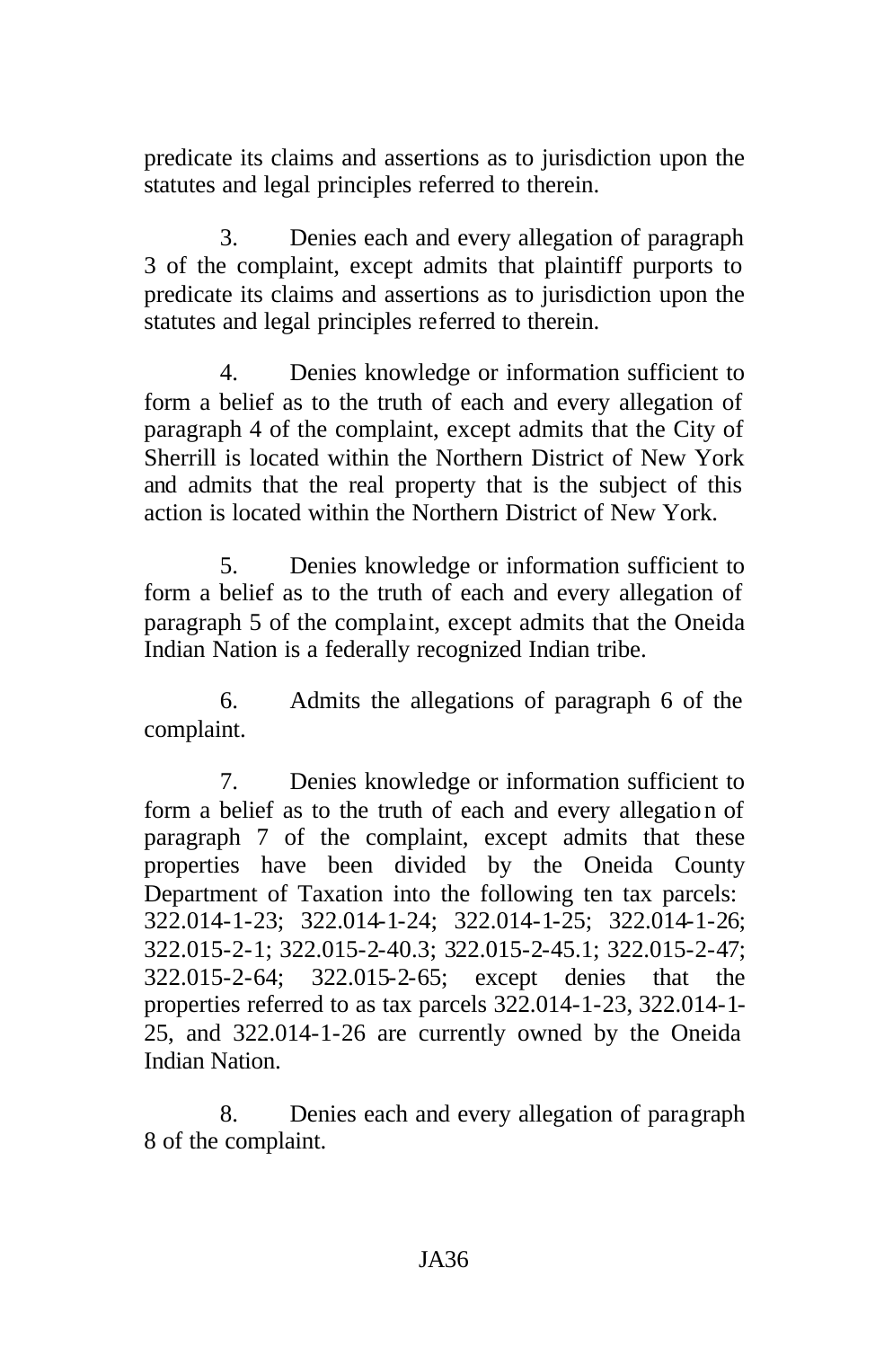predicate its claims and assertions as to jurisdiction upon the statutes and legal principles referred to therein.

3. Denies each and every allegation of paragraph 3 of the complaint, except admits that plaintiff purports to predicate its claims and assertions as to jurisdiction upon the statutes and legal principles referred to therein.

4. Denies knowledge or information sufficient to form a belief as to the truth of each and every allegation of paragraph 4 of the complaint, except admits that the City of Sherrill is located within the Northern District of New York and admits that the real property that is the subject of this action is located within the Northern District of New York.

5. Denies knowledge or information sufficient to form a belief as to the truth of each and every allegation of paragraph 5 of the complaint, except admits that the Oneida Indian Nation is a federally recognized Indian tribe.

6. Admits the allegations of paragraph 6 of the complaint.

7. Denies knowledge or information sufficient to form a belief as to the truth of each and every allegation of paragraph 7 of the complaint, except admits that these properties have been divided by the Oneida County Department of Taxation into the following ten tax parcels: 322.014-1-23; 322.014-1-24; 322.014-1-25; 322.014-1-26; 322.015-2-1; 322.015-2-40.3; 322.015-2-45.1; 322.015-2-47; 322.015-2-64; 322.015-2-65; except denies that the properties referred to as tax parcels 322.014-1-23, 322.014-1-25, and 322.014-1-26 are currently owned by the Oneida Indian Nation.

8. Denies each and every allegation of paragraph 8 of the complaint.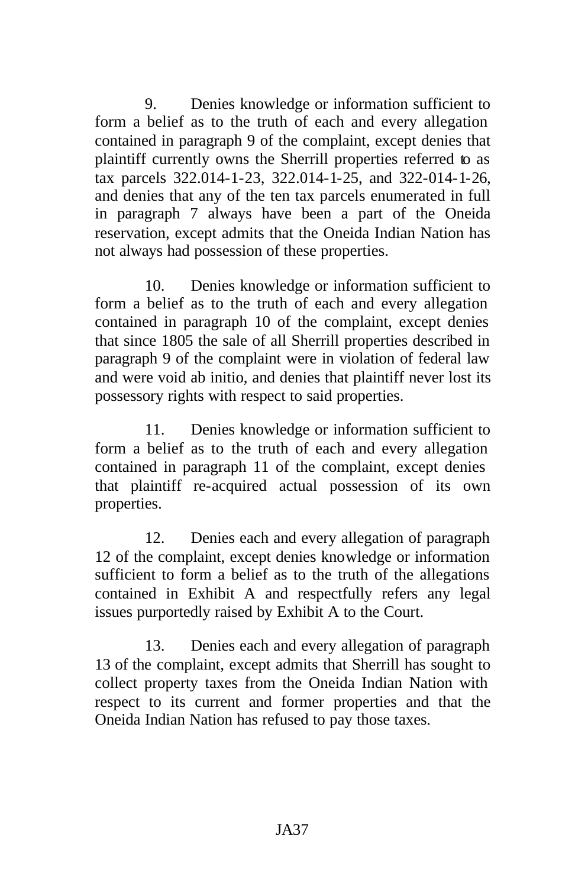9. Denies knowledge or information sufficient to form a belief as to the truth of each and every allegation contained in paragraph 9 of the complaint, except denies that plaintiff currently owns the Sherrill properties referred to as tax parcels 322.014-1-23, 322.014-1-25, and 322-014-1-26, and denies that any of the ten tax parcels enumerated in full in paragraph 7 always have been a part of the Oneida reservation, except admits that the Oneida Indian Nation has not always had possession of these properties.

10. Denies knowledge or information sufficient to form a belief as to the truth of each and every allegation contained in paragraph 10 of the complaint, except denies that since 1805 the sale of all Sherrill properties described in paragraph 9 of the complaint were in violation of federal law and were void ab initio, and denies that plaintiff never lost its possessory rights with respect to said properties.

11. Denies knowledge or information sufficient to form a belief as to the truth of each and every allegation contained in paragraph 11 of the complaint, except denies that plaintiff re-acquired actual possession of its own properties.

12. Denies each and every allegation of paragraph 12 of the complaint, except denies knowledge or information sufficient to form a belief as to the truth of the allegations contained in Exhibit A and respectfully refers any legal issues purportedly raised by Exhibit A to the Court.

13. Denies each and every allegation of paragraph 13 of the complaint, except admits that Sherrill has sought to collect property taxes from the Oneida Indian Nation with respect to its current and former properties and that the Oneida Indian Nation has refused to pay those taxes.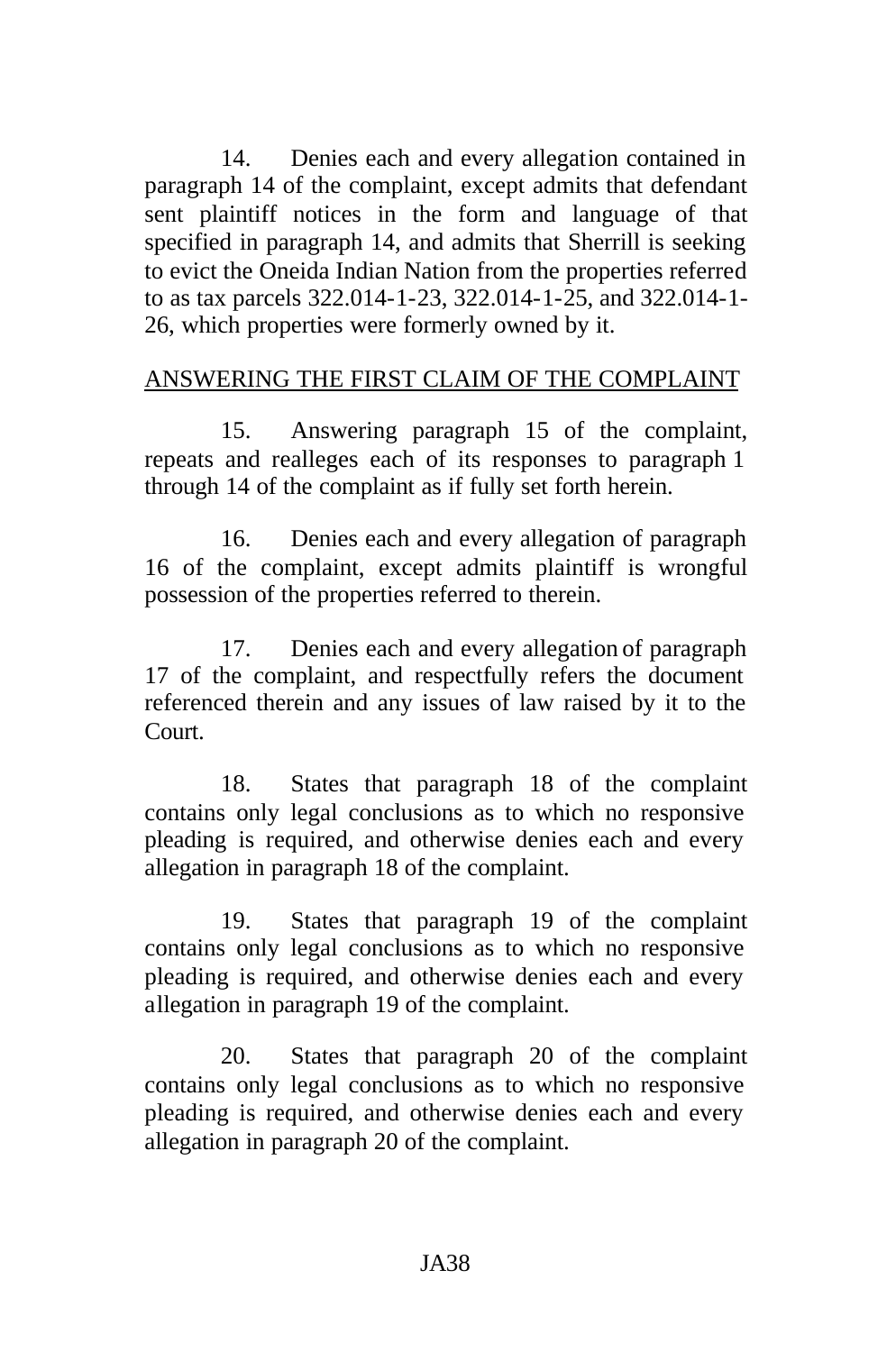14. Denies each and every allegation contained in paragraph 14 of the complaint, except admits that defendant sent plaintiff notices in the form and language of that specified in paragraph 14, and admits that Sherrill is seeking to evict the Oneida Indian Nation from the properties referred to as tax parcels 322.014-1-23, 322.014-1-25, and 322.014-1-26, which properties were formerly owned by it.

ANSWERING THE FIRST CLAIM OF THE COMPLAINT

15. Answering paragraph 15 of the complaint, repeats and realleges each of its responses to paragraph 1 through 14 of the complaint as if fully set forth herein.

16. Denies each and every allegation of paragraph 16 of the complaint, except admits plaintiff is wrongful possession of the properties referred to therein.

17. Denies each and every allegation of paragraph 17 of the complaint, and respectfully refers the document referenced therein and any issues of law raised by it to the Court.

18. States that paragraph 18 of the complaint contains only legal conclusions as to which no responsive pleading is required, and otherwise denies each and every allegation in paragraph 18 of the complaint.

19. States that paragraph 19 of the complaint contains only legal conclusions as to which no responsive pleading is required, and otherwise denies each and every allegation in paragraph 19 of the complaint.

20. States that paragraph 20 of the complaint contains only legal conclusions as to which no responsive pleading is required, and otherwise denies each and every allegation in paragraph 20 of the complaint.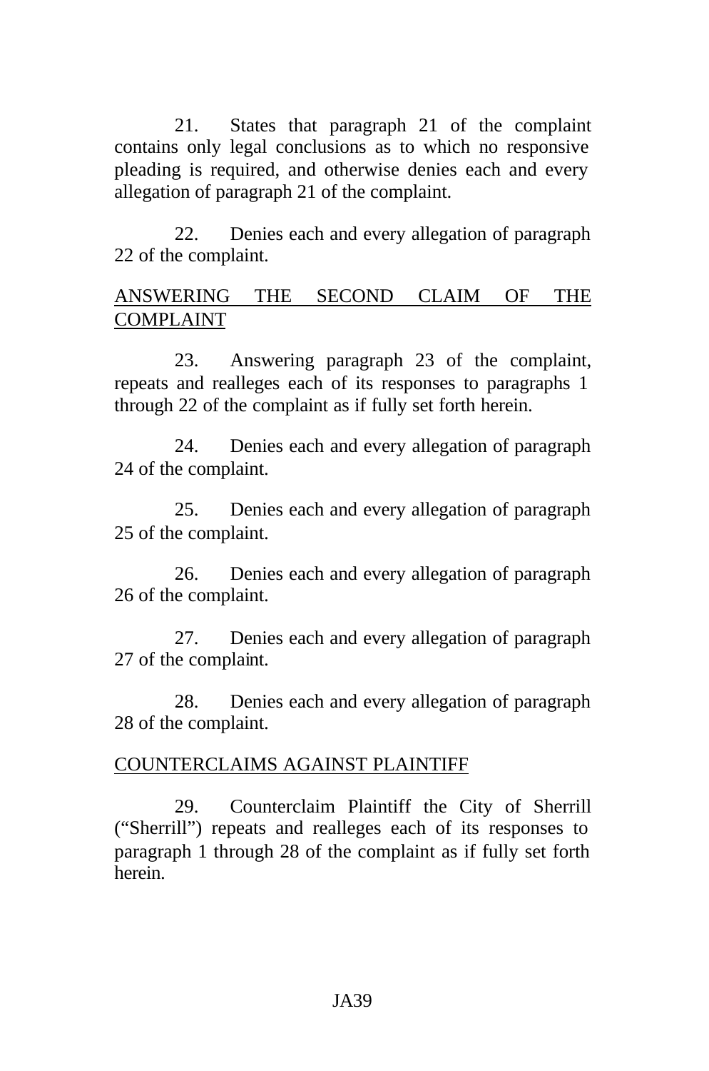21. States that paragraph 21 of the complaint contains only legal conclusions as to which no responsive pleading is required, and otherwise denies each and every allegation of paragraph 21 of the complaint.

22. Denies each and every allegation of paragraph 22 of the complaint.

ANSWERING THE SECOND CLAIM OF THE COMPLAINT

23. Answering paragraph 23 of the complaint, repeats and realleges each of its responses to paragraphs 1 through 22 of the complaint as if fully set forth herein.

24. Denies each and every allegation of paragraph 24 of the complaint.

25. Denies each and every allegation of paragraph 25 of the complaint.

26. Denies each and every allegation of paragraph 26 of the complaint.

27. Denies each and every allegation of paragraph 27 of the complaint.

28. Denies each and every allegation of paragraph 28 of the complaint.

COUNTERCLAIMS AGAINST PLAINTIFF

29. Counterclaim Plaintiff the City of Sherrill ("Sherrill") repeats and realleges each of its responses to paragraph 1 through 28 of the complaint as if fully set forth herein.

JA39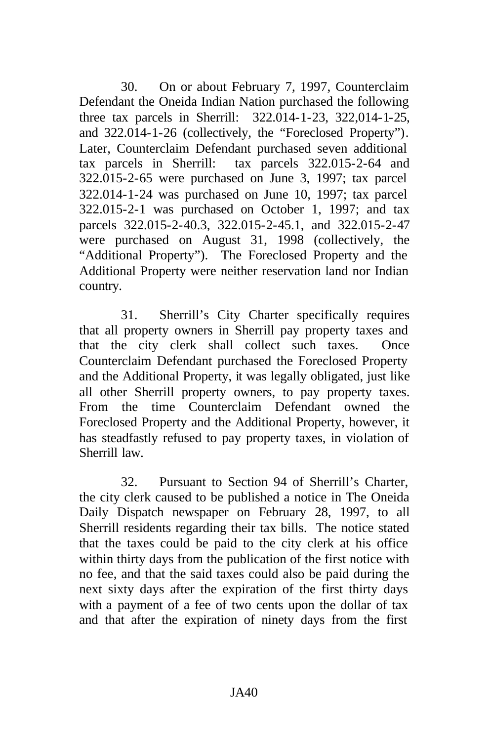30. On or about February 7, 1997, Counterclaim Defendant the Oneida Indian Nation purchased the following three tax parcels in Sherrill: 322.014-1-23, 322,014-1-25, and 322.014-1-26 (collectively, the "Foreclosed Property"). Later, Counterclaim Defendant purchased seven additional tax parcels in Sherrill: tax parcels 322.015-2-64 and 322.015-2-65 were purchased on June 3, 1997; tax parcel 322.014-1-24 was purchased on June 10, 1997; tax parcel 322.015-2-1 was purchased on October 1, 1997; and tax parcels 322.015-2-40.3, 322.015-2-45.1, and 322.015-2-47 were purchased on August 31, 1998 (collectively, the "Additional Property"). The Foreclosed Property and the Additional Property were neither reservation land nor Indian country.

31. Sherrill's City Charter specifically requires that all property owners in Sherrill pay property taxes and that the city clerk shall collect such taxes. Once Counterclaim Defendant purchased the Foreclosed Property and the Additional Property, it was legally obligated, just like all other Sherrill property owners, to pay property taxes. From the time Counterclaim Defendant owned the Foreclosed Property and the Additional Property, however, it has steadfastly refused to pay property taxes, in violation of Sherrill law.

32. Pursuant to Section 94 of Sherrill's Charter, the city clerk caused to be published a notice in The Oneida Daily Dispatch newspaper on February 28, 1997, to all Sherrill residents regarding their tax bills. The notice stated that the taxes could be paid to the city clerk at his office within thirty days from the publication of the first notice with no fee, and that the said taxes could also be paid during the next sixty days after the expiration of the first thirty days with a payment of a fee of two cents upon the dollar of tax and that after the expiration of ninety days from the first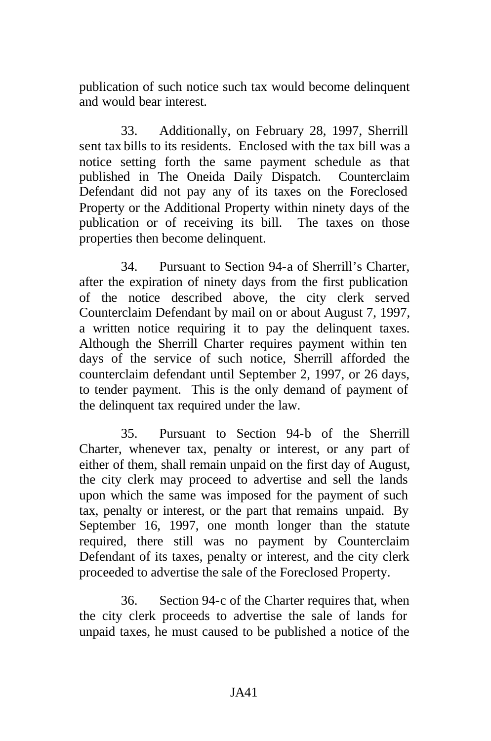publication of such notice such tax would become delinquent and would bear interest.

33. Additionally, on February 28, 1997, Sherrill sent tax bills to its residents. Enclosed with the tax bill was a notice setting forth the same payment schedule as that published in The Oneida Daily Dispatch. Counterclaim Defendant did not pay any of its taxes on the Foreclosed Property or the Additional Property within ninety days of the publication or of receiving its bill. The taxes on those properties then become delinquent.

34. Pursuant to Section 94-a of Sherrill's Charter, after the expiration of ninety days from the first publication of the notice described above, the city clerk served Counterclaim Defendant by mail on or about August 7, 1997, a written notice requiring it to pay the delinquent taxes. Although the Sherrill Charter requires payment within ten days of the service of such notice, Sherrill afforded the counterclaim defendant until September 2, 1997, or 26 days, to tender payment. This is the only demand of payment of the delinquent tax required under the law.

35. Pursuant to Section 94-b of the Sherrill Charter, whenever tax, penalty or interest, or any part of either of them, shall remain unpaid on the first day of August, the city clerk may proceed to advertise and sell the lands upon which the same was imposed for the payment of such tax, penalty or interest, or the part that remains unpaid. By September 16, 1997, one month longer than the statute required, there still was no payment by Counterclaim Defendant of its taxes, penalty or interest, and the city clerk proceeded to advertise the sale of the Foreclosed Property.

36. Section 94-c of the Charter requires that, when the city clerk proceeds to advertise the sale of lands for unpaid taxes, he must caused to be published a notice of the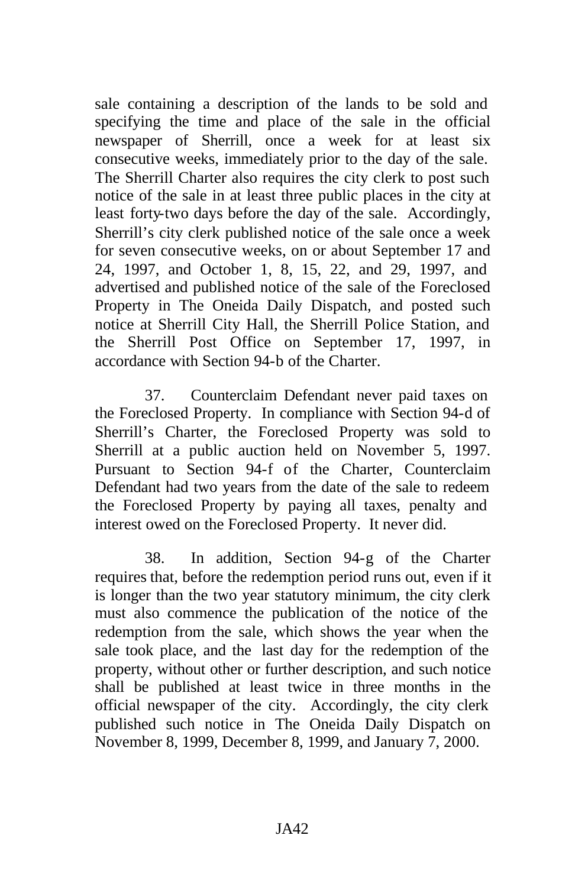sale containing a description of the lands to be sold and specifying the time and place of the sale in the official newspaper of Sherrill, once a week for at least six consecutive weeks, immediately prior to the day of the sale. The Sherrill Charter also requires the city clerk to post such notice of the sale in at least three public places in the city at least forty-two days before the day of the sale. Accordingly, Sherrill's city clerk published notice of the sale once a week for seven consecutive weeks, on or about September 17 and 24, 1997, and October 1, 8, 15, 22, and 29, 1997, and advertised and published notice of the sale of the Foreclosed Property in The Oneida Daily Dispatch, and posted such notice at Sherrill City Hall, the Sherrill Police Station, and the Sherrill Post Office on September 17, 1997, in accordance with Section 94-b of the Charter.

37. Counterclaim Defendant never paid taxes on the Foreclosed Property. In compliance with Section 94-d of Sherrill's Charter, the Foreclosed Property was sold to Sherrill at a public auction held on November 5, 1997. Pursuant to Section 94-f of the Charter, Counterclaim Defendant had two years from the date of the sale to redeem the Foreclosed Property by paying all taxes, penalty and interest owed on the Foreclosed Property. It never did.

38. In addition, Section 94-g of the Charter requires that, before the redemption period runs out, even if it is longer than the two year statutory minimum, the city clerk must also commence the publication of the notice of the redemption from the sale, which shows the year when the sale took place, and the last day for the redemption of the property, without other or further description, and such notice shall be published at least twice in three months in the official newspaper of the city. Accordingly, the city clerk published such notice in The Oneida Daily Dispatch on November 8, 1999, December 8, 1999, and January 7, 2000.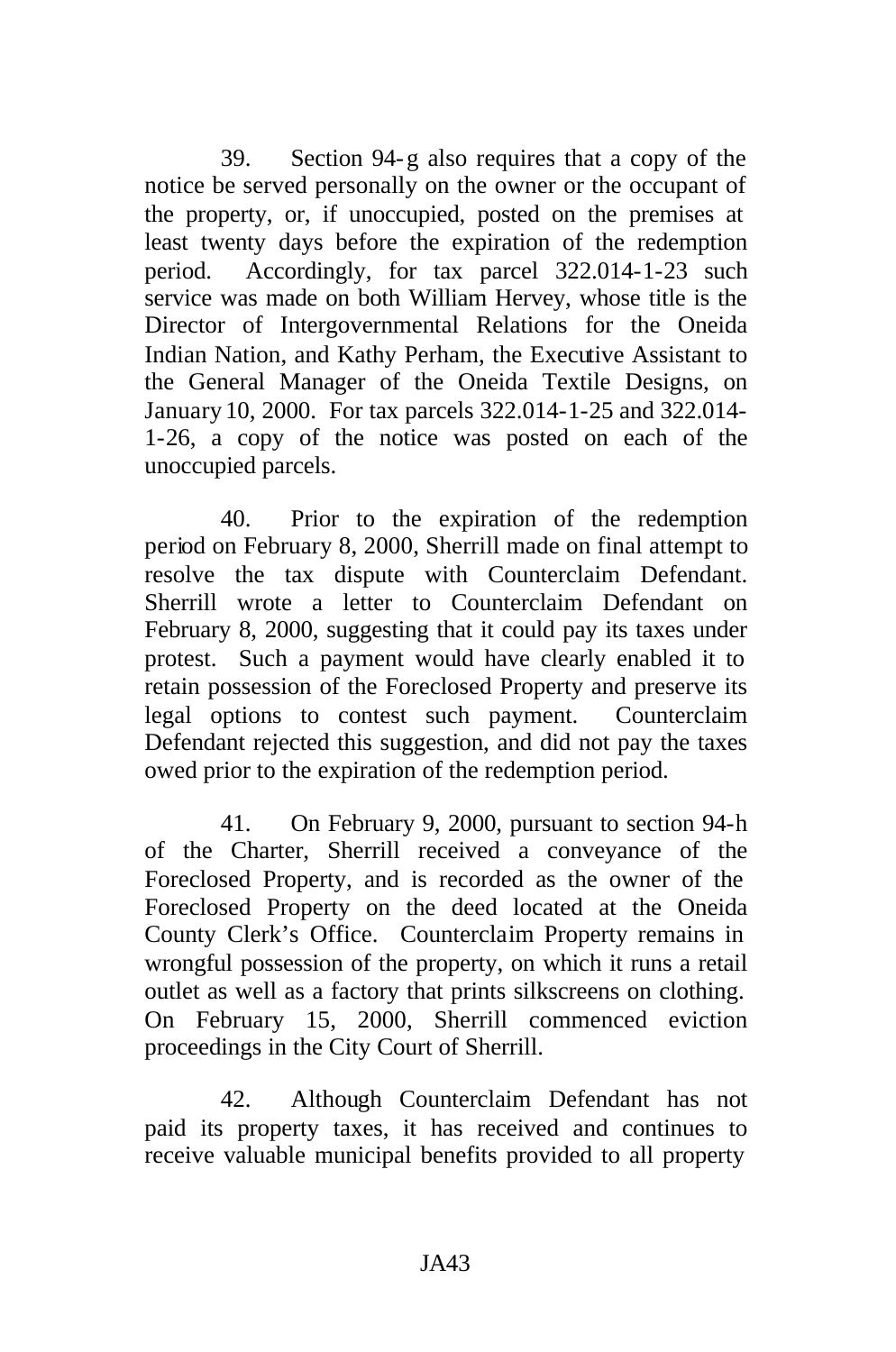39. Section 94-g also requires that a copy of the notice be served personally on the owner or the occupant of the property, or, if unoccupied, posted on the premises at least twenty days before the expiration of the redemption period. Accordingly, for tax parcel 322.014-1-23 such service was made on both William Hervey, whose title is the Director of Intergovernmental Relations for the Oneida Indian Nation, and Kathy Perham, the Executive Assistant to the General Manager of the Oneida Textile Designs, on January 10, 2000. For tax parcels 322.014-1-25 and 322.014-1-26, a copy of the notice was posted on each of the unoccupied parcels.

40. Prior to the expiration of the redemption period on February 8, 2000, Sherrill made on final attempt to resolve the tax dispute with Counterclaim Defendant. Sherrill wrote a letter to Counterclaim Defendant on February 8, 2000, suggesting that it could pay its taxes under protest. Such a payment would have clearly enabled it to retain possession of the Foreclosed Property and preserve its legal options to contest such payment. Counterclaim Defendant rejected this suggestion, and did not pay the taxes owed prior to the expiration of the redemption period.

41. On February 9, 2000, pursuant to section 94-h of the Charter, Sherrill received a conveyance of the Foreclosed Property, and is recorded as the owner of the Foreclosed Property on the deed located at the Oneida County Clerk's Office. Counterclaim Property remains in wrongful possession of the property, on which it runs a retail outlet as well as a factory that prints silkscreens on clothing. On February 15, 2000, Sherrill commenced eviction proceedings in the City Court of Sherrill.

42. Although Counterclaim Defendant has not paid its property taxes, it has received and continues to receive valuable municipal benefits provided to all property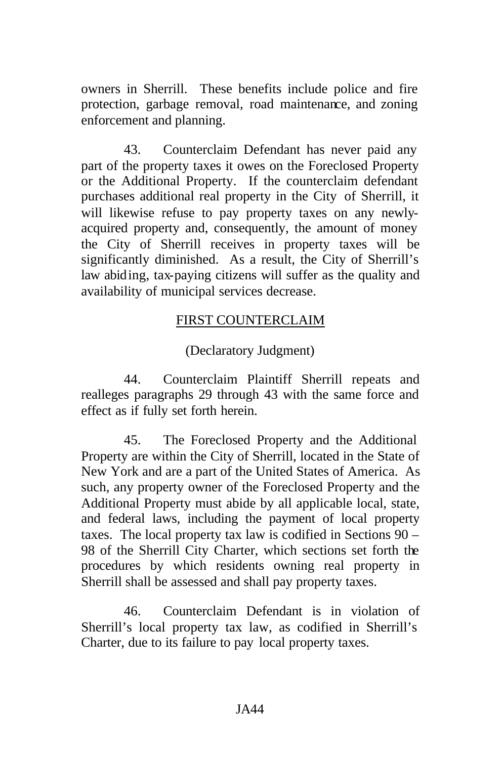owners in Sherrill. These benefits include police and fire protection, garbage removal, road maintenance, and zoning enforcement and planning.

43. Counterclaim Defendant has never paid any part of the property taxes it owes on the Foreclosed Property or the Additional Property. If the counterclaim defendant purchases additional real property in the City of Sherrill, it will likewise refuse to pay property taxes on any newly-acquired property and, consequently, the amount of money the City of Sherrill receives in property taxes will be significantly diminished. As a result, the City of Sherrill's law abiding, tax-paying citizens will suffer as the quality and availability of municipal services decrease.

## FIRST COUNTERCLAIM

(Declaratory Judgment)

44. Counterclaim Plaintiff Sherrill repeats and realleges paragraphs 29 through 43 with the same force and effect as if fully set forth herein.

45. The Foreclosed Property and the Additional Property are within the City of Sherrill, located in the State of New York and are a part of the United States of America. As such, any property owner of the Foreclosed Property and the Additional Property must abide by all applicable local, state, and federal laws, including the payment of local property taxes. The local property tax law is codified in Sections 90 – 98 of the Sherrill City Charter, which sections set forth the procedures by which residents owning real property in Sherrill shall be assessed and shall pay property taxes.

46. Counterclaim Defendant is in violation of Sherrill's local property tax law, as codified in Sherrill's Charter, due to its failure to pay local property taxes.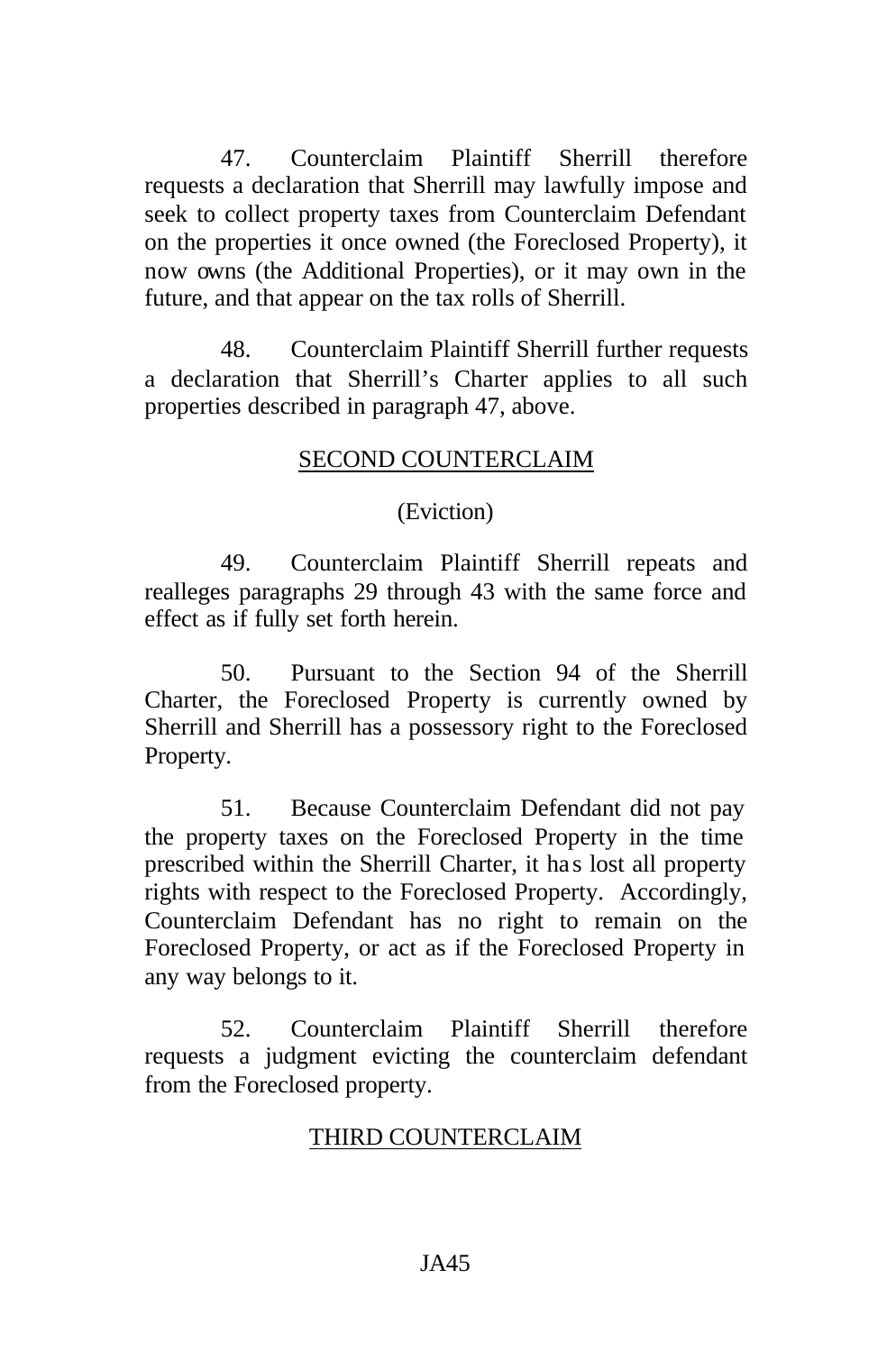47. Counterclaim Plaintiff Sherrill therefore requests a declaration that Sherrill may lawfully impose and seek to collect property taxes from Counterclaim Defendant on the properties it once owned (the Foreclosed Property), it now owns (the Additional Properties), or it may own in the future, and that appear on the tax rolls of Sherrill.

48. Counterclaim Plaintiff Sherrill further requests a declaration that Sherrill's Charter applies to all such properties described in paragraph 47, above.

## SECOND COUNTERCLAIM

(Eviction)

49. Counterclaim Plaintiff Sherrill repeats and realleges paragraphs 29 through 43 with the same force and effect as if fully set forth herein.

50. Pursuant to the Section 94 of the Sherrill Charter, the Foreclosed Property is currently owned by Sherrill and Sherrill has a possessory right to the Foreclosed Property.

51. Because Counterclaim Defendant did not pay the property taxes on the Foreclosed Property in the time prescribed within the Sherrill Charter, it has lost all property rights with respect to the Foreclosed Property. Accordingly, Counterclaim Defendant has no right to remain on the Foreclosed Property, or act as if the Foreclosed Property in any way belongs to it.

52. Counterclaim Plaintiff Sherrill therefore requests a judgment evicting the counterclaim defendant from the Foreclosed property.

## THIRD COUNTERCLAIM

JA45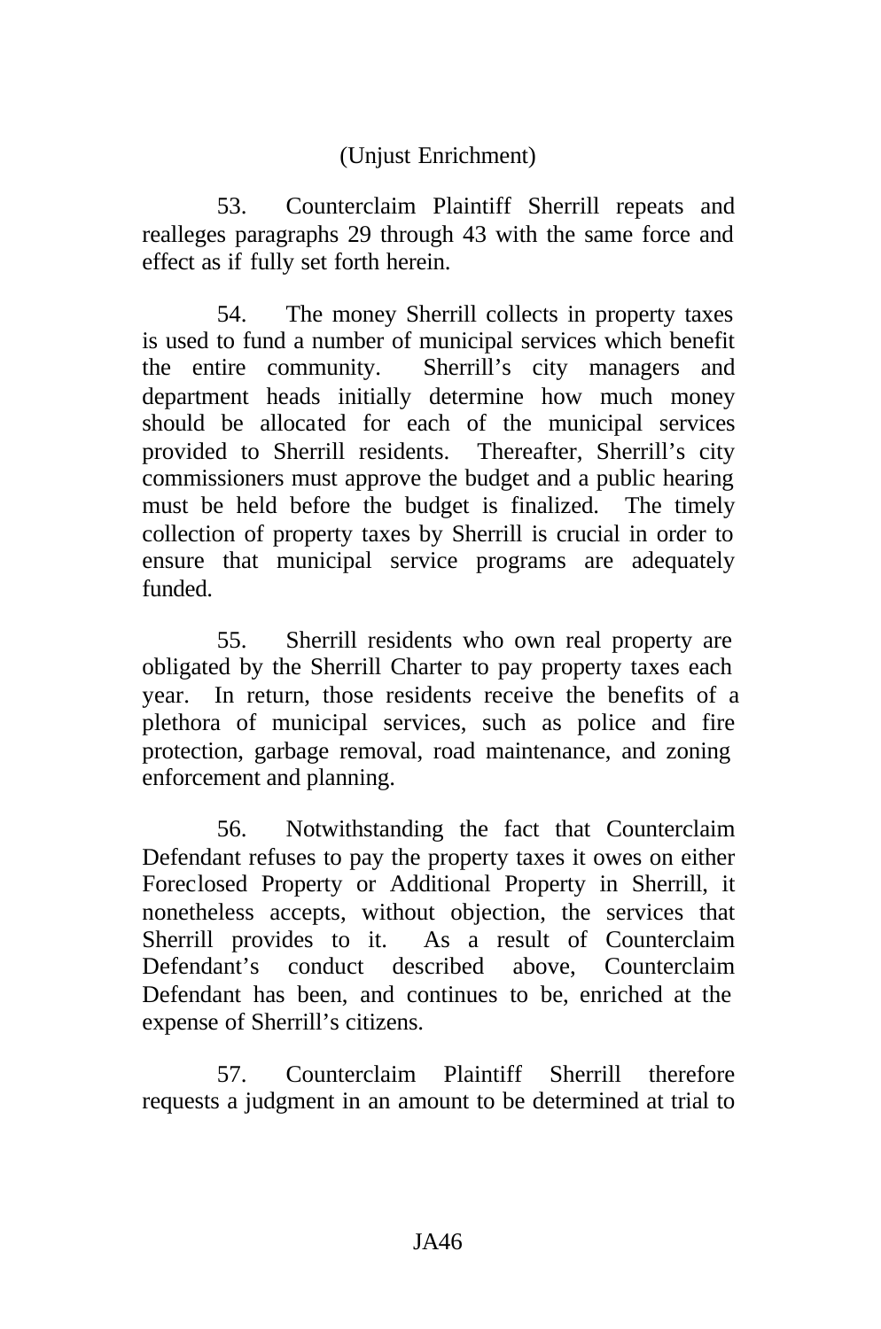(Unjust Enrichment)

53. Counterclaim Plaintiff Sherrill repeats and realleges paragraphs 29 through 43 with the same force and effect as if fully set forth herein.

54. The money Sherrill collects in property taxes is used to fund a number of municipal services which benefit the entire community. Sherrill's city managers and department heads initially determine how much money should be allocated for each of the municipal services provided to Sherrill residents. Thereafter, Sherrill's city commissioners must approve the budget and a public hearing must be held before the budget is finalized. The timely collection of property taxes by Sherrill is crucial in order to ensure that municipal service programs are adequately funded.

55. Sherrill residents who own real property are obligated by the Sherrill Charter to pay property taxes each year. In return, those residents receive the benefits of a plethora of municipal services, such as police and fire protection, garbage removal, road maintenance, and zoning enforcement and planning.

56. Notwithstanding the fact that Counterclaim Defendant refuses to pay the property taxes it owes on either Foreclosed Property or Additional Property in Sherrill, it nonetheless accepts, without objection, the services that Sherrill provides to it. As a result of Counterclaim Defendant's conduct described above, Counterclaim Defendant has been, and continues to be, enriched at the expense of Sherrill's citizens.

57. Counterclaim Plaintiff Sherrill therefore requests a judgment in an amount to be determined at trial to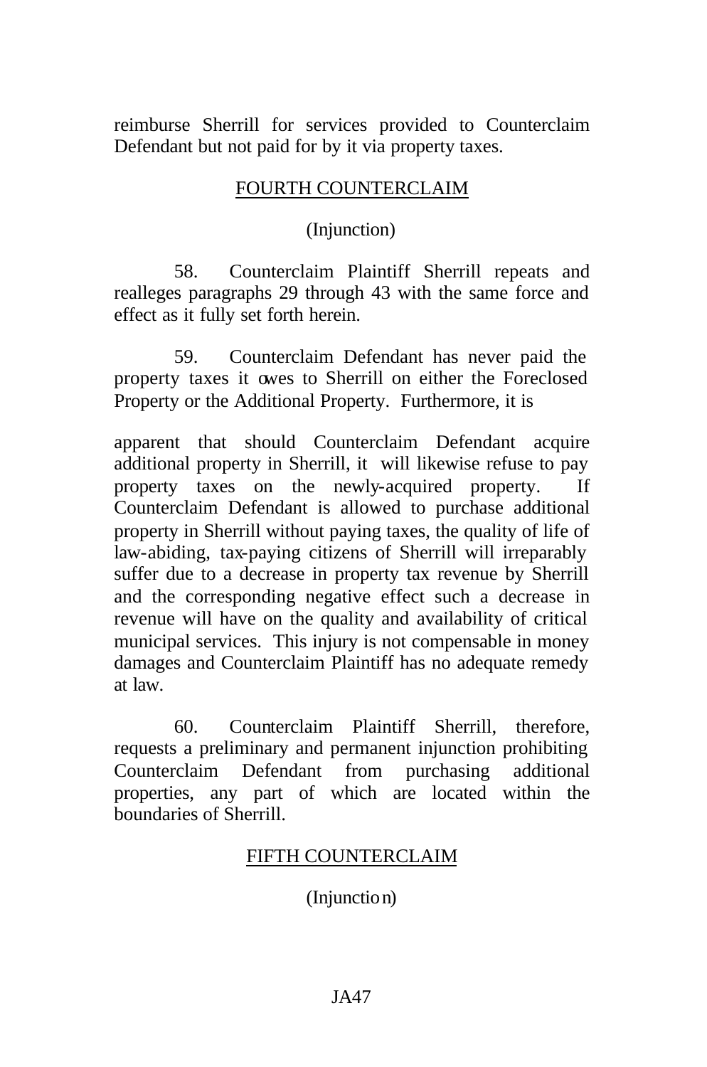reimburse Sherrill for services provided to Counterclaim Defendant but not paid for by it via property taxes.

## FOURTH COUNTERCLAIM

(Injunction)

58. Counterclaim Plaintiff Sherrill repeats and realleges paragraphs 29 through 43 with the same force and effect as it fully set forth herein.

59. Counterclaim Defendant has never paid the property taxes it owes to Sherrill on either the Foreclosed Property or the Additional Property. Furthermore, it is apparent that should Counterclaim Defendant acquire additional property in Sherrill, it will likewise refuse to pay property taxes on the newly-acquired property. If Counterclaim Defendant is allowed to purchase additional property in Sherrill without paying taxes, the quality of life of law-abiding, tax-paying citizens of Sherrill will irreparably suffer due to a decrease in property tax revenue by Sherrill and the corresponding negative effect such a decrease in revenue will have on the quality and availability of critical municipal services. This injury is not compensable in money damages and Counterclaim Plaintiff has no adequate remedy at law.

60. Counterclaim Plaintiff Sherrill, therefore, requests a preliminary and permanent injunction prohibiting Counterclaim Defendant from purchasing additional properties, any part of which are located within the boundaries of Sherrill.

## FIFTH COUNTERCLAIM

(Injunction)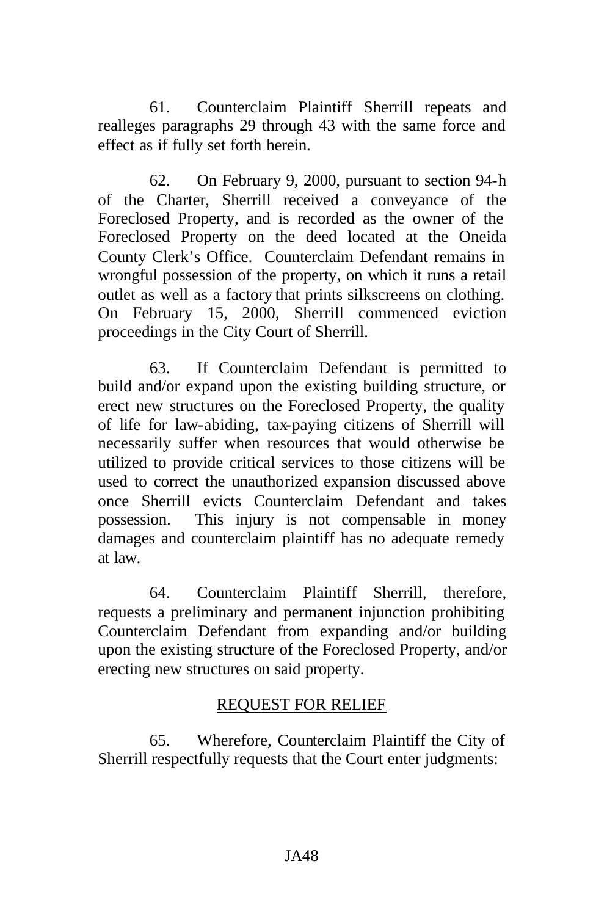61. Counterclaim Plaintiff Sherrill repeats and realleges paragraphs 29 through 43 with the same force and effect as if fully set forth herein.

62. On February 9, 2000, pursuant to section 94-h of the Charter, Sherrill received a conveyance of the Foreclosed Property, and is recorded as the owner of the Foreclosed Property on the deed located at the Oneida County Clerk's Office. Counterclaim Defendant remains in wrongful possession of the property, on which it runs a retail outlet as well as a factory that prints silkscreens on clothing. On February 15, 2000, Sherrill commenced eviction proceedings in the City Court of Sherrill.

63. If Counterclaim Defendant is permitted to build and/or expand upon the existing building structure, or erect new structures on the Foreclosed Property, the quality of life for law-abiding, tax-paying citizens of Sherrill will necessarily suffer when resources that would otherwise be utilized to provide critical services to those citizens will be used to correct the unauthorized expansion discussed above once Sherrill evicts Counterclaim Defendant and takes possession. This injury is not compensable in money damages and counterclaim plaintiff has no adequate remedy at law.

64. Counterclaim Plaintiff Sherrill, therefore, requests a preliminary and permanent injunction prohibiting Counterclaim Defendant from expanding and/or building upon the existing structure of the Foreclosed Property, and/or erecting new structures on said property.

REQUEST FOR RELIEF

65. Wherefore, Counterclaim Plaintiff the City of Sherrill respectfully requests that the Court enter judgments: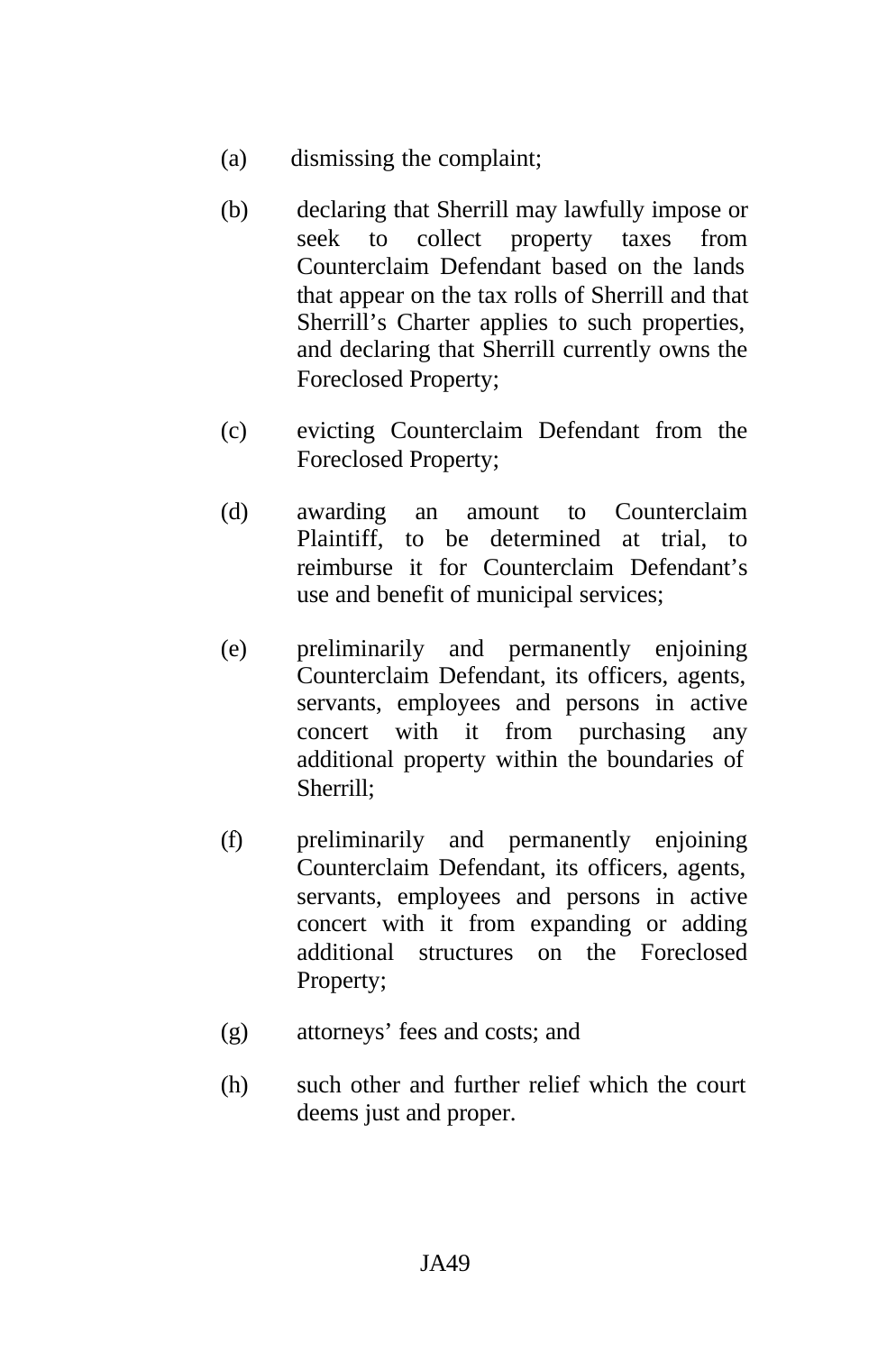(a) dismissing the complaint;

(b) declaring that Sherrill may lawfully impose or seek to collect property taxes from Counterclaim Defendant based on the lands that appear on the tax rolls of Sherrill and that Sherrill's Charter applies to such properties, and declaring that Sherrill currently owns the Foreclosed Property;

(c) evicting Counterclaim Defendant from the Foreclosed Property;

(d) awarding an amount to Counterclaim Plaintiff, to be determined at trial, to reimburse it for Counterclaim Defendant's use and benefit of municipal services;

(e) preliminarily and permanently enjoining Counterclaim Defendant, its officers, agents, servants, employees and persons in active concert with it from purchasing any additional property within the boundaries of Sherrill;

(f) preliminarily and permanently enjoining Counterclaim Defendant, its officers, agents, servants, employees and persons in active concert with it from expanding or adding additional structures on the Foreclosed Property;

(g) attorneys' fees and costs; and

(h) such other and further relief which the court deems just and proper.

JA49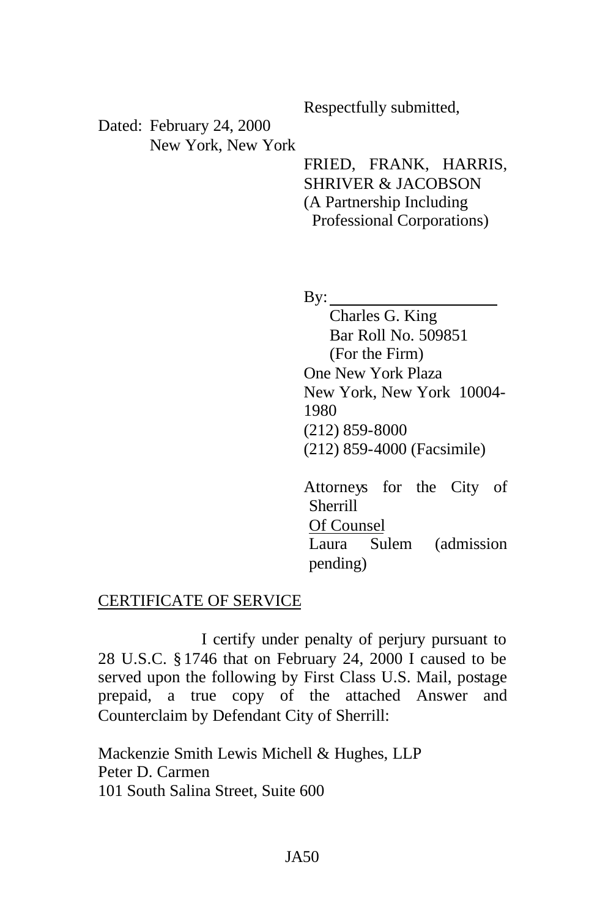Respectfully submitted,

Dated: February 24, 2000
New York, New York

FRIED, FRANK, HARRIS, SHRIVER & JACOBSON
(A Partnership Including Professional Corporations)

By: ____________________
Charles G. King
Bar Roll No. 509851
(For the Firm)
One New York Plaza
New York, New York 10004-1980
(212) 859-8000
(212) 859-4000 (Facsimile)

Attorneys for the City of Sherrill
Of Counsel
Laura Sulem (admission pending)

CERTIFICATE OF SERVICE

I certify under penalty of perjury pursuant to 28 U.S.C. § 1746 that on February 24, 2000 I caused to be served upon the following by First Class U.S. Mail, postage prepaid, a true copy of the attached Answer and Counterclaim by Defendant City of Sherrill:

Mackenzie Smith Lewis Michell & Hughes, LLP
Peter D. Carmen
101 South Salina Street, Suite 600

JA50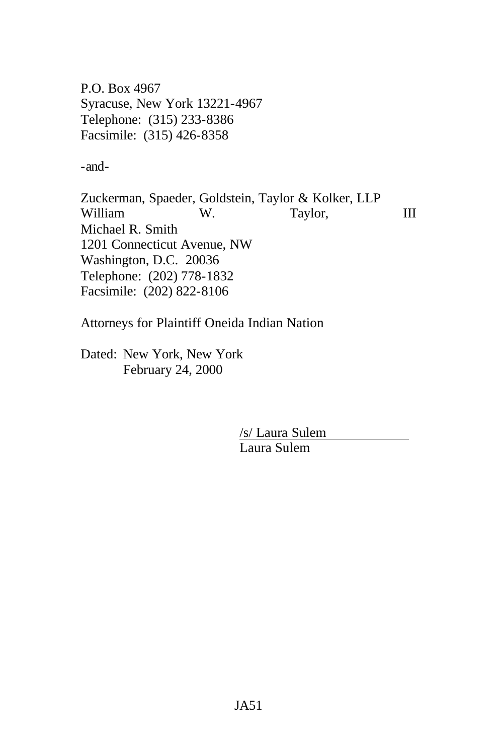P.O. Box 4967
Syracuse, New York 13221-4967
Telephone: (315) 233-8386
Facsimile: (315) 426-8358

-and-

Zuckerman, Spaeder, Goldstein, Taylor & Kolker, LLP
William W. Taylor, III
Michael R. Smith
1201 Connecticut Avenue, NW
Washington, D.C. 20036
Telephone: (202) 778-1832
Facsimile: (202) 822-8106

Attorneys for Plaintiff Oneida Indian Nation

Dated: New York, New York
February 24, 2000

/s/ Laura Sulem
Laura Sulem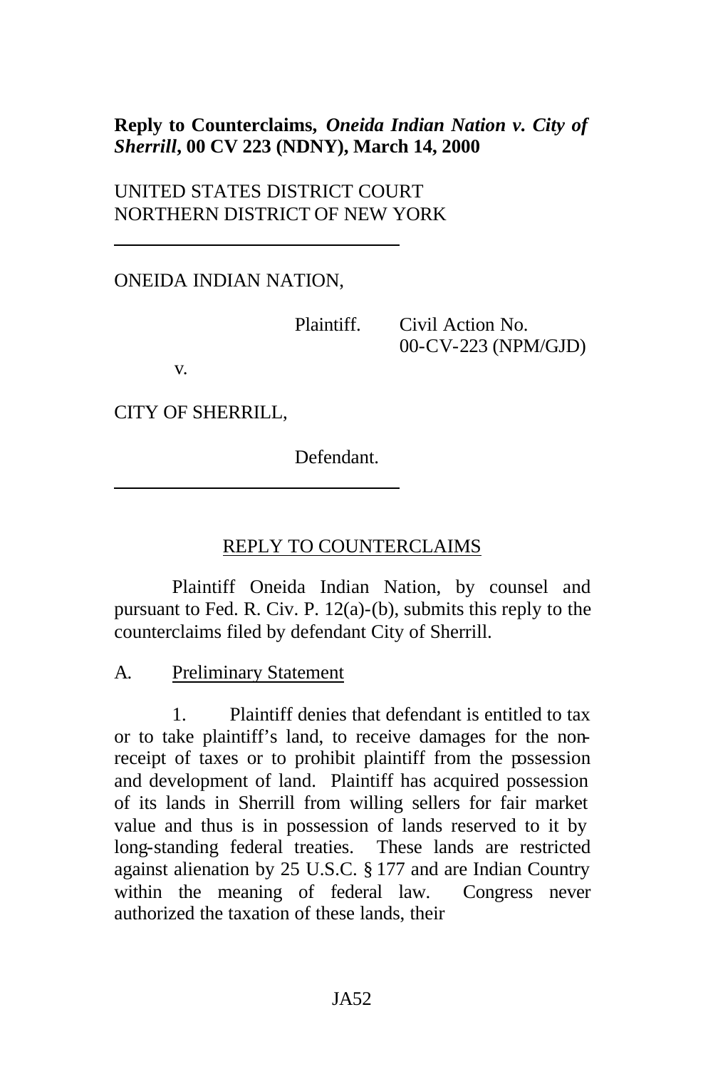**Reply to Counterclaims, *Oneida Indian Nation v. City of Sherrill*, 00 CV 223 (NDNY), March 14, 2000**

UNITED STATES DISTRICT COURT
NORTHERN DISTRICT OF NEW YORK

---

ONEIDA INDIAN NATION,

Plaintiff. Civil Action No. 00-CV-223 (NPM/GJD)

v.

CITY OF SHERRILL,

Defendant.

---

REPLY TO COUNTERCLAIMS

Plaintiff Oneida Indian Nation, by counsel and pursuant to Fed. R. Civ. P. 12(a)-(b), submits this reply to the counterclaims filed by defendant City of Sherrill.

A. Preliminary Statement

1. Plaintiff denies that defendant is entitled to tax or to take plaintiff's land, to receive damages for the non-receipt of taxes or to prohibit plaintiff from the possession and development of land. Plaintiff has acquired possession of its lands in Sherrill from willing sellers for fair market value and thus is in possession of lands reserved to it by long-standing federal treaties. These lands are restricted against alienation by 25 U.S.C. § 177 and are Indian Country within the meaning of federal law. Congress never authorized the taxation of these lands, their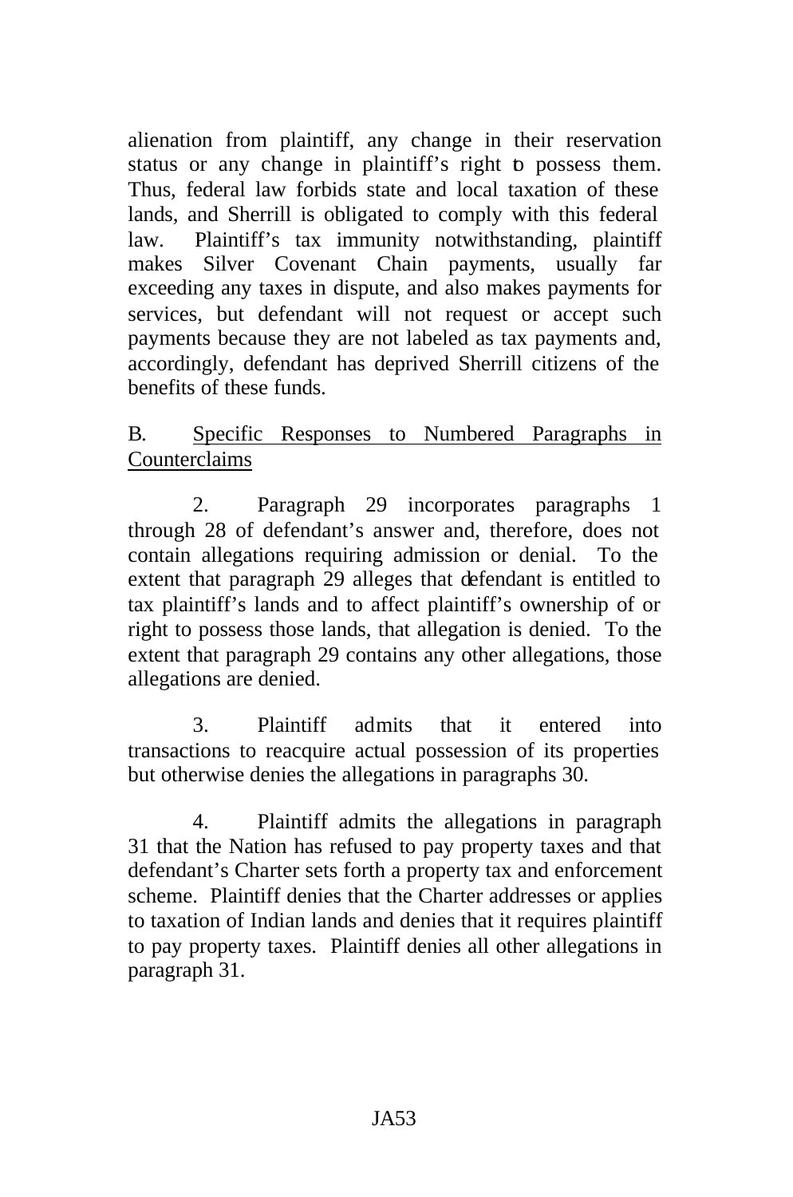alienation from plaintiff, any change in their reservation status or any change in plaintiff's right to possess them. Thus, federal law forbids state and local taxation of these lands, and Sherrill is obligated to comply with this federal law. Plaintiff's tax immunity notwithstanding, plaintiff makes Silver Covenant Chain payments, usually far exceeding any taxes in dispute, and also makes payments for services, but defendant will not request or accept such payments because they are not labeled as tax payments and, accordingly, defendant has deprived Sherrill citizens of the benefits of these funds.

B. Specific Responses to Numbered Paragraphs in Counterclaims

2. Paragraph 29 incorporates paragraphs 1 through 28 of defendant's answer and, therefore, does not contain allegations requiring admission or denial. To the extent that paragraph 29 alleges that defendant is entitled to tax plaintiff's lands and to affect plaintiff's ownership of or right to possess those lands, that allegation is denied. To the extent that paragraph 29 contains any other allegations, those allegations are denied.

3. Plaintiff admits that it entered into transactions to reacquire actual possession of its properties but otherwise denies the allegations in paragraphs 30.

4. Plaintiff admits the allegations in paragraph 31 that the Nation has refused to pay property taxes and that defendant's Charter sets forth a property tax and enforcement scheme. Plaintiff denies that the Charter addresses or applies to taxation of Indian lands and denies that it requires plaintiff to pay property taxes. Plaintiff denies all other allegations in paragraph 31.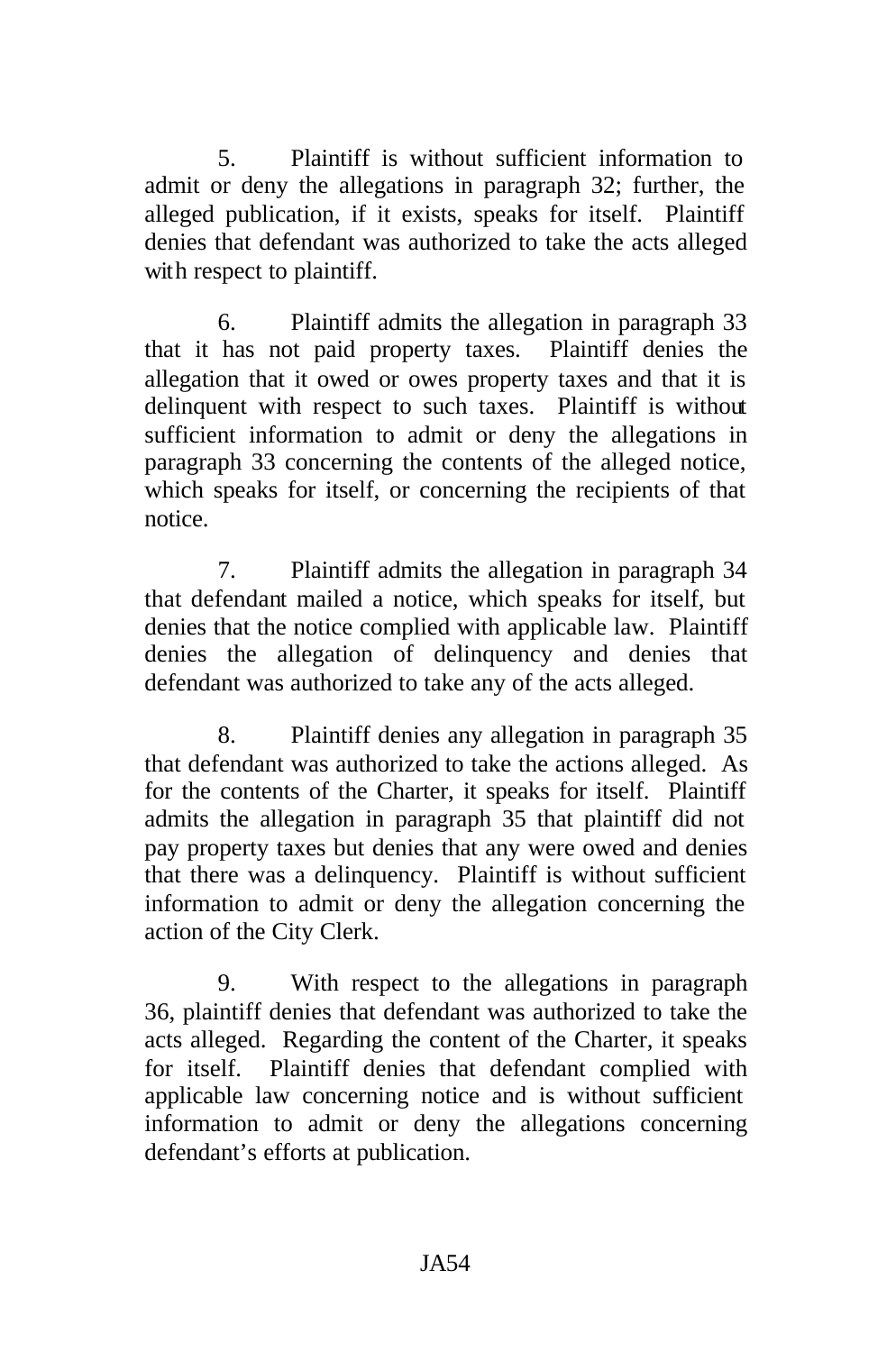5. Plaintiff is without sufficient information to admit or deny the allegations in paragraph 32; further, the alleged publication, if it exists, speaks for itself. Plaintiff denies that defendant was authorized to take the acts alleged with respect to plaintiff.

6. Plaintiff admits the allegation in paragraph 33 that it has not paid property taxes. Plaintiff denies the allegation that it owed or owes property taxes and that it is delinquent with respect to such taxes. Plaintiff is without sufficient information to admit or deny the allegations in paragraph 33 concerning the contents of the alleged notice, which speaks for itself, or concerning the recipients of that notice.

7. Plaintiff admits the allegation in paragraph 34 that defendant mailed a notice, which speaks for itself, but denies that the notice complied with applicable law. Plaintiff denies the allegation of delinquency and denies that defendant was authorized to take any of the acts alleged.

8. Plaintiff denies any allegation in paragraph 35 that defendant was authorized to take the actions alleged. As for the contents of the Charter, it speaks for itself. Plaintiff admits the allegation in paragraph 35 that plaintiff did not pay property taxes but denies that any were owed and denies that there was a delinquency. Plaintiff is without sufficient information to admit or deny the allegation concerning the action of the City Clerk.

9. With respect to the allegations in paragraph 36, plaintiff denies that defendant was authorized to take the acts alleged. Regarding the content of the Charter, it speaks for itself. Plaintiff denies that defendant complied with applicable law concerning notice and is without sufficient information to admit or deny the allegations concerning defendant's efforts at publication.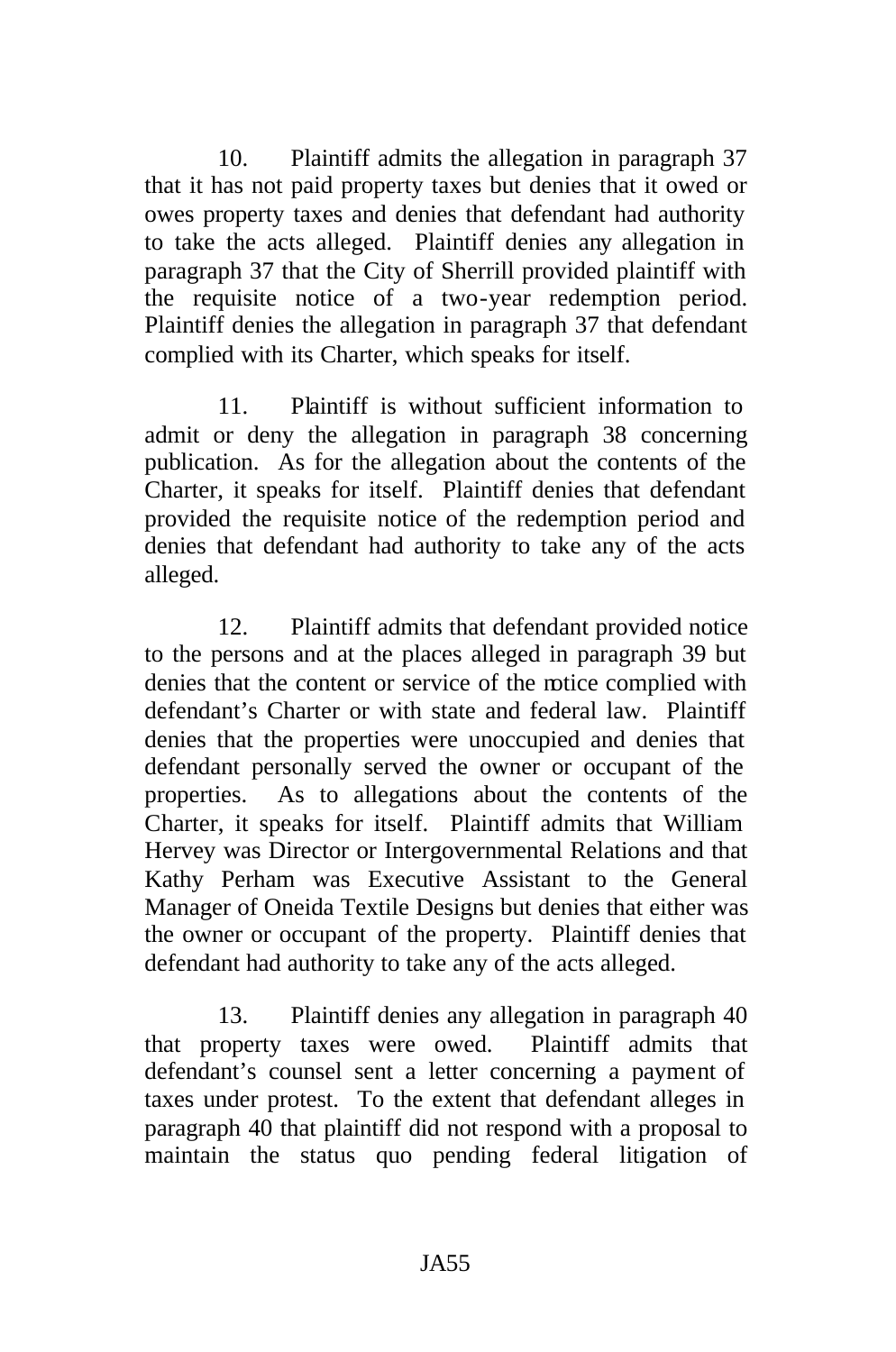10. Plaintiff admits the allegation in paragraph 37 that it has not paid property taxes but denies that it owed or owes property taxes and denies that defendant had authority to take the acts alleged. Plaintiff denies any allegation in paragraph 37 that the City of Sherrill provided plaintiff with the requisite notice of a two-year redemption period. Plaintiff denies the allegation in paragraph 37 that defendant complied with its Charter, which speaks for itself.

11. Plaintiff is without sufficient information to admit or deny the allegation in paragraph 38 concerning publication. As for the allegation about the contents of the Charter, it speaks for itself. Plaintiff denies that defendant provided the requisite notice of the redemption period and denies that defendant had authority to take any of the acts alleged.

12. Plaintiff admits that defendant provided notice to the persons and at the places alleged in paragraph 39 but denies that the content or service of the notice complied with defendant's Charter or with state and federal law. Plaintiff denies that the properties were unoccupied and denies that defendant personally served the owner or occupant of the properties. As to allegations about the contents of the Charter, it speaks for itself. Plaintiff admits that William Hervey was Director or Intergovernmental Relations and that Kathy Perham was Executive Assistant to the General Manager of Oneida Textile Designs but denies that either was the owner or occupant of the property. Plaintiff denies that defendant had authority to take any of the acts alleged.

13. Plaintiff denies any allegation in paragraph 40 that property taxes were owed. Plaintiff admits that defendant's counsel sent a letter concerning a payment of taxes under protest. To the extent that defendant alleges in paragraph 40 that plaintiff did not respond with a proposal to maintain the status quo pending federal litigation of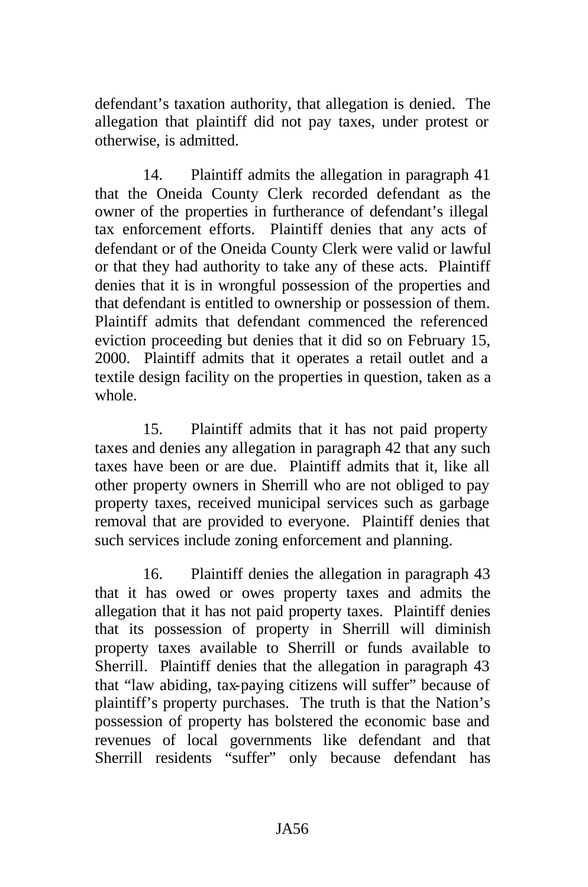defendant's taxation authority, that allegation is denied. The allegation that plaintiff did not pay taxes, under protest or otherwise, is admitted.

14. Plaintiff admits the allegation in paragraph 41 that the Oneida County Clerk recorded defendant as the owner of the properties in furtherance of defendant's illegal tax enforcement efforts. Plaintiff denies that any acts of defendant or of the Oneida County Clerk were valid or lawful or that they had authority to take any of these acts. Plaintiff denies that it is in wrongful possession of the properties and that defendant is entitled to ownership or possession of them. Plaintiff admits that defendant commenced the referenced eviction proceeding but denies that it did so on February 15, 2000. Plaintiff admits that it operates a retail outlet and a textile design facility on the properties in question, taken as a whole.

15. Plaintiff admits that it has not paid property taxes and denies any allegation in paragraph 42 that any such taxes have been or are due. Plaintiff admits that it, like all other property owners in Sherrill who are not obliged to pay property taxes, received municipal services such as garbage removal that are provided to everyone. Plaintiff denies that such services include zoning enforcement and planning.

16. Plaintiff denies the allegation in paragraph 43 that it has owed or owes property taxes and admits the allegation that it has not paid property taxes. Plaintiff denies that its possession of property in Sherrill will diminish property taxes available to Sherrill or funds available to Sherrill. Plaintiff denies that the allegation in paragraph 43 that "law abiding, tax-paying citizens will suffer" because of plaintiff's property purchases. The truth is that the Nation's possession of property has bolstered the economic base and revenues of local governments like defendant and that Sherrill residents "suffer" only because defendant has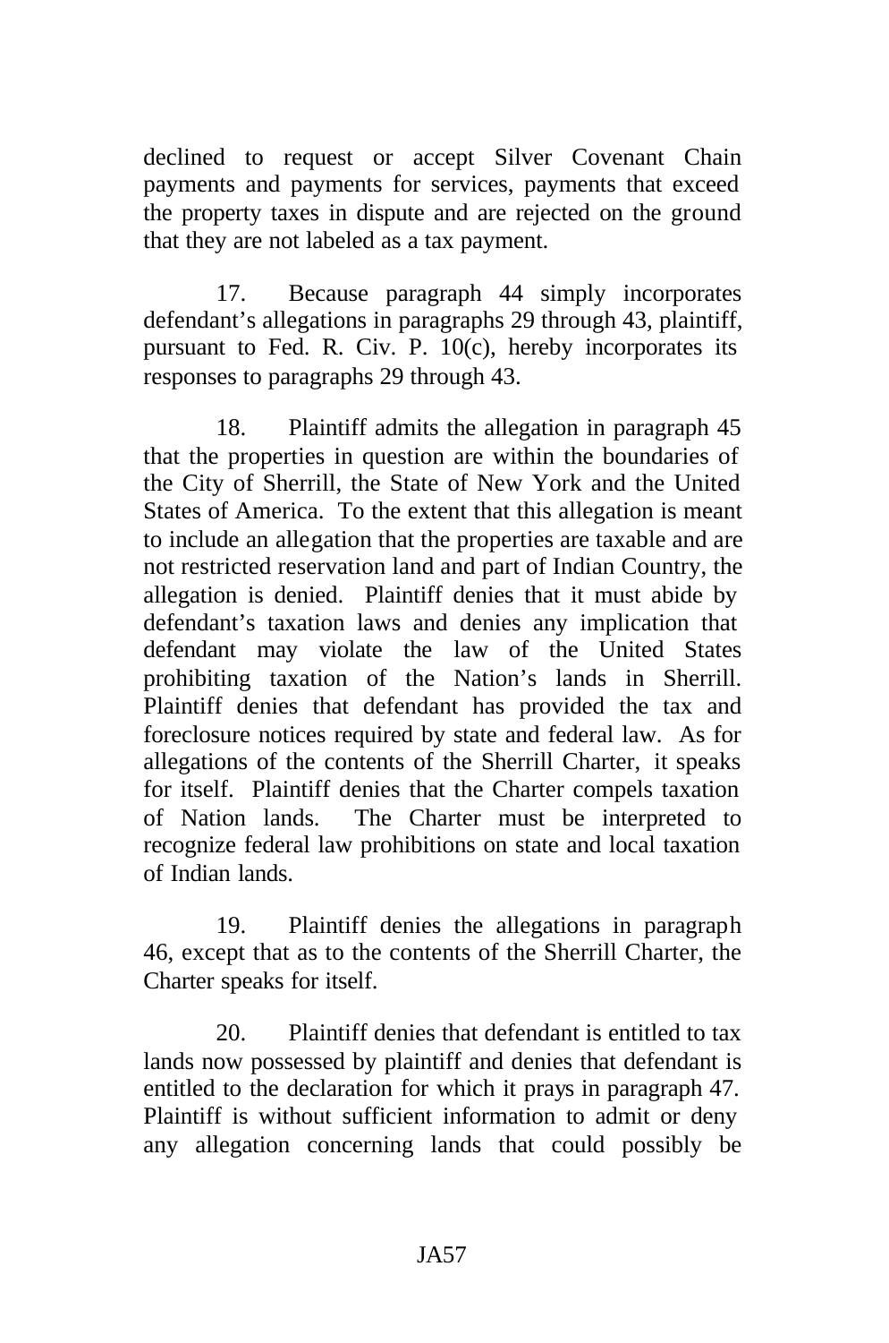declined to request or accept Silver Covenant Chain payments and payments for services, payments that exceed the property taxes in dispute and are rejected on the ground that they are not labeled as a tax payment.

17. Because paragraph 44 simply incorporates defendant's allegations in paragraphs 29 through 43, plaintiff, pursuant to Fed. R. Civ. P. 10(c), hereby incorporates its responses to paragraphs 29 through 43.

18. Plaintiff admits the allegation in paragraph 45 that the properties in question are within the boundaries of the City of Sherrill, the State of New York and the United States of America. To the extent that this allegation is meant to include an allegation that the properties are taxable and are not restricted reservation land and part of Indian Country, the allegation is denied. Plaintiff denies that it must abide by defendant's taxation laws and denies any implication that defendant may violate the law of the United States prohibiting taxation of the Nation's lands in Sherrill. Plaintiff denies that defendant has provided the tax and foreclosure notices required by state and federal law. As for allegations of the contents of the Sherrill Charter, it speaks for itself. Plaintiff denies that the Charter compels taxation of Nation lands. The Charter must be interpreted to recognize federal law prohibitions on state and local taxation of Indian lands.

19. Plaintiff denies the allegations in paragraph 46, except that as to the contents of the Sherrill Charter, the Charter speaks for itself.

20. Plaintiff denies that defendant is entitled to tax lands now possessed by plaintiff and denies that defendant is entitled to the declaration for which it prays in paragraph 47. Plaintiff is without sufficient information to admit or deny any allegation concerning lands that could possibly be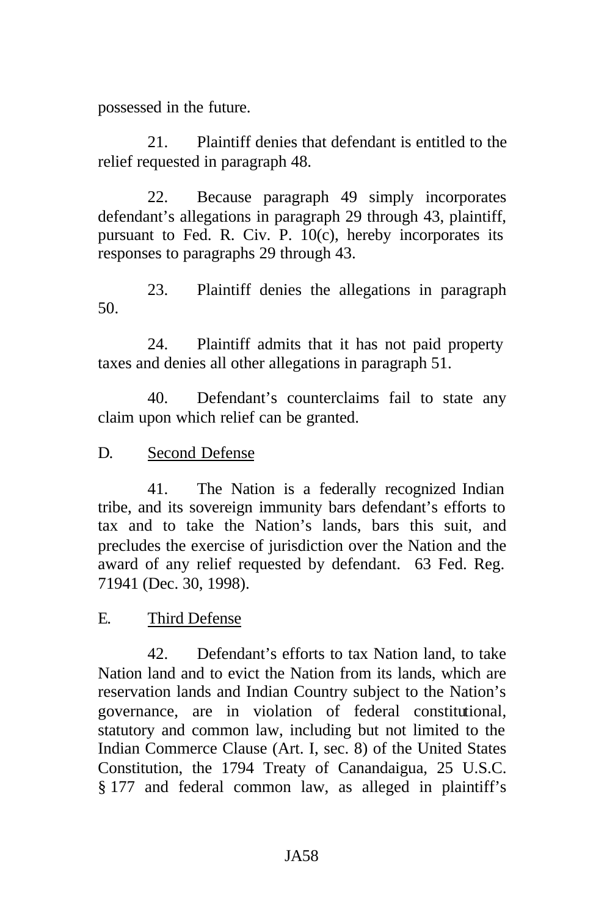possessed in the future.

21. Plaintiff denies that defendant is entitled to the relief requested in paragraph 48.

22. Because paragraph 49 simply incorporates defendant's allegations in paragraph 29 through 43, plaintiff, pursuant to Fed. R. Civ. P. 10(c), hereby incorporates its responses to paragraphs 29 through 43.

23. Plaintiff denies the allegations in paragraph 50.

24. Plaintiff admits that it has not paid property taxes and denies all other allegations in paragraph 51.

40. Defendant's counterclaims fail to state any claim upon which relief can be granted.

D. Second Defense

41. The Nation is a federally recognized Indian tribe, and its sovereign immunity bars defendant's efforts to tax and to take the Nation's lands, bars this suit, and precludes the exercise of jurisdiction over the Nation and the award of any relief requested by defendant. 63 Fed. Reg. 71941 (Dec. 30, 1998).

E. Third Defense

42. Defendant's efforts to tax Nation land, to take Nation land and to evict the Nation from its lands, which are reservation lands and Indian Country subject to the Nation's governance, are in violation of federal constitutional, statutory and common law, including but not limited to the Indian Commerce Clause (Art. I, sec. 8) of the United States Constitution, the 1794 Treaty of Canandaigua, 25 U.S.C. § 177 and federal common law, as alleged in plaintiff's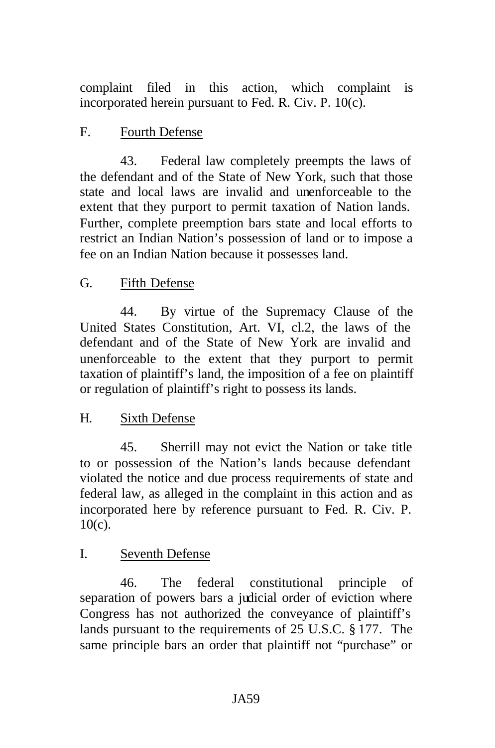complaint filed in this action, which complaint is incorporated herein pursuant to Fed. R. Civ. P. 10(c).

F. <u>Fourth Defense</u>

43. Federal law completely preempts the laws of the defendant and of the State of New York, such that those state and local laws are invalid and unenforceable to the extent that they purport to permit taxation of Nation lands. Further, complete preemption bars state and local efforts to restrict an Indian Nation's possession of land or to impose a fee on an Indian Nation because it possesses land.

G. <u>Fifth Defense</u>

44. By virtue of the Supremacy Clause of the United States Constitution, Art. VI, cl.2, the laws of the defendant and of the State of New York are invalid and unenforceable to the extent that they purport to permit taxation of plaintiff's land, the imposition of a fee on plaintiff or regulation of plaintiff's right to possess its lands.

H. <u>Sixth Defense</u>

45. Sherrill may not evict the Nation or take title to or possession of the Nation's lands because defendant violated the notice and due process requirements of state and federal law, as alleged in the complaint in this action and as incorporated here by reference pursuant to Fed. R. Civ. P. 10(c).

I. <u>Seventh Defense</u>

46. The federal constitutional principle of separation of powers bars a judicial order of eviction where Congress has not authorized the conveyance of plaintiff's lands pursuant to the requirements of 25 U.S.C. § 177. The same principle bars an order that plaintiff not "purchase" or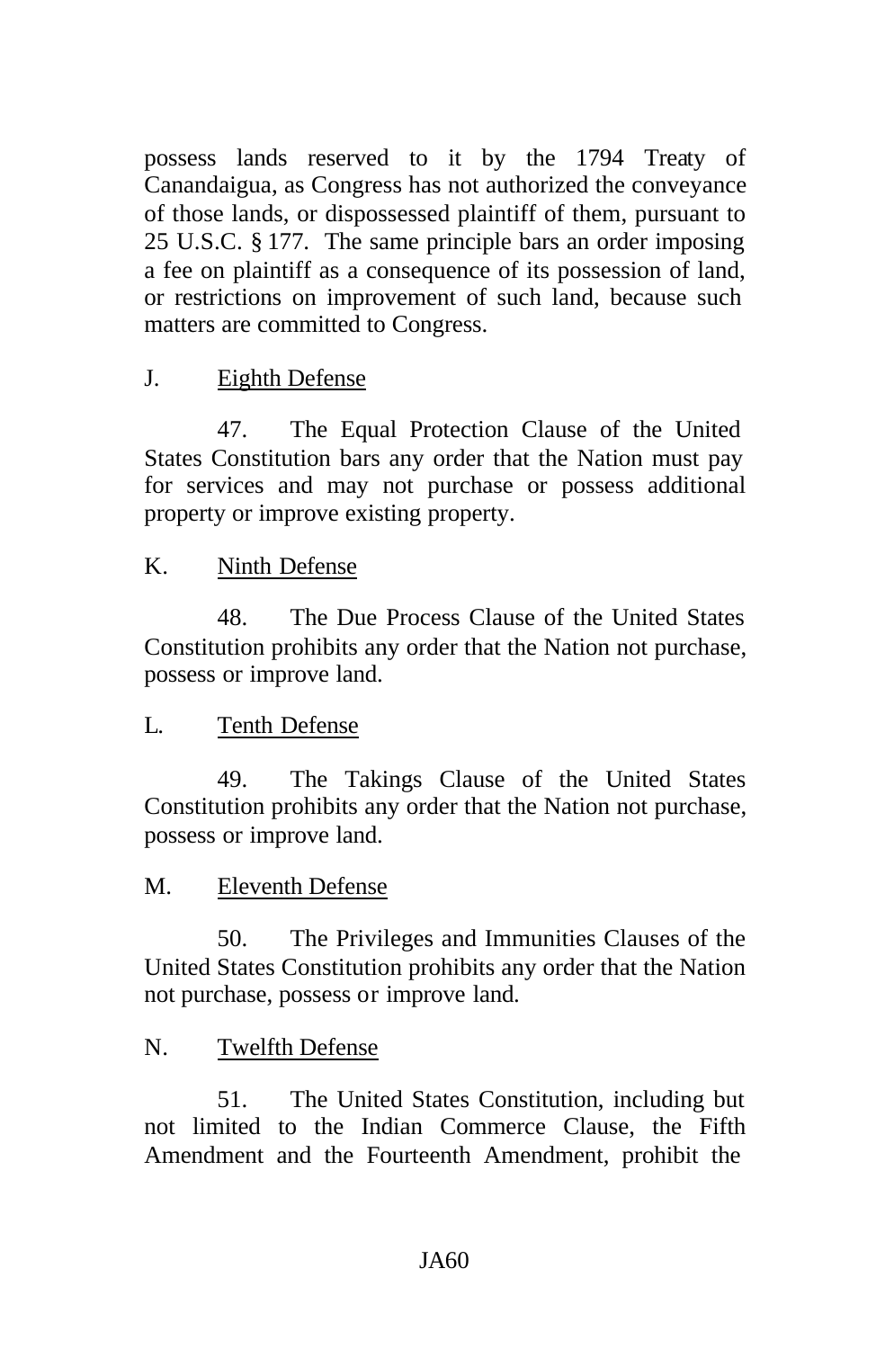possess lands reserved to it by the 1794 Treaty of Canandaigua, as Congress has not authorized the conveyance of those lands, or dispossessed plaintiff of them, pursuant to 25 U.S.C. § 177. The same principle bars an order imposing a fee on plaintiff as a consequence of its possession of land, or restrictions on improvement of such land, because such matters are committed to Congress.

J. <u>Eighth Defense</u>

47. The Equal Protection Clause of the United States Constitution bars any order that the Nation must pay for services and may not purchase or possess additional property or improve existing property.

K. <u>Ninth Defense</u>

48. The Due Process Clause of the United States Constitution prohibits any order that the Nation not purchase, possess or improve land.

L. <u>Tenth Defense</u>

49. The Takings Clause of the United States Constitution prohibits any order that the Nation not purchase, possess or improve land.

M. <u>Eleventh Defense</u>

50. The Privileges and Immunities Clauses of the United States Constitution prohibits any order that the Nation not purchase, possess or improve land.

N. <u>Twelfth Defense</u>

51. The United States Constitution, including but not limited to the Indian Commerce Clause, the Fifth Amendment and the Fourteenth Amendment, prohibit the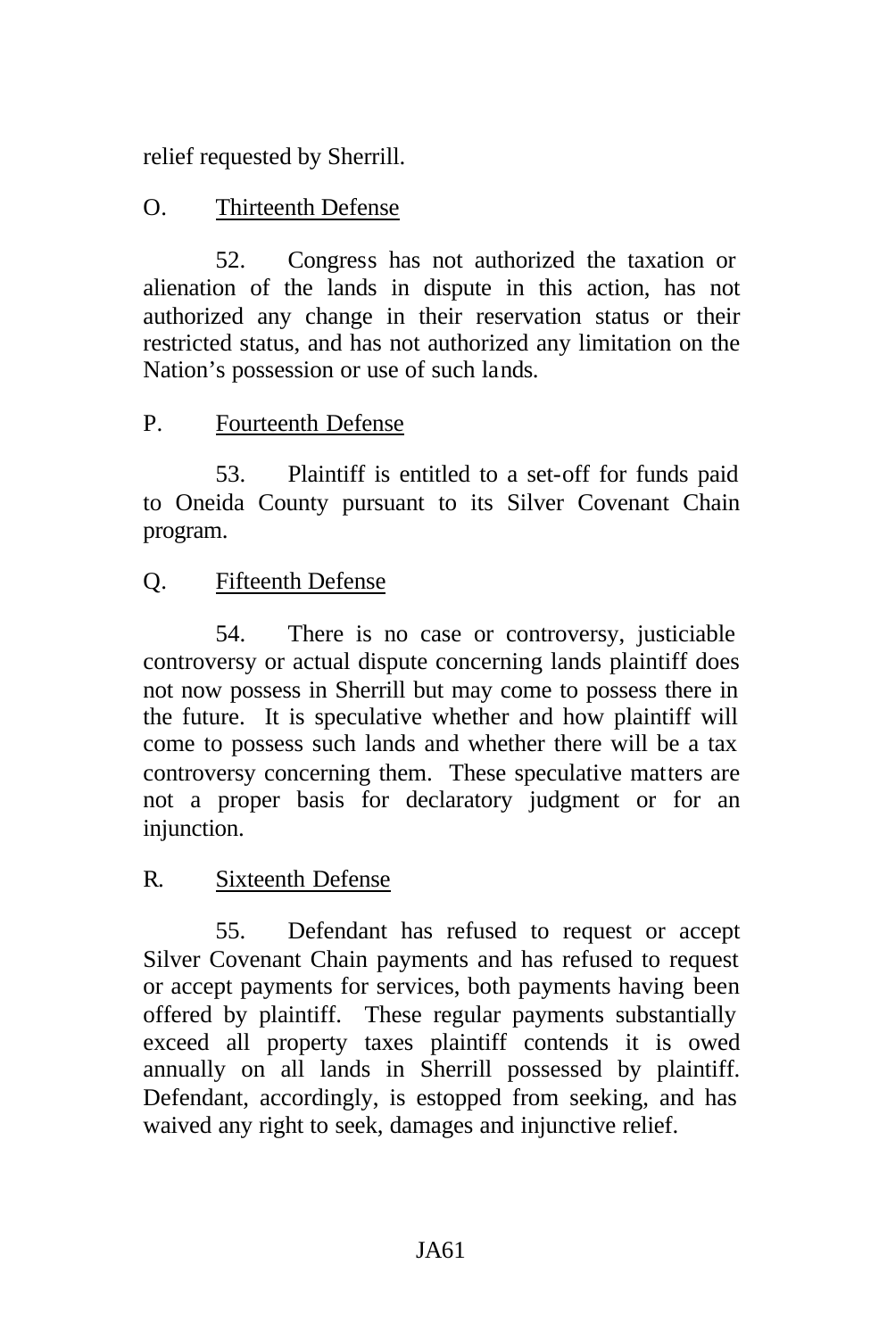relief requested by Sherrill.

O. Thirteenth Defense

52. Congress has not authorized the taxation or alienation of the lands in dispute in this action, has not authorized any change in their reservation status or their restricted status, and has not authorized any limitation on the Nation's possession or use of such lands.

P. Fourteenth Defense

53. Plaintiff is entitled to a set-off for funds paid to Oneida County pursuant to its Silver Covenant Chain program.

Q. Fifteenth Defense

54. There is no case or controversy, justiciable controversy or actual dispute concerning lands plaintiff does not now possess in Sherrill but may come to possess there in the future. It is speculative whether and how plaintiff will come to possess such lands and whether there will be a tax controversy concerning them. These speculative matters are not a proper basis for declaratory judgment or for an injunction.

R. Sixteenth Defense

55. Defendant has refused to request or accept Silver Covenant Chain payments and has refused to request or accept payments for services, both payments having been offered by plaintiff. These regular payments substantially exceed all property taxes plaintiff contends it is owed annually on all lands in Sherrill possessed by plaintiff. Defendant, accordingly, is estopped from seeking, and has waived any right to seek, damages and injunctive relief.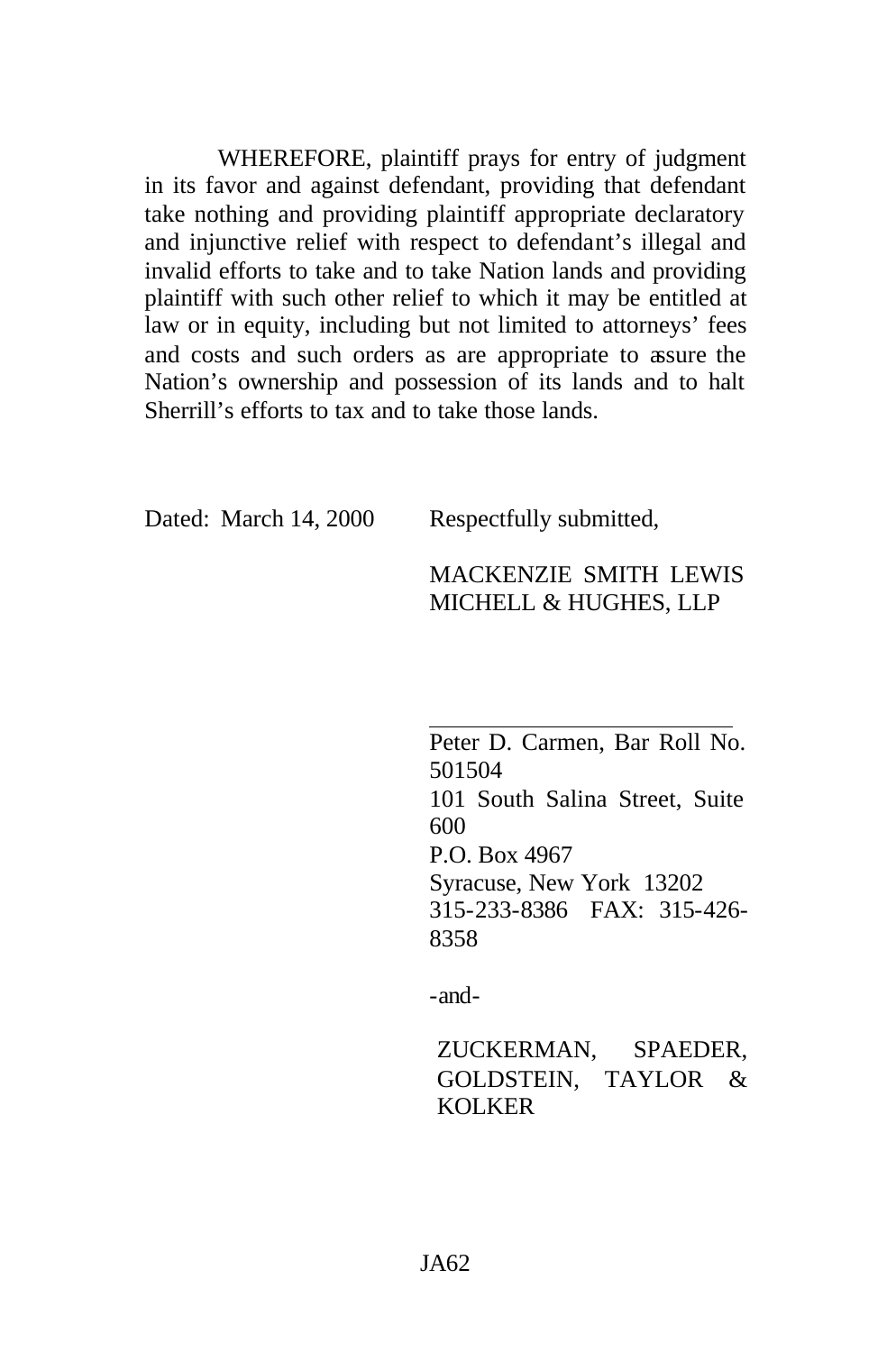WHEREFORE, plaintiff prays for entry of judgment in its favor and against defendant, providing that defendant take nothing and providing plaintiff appropriate declaratory and injunctive relief with respect to defendant's illegal and invalid efforts to take and to take Nation lands and providing plaintiff with such other relief to which it may be entitled at law or in equity, including but not limited to attorneys' fees and costs and such orders as are appropriate to assure the Nation's ownership and possession of its lands and to halt Sherrill's efforts to tax and to take those lands.

Dated: March 14, 2000

Respectfully submitted,

MACKENZIE SMITH LEWIS MICHELL & HUGHES, LLP

\_\_\_\_\_\_\_\_\_\_\_\_\_\_\_\_\_\_\_\_\_\_\_\_\_\_\_\_

Peter D. Carmen, Bar Roll No. 501504
101 South Salina Street, Suite 600
P.O. Box 4967
Syracuse, New York 13202
315-233-8386 FAX: 315-426-8358

-and-

ZUCKERMAN, SPAEDER, GOLDSTEIN, TAYLOR & KOLKER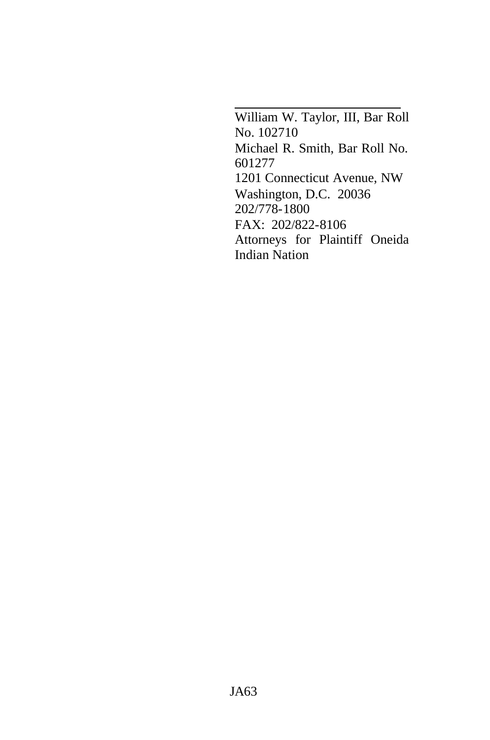\_\_\_\_\_\_\_\_\_\_\_\_\_\_\_\_\_\_\_\_\_\_\_\_\_\_

William W. Taylor, III, Bar Roll No. 102710
Michael R. Smith, Bar Roll No. 601277
1201 Connecticut Avenue, NW
Washington, D.C. 20036
202/778-1800
FAX: 202/822-8106
Attorneys for Plaintiff Oneida Indian Nation

JA63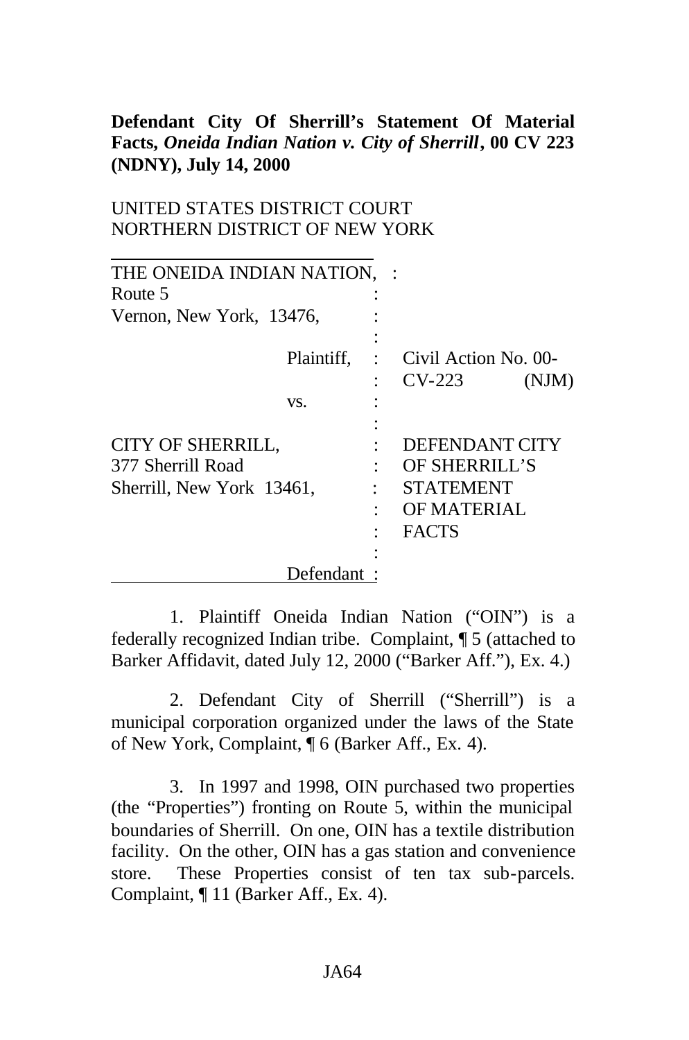**Defendant City Of Sherrill's Statement Of Material Facts, *Oneida Indian Nation v. City of Sherrill*, 00 CV 223 (NDNY), July 14, 2000**

UNITED STATES DISTRICT COURT
NORTHERN DISTRICT OF NEW YORK

| | | |
|---|---|---|
| THE ONEIDA INDIAN NATION, Route 5 Vernon, New York, 13476, Plaintiff, | : | Civil Action No. 00-CV-223 (NJM) |
| vs. | : | |
| CITY OF SHERRILL, 377 Sherrill Road Sherrill, New York 13461, Defendant | : | DEFENDANT CITY OF SHERRILL'S STATEMENT OF MATERIAL FACTS |

1. Plaintiff Oneida Indian Nation ("OIN") is a federally recognized Indian tribe. Complaint, ¶ 5 (attached to Barker Affidavit, dated July 12, 2000 ("Barker Aff."), Ex. 4.)

2. Defendant City of Sherrill ("Sherrill") is a municipal corporation organized under the laws of the State of New York, Complaint, ¶ 6 (Barker Aff., Ex. 4).

3. In 1997 and 1998, OIN purchased two properties (the "Properties") fronting on Route 5, within the municipal boundaries of Sherrill. On one, OIN has a textile distribution facility. On the other, OIN has a gas station and convenience store. These Properties consist of ten tax sub-parcels. Complaint, ¶ 11 (Barker Aff., Ex. 4).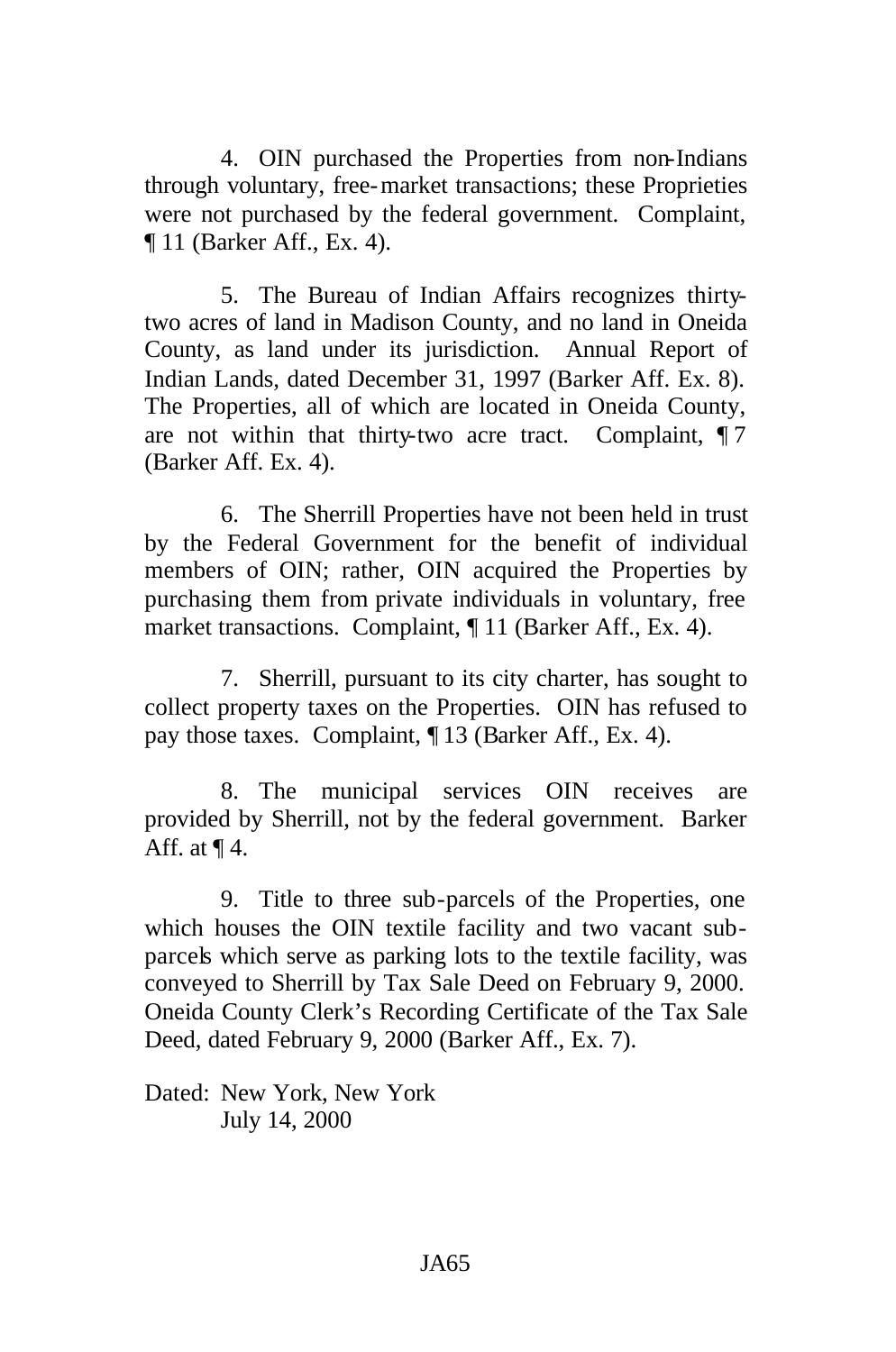4. OIN purchased the Properties from non-Indians through voluntary, free-market transactions; these Proprieties were not purchased by the federal government. Complaint, ¶ 11 (Barker Aff., Ex. 4).

5. The Bureau of Indian Affairs recognizes thirty-two acres of land in Madison County, and no land in Oneida County, as land under its jurisdiction. Annual Report of Indian Lands, dated December 31, 1997 (Barker Aff. Ex. 8). The Properties, all of which are located in Oneida County, are not within that thirty-two acre tract. Complaint, ¶ 7 (Barker Aff. Ex. 4).

6. The Sherrill Properties have not been held in trust by the Federal Government for the benefit of individual members of OIN; rather, OIN acquired the Properties by purchasing them from private individuals in voluntary, free market transactions. Complaint, ¶ 11 (Barker Aff., Ex. 4).

7. Sherrill, pursuant to its city charter, has sought to collect property taxes on the Properties. OIN has refused to pay those taxes. Complaint, ¶ 13 (Barker Aff., Ex. 4).

8. The municipal services OIN receives are provided by Sherrill, not by the federal government. Barker Aff. at ¶ 4.

9. Title to three sub-parcels of the Properties, one which houses the OIN textile facility and two vacant sub-parcels which serve as parking lots to the textile facility, was conveyed to Sherrill by Tax Sale Deed on February 9, 2000. Oneida County Clerk's Recording Certificate of the Tax Sale Deed, dated February 9, 2000 (Barker Aff., Ex. 7).

Dated: New York, New York
July 14, 2000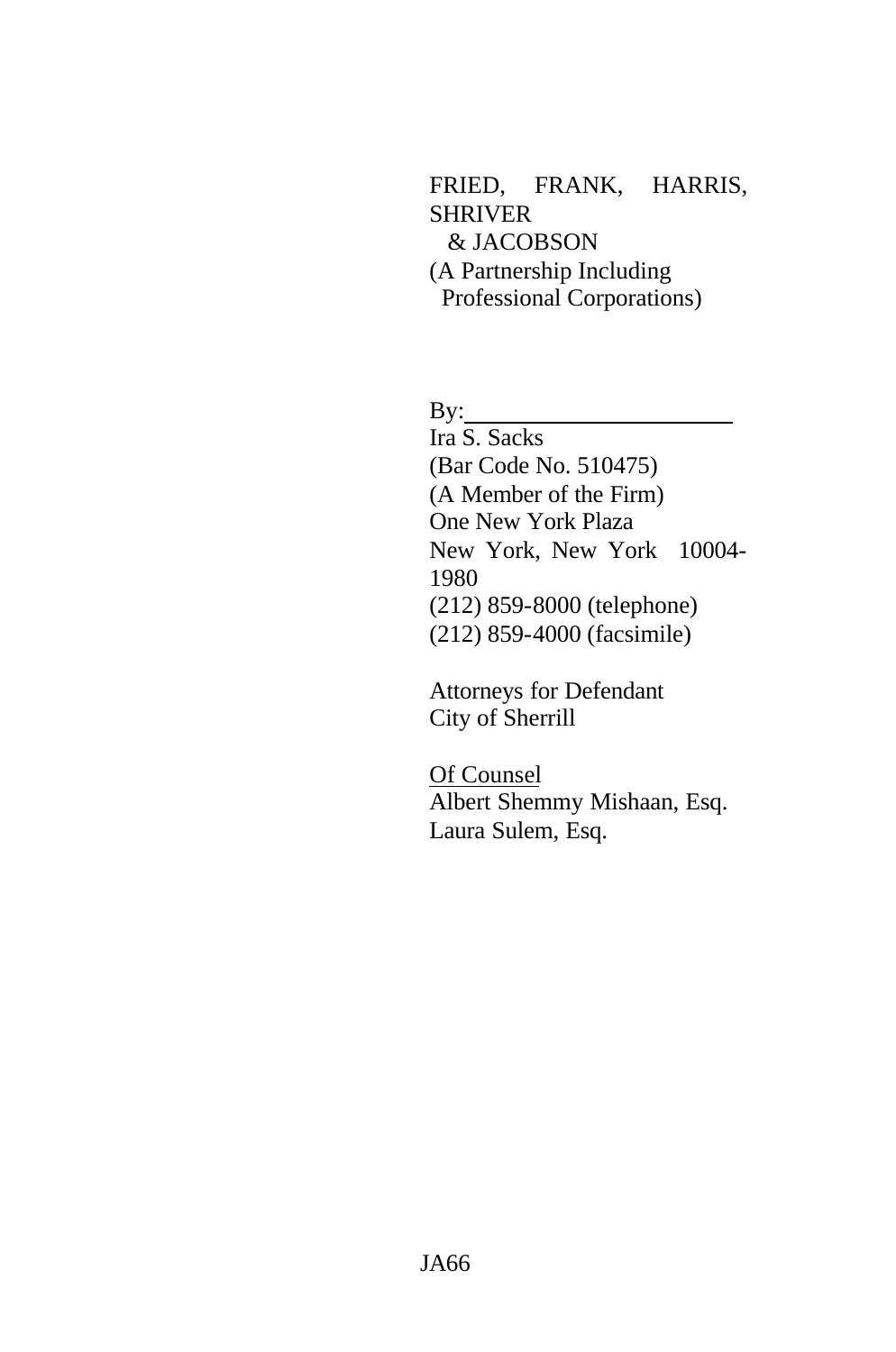FRIED, FRANK, HARRIS, SHRIVER
& JACOBSON
(A Partnership Including
Professional Corporations)

By:\_\_\_\_\_\_\_\_\_\_\_\_\_\_\_\_\_\_\_\_\_\_\_\_
Ira S. Sacks
(Bar Code No. 510475)
(A Member of the Firm)
One New York Plaza
New York, New York 10004-1980
(212) 859-8000 (telephone)
(212) 859-4000 (facsimile)

Attorneys for Defendant
City of Sherrill

Of Counsel
Albert Shemmy Mishaan, Esq.
Laura Sulem, Esq.

JA66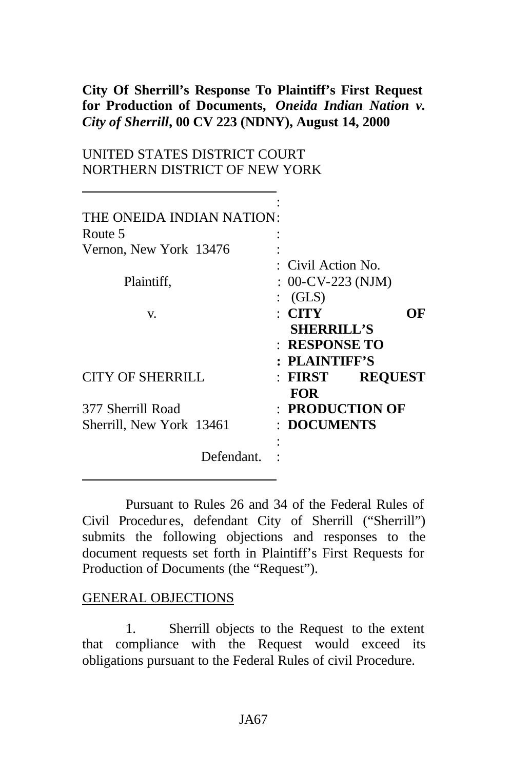**City Of Sherrill's Response To Plaintiff's First Request for Production of Documents, *Oneida Indian Nation v. City of Sherrill*, 00 CV 223 (NDNY), August 14, 2000**

UNITED STATES DISTRICT COURT
NORTHERN DISTRICT OF NEW YORK

| | |
|---|---|
| THE ONEIDA INDIAN NATION<br>Route 5<br>Vernon, New York 13476 | |
| Plaintiff, | Civil Action No.<br>00-CV-223 (NJM) (GLS) |
| v. | **CITY OF SHERRILL'S RESPONSE TO PLAINTIFF'S FIRST REQUEST FOR PRODUCTION OF DOCUMENTS** |
| CITY OF SHERRILL<br>377 Sherrill Road<br>Sherrill, New York 13461 | |
| Defendant. | |

Pursuant to Rules 26 and 34 of the Federal Rules of Civil Procedures, defendant City of Sherrill ("Sherrill") submits the following objections and responses to the document requests set forth in Plaintiff's First Requests for Production of Documents (the "Request").

GENERAL OBJECTIONS

1. Sherrill objects to the Request to the extent that compliance with the Request would exceed its obligations pursuant to the Federal Rules of civil Procedure.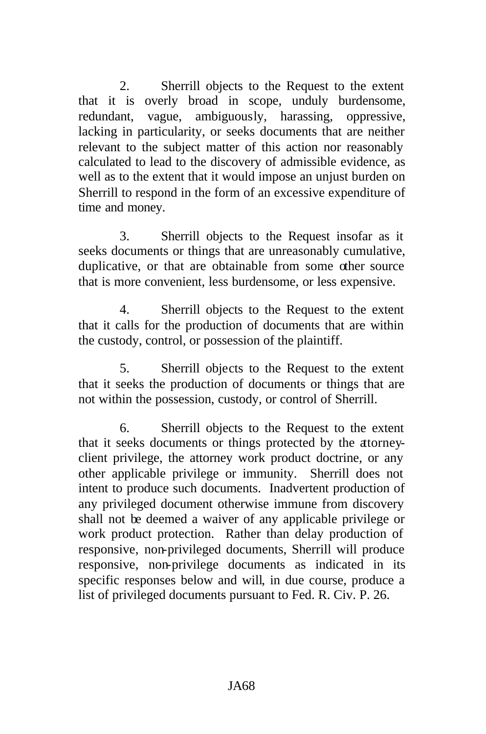2. Sherrill objects to the Request to the extent that it is overly broad in scope, unduly burdensome, redundant, vague, ambiguously, harassing, oppressive, lacking in particularity, or seeks documents that are neither relevant to the subject matter of this action nor reasonably calculated to lead to the discovery of admissible evidence, as well as to the extent that it would impose an unjust burden on Sherrill to respond in the form of an excessive expenditure of time and money.

3. Sherrill objects to the Request insofar as it seeks documents or things that are unreasonably cumulative, duplicative, or that are obtainable from some other source that is more convenient, less burdensome, or less expensive.

4. Sherrill objects to the Request to the extent that it calls for the production of documents that are within the custody, control, or possession of the plaintiff.

5. Sherrill objects to the Request to the extent that it seeks the production of documents or things that are not within the possession, custody, or control of Sherrill.

6. Sherrill objects to the Request to the extent that it seeks documents or things protected by the attorney-client privilege, the attorney work product doctrine, or any other applicable privilege or immunity. Sherrill does not intent to produce such documents. Inadvertent production of any privileged document otherwise immune from discovery shall not be deemed a waiver of any applicable privilege or work product protection. Rather than delay production of responsive, non-privileged documents, Sherrill will produce responsive, non-privilege documents as indicated in its specific responses below and will, in due course, produce a list of privileged documents pursuant to Fed. R. Civ. P. 26.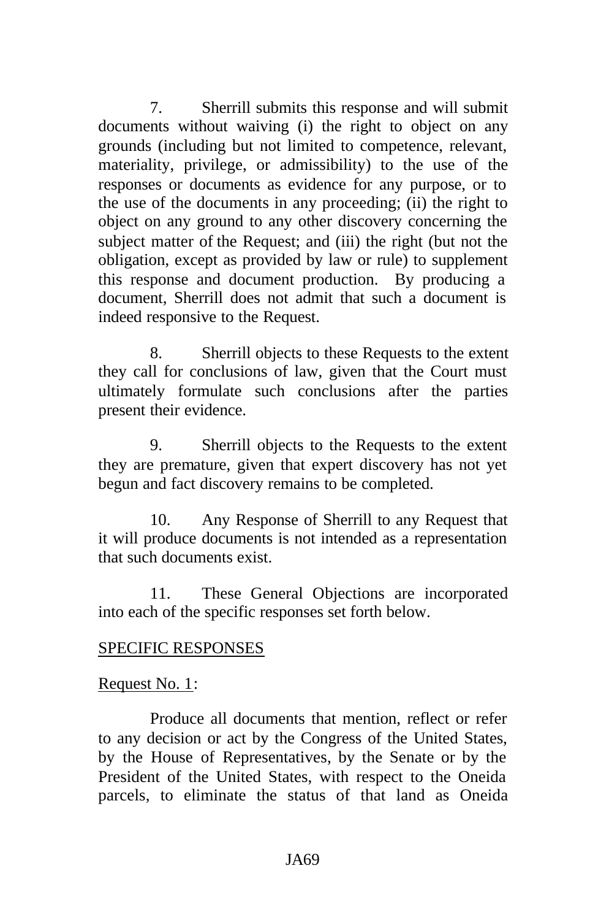7. Sherrill submits this response and will submit documents without waiving (i) the right to object on any grounds (including but not limited to competence, relevant, materiality, privilege, or admissibility) to the use of the responses or documents as evidence for any purpose, or to the use of the documents in any proceeding; (ii) the right to object on any ground to any other discovery concerning the subject matter of the Request; and (iii) the right (but not the obligation, except as provided by law or rule) to supplement this response and document production. By producing a document, Sherrill does not admit that such a document is indeed responsive to the Request.

8. Sherrill objects to these Requests to the extent they call for conclusions of law, given that the Court must ultimately formulate such conclusions after the parties present their evidence.

9. Sherrill objects to the Requests to the extent they are premature, given that expert discovery has not yet begun and fact discovery remains to be completed.

10. Any Response of Sherrill to any Request that it will produce documents is not intended as a representation that such documents exist.

11. These General Objections are incorporated into each of the specific responses set forth below.

<u>SPECIFIC RESPONSES</u>

<u>Request No. 1</u>:

Produce all documents that mention, reflect or refer to any decision or act by the Congress of the United States, by the House of Representatives, by the Senate or by the President of the United States, with respect to the Oneida parcels, to eliminate the status of that land as Oneida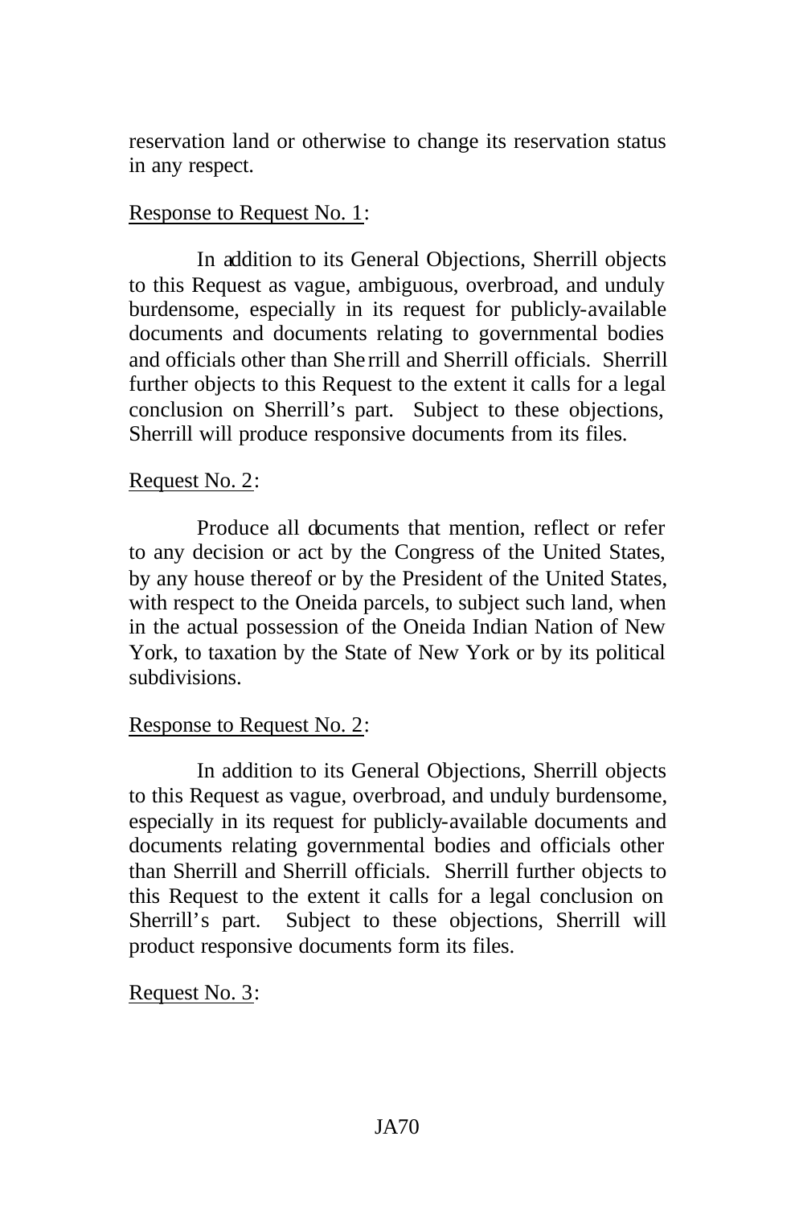reservation land or otherwise to change its reservation status in any respect.

<u>Response to Request No. 1</u>:

In addition to its General Objections, Sherrill objects to this Request as vague, ambiguous, overbroad, and unduly burdensome, especially in its request for publicly-available documents and documents relating to governmental bodies and officials other than Sherrill and Sherrill officials. Sherrill further objects to this Request to the extent it calls for a legal conclusion on Sherrill's part. Subject to these objections, Sherrill will produce responsive documents from its files.

<u>Request No. 2</u>:

Produce all documents that mention, reflect or refer to any decision or act by the Congress of the United States, by any house thereof or by the President of the United States, with respect to the Oneida parcels, to subject such land, when in the actual possession of the Oneida Indian Nation of New York, to taxation by the State of New York or by its political subdivisions.

<u>Response to Request No. 2</u>:

In addition to its General Objections, Sherrill objects to this Request as vague, overbroad, and unduly burdensome, especially in its request for publicly-available documents and documents relating governmental bodies and officials other than Sherrill and Sherrill officials. Sherrill further objects to this Request to the extent it calls for a legal conclusion on Sherrill's part. Subject to these objections, Sherrill will product responsive documents form its files.

<u>Request No. 3</u>: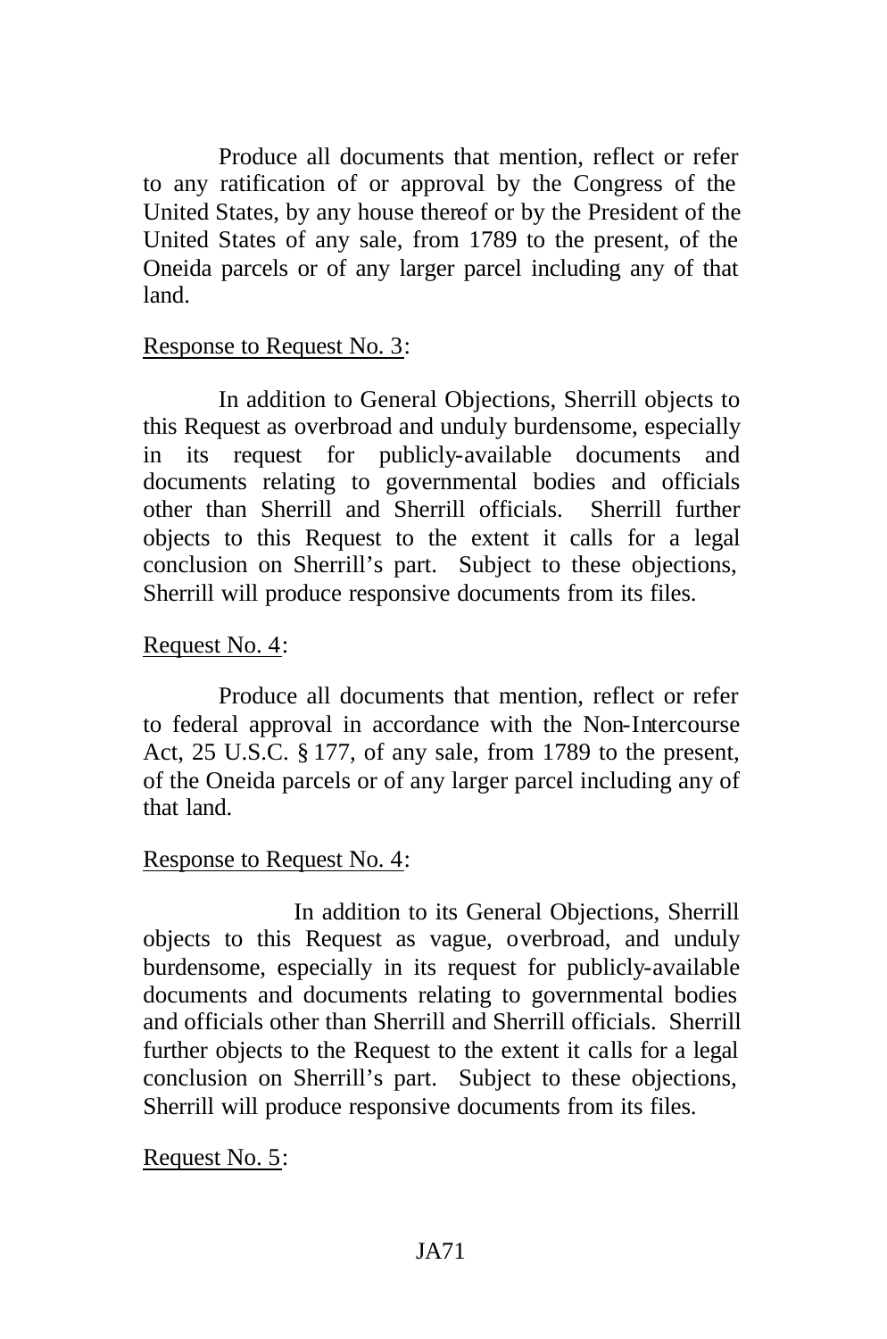Produce all documents that mention, reflect or refer to any ratification of or approval by the Congress of the United States, by any house thereof or by the President of the United States of any sale, from 1789 to the present, of the Oneida parcels or of any larger parcel including any of that land.

<u>Response to Request No. 3</u>:

In addition to General Objections, Sherrill objects to this Request as overbroad and unduly burdensome, especially in its request for publicly-available documents and documents relating to governmental bodies and officials other than Sherrill and Sherrill officials. Sherrill further objects to this Request to the extent it calls for a legal conclusion on Sherrill's part. Subject to these objections, Sherrill will produce responsive documents from its files.

<u>Request No. 4</u>:

Produce all documents that mention, reflect or refer to federal approval in accordance with the Non-Intercourse Act, 25 U.S.C. § 177, of any sale, from 1789 to the present, of the Oneida parcels or of any larger parcel including any of that land.

<u>Response to Request No. 4</u>:

In addition to its General Objections, Sherrill objects to this Request as vague, overbroad, and unduly burdensome, especially in its request for publicly-available documents and documents relating to governmental bodies and officials other than Sherrill and Sherrill officials. Sherrill further objects to the Request to the extent it calls for a legal conclusion on Sherrill's part. Subject to these objections, Sherrill will produce responsive documents from its files.

<u>Request No. 5</u>: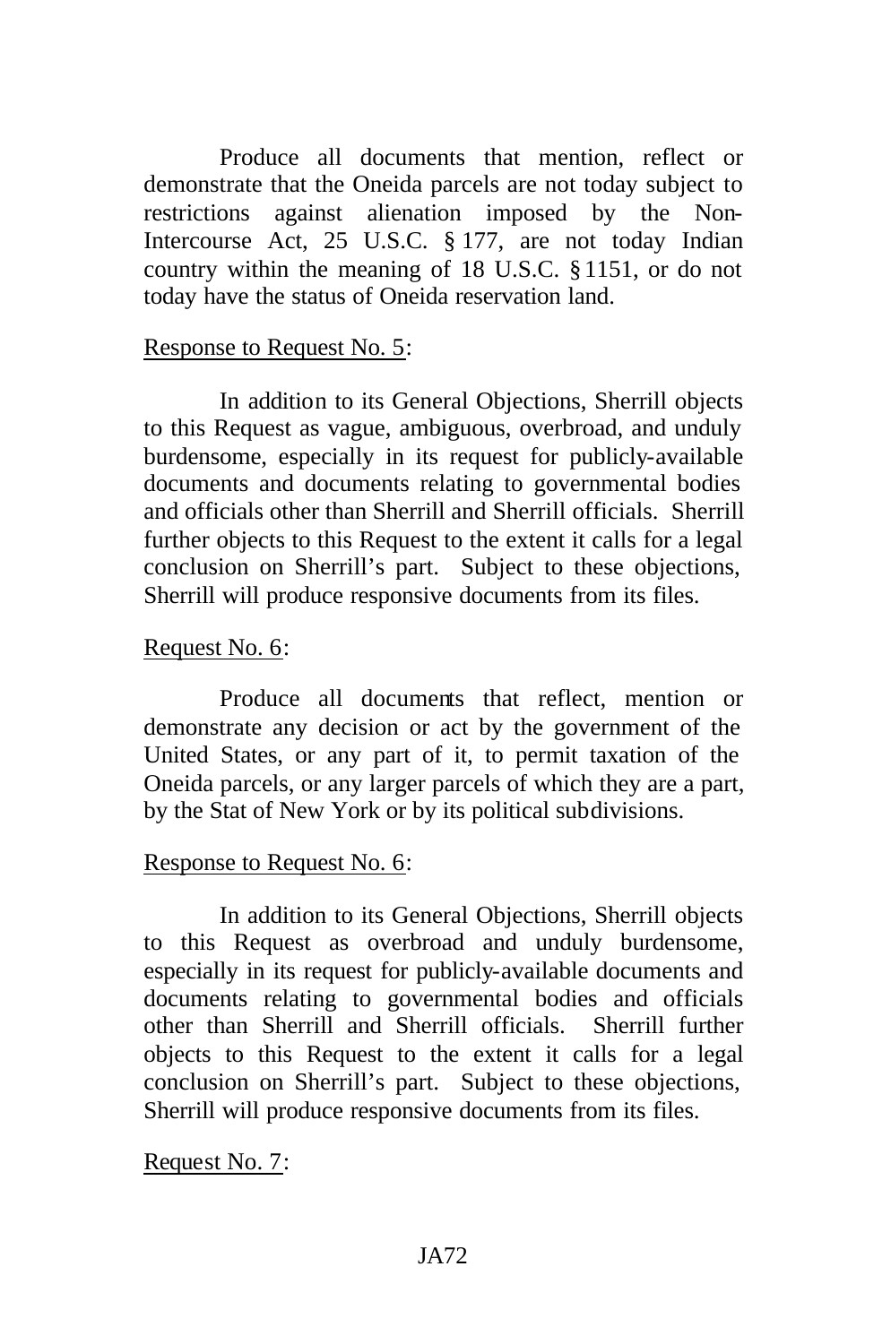Produce all documents that mention, reflect or demonstrate that the Oneida parcels are not today subject to restrictions against alienation imposed by the Non-Intercourse Act, 25 U.S.C. § 177, are not today Indian country within the meaning of 18 U.S.C. § 1151, or do not today have the status of Oneida reservation land.

<u>Response to Request No. 5</u>:

In addition to its General Objections, Sherrill objects to this Request as vague, ambiguous, overbroad, and unduly burdensome, especially in its request for publicly-available documents and documents relating to governmental bodies and officials other than Sherrill and Sherrill officials. Sherrill further objects to this Request to the extent it calls for a legal conclusion on Sherrill's part. Subject to these objections, Sherrill will produce responsive documents from its files.

<u>Request No. 6</u>:

Produce all documents that reflect, mention or demonstrate any decision or act by the government of the United States, or any part of it, to permit taxation of the Oneida parcels, or any larger parcels of which they are a part, by the Stat of New York or by its political subdivisions.

<u>Response to Request No. 6</u>:

In addition to its General Objections, Sherrill objects to this Request as overbroad and unduly burdensome, especially in its request for publicly-available documents and documents relating to governmental bodies and officials other than Sherrill and Sherrill officials. Sherrill further objects to this Request to the extent it calls for a legal conclusion on Sherrill's part. Subject to these objections, Sherrill will produce responsive documents from its files.

<u>Request No. 7</u>: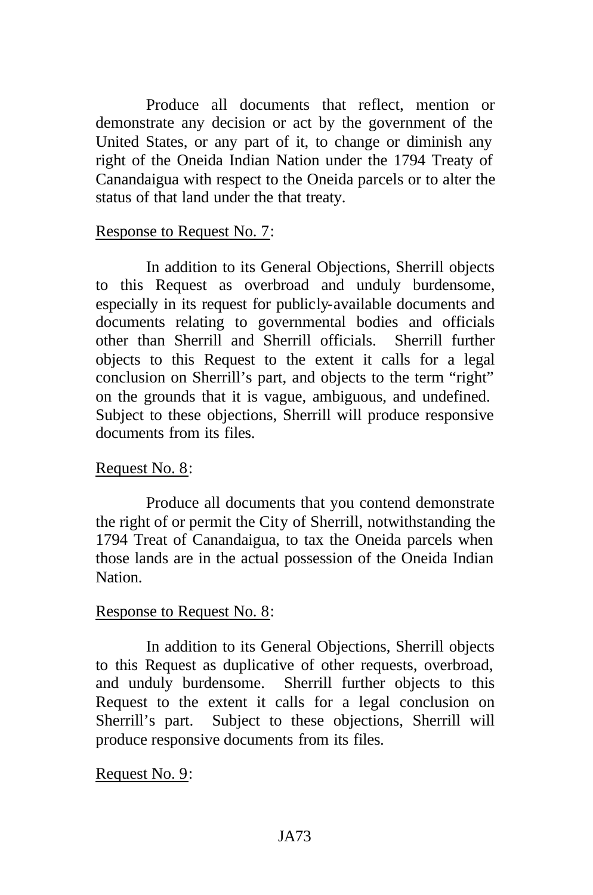Produce all documents that reflect, mention or demonstrate any decision or act by the government of the United States, or any part of it, to change or diminish any right of the Oneida Indian Nation under the 1794 Treaty of Canandaigua with respect to the Oneida parcels or to alter the status of that land under the that treaty.

Response to Request No. 7:

In addition to its General Objections, Sherrill objects to this Request as overbroad and unduly burdensome, especially in its request for publicly-available documents and documents relating to governmental bodies and officials other than Sherrill and Sherrill officials. Sherrill further objects to this Request to the extent it calls for a legal conclusion on Sherrill's part, and objects to the term "right" on the grounds that it is vague, ambiguous, and undefined. Subject to these objections, Sherrill will produce responsive documents from its files.

Request No. 8:

Produce all documents that you contend demonstrate the right of or permit the City of Sherrill, notwithstanding the 1794 Treat of Canandaigua, to tax the Oneida parcels when those lands are in the actual possession of the Oneida Indian Nation.

Response to Request No. 8:

In addition to its General Objections, Sherrill objects to this Request as duplicative of other requests, overbroad, and unduly burdensome. Sherrill further objects to this Request to the extent it calls for a legal conclusion on Sherrill's part. Subject to these objections, Sherrill will produce responsive documents from its files.

Request No. 9: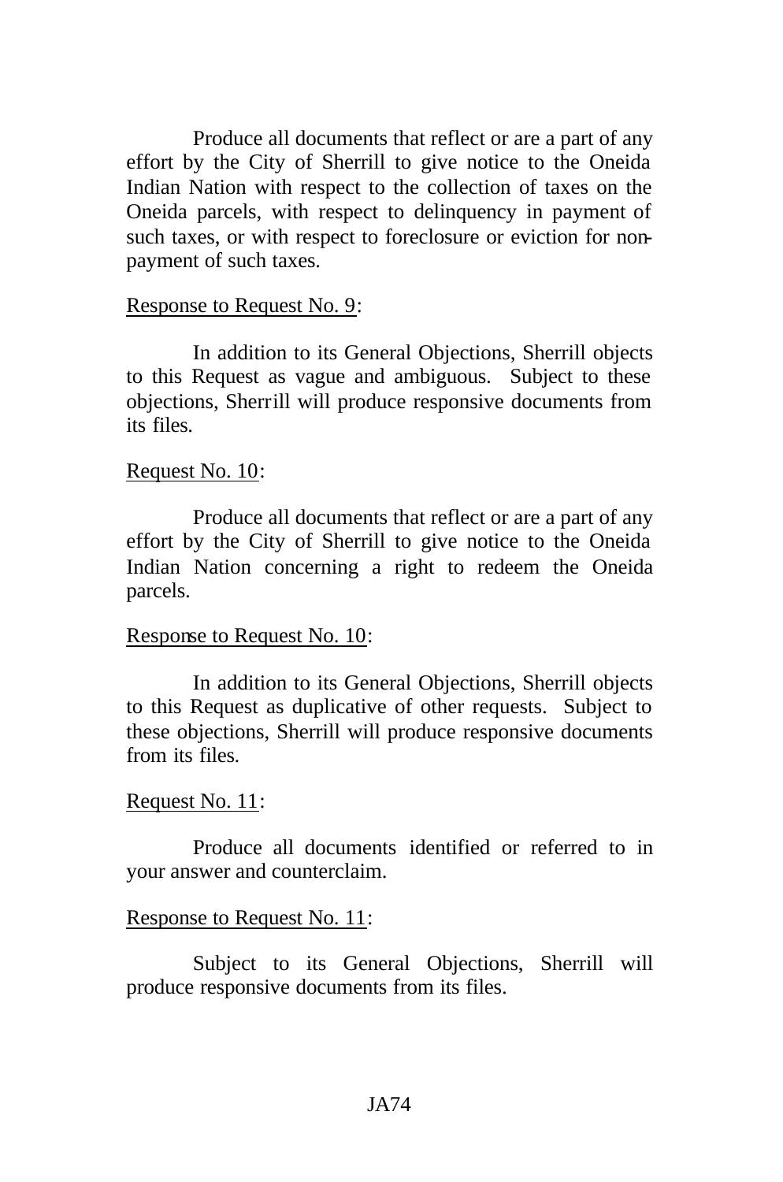Produce all documents that reflect or are a part of any effort by the City of Sherrill to give notice to the Oneida Indian Nation with respect to the collection of taxes on the Oneida parcels, with respect to delinquency in payment of such taxes, or with respect to foreclosure or eviction for non-payment of such taxes.

<u>Response to Request No. 9</u>:

In addition to its General Objections, Sherrill objects to this Request as vague and ambiguous. Subject to these objections, Sherrill will produce responsive documents from its files.

<u>Request No. 10</u>:

Produce all documents that reflect or are a part of any effort by the City of Sherrill to give notice to the Oneida Indian Nation concerning a right to redeem the Oneida parcels.

<u>Response to Request No. 10</u>:

In addition to its General Objections, Sherrill objects to this Request as duplicative of other requests. Subject to these objections, Sherrill will produce responsive documents from its files.

<u>Request No. 11</u>:

Produce all documents identified or referred to in your answer and counterclaim.

<u>Response to Request No. 11</u>:

Subject to its General Objections, Sherrill will produce responsive documents from its files.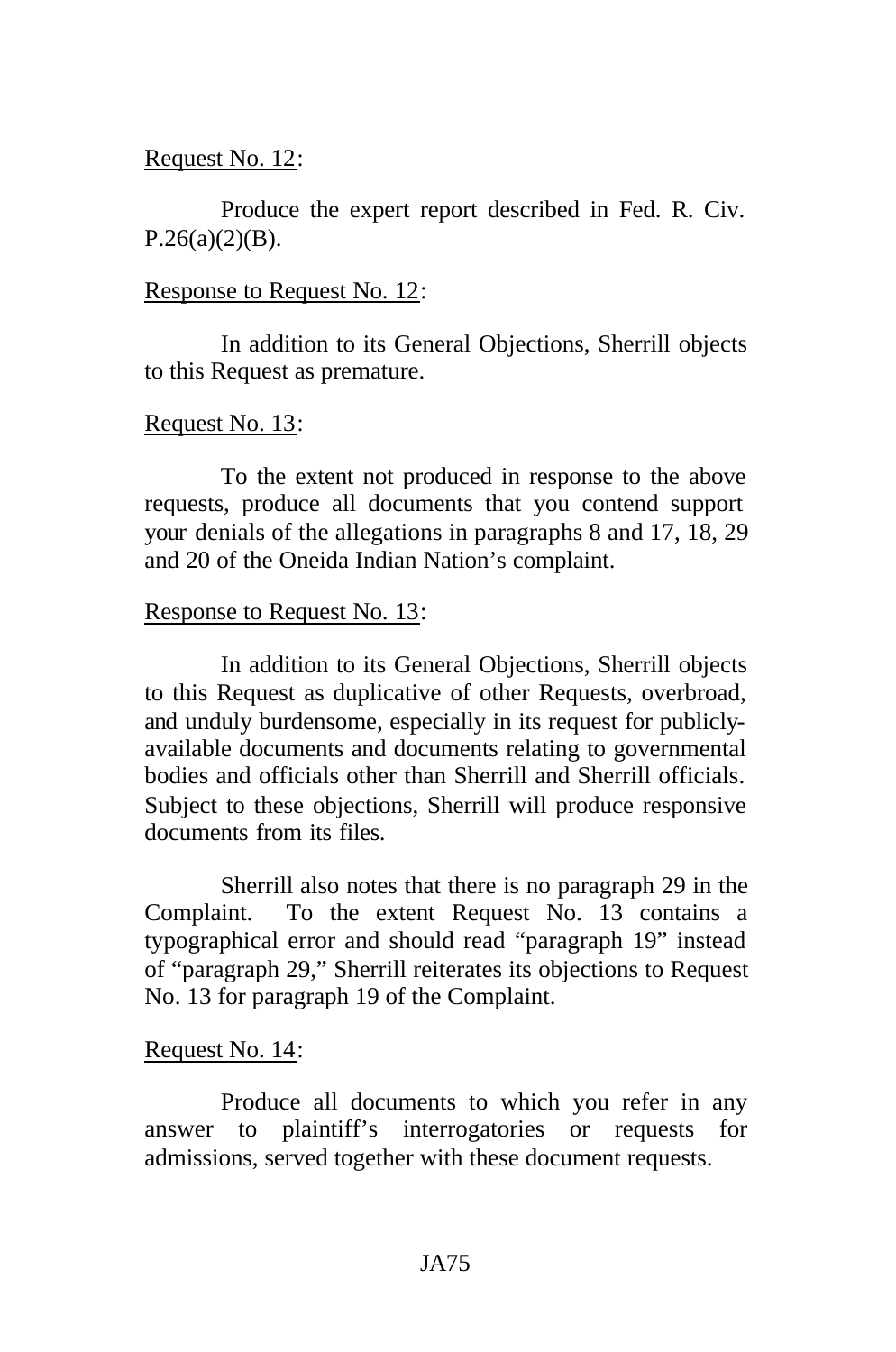Request No. 12:

Produce the expert report described in Fed. R. Civ. P.26(a)(2)(B).

Response to Request No. 12:

In addition to its General Objections, Sherrill objects to this Request as premature.

Request No. 13:

To the extent not produced in response to the above requests, produce all documents that you contend support your denials of the allegations in paragraphs 8 and 17, 18, 29 and 20 of the Oneida Indian Nation's complaint.

Response to Request No. 13:

In addition to its General Objections, Sherrill objects to this Request as duplicative of other Requests, overbroad, and unduly burdensome, especially in its request for publicly-available documents and documents relating to governmental bodies and officials other than Sherrill and Sherrill officials. Subject to these objections, Sherrill will produce responsive documents from its files.

Sherrill also notes that there is no paragraph 29 in the Complaint. To the extent Request No. 13 contains a typographical error and should read "paragraph 19" instead of "paragraph 29," Sherrill reiterates its objections to Request No. 13 for paragraph 19 of the Complaint.

Request No. 14:

Produce all documents to which you refer in any answer to plaintiff's interrogatories or requests for admissions, served together with these document requests.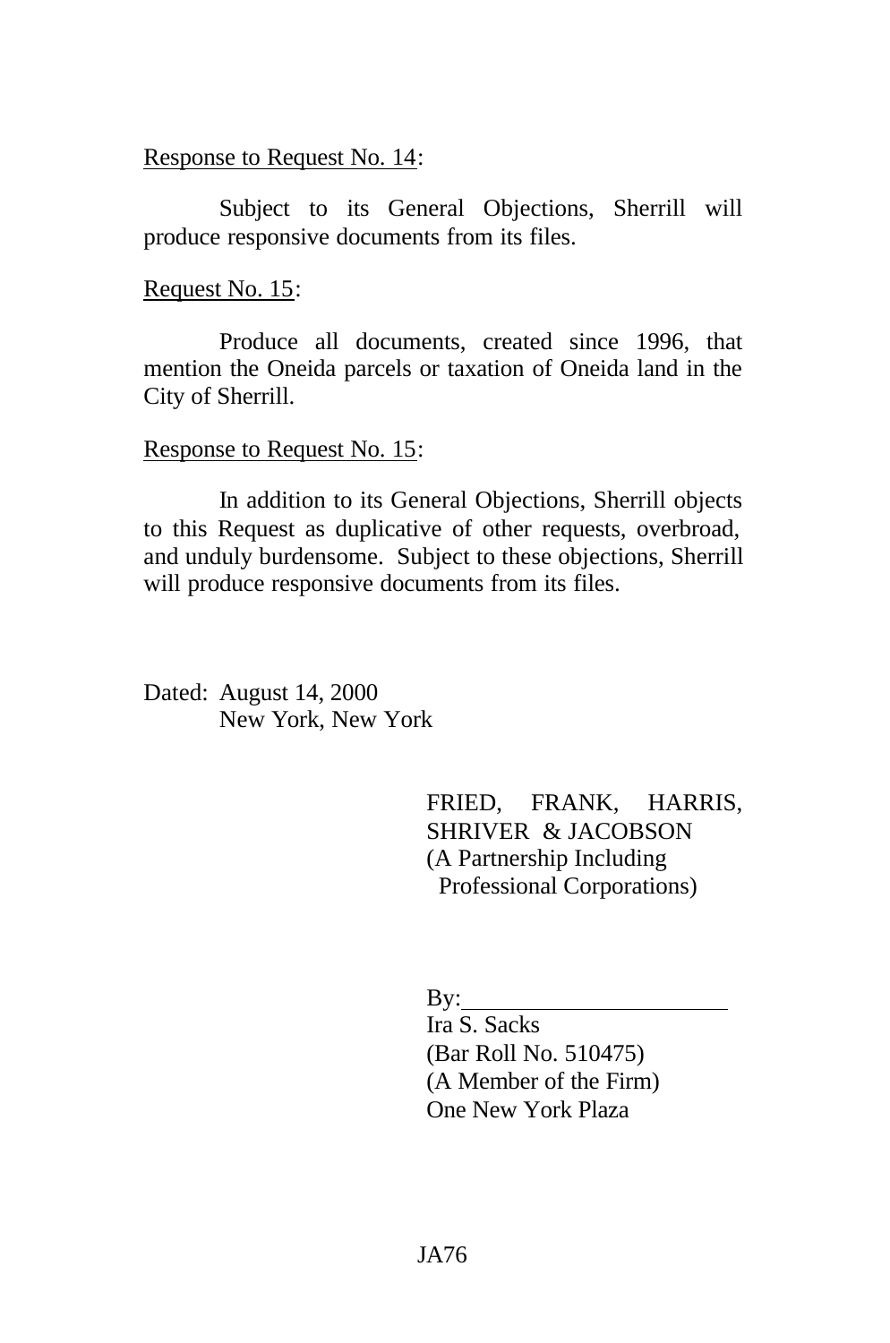Response to Request No. 14:

Subject to its General Objections, Sherrill will produce responsive documents from its files.

Request No. 15:

Produce all documents, created since 1996, that mention the Oneida parcels or taxation of Oneida land in the City of Sherrill.

Response to Request No. 15:

In addition to its General Objections, Sherrill objects to this Request as duplicative of other requests, overbroad, and unduly burdensome. Subject to these objections, Sherrill will produce responsive documents from its files.

Dated: August 14, 2000
New York, New York

FRIED, FRANK, HARRIS, SHRIVER & JACOBSON
(A Partnership Including Professional Corporations)

By:______________________
Ira S. Sacks
(Bar Roll No. 510475)
(A Member of the Firm)
One New York Plaza

JA76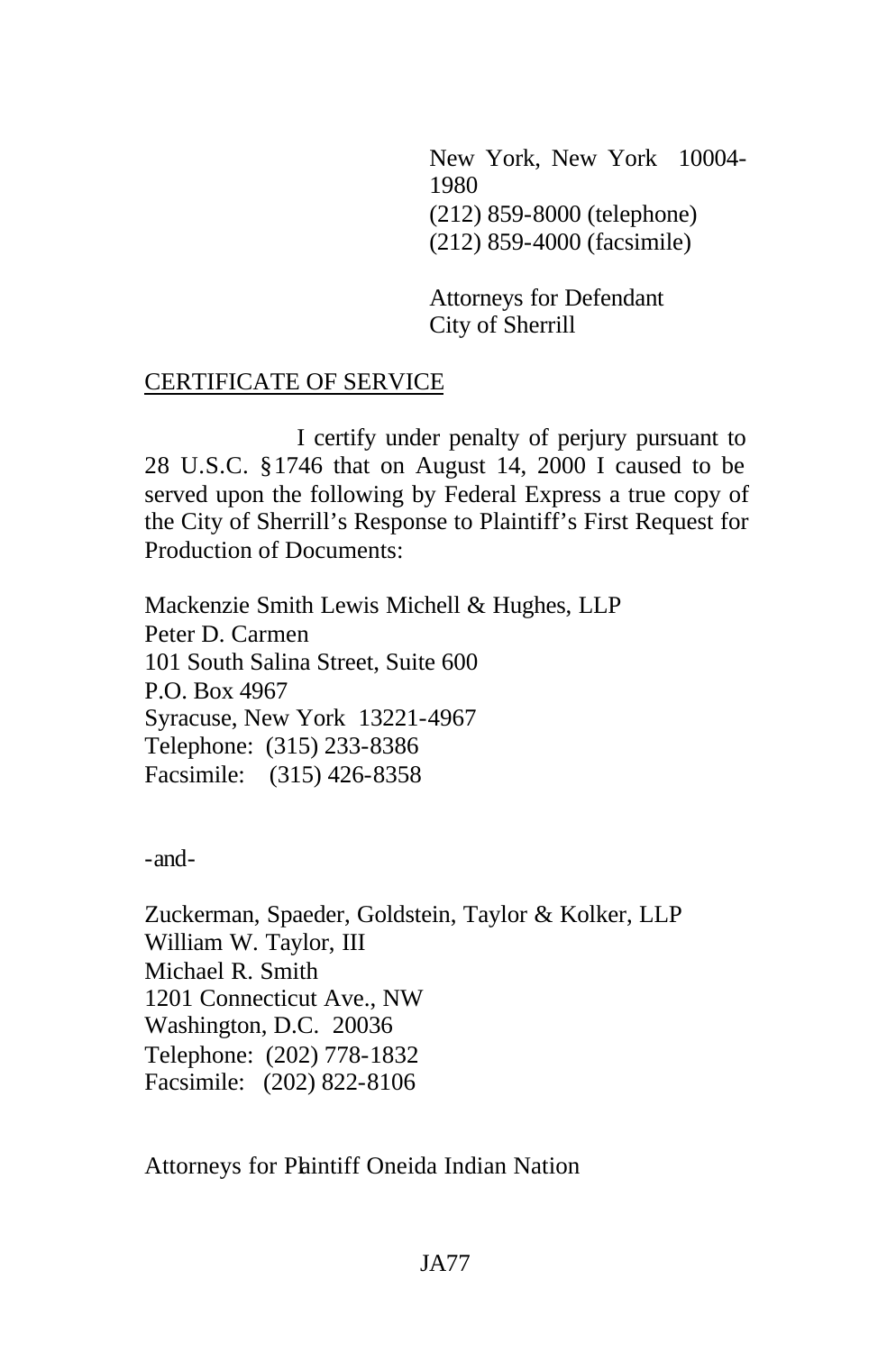New York, New York 10004-1980
(212) 859-8000 (telephone)
(212) 859-4000 (facsimile)

Attorneys for Defendant
City of Sherrill

CERTIFICATE OF SERVICE

I certify under penalty of perjury pursuant to 28 U.S.C. §1746 that on August 14, 2000 I caused to be served upon the following by Federal Express a true copy of the City of Sherrill's Response to Plaintiff's First Request for Production of Documents:

Mackenzie Smith Lewis Michell & Hughes, LLP
Peter D. Carmen
101 South Salina Street, Suite 600
P.O. Box 4967
Syracuse, New York 13221-4967
Telephone: (315) 233-8386
Facsimile: (315) 426-8358

-and-

Zuckerman, Spaeder, Goldstein, Taylor & Kolker, LLP
William W. Taylor, III
Michael R. Smith
1201 Connecticut Ave., NW
Washington, D.C. 20036
Telephone: (202) 778-1832
Facsimile: (202) 822-8106

Attorneys for Plaintiff Oneida Indian Nation

JA77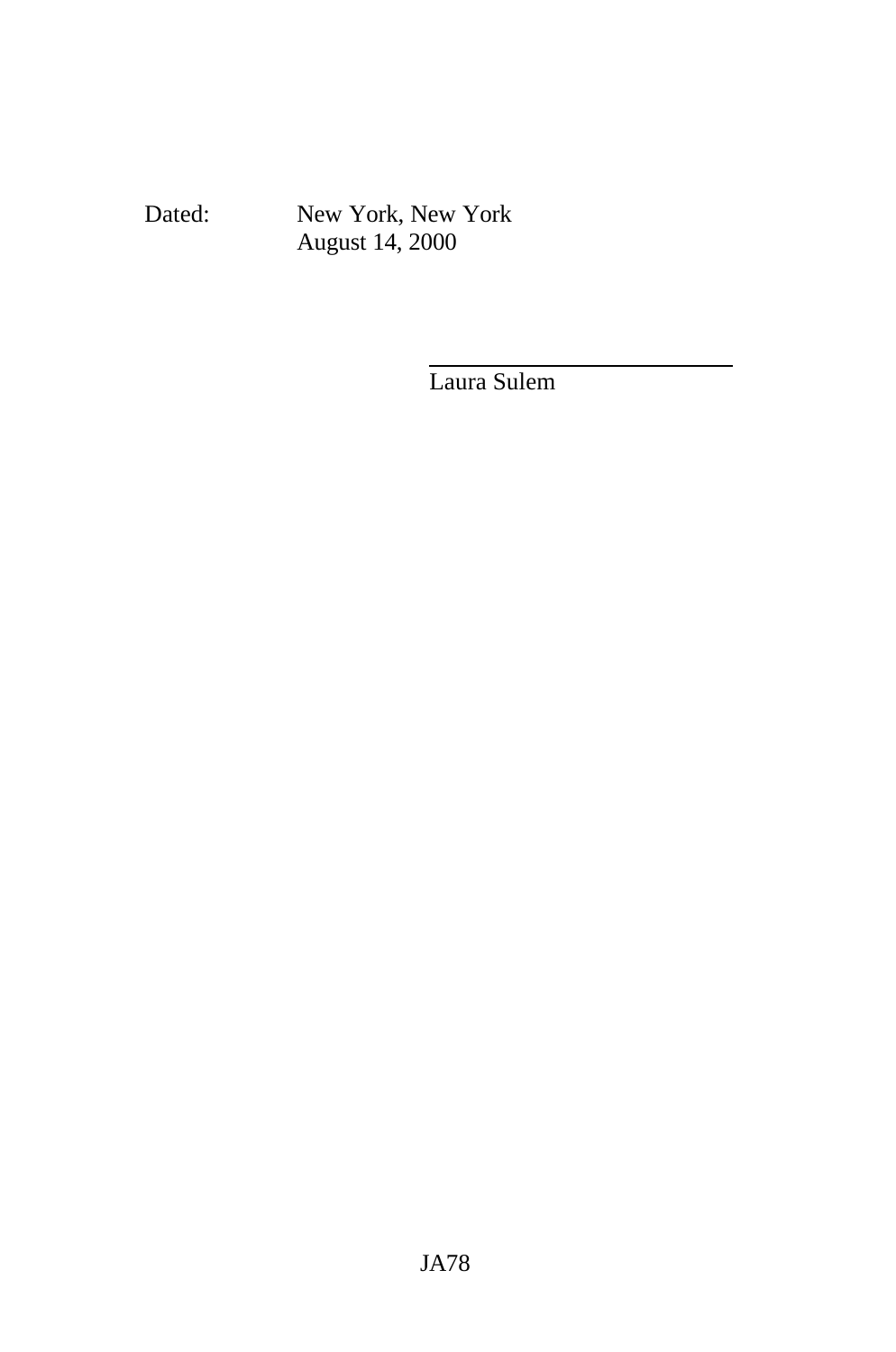Dated: New York, New York
August 14, 2000

\_\_\_\_\_\_\_\_\_\_\_\_\_\_\_\_\_\_\_\_\_\_\_\_\_\_\_\_

Laura Sulem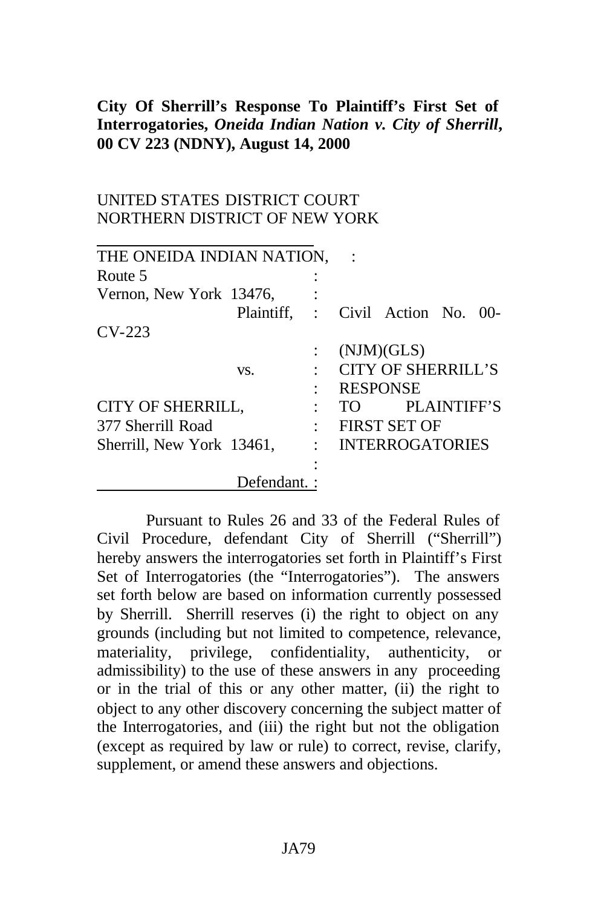**City Of Sherrill's Response To Plaintiff's First Set of Interrogatories, *Oneida Indian Nation v. City of Sherrill*, 00 CV 223 (NDNY), August 14, 2000**

UNITED STATES DISTRICT COURT
NORTHERN DISTRICT OF NEW YORK

| | | |
|---|---|---|
| THE ONEIDA INDIAN NATION, | : | |
| Route 5 | : | |
| Vernon, New York 13476, | : | |
| Plaintiff, | : | Civil Action No. 00-CV-223 |
| | : | (NJM)(GLS) |
| vs. | : | CITY OF SHERRILL'S |
| | : | RESPONSE |
| CITY OF SHERRILL, | : | TO PLAINTIFF'S |
| 377 Sherrill Road | : | FIRST SET OF |
| Sherrill, New York 13461, | : | INTERROGATORIES |
| | : | |
| Defendant. | : | |

Pursuant to Rules 26 and 33 of the Federal Rules of Civil Procedure, defendant City of Sherrill ("Sherrill") hereby answers the interrogatories set forth in Plaintiff's First Set of Interrogatories (the "Interrogatories"). The answers set forth below are based on information currently possessed by Sherrill. Sherrill reserves (i) the right to object on any grounds (including but not limited to competence, relevance, materiality, privilege, confidentiality, authenticity, or admissibility) to the use of these answers in any proceeding or in the trial of this or any other matter, (ii) the right to object to any other discovery concerning the subject matter of the Interrogatories, and (iii) the right but not the obligation (except as required by law or rule) to correct, revise, clarify, supplement, or amend these answers and objections.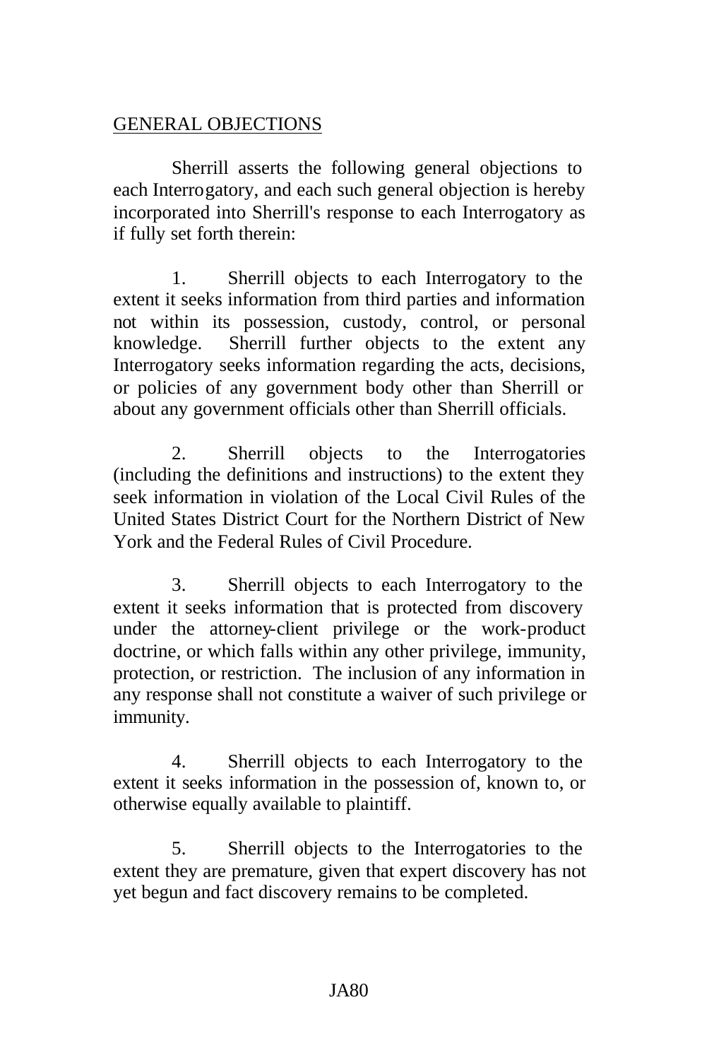GENERAL OBJECTIONS

Sherrill asserts the following general objections to each Interrogatory, and each such general objection is hereby incorporated into Sherrill's response to each Interrogatory as if fully set forth therein:

1. Sherrill objects to each Interrogatory to the extent it seeks information from third parties and information not within its possession, custody, control, or personal knowledge. Sherrill further objects to the extent any Interrogatory seeks information regarding the acts, decisions, or policies of any government body other than Sherrill or about any government officials other than Sherrill officials.

2. Sherrill objects to the Interrogatories (including the definitions and instructions) to the extent they seek information in violation of the Local Civil Rules of the United States District Court for the Northern District of New York and the Federal Rules of Civil Procedure.

3. Sherrill objects to each Interrogatory to the extent it seeks information that is protected from discovery under the attorney-client privilege or the work-product doctrine, or which falls within any other privilege, immunity, protection, or restriction. The inclusion of any information in any response shall not constitute a waiver of such privilege or immunity.

4. Sherrill objects to each Interrogatory to the extent it seeks information in the possession of, known to, or otherwise equally available to plaintiff.

5. Sherrill objects to the Interrogatories to the extent they are premature, given that expert discovery has not yet begun and fact discovery remains to be completed.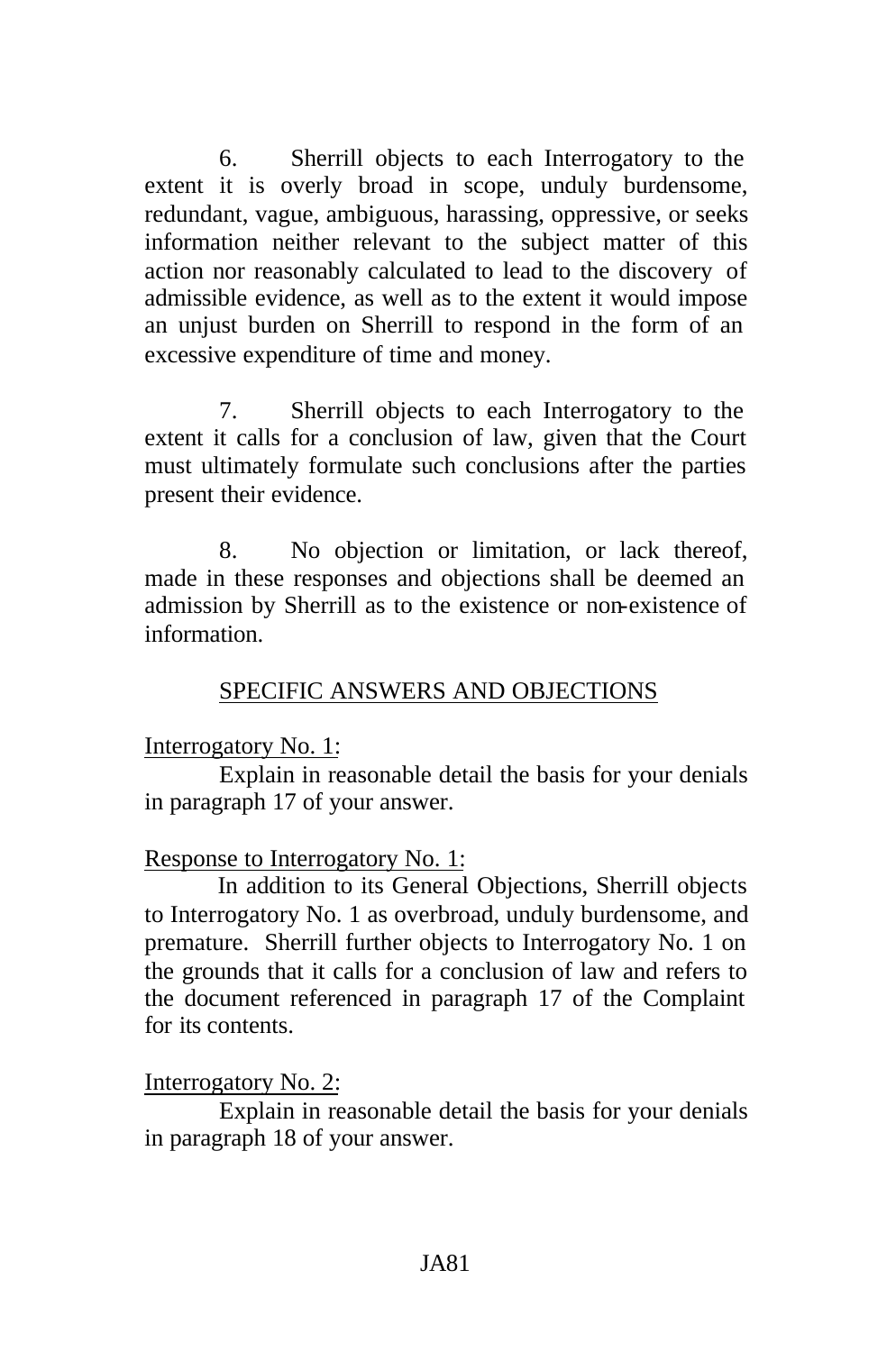6. Sherrill objects to each Interrogatory to the extent it is overly broad in scope, unduly burdensome, redundant, vague, ambiguous, harassing, oppressive, or seeks information neither relevant to the subject matter of this action nor reasonably calculated to lead to the discovery of admissible evidence, as well as to the extent it would impose an unjust burden on Sherrill to respond in the form of an excessive expenditure of time and money.

7. Sherrill objects to each Interrogatory to the extent it calls for a conclusion of law, given that the Court must ultimately formulate such conclusions after the parties present their evidence.

8. No objection or limitation, or lack thereof, made in these responses and objections shall be deemed an admission by Sherrill as to the existence or non-existence of information.

## SPECIFIC ANSWERS AND OBJECTIONS

Interrogatory No. 1:

Explain in reasonable detail the basis for your denials in paragraph 17 of your answer.

Response to Interrogatory No. 1:

In addition to its General Objections, Sherrill objects to Interrogatory No. 1 as overbroad, unduly burdensome, and premature. Sherrill further objects to Interrogatory No. 1 on the grounds that it calls for a conclusion of law and refers to the document referenced in paragraph 17 of the Complaint for its contents.

Interrogatory No. 2:

Explain in reasonable detail the basis for your denials in paragraph 18 of your answer.

JA81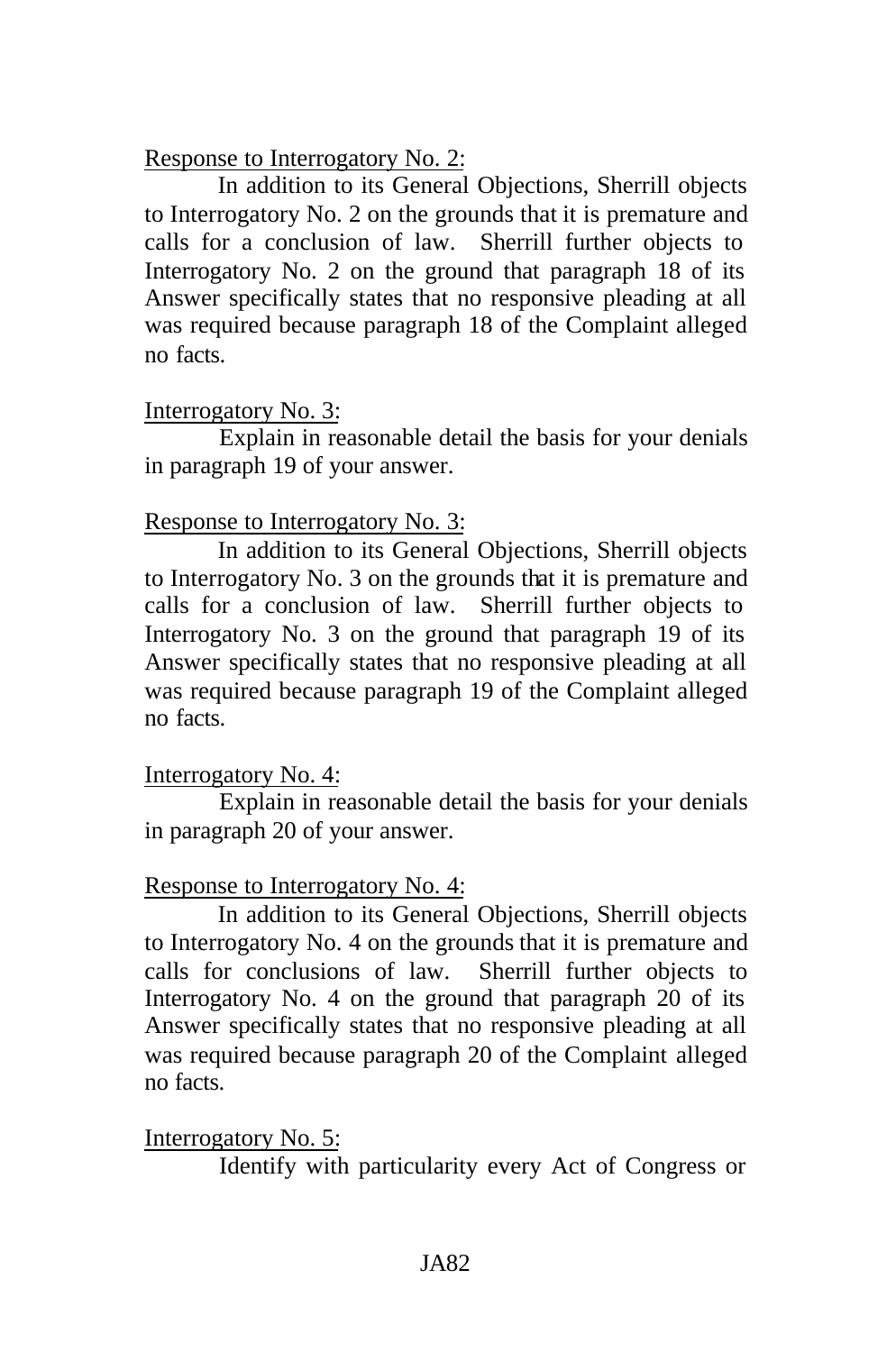<u>Response to Interrogatory No. 2</u>:

In addition to its General Objections, Sherrill objects to Interrogatory No. 2 on the grounds that it is premature and calls for a conclusion of law. Sherrill further objects to Interrogatory No. 2 on the ground that paragraph 18 of its Answer specifically states that no responsive pleading at all was required because paragraph 18 of the Complaint alleged no facts.

<u>Interrogatory No. 3</u>:

Explain in reasonable detail the basis for your denials in paragraph 19 of your answer.

<u>Response to Interrogatory No. 3</u>:

In addition to its General Objections, Sherrill objects to Interrogatory No. 3 on the grounds that it is premature and calls for a conclusion of law. Sherrill further objects to Interrogatory No. 3 on the ground that paragraph 19 of its Answer specifically states that no responsive pleading at all was required because paragraph 19 of the Complaint alleged no facts.

<u>Interrogatory No. 4</u>:

Explain in reasonable detail the basis for your denials in paragraph 20 of your answer.

<u>Response to Interrogatory No. 4</u>:

In addition to its General Objections, Sherrill objects to Interrogatory No. 4 on the grounds that it is premature and calls for conclusions of law. Sherrill further objects to Interrogatory No. 4 on the ground that paragraph 20 of its Answer specifically states that no responsive pleading at all was required because paragraph 20 of the Complaint alleged no facts.

<u>Interrogatory No. 5</u>:

Identify with particularity every Act of Congress or

JA82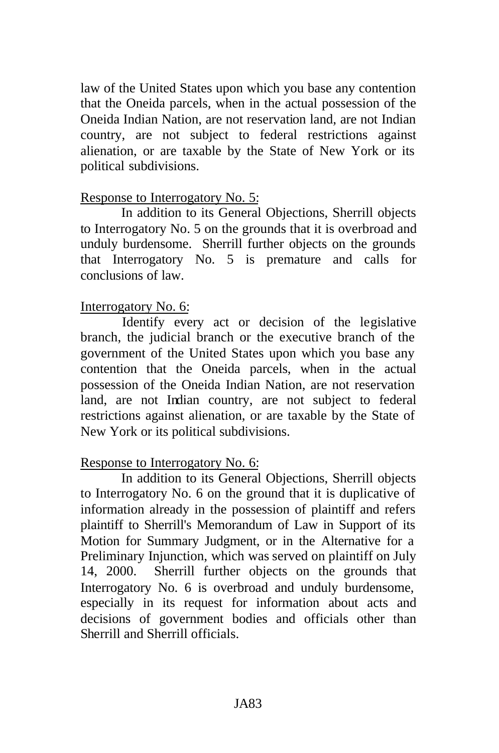law of the United States upon which you base any contention that the Oneida parcels, when in the actual possession of the Oneida Indian Nation, are not reservation land, are not Indian country, are not subject to federal restrictions against alienation, or are taxable by the State of New York or its political subdivisions.

<u>Response to Interrogatory No. 5</u>:

In addition to its General Objections, Sherrill objects to Interrogatory No. 5 on the grounds that it is overbroad and unduly burdensome. Sherrill further objects on the grounds that Interrogatory No. 5 is premature and calls for conclusions of law.

<u>Interrogatory No. 6</u>:

Identify every act or decision of the legislative branch, the judicial branch or the executive branch of the government of the United States upon which you base any contention that the Oneida parcels, when in the actual possession of the Oneida Indian Nation, are not reservation land, are not Indian country, are not subject to federal restrictions against alienation, or are taxable by the State of New York or its political subdivisions.

<u>Response to Interrogatory No. 6</u>:

In addition to its General Objections, Sherrill objects to Interrogatory No. 6 on the ground that it is duplicative of information already in the possession of plaintiff and refers plaintiff to Sherrill's Memorandum of Law in Support of its Motion for Summary Judgment, or in the Alternative for a Preliminary Injunction, which was served on plaintiff on July 14, 2000. Sherrill further objects on the grounds that Interrogatory No. 6 is overbroad and unduly burdensome, especially in its request for information about acts and decisions of government bodies and officials other than Sherrill and Sherrill officials.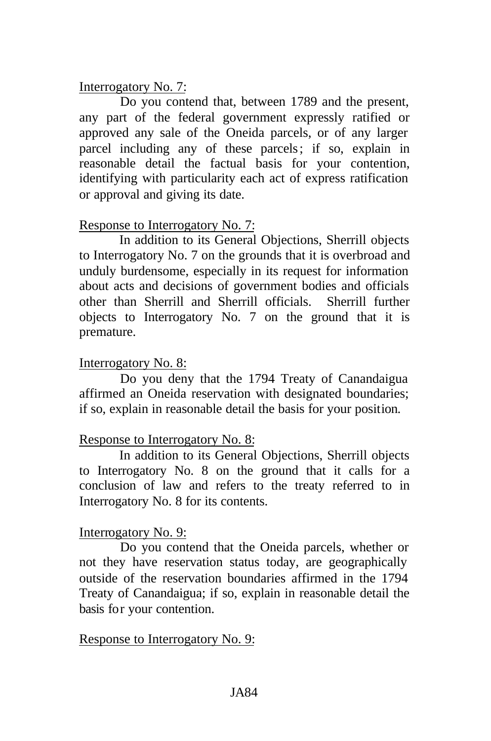Interrogatory No. 7:

Do you contend that, between 1789 and the present, any part of the federal government expressly ratified or approved any sale of the Oneida parcels, or of any larger parcel including any of these parcels; if so, explain in reasonable detail the factual basis for your contention, identifying with particularity each act of express ratification or approval and giving its date.

Response to Interrogatory No. 7:

In addition to its General Objections, Sherrill objects to Interrogatory No. 7 on the grounds that it is overbroad and unduly burdensome, especially in its request for information about acts and decisions of government bodies and officials other than Sherrill and Sherrill officials. Sherrill further objects to Interrogatory No. 7 on the ground that it is premature.

Interrogatory No. 8:

Do you deny that the 1794 Treaty of Canandaigua affirmed an Oneida reservation with designated boundaries; if so, explain in reasonable detail the basis for your position.

Response to Interrogatory No. 8:

In addition to its General Objections, Sherrill objects to Interrogatory No. 8 on the ground that it calls for a conclusion of law and refers to the treaty referred to in Interrogatory No. 8 for its contents.

Interrogatory No. 9:

Do you contend that the Oneida parcels, whether or not they have reservation status today, are geographically outside of the reservation boundaries affirmed in the 1794 Treaty of Canandaigua; if so, explain in reasonable detail the basis for your contention.

Response to Interrogatory No. 9: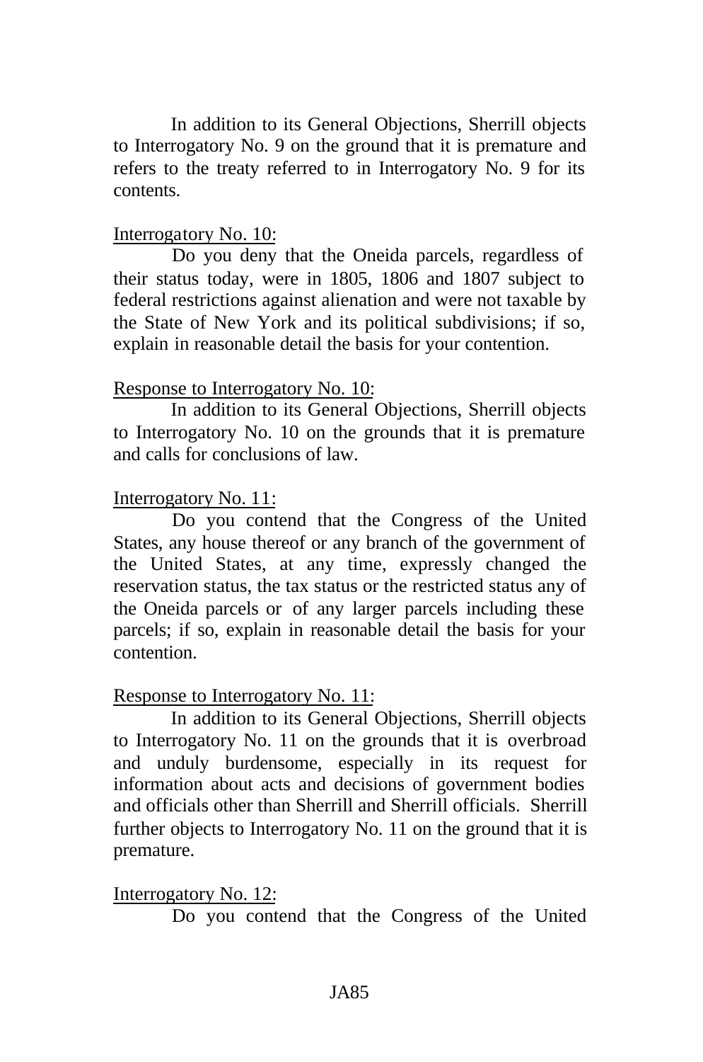In addition to its General Objections, Sherrill objects to Interrogatory No. 9 on the ground that it is premature and refers to the treaty referred to in Interrogatory No. 9 for its contents.

<u>Interrogatory No. 10</u>:

Do you deny that the Oneida parcels, regardless of their status today, were in 1805, 1806 and 1807 subject to federal restrictions against alienation and were not taxable by the State of New York and its political subdivisions; if so, explain in reasonable detail the basis for your contention.

<u>Response to Interrogatory No. 10</u>:

In addition to its General Objections, Sherrill objects to Interrogatory No. 10 on the grounds that it is premature and calls for conclusions of law.

<u>Interrogatory No. 11</u>:

Do you contend that the Congress of the United States, any house thereof or any branch of the government of the United States, at any time, expressly changed the reservation status, the tax status or the restricted status any of the Oneida parcels or of any larger parcels including these parcels; if so, explain in reasonable detail the basis for your contention.

<u>Response to Interrogatory No. 11</u>:

In addition to its General Objections, Sherrill objects to Interrogatory No. 11 on the grounds that it is overbroad and unduly burdensome, especially in its request for information about acts and decisions of government bodies and officials other than Sherrill and Sherrill officials. Sherrill further objects to Interrogatory No. 11 on the ground that it is premature.

<u>Interrogatory No. 12</u>:

Do you contend that the Congress of the United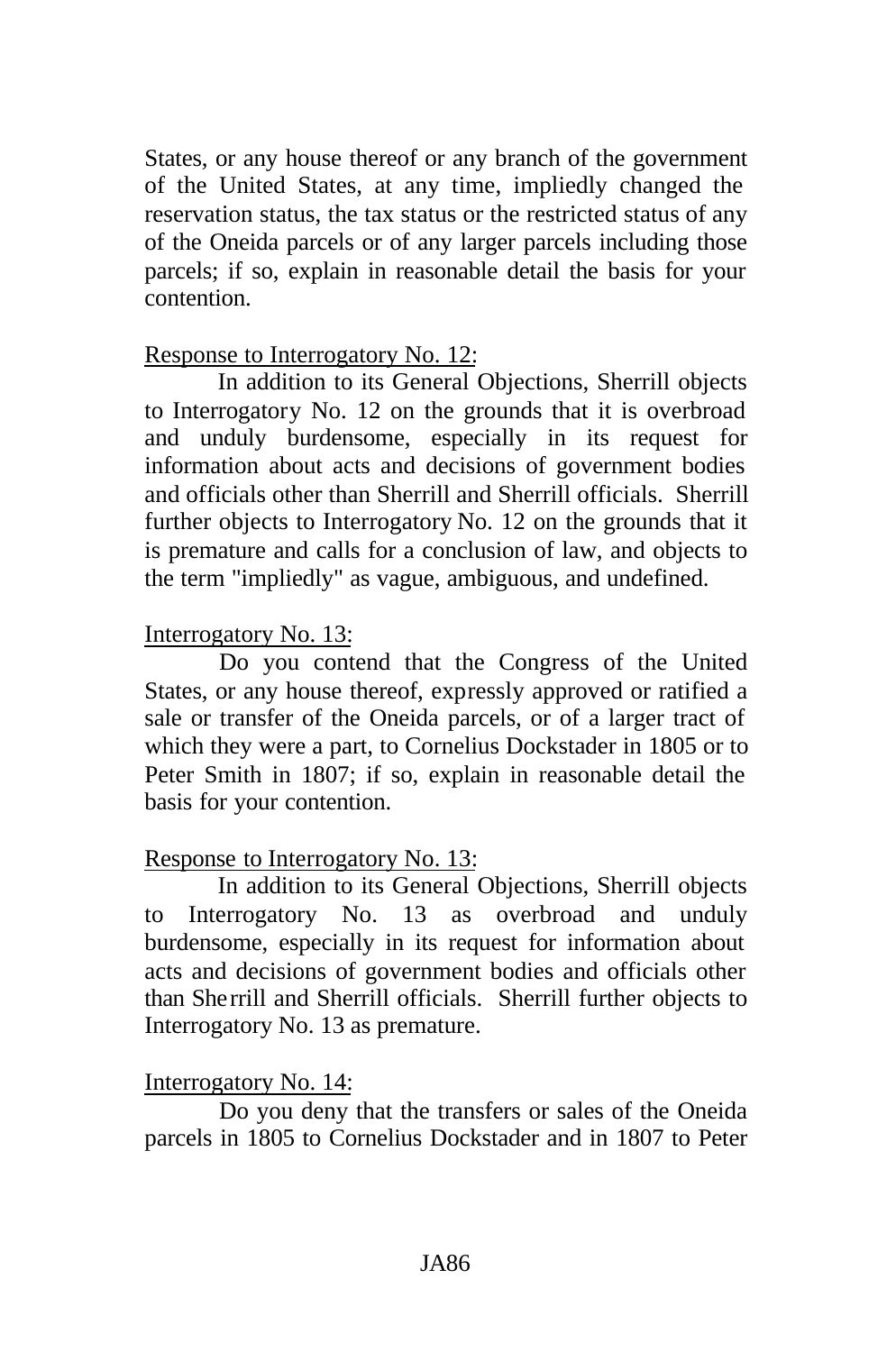States, or any house thereof or any branch of the government of the United States, at any time, impliedly changed the reservation status, the tax status or the restricted status of any of the Oneida parcels or of any larger parcels including those parcels; if so, explain in reasonable detail the basis for your contention.

Response to Interrogatory No. 12:

In addition to its General Objections, Sherrill objects to Interrogatory No. 12 on the grounds that it is overbroad and unduly burdensome, especially in its request for information about acts and decisions of government bodies and officials other than Sherrill and Sherrill officials. Sherrill further objects to Interrogatory No. 12 on the grounds that it is premature and calls for a conclusion of law, and objects to the term "impliedly" as vague, ambiguous, and undefined.

Interrogatory No. 13:

Do you contend that the Congress of the United States, or any house thereof, expressly approved or ratified a sale or transfer of the Oneida parcels, or of a larger tract of which they were a part, to Cornelius Dockstader in 1805 or to Peter Smith in 1807; if so, explain in reasonable detail the basis for your contention.

Response to Interrogatory No. 13:

In addition to its General Objections, Sherrill objects to Interrogatory No. 13 as overbroad and unduly burdensome, especially in its request for information about acts and decisions of government bodies and officials other than Sherrill and Sherrill officials. Sherrill further objects to Interrogatory No. 13 as premature.

Interrogatory No. 14:

Do you deny that the transfers or sales of the Oneida parcels in 1805 to Cornelius Dockstader and in 1807 to Peter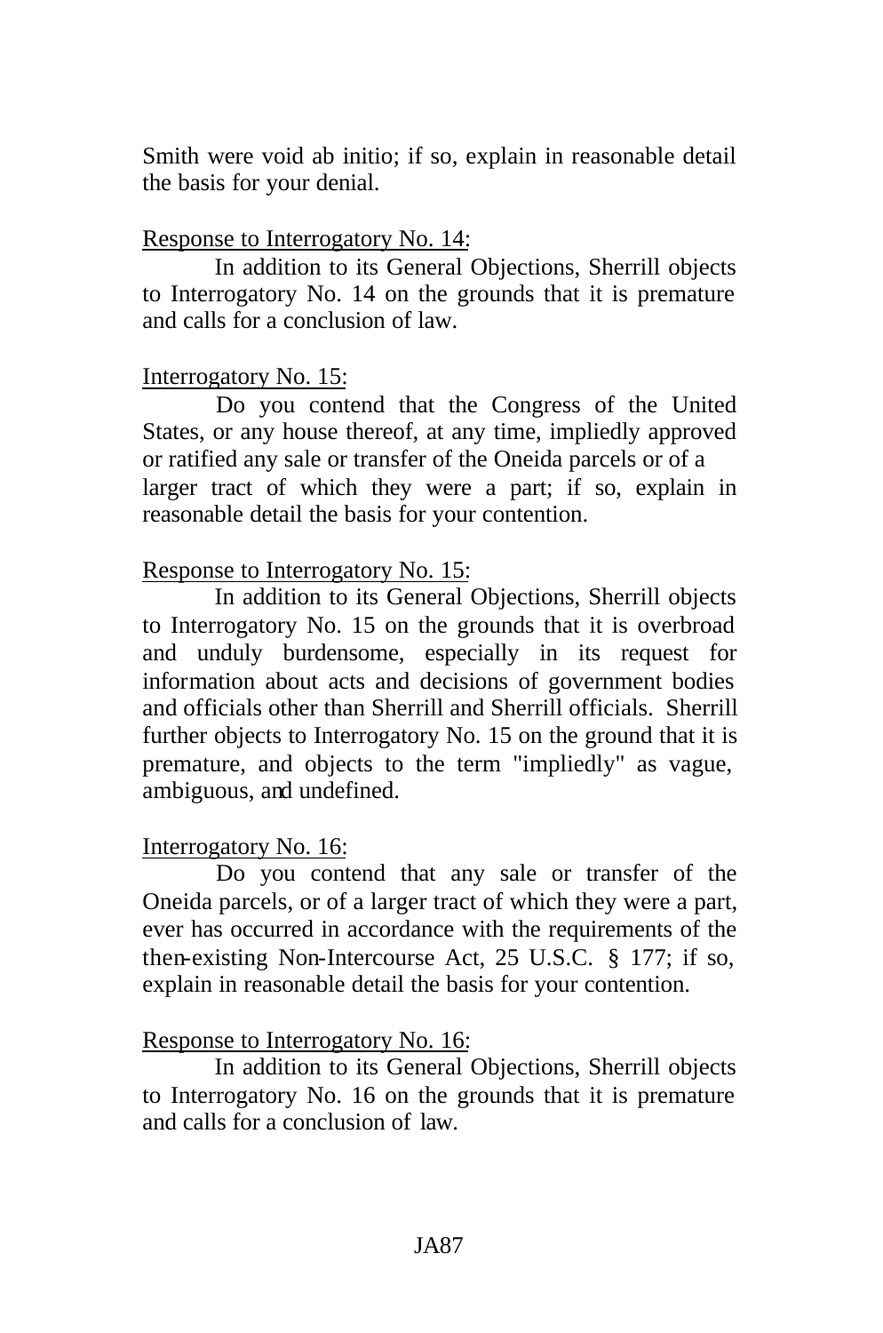Smith were void ab initio; if so, explain in reasonable detail the basis for your denial.

<u>Response to Interrogatory No. 14</u>:

In addition to its General Objections, Sherrill objects to Interrogatory No. 14 on the grounds that it is premature and calls for a conclusion of law.

<u>Interrogatory No. 15</u>:

Do you contend that the Congress of the United States, or any house thereof, at any time, impliedly approved or ratified any sale or transfer of the Oneida parcels or of a larger tract of which they were a part; if so, explain in reasonable detail the basis for your contention.

<u>Response to Interrogatory No. 15</u>:

In addition to its General Objections, Sherrill objects to Interrogatory No. 15 on the grounds that it is overbroad and unduly burdensome, especially in its request for information about acts and decisions of government bodies and officials other than Sherrill and Sherrill officials. Sherrill further objects to Interrogatory No. 15 on the ground that it is premature, and objects to the term "impliedly" as vague, ambiguous, and undefined.

<u>Interrogatory No. 16</u>:

Do you contend that any sale or transfer of the Oneida parcels, or of a larger tract of which they were a part, ever has occurred in accordance with the requirements of the then-existing Non-Intercourse Act, 25 U.S.C. § 177; if so, explain in reasonable detail the basis for your contention.

<u>Response to Interrogatory No. 16</u>:

In addition to its General Objections, Sherrill objects to Interrogatory No. 16 on the grounds that it is premature and calls for a conclusion of law.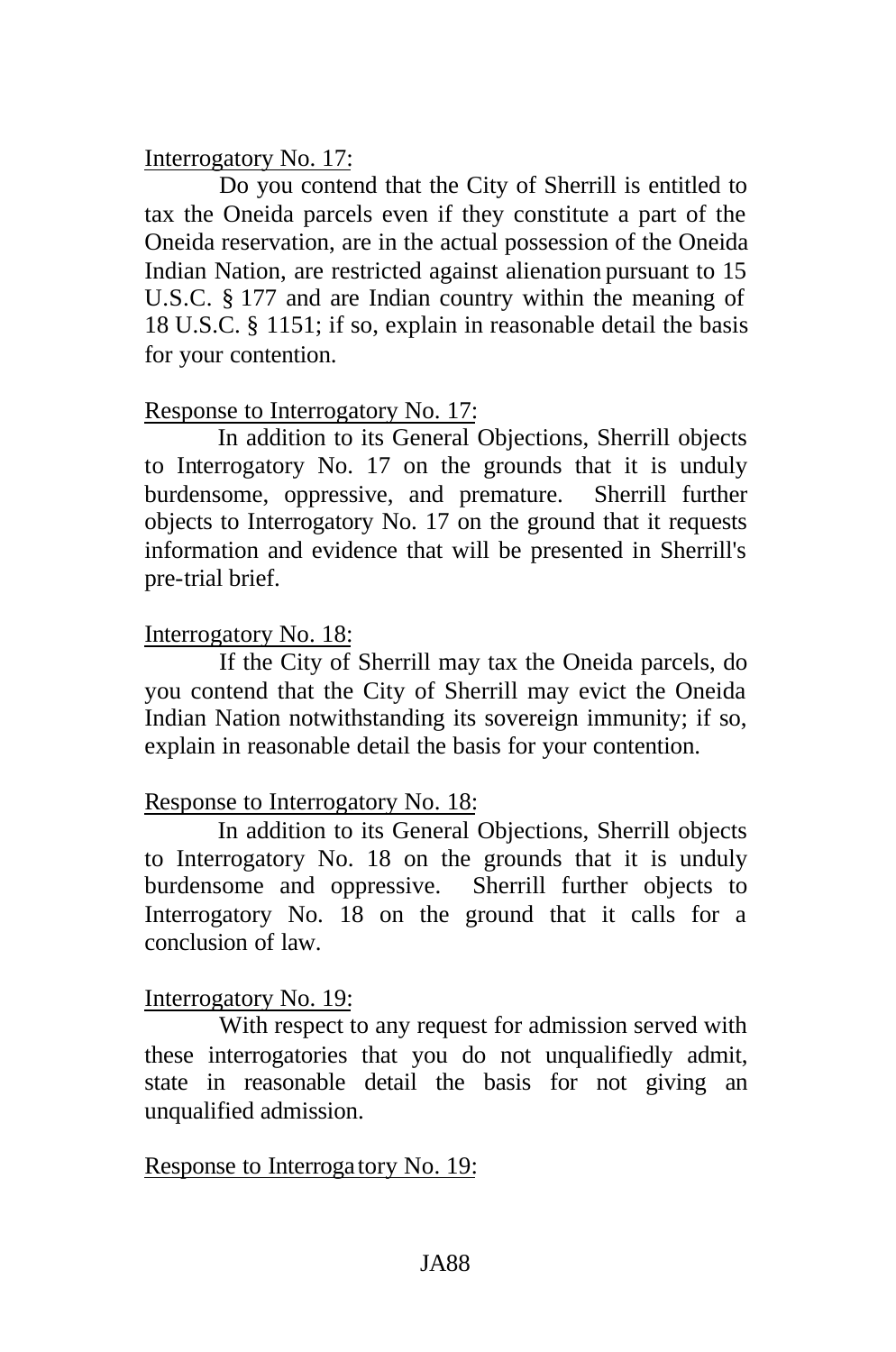<u>Interrogatory No. 17</u>:

Do you contend that the City of Sherrill is entitled to tax the Oneida parcels even if they constitute a part of the Oneida reservation, are in the actual possession of the Oneida Indian Nation, are restricted against alienation pursuant to 15 U.S.C. § 177 and are Indian country within the meaning of 18 U.S.C. § 1151; if so, explain in reasonable detail the basis for your contention.

<u>Response to Interrogatory No. 17</u>:

In addition to its General Objections, Sherrill objects to Interrogatory No. 17 on the grounds that it is unduly burdensome, oppressive, and premature. Sherrill further objects to Interrogatory No. 17 on the ground that it requests information and evidence that will be presented in Sherrill's pre-trial brief.

<u>Interrogatory No. 18</u>:

If the City of Sherrill may tax the Oneida parcels, do you contend that the City of Sherrill may evict the Oneida Indian Nation notwithstanding its sovereign immunity; if so, explain in reasonable detail the basis for your contention.

<u>Response to Interrogatory No. 18</u>:

In addition to its General Objections, Sherrill objects to Interrogatory No. 18 on the grounds that it is unduly burdensome and oppressive. Sherrill further objects to Interrogatory No. 18 on the ground that it calls for a conclusion of law.

<u>Interrogatory No. 19</u>:

With respect to any request for admission served with these interrogatories that you do not unqualifiedly admit, state in reasonable detail the basis for not giving an unqualified admission.

<u>Response to Interrogatory No. 19</u>:

JA88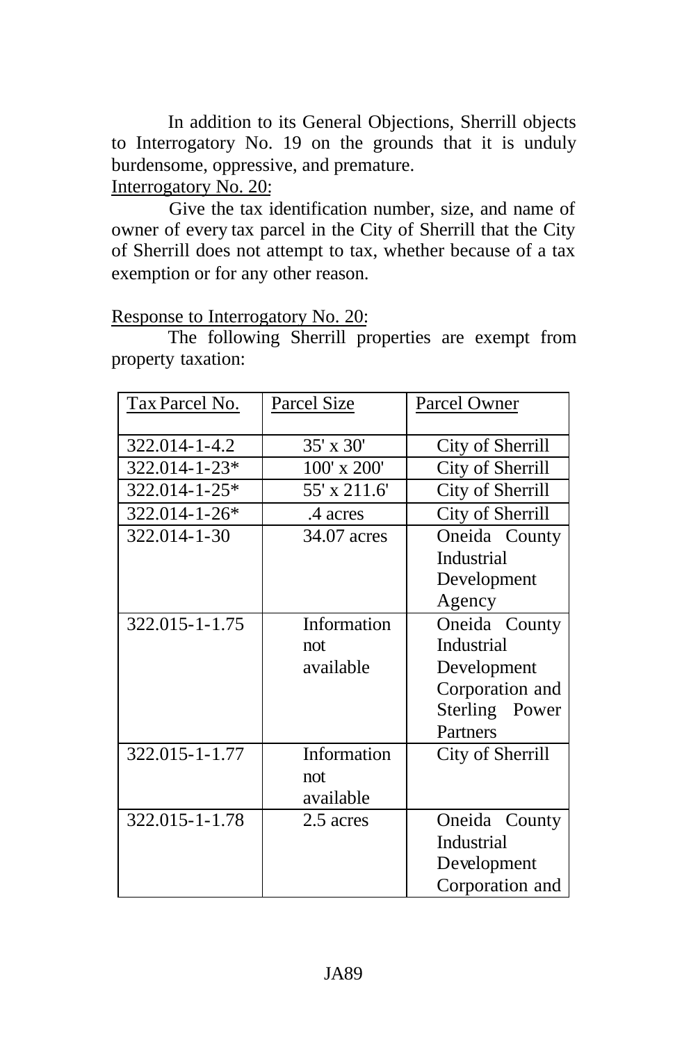In addition to its General Objections, Sherrill objects to Interrogatory No. 19 on the grounds that it is unduly burdensome, oppressive, and premature.

Interrogatory No. 20:

Give the tax identification number, size, and name of owner of every tax parcel in the City of Sherrill that the City of Sherrill does not attempt to tax, whether because of a tax exemption or for any other reason.

Response to Interrogatory No. 20:

The following Sherrill properties are exempt from property taxation:

| Tax Parcel No. | Parcel Size | Parcel Owner |
|---|---|---|
| 322.014-1-4.2 | 35' x 30' | City of Sherrill |
| 322.014-1-23* | 100' x 200' | City of Sherrill |
| 322.014-1-25* | 55' x 211.6' | City of Sherrill |
| 322.014-1-26* | .4 acres | City of Sherrill |
| 322.014-1-30 | 34.07 acres | Oneida County Industrial Development Agency |
| 322.015-1-1.75 | Information not available | Oneida County Industrial Development Corporation and Sterling Power Partners |
| 322.015-1-1.77 | Information not available | City of Sherrill |
| 322.015-1-1.78 | 2.5 acres | Oneida County Industrial Development Corporation and |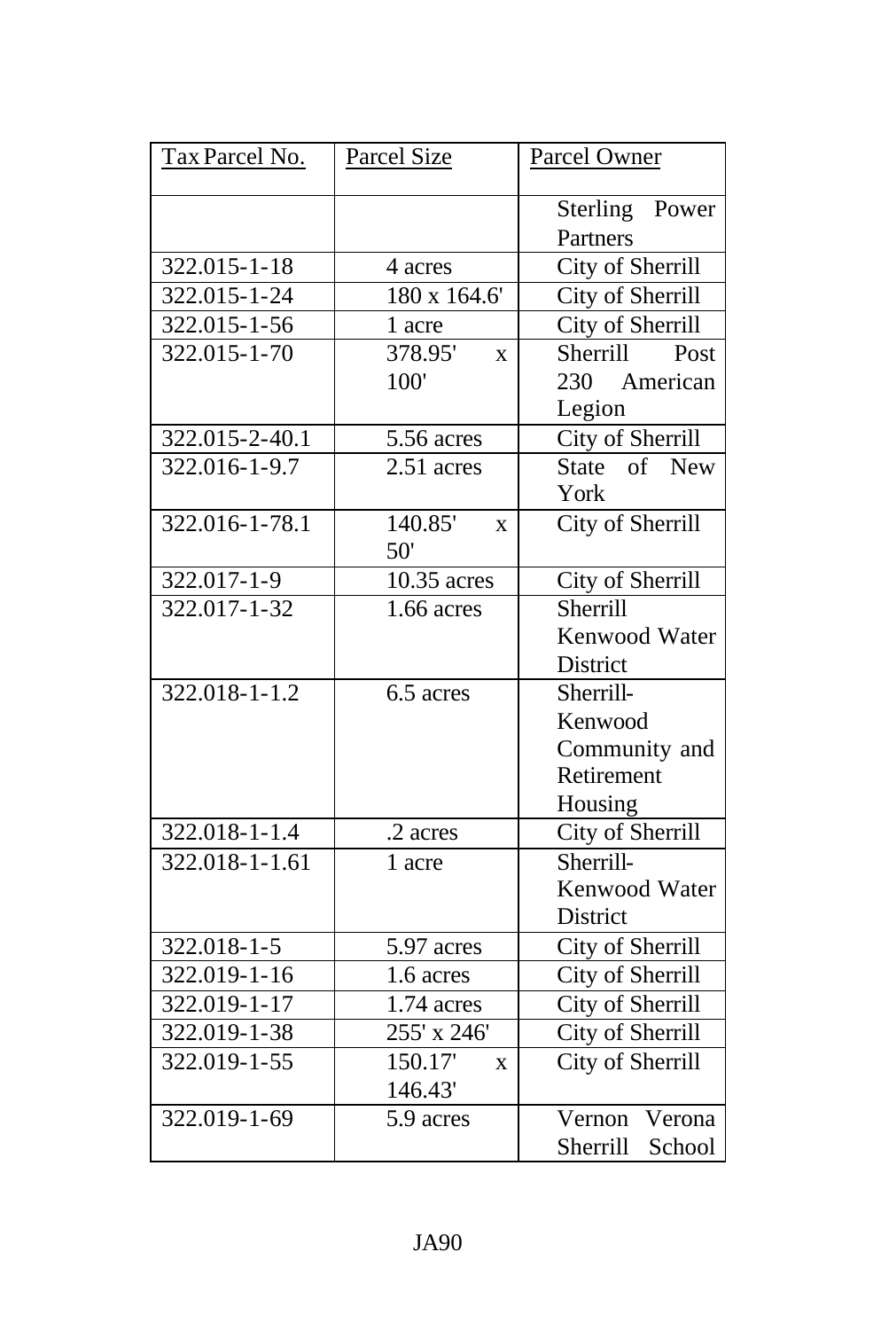| Tax Parcel No. | Parcel Size | Parcel Owner |
|---|---|---|
| | | Sterling Power Partners |
| 322.015-1-18 | 4 acres | City of Sherrill |
| 322.015-1-24 | 180 x 164.6' | City of Sherrill |
| 322.015-1-56 | 1 acre | City of Sherrill |
| 322.015-1-70 | 378.95' x 100' | Sherrill Post 230 American Legion |
| 322.015-2-40.1 | 5.56 acres | City of Sherrill |
| 322.016-1-9.7 | 2.51 acres | State of New York |
| 322.016-1-78.1 | 140.85' x 50' | City of Sherrill |
| 322.017-1-9 | 10.35 acres | City of Sherrill |
| 322.017-1-32 | 1.66 acres | Sherrill Kenwood Water District |
| 322.018-1-1.2 | 6.5 acres | Sherrill-Kenwood Community and Retirement Housing |
| 322.018-1-1.4 | .2 acres | City of Sherrill |
| 322.018-1-1.61 | 1 acre | Sherrill-Kenwood Water District |
| 322.018-1-5 | 5.97 acres | City of Sherrill |
| 322.019-1-16 | 1.6 acres | City of Sherrill |
| 322.019-1-17 | 1.74 acres | City of Sherrill |
| 322.019-1-38 | 255' x 246' | City of Sherrill |
| 322.019-1-55 | 150.17' x 146.43' | City of Sherrill |
| 322.019-1-69 | 5.9 acres | Vernon Verona Sherrill School |

JA90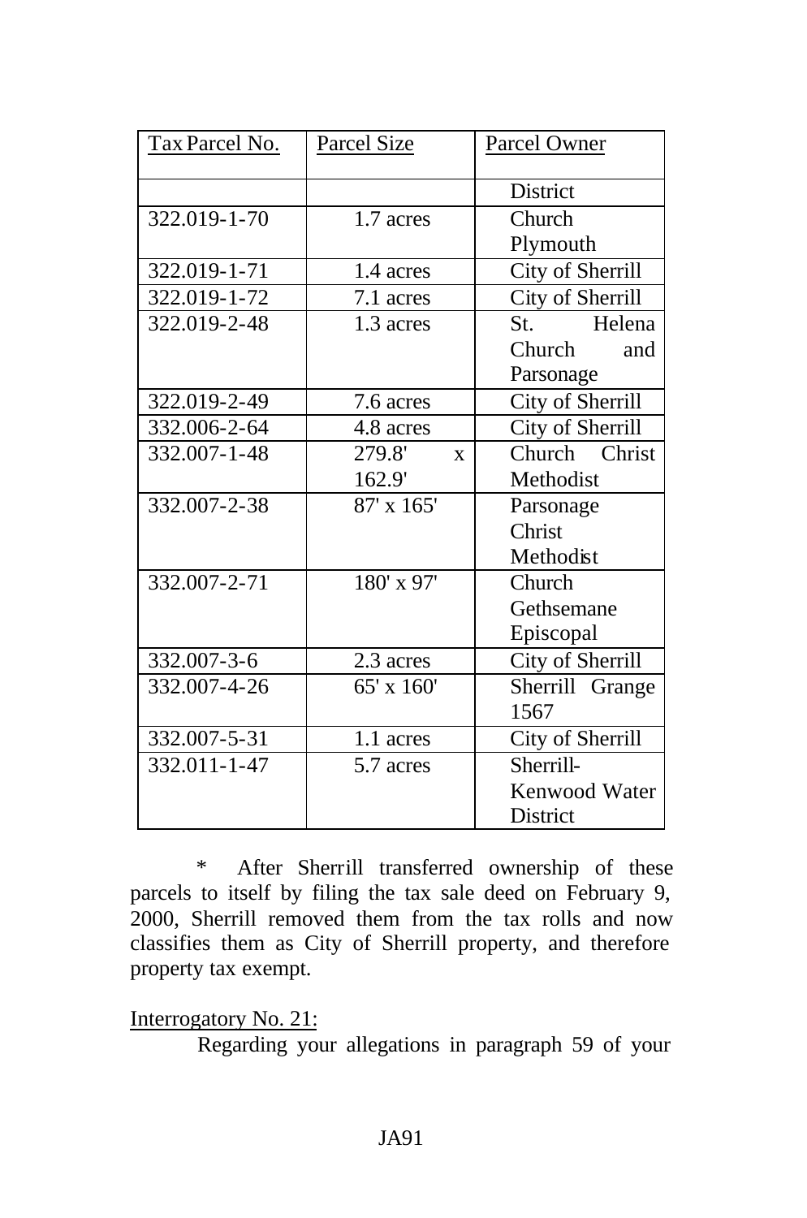| Tax Parcel No. | Parcel Size | Parcel Owner |
|---|---|---|
| | | District |
| 322.019-1-70 | 1.7 acres | Church Plymouth |
| 322.019-1-71 | 1.4 acres | City of Sherrill |
| 322.019-1-72 | 7.1 acres | City of Sherrill |
| 322.019-2-48 | 1.3 acres | St. Helena Church and Parsonage |
| 322.019-2-49 | 7.6 acres | City of Sherrill |
| 332.006-2-64 | 4.8 acres | City of Sherrill |
| 332.007-1-48 | 279.8' x 162.9' | Church Christ Methodist |
| 332.007-2-38 | 87' x 165' | Parsonage Christ Methodist |
| 332.007-2-71 | 180' x 97' | Church Gethsemane Episcopal |
| 332.007-3-6 | 2.3 acres | City of Sherrill |
| 332.007-4-26 | 65' x 160' | Sherrill Grange 1567 |
| 332.007-5-31 | 1.1 acres | City of Sherrill |
| 332.011-1-47 | 5.7 acres | Sherrill-Kenwood Water District |

\* After Sherrill transferred ownership of these parcels to itself by filing the tax sale deed on February 9, 2000, Sherrill removed them from the tax rolls and now classifies them as City of Sherrill property, and therefore property tax exempt.

Interrogatory No. 21:

Regarding your allegations in paragraph 59 of your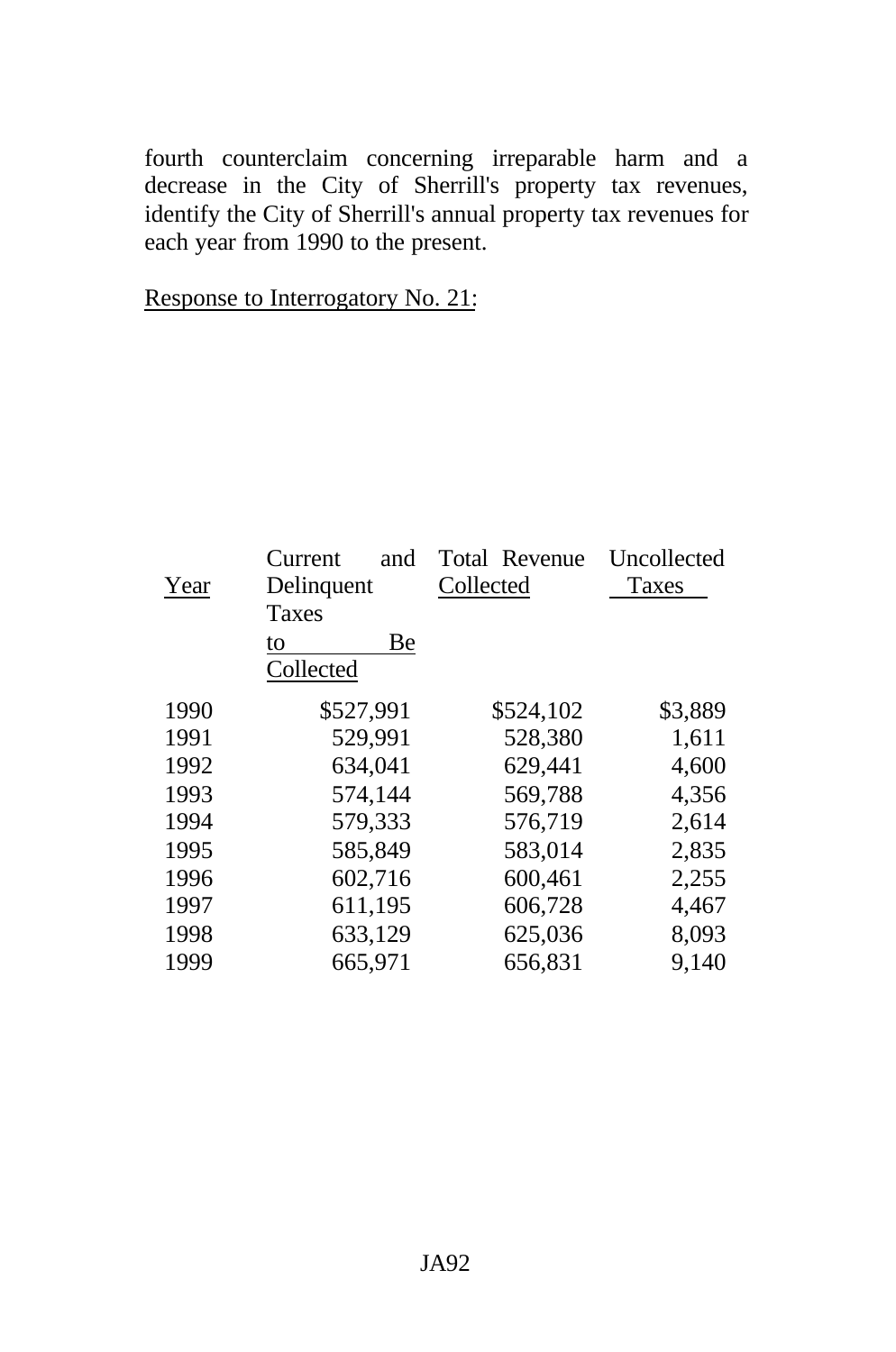fourth counterclaim concerning irreparable harm and a decrease in the City of Sherrill's property tax revenues, identify the City of Sherrill's annual property tax revenues for each year from 1990 to the present.

Response to Interrogatory No. 21:

| Year | Current and Delinquent Taxes to Be Collected | Total Revenue Collected | Uncollected Taxes |
|---|---|---|---|
| 1990 | $527,991 | $524,102 | $3,889 |
| 1991 | 529,991 | 528,380 | 1,611 |
| 1992 | 634,041 | 629,441 | 4,600 |
| 1993 | 574,144 | 569,788 | 4,356 |
| 1994 | 579,333 | 576,719 | 2,614 |
| 1995 | 585,849 | 583,014 | 2,835 |
| 1996 | 602,716 | 600,461 | 2,255 |
| 1997 | 611,195 | 606,728 | 4,467 |
| 1998 | 633,129 | 625,036 | 8,093 |
| 1999 | 665,971 | 656,831 | 9,140 |

JA92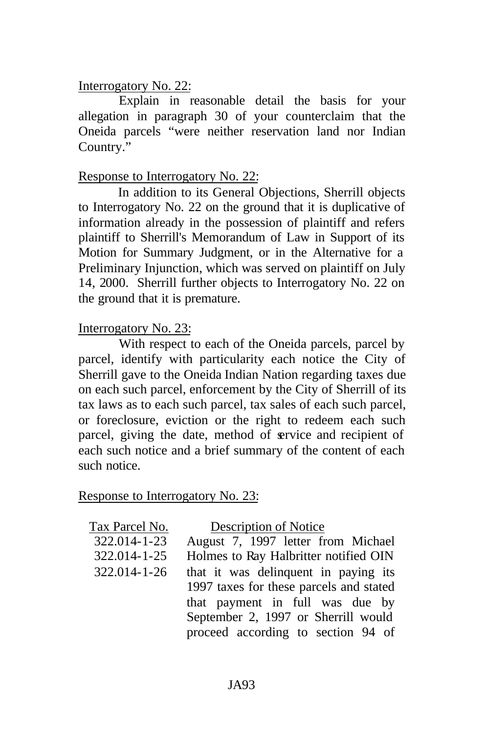Interrogatory No. 22:

Explain in reasonable detail the basis for your allegation in paragraph 30 of your counterclaim that the Oneida parcels "were neither reservation land nor Indian Country."

Response to Interrogatory No. 22:

In addition to its General Objections, Sherrill objects to Interrogatory No. 22 on the ground that it is duplicative of information already in the possession of plaintiff and refers plaintiff to Sherrill's Memorandum of Law in Support of its Motion for Summary Judgment, or in the Alternative for a Preliminary Injunction, which was served on plaintiff on July 14, 2000. Sherrill further objects to Interrogatory No. 22 on the ground that it is premature.

Interrogatory No. 23:

With respect to each of the Oneida parcels, parcel by parcel, identify with particularity each notice the City of Sherrill gave to the Oneida Indian Nation regarding taxes due on each such parcel, enforcement by the City of Sherrill of its tax laws as to each such parcel, tax sales of each such parcel, or foreclosure, eviction or the right to redeem each such parcel, giving the date, method of service and recipient of each such notice and a brief summary of the content of each such notice.

Response to Interrogatory No. 23:

| Tax Parcel No. | Description of Notice |
|---|---|
| 322.014-1-23<br>322.014-1-25<br>322.014-1-26 | August 7, 1997 letter from Michael Holmes to Ray Halbritter notified OIN that it was delinquent in paying its 1997 taxes for these parcels and stated that payment in full was due by September 2, 1997 or Sherrill would proceed according to section 94 of |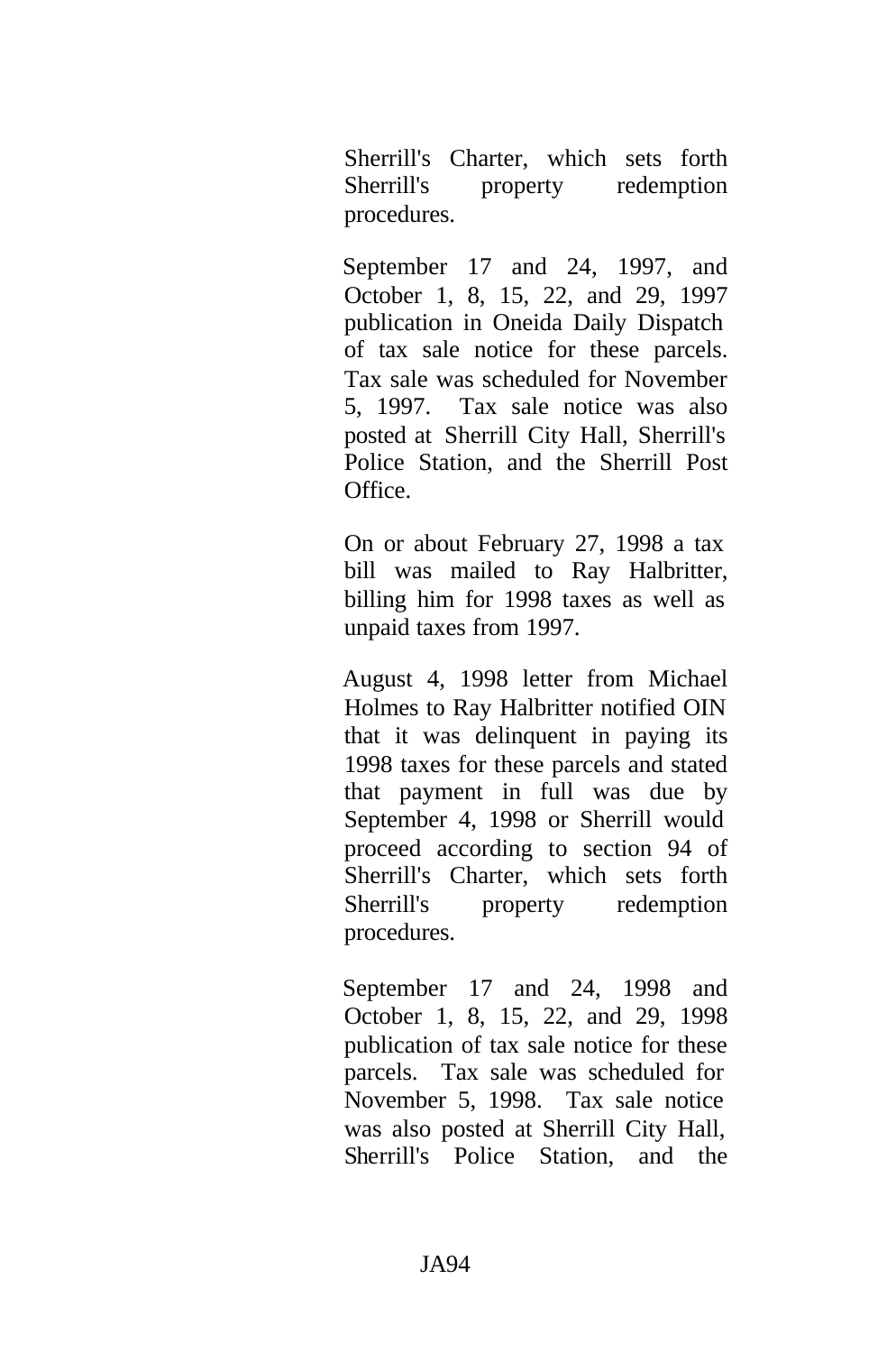Sherrill's Charter, which sets forth Sherrill's property redemption procedures.

September 17 and 24, 1997, and October 1, 8, 15, 22, and 29, 1997 publication in Oneida Daily Dispatch of tax sale notice for these parcels. Tax sale was scheduled for November 5, 1997. Tax sale notice was also posted at Sherrill City Hall, Sherrill's Police Station, and the Sherrill Post Office.

On or about February 27, 1998 a tax bill was mailed to Ray Halbritter, billing him for 1998 taxes as well as unpaid taxes from 1997.

August 4, 1998 letter from Michael Holmes to Ray Halbritter notified OIN that it was delinquent in paying its 1998 taxes for these parcels and stated that payment in full was due by September 4, 1998 or Sherrill would proceed according to section 94 of Sherrill's Charter, which sets forth Sherrill's property redemption procedures.

September 17 and 24, 1998 and October 1, 8, 15, 22, and 29, 1998 publication of tax sale notice for these parcels. Tax sale was scheduled for November 5, 1998. Tax sale notice was also posted at Sherrill City Hall, Sherrill's Police Station, and the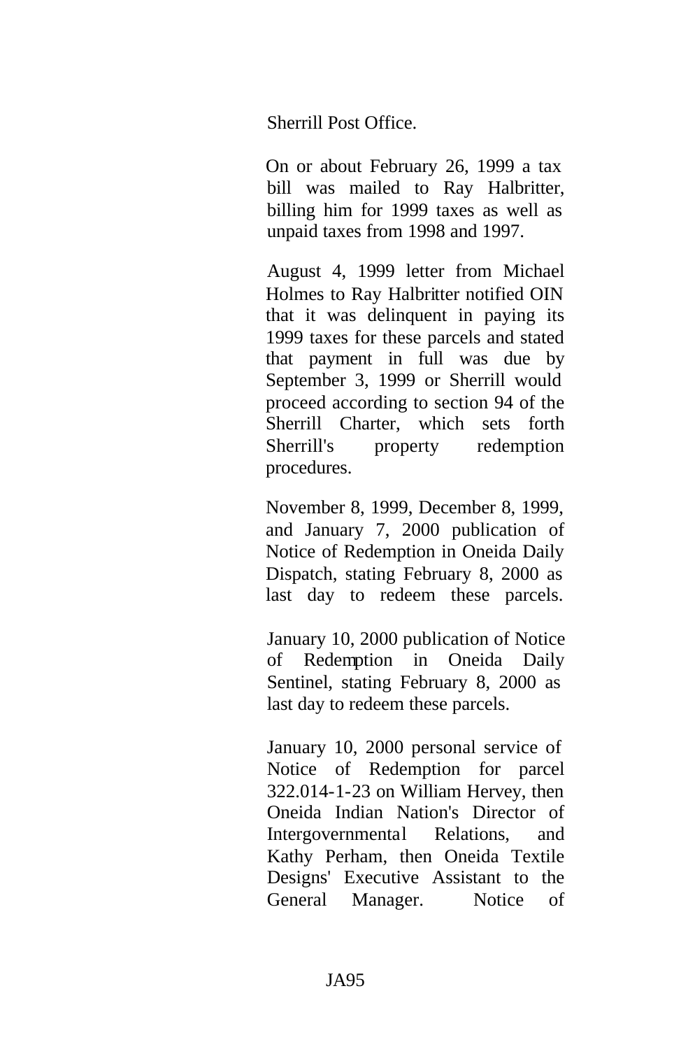Sherrill Post Office.

On or about February 26, 1999 a tax bill was mailed to Ray Halbritter, billing him for 1999 taxes as well as unpaid taxes from 1998 and 1997.

August 4, 1999 letter from Michael Holmes to Ray Halbritter notified OIN that it was delinquent in paying its 1999 taxes for these parcels and stated that payment in full was due by September 3, 1999 or Sherrill would proceed according to section 94 of the Sherrill Charter, which sets forth Sherrill's property redemption procedures.

November 8, 1999, December 8, 1999, and January 7, 2000 publication of Notice of Redemption in Oneida Daily Dispatch, stating February 8, 2000 as last day to redeem these parcels.

January 10, 2000 publication of Notice of Redemption in Oneida Daily Sentinel, stating February 8, 2000 as last day to redeem these parcels.

January 10, 2000 personal service of Notice of Redemption for parcel 322.014-1-23 on William Hervey, then Oneida Indian Nation's Director of Intergovernmental Relations, and Kathy Perham, then Oneida Textile Designs' Executive Assistant to the General Manager. Notice of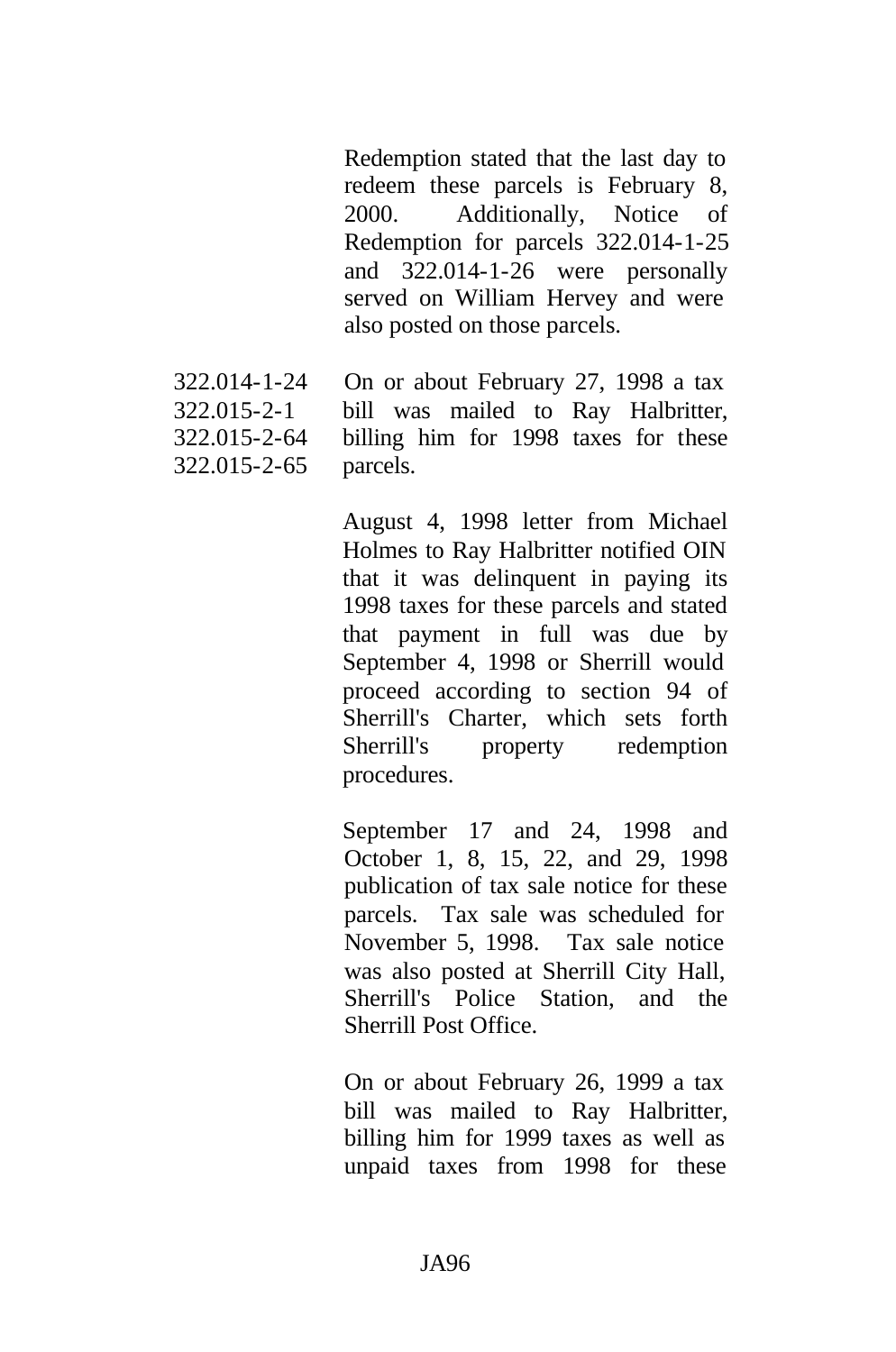| | |
|---|---|
| | Redemption stated that the last day to redeem these parcels is February 8, 2000. Additionally, Notice of Redemption for parcels 322.014-1-25 and 322.014-1-26 were personally served on William Hervey and were also posted on those parcels. |
| 322.014-1-24<br>322.015-2-1<br>322.015-2-64<br>322.015-2-65 | On or about February 27, 1998 a tax bill was mailed to Ray Halbritter, billing him for 1998 taxes for these parcels. |
| | August 4, 1998 letter from Michael Holmes to Ray Halbritter notified OIN that it was delinquent in paying its 1998 taxes for these parcels and stated that payment in full was due by September 4, 1998 or Sherrill would proceed according to section 94 of Sherrill's Charter, which sets forth Sherrill's property redemption procedures. |
| | September 17 and 24, 1998 and October 1, 8, 15, 22, and 29, 1998 publication of tax sale notice for these parcels. Tax sale was scheduled for November 5, 1998. Tax sale notice was also posted at Sherrill City Hall, Sherrill's Police Station, and the Sherrill Post Office. |
| | On or about February 26, 1999 a tax bill was mailed to Ray Halbritter, billing him for 1999 taxes as well as unpaid taxes from 1998 for these |

JA96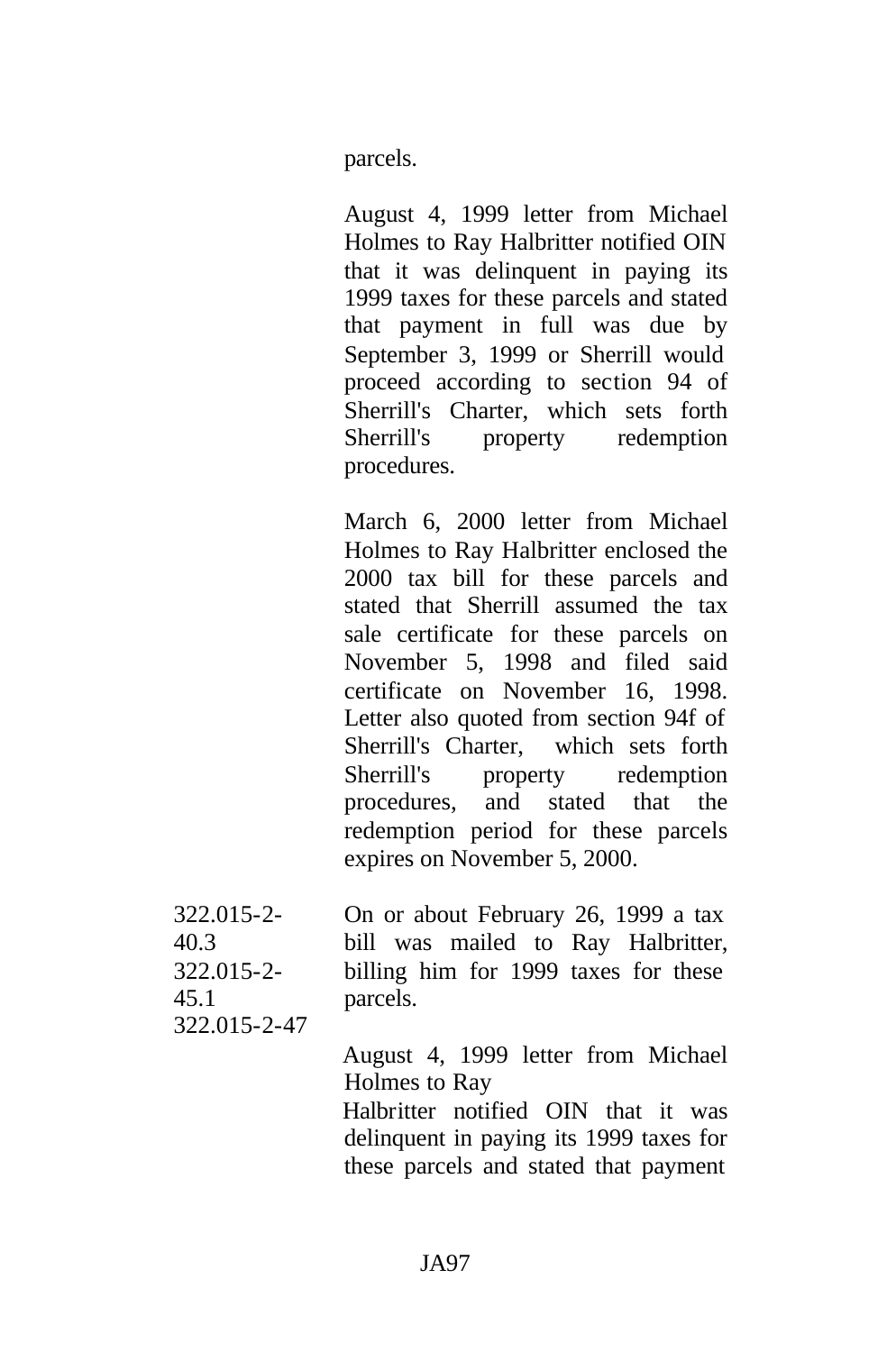| | |
|---|---|
| | parcels.<br><br>August 4, 1999 letter from Michael Holmes to Ray Halbritter notified OIN that it was delinquent in paying its 1999 taxes for these parcels and stated that payment in full was due by September 3, 1999 or Sherrill would proceed according to section 94 of Sherrill's Charter, which sets forth Sherrill's property redemption procedures.<br><br>March 6, 2000 letter from Michael Holmes to Ray Halbritter enclosed the 2000 tax bill for these parcels and stated that Sherrill assumed the tax sale certificate for these parcels on November 5, 1998 and filed said certificate on November 16, 1998. Letter also quoted from section 94f of Sherrill's Charter, which sets forth Sherrill's property redemption procedures, and stated that the redemption period for these parcels expires on November 5, 2000. |
| 322.015-2-40.3<br>322.015-2-45.1<br>322.015-2-47 | On or about February 26, 1999 a tax bill was mailed to Ray Halbritter, billing him for 1999 taxes for these parcels.<br><br>August 4, 1999 letter from Michael Holmes to Ray Halbritter notified OIN that it was delinquent in paying its 1999 taxes for these parcels and stated that payment |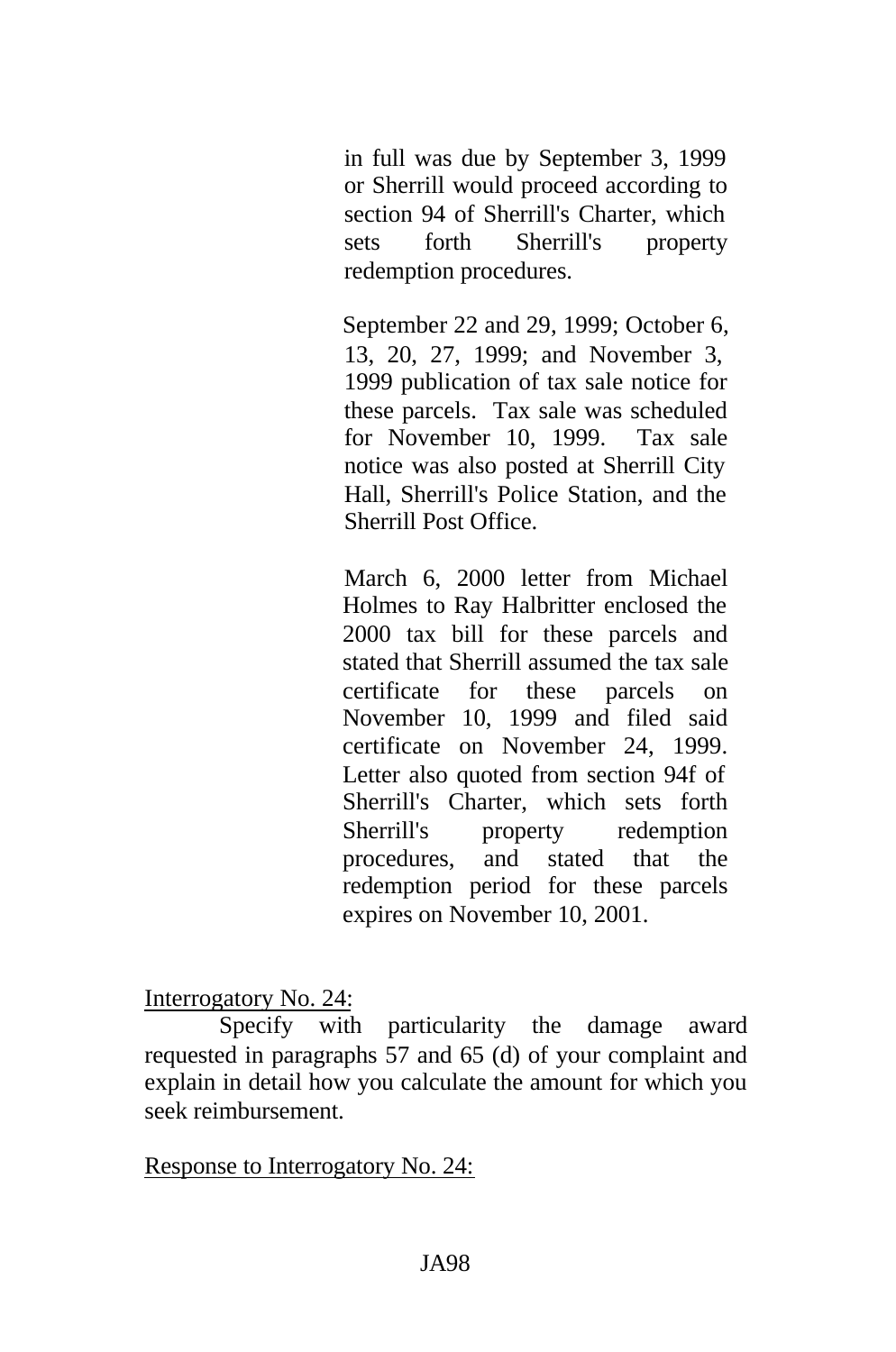in full was due by September 3, 1999 or Sherrill would proceed according to section 94 of Sherrill's Charter, which sets forth Sherrill's property redemption procedures.

September 22 and 29, 1999; October 6, 13, 20, 27, 1999; and November 3, 1999 publication of tax sale notice for these parcels. Tax sale was scheduled for November 10, 1999. Tax sale notice was also posted at Sherrill City Hall, Sherrill's Police Station, and the Sherrill Post Office.

March 6, 2000 letter from Michael Holmes to Ray Halbritter enclosed the 2000 tax bill for these parcels and stated that Sherrill assumed the tax sale certificate for these parcels on November 10, 1999 and filed said certificate on November 24, 1999. Letter also quoted from section 94f of Sherrill's Charter, which sets forth Sherrill's property redemption procedures, and stated that the redemption period for these parcels expires on November 10, 2001.

<u>Interrogatory No. 24:</u>

Specify with particularity the damage award requested in paragraphs 57 and 65 (d) of your complaint and explain in detail how you calculate the amount for which you seek reimbursement.

<u>Response to Interrogatory No. 24:</u>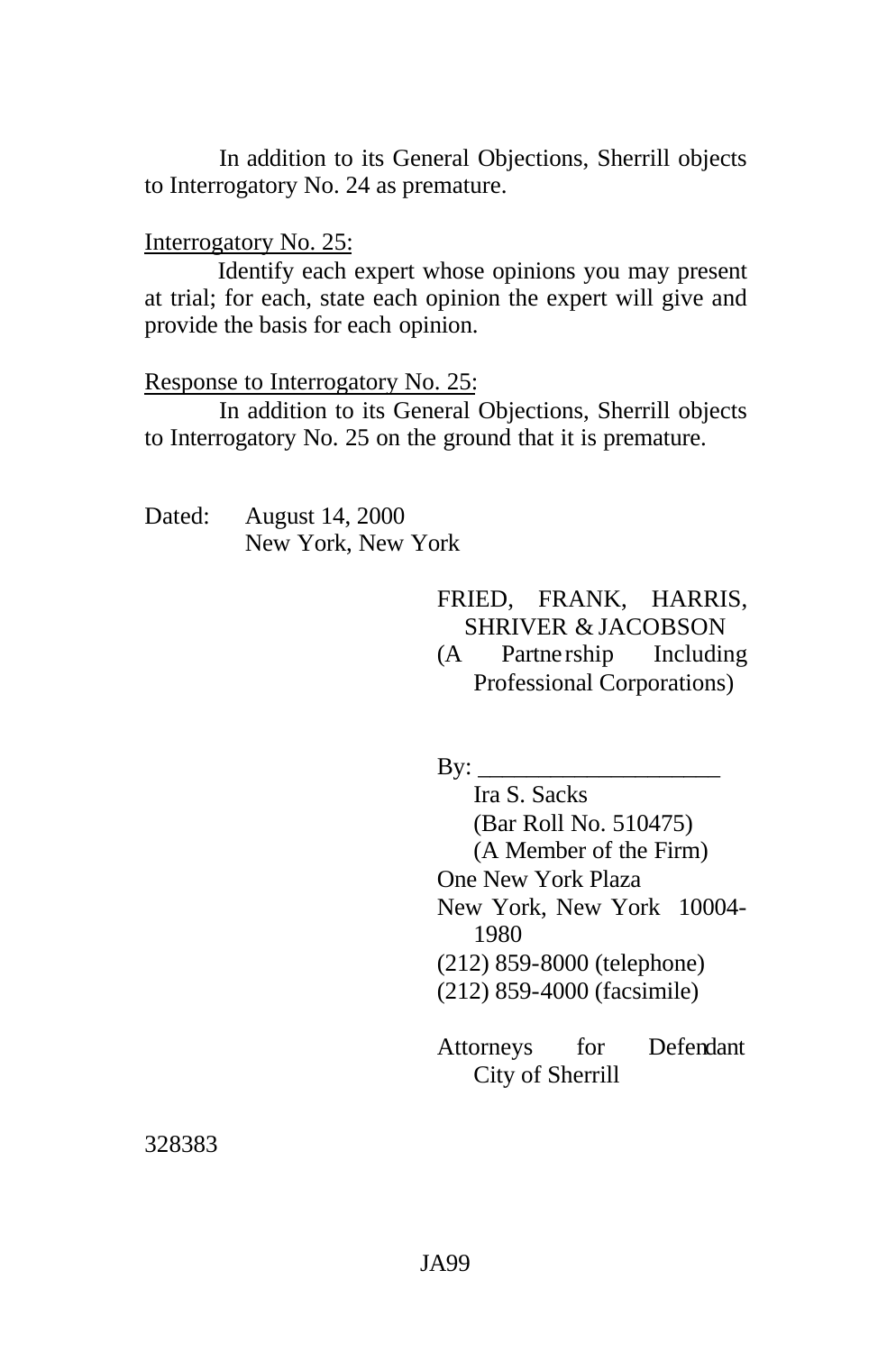In addition to its General Objections, Sherrill objects to Interrogatory No. 24 as premature.

Interrogatory No. 25:

Identify each expert whose opinions you may present at trial; for each, state each opinion the expert will give and provide the basis for each opinion.

Response to Interrogatory No. 25:

In addition to its General Objections, Sherrill objects to Interrogatory No. 25 on the ground that it is premature.

Dated: August 14, 2000
New York, New York

FRIED, FRANK, HARRIS, SHRIVER & JACOBSON
(A Partnership Including Professional Corporations)

By: ____________________
Ira S. Sacks
(Bar Roll No. 510475)
(A Member of the Firm)
One New York Plaza
New York, New York 10004-1980
(212) 859-8000 (telephone)
(212) 859-4000 (facsimile)

Attorneys for Defendant City of Sherrill

328383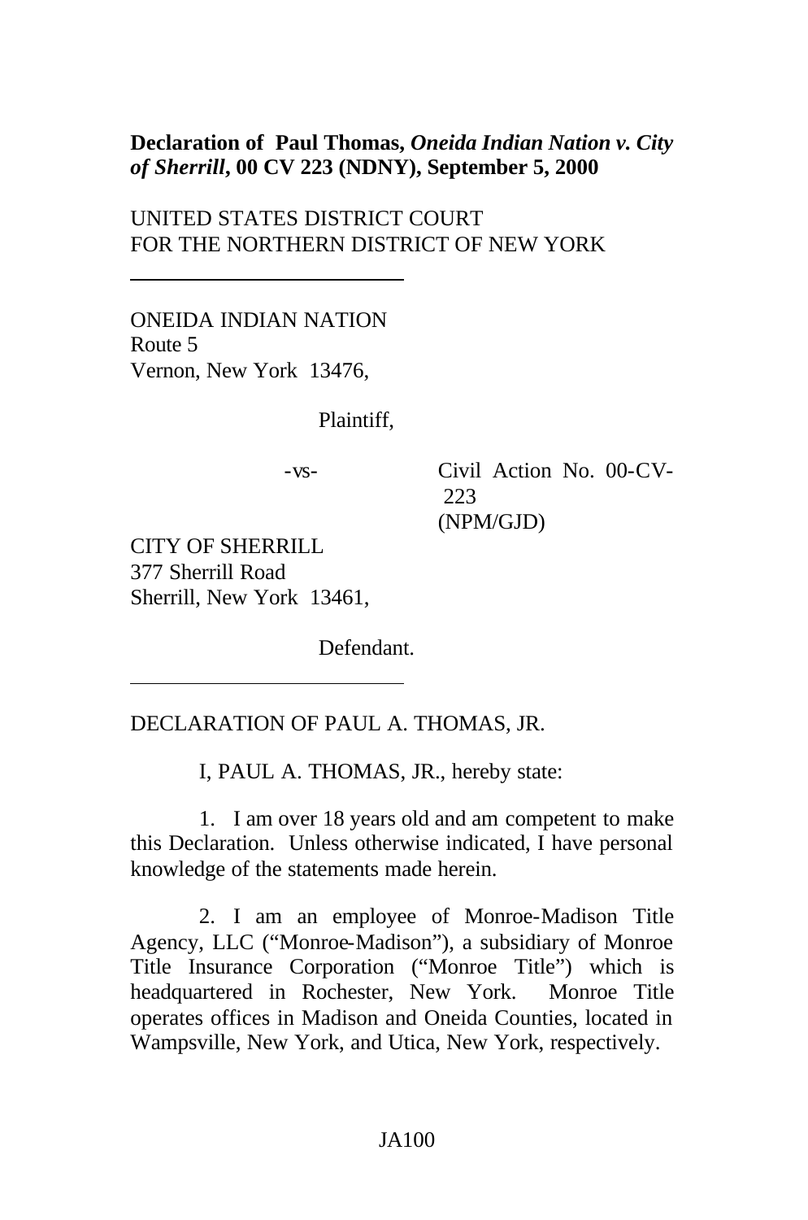**Declaration of Paul Thomas, *Oneida Indian Nation v. City of Sherrill*, 00 CV 223 (NDNY), September 5, 2000**

UNITED STATES DISTRICT COURT
FOR THE NORTHERN DISTRICT OF NEW YORK

---

ONEIDA INDIAN NATION
Route 5
Vernon, New York 13476,

Plaintiff,

-vs-

Civil Action No. 00-CV-223
(NPM/GJD)

CITY OF SHERRILL
377 Sherrill Road
Sherrill, New York 13461,

Defendant.

---

DECLARATION OF PAUL A. THOMAS, JR.

I, PAUL A. THOMAS, JR., hereby state:

1. I am over 18 years old and am competent to make this Declaration. Unless otherwise indicated, I have personal knowledge of the statements made herein.

2. I am an employee of Monroe-Madison Title Agency, LLC ("Monroe-Madison"), a subsidiary of Monroe Title Insurance Corporation ("Monroe Title") which is headquartered in Rochester, New York. Monroe Title operates offices in Madison and Oneida Counties, located in Wampsville, New York, and Utica, New York, respectively.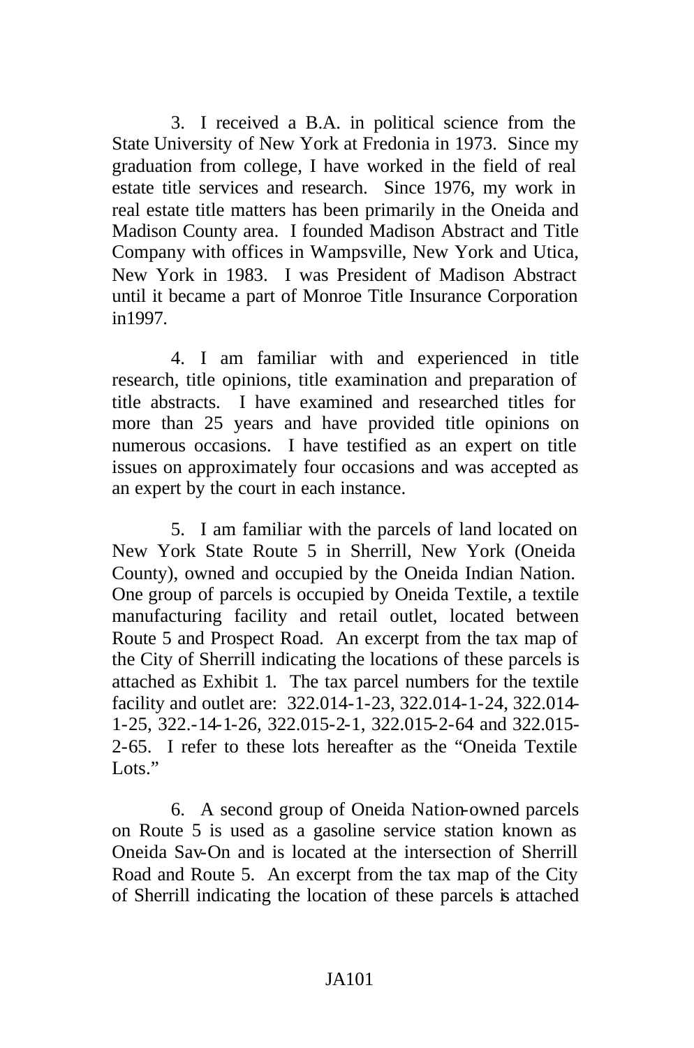3. I received a B.A. in political science from the State University of New York at Fredonia in 1973. Since my graduation from college, I have worked in the field of real estate title services and research. Since 1976, my work in real estate title matters has been primarily in the Oneida and Madison County area. I founded Madison Abstract and Title Company with offices in Wampsville, New York and Utica, New York in 1983. I was President of Madison Abstract until it became a part of Monroe Title Insurance Corporation in1997.

4. I am familiar with and experienced in title research, title opinions, title examination and preparation of title abstracts. I have examined and researched titles for more than 25 years and have provided title opinions on numerous occasions. I have testified as an expert on title issues on approximately four occasions and was accepted as an expert by the court in each instance.

5. I am familiar with the parcels of land located on New York State Route 5 in Sherrill, New York (Oneida County), owned and occupied by the Oneida Indian Nation. One group of parcels is occupied by Oneida Textile, a textile manufacturing facility and retail outlet, located between Route 5 and Prospect Road. An excerpt from the tax map of the City of Sherrill indicating the locations of these parcels is attached as Exhibit 1. The tax parcel numbers for the textile facility and outlet are: 322.014-1-23, 322.014-1-24, 322.014-1-25, 322.-14-1-26, 322.015-2-1, 322.015-2-64 and 322.015-2-65. I refer to these lots hereafter as the "Oneida Textile Lots."

6. A second group of Oneida Nation-owned parcels on Route 5 is used as a gasoline service station known as Oneida Sav-On and is located at the intersection of Sherrill Road and Route 5. An excerpt from the tax map of the City of Sherrill indicating the location of these parcels is attached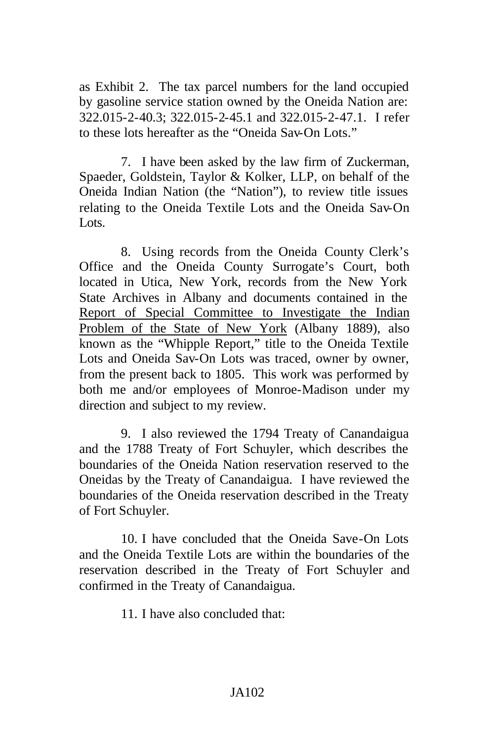as Exhibit 2. The tax parcel numbers for the land occupied by gasoline service station owned by the Oneida Nation are: 322.015-2-40.3; 322.015-2-45.1 and 322.015-2-47.1. I refer to these lots hereafter as the "Oneida Sav-On Lots."

7. I have been asked by the law firm of Zuckerman, Spaeder, Goldstein, Taylor & Kolker, LLP, on behalf of the Oneida Indian Nation (the "Nation"), to review title issues relating to the Oneida Textile Lots and the Oneida Sav-On Lots.

8. Using records from the Oneida County Clerk's Office and the Oneida County Surrogate's Court, both located in Utica, New York, records from the New York State Archives in Albany and documents contained in the <u>Report of Special Committee to Investigate the Indian Problem of the State of New York</u> (Albany 1889), also known as the "Whipple Report," title to the Oneida Textile Lots and Oneida Sav-On Lots was traced, owner by owner, from the present back to 1805. This work was performed by both me and/or employees of Monroe-Madison under my direction and subject to my review.

9. I also reviewed the 1794 Treaty of Canandaigua and the 1788 Treaty of Fort Schuyler, which describes the boundaries of the Oneida Nation reservation reserved to the Oneidas by the Treaty of Canandaigua. I have reviewed the boundaries of the Oneida reservation described in the Treaty of Fort Schuyler.

10. I have concluded that the Oneida Save-On Lots and the Oneida Textile Lots are within the boundaries of the reservation described in the Treaty of Fort Schuyler and confirmed in the Treaty of Canandaigua.

11. I have also concluded that:

JA102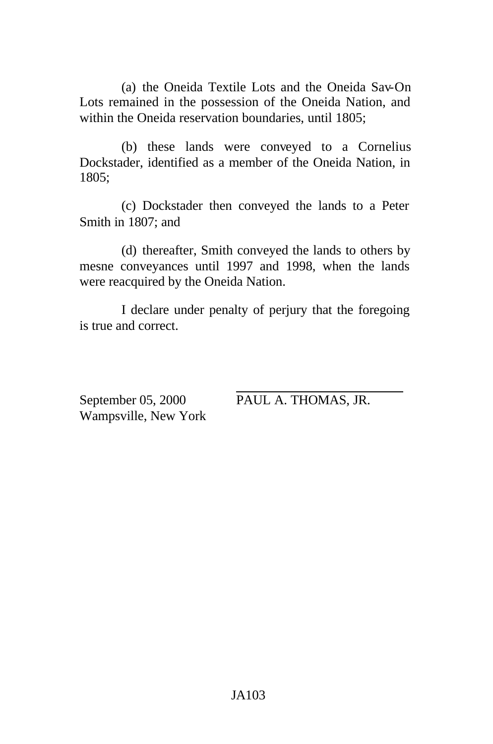(a) the Oneida Textile Lots and the Oneida Sav-On Lots remained in the possession of the Oneida Nation, and within the Oneida reservation boundaries, until 1805;

(b) these lands were conveyed to a Cornelius Dockstader, identified as a member of the Oneida Nation, in 1805;

(c) Dockstader then conveyed the lands to a Peter Smith in 1807; and

(d) thereafter, Smith conveyed the lands to others by mesne conveyances until 1997 and 1998, when the lands were reacquired by the Oneida Nation.

I declare under penalty of perjury that the foregoing is true and correct.

September 05, 2000
Wampsville, New York

PAUL A. THOMAS, JR.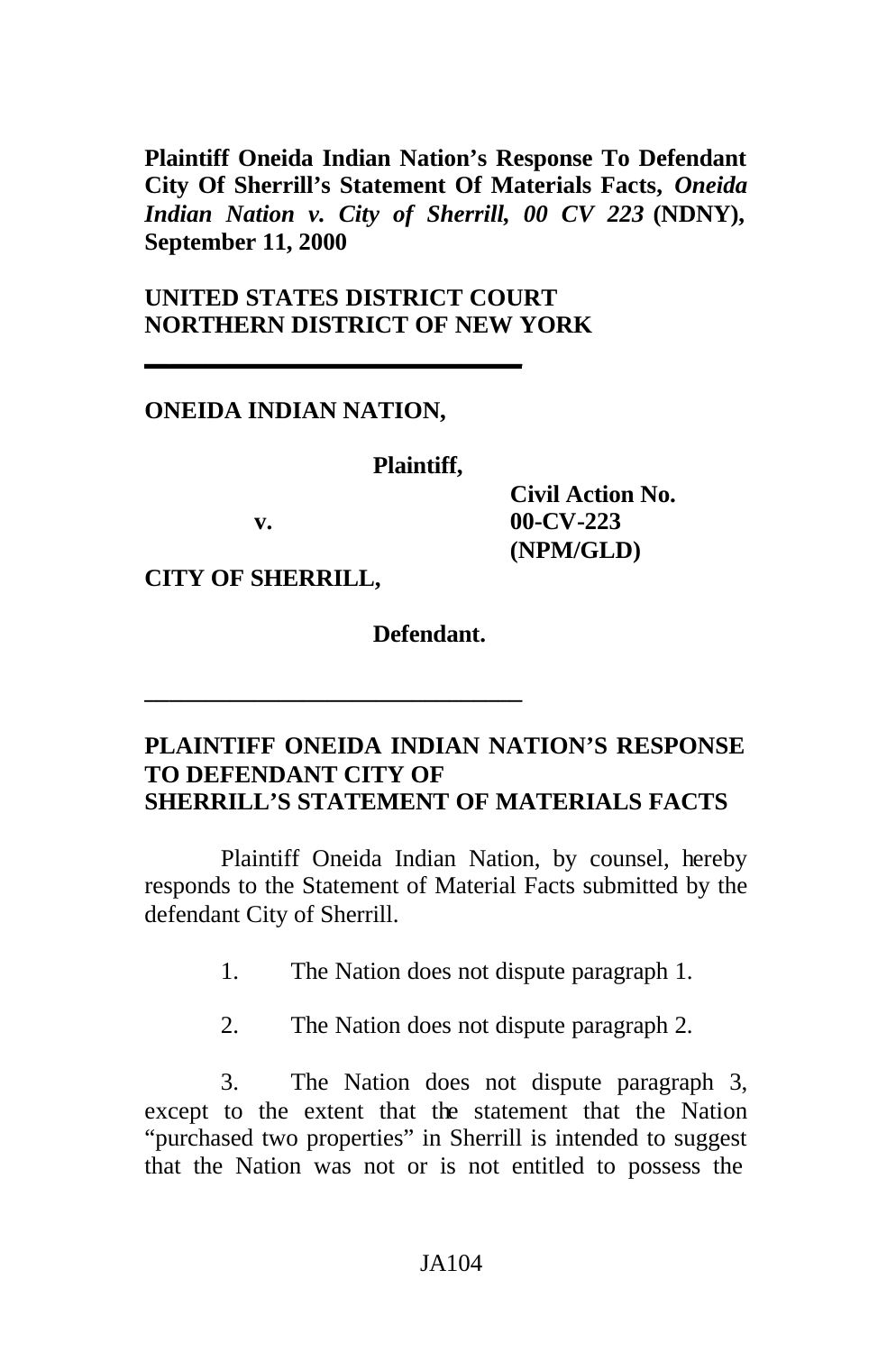**Plaintiff Oneida Indian Nation's Response To Defendant City Of Sherrill's Statement Of Materials Facts, *Oneida Indian Nation v. City of Sherrill, 00 CV 223* (NDNY), September 11, 2000**

**UNITED STATES DISTRICT COURT**
**NORTHERN DISTRICT OF NEW YORK**

---

**ONEIDA INDIAN NATION,**

**Plaintiff,**

**v.**

**CITY OF SHERRILL,**

**Defendant.**

**Civil Action No. 00-CV-223 (NPM/GLD)**

---

**PLAINTIFF ONEIDA INDIAN NATION'S RESPONSE TO DEFENDANT CITY OF SHERRILL'S STATEMENT OF MATERIALS FACTS**

Plaintiff Oneida Indian Nation, by counsel, hereby responds to the Statement of Material Facts submitted by the defendant City of Sherrill.

1. The Nation does not dispute paragraph 1.

2. The Nation does not dispute paragraph 2.

3. The Nation does not dispute paragraph 3, except to the extent that the statement that the Nation "purchased two properties" in Sherrill is intended to suggest that the Nation was not or is not entitled to possess the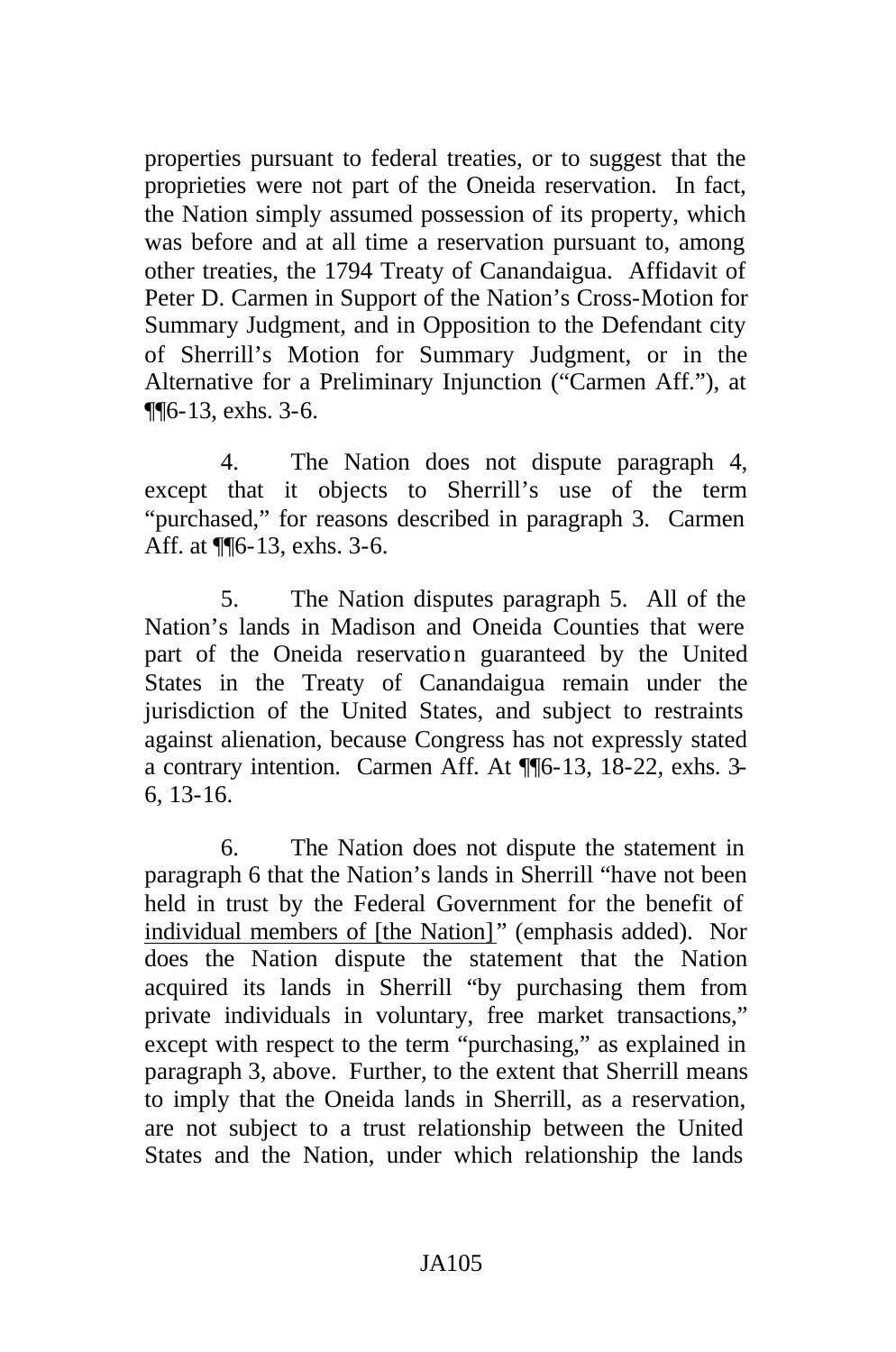properties pursuant to federal treaties, or to suggest that the proprieties were not part of the Oneida reservation. In fact, the Nation simply assumed possession of its property, which was before and at all time a reservation pursuant to, among other treaties, the 1794 Treaty of Canandaigua. Affidavit of Peter D. Carmen in Support of the Nation's Cross-Motion for Summary Judgment, and in Opposition to the Defendant city of Sherrill's Motion for Summary Judgment, or in the Alternative for a Preliminary Injunction ("Carmen Aff."), at ¶¶6-13, exhs. 3-6.

4. The Nation does not dispute paragraph 4, except that it objects to Sherrill's use of the term "purchased," for reasons described in paragraph 3. Carmen Aff. at ¶¶6-13, exhs. 3-6.

5. The Nation disputes paragraph 5. All of the Nation's lands in Madison and Oneida Counties that were part of the Oneida reservation guaranteed by the United States in the Treaty of Canandaigua remain under the jurisdiction of the United States, and subject to restraints against alienation, because Congress has not expressly stated a contrary intention. Carmen Aff. At ¶¶6-13, 18-22, exhs. 3-6, 13-16.

6. The Nation does not dispute the statement in paragraph 6 that the Nation's lands in Sherrill "have not been held in trust by the Federal Government for the benefit of <u>individual members of [the Nation]</u>" (emphasis added). Nor does the Nation dispute the statement that the Nation acquired its lands in Sherrill "by purchasing them from private individuals in voluntary, free market transactions," except with respect to the term "purchasing," as explained in paragraph 3, above. Further, to the extent that Sherrill means to imply that the Oneida lands in Sherrill, as a reservation, are not subject to a trust relationship between the United States and the Nation, under which relationship the lands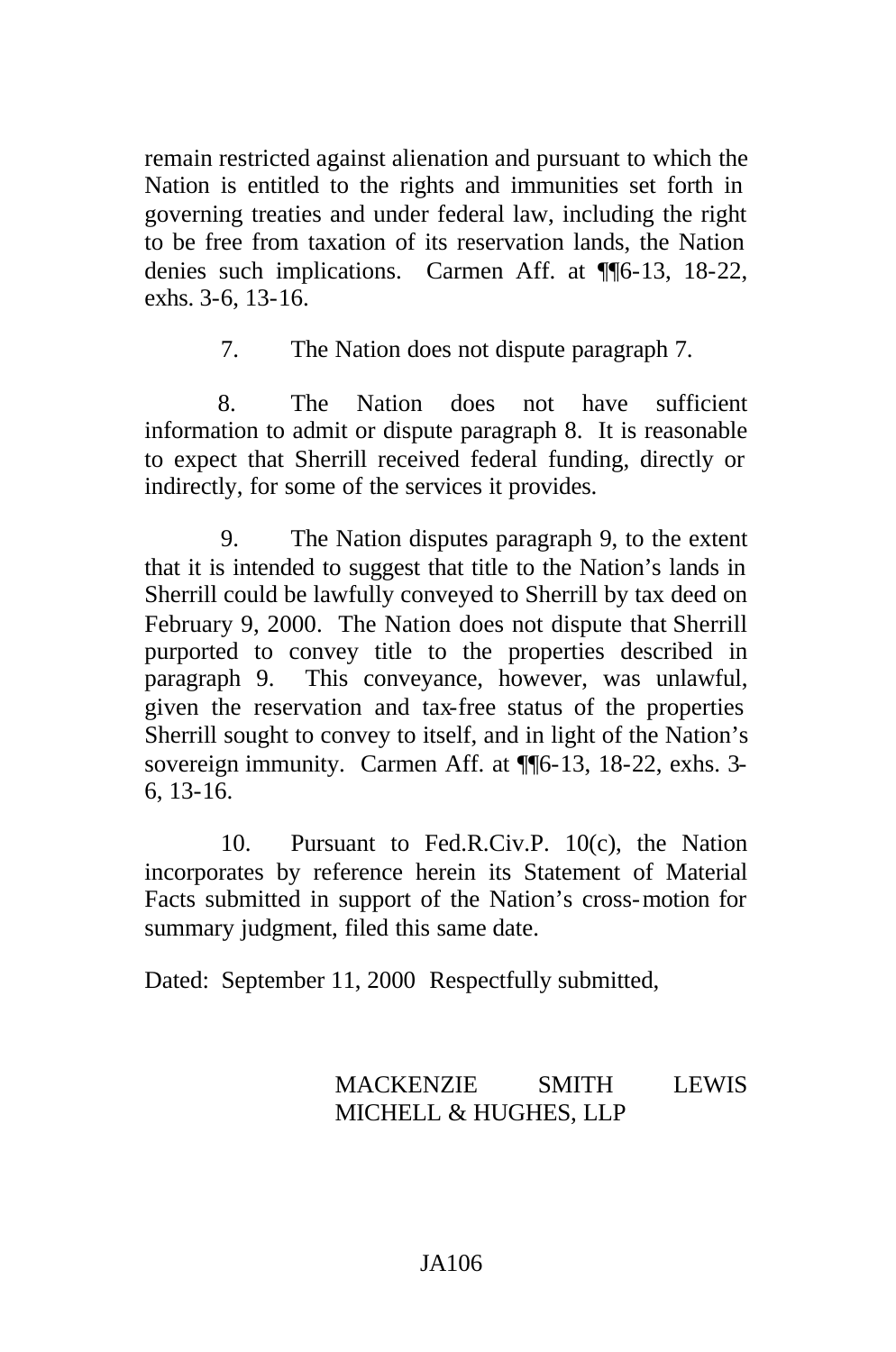remain restricted against alienation and pursuant to which the Nation is entitled to the rights and immunities set forth in governing treaties and under federal law, including the right to be free from taxation of its reservation lands, the Nation denies such implications. Carmen Aff. at ¶¶6-13, 18-22, exhs. 3-6, 13-16.

7. The Nation does not dispute paragraph 7.

8. The Nation does not have sufficient information to admit or dispute paragraph 8. It is reasonable to expect that Sherrill received federal funding, directly or indirectly, for some of the services it provides.

9. The Nation disputes paragraph 9, to the extent that it is intended to suggest that title to the Nation's lands in Sherrill could be lawfully conveyed to Sherrill by tax deed on February 9, 2000. The Nation does not dispute that Sherrill purported to convey title to the properties described in paragraph 9. This conveyance, however, was unlawful, given the reservation and tax-free status of the properties Sherrill sought to convey to itself, and in light of the Nation's sovereign immunity. Carmen Aff. at ¶¶6-13, 18-22, exhs. 3-6, 13-16.

10. Pursuant to Fed.R.Civ.P. 10(c), the Nation incorporates by reference herein its Statement of Material Facts submitted in support of the Nation's cross-motion for summary judgment, filed this same date.

Dated: September 11, 2000 Respectfully submitted,

MACKENZIE SMITH LEWIS MICHELL & HUGHES, LLP

JA106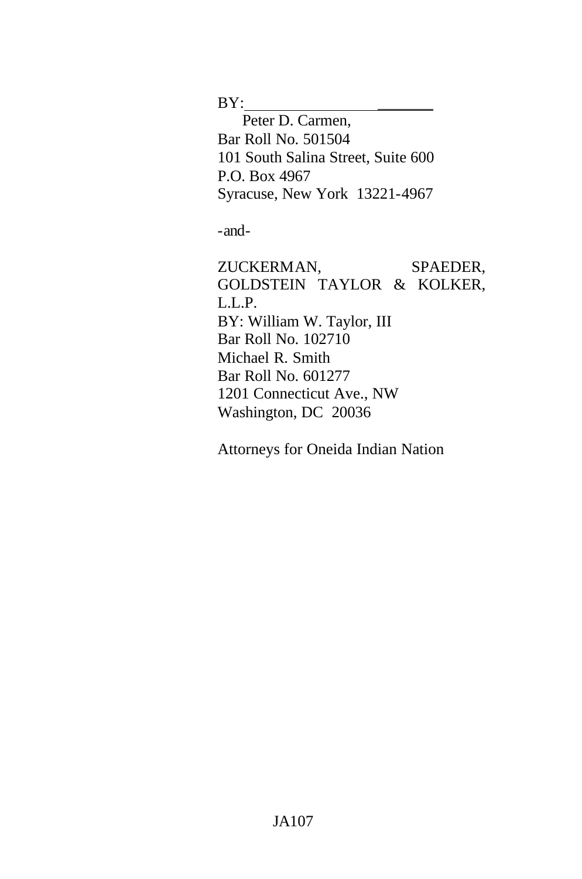BY:________________________

Peter D. Carmen,
Bar Roll No. 501504
101 South Salina Street, Suite 600
P.O. Box 4967
Syracuse, New York 13221-4967

-and-

ZUCKERMAN, SPAEDER, GOLDSTEIN TAYLOR & KOLKER, L.L.P.
BY: William W. Taylor, III
Bar Roll No. 102710
Michael R. Smith
Bar Roll No. 601277
1201 Connecticut Ave., NW
Washington, DC 20036

Attorneys for Oneida Indian Nation

JA107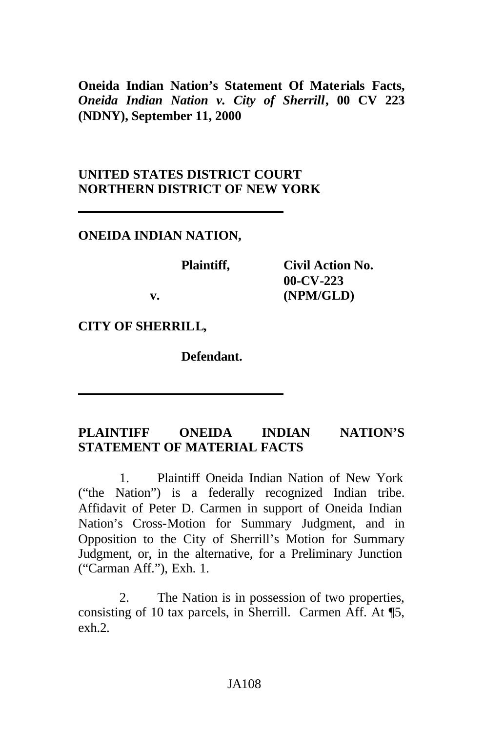**Oneida Indian Nation's Statement Of Materials Facts, *Oneida Indian Nation v. City of Sherrill*, 00 CV 223 (NDNY), September 11, 2000**

**UNITED STATES DISTRICT COURT**
**NORTHERN DISTRICT OF NEW YORK**

---

**ONEIDA INDIAN NATION,**

**Plaintiff,** **Civil Action No. 00-CV-223 (NPM/GLD)**

**v.**

**CITY OF SHERRILL,**

**Defendant.**

---

**PLAINTIFF ONEIDA INDIAN NATION'S STATEMENT OF MATERIAL FACTS**

1. Plaintiff Oneida Indian Nation of New York ("the Nation") is a federally recognized Indian tribe. Affidavit of Peter D. Carmen in support of Oneida Indian Nation's Cross-Motion for Summary Judgment, and in Opposition to the City of Sherrill's Motion for Summary Judgment, or, in the alternative, for a Preliminary Junction ("Carman Aff."), Exh. 1.

2. The Nation is in possession of two properties, consisting of 10 tax parcels, in Sherrill. Carmen Aff. At ¶5, exh.2.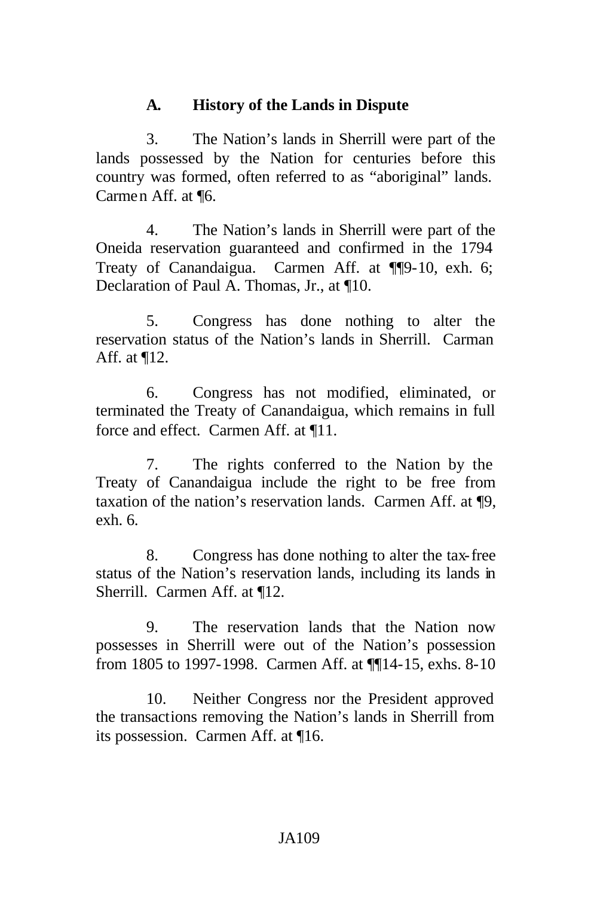### A. History of the Lands in Dispute

3. The Nation's lands in Sherrill were part of the lands possessed by the Nation for centuries before this country was formed, often referred to as "aboriginal" lands. Carmen Aff. at ¶6.

4. The Nation's lands in Sherrill were part of the Oneida reservation guaranteed and confirmed in the 1794 Treaty of Canandaigua. Carmen Aff. at ¶¶9-10, exh. 6; Declaration of Paul A. Thomas, Jr., at ¶10.

5. Congress has done nothing to alter the reservation status of the Nation's lands in Sherrill. Carman Aff. at ¶12.

6. Congress has not modified, eliminated, or terminated the Treaty of Canandaigua, which remains in full force and effect. Carmen Aff. at ¶11.

7. The rights conferred to the Nation by the Treaty of Canandaigua include the right to be free from taxation of the nation's reservation lands. Carmen Aff. at ¶9, exh. 6.

8. Congress has done nothing to alter the tax-free status of the Nation's reservation lands, including its lands in Sherrill. Carmen Aff. at ¶12.

9. The reservation lands that the Nation now possesses in Sherrill were out of the Nation's possession from 1805 to 1997-1998. Carmen Aff. at ¶¶14-15, exhs. 8-10

10. Neither Congress nor the President approved the transactions removing the Nation's lands in Sherrill from its possession. Carmen Aff. at ¶16.

JA109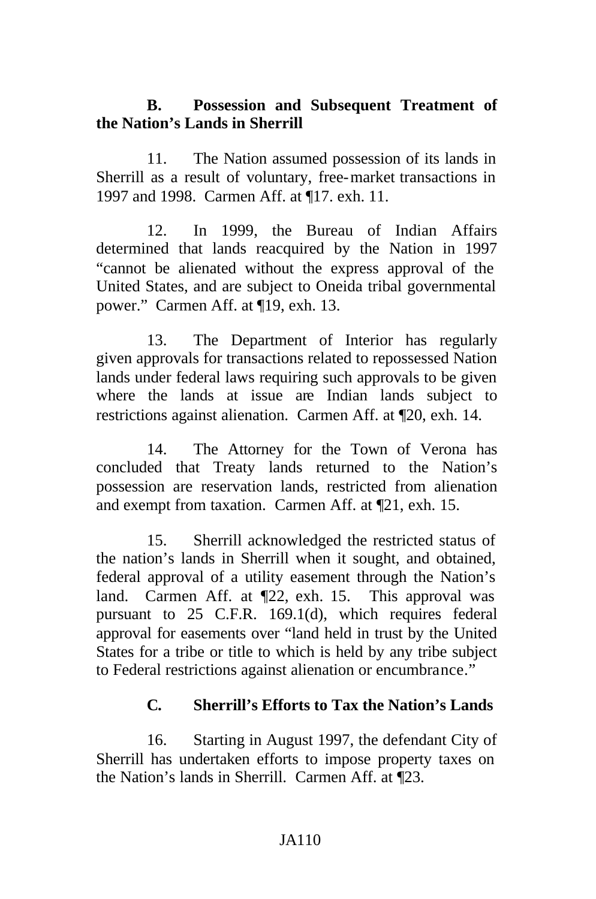**B. Possession and Subsequent Treatment of the Nation's Lands in Sherrill**

11. The Nation assumed possession of its lands in Sherrill as a result of voluntary, free-market transactions in 1997 and 1998. Carmen Aff. at ¶17. exh. 11.

12. In 1999, the Bureau of Indian Affairs determined that lands reacquired by the Nation in 1997 "cannot be alienated without the express approval of the United States, and are subject to Oneida tribal governmental power." Carmen Aff. at ¶19, exh. 13.

13. The Department of Interior has regularly given approvals for transactions related to repossessed Nation lands under federal laws requiring such approvals to be given where the lands at issue are Indian lands subject to restrictions against alienation. Carmen Aff. at ¶20, exh. 14.

14. The Attorney for the Town of Verona has concluded that Treaty lands returned to the Nation's possession are reservation lands, restricted from alienation and exempt from taxation. Carmen Aff. at ¶21, exh. 15.

15. Sherrill acknowledged the restricted status of the nation's lands in Sherrill when it sought, and obtained, federal approval of a utility easement through the Nation's land. Carmen Aff. at ¶22, exh. 15. This approval was pursuant to 25 C.F.R. 169.1(d), which requires federal approval for easements over "land held in trust by the United States for a tribe or title to which is held by any tribe subject to Federal restrictions against alienation or encumbrance."

**C. Sherrill's Efforts to Tax the Nation's Lands**

16. Starting in August 1997, the defendant City of Sherrill has undertaken efforts to impose property taxes on the Nation's lands in Sherrill. Carmen Aff. at ¶23.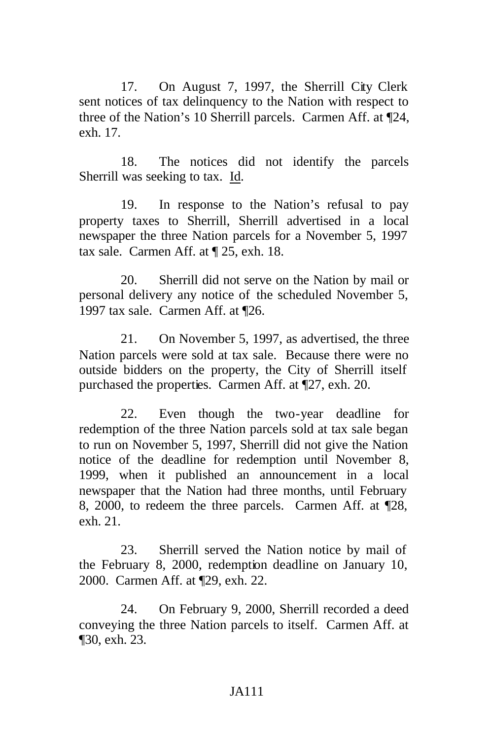17. On August 7, 1997, the Sherrill City Clerk sent notices of tax delinquency to the Nation with respect to three of the Nation's 10 Sherrill parcels. Carmen Aff. at ¶24, exh. 17.

18. The notices did not identify the parcels Sherrill was seeking to tax. Id.

19. In response to the Nation's refusal to pay property taxes to Sherrill, Sherrill advertised in a local newspaper the three Nation parcels for a November 5, 1997 tax sale. Carmen Aff. at ¶ 25, exh. 18.

20. Sherrill did not serve on the Nation by mail or personal delivery any notice of the scheduled November 5, 1997 tax sale. Carmen Aff. at ¶26.

21. On November 5, 1997, as advertised, the three Nation parcels were sold at tax sale. Because there were no outside bidders on the property, the City of Sherrill itself purchased the properties. Carmen Aff. at ¶27, exh. 20.

22. Even though the two-year deadline for redemption of the three Nation parcels sold at tax sale began to run on November 5, 1997, Sherrill did not give the Nation notice of the deadline for redemption until November 8, 1999, when it published an announcement in a local newspaper that the Nation had three months, until February 8, 2000, to redeem the three parcels. Carmen Aff. at ¶28, exh. 21.

23. Sherrill served the Nation notice by mail of the February 8, 2000, redemption deadline on January 10, 2000. Carmen Aff. at ¶29, exh. 22.

24. On February 9, 2000, Sherrill recorded a deed conveying the three Nation parcels to itself. Carmen Aff. at ¶30, exh. 23.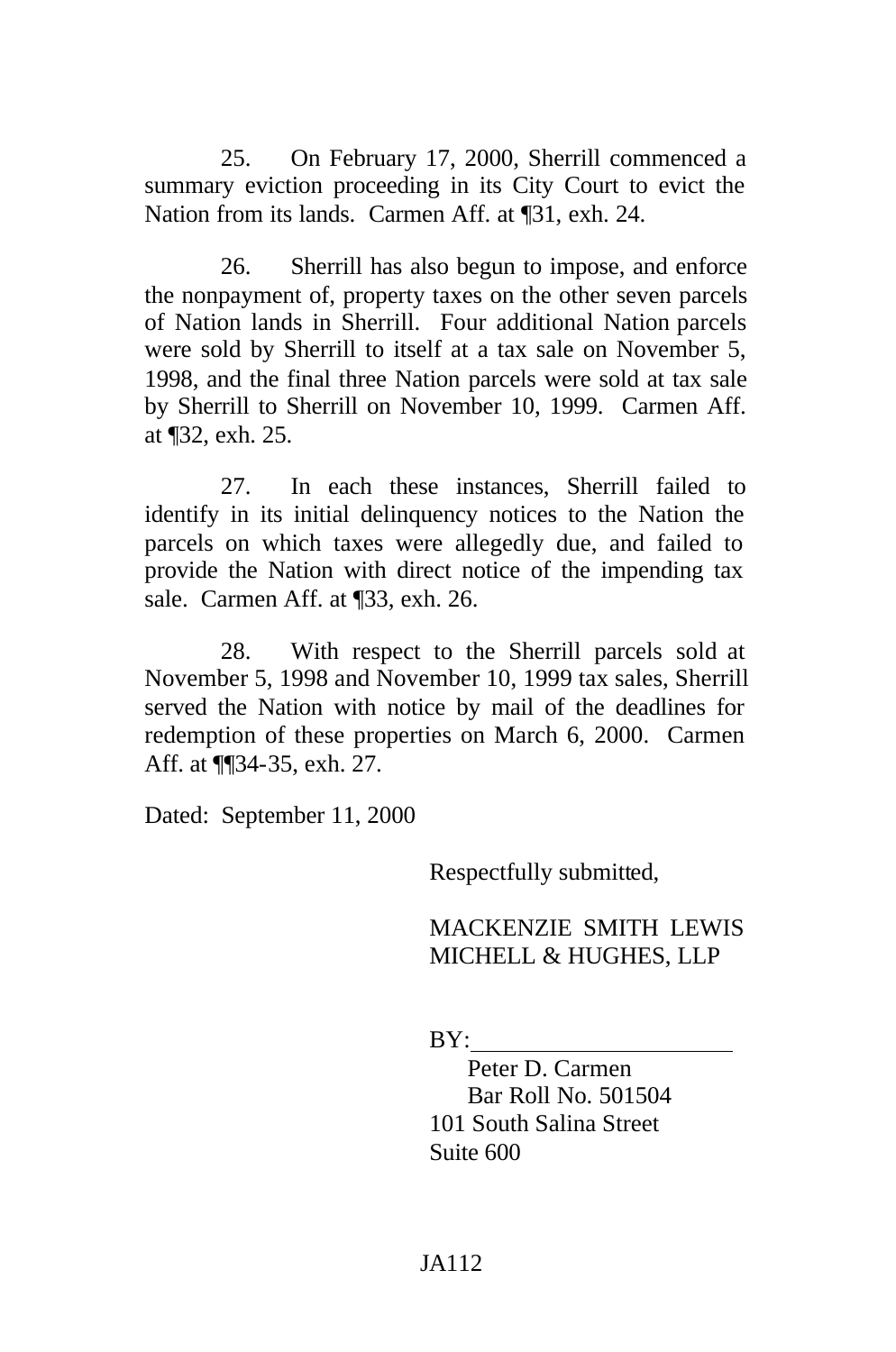25. On February 17, 2000, Sherrill commenced a summary eviction proceeding in its City Court to evict the Nation from its lands. Carmen Aff. at ¶31, exh. 24.

26. Sherrill has also begun to impose, and enforce the nonpayment of, property taxes on the other seven parcels of Nation lands in Sherrill. Four additional Nation parcels were sold by Sherrill to itself at a tax sale on November 5, 1998, and the final three Nation parcels were sold at tax sale by Sherrill to Sherrill on November 10, 1999. Carmen Aff. at ¶32, exh. 25.

27. In each these instances, Sherrill failed to identify in its initial delinquency notices to the Nation the parcels on which taxes were allegedly due, and failed to provide the Nation with direct notice of the impending tax sale. Carmen Aff. at ¶33, exh. 26.

28. With respect to the Sherrill parcels sold at November 5, 1998 and November 10, 1999 tax sales, Sherrill served the Nation with notice by mail of the deadlines for redemption of these properties on March 6, 2000. Carmen Aff. at ¶¶34-35, exh. 27.

Dated: September 11, 2000

Respectfully submitted,

MACKENZIE SMITH LEWIS MICHELL & HUGHES, LLP

BY:______________________

Peter D. Carmen
Bar Roll No. 501504
101 South Salina Street
Suite 600

JA112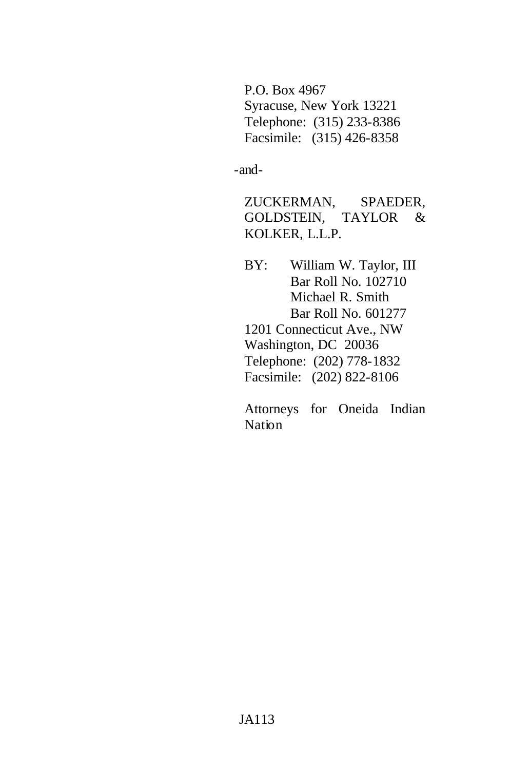P.O. Box 4967
Syracuse, New York 13221
Telephone: (315) 233-8386
Facsimile: (315) 426-8358

-and-

ZUCKERMAN, SPAEDER, GOLDSTEIN, TAYLOR & KOLKER, L.L.P.

BY: William W. Taylor, III
Bar Roll No. 102710
Michael R. Smith
Bar Roll No. 601277
1201 Connecticut Ave., NW
Washington, DC 20036
Telephone: (202) 778-1832
Facsimile: (202) 822-8106

Attorneys for Oneida Indian Nation

JA113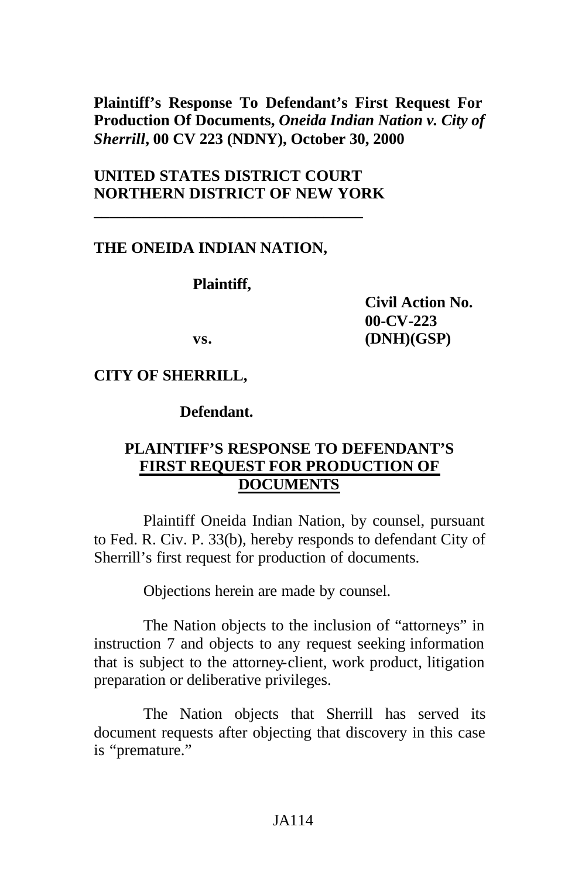**Plaintiff's Response To Defendant's First Request For Production Of Documents, *Oneida Indian Nation v. City of Sherrill*, 00 CV 223 (NDNY), October 30, 2000**

**UNITED STATES DISTRICT COURT**
**NORTHERN DISTRICT OF NEW YORK**

---

**THE ONEIDA INDIAN NATION,**

**Plaintiff,**

**vs.**

**Civil Action No. 00-CV-223 (DNH)(GSP)**

**CITY OF SHERRILL,**

**Defendant.**

**PLAINTIFF'S RESPONSE TO DEFENDANT'S FIRST REQUEST FOR PRODUCTION OF DOCUMENTS**

Plaintiff Oneida Indian Nation, by counsel, pursuant to Fed. R. Civ. P. 33(b), hereby responds to defendant City of Sherrill's first request for production of documents.

Objections herein are made by counsel.

The Nation objects to the inclusion of "attorneys" in instruction 7 and objects to any request seeking information that is subject to the attorney-client, work product, litigation preparation or deliberative privileges.

The Nation objects that Sherrill has served its document requests after objecting that discovery in this case is "premature."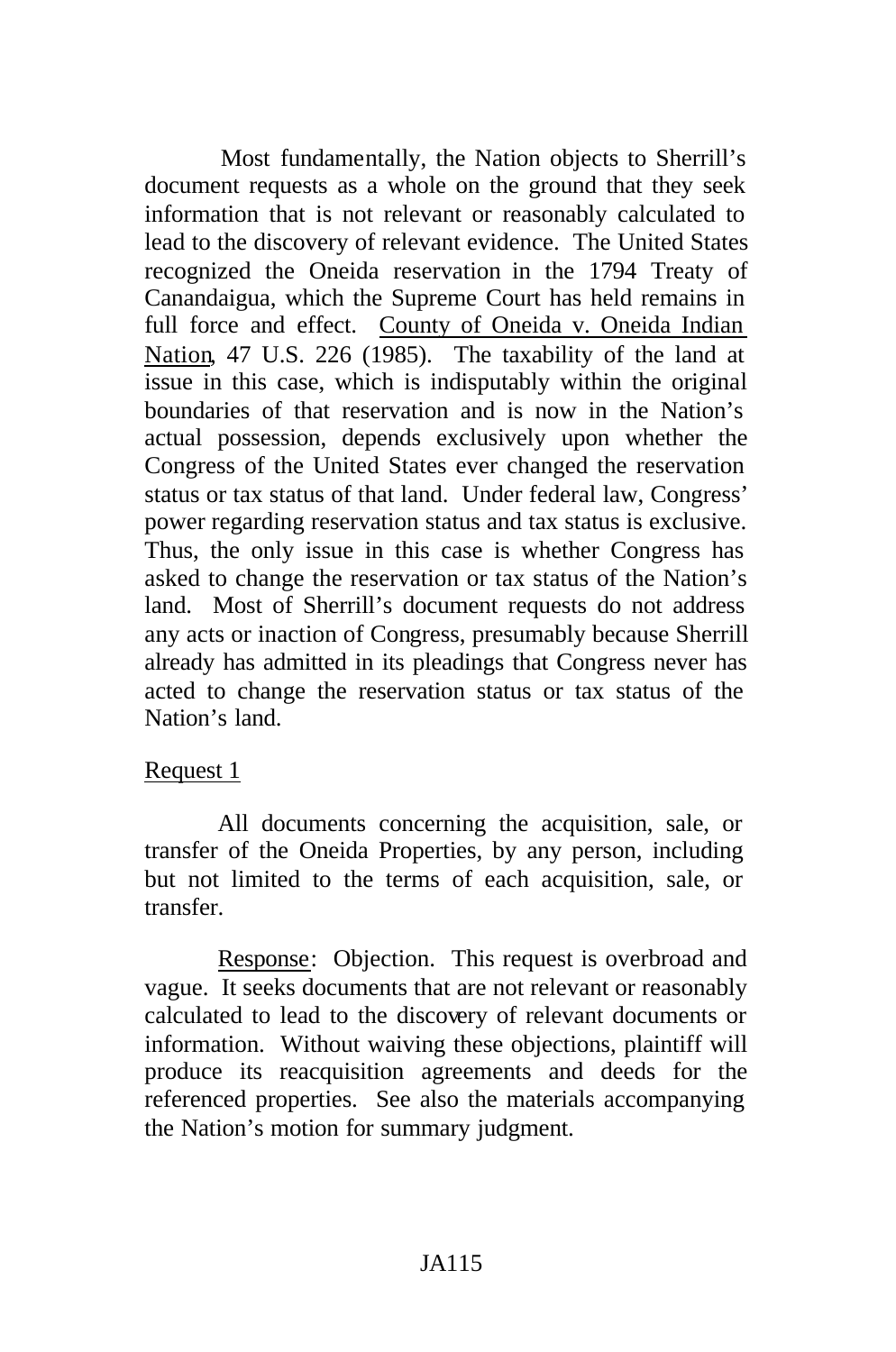Most fundamentally, the Nation objects to Sherrill's document requests as a whole on the ground that they seek information that is not relevant or reasonably calculated to lead to the discovery of relevant evidence. The United States recognized the Oneida reservation in the 1794 Treaty of Canandaigua, which the Supreme Court has held remains in full force and effect. County of Oneida v. Oneida Indian Nation, 47 U.S. 226 (1985). The taxability of the land at issue in this case, which is indisputably within the original boundaries of that reservation and is now in the Nation's actual possession, depends exclusively upon whether the Congress of the United States ever changed the reservation status or tax status of that land. Under federal law, Congress' power regarding reservation status and tax status is exclusive. Thus, the only issue in this case is whether Congress has asked to change the reservation or tax status of the Nation's land. Most of Sherrill's document requests do not address any acts or inaction of Congress, presumably because Sherrill already has admitted in its pleadings that Congress never has acted to change the reservation status or tax status of the Nation's land.

Request 1

All documents concerning the acquisition, sale, or transfer of the Oneida Properties, by any person, including but not limited to the terms of each acquisition, sale, or transfer.

Response: Objection. This request is overbroad and vague. It seeks documents that are not relevant or reasonably calculated to lead to the discovery of relevant documents or information. Without waiving these objections, plaintiff will produce its reacquisition agreements and deeds for the referenced properties. See also the materials accompanying the Nation's motion for summary judgment.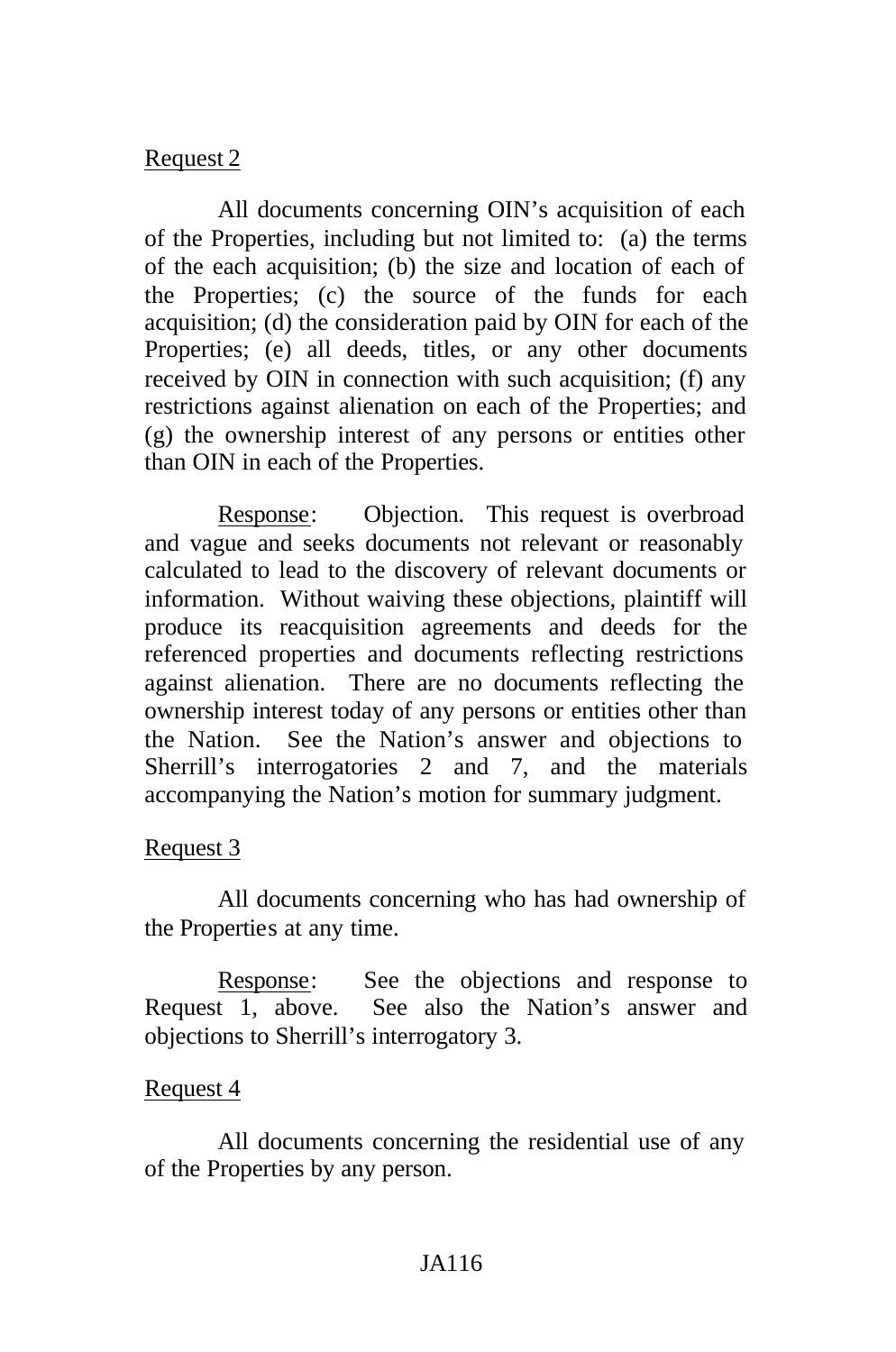Request 2

All documents concerning OIN's acquisition of each of the Properties, including but not limited to: (a) the terms of the each acquisition; (b) the size and location of each of the Properties; (c) the source of the funds for each acquisition; (d) the consideration paid by OIN for each of the Properties; (e) all deeds, titles, or any other documents received by OIN in connection with such acquisition; (f) any restrictions against alienation on each of the Properties; and (g) the ownership interest of any persons or entities other than OIN in each of the Properties.

Response: Objection. This request is overbroad and vague and seeks documents not relevant or reasonably calculated to lead to the discovery of relevant documents or information. Without waiving these objections, plaintiff will produce its reacquisition agreements and deeds for the referenced properties and documents reflecting restrictions against alienation. There are no documents reflecting the ownership interest today of any persons or entities other than the Nation. See the Nation's answer and objections to Sherrill's interrogatories 2 and 7, and the materials accompanying the Nation's motion for summary judgment.

Request 3

All documents concerning who has had ownership of the Properties at any time.

Response: See the objections and response to Request 1, above. See also the Nation's answer and objections to Sherrill's interrogatory 3.

Request 4

All documents concerning the residential use of any of the Properties by any person.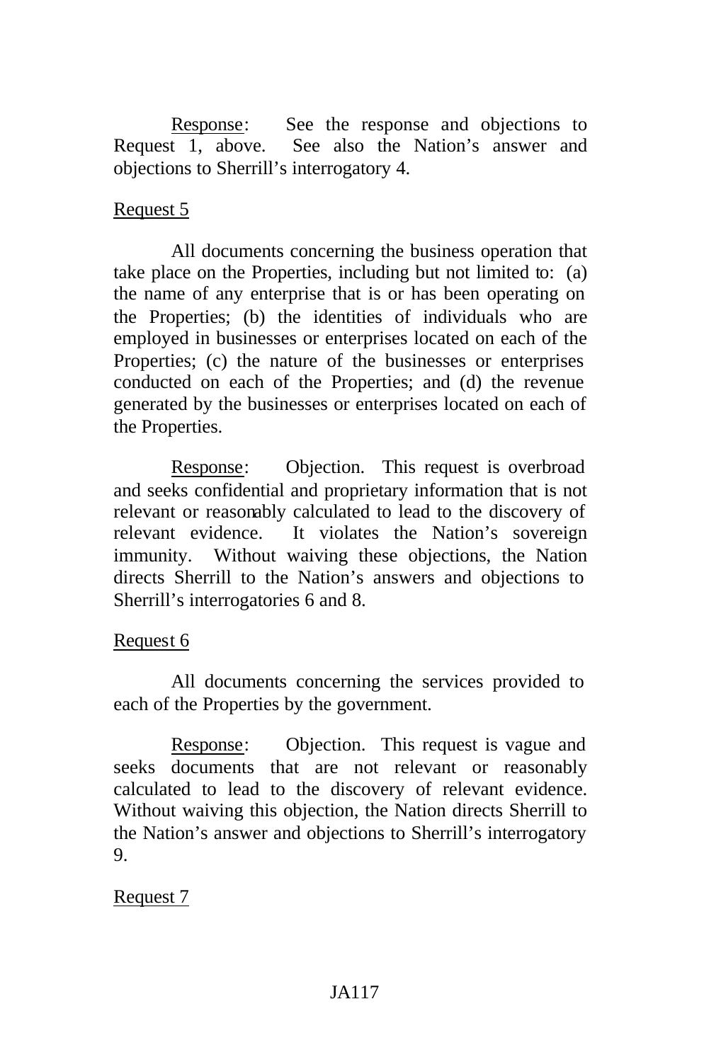Response: See the response and objections to Request 1, above. See also the Nation's answer and objections to Sherrill's interrogatory 4.

Request 5

All documents concerning the business operation that take place on the Properties, including but not limited to: (a) the name of any enterprise that is or has been operating on the Properties; (b) the identities of individuals who are employed in businesses or enterprises located on each of the Properties; (c) the nature of the businesses or enterprises conducted on each of the Properties; and (d) the revenue generated by the businesses or enterprises located on each of the Properties.

Response: Objection. This request is overbroad and seeks confidential and proprietary information that is not relevant or reasonably calculated to lead to the discovery of relevant evidence. It violates the Nation's sovereign immunity. Without waiving these objections, the Nation directs Sherrill to the Nation's answers and objections to Sherrill's interrogatories 6 and 8.

Request 6

All documents concerning the services provided to each of the Properties by the government.

Response: Objection. This request is vague and seeks documents that are not relevant or reasonably calculated to lead to the discovery of relevant evidence. Without waiving this objection, the Nation directs Sherrill to the Nation's answer and objections to Sherrill's interrogatory 9.

Request 7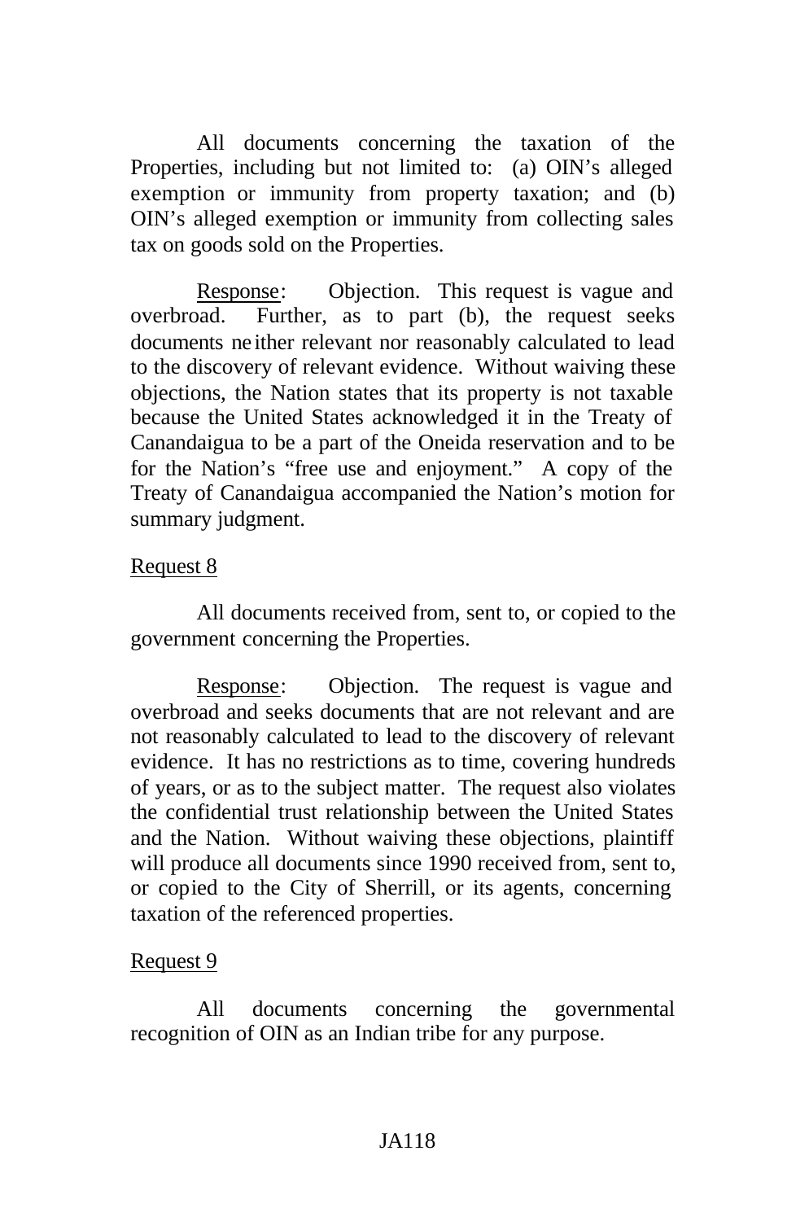All documents concerning the taxation of the Properties, including but not limited to: (a) OIN's alleged exemption or immunity from property taxation; and (b) OIN's alleged exemption or immunity from collecting sales tax on goods sold on the Properties.

Response: Objection. This request is vague and overbroad. Further, as to part (b), the request seeks documents neither relevant nor reasonably calculated to lead to the discovery of relevant evidence. Without waiving these objections, the Nation states that its property is not taxable because the United States acknowledged it in the Treaty of Canandaigua to be a part of the Oneida reservation and to be for the Nation's "free use and enjoyment." A copy of the Treaty of Canandaigua accompanied the Nation's motion for summary judgment.

Request 8

All documents received from, sent to, or copied to the government concerning the Properties.

Response: Objection. The request is vague and overbroad and seeks documents that are not relevant and are not reasonably calculated to lead to the discovery of relevant evidence. It has no restrictions as to time, covering hundreds of years, or as to the subject matter. The request also violates the confidential trust relationship between the United States and the Nation. Without waiving these objections, plaintiff will produce all documents since 1990 received from, sent to, or copied to the City of Sherrill, or its agents, concerning taxation of the referenced properties.

Request 9

All documents concerning the governmental recognition of OIN as an Indian tribe for any purpose.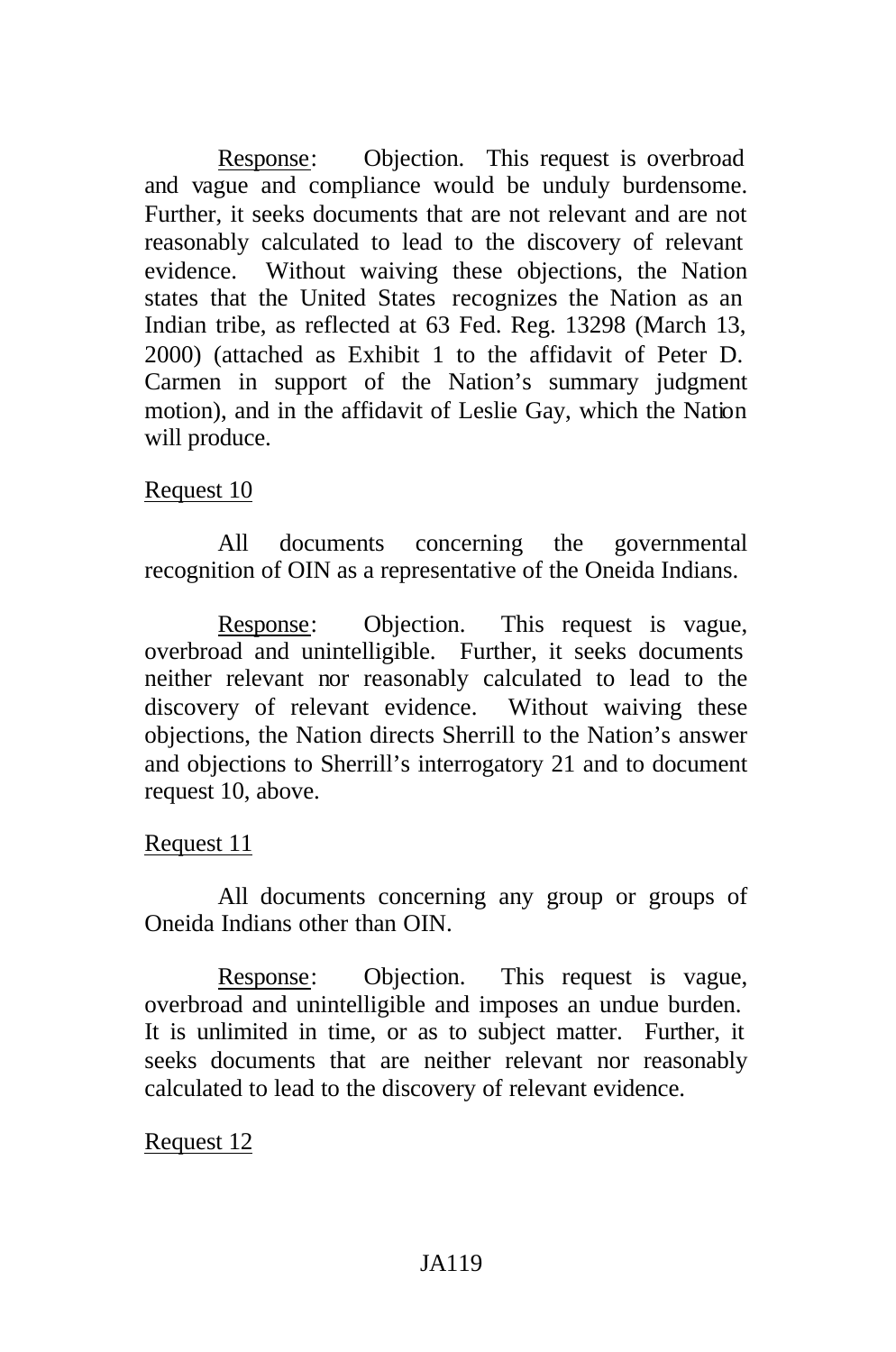<u>Response</u>: Objection. This request is overbroad and vague and compliance would be unduly burdensome. Further, it seeks documents that are not relevant and are not reasonably calculated to lead to the discovery of relevant evidence. Without waiving these objections, the Nation states that the United States recognizes the Nation as an Indian tribe, as reflected at 63 Fed. Reg. 13298 (March 13, 2000) (attached as Exhibit 1 to the affidavit of Peter D. Carmen in support of the Nation's summary judgment motion), and in the affidavit of Leslie Gay, which the Nation will produce.

<u>Request 10</u>

All documents concerning the governmental recognition of OIN as a representative of the Oneida Indians.

<u>Response</u>: Objection. This request is vague, overbroad and unintelligible. Further, it seeks documents neither relevant nor reasonably calculated to lead to the discovery of relevant evidence. Without waiving these objections, the Nation directs Sherrill to the Nation's answer and objections to Sherrill's interrogatory 21 and to document request 10, above.

<u>Request 11</u>

All documents concerning any group or groups of Oneida Indians other than OIN.

<u>Response</u>: Objection. This request is vague, overbroad and unintelligible and imposes an undue burden. It is unlimited in time, or as to subject matter. Further, it seeks documents that are neither relevant nor reasonably calculated to lead to the discovery of relevant evidence.

<u>Request 12</u>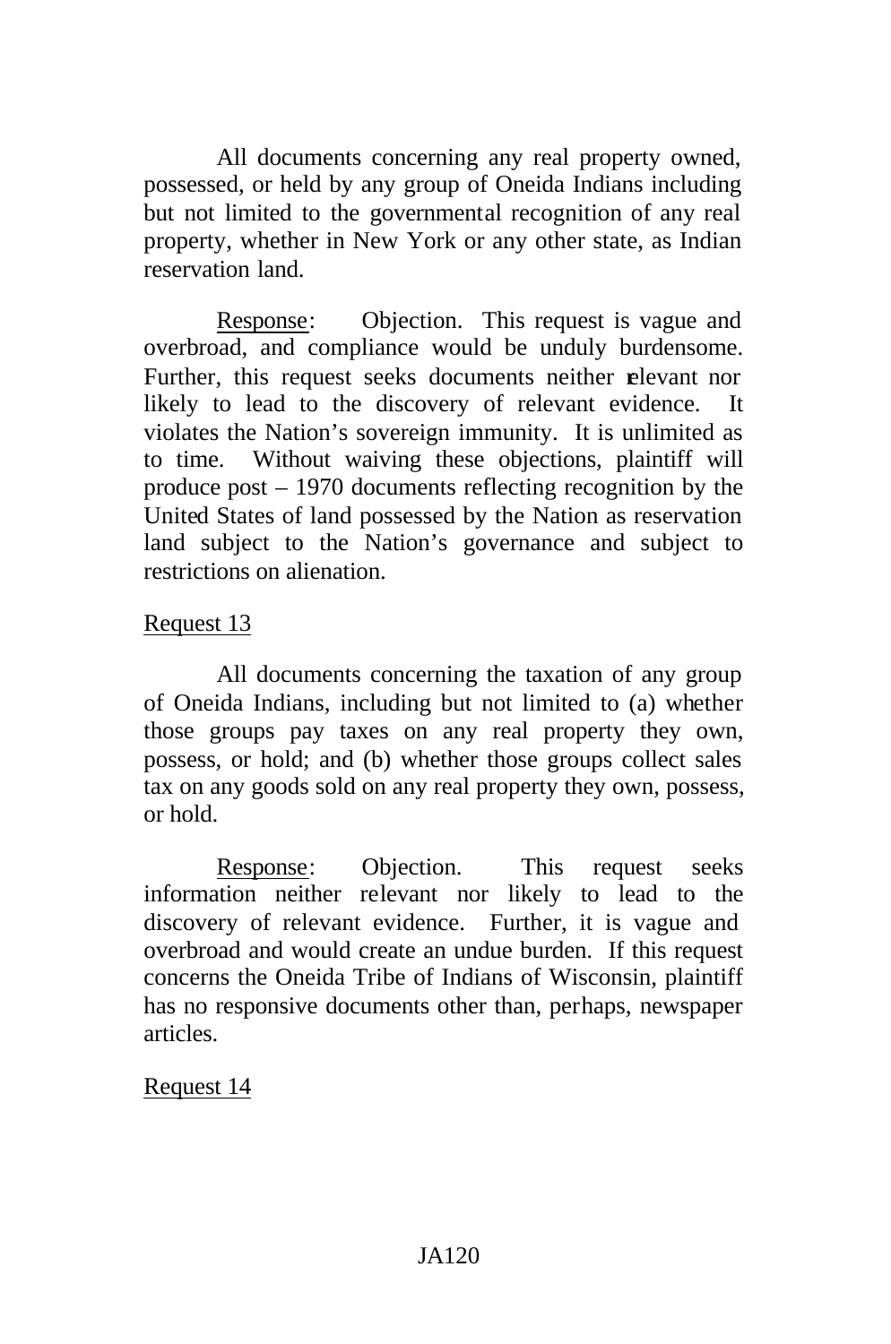All documents concerning any real property owned, possessed, or held by any group of Oneida Indians including but not limited to the governmental recognition of any real property, whether in New York or any other state, as Indian reservation land.

Response: Objection. This request is vague and overbroad, and compliance would be unduly burdensome. Further, this request seeks documents neither relevant nor likely to lead to the discovery of relevant evidence. It violates the Nation's sovereign immunity. It is unlimited as to time. Without waiving these objections, plaintiff will produce post – 1970 documents reflecting recognition by the United States of land possessed by the Nation as reservation land subject to the Nation's governance and subject to restrictions on alienation.

Request 13

All documents concerning the taxation of any group of Oneida Indians, including but not limited to (a) whether those groups pay taxes on any real property they own, possess, or hold; and (b) whether those groups collect sales tax on any goods sold on any real property they own, possess, or hold.

Response: Objection. This request seeks information neither relevant nor likely to lead to the discovery of relevant evidence. Further, it is vague and overbroad and would create an undue burden. If this request concerns the Oneida Tribe of Indians of Wisconsin, plaintiff has no responsive documents other than, perhaps, newspaper articles.

Request 14

JA120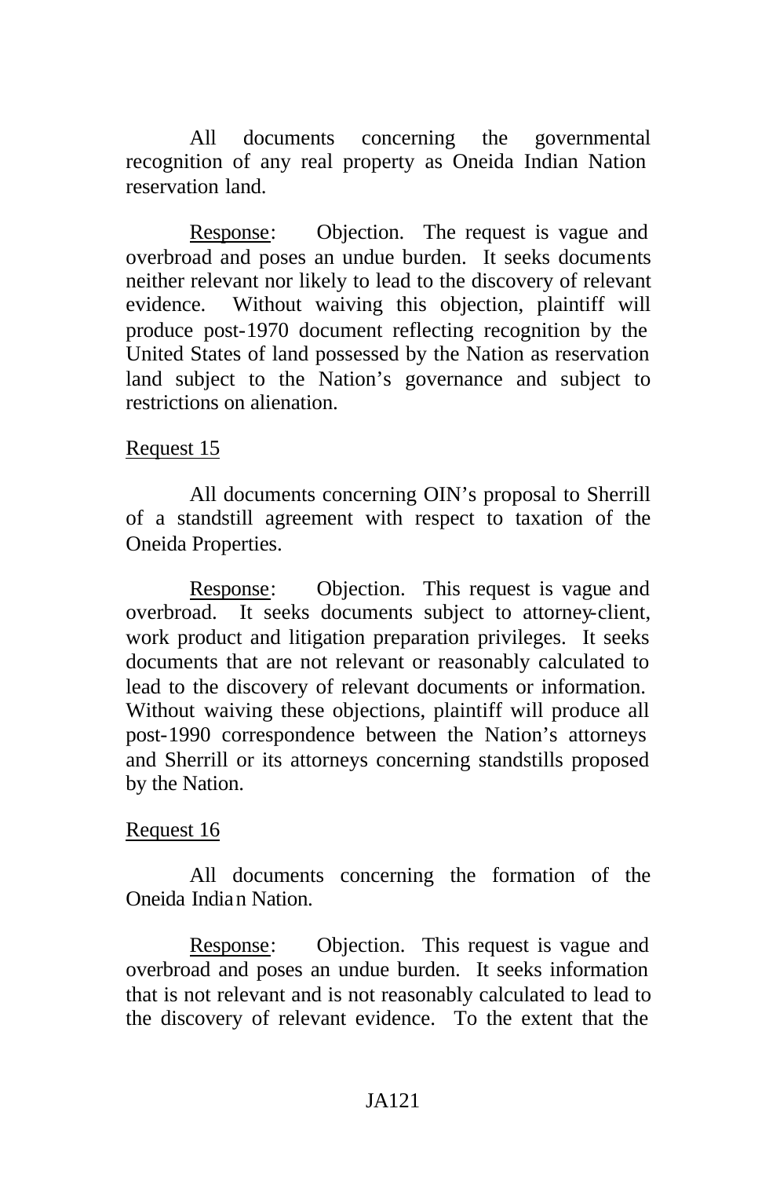All documents concerning the governmental recognition of any real property as Oneida Indian Nation reservation land.

Response: Objection. The request is vague and overbroad and poses an undue burden. It seeks documents neither relevant nor likely to lead to the discovery of relevant evidence. Without waiving this objection, plaintiff will produce post-1970 document reflecting recognition by the United States of land possessed by the Nation as reservation land subject to the Nation's governance and subject to restrictions on alienation.

Request 15

All documents concerning OIN's proposal to Sherrill of a standstill agreement with respect to taxation of the Oneida Properties.

Response: Objection. This request is vague and overbroad. It seeks documents subject to attorney-client, work product and litigation preparation privileges. It seeks documents that are not relevant or reasonably calculated to lead to the discovery of relevant documents or information. Without waiving these objections, plaintiff will produce all post-1990 correspondence between the Nation's attorneys and Sherrill or its attorneys concerning standstills proposed by the Nation.

Request 16

All documents concerning the formation of the Oneida Indian Nation.

Response: Objection. This request is vague and overbroad and poses an undue burden. It seeks information that is not relevant and is not reasonably calculated to lead to the discovery of relevant evidence. To the extent that the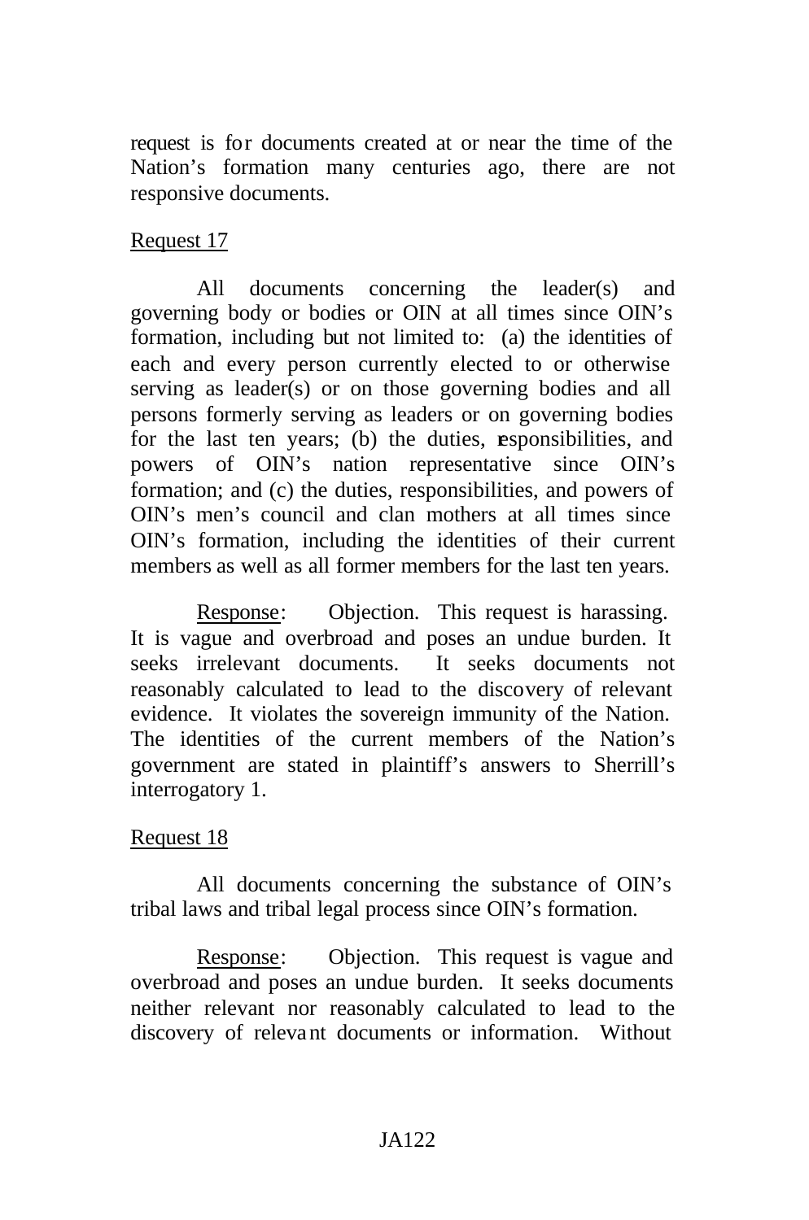request is for documents created at or near the time of the Nation's formation many centuries ago, there are not responsive documents.

Request 17

All documents concerning the leader(s) and governing body or bodies or OIN at all times since OIN's formation, including but not limited to: (a) the identities of each and every person currently elected to or otherwise serving as leader(s) or on those governing bodies and all persons formerly serving as leaders or on governing bodies for the last ten years; (b) the duties, responsibilities, and powers of OIN's nation representative since OIN's formation; and (c) the duties, responsibilities, and powers of OIN's men's council and clan mothers at all times since OIN's formation, including the identities of their current members as well as all former members for the last ten years.

Response: Objection. This request is harassing. It is vague and overbroad and poses an undue burden. It seeks irrelevant documents. It seeks documents not reasonably calculated to lead to the discovery of relevant evidence. It violates the sovereign immunity of the Nation. The identities of the current members of the Nation's government are stated in plaintiff's answers to Sherrill's interrogatory 1.

Request 18

All documents concerning the substance of OIN's tribal laws and tribal legal process since OIN's formation.

Response: Objection. This request is vague and overbroad and poses an undue burden. It seeks documents neither relevant nor reasonably calculated to lead to the discovery of relevant documents or information. Without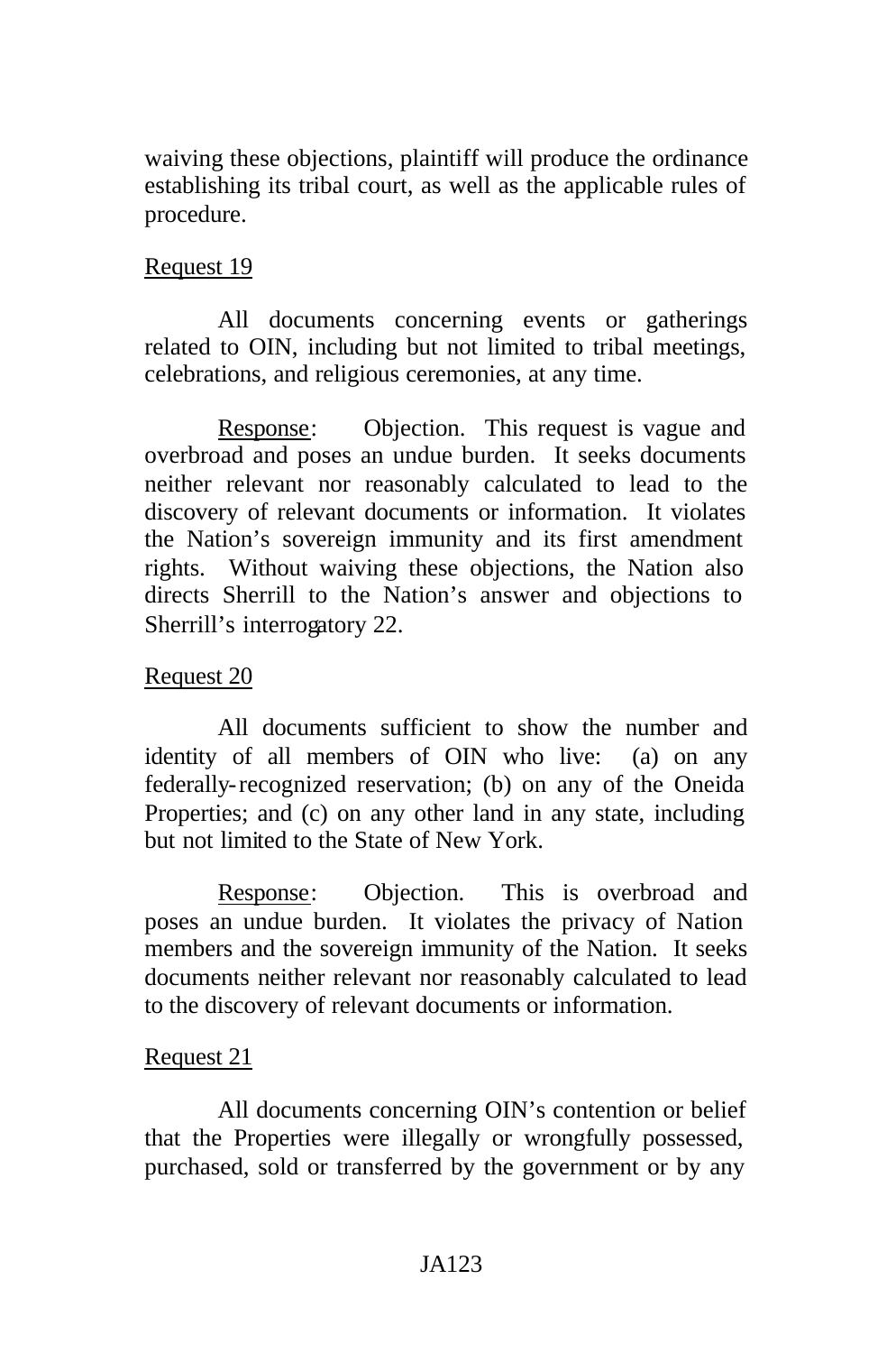waiving these objections, plaintiff will produce the ordinance establishing its tribal court, as well as the applicable rules of procedure.

Request 19

All documents concerning events or gatherings related to OIN, including but not limited to tribal meetings, celebrations, and religious ceremonies, at any time.

Response: Objection. This request is vague and overbroad and poses an undue burden. It seeks documents neither relevant nor reasonably calculated to lead to the discovery of relevant documents or information. It violates the Nation's sovereign immunity and its first amendment rights. Without waiving these objections, the Nation also directs Sherrill to the Nation's answer and objections to Sherrill's interrogatory 22.

Request 20

All documents sufficient to show the number and identity of all members of OIN who live: (a) on any federally-recognized reservation; (b) on any of the Oneida Properties; and (c) on any other land in any state, including but not limited to the State of New York.

Response: Objection. This is overbroad and poses an undue burden. It violates the privacy of Nation members and the sovereign immunity of the Nation. It seeks documents neither relevant nor reasonably calculated to lead to the discovery of relevant documents or information.

Request 21

All documents concerning OIN's contention or belief that the Properties were illegally or wrongfully possessed, purchased, sold or transferred by the government or by any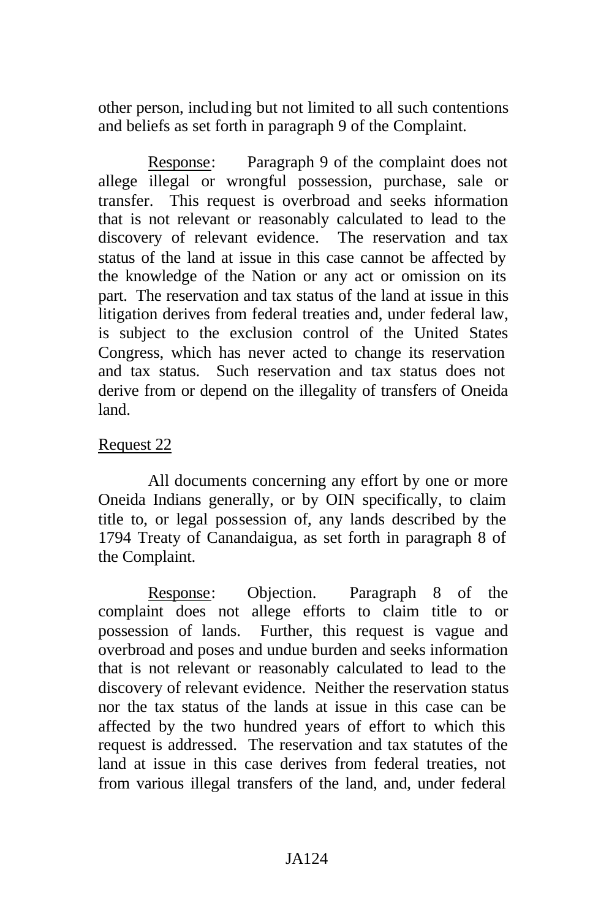other person, including but not limited to all such contentions and beliefs as set forth in paragraph 9 of the Complaint.

Response: Paragraph 9 of the complaint does not allege illegal or wrongful possession, purchase, sale or transfer. This request is overbroad and seeks information that is not relevant or reasonably calculated to lead to the discovery of relevant evidence. The reservation and tax status of the land at issue in this case cannot be affected by the knowledge of the Nation or any act or omission on its part. The reservation and tax status of the land at issue in this litigation derives from federal treaties and, under federal law, is subject to the exclusion control of the United States Congress, which has never acted to change its reservation and tax status. Such reservation and tax status does not derive from or depend on the illegality of transfers of Oneida land.

Request 22

All documents concerning any effort by one or more Oneida Indians generally, or by OIN specifically, to claim title to, or legal possession of, any lands described by the 1794 Treaty of Canandaigua, as set forth in paragraph 8 of the Complaint.

Response: Objection. Paragraph 8 of the complaint does not allege efforts to claim title to or possession of lands. Further, this request is vague and overbroad and poses and undue burden and seeks information that is not relevant or reasonably calculated to lead to the discovery of relevant evidence. Neither the reservation status nor the tax status of the lands at issue in this case can be affected by the two hundred years of effort to which this request is addressed. The reservation and tax statutes of the land at issue in this case derives from federal treaties, not from various illegal transfers of the land, and, under federal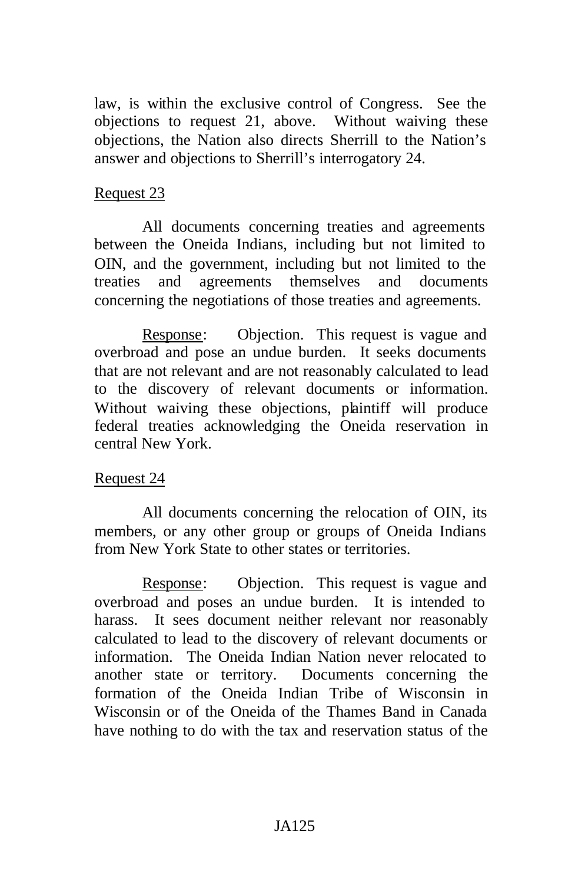law, is within the exclusive control of Congress. See the objections to request 21, above. Without waiving these objections, the Nation also directs Sherrill to the Nation's answer and objections to Sherrill's interrogatory 24.

Request 23

All documents concerning treaties and agreements between the Oneida Indians, including but not limited to OIN, and the government, including but not limited to the treaties and agreements themselves and documents concerning the negotiations of those treaties and agreements.

Response: Objection. This request is vague and overbroad and pose an undue burden. It seeks documents that are not relevant and are not reasonably calculated to lead to the discovery of relevant documents or information. Without waiving these objections, plaintiff will produce federal treaties acknowledging the Oneida reservation in central New York.

Request 24

All documents concerning the relocation of OIN, its members, or any other group or groups of Oneida Indians from New York State to other states or territories.

Response: Objection. This request is vague and overbroad and poses an undue burden. It is intended to harass. It sees document neither relevant nor reasonably calculated to lead to the discovery of relevant documents or information. The Oneida Indian Nation never relocated to another state or territory. Documents concerning the formation of the Oneida Indian Tribe of Wisconsin in Wisconsin or of the Oneida of the Thames Band in Canada have nothing to do with the tax and reservation status of the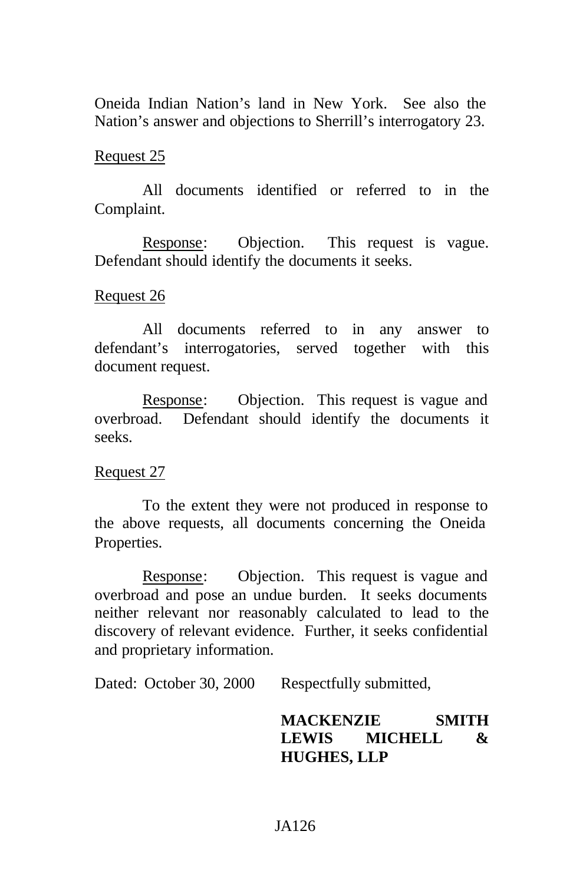Oneida Indian Nation's land in New York. See also the Nation's answer and objections to Sherrill's interrogatory 23.

<u>Request 25</u>

All documents identified or referred to in the Complaint.

<u>Response</u>: Objection. This request is vague. Defendant should identify the documents it seeks.

<u>Request 26</u>

All documents referred to in any answer to defendant's interrogatories, served together with this document request.

<u>Response</u>: Objection. This request is vague and overbroad. Defendant should identify the documents it seeks.

<u>Request 27</u>

To the extent they were not produced in response to the above requests, all documents concerning the Oneida Properties.

<u>Response</u>: Objection. This request is vague and overbroad and pose an undue burden. It seeks documents neither relevant nor reasonably calculated to lead to the discovery of relevant evidence. Further, it seeks confidential and proprietary information.

Dated: October 30, 2000 Respectfully submitted,

**MACKENZIE SMITH LEWIS MICHELL & HUGHES, LLP**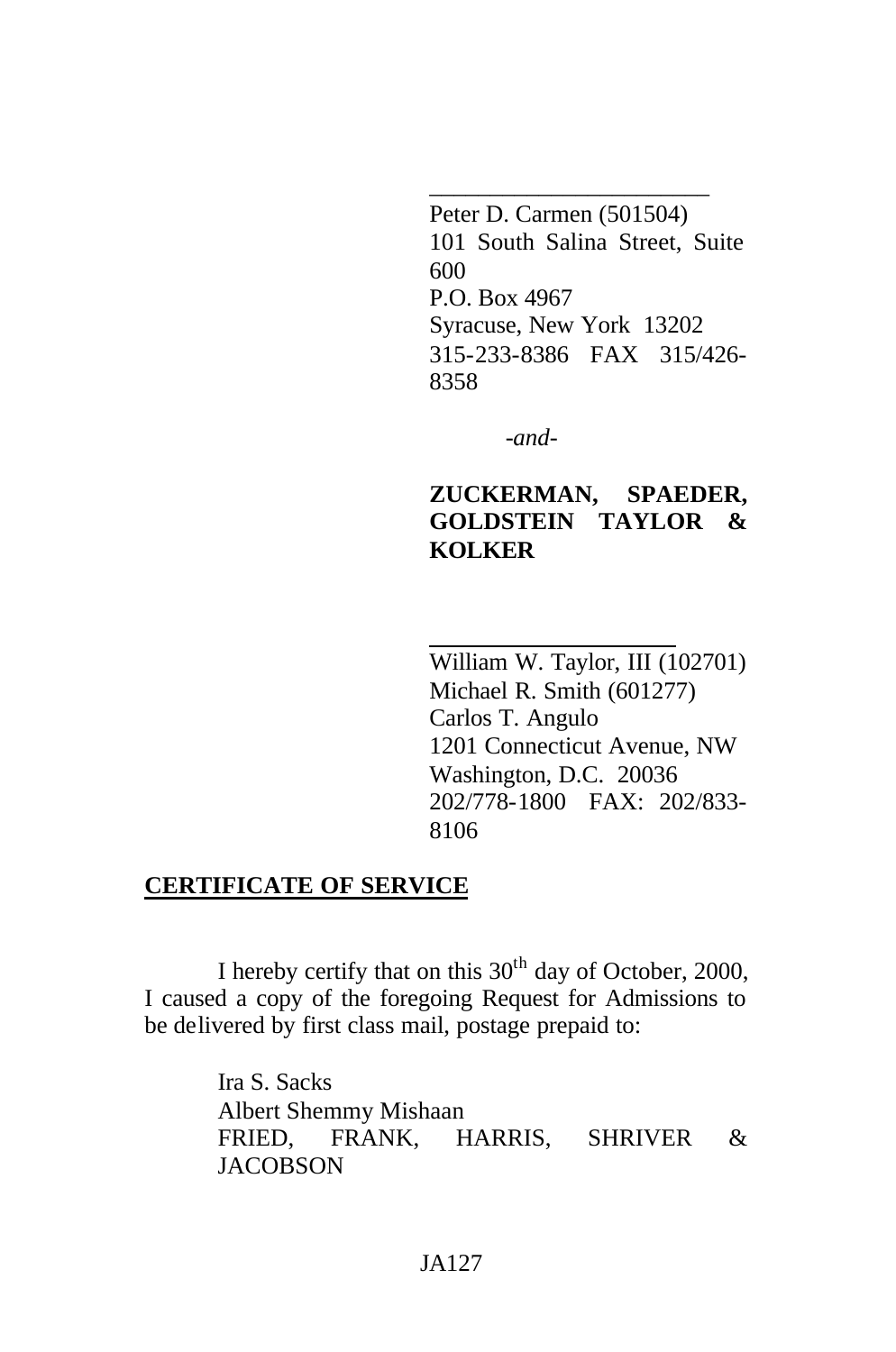\_\_\_\_\_\_\_\_\_\_\_\_\_\_\_\_\_\_\_\_\_\_\_\_

Peter D. Carmen (501504)
101 South Salina Street, Suite 600
P.O. Box 4967
Syracuse, New York 13202
315-233-8386 FAX 315/426-8358

*-and-*

**ZUCKERMAN, SPAEDER, GOLDSTEIN TAYLOR & KOLKER**

\_\_\_\_\_\_\_\_\_\_\_\_\_\_\_\_\_\_\_\_\_\_\_\_

William W. Taylor, III (102701)
Michael R. Smith (601277)
Carlos T. Angulo
1201 Connecticut Avenue, NW
Washington, D.C. 20036
202/778-1800 FAX: 202/833-8106

**CERTIFICATE OF SERVICE**

I hereby certify that on this 30th day of October, 2000, I caused a copy of the foregoing Request for Admissions to be delivered by first class mail, postage prepaid to:

Ira S. Sacks
Albert Shemmy Mishaan
FRIED, FRANK, HARRIS, SHRIVER & JACOBSON

JA127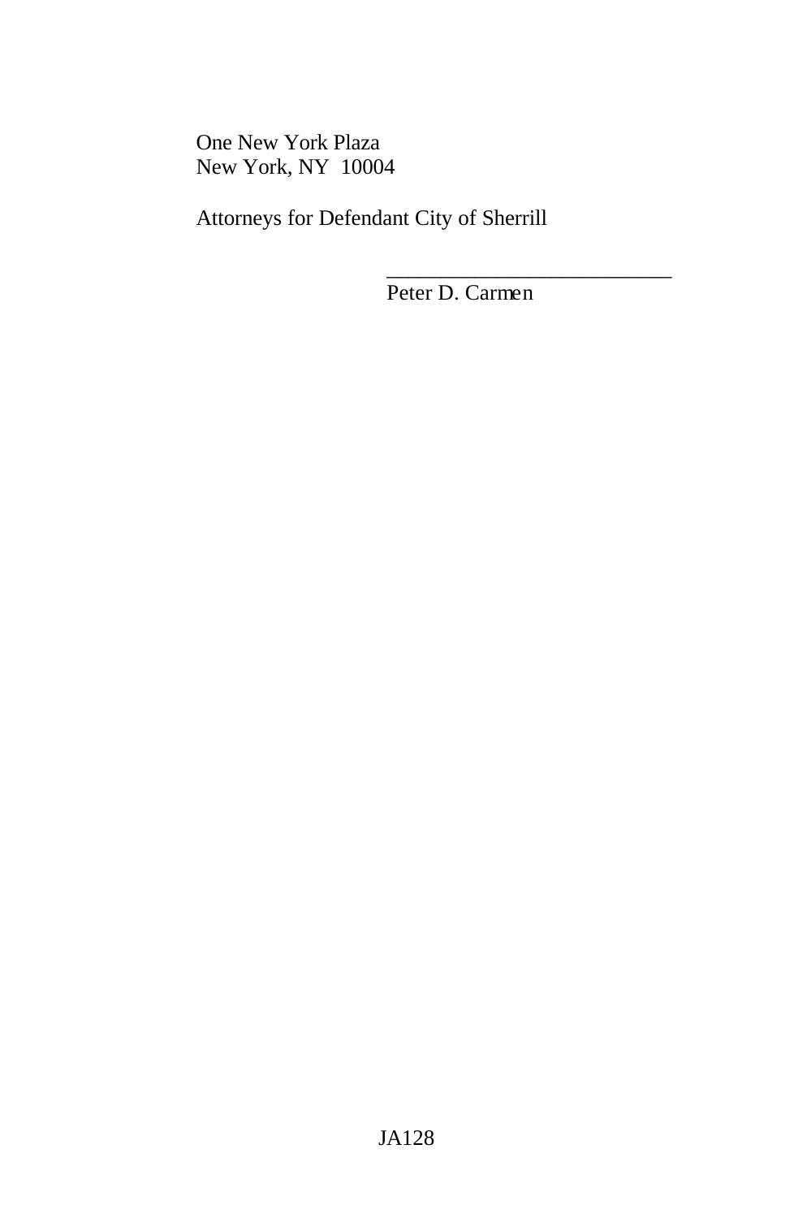One New York Plaza
New York, NY 10004

Attorneys for Defendant City of Sherrill

\_\_\_\_\_\_\_\_\_\_\_\_\_\_\_\_\_\_\_\_\_\_\_\_\_\_\_
Peter D. Carmen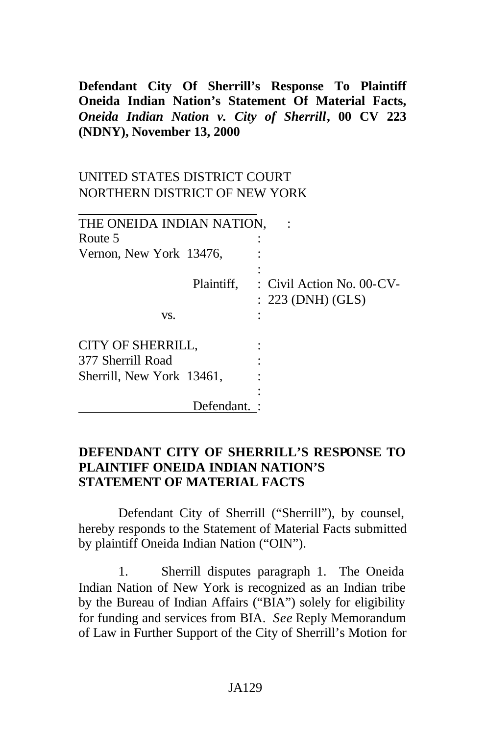**Defendant City Of Sherrill's Response To Plaintiff Oneida Indian Nation's Statement Of Material Facts, *Oneida Indian Nation v. City of Sherrill*, 00 CV 223 (NDNY), November 13, 2000**

UNITED STATES DISTRICT COURT
NORTHERN DISTRICT OF NEW YORK

| | | |
|---|---|---|
| THE ONEIDA INDIAN NATION, | : | |
| Route 5 | : | |
| Vernon, New York 13476, | : | |
| | : | |
| Plaintiff, | : | Civil Action No. 00-CV- |
| | : | 223 (DNH) (GLS) |
| vs. | : | |
| | | |
| CITY OF SHERRILL, | : | |
| 377 Sherrill Road | : | |
| Sherrill, New York 13461, | : | |
| | : | |
| Defendant. | : | |

**DEFENDANT CITY OF SHERRILL'S RESPONSE TO PLAINTIFF ONEIDA INDIAN NATION'S STATEMENT OF MATERIAL FACTS**

Defendant City of Sherrill ("Sherrill"), by counsel, hereby responds to the Statement of Material Facts submitted by plaintiff Oneida Indian Nation ("OIN").

1. Sherrill disputes paragraph 1. The Oneida Indian Nation of New York is recognized as an Indian tribe by the Bureau of Indian Affairs ("BIA") solely for eligibility for funding and services from BIA. *See* Reply Memorandum of Law in Further Support of the City of Sherrill's Motion for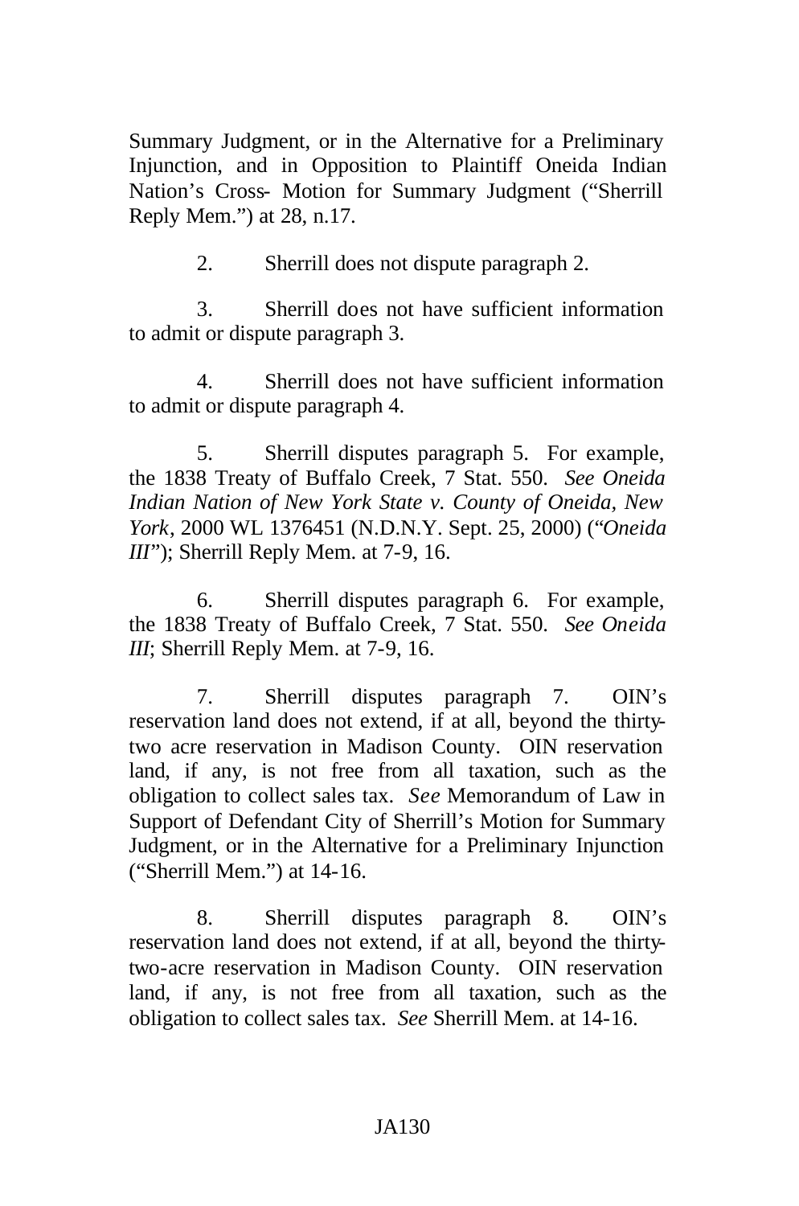Summary Judgment, or in the Alternative for a Preliminary Injunction, and in Opposition to Plaintiff Oneida Indian Nation's Cross- Motion for Summary Judgment ("Sherrill Reply Mem.") at 28, n.17.

2. Sherrill does not dispute paragraph 2.

3. Sherrill does not have sufficient information to admit or dispute paragraph 3.

4. Sherrill does not have sufficient information to admit or dispute paragraph 4.

5. Sherrill disputes paragraph 5. For example, the 1838 Treaty of Buffalo Creek, 7 Stat. 550. *See Oneida Indian Nation of New York State v. County of Oneida, New York*, 2000 WL 1376451 (N.D.N.Y. Sept. 25, 2000) ("*Oneida III*"); Sherrill Reply Mem. at 7-9, 16.

6. Sherrill disputes paragraph 6. For example, the 1838 Treaty of Buffalo Creek, 7 Stat. 550. *See Oneida III*; Sherrill Reply Mem. at 7-9, 16.

7. Sherrill disputes paragraph 7. OIN's reservation land does not extend, if at all, beyond the thirty-two acre reservation in Madison County. OIN reservation land, if any, is not free from all taxation, such as the obligation to collect sales tax. *See* Memorandum of Law in Support of Defendant City of Sherrill's Motion for Summary Judgment, or in the Alternative for a Preliminary Injunction ("Sherrill Mem.") at 14-16.

8. Sherrill disputes paragraph 8. OIN's reservation land does not extend, if at all, beyond the thirty-two-acre reservation in Madison County. OIN reservation land, if any, is not free from all taxation, such as the obligation to collect sales tax. *See* Sherrill Mem. at 14-16.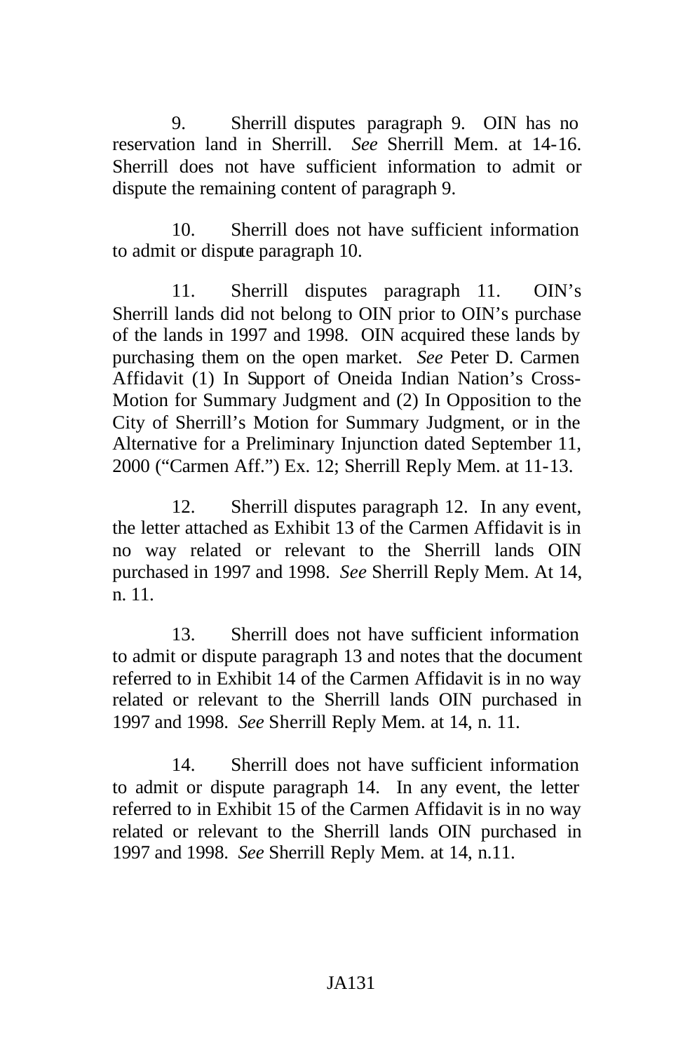9. Sherrill disputes paragraph 9. OIN has no reservation land in Sherrill. *See* Sherrill Mem. at 14-16. Sherrill does not have sufficient information to admit or dispute the remaining content of paragraph 9.

10. Sherrill does not have sufficient information to admit or dispute paragraph 10.

11. Sherrill disputes paragraph 11. OIN's Sherrill lands did not belong to OIN prior to OIN's purchase of the lands in 1997 and 1998. OIN acquired these lands by purchasing them on the open market. *See* Peter D. Carmen Affidavit (1) In Support of Oneida Indian Nation's Cross-Motion for Summary Judgment and (2) In Opposition to the City of Sherrill's Motion for Summary Judgment, or in the Alternative for a Preliminary Injunction dated September 11, 2000 ("Carmen Aff.") Ex. 12; Sherrill Reply Mem. at 11-13.

12. Sherrill disputes paragraph 12. In any event, the letter attached as Exhibit 13 of the Carmen Affidavit is in no way related or relevant to the Sherrill lands OIN purchased in 1997 and 1998. *See* Sherrill Reply Mem. At 14, n. 11.

13. Sherrill does not have sufficient information to admit or dispute paragraph 13 and notes that the document referred to in Exhibit 14 of the Carmen Affidavit is in no way related or relevant to the Sherrill lands OIN purchased in 1997 and 1998. *See* Sherrill Reply Mem. at 14, n. 11.

14. Sherrill does not have sufficient information to admit or dispute paragraph 14. In any event, the letter referred to in Exhibit 15 of the Carmen Affidavit is in no way related or relevant to the Sherrill lands OIN purchased in 1997 and 1998. *See* Sherrill Reply Mem. at 14, n.11.

JA131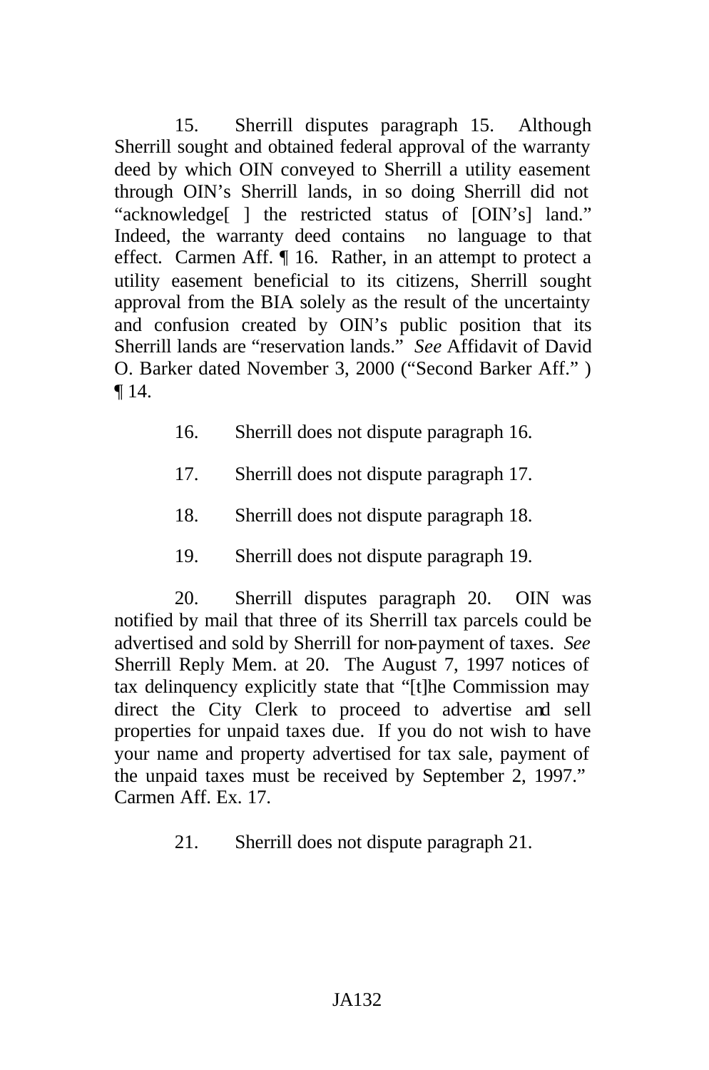15. Sherrill disputes paragraph 15. Although Sherrill sought and obtained federal approval of the warranty deed by which OIN conveyed to Sherrill a utility easement through OIN's Sherrill lands, in so doing Sherrill did not "acknowledge[ ] the restricted status of [OIN's] land." Indeed, the warranty deed contains no language to that effect. Carmen Aff. ¶ 16. Rather, in an attempt to protect a utility easement beneficial to its citizens, Sherrill sought approval from the BIA solely as the result of the uncertainty and confusion created by OIN's public position that its Sherrill lands are "reservation lands." *See* Affidavit of David O. Barker dated November 3, 2000 ("Second Barker Aff.") ¶ 14.

16. Sherrill does not dispute paragraph 16.

17. Sherrill does not dispute paragraph 17.

18. Sherrill does not dispute paragraph 18.

19. Sherrill does not dispute paragraph 19.

20. Sherrill disputes paragraph 20. OIN was notified by mail that three of its Sherrill tax parcels could be advertised and sold by Sherrill for non-payment of taxes. *See* Sherrill Reply Mem. at 20. The August 7, 1997 notices of tax delinquency explicitly state that "[t]he Commission may direct the City Clerk to proceed to advertise and sell properties for unpaid taxes due. If you do not wish to have your name and property advertised for tax sale, payment of the unpaid taxes must be received by September 2, 1997." Carmen Aff. Ex. 17.

21. Sherrill does not dispute paragraph 21.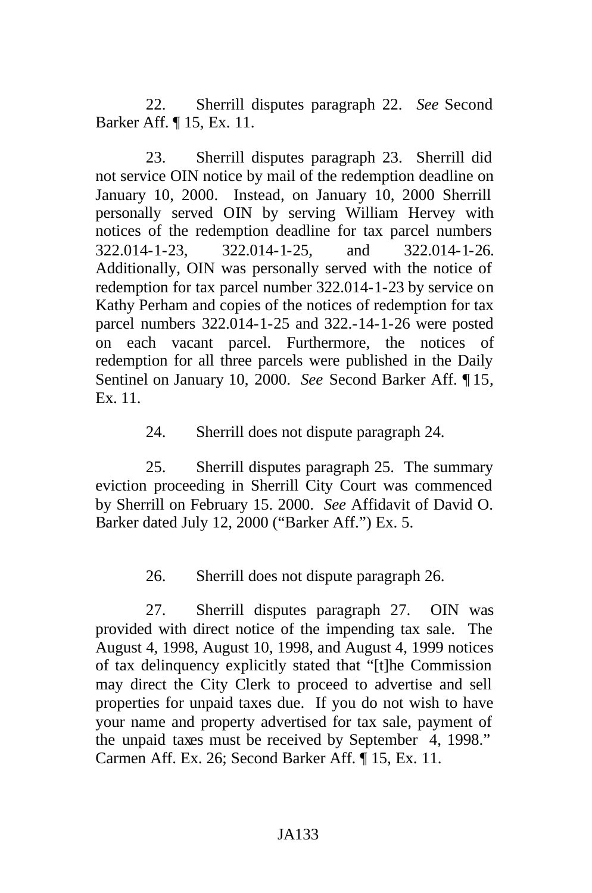22. Sherrill disputes paragraph 22. *See* Second Barker Aff. ¶ 15, Ex. 11.

23. Sherrill disputes paragraph 23. Sherrill did not service OIN notice by mail of the redemption deadline on January 10, 2000. Instead, on January 10, 2000 Sherrill personally served OIN by serving William Hervey with notices of the redemption deadline for tax parcel numbers 322.014-1-23, 322.014-1-25, and 322.014-1-26. Additionally, OIN was personally served with the notice of redemption for tax parcel number 322.014-1-23 by service on Kathy Perham and copies of the notices of redemption for tax parcel numbers 322.014-1-25 and 322.-14-1-26 were posted on each vacant parcel. Furthermore, the notices of redemption for all three parcels were published in the Daily Sentinel on January 10, 2000. *See* Second Barker Aff. ¶ 15, Ex. 11.

24. Sherrill does not dispute paragraph 24.

25. Sherrill disputes paragraph 25. The summary eviction proceeding in Sherrill City Court was commenced by Sherrill on February 15. 2000. *See* Affidavit of David O. Barker dated July 12, 2000 ("Barker Aff.") Ex. 5.

26. Sherrill does not dispute paragraph 26.

27. Sherrill disputes paragraph 27. OIN was provided with direct notice of the impending tax sale. The August 4, 1998, August 10, 1998, and August 4, 1999 notices of tax delinquency explicitly stated that "[t]he Commission may direct the City Clerk to proceed to advertise and sell properties for unpaid taxes due. If you do not wish to have your name and property advertised for tax sale, payment of the unpaid taxes must be received by September 4, 1998." Carmen Aff. Ex. 26; Second Barker Aff. ¶ 15, Ex. 11.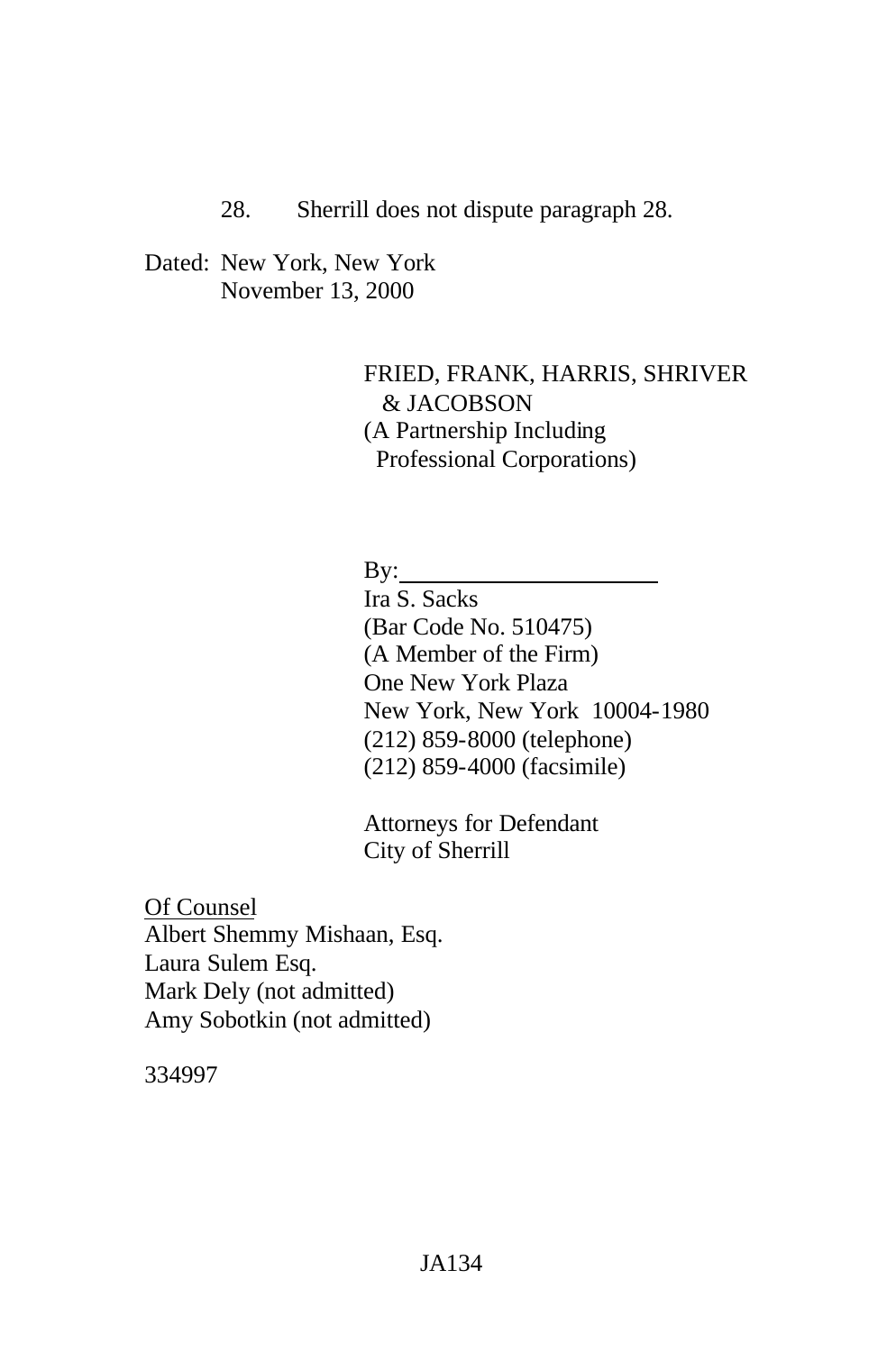28. Sherrill does not dispute paragraph 28.

Dated: New York, New York
November 13, 2000

FRIED, FRANK, HARRIS, SHRIVER
& JACOBSON
(A Partnership Including
Professional Corporations)

By:______________________
Ira S. Sacks
(Bar Code No. 510475)
(A Member of the Firm)
One New York Plaza
New York, New York 10004-1980
(212) 859-8000 (telephone)
(212) 859-4000 (facsimile)

Attorneys for Defendant
City of Sherrill

Of Counsel
Albert Shemmy Mishaan, Esq.
Laura Sulem Esq.
Mark Dely (not admitted)
Amy Sobotkin (not admitted)

334997

JA134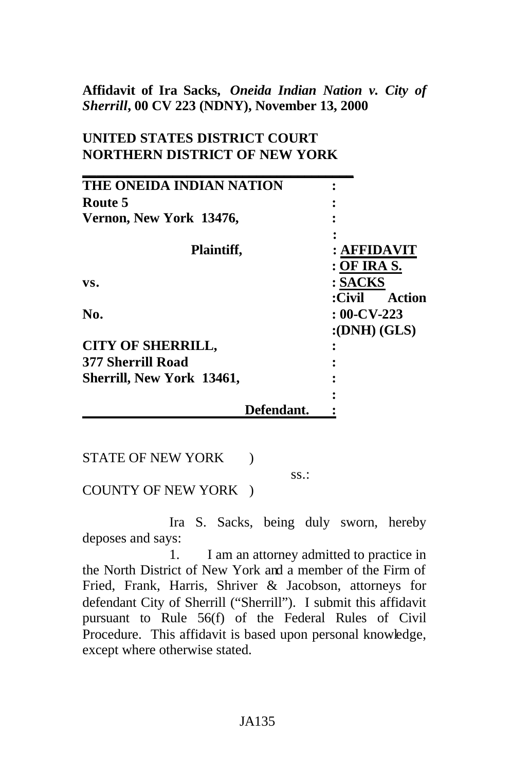**Affidavit of Ira Sacks, *Oneida Indian Nation v. City of Sherrill*, 00 CV 223 (NDNY), November 13, 2000**

**UNITED STATES DISTRICT COURT**
**NORTHERN DISTRICT OF NEW YORK**

| | |
|---|---|
| **THE ONEIDA INDIAN NATION** | : |
| **Route 5** | : |
| **Vernon, New York 13476,** | : |
| | : |
| **Plaintiff,** | : **AFFIDAVIT** |
| | : **OF IRA S.** |
| **vs.** | : **SACKS** |
| | :**Civil Action** |
| **No.** | : **00-CV-223** |
| | :**(DNH) (GLS)** |
| **CITY OF SHERRILL,** | : |
| **377 Sherrill Road** | : |
| **Sherrill, New York 13461,** | : |
| | : |
| **Defendant.** | : |

STATE OF NEW YORK )
ss.:
COUNTY OF NEW YORK )

Ira S. Sacks, being duly sworn, hereby deposes and says:

1. I am an attorney admitted to practice in the North District of New York and a member of the Firm of Fried, Frank, Harris, Shriver & Jacobson, attorneys for defendant City of Sherrill ("Sherrill"). I submit this affidavit pursuant to Rule 56(f) of the Federal Rules of Civil Procedure. This affidavit is based upon personal knowledge, except where otherwise stated.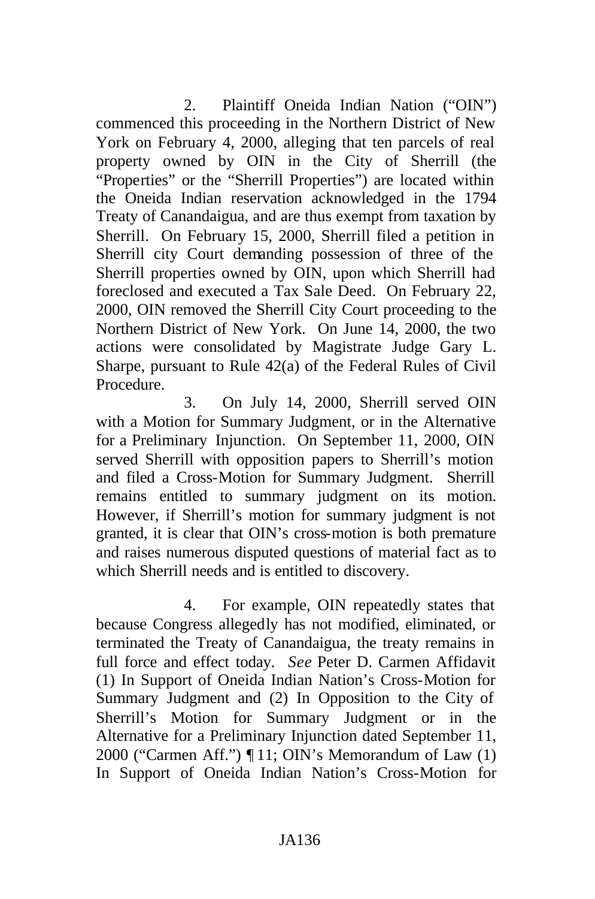2. Plaintiff Oneida Indian Nation ("OIN") commenced this proceeding in the Northern District of New York on February 4, 2000, alleging that ten parcels of real property owned by OIN in the City of Sherrill (the "Properties" or the "Sherrill Properties") are located within the Oneida Indian reservation acknowledged in the 1794 Treaty of Canandaigua, and are thus exempt from taxation by Sherrill. On February 15, 2000, Sherrill filed a petition in Sherrill city Court demanding possession of three of the Sherrill properties owned by OIN, upon which Sherrill had foreclosed and executed a Tax Sale Deed. On February 22, 2000, OIN removed the Sherrill City Court proceeding to the Northern District of New York. On June 14, 2000, the two actions were consolidated by Magistrate Judge Gary L. Sharpe, pursuant to Rule 42(a) of the Federal Rules of Civil Procedure.

3. On July 14, 2000, Sherrill served OIN with a Motion for Summary Judgment, or in the Alternative for a Preliminary Injunction. On September 11, 2000, OIN served Sherrill with opposition papers to Sherrill's motion and filed a Cross-Motion for Summary Judgment. Sherrill remains entitled to summary judgment on its motion. However, if Sherrill's motion for summary judgment is not granted, it is clear that OIN's cross-motion is both premature and raises numerous disputed questions of material fact as to which Sherrill needs and is entitled to discovery.

4. For example, OIN repeatedly states that because Congress allegedly has not modified, eliminated, or terminated the Treaty of Canandaigua, the treaty remains in full force and effect today. *See* Peter D. Carmen Affidavit (1) In Support of Oneida Indian Nation's Cross-Motion for Summary Judgment and (2) In Opposition to the City of Sherrill's Motion for Summary Judgment or in the Alternative for a Preliminary Injunction dated September 11, 2000 ("Carmen Aff.") ¶ 11; OIN's Memorandum of Law (1) In Support of Oneida Indian Nation's Cross-Motion for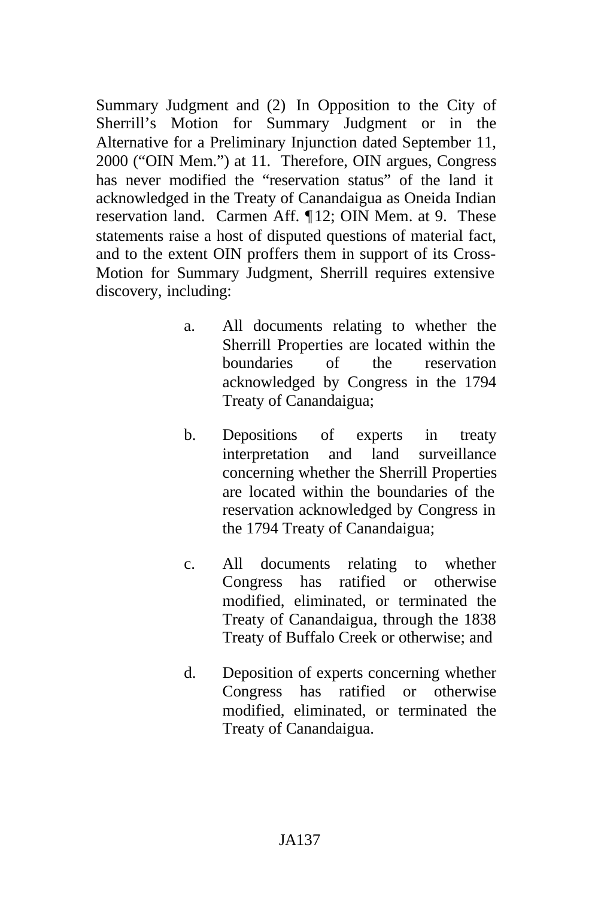Summary Judgment and (2) In Opposition to the City of Sherrill's Motion for Summary Judgment or in the Alternative for a Preliminary Injunction dated September 11, 2000 ("OIN Mem.") at 11. Therefore, OIN argues, Congress has never modified the "reservation status" of the land it acknowledged in the Treaty of Canandaigua as Oneida Indian reservation land. Carmen Aff. ¶12; OIN Mem. at 9. These statements raise a host of disputed questions of material fact, and to the extent OIN proffers them in support of its Cross-Motion for Summary Judgment, Sherrill requires extensive discovery, including:

a. All documents relating to whether the Sherrill Properties are located within the boundaries of the reservation acknowledged by Congress in the 1794 Treaty of Canandaigua;

b. Depositions of experts in treaty interpretation and land surveillance concerning whether the Sherrill Properties are located within the boundaries of the reservation acknowledged by Congress in the 1794 Treaty of Canandaigua;

c. All documents relating to whether Congress has ratified or otherwise modified, eliminated, or terminated the Treaty of Canandaigua, through the 1838 Treaty of Buffalo Creek or otherwise; and

d. Deposition of experts concerning whether Congress has ratified or otherwise modified, eliminated, or terminated the Treaty of Canandaigua.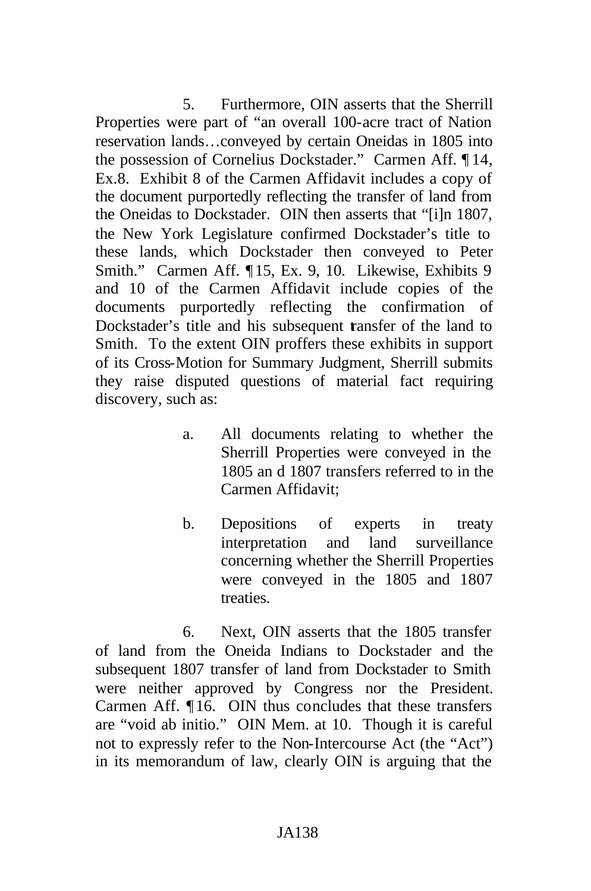5. Furthermore, OIN asserts that the Sherrill Properties were part of "an overall 100-acre tract of Nation reservation lands…conveyed by certain Oneidas in 1805 into the possession of Cornelius Dockstader." Carmen Aff. ¶ 14, Ex.8. Exhibit 8 of the Carmen Affidavit includes a copy of the document purportedly reflecting the transfer of land from the Oneidas to Dockstader. OIN then asserts that "[i]n 1807, the New York Legislature confirmed Dockstader's title to these lands, which Dockstader then conveyed to Peter Smith." Carmen Aff. ¶ 15, Ex. 9, 10. Likewise, Exhibits 9 and 10 of the Carmen Affidavit include copies of the documents purportedly reflecting the confirmation of Dockstader's title and his subsequent transfer of the land to Smith. To the extent OIN proffers these exhibits in support of its Cross-Motion for Summary Judgment, Sherrill submits they raise disputed questions of material fact requiring discovery, such as:

> a. All documents relating to whether the Sherrill Properties were conveyed in the 1805 an d 1807 transfers referred to in the Carmen Affidavit;
>
> b. Depositions of experts in treaty interpretation and land surveillance concerning whether the Sherrill Properties were conveyed in the 1805 and 1807 treaties.

6. Next, OIN asserts that the 1805 transfer of land from the Oneida Indians to Dockstader and the subsequent 1807 transfer of land from Dockstader to Smith were neither approved by Congress nor the President. Carmen Aff. ¶ 16. OIN thus concludes that these transfers are "void ab initio." OIN Mem. at 10. Though it is careful not to expressly refer to the Non-Intercourse Act (the "Act") in its memorandum of law, clearly OIN is arguing that the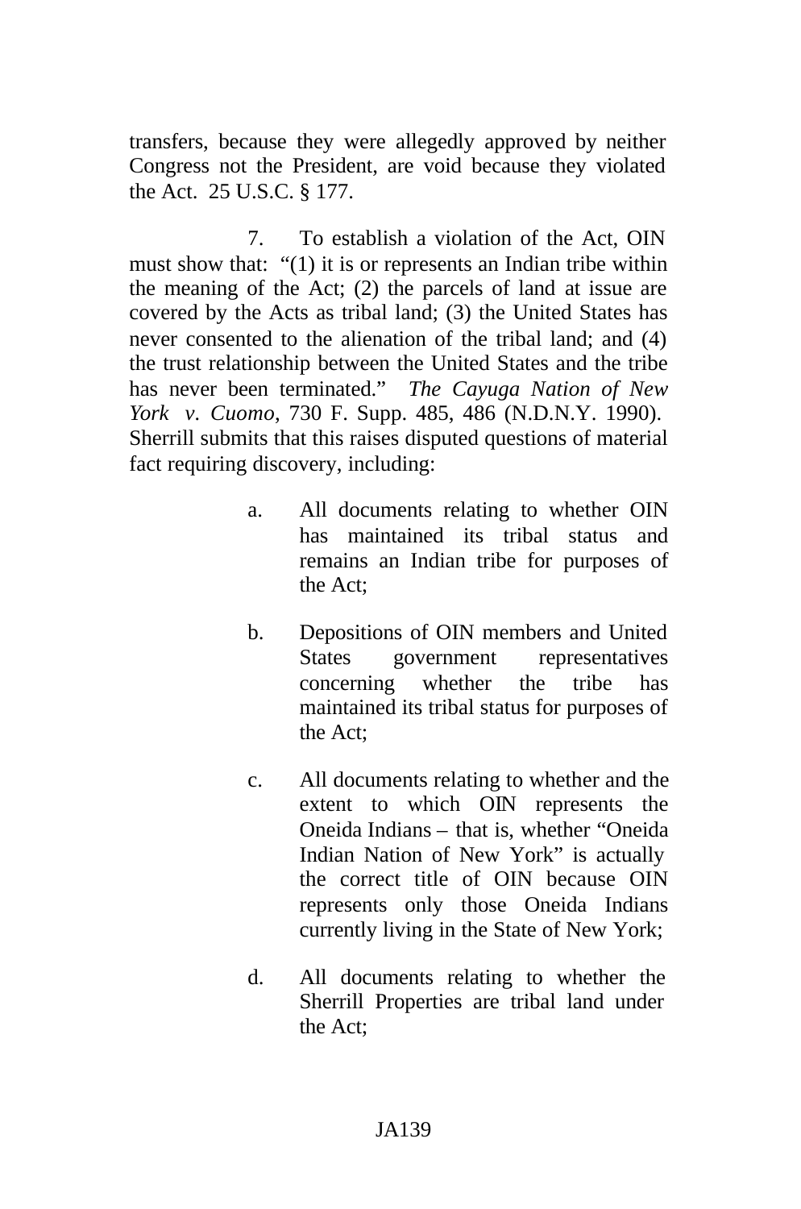transfers, because they were allegedly approved by neither Congress not the President, are void because they violated the Act. 25 U.S.C. § 177.

7. To establish a violation of the Act, OIN must show that: "(1) it is or represents an Indian tribe within the meaning of the Act; (2) the parcels of land at issue are covered by the Acts as tribal land; (3) the United States has never consented to the alienation of the tribal land; and (4) the trust relationship between the United States and the tribe has never been terminated." *The Cayuga Nation of New York v. Cuomo*, 730 F. Supp. 485, 486 (N.D.N.Y. 1990). Sherrill submits that this raises disputed questions of material fact requiring discovery, including:

a. All documents relating to whether OIN has maintained its tribal status and remains an Indian tribe for purposes of the Act;

b. Depositions of OIN members and United States government representatives concerning whether the tribe has maintained its tribal status for purposes of the Act;

c. All documents relating to whether and the extent to which OIN represents the Oneida Indians – that is, whether "Oneida Indian Nation of New York" is actually the correct title of OIN because OIN represents only those Oneida Indians currently living in the State of New York;

d. All documents relating to whether the Sherrill Properties are tribal land under the Act;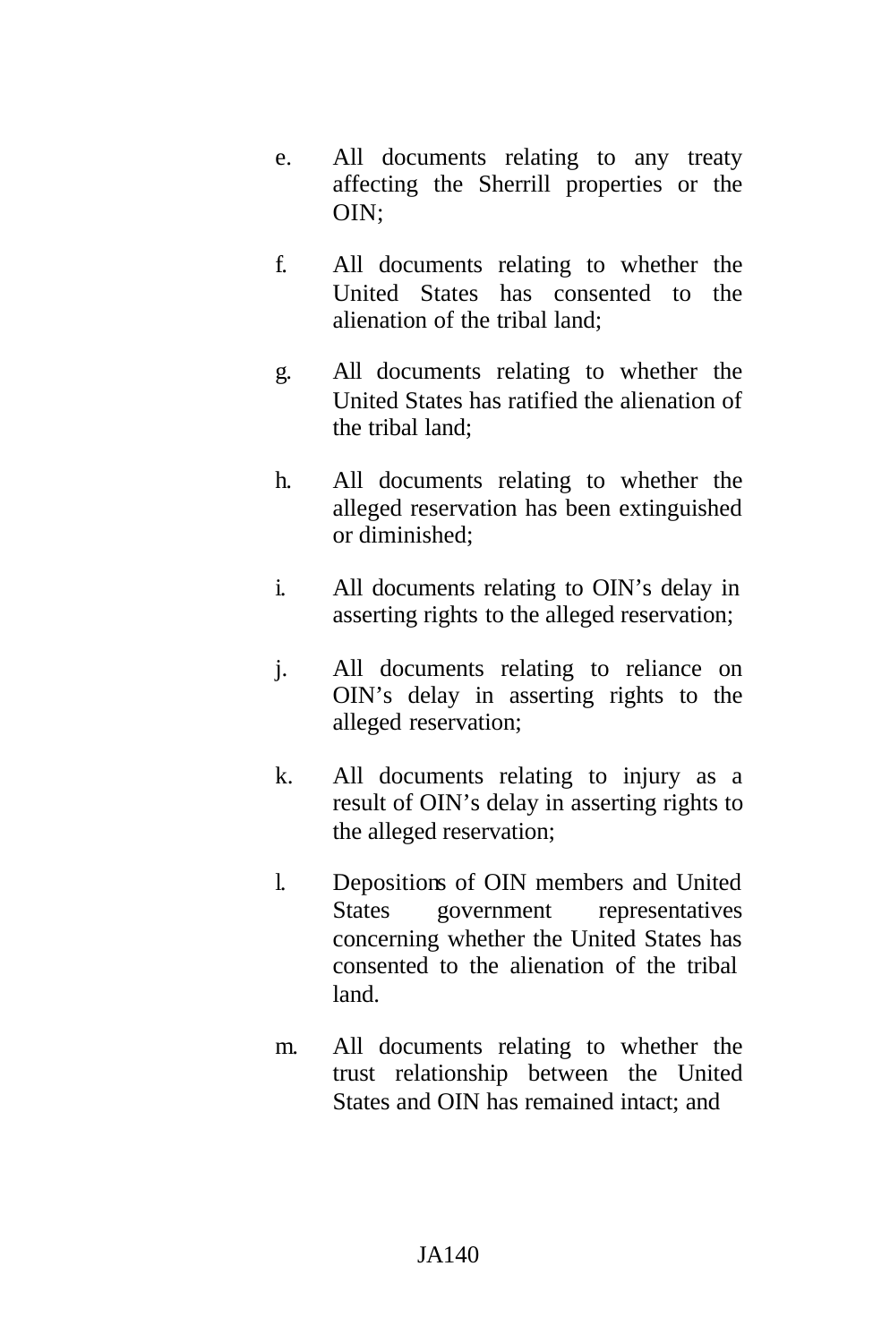e. All documents relating to any treaty affecting the Sherrill properties or the OIN;

f. All documents relating to whether the United States has consented to the alienation of the tribal land;

g. All documents relating to whether the United States has ratified the alienation of the tribal land;

h. All documents relating to whether the alleged reservation has been extinguished or diminished;

i. All documents relating to OIN's delay in asserting rights to the alleged reservation;

j. All documents relating to reliance on OIN's delay in asserting rights to the alleged reservation;

k. All documents relating to injury as a result of OIN's delay in asserting rights to the alleged reservation;

l. Depositions of OIN members and United States government representatives concerning whether the United States has consented to the alienation of the tribal land.

m. All documents relating to whether the trust relationship between the United States and OIN has remained intact; and

JA140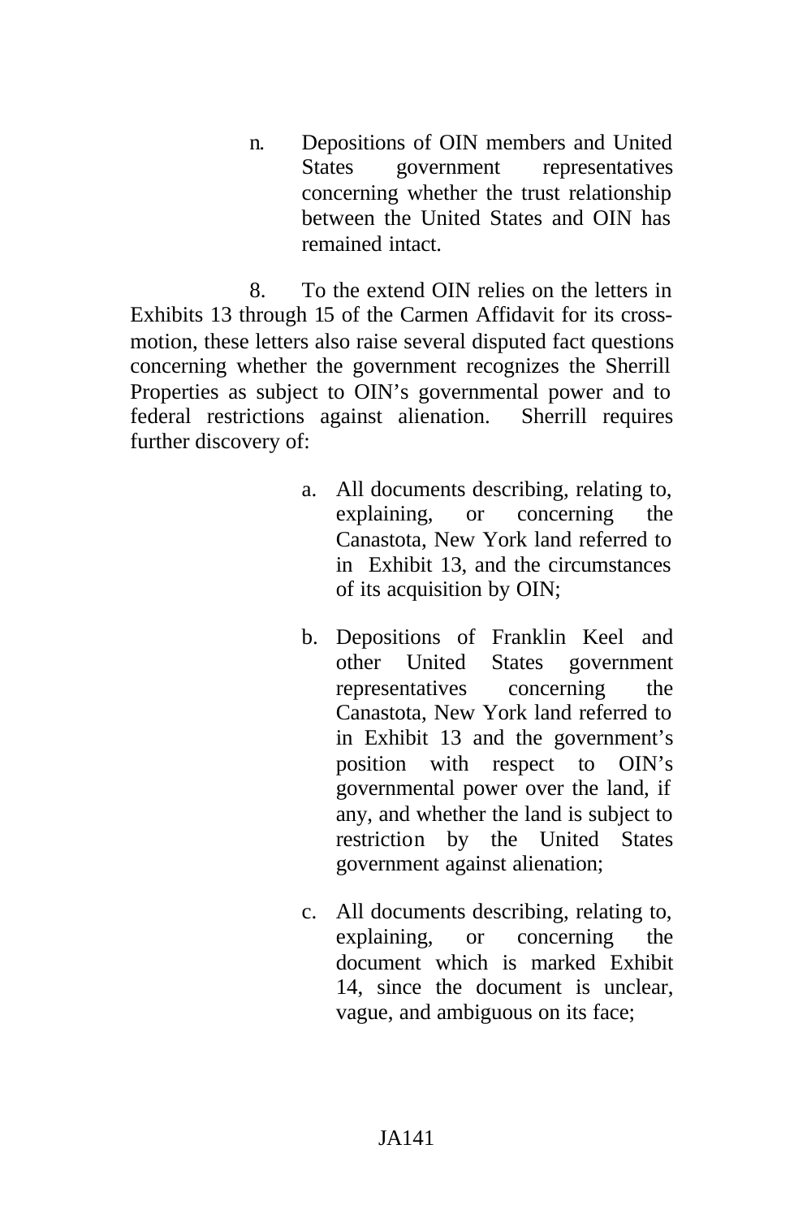n. Depositions of OIN members and United States government representatives concerning whether the trust relationship between the United States and OIN has remained intact.

8. To the extend OIN relies on the letters in Exhibits 13 through 15 of the Carmen Affidavit for its cross-motion, these letters also raise several disputed fact questions concerning whether the government recognizes the Sherrill Properties as subject to OIN's governmental power and to federal restrictions against alienation. Sherrill requires further discovery of:

a. All documents describing, relating to, explaining, or concerning the Canastota, New York land referred to in Exhibit 13, and the circumstances of its acquisition by OIN;

b. Depositions of Franklin Keel and other United States government representatives concerning the Canastota, New York land referred to in Exhibit 13 and the government's position with respect to OIN's governmental power over the land, if any, and whether the land is subject to restriction by the United States government against alienation;

c. All documents describing, relating to, explaining, or concerning the document which is marked Exhibit 14, since the document is unclear, vague, and ambiguous on its face;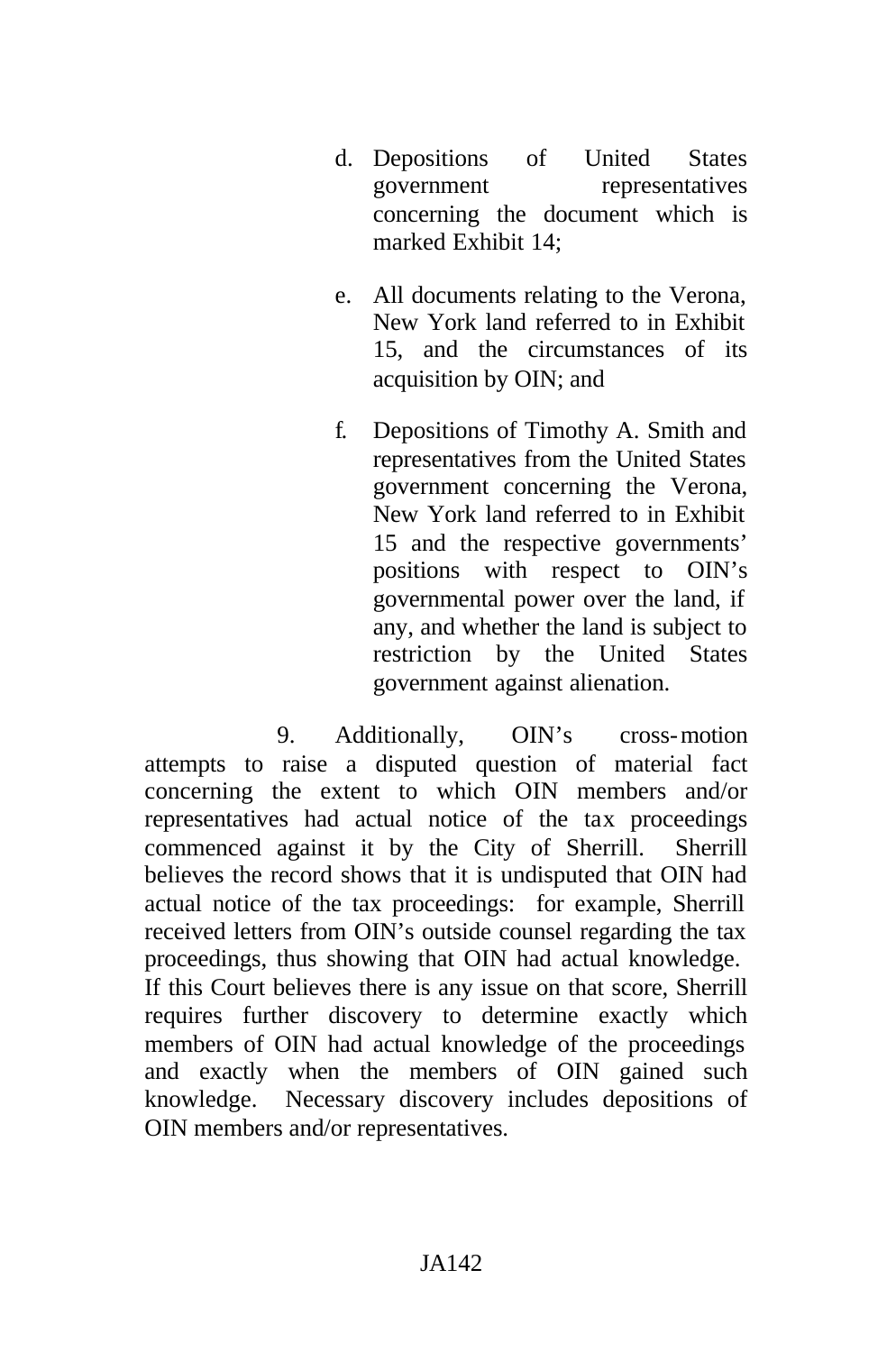d. Depositions of United States government representatives concerning the document which is marked Exhibit 14;

e. All documents relating to the Verona, New York land referred to in Exhibit 15, and the circumstances of its acquisition by OIN; and

f. Depositions of Timothy A. Smith and representatives from the United States government concerning the Verona, New York land referred to in Exhibit 15 and the respective governments' positions with respect to OIN's governmental power over the land, if any, and whether the land is subject to restriction by the United States government against alienation.

9. Additionally, OIN's cross-motion attempts to raise a disputed question of material fact concerning the extent to which OIN members and/or representatives had actual notice of the tax proceedings commenced against it by the City of Sherrill. Sherrill believes the record shows that it is undisputed that OIN had actual notice of the tax proceedings: for example, Sherrill received letters from OIN's outside counsel regarding the tax proceedings, thus showing that OIN had actual knowledge. If this Court believes there is any issue on that score, Sherrill requires further discovery to determine exactly which members of OIN had actual knowledge of the proceedings and exactly when the members of OIN gained such knowledge. Necessary discovery includes depositions of OIN members and/or representatives.

JA142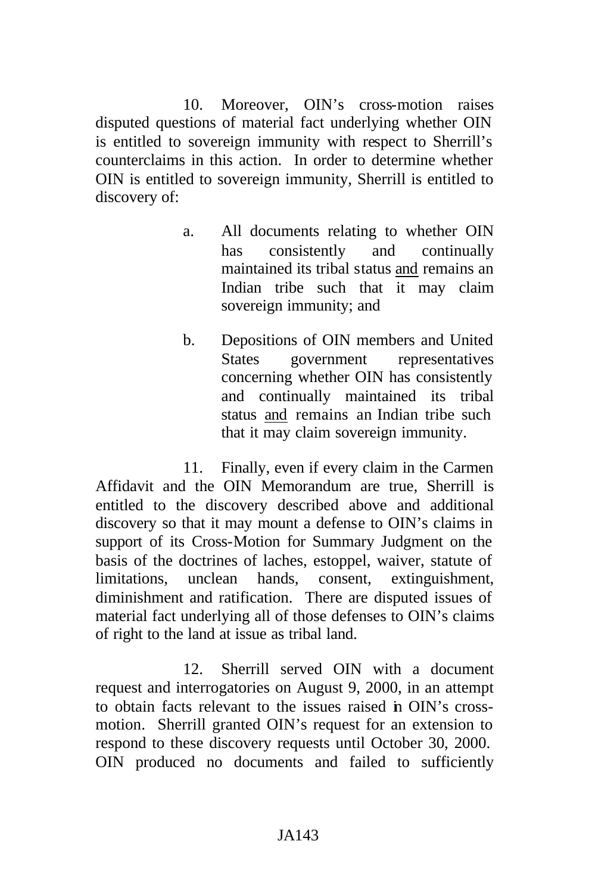10. Moreover, OIN's cross-motion raises disputed questions of material fact underlying whether OIN is entitled to sovereign immunity with respect to Sherrill's counterclaims in this action. In order to determine whether OIN is entitled to sovereign immunity, Sherrill is entitled to discovery of:

> a. All documents relating to whether OIN has consistently and continually maintained its tribal status <u>and</u> remains an Indian tribe such that it may claim sovereign immunity; and
>
> b. Depositions of OIN members and United States government representatives concerning whether OIN has consistently and continually maintained its tribal status <u>and</u> remains an Indian tribe such that it may claim sovereign immunity.

11. Finally, even if every claim in the Carmen Affidavit and the OIN Memorandum are true, Sherrill is entitled to the discovery described above and additional discovery so that it may mount a defense to OIN's claims in support of its Cross-Motion for Summary Judgment on the basis of the doctrines of laches, estoppel, waiver, statute of limitations, unclean hands, consent, extinguishment, diminishment and ratification. There are disputed issues of material fact underlying all of those defenses to OIN's claims of right to the land at issue as tribal land.

12. Sherrill served OIN with a document request and interrogatories on August 9, 2000, in an attempt to obtain facts relevant to the issues raised in OIN's cross-motion. Sherrill granted OIN's request for an extension to respond to these discovery requests until October 30, 2000. OIN produced no documents and failed to sufficiently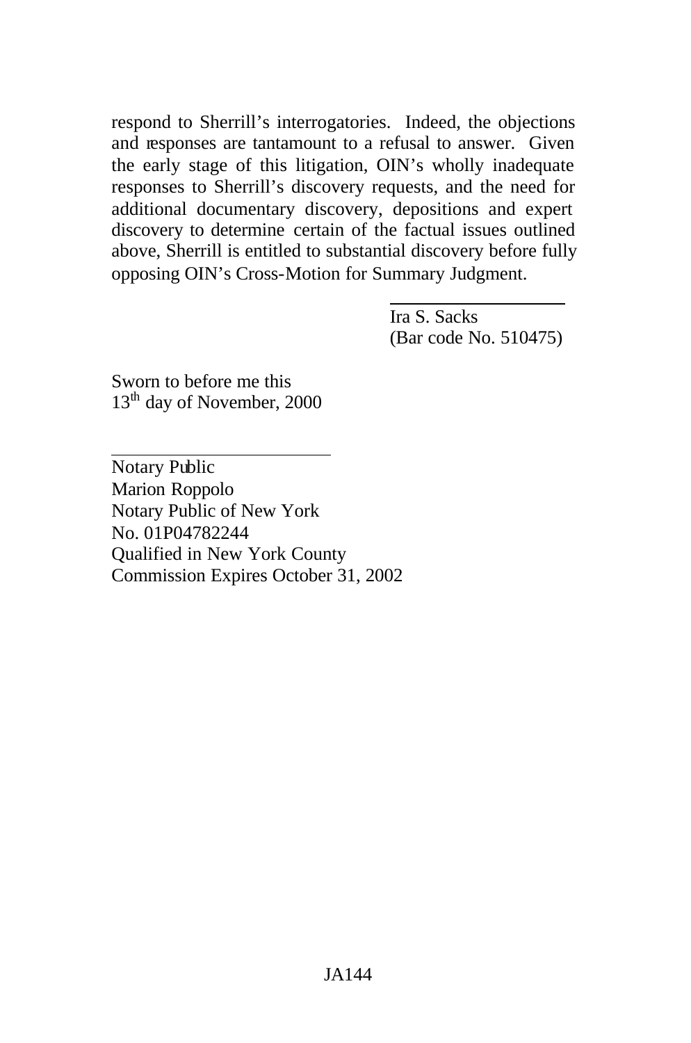respond to Sherrill's interrogatories. Indeed, the objections and responses are tantamount to a refusal to answer. Given the early stage of this litigation, OIN's wholly inadequate responses to Sherrill's discovery requests, and the need for additional documentary discovery, depositions and expert discovery to determine certain of the factual issues outlined above, Sherrill is entitled to substantial discovery before fully opposing OIN's Cross-Motion for Summary Judgment.

Ira S. Sacks
(Bar code No. 510475)

Sworn to before me this
13th day of November, 2000

Notary Public
Marion Roppolo
Notary Public of New York
No. 01P04782244
Qualified in New York County
Commission Expires October 31, 2002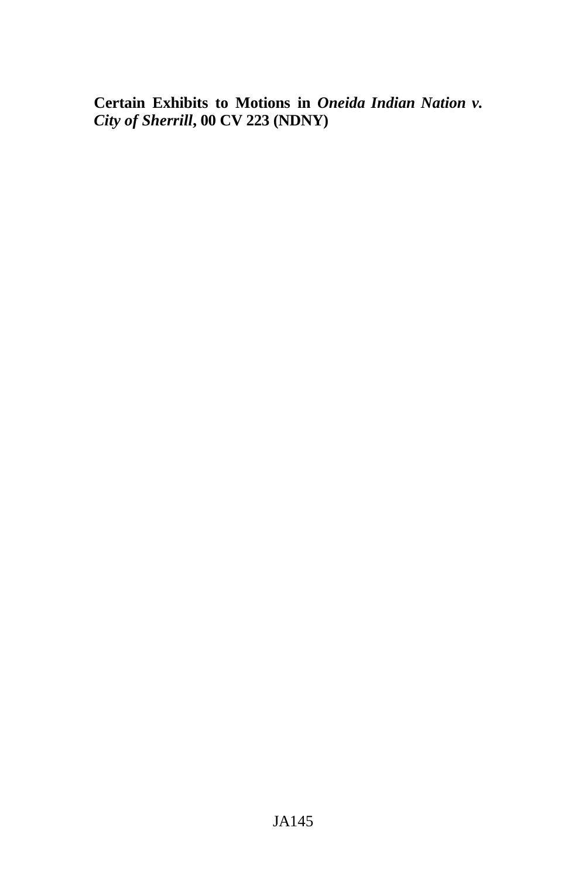**Certain Exhibits to Motions in *Oneida Indian Nation v. City of Sherrill*, 00 CV 223 (NDNY)**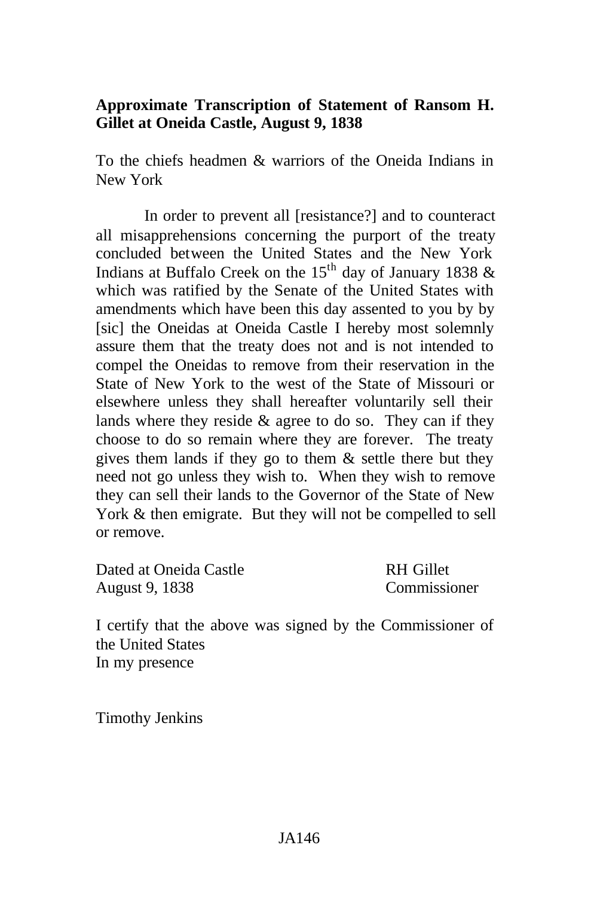**Approximate Transcription of Statement of Ransom H. Gillet at Oneida Castle, August 9, 1838**

To the chiefs headmen & warriors of the Oneida Indians in New York

In order to prevent all [resistance?] and to counteract all misapprehensions concerning the purport of the treaty concluded between the United States and the New York Indians at Buffalo Creek on the 15th day of January 1838 & which was ratified by the Senate of the United States with amendments which have been this day assented to you by by [sic] the Oneidas at Oneida Castle I hereby most solemnly assure them that the treaty does not and is not intended to compel the Oneidas to remove from their reservation in the State of New York to the west of the State of Missouri or elsewhere unless they shall hereafter voluntarily sell their lands where they reside & agree to do so. They can if they choose to do so remain where they are forever. The treaty gives them lands if they go to them & settle there but they need not go unless they wish to. When they wish to remove they can sell their lands to the Governor of the State of New York & then emigrate. But they will not be compelled to sell or remove.

Dated at Oneida Castle
August 9, 1838

RH Gillet
Commissioner

I certify that the above was signed by the Commissioner of the United States
In my presence

Timothy Jenkins

JA146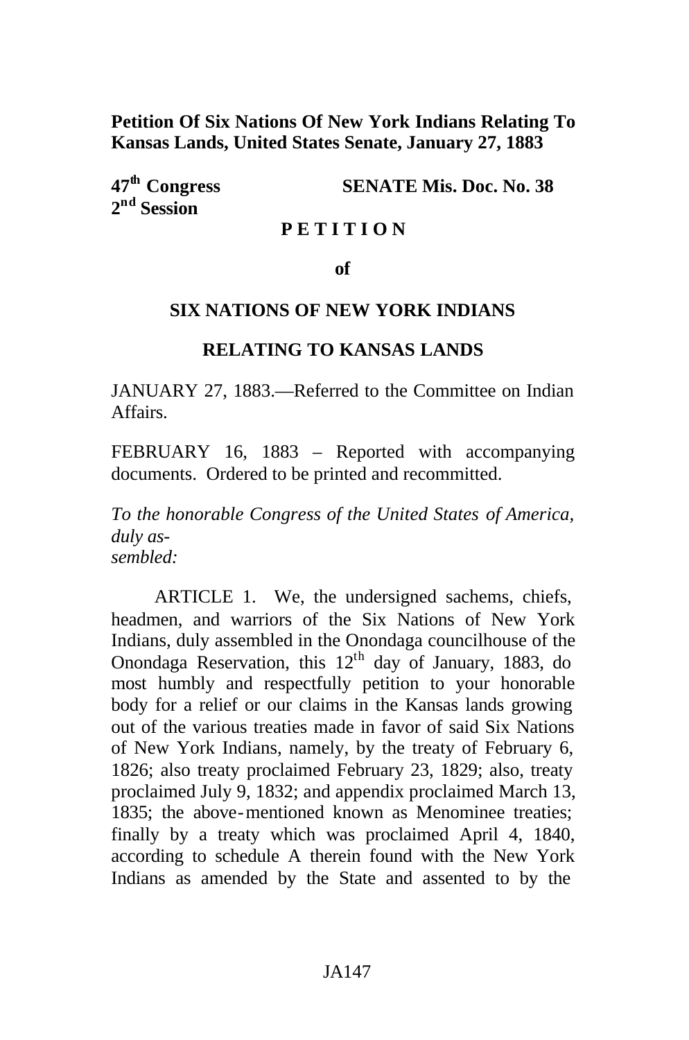**Petition Of Six Nations Of New York Indians Relating To Kansas Lands, United States Senate, January 27, 1883**

**47th Congress** **SENATE Mis. Doc. No. 38**
**2nd Session**

**P E T I T I O N**

**of**

**SIX NATIONS OF NEW YORK INDIANS**

**RELATING TO KANSAS LANDS**

JANUARY 27, 1883.—Referred to the Committee on Indian Affairs.

FEBRUARY 16, 1883 – Reported with accompanying documents. Ordered to be printed and recommitted.

*To the honorable Congress of the United States of America, duly as-
sembled:*

ARTICLE 1. We, the undersigned sachems, chiefs, headmen, and warriors of the Six Nations of New York Indians, duly assembled in the Onondaga councilhouse of the Onondaga Reservation, this 12th day of January, 1883, do most humbly and respectfully petition to your honorable body for a relief or our claims in the Kansas lands growing out of the various treaties made in favor of said Six Nations of New York Indians, namely, by the treaty of February 6, 1826; also treaty proclaimed February 23, 1829; also, treaty proclaimed July 9, 1832; and appendix proclaimed March 13, 1835; the above-mentioned known as Menominee treaties; finally by a treaty which was proclaimed April 4, 1840, according to schedule A therein found with the New York Indians as amended by the State and assented to by the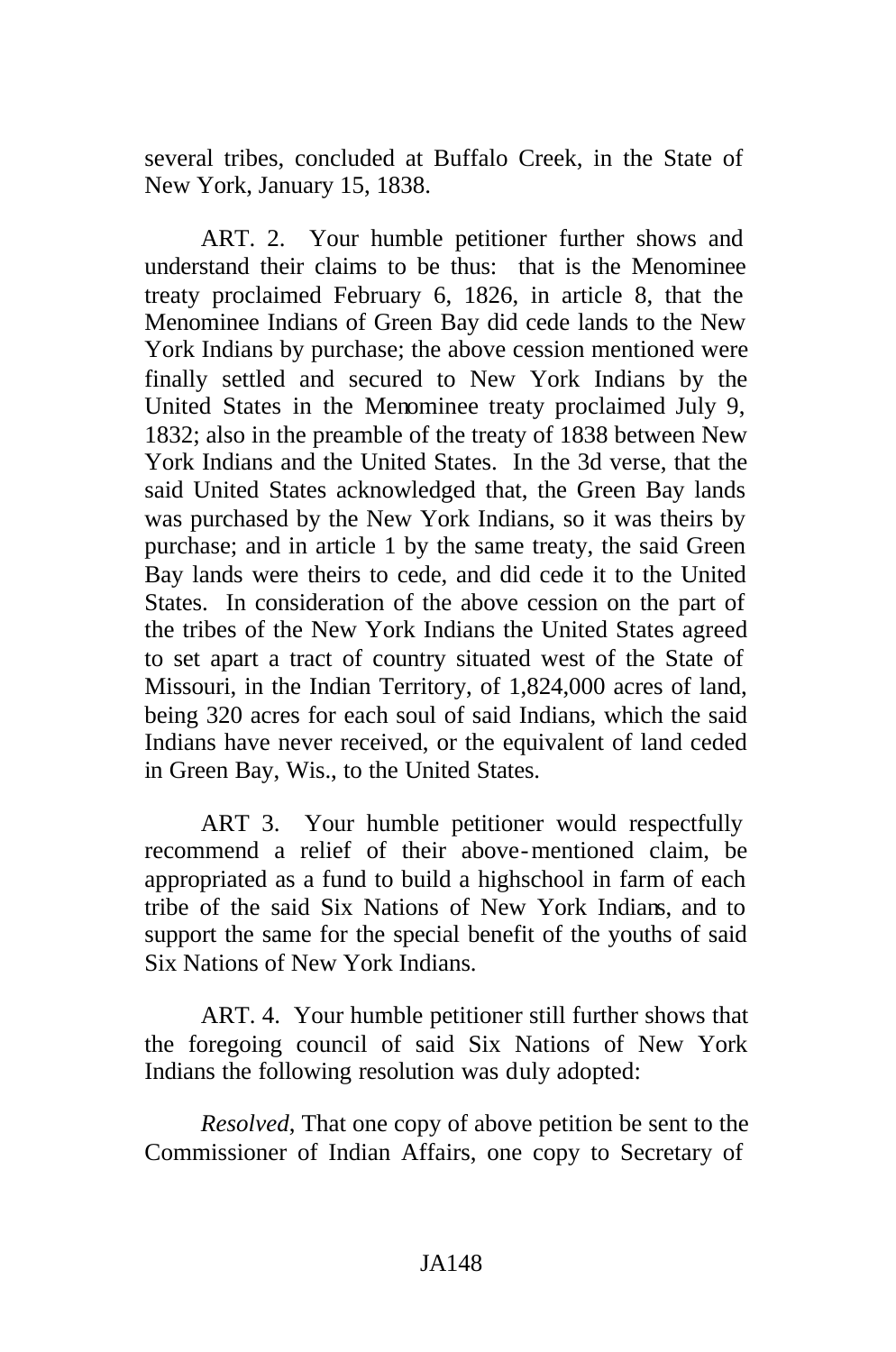several tribes, concluded at Buffalo Creek, in the State of New York, January 15, 1838.

ART. 2. Your humble petitioner further shows and understand their claims to be thus: that is the Menominee treaty proclaimed February 6, 1826, in article 8, that the Menominee Indians of Green Bay did cede lands to the New York Indians by purchase; the above cession mentioned were finally settled and secured to New York Indians by the United States in the Menominee treaty proclaimed July 9, 1832; also in the preamble of the treaty of 1838 between New York Indians and the United States. In the 3d verse, that the said United States acknowledged that, the Green Bay lands was purchased by the New York Indians, so it was theirs by purchase; and in article 1 by the same treaty, the said Green Bay lands were theirs to cede, and did cede it to the United States. In consideration of the above cession on the part of the tribes of the New York Indians the United States agreed to set apart a tract of country situated west of the State of Missouri, in the Indian Territory, of 1,824,000 acres of land, being 320 acres for each soul of said Indians, which the said Indians have never received, or the equivalent of land ceded in Green Bay, Wis., to the United States.

ART 3. Your humble petitioner would respectfully recommend a relief of their above-mentioned claim, be appropriated as a fund to build a highschool in farm of each tribe of the said Six Nations of New York Indians, and to support the same for the special benefit of the youths of said Six Nations of New York Indians.

ART. 4. Your humble petitioner still further shows that the foregoing council of said Six Nations of New York Indians the following resolution was duly adopted:

*Resolved*, That one copy of above petition be sent to the Commissioner of Indian Affairs, one copy to Secretary of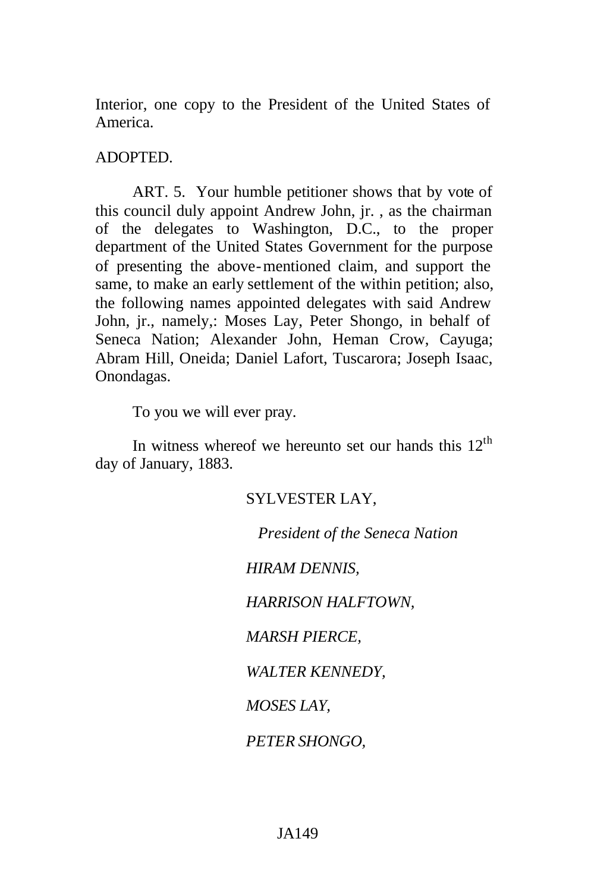Interior, one copy to the President of the United States of America.

ADOPTED.

ART. 5. Your humble petitioner shows that by vote of this council duly appoint Andrew John, jr. , as the chairman of the delegates to Washington, D.C., to the proper department of the United States Government for the purpose of presenting the above-mentioned claim, and support the same, to make an early settlement of the within petition; also, the following names appointed delegates with said Andrew John, jr., namely,: Moses Lay, Peter Shongo, in behalf of Seneca Nation; Alexander John, Heman Crow, Cayuga; Abram Hill, Oneida; Daniel Lafort, Tuscarora; Joseph Isaac, Onondagas.

To you we will ever pray.

In witness whereof we hereunto set our hands this 12th day of January, 1883.

SYLVESTER LAY,

*President of the Seneca Nation*

*HIRAM DENNIS,*

*HARRISON HALFTOWN,*

*MARSH PIERCE,*

*WALTER KENNEDY,*

*MOSES LAY,*

*PETER SHONGO,*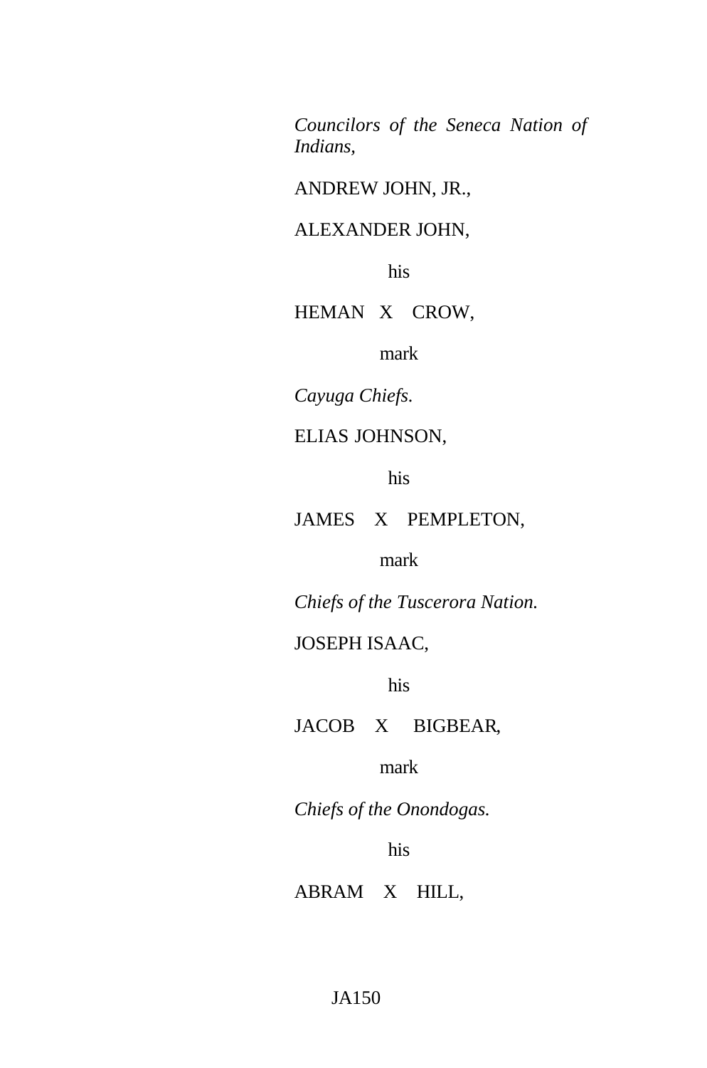*Councilors of the Seneca Nation of Indians,*

ANDREW JOHN, JR.,

ALEXANDER JOHN,

his

HEMAN X CROW,

mark

*Cayuga Chiefs.*

ELIAS JOHNSON,

his

JAMES X PEMPLETON,

mark

*Chiefs of the Tuscerora Nation.*

JOSEPH ISAAC,

his

JACOB X BIGBEAR,

mark

*Chiefs of the Onondogas.*

his

ABRAM X HILL,

JA150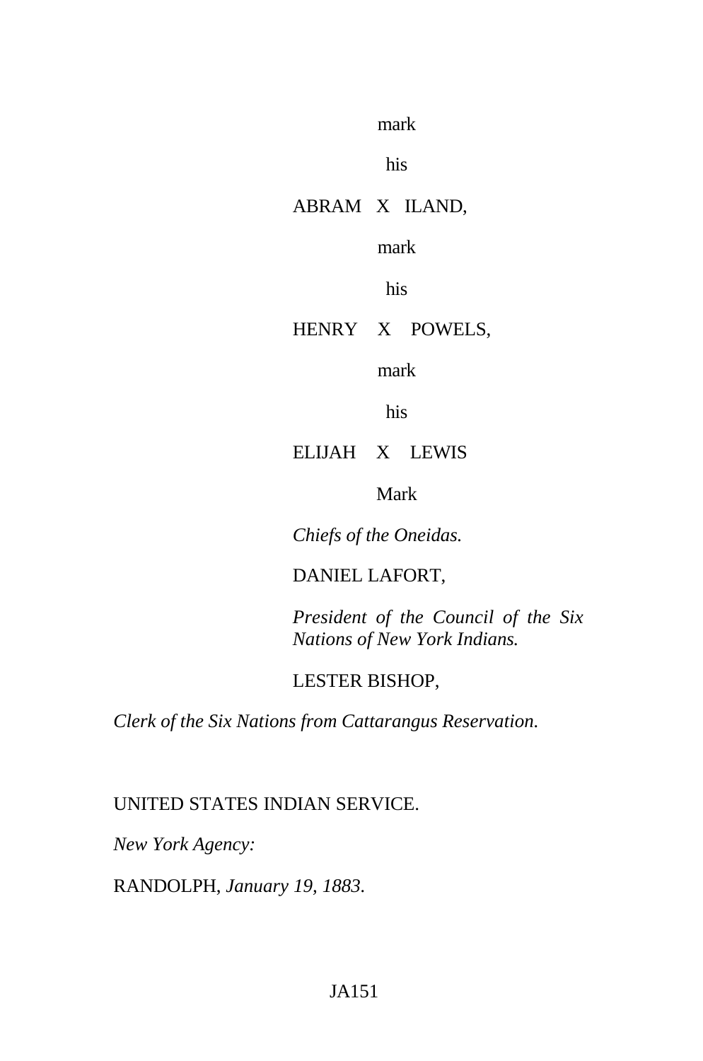mark

his

ABRAM X ILAND,

mark

his

HENRY X POWELS,

mark

his

ELIJAH X LEWIS

Mark

*Chiefs of the Oneidas.*

DANIEL LAFORT,

*President of the Council of the Six Nations of New York Indians.*

LESTER BISHOP,

*Clerk of the Six Nations from Cattarangus Reservation.*

UNITED STATES INDIAN SERVICE.

*New York Agency:*

RANDOLPH, *January 19, 1883*.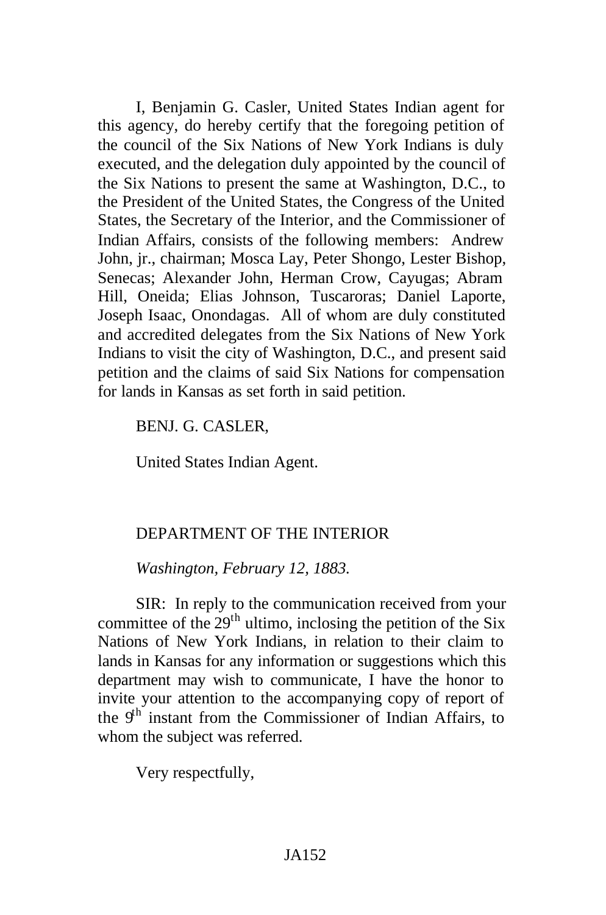I, Benjamin G. Casler, United States Indian agent for this agency, do hereby certify that the foregoing petition of the council of the Six Nations of New York Indians is duly executed, and the delegation duly appointed by the council of the Six Nations to present the same at Washington, D.C., to the President of the United States, the Congress of the United States, the Secretary of the Interior, and the Commissioner of Indian Affairs, consists of the following members: Andrew John, jr., chairman; Mosca Lay, Peter Shongo, Lester Bishop, Senecas; Alexander John, Herman Crow, Cayugas; Abram Hill, Oneida; Elias Johnson, Tuscaroras; Daniel Laporte, Joseph Isaac, Onondagas. All of whom are duly constituted and accredited delegates from the Six Nations of New York Indians to visit the city of Washington, D.C., and present said petition and the claims of said Six Nations for compensation for lands in Kansas as set forth in said petition.

BENJ. G. CASLER,

United States Indian Agent.

DEPARTMENT OF THE INTERIOR

*Washington, February 12, 1883.*

SIR: In reply to the communication received from your committee of the 29th ultimo, inclosing the petition of the Six Nations of New York Indians, in relation to their claim to lands in Kansas for any information or suggestions which this department may wish to communicate, I have the honor to invite your attention to the accompanying copy of report of the 9th instant from the Commissioner of Indian Affairs, to whom the subject was referred.

Very respectfully,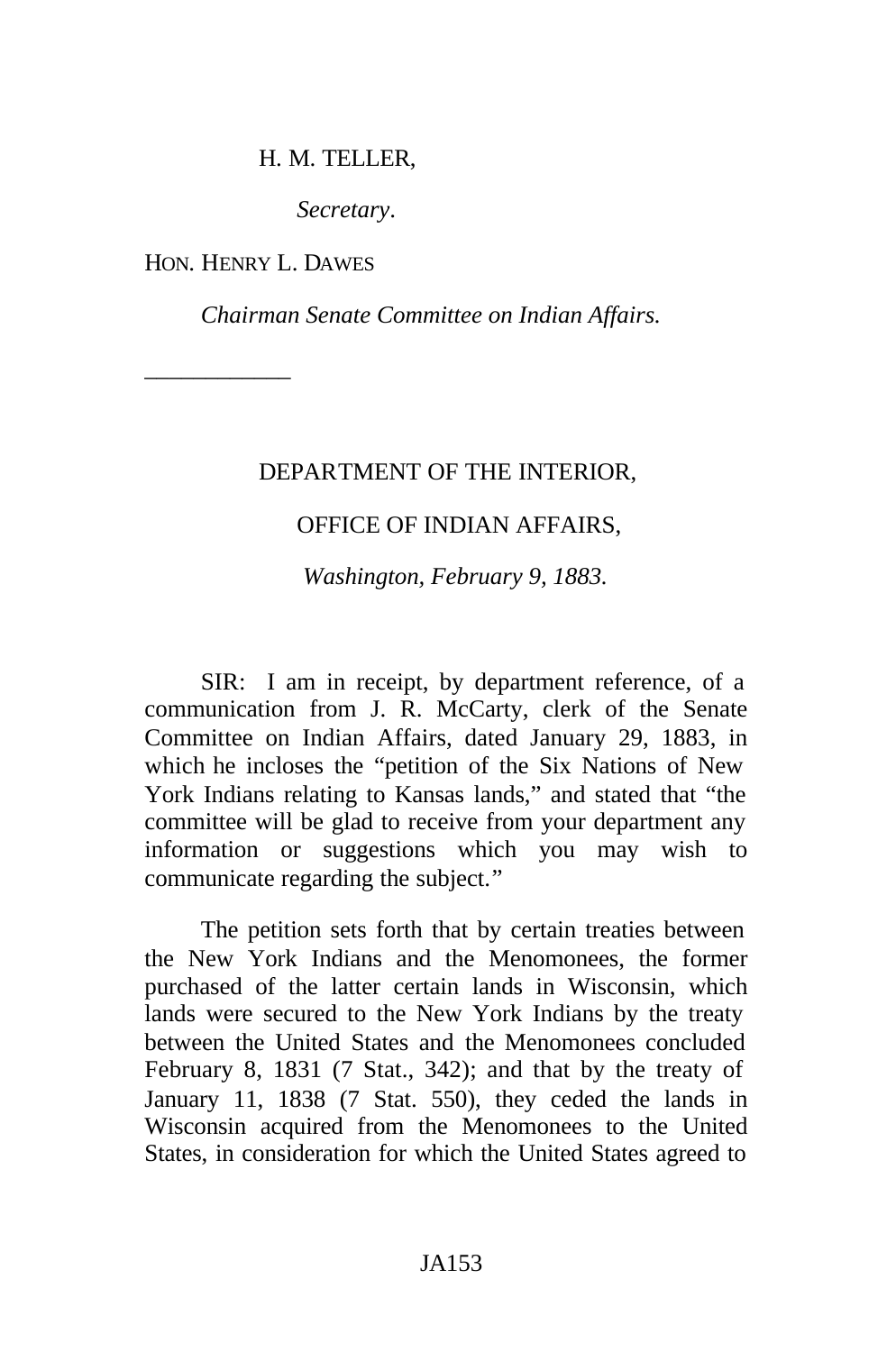H. M. TELLER,

*Secretary*.

HON. HENRY L. DAWES

*Chairman Senate Committee on Indian Affairs.*

---

DEPARTMENT OF THE INTERIOR,

OFFICE OF INDIAN AFFAIRS,

*Washington, February 9, 1883.*

SIR: I am in receipt, by department reference, of a communication from J. R. McCarty, clerk of the Senate Committee on Indian Affairs, dated January 29, 1883, in which he incloses the "petition of the Six Nations of New York Indians relating to Kansas lands," and stated that "the committee will be glad to receive from your department any information or suggestions which you may wish to communicate regarding the subject."

The petition sets forth that by certain treaties between the New York Indians and the Menomonees, the former purchased of the latter certain lands in Wisconsin, which lands were secured to the New York Indians by the treaty between the United States and the Menomonees concluded February 8, 1831 (7 Stat., 342); and that by the treaty of January 11, 1838 (7 Stat. 550), they ceded the lands in Wisconsin acquired from the Menomonees to the United States, in consideration for which the United States agreed to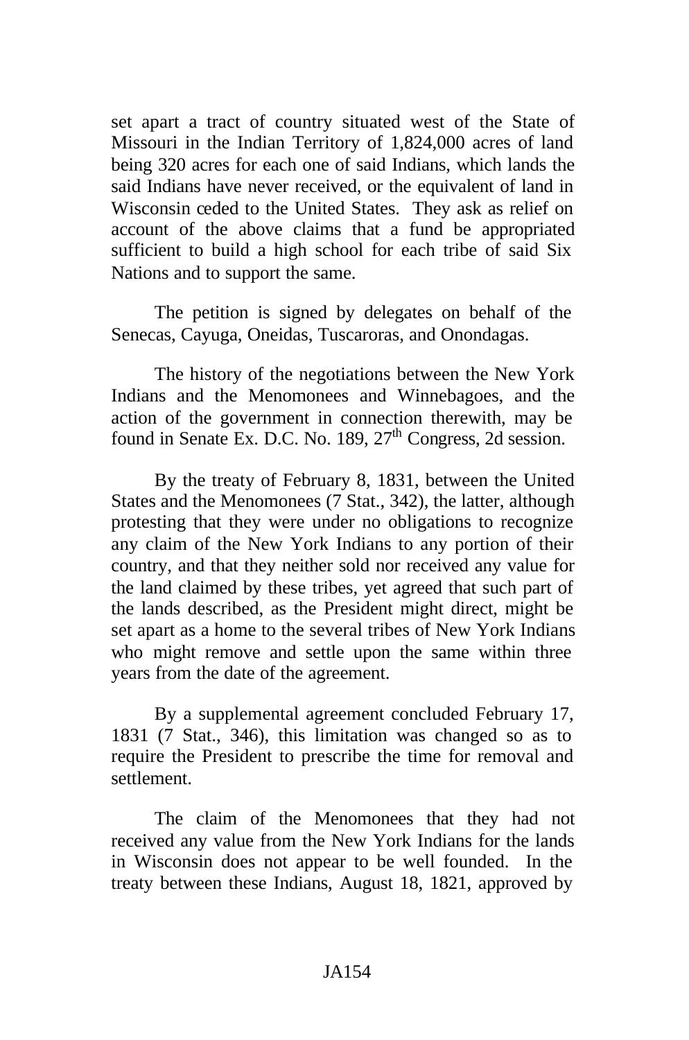set apart a tract of country situated west of the State of Missouri in the Indian Territory of 1,824,000 acres of land being 320 acres for each one of said Indians, which lands the said Indians have never received, or the equivalent of land in Wisconsin ceded to the United States. They ask as relief on account of the above claims that a fund be appropriated sufficient to build a high school for each tribe of said Six Nations and to support the same.

The petition is signed by delegates on behalf of the Senecas, Cayuga, Oneidas, Tuscaroras, and Onondagas.

The history of the negotiations between the New York Indians and the Menomonees and Winnebagoes, and the action of the government in connection therewith, may be found in Senate Ex. D.C. No. 189, 27th Congress, 2d session.

By the treaty of February 8, 1831, between the United States and the Menomonees (7 Stat., 342), the latter, although protesting that they were under no obligations to recognize any claim of the New York Indians to any portion of their country, and that they neither sold nor received any value for the land claimed by these tribes, yet agreed that such part of the lands described, as the President might direct, might be set apart as a home to the several tribes of New York Indians who might remove and settle upon the same within three years from the date of the agreement.

By a supplemental agreement concluded February 17, 1831 (7 Stat., 346), this limitation was changed so as to require the President to prescribe the time for removal and settlement.

The claim of the Menomonees that they had not received any value from the New York Indians for the lands in Wisconsin does not appear to be well founded. In the treaty between these Indians, August 18, 1821, approved by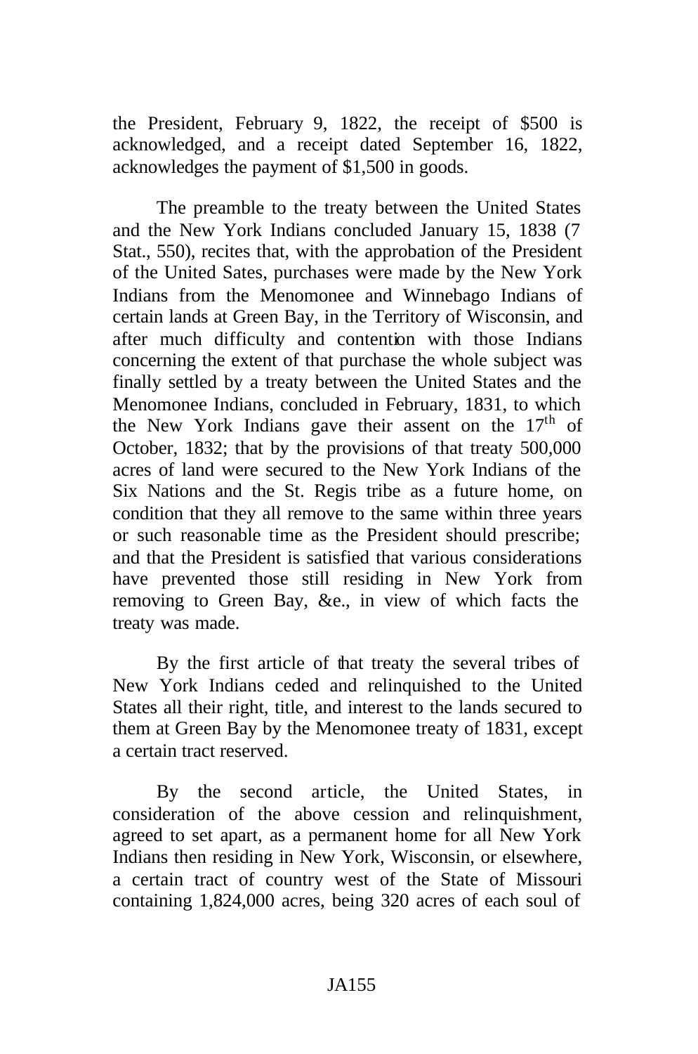the President, February 9, 1822, the receipt of $500 is acknowledged, and a receipt dated September 16, 1822, acknowledges the payment of $1,500 in goods.

The preamble to the treaty between the United States and the New York Indians concluded January 15, 1838 (7 Stat., 550), recites that, with the approbation of the President of the United Sates, purchases were made by the New York Indians from the Menomonee and Winnebago Indians of certain lands at Green Bay, in the Territory of Wisconsin, and after much difficulty and contention with those Indians concerning the extent of that purchase the whole subject was finally settled by a treaty between the United States and the Menomonee Indians, concluded in February, 1831, to which the New York Indians gave their assent on the 17th of October, 1832; that by the provisions of that treaty 500,000 acres of land were secured to the New York Indians of the Six Nations and the St. Regis tribe as a future home, on condition that they all remove to the same within three years or such reasonable time as the President should prescribe; and that the President is satisfied that various considerations have prevented those still residing in New York from removing to Green Bay, &e., in view of which facts the treaty was made.

By the first article of that treaty the several tribes of New York Indians ceded and relinquished to the United States all their right, title, and interest to the lands secured to them at Green Bay by the Menomonee treaty of 1831, except a certain tract reserved.

By the second article, the United States, in consideration of the above cession and relinquishment, agreed to set apart, as a permanent home for all New York Indians then residing in New York, Wisconsin, or elsewhere, a certain tract of country west of the State of Missouri containing 1,824,000 acres, being 320 acres of each soul of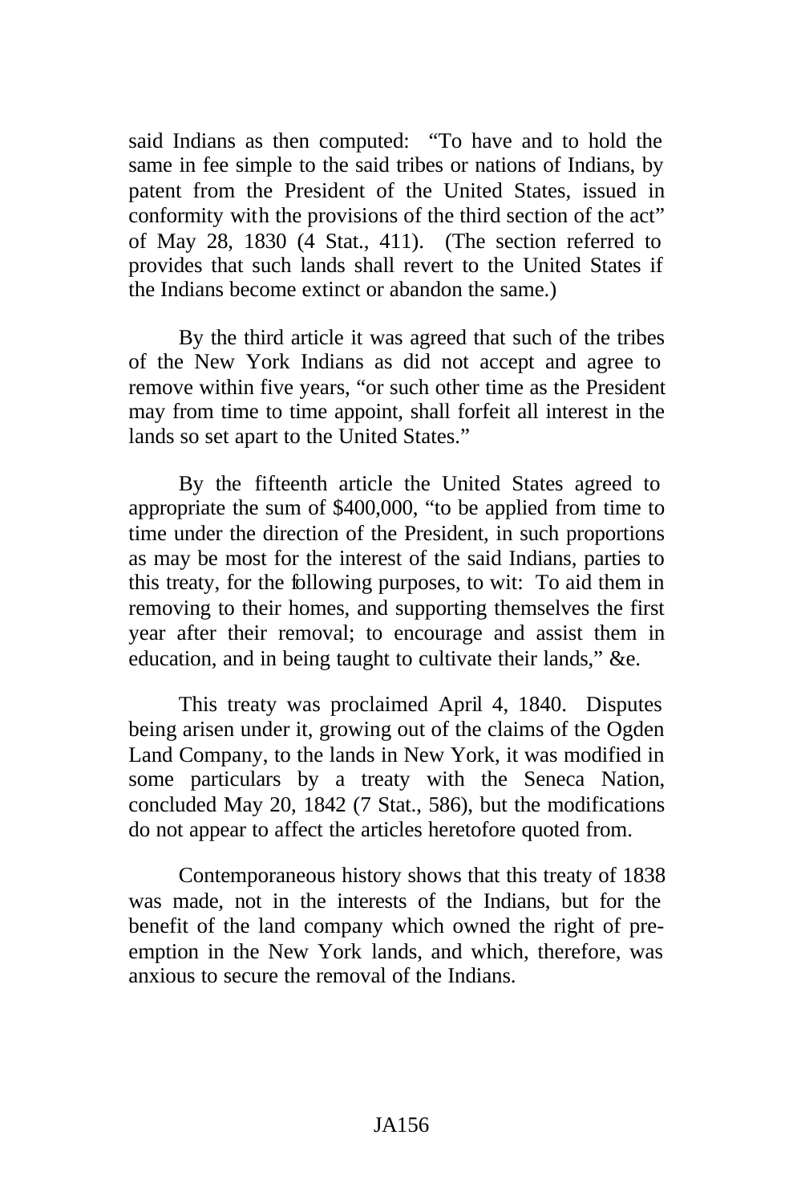said Indians as then computed: "To have and to hold the same in fee simple to the said tribes or nations of Indians, by patent from the President of the United States, issued in conformity with the provisions of the third section of the act" of May 28, 1830 (4 Stat., 411). (The section referred to provides that such lands shall revert to the United States if the Indians become extinct or abandon the same.)

By the third article it was agreed that such of the tribes of the New York Indians as did not accept and agree to remove within five years, "or such other time as the President may from time to time appoint, shall forfeit all interest in the lands so set apart to the United States."

By the fifteenth article the United States agreed to appropriate the sum of $400,000, "to be applied from time to time under the direction of the President, in such proportions as may be most for the interest of the said Indians, parties to this treaty, for the following purposes, to wit: To aid them in removing to their homes, and supporting themselves the first year after their removal; to encourage and assist them in education, and in being taught to cultivate their lands," &c.

This treaty was proclaimed April 4, 1840. Disputes being arisen under it, growing out of the claims of the Ogden Land Company, to the lands in New York, it was modified in some particulars by a treaty with the Seneca Nation, concluded May 20, 1842 (7 Stat., 586), but the modifications do not appear to affect the articles heretofore quoted from.

Contemporaneous history shows that this treaty of 1838 was made, not in the interests of the Indians, but for the benefit of the land company which owned the right of pre-emption in the New York lands, and which, therefore, was anxious to secure the removal of the Indians.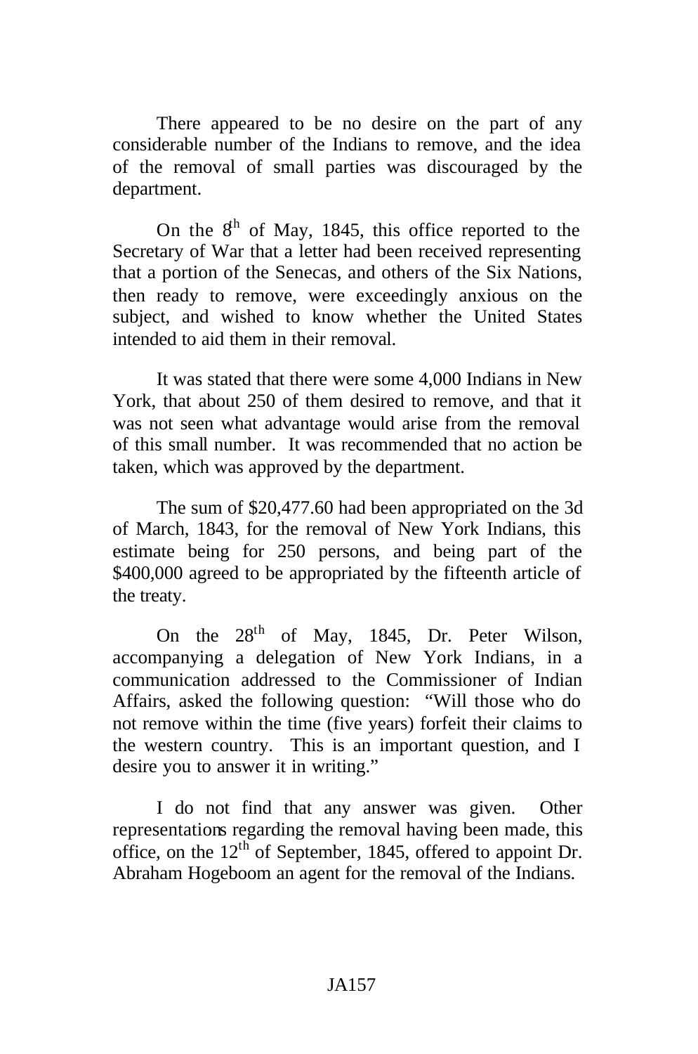There appeared to be no desire on the part of any considerable number of the Indians to remove, and the idea of the removal of small parties was discouraged by the department.

On the 8th of May, 1845, this office reported to the Secretary of War that a letter had been received representing that a portion of the Senecas, and others of the Six Nations, then ready to remove, were exceedingly anxious on the subject, and wished to know whether the United States intended to aid them in their removal.

It was stated that there were some 4,000 Indians in New York, that about 250 of them desired to remove, and that it was not seen what advantage would arise from the removal of this small number. It was recommended that no action be taken, which was approved by the department.

The sum of $20,477.60 had been appropriated on the 3d of March, 1843, for the removal of New York Indians, this estimate being for 250 persons, and being part of the $400,000 agreed to be appropriated by the fifteenth article of the treaty.

On the 28th of May, 1845, Dr. Peter Wilson, accompanying a delegation of New York Indians, in a communication addressed to the Commissioner of Indian Affairs, asked the following question: "Will those who do not remove within the time (five years) forfeit their claims to the western country. This is an important question, and I desire you to answer it in writing."

I do not find that any answer was given. Other representations regarding the removal having been made, this office, on the 12th of September, 1845, offered to appoint Dr. Abraham Hogeboom an agent for the removal of the Indians.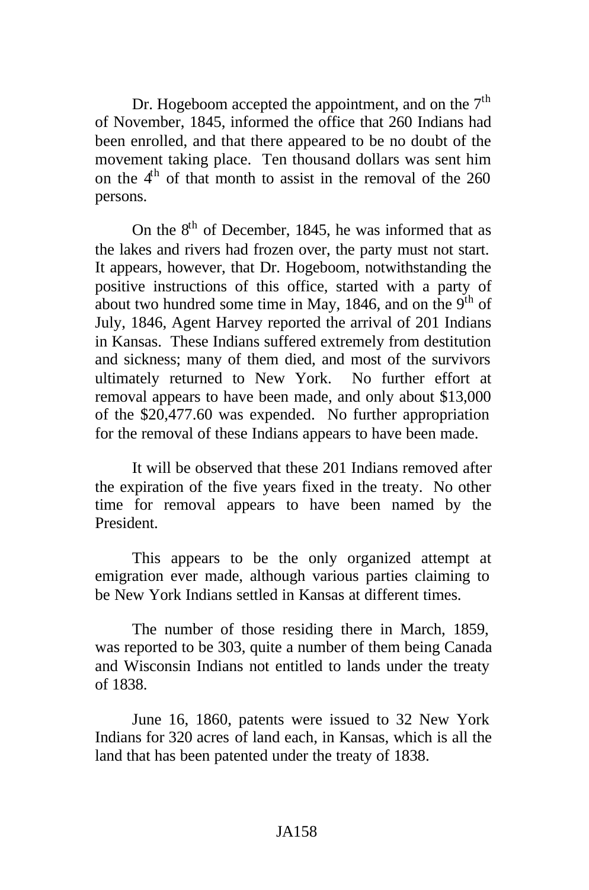Dr. Hogeboom accepted the appointment, and on the 7th of November, 1845, informed the office that 260 Indians had been enrolled, and that there appeared to be no doubt of the movement taking place. Ten thousand dollars was sent him on the 4th of that month to assist in the removal of the 260 persons.

On the 8th of December, 1845, he was informed that as the lakes and rivers had frozen over, the party must not start. It appears, however, that Dr. Hogeboom, notwithstanding the positive instructions of this office, started with a party of about two hundred some time in May, 1846, and on the 9th of July, 1846, Agent Harvey reported the arrival of 201 Indians in Kansas. These Indians suffered extremely from destitution and sickness; many of them died, and most of the survivors ultimately returned to New York. No further effort at removal appears to have been made, and only about $13,000 of the $20,477.60 was expended. No further appropriation for the removal of these Indians appears to have been made.

It will be observed that these 201 Indians removed after the expiration of the five years fixed in the treaty. No other time for removal appears to have been named by the President.

This appears to be the only organized attempt at emigration ever made, although various parties claiming to be New York Indians settled in Kansas at different times.

The number of those residing there in March, 1859, was reported to be 303, quite a number of them being Canada and Wisconsin Indians not entitled to lands under the treaty of 1838.

June 16, 1860, patents were issued to 32 New York Indians for 320 acres of land each, in Kansas, which is all the land that has been patented under the treaty of 1838.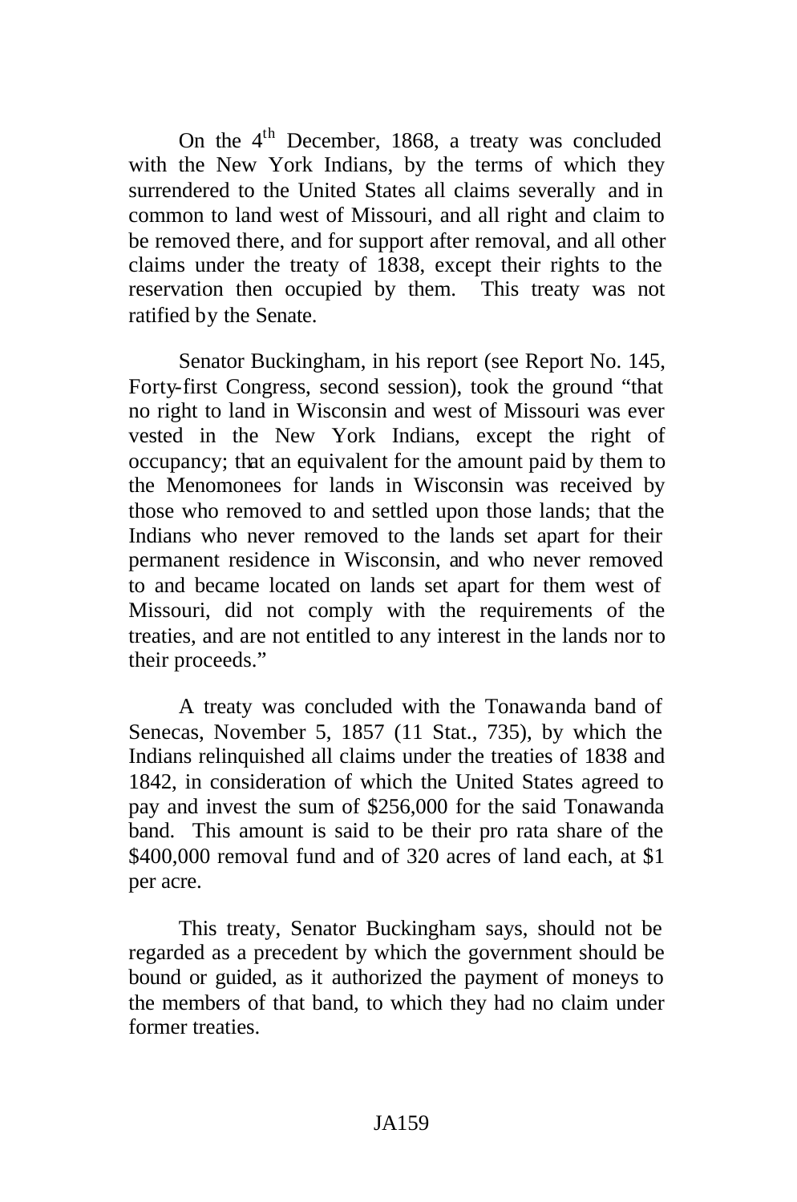On the 4th December, 1868, a treaty was concluded with the New York Indians, by the terms of which they surrendered to the United States all claims severally and in common to land west of Missouri, and all right and claim to be removed there, and for support after removal, and all other claims under the treaty of 1838, except their rights to the reservation then occupied by them. This treaty was not ratified by the Senate.

Senator Buckingham, in his report (see Report No. 145, Forty-first Congress, second session), took the ground "that no right to land in Wisconsin and west of Missouri was ever vested in the New York Indians, except the right of occupancy; that an equivalent for the amount paid by them to the Menomonees for lands in Wisconsin was received by those who removed to and settled upon those lands; that the Indians who never removed to the lands set apart for their permanent residence in Wisconsin, and who never removed to and became located on lands set apart for them west of Missouri, did not comply with the requirements of the treaties, and are not entitled to any interest in the lands nor to their proceeds."

A treaty was concluded with the Tonawanda band of Senecas, November 5, 1857 (11 Stat., 735), by which the Indians relinquished all claims under the treaties of 1838 and 1842, in consideration of which the United States agreed to pay and invest the sum of $256,000 for the said Tonawanda band. This amount is said to be their pro rata share of the $400,000 removal fund and of 320 acres of land each, at $1 per acre.

This treaty, Senator Buckingham says, should not be regarded as a precedent by which the government should be bound or guided, as it authorized the payment of moneys to the members of that band, to which they had no claim under former treaties.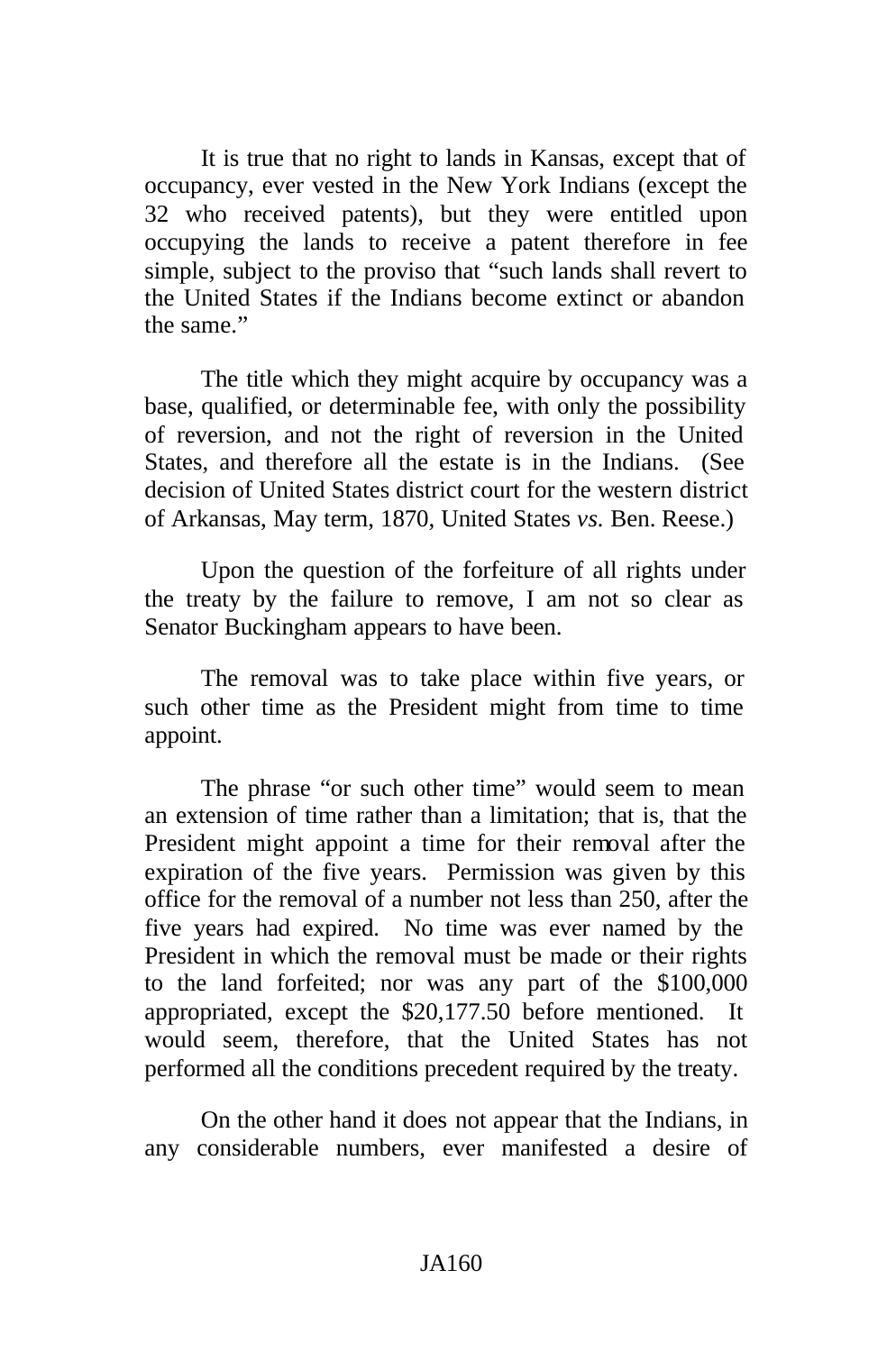It is true that no right to lands in Kansas, except that of occupancy, ever vested in the New York Indians (except the 32 who received patents), but they were entitled upon occupying the lands to receive a patent therefore in fee simple, subject to the proviso that "such lands shall revert to the United States if the Indians become extinct or abandon the same."

The title which they might acquire by occupancy was a base, qualified, or determinable fee, with only the possibility of reversion, and not the right of reversion in the United States, and therefore all the estate is in the Indians. (See decision of United States district court for the western district of Arkansas, May term, 1870, United States *vs.* Ben. Reese.)

Upon the question of the forfeiture of all rights under the treaty by the failure to remove, I am not so clear as Senator Buckingham appears to have been.

The removal was to take place within five years, or such other time as the President might from time to time appoint.

The phrase "or such other time" would seem to mean an extension of time rather than a limitation; that is, that the President might appoint a time for their removal after the expiration of the five years. Permission was given by this office for the removal of a number not less than 250, after the five years had expired. No time was ever named by the President in which the removal must be made or their rights to the land forfeited; nor was any part of the $100,000 appropriated, except the $20,177.50 before mentioned. It would seem, therefore, that the United States has not performed all the conditions precedent required by the treaty.

On the other hand it does not appear that the Indians, in any considerable numbers, ever manifested a desire of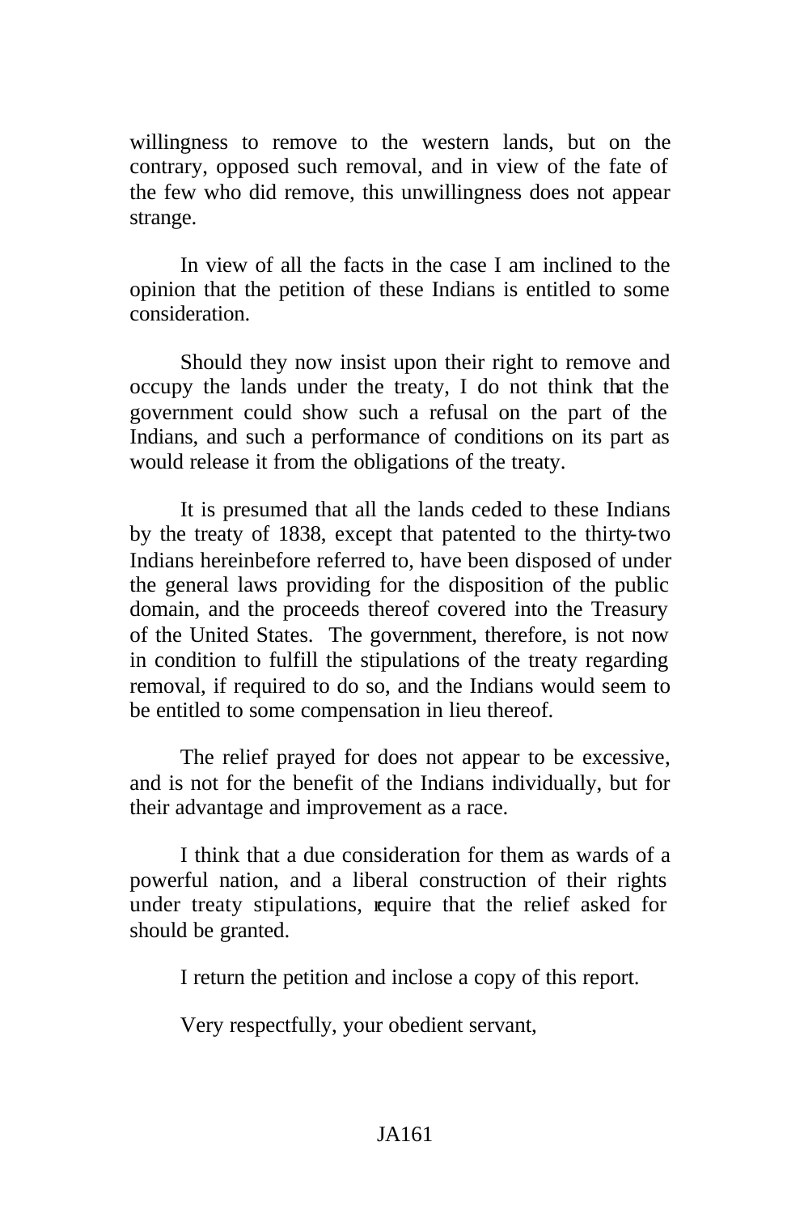willingness to remove to the western lands, but on the contrary, opposed such removal, and in view of the fate of the few who did remove, this unwillingness does not appear strange.

In view of all the facts in the case I am inclined to the opinion that the petition of these Indians is entitled to some consideration.

Should they now insist upon their right to remove and occupy the lands under the treaty, I do not think that the government could show such a refusal on the part of the Indians, and such a performance of conditions on its part as would release it from the obligations of the treaty.

It is presumed that all the lands ceded to these Indians by the treaty of 1838, except that patented to the thirty-two Indians hereinbefore referred to, have been disposed of under the general laws providing for the disposition of the public domain, and the proceeds thereof covered into the Treasury of the United States. The government, therefore, is not now in condition to fulfill the stipulations of the treaty regarding removal, if required to do so, and the Indians would seem to be entitled to some compensation in lieu thereof.

The relief prayed for does not appear to be excessive, and is not for the benefit of the Indians individually, but for their advantage and improvement as a race.

I think that a due consideration for them as wards of a powerful nation, and a liberal construction of their rights under treaty stipulations, require that the relief asked for should be granted.

I return the petition and inclose a copy of this report.

Very respectfully, your obedient servant,

JA161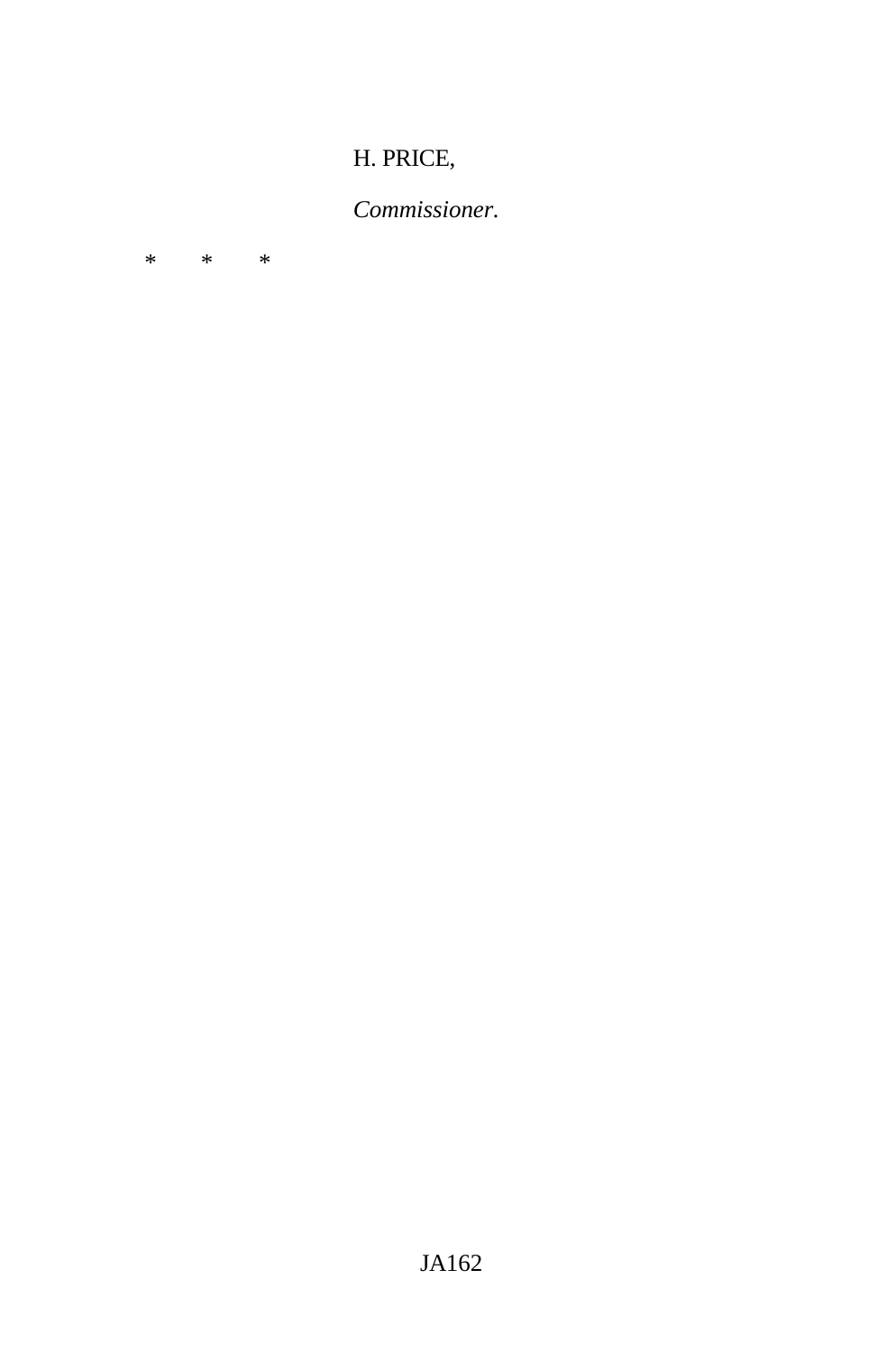H. PRICE,

*Commissioner.*

\* \* \*

H. PRICE,

*Commissioner.*

*  *  *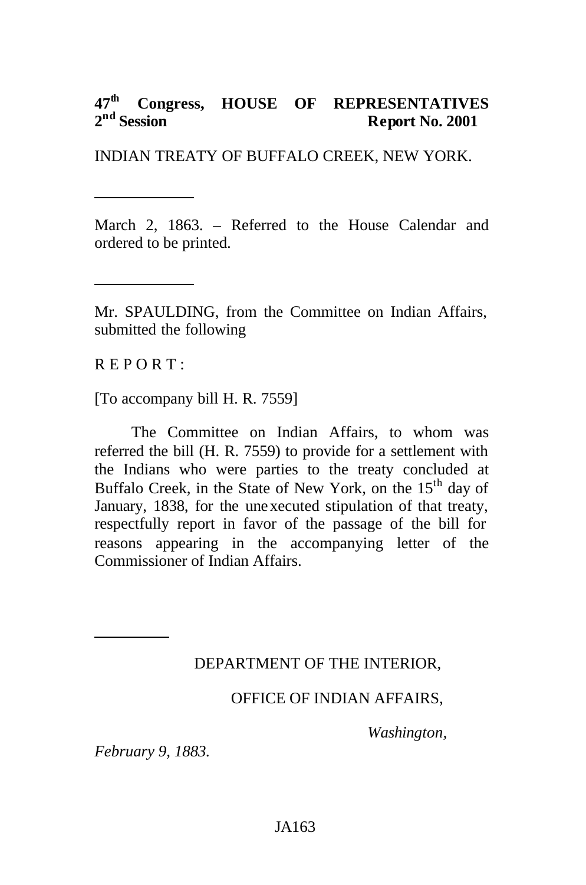**47th Congress, HOUSE OF REPRESENTATIVES**
**2nd Session Report No. 2001**

INDIAN TREATY OF BUFFALO CREEK, NEW YORK.

---

March 2, 1863. – Referred to the House Calendar and ordered to be printed.

---

Mr. SPAULDING, from the Committee on Indian Affairs, submitted the following

R E P O R T :

[To accompany bill H. R. 7559]

The Committee on Indian Affairs, to whom was referred the bill (H. R. 7559) to provide for a settlement with the Indians who were parties to the treaty concluded at Buffalo Creek, in the State of New York, on the 15th day of January, 1838, for the unexecuted stipulation of that treaty, respectfully report in favor of the passage of the bill for reasons appearing in the accompanying letter of the Commissioner of Indian Affairs.

---

DEPARTMENT OF THE INTERIOR,

OFFICE OF INDIAN AFFAIRS,

*Washington, February 9, 1883.*

JA163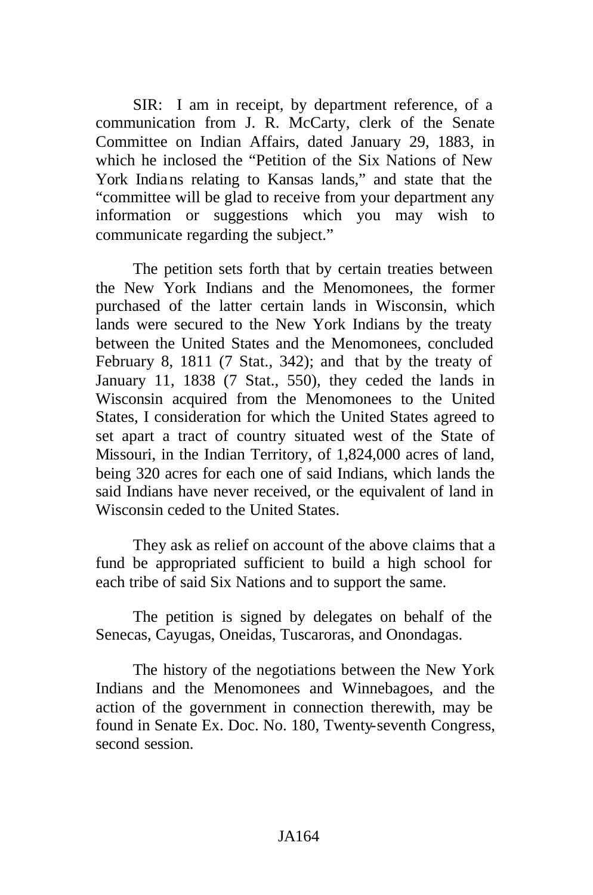SIR: I am in receipt, by department reference, of a communication from J. R. McCarty, clerk of the Senate Committee on Indian Affairs, dated January 29, 1883, in which he inclosed the "Petition of the Six Nations of New York Indians relating to Kansas lands," and state that the "committee will be glad to receive from your department any information or suggestions which you may wish to communicate regarding the subject."

The petition sets forth that by certain treaties between the New York Indians and the Menomonees, the former purchased of the latter certain lands in Wisconsin, which lands were secured to the New York Indians by the treaty between the United States and the Menomonees, concluded February 8, 1811 (7 Stat., 342); and that by the treaty of January 11, 1838 (7 Stat., 550), they ceded the lands in Wisconsin acquired from the Menomonees to the United States, I consideration for which the United States agreed to set apart a tract of country situated west of the State of Missouri, in the Indian Territory, of 1,824,000 acres of land, being 320 acres for each one of said Indians, which lands the said Indians have never received, or the equivalent of land in Wisconsin ceded to the United States.

They ask as relief on account of the above claims that a fund be appropriated sufficient to build a high school for each tribe of said Six Nations and to support the same.

The petition is signed by delegates on behalf of the Senecas, Cayugas, Oneidas, Tuscaroras, and Onondagas.

The history of the negotiations between the New York Indians and the Menomonees and Winnebagoes, and the action of the government in connection therewith, may be found in Senate Ex. Doc. No. 180, Twenty-seventh Congress, second session.

JA164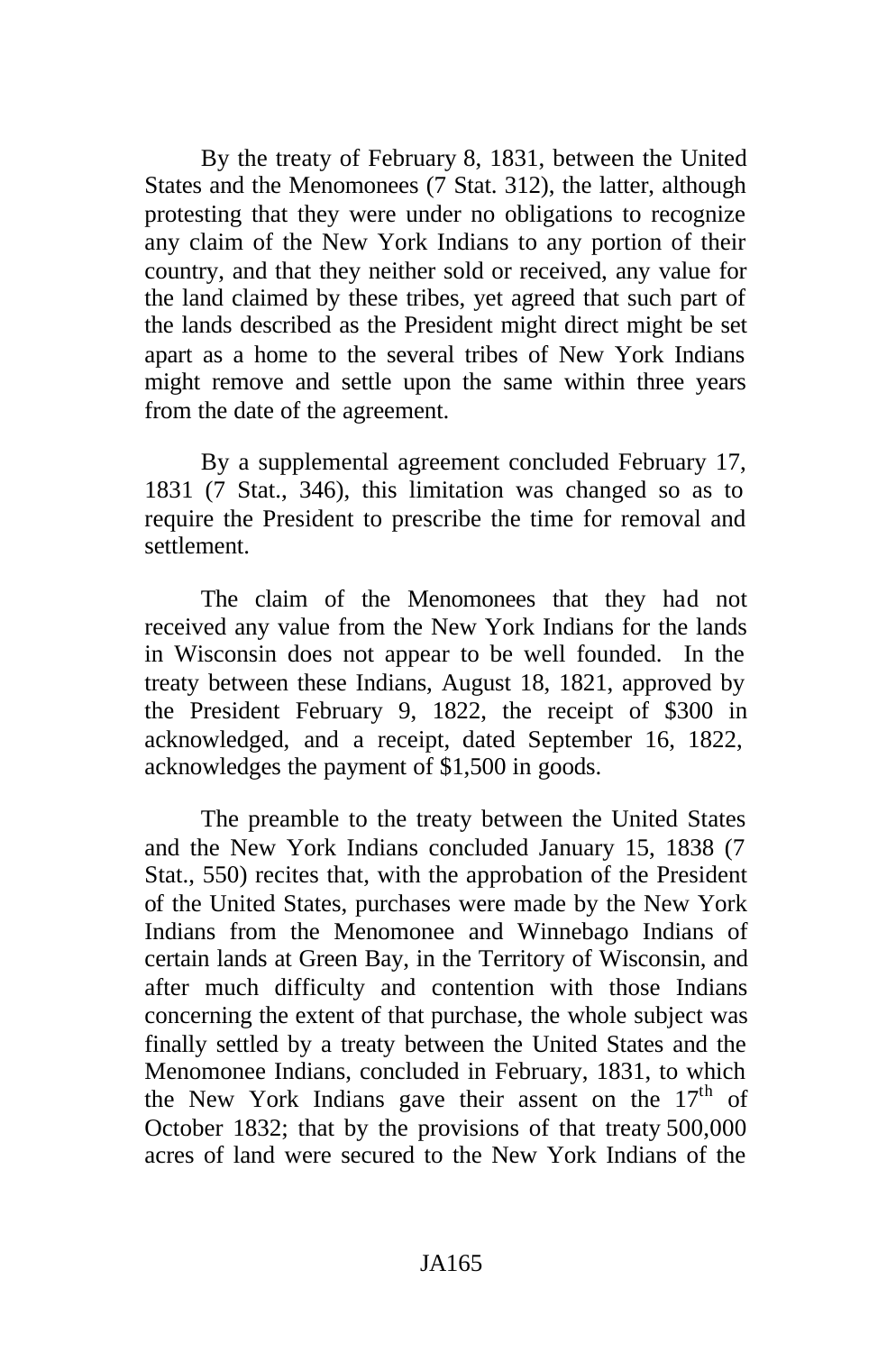By the treaty of February 8, 1831, between the United States and the Menomonees (7 Stat. 312), the latter, although protesting that they were under no obligations to recognize any claim of the New York Indians to any portion of their country, and that they neither sold or received, any value for the land claimed by these tribes, yet agreed that such part of the lands described as the President might direct might be set apart as a home to the several tribes of New York Indians might remove and settle upon the same within three years from the date of the agreement.

By a supplemental agreement concluded February 17, 1831 (7 Stat., 346), this limitation was changed so as to require the President to prescribe the time for removal and settlement.

The claim of the Menomonees that they had not received any value from the New York Indians for the lands in Wisconsin does not appear to be well founded. In the treaty between these Indians, August 18, 1821, approved by the President February 9, 1822, the receipt of $300 in acknowledged, and a receipt, dated September 16, 1822, acknowledges the payment of $1,500 in goods.

The preamble to the treaty between the United States and the New York Indians concluded January 15, 1838 (7 Stat., 550) recites that, with the approbation of the President of the United States, purchases were made by the New York Indians from the Menomonee and Winnebago Indians of certain lands at Green Bay, in the Territory of Wisconsin, and after much difficulty and contention with those Indians concerning the extent of that purchase, the whole subject was finally settled by a treaty between the United States and the Menomonee Indians, concluded in February, 1831, to which the New York Indians gave their assent on the 17th of October 1832; that by the provisions of that treaty 500,000 acres of land were secured to the New York Indians of the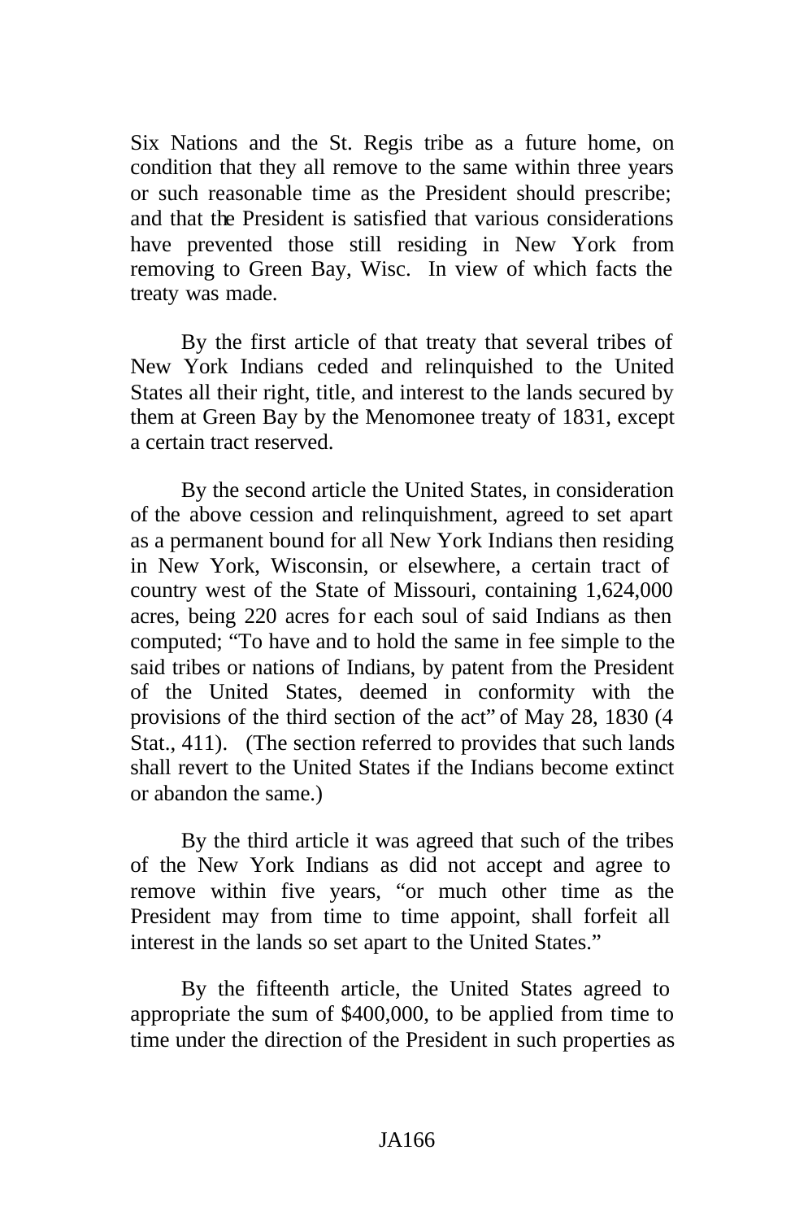Six Nations and the St. Regis tribe as a future home, on condition that they all remove to the same within three years or such reasonable time as the President should prescribe; and that the President is satisfied that various considerations have prevented those still residing in New York from removing to Green Bay, Wisc. In view of which facts the treaty was made.

By the first article of that treaty that several tribes of New York Indians ceded and relinquished to the United States all their right, title, and interest to the lands secured by them at Green Bay by the Menomonee treaty of 1831, except a certain tract reserved.

By the second article the United States, in consideration of the above cession and relinquishment, agreed to set apart as a permanent bound for all New York Indians then residing in New York, Wisconsin, or elsewhere, a certain tract of country west of the State of Missouri, containing 1,624,000 acres, being 220 acres for each soul of said Indians as then computed; "To have and to hold the same in fee simple to the said tribes or nations of Indians, by patent from the President of the United States, deemed in conformity with the provisions of the third section of the act" of May 28, 1830 (4 Stat., 411). (The section referred to provides that such lands shall revert to the United States if the Indians become extinct or abandon the same.)

By the third article it was agreed that such of the tribes of the New York Indians as did not accept and agree to remove within five years, "or much other time as the President may from time to time appoint, shall forfeit all interest in the lands so set apart to the United States."

By the fifteenth article, the United States agreed to appropriate the sum of $400,000, to be applied from time to time under the direction of the President in such properties as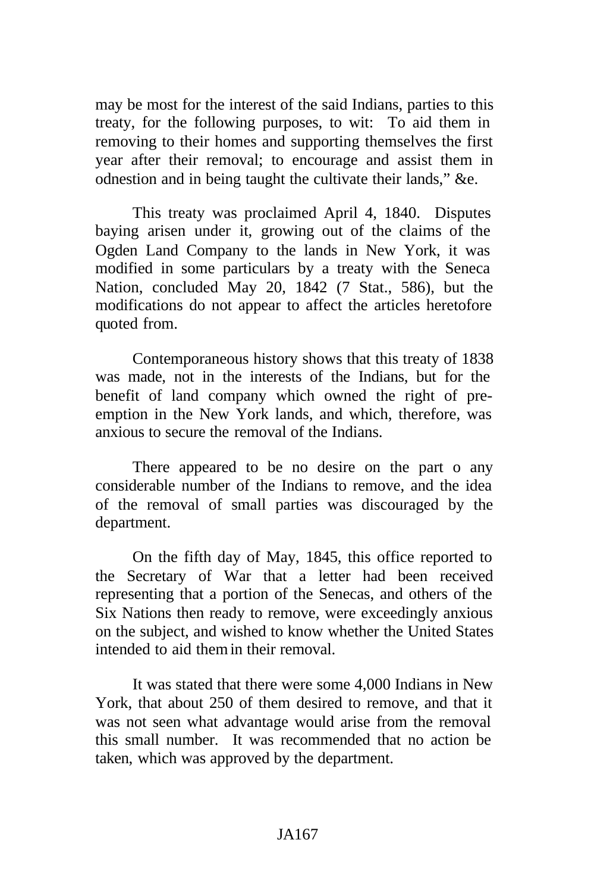may be most for the interest of the said Indians, parties to this treaty, for the following purposes, to wit: To aid them in removing to their homes and supporting themselves the first year after their removal; to encourage and assist them in odnestion and in being taught the cultivate their lands," &e.

This treaty was proclaimed April 4, 1840. Disputes baying arisen under it, growing out of the claims of the Ogden Land Company to the lands in New York, it was modified in some particulars by a treaty with the Seneca Nation, concluded May 20, 1842 (7 Stat., 586), but the modifications do not appear to affect the articles heretofore quoted from.

Contemporaneous history shows that this treaty of 1838 was made, not in the interests of the Indians, but for the benefit of land company which owned the right of pre-emption in the New York lands, and which, therefore, was anxious to secure the removal of the Indians.

There appeared to be no desire on the part o any considerable number of the Indians to remove, and the idea of the removal of small parties was discouraged by the department.

On the fifth day of May, 1845, this office reported to the Secretary of War that a letter had been received representing that a portion of the Senecas, and others of the Six Nations then ready to remove, were exceedingly anxious on the subject, and wished to know whether the United States intended to aid them in their removal.

It was stated that there were some 4,000 Indians in New York, that about 250 of them desired to remove, and that it was not seen what advantage would arise from the removal this small number. It was recommended that no action be taken, which was approved by the department.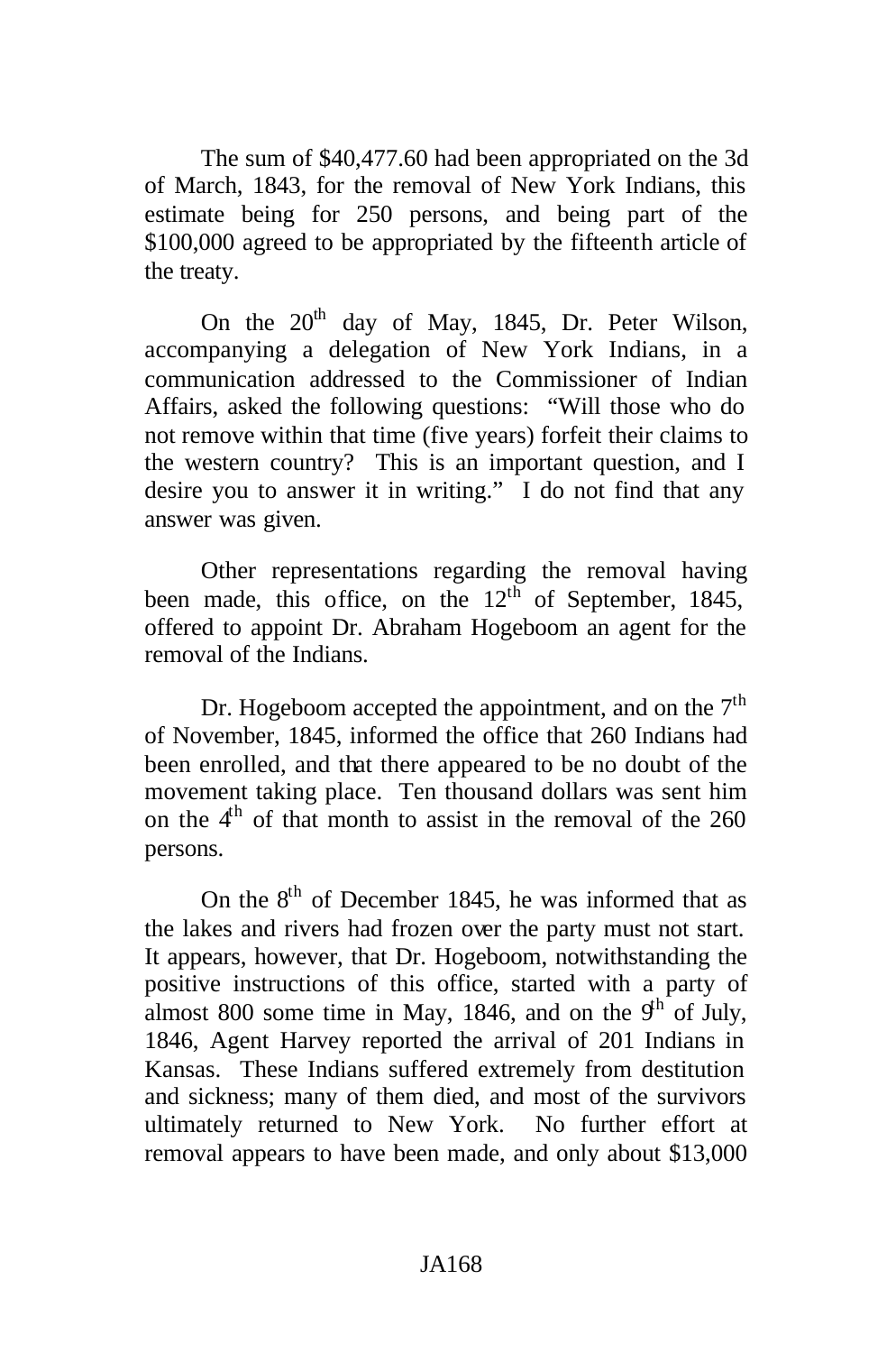The sum of $40,477.60 had been appropriated on the 3d of March, 1843, for the removal of New York Indians, this estimate being for 250 persons, and being part of the $100,000 agreed to be appropriated by the fifteenth article of the treaty.

On the 20th day of May, 1845, Dr. Peter Wilson, accompanying a delegation of New York Indians, in a communication addressed to the Commissioner of Indian Affairs, asked the following questions: "Will those who do not remove within that time (five years) forfeit their claims to the western country? This is an important question, and I desire you to answer it in writing." I do not find that any answer was given.

Other representations regarding the removal having been made, this office, on the 12th of September, 1845, offered to appoint Dr. Abraham Hogeboom an agent for the removal of the Indians.

Dr. Hogeboom accepted the appointment, and on the 7th of November, 1845, informed the office that 260 Indians had been enrolled, and that there appeared to be no doubt of the movement taking place. Ten thousand dollars was sent him on the 4th of that month to assist in the removal of the 260 persons.

On the 8th of December 1845, he was informed that as the lakes and rivers had frozen over the party must not start. It appears, however, that Dr. Hogeboom, notwithstanding the positive instructions of this office, started with a party of almost 800 some time in May, 1846, and on the 9th of July, 1846, Agent Harvey reported the arrival of 201 Indians in Kansas. These Indians suffered extremely from destitution and sickness; many of them died, and most of the survivors ultimately returned to New York. No further effort at removal appears to have been made, and only about $13,000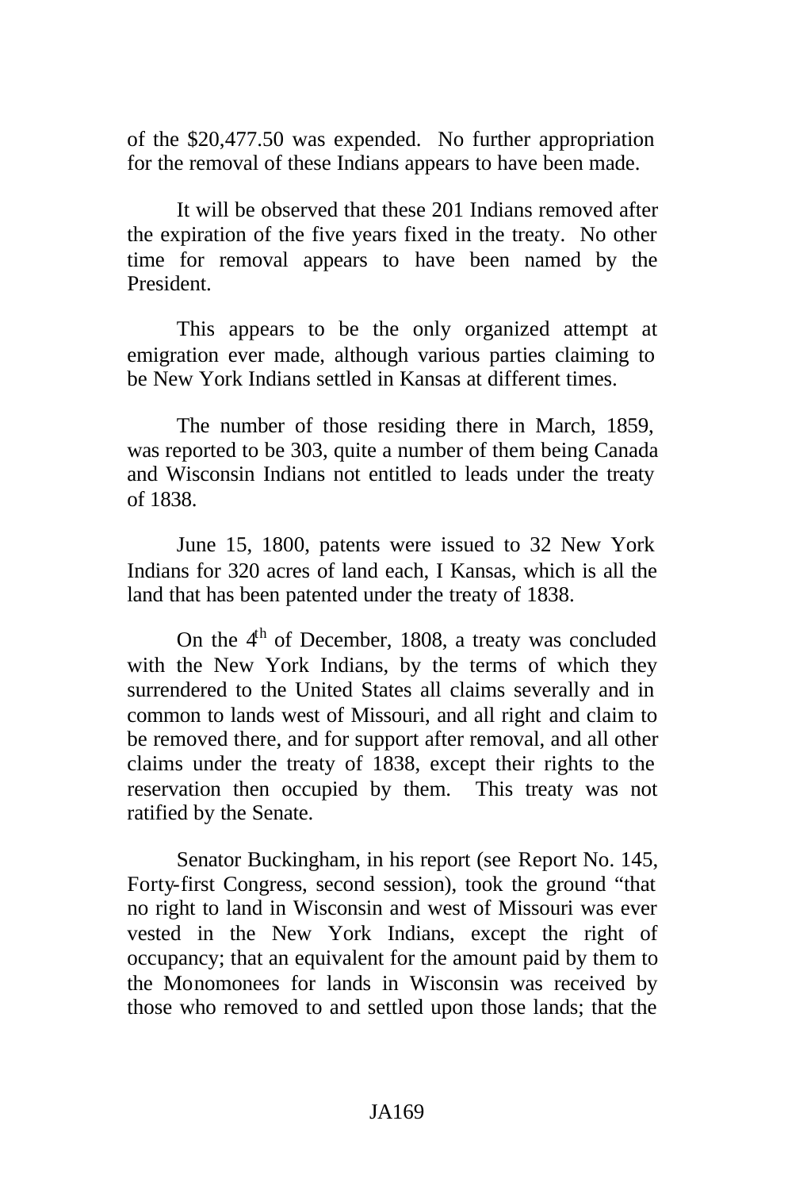of the $20,477.50 was expended. No further appropriation for the removal of these Indians appears to have been made.

It will be observed that these 201 Indians removed after the expiration of the five years fixed in the treaty. No other time for removal appears to have been named by the President.

This appears to be the only organized attempt at emigration ever made, although various parties claiming to be New York Indians settled in Kansas at different times.

The number of those residing there in March, 1859, was reported to be 303, quite a number of them being Canada and Wisconsin Indians not entitled to leads under the treaty of 1838.

June 15, 1800, patents were issued to 32 New York Indians for 320 acres of land each, I Kansas, which is all the land that has been patented under the treaty of 1838.

On the 4th of December, 1808, a treaty was concluded with the New York Indians, by the terms of which they surrendered to the United States all claims severally and in common to lands west of Missouri, and all right and claim to be removed there, and for support after removal, and all other claims under the treaty of 1838, except their rights to the reservation then occupied by them. This treaty was not ratified by the Senate.

Senator Buckingham, in his report (see Report No. 145, Forty-first Congress, second session), took the ground "that no right to land in Wisconsin and west of Missouri was ever vested in the New York Indians, except the right of occupancy; that an equivalent for the amount paid by them to the Monomonees for lands in Wisconsin was received by those who removed to and settled upon those lands; that the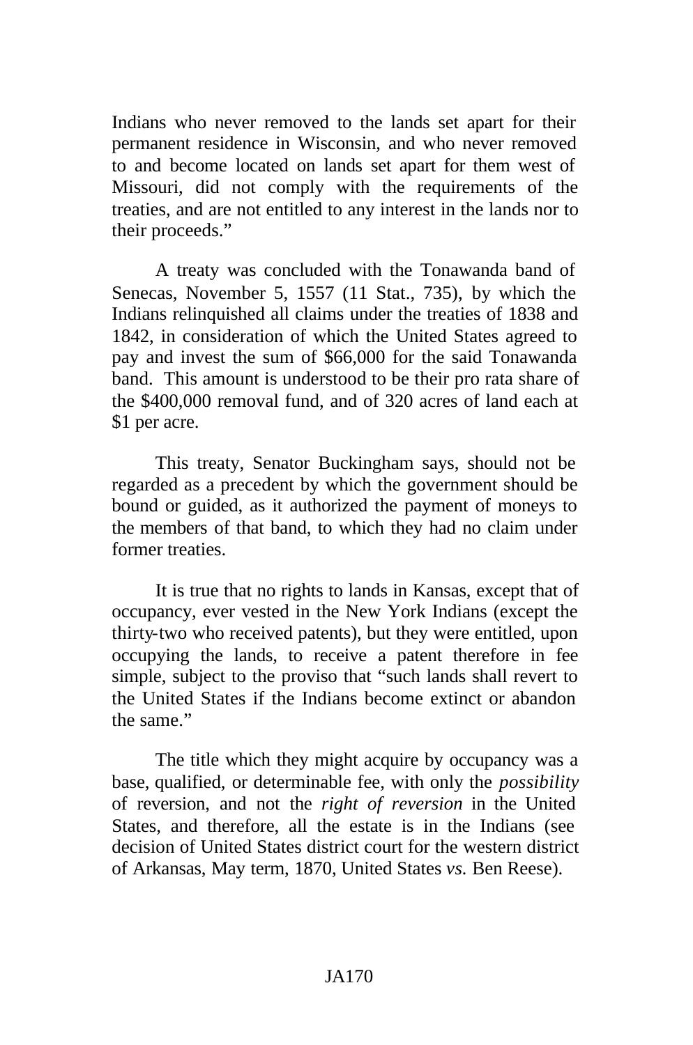Indians who never removed to the lands set apart for their permanent residence in Wisconsin, and who never removed to and become located on lands set apart for them west of Missouri, did not comply with the requirements of the treaties, and are not entitled to any interest in the lands nor to their proceeds."

A treaty was concluded with the Tonawanda band of Senecas, November 5, 1557 (11 Stat., 735), by which the Indians relinquished all claims under the treaties of 1838 and 1842, in consideration of which the United States agreed to pay and invest the sum of $66,000 for the said Tonawanda band. This amount is understood to be their pro rata share of the $400,000 removal fund, and of 320 acres of land each at $1 per acre.

This treaty, Senator Buckingham says, should not be regarded as a precedent by which the government should be bound or guided, as it authorized the payment of moneys to the members of that band, to which they had no claim under former treaties.

It is true that no rights to lands in Kansas, except that of occupancy, ever vested in the New York Indians (except the thirty-two who received patents), but they were entitled, upon occupying the lands, to receive a patent therefore in fee simple, subject to the proviso that "such lands shall revert to the United States if the Indians become extinct or abandon the same."

The title which they might acquire by occupancy was a base, qualified, or determinable fee, with only the *possibility* of reversion, and not the *right of reversion* in the United States, and therefore, all the estate is in the Indians (see decision of United States district court for the western district of Arkansas, May term, 1870, United States *vs.* Ben Reese).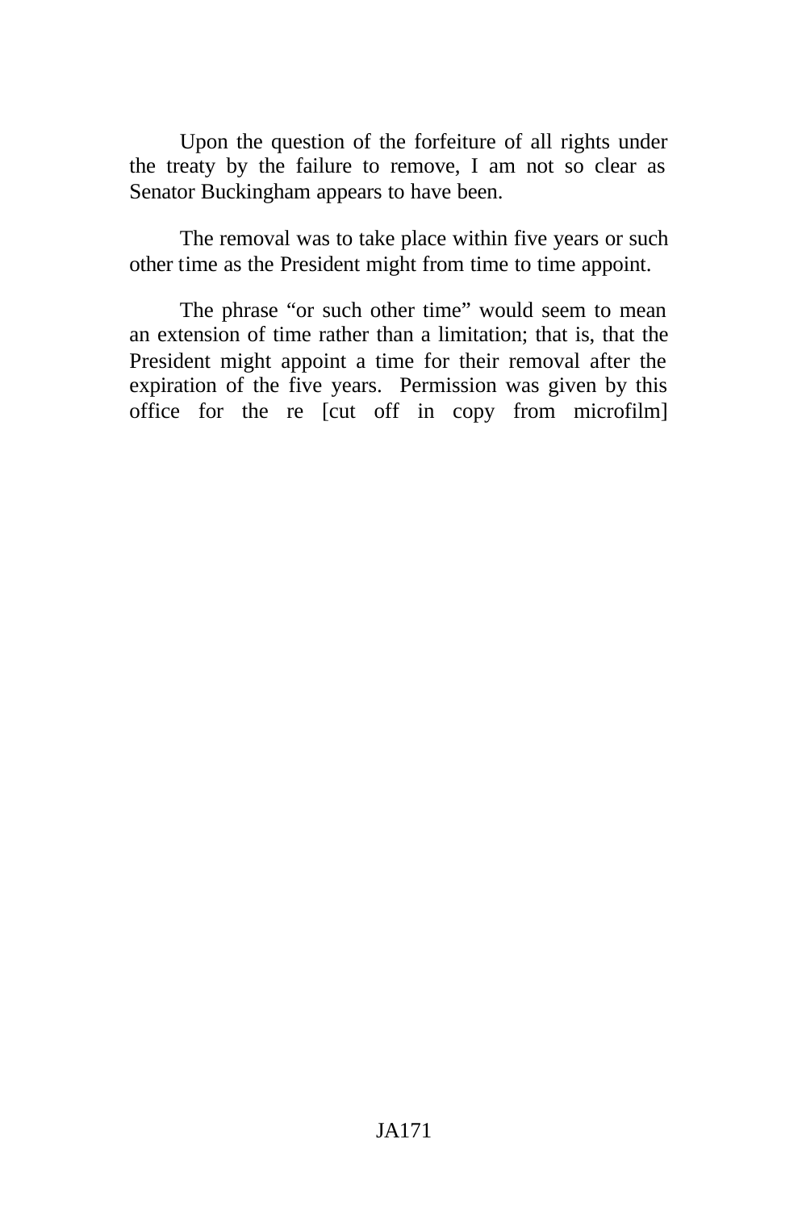Upon the question of the forfeiture of all rights under the treaty by the failure to remove, I am not so clear as Senator Buckingham appears to have been.

The removal was to take place within five years or such other time as the President might from time to time appoint.

The phrase "or such other time" would seem to mean an extension of time rather than a limitation; that is, that the President might appoint a time for their removal after the expiration of the five years. Permission was given by this office for the re [cut off in copy from microfilm]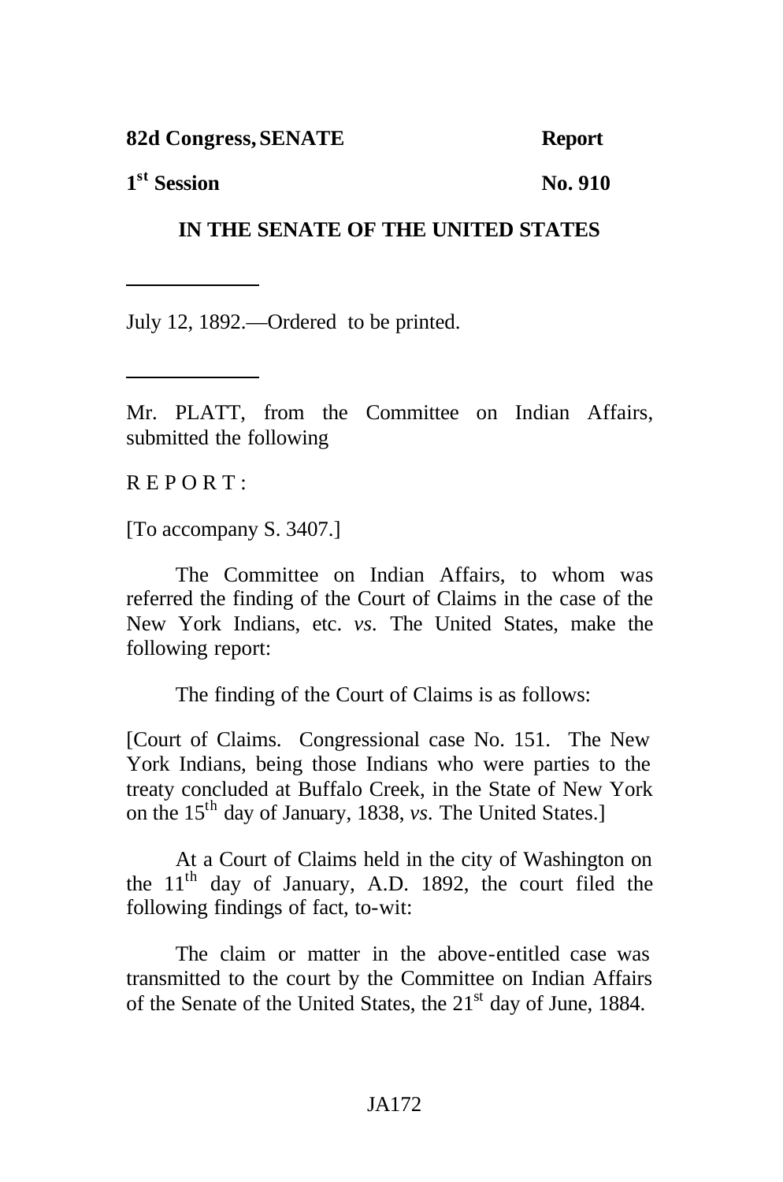**82d Congress, SENATE** **Report**

**1st Session** **No. 910**

**IN THE SENATE OF THE UNITED STATES**

---

July 12, 1892.—Ordered to be printed.

---

Mr. PLATT, from the Committee on Indian Affairs, submitted the following

R E P O R T :

[To accompany S. 3407.]

The Committee on Indian Affairs, to whom was referred the finding of the Court of Claims in the case of the New York Indians, etc. *vs*. The United States, make the following report:

The finding of the Court of Claims is as follows:

[Court of Claims. Congressional case No. 151. The New York Indians, being those Indians who were parties to the treaty concluded at Buffalo Creek, in the State of New York on the 15th day of January, 1838, *vs*. The United States.]

At a Court of Claims held in the city of Washington on the 11th day of January, A.D. 1892, the court filed the following findings of fact, to-wit:

The claim or matter in the above-entitled case was transmitted to the court by the Committee on Indian Affairs of the Senate of the United States, the 21st day of June, 1884.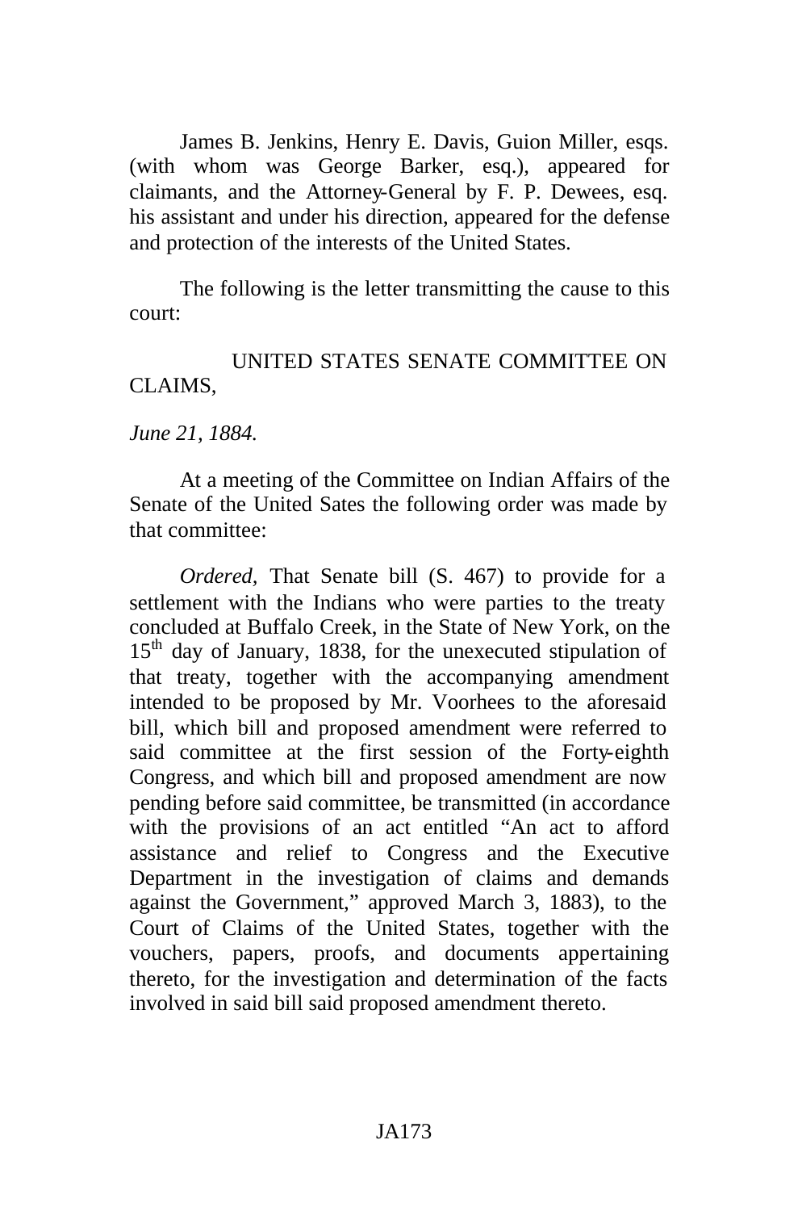James B. Jenkins, Henry E. Davis, Guion Miller, esqs. (with whom was George Barker, esq.), appeared for claimants, and the Attorney-General by F. P. Dewees, esq. his assistant and under his direction, appeared for the defense and protection of the interests of the United States.

The following is the letter transmitting the cause to this court:

UNITED STATES SENATE COMMITTEE ON CLAIMS,

*June 21, 1884.*

At a meeting of the Committee on Indian Affairs of the Senate of the United Sates the following order was made by that committee:

*Ordered,* That Senate bill (S. 467) to provide for a settlement with the Indians who were parties to the treaty concluded at Buffalo Creek, in the State of New York, on the 15th day of January, 1838, for the unexecuted stipulation of that treaty, together with the accompanying amendment intended to be proposed by Mr. Voorhees to the aforesaid bill, which bill and proposed amendment were referred to said committee at the first session of the Forty-eighth Congress, and which bill and proposed amendment are now pending before said committee, be transmitted (in accordance with the provisions of an act entitled "An act to afford assistance and relief to Congress and the Executive Department in the investigation of claims and demands against the Government," approved March 3, 1883), to the Court of Claims of the United States, together with the vouchers, papers, proofs, and documents appertaining thereto, for the investigation and determination of the facts involved in said bill said proposed amendment thereto.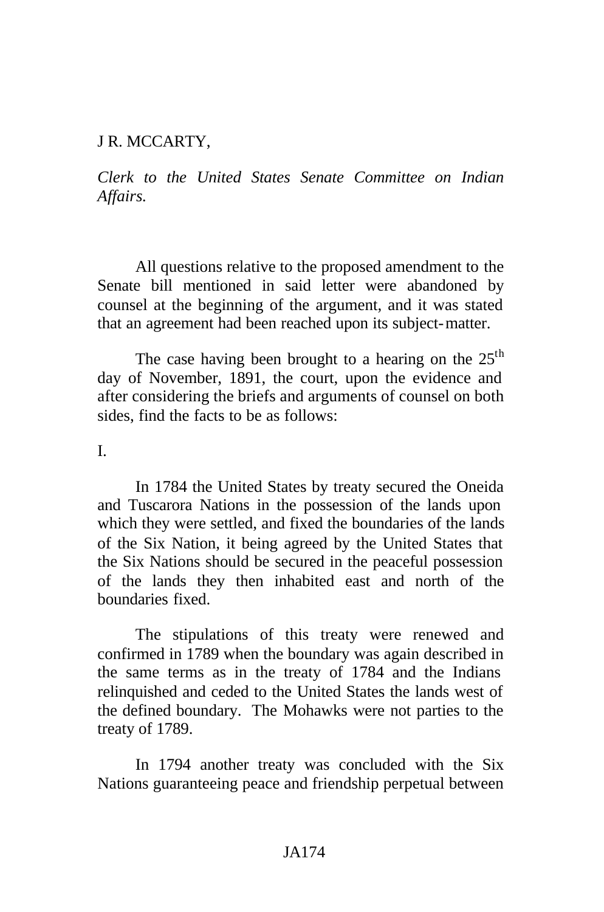J R. MCCARTY,

*Clerk to the United States Senate Committee on Indian Affairs.*

All questions relative to the proposed amendment to the Senate bill mentioned in said letter were abandoned by counsel at the beginning of the argument, and it was stated that an agreement had been reached upon its subject-matter.

The case having been brought to a hearing on the 25th day of November, 1891, the court, upon the evidence and after considering the briefs and arguments of counsel on both sides, find the facts to be as follows:

I.

In 1784 the United States by treaty secured the Oneida and Tuscarora Nations in the possession of the lands upon which they were settled, and fixed the boundaries of the lands of the Six Nation, it being agreed by the United States that the Six Nations should be secured in the peaceful possession of the lands they then inhabited east and north of the boundaries fixed.

The stipulations of this treaty were renewed and confirmed in 1789 when the boundary was again described in the same terms as in the treaty of 1784 and the Indians relinquished and ceded to the United States the lands west of the defined boundary. The Mohawks were not parties to the treaty of 1789.

In 1794 another treaty was concluded with the Six Nations guaranteeing peace and friendship perpetual between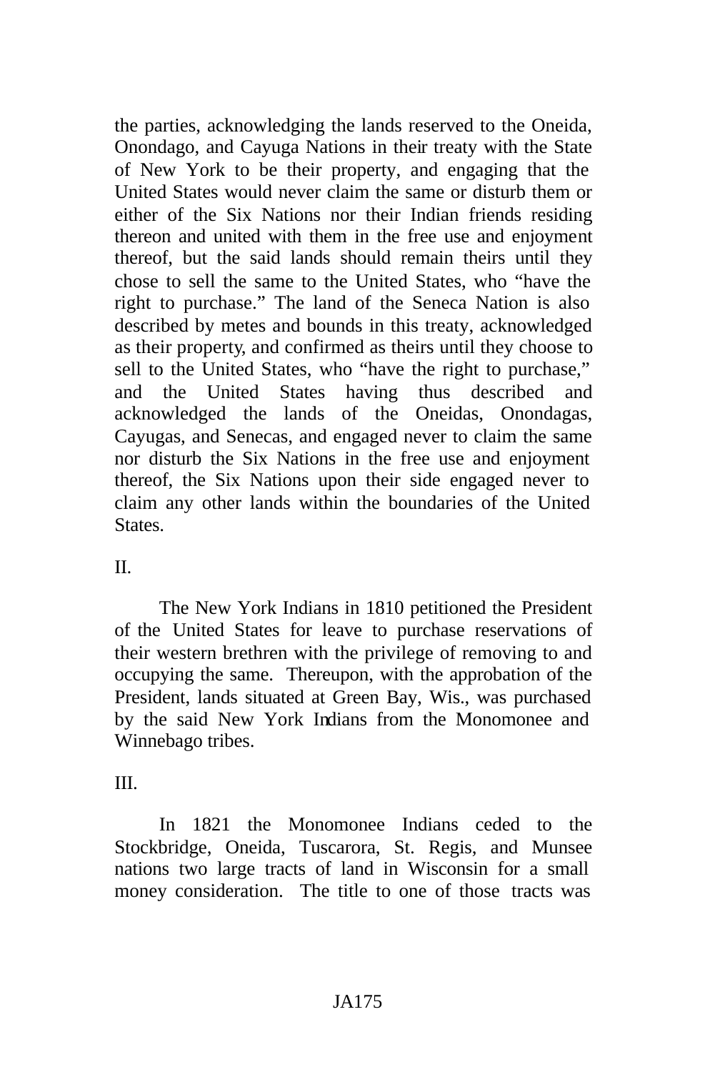the parties, acknowledging the lands reserved to the Oneida, Onondago, and Cayuga Nations in their treaty with the State of New York to be their property, and engaging that the United States would never claim the same or disturb them or either of the Six Nations nor their Indian friends residing thereon and united with them in the free use and enjoyment thereof, but the said lands should remain theirs until they chose to sell the same to the United States, who "have the right to purchase." The land of the Seneca Nation is also described by metes and bounds in this treaty, acknowledged as their property, and confirmed as theirs until they choose to sell to the United States, who "have the right to purchase," and the United States having thus described and acknowledged the lands of the Oneidas, Onondagas, Cayugas, and Senecas, and engaged never to claim the same nor disturb the Six Nations in the free use and enjoyment thereof, the Six Nations upon their side engaged never to claim any other lands within the boundaries of the United States.

II.

The New York Indians in 1810 petitioned the President of the United States for leave to purchase reservations of their western brethren with the privilege of removing to and occupying the same. Thereupon, with the approbation of the President, lands situated at Green Bay, Wis., was purchased by the said New York Indians from the Monomonee and Winnebago tribes.

III.

In 1821 the Monomonee Indians ceded to the Stockbridge, Oneida, Tuscarora, St. Regis, and Munsee nations two large tracts of land in Wisconsin for a small money consideration. The title to one of those tracts was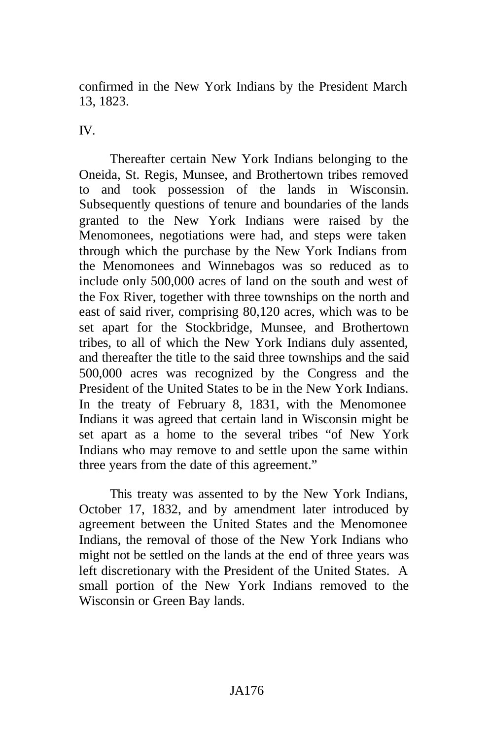confirmed in the New York Indians by the President March 13, 1823.

IV.

Thereafter certain New York Indians belonging to the Oneida, St. Regis, Munsee, and Brothertown tribes removed to and took possession of the lands in Wisconsin. Subsequently questions of tenure and boundaries of the lands granted to the New York Indians were raised by the Menomonees, negotiations were had, and steps were taken through which the purchase by the New York Indians from the Menomonees and Winnebagos was so reduced as to include only 500,000 acres of land on the south and west of the Fox River, together with three townships on the north and east of said river, comprising 80,120 acres, which was to be set apart for the Stockbridge, Munsee, and Brothertown tribes, to all of which the New York Indians duly assented, and thereafter the title to the said three townships and the said 500,000 acres was recognized by the Congress and the President of the United States to be in the New York Indians. In the treaty of February 8, 1831, with the Menomonee Indians it was agreed that certain land in Wisconsin might be set apart as a home to the several tribes "of New York Indians who may remove to and settle upon the same within three years from the date of this agreement."

This treaty was assented to by the New York Indians, October 17, 1832, and by amendment later introduced by agreement between the United States and the Menomonee Indians, the removal of those of the New York Indians who might not be settled on the lands at the end of three years was left discretionary with the President of the United States. A small portion of the New York Indians removed to the Wisconsin or Green Bay lands.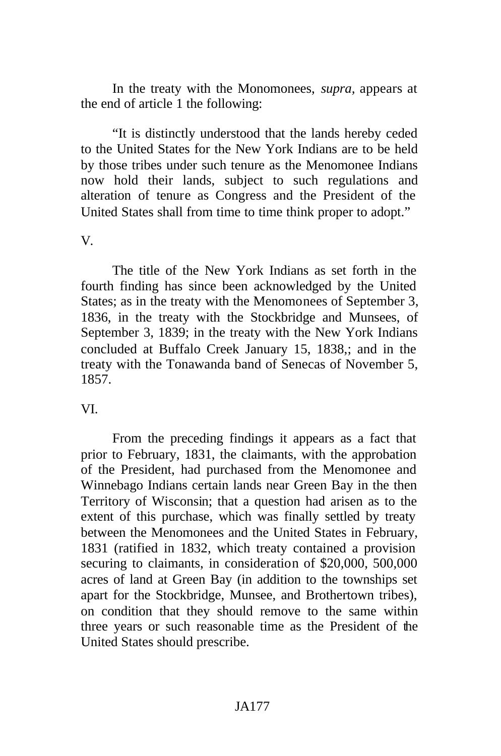In the treaty with the Monomonees, *supra*, appears at the end of article 1 the following:

"It is distinctly understood that the lands hereby ceded to the United States for the New York Indians are to be held by those tribes under such tenure as the Menomonee Indians now hold their lands, subject to such regulations and alteration of tenure as Congress and the President of the United States shall from time to time think proper to adopt."

V.

The title of the New York Indians as set forth in the fourth finding has since been acknowledged by the United States; as in the treaty with the Menomonees of September 3, 1836, in the treaty with the Stockbridge and Munsees, of September 3, 1839; in the treaty with the New York Indians concluded at Buffalo Creek January 15, 1838,; and in the treaty with the Tonawanda band of Senecas of November 5, 1857.

VI.

From the preceding findings it appears as a fact that prior to February, 1831, the claimants, with the approbation of the President, had purchased from the Menomonee and Winnebago Indians certain lands near Green Bay in the then Territory of Wisconsin; that a question had arisen as to the extent of this purchase, which was finally settled by treaty between the Menomonees and the United States in February, 1831 (ratified in 1832, which treaty contained a provision securing to claimants, in consideration of $20,000, 500,000 acres of land at Green Bay (in addition to the townships set apart for the Stockbridge, Munsee, and Brothertown tribes), on condition that they should remove to the same within three years or such reasonable time as the President of the United States should prescribe.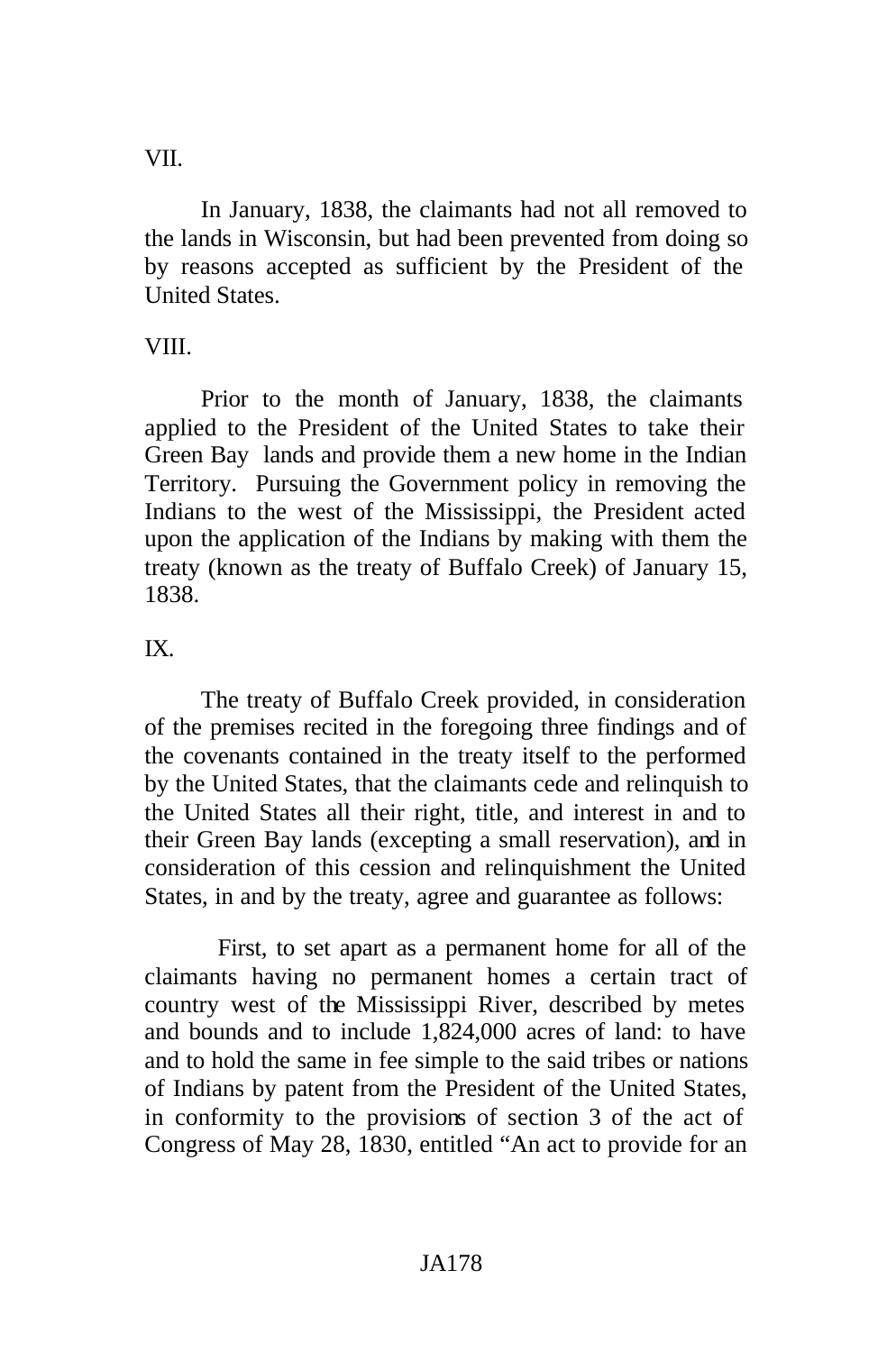VII.

In January, 1838, the claimants had not all removed to the lands in Wisconsin, but had been prevented from doing so by reasons accepted as sufficient by the President of the United States.

VIII.

Prior to the month of January, 1838, the claimants applied to the President of the United States to take their Green Bay lands and provide them a new home in the Indian Territory. Pursuing the Government policy in removing the Indians to the west of the Mississippi, the President acted upon the application of the Indians by making with them the treaty (known as the treaty of Buffalo Creek) of January 15, 1838.

IX.

The treaty of Buffalo Creek provided, in consideration of the premises recited in the foregoing three findings and of the covenants contained in the treaty itself to the performed by the United States, that the claimants cede and relinquish to the United States all their right, title, and interest in and to their Green Bay lands (excepting a small reservation), and in consideration of this cession and relinquishment the United States, in and by the treaty, agree and guarantee as follows:

First, to set apart as a permanent home for all of the claimants having no permanent homes a certain tract of country west of the Mississippi River, described by metes and bounds and to include 1,824,000 acres of land: to have and to hold the same in fee simple to the said tribes or nations of Indians by patent from the President of the United States, in conformity to the provisions of section 3 of the act of Congress of May 28, 1830, entitled "An act to provide for an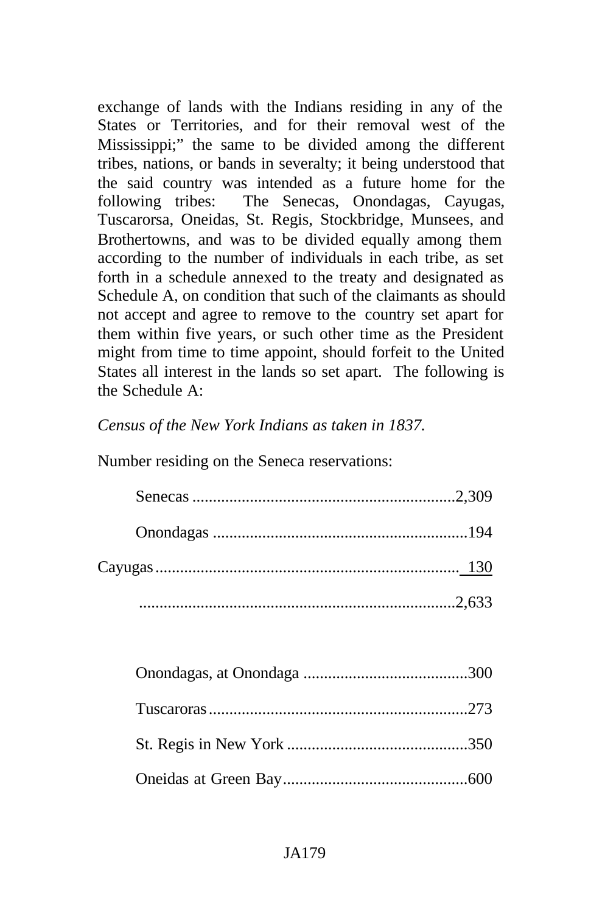exchange of lands with the Indians residing in any of the States or Territories, and for their removal west of the Mississippi;" the same to be divided among the different tribes, nations, or bands in severalty; it being understood that the said country was intended as a future home for the following tribes: The Senecas, Onondagas, Cayugas, Tuscarorsa, Oneidas, St. Regis, Stockbridge, Munsees, and Brothertowns, and was to be divided equally among them according to the number of individuals in each tribe, as set forth in a schedule annexed to the treaty and designated as Schedule A, on condition that such of the claimants as should not accept and agree to remove to the country set apart for them within five years, or such other time as the President might from time to time appoint, should forfeit to the United States all interest in the lands so set apart. The following is the Schedule A:

*Census of the New York Indians as taken in 1837.*

Number residing on the Seneca reservations:

Senecas ................................................................2,309

Onondagas ..............................................................194

Cayugas..........................................................................130

..............................................................................2,633

Onondagas, at Onondaga .........................................300

Tuscaroras................................................................273

St. Regis in New York .............................................350

Oneidas at Green Bay..............................................600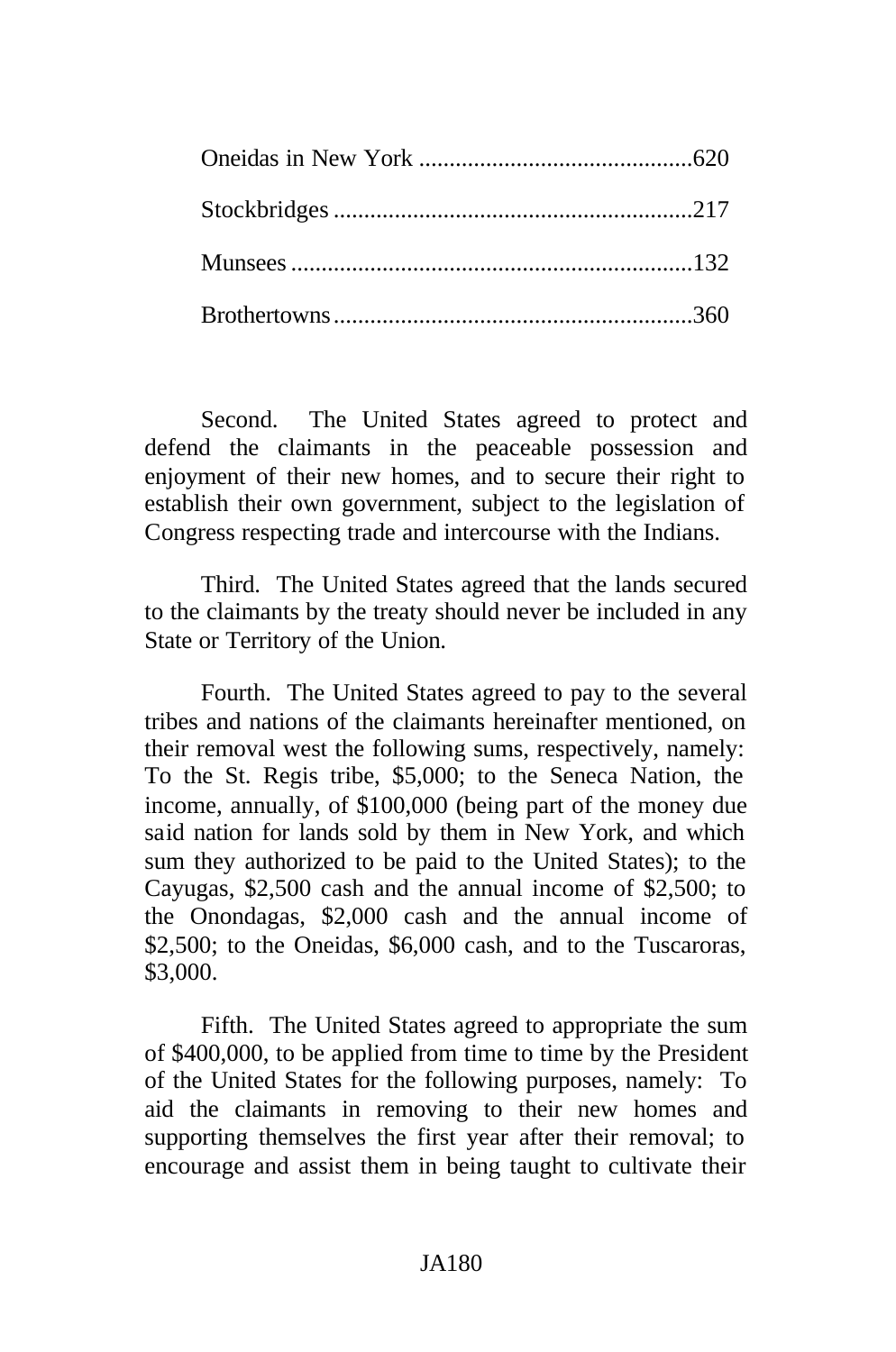| | |
|---|---|
| Oneidas in New York | 620 |
| Stockbridges | 217 |
| Munsees | 132 |
| Brothertowns | 360 |

Second. The United States agreed to protect and defend the claimants in the peaceable possession and enjoyment of their new homes, and to secure their right to establish their own government, subject to the legislation of Congress respecting trade and intercourse with the Indians.

Third. The United States agreed that the lands secured to the claimants by the treaty should never be included in any State or Territory of the Union.

Fourth. The United States agreed to pay to the several tribes and nations of the claimants hereinafter mentioned, on their removal west the following sums, respectively, namely: To the St. Regis tribe, $5,000; to the Seneca Nation, the income, annually, of $100,000 (being part of the money due said nation for lands sold by them in New York, and which sum they authorized to be paid to the United States); to the Cayugas, $2,500 cash and the annual income of $2,500; to the Onondagas, $2,000 cash and the annual income of $2,500; to the Oneidas, $6,000 cash, and to the Tuscaroras, $3,000.

Fifth. The United States agreed to appropriate the sum of $400,000, to be applied from time to time by the President of the United States for the following purposes, namely: To aid the claimants in removing to their new homes and supporting themselves the first year after their removal; to encourage and assist them in being taught to cultivate their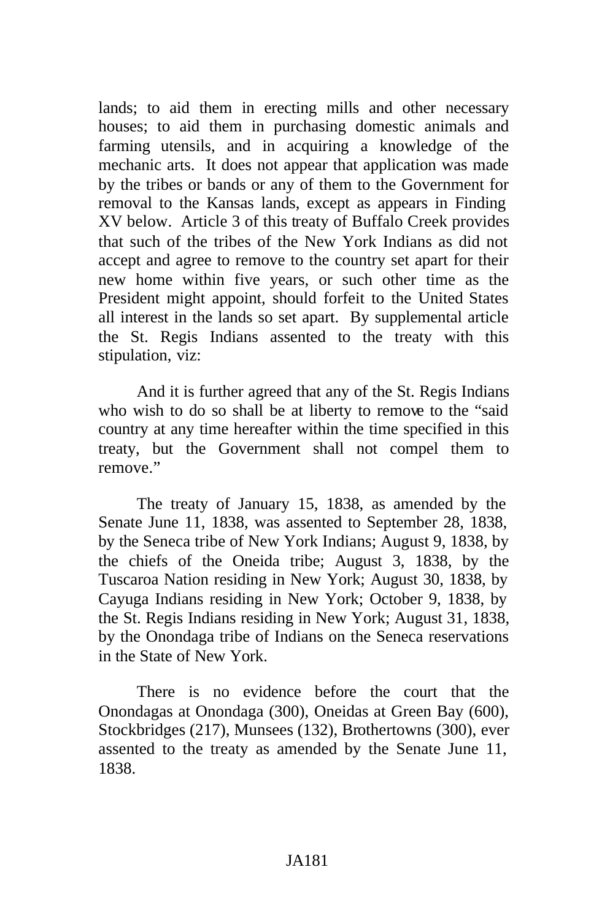lands; to aid them in erecting mills and other necessary houses; to aid them in purchasing domestic animals and farming utensils, and in acquiring a knowledge of the mechanic arts. It does not appear that application was made by the tribes or bands or any of them to the Government for removal to the Kansas lands, except as appears in Finding XV below. Article 3 of this treaty of Buffalo Creek provides that such of the tribes of the New York Indians as did not accept and agree to remove to the country set apart for their new home within five years, or such other time as the President might appoint, should forfeit to the United States all interest in the lands so set apart. By supplemental article the St. Regis Indians assented to the treaty with this stipulation, viz:

And it is further agreed that any of the St. Regis Indians who wish to do so shall be at liberty to remove to the "said country at any time hereafter within the time specified in this treaty, but the Government shall not compel them to remove."

The treaty of January 15, 1838, as amended by the Senate June 11, 1838, was assented to September 28, 1838, by the Seneca tribe of New York Indians; August 9, 1838, by the chiefs of the Oneida tribe; August 3, 1838, by the Tuscaroa Nation residing in New York; August 30, 1838, by Cayuga Indians residing in New York; October 9, 1838, by the St. Regis Indians residing in New York; August 31, 1838, by the Onondaga tribe of Indians on the Seneca reservations in the State of New York.

There is no evidence before the court that the Onondagas at Onondaga (300), Oneidas at Green Bay (600), Stockbridges (217), Munsees (132), Brothertowns (300), ever assented to the treaty as amended by the Senate June 11, 1838.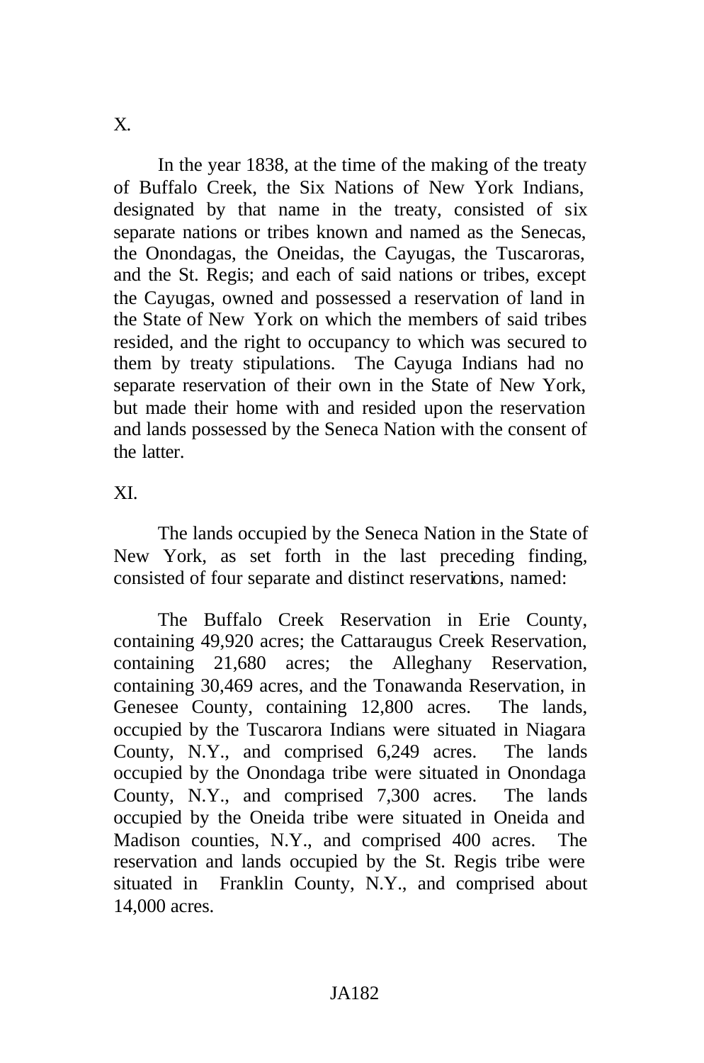X.

In the year 1838, at the time of the making of the treaty of Buffalo Creek, the Six Nations of New York Indians, designated by that name in the treaty, consisted of six separate nations or tribes known and named as the Senecas, the Onondagas, the Oneidas, the Cayugas, the Tuscaroras, and the St. Regis; and each of said nations or tribes, except the Cayugas, owned and possessed a reservation of land in the State of New York on which the members of said tribes resided, and the right to occupancy to which was secured to them by treaty stipulations. The Cayuga Indians had no separate reservation of their own in the State of New York, but made their home with and resided upon the reservation and lands possessed by the Seneca Nation with the consent of the latter.

XI.

The lands occupied by the Seneca Nation in the State of New York, as set forth in the last preceding finding, consisted of four separate and distinct reservations, named:

The Buffalo Creek Reservation in Erie County, containing 49,920 acres; the Cattaraugus Creek Reservation, containing 21,680 acres; the Alleghany Reservation, containing 30,469 acres, and the Tonawanda Reservation, in Genesee County, containing 12,800 acres. The lands, occupied by the Tuscarora Indians were situated in Niagara County, N.Y., and comprised 6,249 acres. The lands occupied by the Onondaga tribe were situated in Onondaga County, N.Y., and comprised 7,300 acres. The lands occupied by the Oneida tribe were situated in Oneida and Madison counties, N.Y., and comprised 400 acres. The reservation and lands occupied by the St. Regis tribe were situated in Franklin County, N.Y., and comprised about 14,000 acres.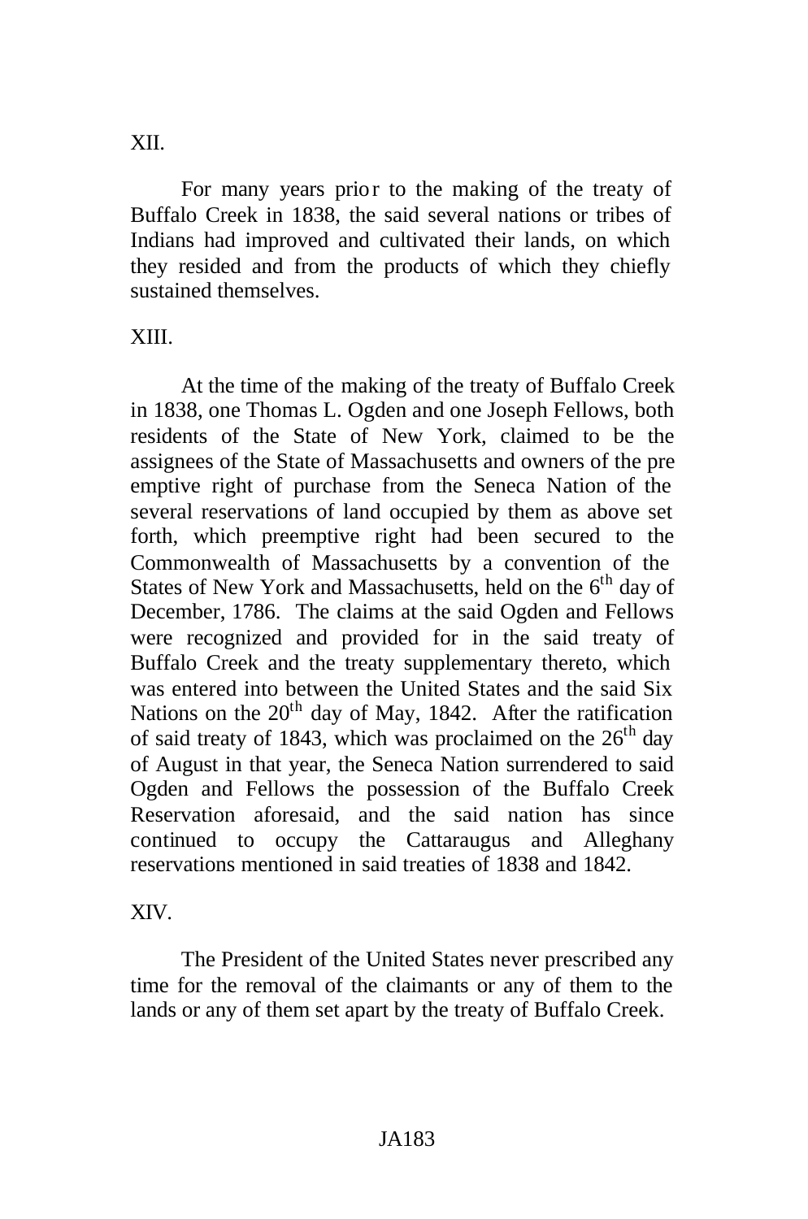XII.

For many years prior to the making of the treaty of Buffalo Creek in 1838, the said several nations or tribes of Indians had improved and cultivated their lands, on which they resided and from the products of which they chiefly sustained themselves.

XIII.

At the time of the making of the treaty of Buffalo Creek in 1838, one Thomas L. Ogden and one Joseph Fellows, both residents of the State of New York, claimed to be the assignees of the State of Massachusetts and owners of the pre emptive right of purchase from the Seneca Nation of the several reservations of land occupied by them as above set forth, which preemptive right had been secured to the Commonwealth of Massachusetts by a convention of the States of New York and Massachusetts, held on the 6th day of December, 1786. The claims at the said Ogden and Fellows were recognized and provided for in the said treaty of Buffalo Creek and the treaty supplementary thereto, which was entered into between the United States and the said Six Nations on the 20th day of May, 1842. After the ratification of said treaty of 1843, which was proclaimed on the 26th day of August in that year, the Seneca Nation surrendered to said Ogden and Fellows the possession of the Buffalo Creek Reservation aforesaid, and the said nation has since continued to occupy the Cattaraugus and Alleghany reservations mentioned in said treaties of 1838 and 1842.

XIV.

The President of the United States never prescribed any time for the removal of the claimants or any of them to the lands or any of them set apart by the treaty of Buffalo Creek.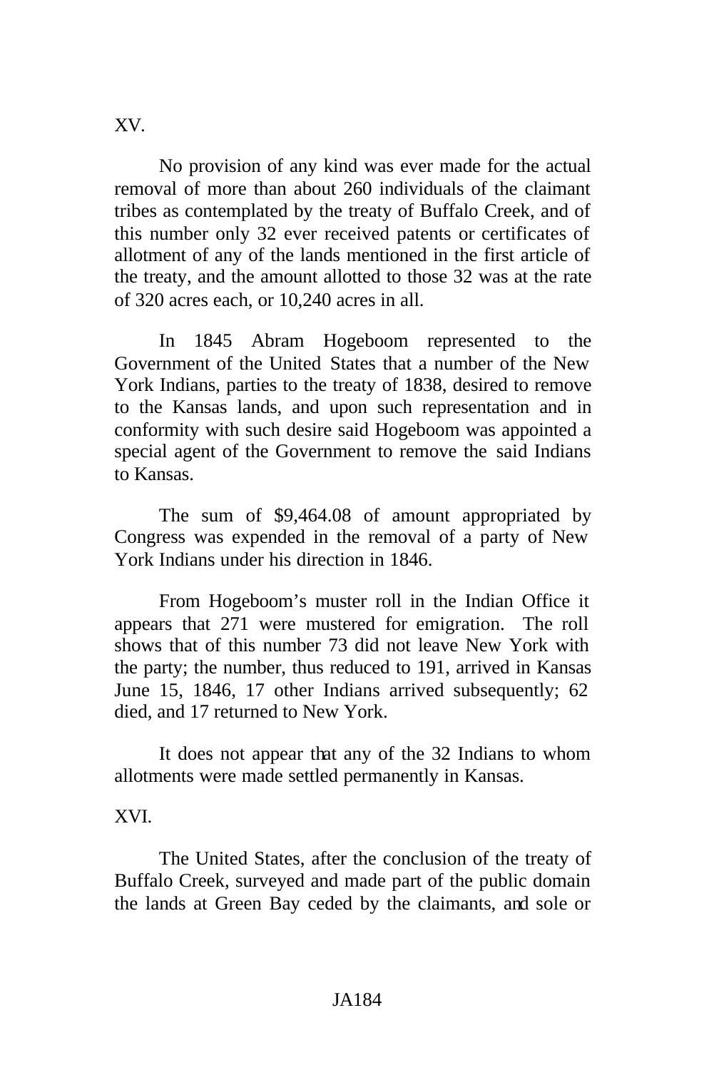XV.

No provision of any kind was ever made for the actual removal of more than about 260 individuals of the claimant tribes as contemplated by the treaty of Buffalo Creek, and of this number only 32 ever received patents or certificates of allotment of any of the lands mentioned in the first article of the treaty, and the amount allotted to those 32 was at the rate of 320 acres each, or 10,240 acres in all.

In 1845 Abram Hogeboom represented to the Government of the United States that a number of the New York Indians, parties to the treaty of 1838, desired to remove to the Kansas lands, and upon such representation and in conformity with such desire said Hogeboom was appointed a special agent of the Government to remove the said Indians to Kansas.

The sum of $9,464.08 of amount appropriated by Congress was expended in the removal of a party of New York Indians under his direction in 1846.

From Hogeboom's muster roll in the Indian Office it appears that 271 were mustered for emigration. The roll shows that of this number 73 did not leave New York with the party; the number, thus reduced to 191, arrived in Kansas June 15, 1846, 17 other Indians arrived subsequently; 62 died, and 17 returned to New York.

It does not appear that any of the 32 Indians to whom allotments were made settled permanently in Kansas.

XVI.

The United States, after the conclusion of the treaty of Buffalo Creek, surveyed and made part of the public domain the lands at Green Bay ceded by the claimants, and sole or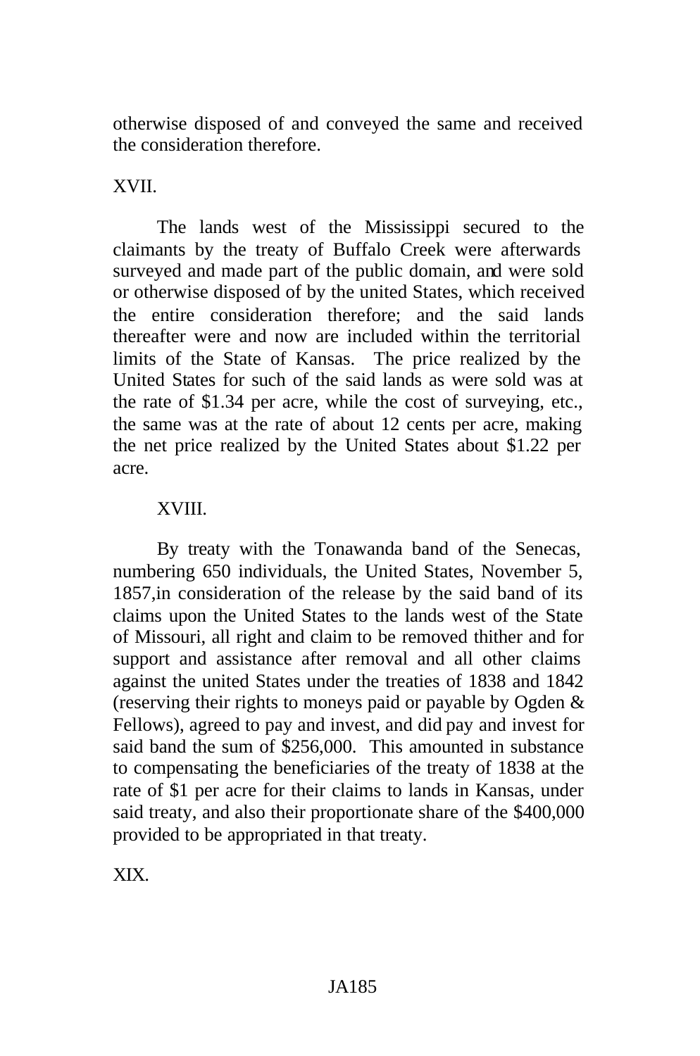otherwise disposed of and conveyed the same and received the consideration therefore.

XVII.

The lands west of the Mississippi secured to the claimants by the treaty of Buffalo Creek were afterwards surveyed and made part of the public domain, and were sold or otherwise disposed of by the united States, which received the entire consideration therefore; and the said lands thereafter were and now are included within the territorial limits of the State of Kansas. The price realized by the United States for such of the said lands as were sold was at the rate of $1.34 per acre, while the cost of surveying, etc., the same was at the rate of about 12 cents per acre, making the net price realized by the United States about $1.22 per acre.

XVIII.

By treaty with the Tonawanda band of the Senecas, numbering 650 individuals, the United States, November 5, 1857,in consideration of the release by the said band of its claims upon the United States to the lands west of the State of Missouri, all right and claim to be removed thither and for support and assistance after removal and all other claims against the united States under the treaties of 1838 and 1842 (reserving their rights to moneys paid or payable by Ogden & Fellows), agreed to pay and invest, and did pay and invest for said band the sum of $256,000. This amounted in substance to compensating the beneficiaries of the treaty of 1838 at the rate of $1 per acre for their claims to lands in Kansas, under said treaty, and also their proportionate share of the $400,000 provided to be appropriated in that treaty.

XIX.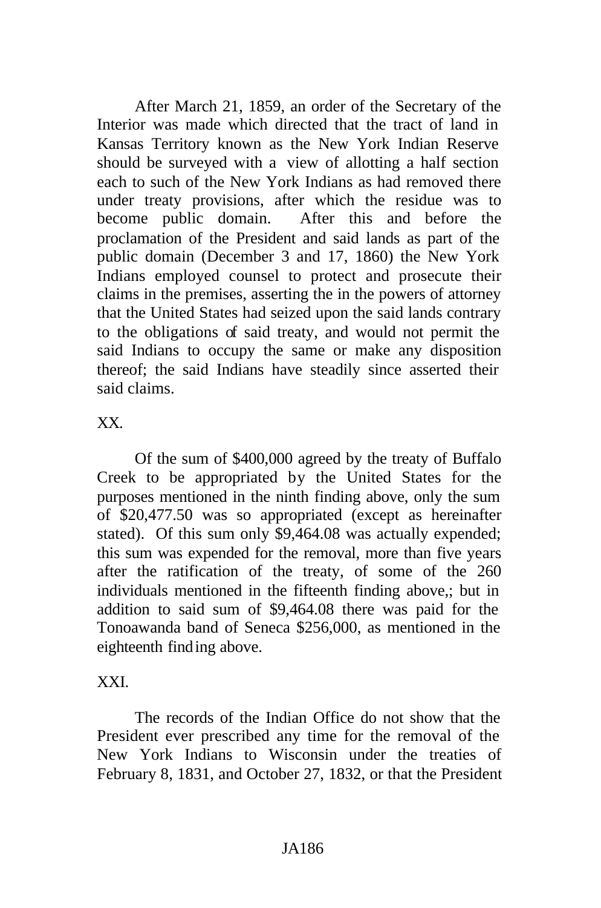After March 21, 1859, an order of the Secretary of the Interior was made which directed that the tract of land in Kansas Territory known as the New York Indian Reserve should be surveyed with a view of allotting a half section each to such of the New York Indians as had removed there under treaty provisions, after which the residue was to become public domain. After this and before the proclamation of the President and said lands as part of the public domain (December 3 and 17, 1860) the New York Indians employed counsel to protect and prosecute their claims in the premises, asserting the in the powers of attorney that the United States had seized upon the said lands contrary to the obligations of said treaty, and would not permit the said Indians to occupy the same or make any disposition thereof; the said Indians have steadily since asserted their said claims.

XX.

Of the sum of $400,000 agreed by the treaty of Buffalo Creek to be appropriated by the United States for the purposes mentioned in the ninth finding above, only the sum of $20,477.50 was so appropriated (except as hereinafter stated). Of this sum only $9,464.08 was actually expended; this sum was expended for the removal, more than five years after the ratification of the treaty, of some of the 260 individuals mentioned in the fifteenth finding above,; but in addition to said sum of $9,464.08 there was paid for the Tonoawanda band of Seneca $256,000, as mentioned in the eighteenth finding above.

XXI.

The records of the Indian Office do not show that the President ever prescribed any time for the removal of the New York Indians to Wisconsin under the treaties of February 8, 1831, and October 27, 1832, or that the President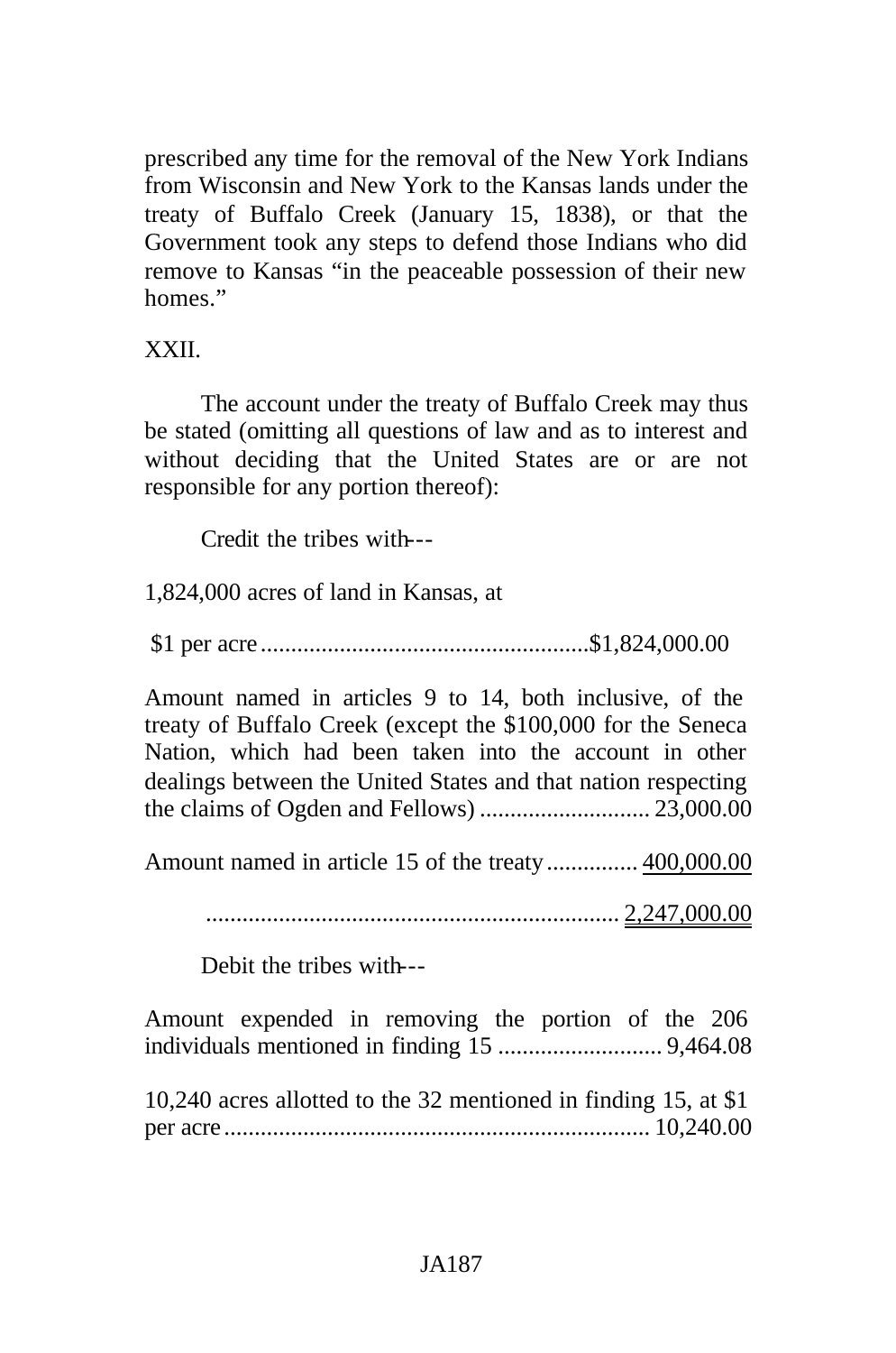prescribed any time for the removal of the New York Indians from Wisconsin and New York to the Kansas lands under the treaty of Buffalo Creek (January 15, 1838), or that the Government took any steps to defend those Indians who did remove to Kansas "in the peaceable possession of their new homes."

XXII.

The account under the treaty of Buffalo Creek may thus be stated (omitting all questions of law and as to interest and without deciding that the United States are or are not responsible for any portion thereof):

Credit the tribes with---

1,824,000 acres of land in Kansas, at

$1 per acre ..................................................... $1,824,000.00

Amount named in articles 9 to 14, both inclusive, of the treaty of Buffalo Creek (except the $100,000 for the Seneca Nation, which had been taken into the account in other dealings between the United States and that nation respecting the claims of Ogden and Fellows) ........................... 23,000.00

Amount named in article 15 of the treaty ............... 400,000.00

.................................................................... 2,247,000.00

Debit the tribes with---

Amount expended in removing the portion of the 206 individuals mentioned in finding 15 ........................... 9,464.08

10,240 acres allotted to the 32 mentioned in finding 15, at $1 per acre ..................................................................... 10,240.00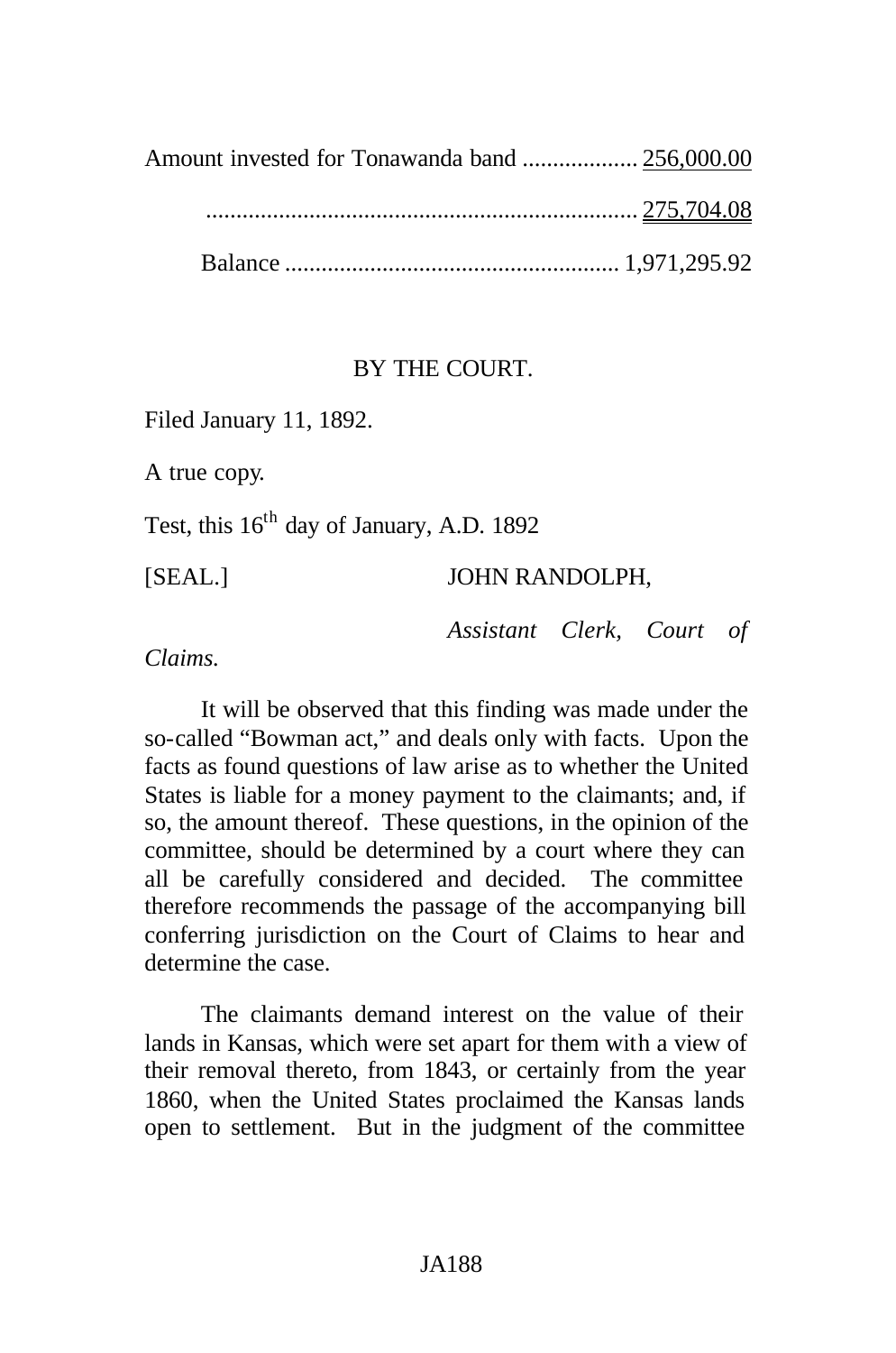| | |
|---|---|
| Amount invested for Tonawanda band .................. | 256,000.00 |
| ...................................................................... | 275,704.08 |
| Balance ...................................................... | 1,971,295.92 |

BY THE COURT.

Filed January 11, 1892.

A true copy.

Test, this 16th day of January, A.D. 1892

[SEAL.] JOHN RANDOLPH,

*Assistant Clerk, Court of Claims.*

It will be observed that this finding was made under the so-called "Bowman act," and deals only with facts. Upon the facts as found questions of law arise as to whether the United States is liable for a money payment to the claimants; and, if so, the amount thereof. These questions, in the opinion of the committee, should be determined by a court where they can all be carefully considered and decided. The committee therefore recommends the passage of the accompanying bill conferring jurisdiction on the Court of Claims to hear and determine the case.

The claimants demand interest on the value of their lands in Kansas, which were set apart for them with a view of their removal thereto, from 1843, or certainly from the year 1860, when the United States proclaimed the Kansas lands open to settlement. But in the judgment of the committee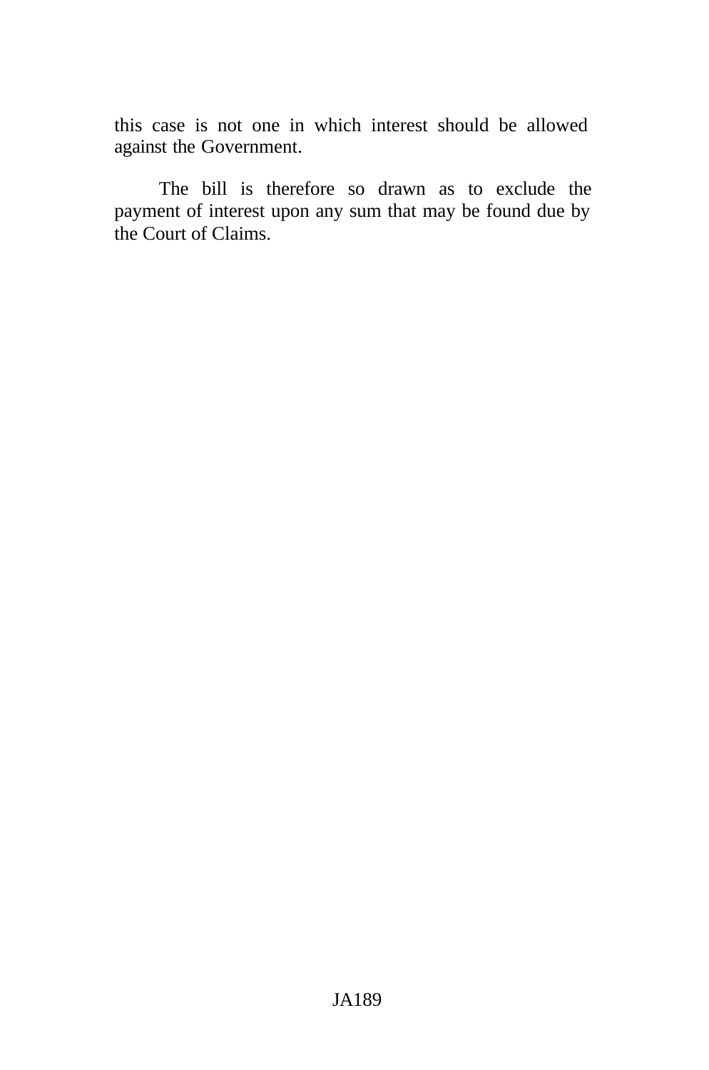this case is not one in which interest should be allowed against the Government.

The bill is therefore so drawn as to exclude the payment of interest upon any sum that may be found due by the Court of Claims.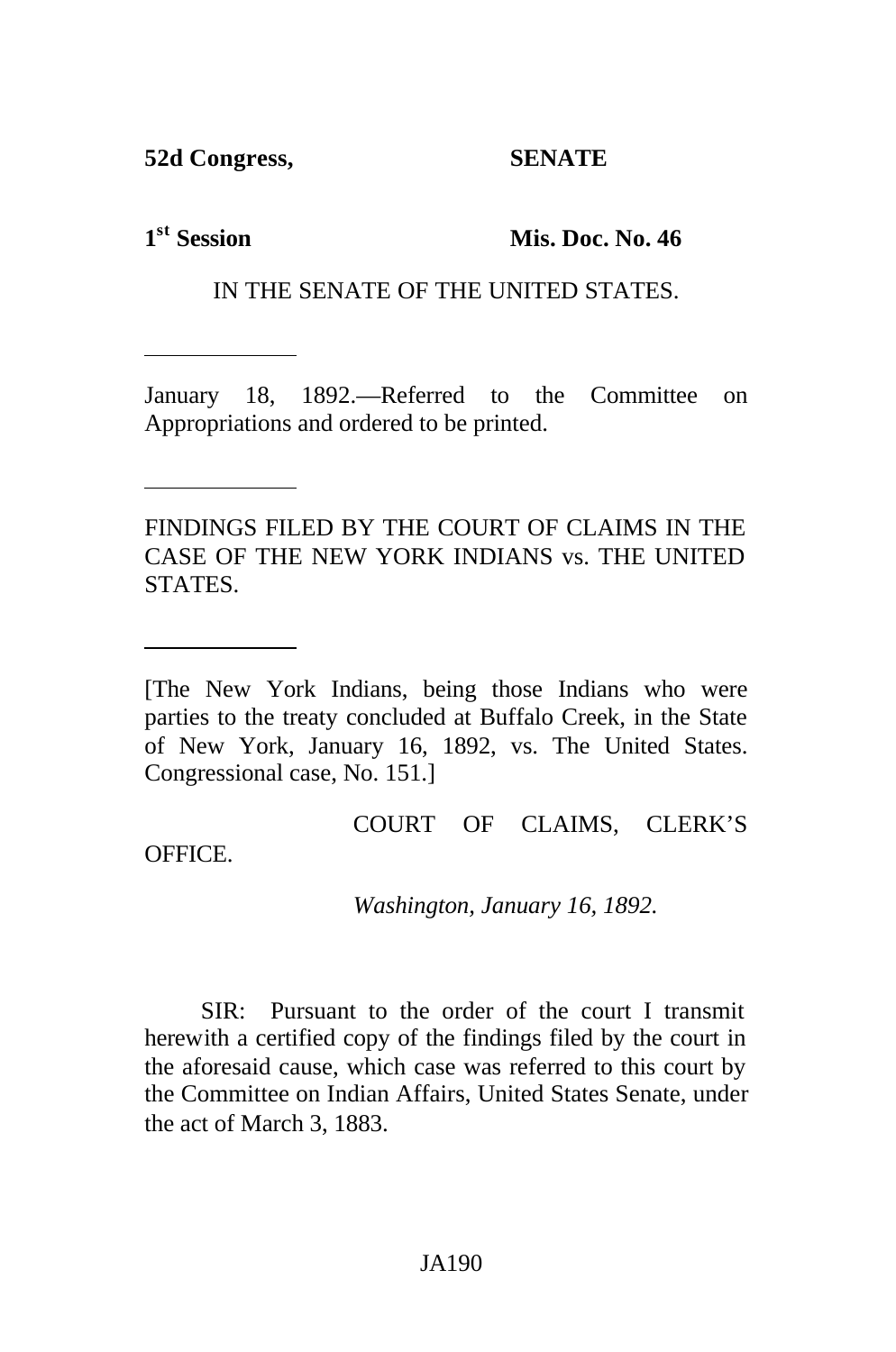**52d Congress,** **SENATE**

**1st Session** **Mis. Doc. No. 46**

IN THE SENATE OF THE UNITED STATES.

---

January 18, 1892.—Referred to the Committee on Appropriations and ordered to be printed.

---

FINDINGS FILED BY THE COURT OF CLAIMS IN THE CASE OF THE NEW YORK INDIANS vs. THE UNITED STATES.

---

[The New York Indians, being those Indians who were parties to the treaty concluded at Buffalo Creek, in the State of New York, January 16, 1892, vs. The United States. Congressional case, No. 151.]

COURT OF CLAIMS, CLERK'S OFFICE.

*Washington, January 16, 1892.*

SIR: Pursuant to the order of the court I transmit herewith a certified copy of the findings filed by the court in the aforesaid cause, which case was referred to this court by the Committee on Indian Affairs, United States Senate, under the act of March 3, 1883.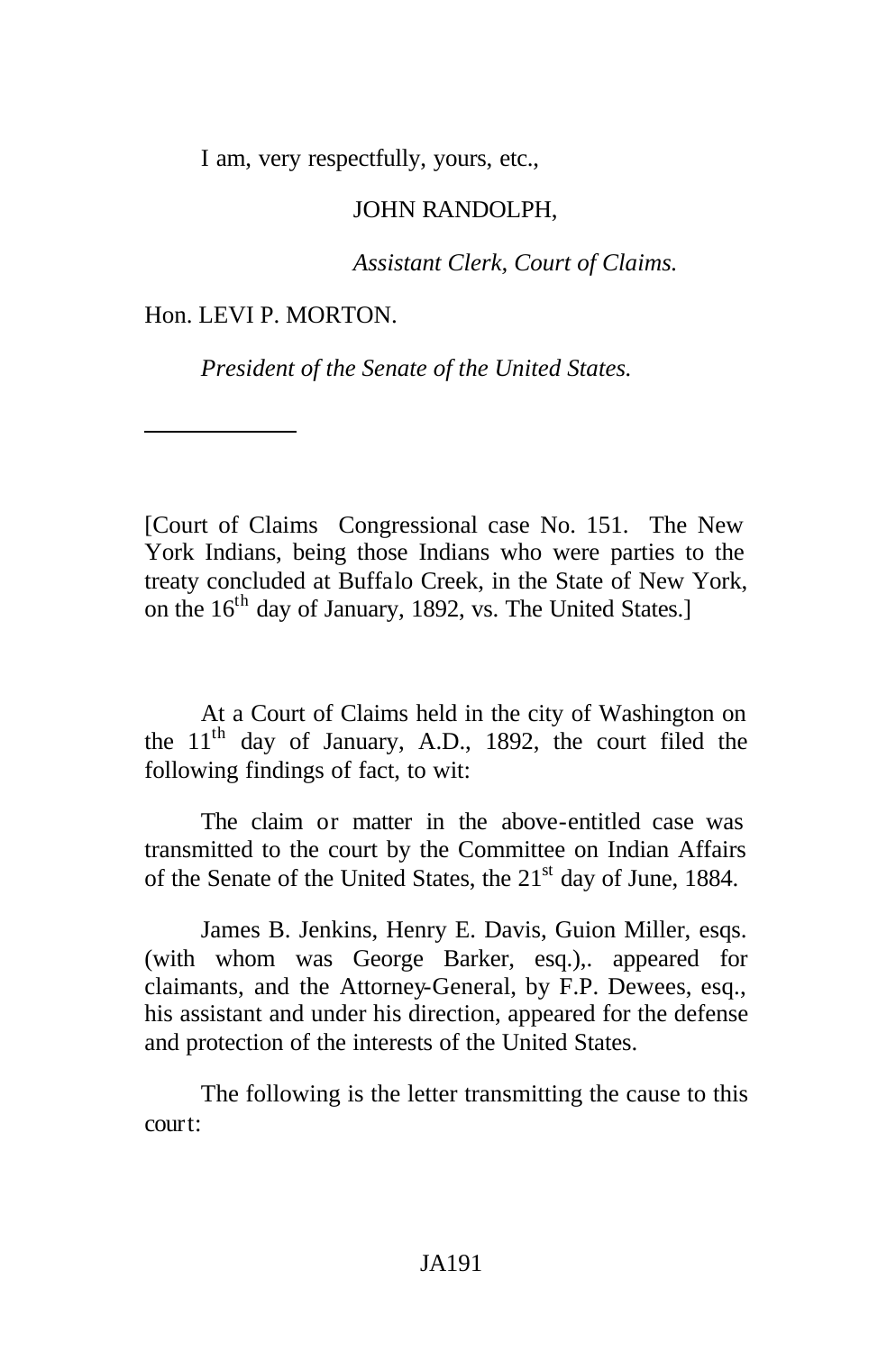I am, very respectfully, yours, etc.,

JOHN RANDOLPH,

*Assistant Clerk, Court of Claims.*

Hon. LEVI P. MORTON.

*President of the Senate of the United States.*

---

[Court of Claims Congressional case No. 151. The New York Indians, being those Indians who were parties to the treaty concluded at Buffalo Creek, in the State of New York, on the 16th day of January, 1892, vs. The United States.]

At a Court of Claims held in the city of Washington on the 11th day of January, A.D., 1892, the court filed the following findings of fact, to wit:

The claim or matter in the above-entitled case was transmitted to the court by the Committee on Indian Affairs of the Senate of the United States, the 21st day of June, 1884.

James B. Jenkins, Henry E. Davis, Guion Miller, esqs. (with whom was George Barker, esq.),. appeared for claimants, and the Attorney-General, by F.P. Dewees, esq., his assistant and under his direction, appeared for the defense and protection of the interests of the United States.

The following is the letter transmitting the cause to this court: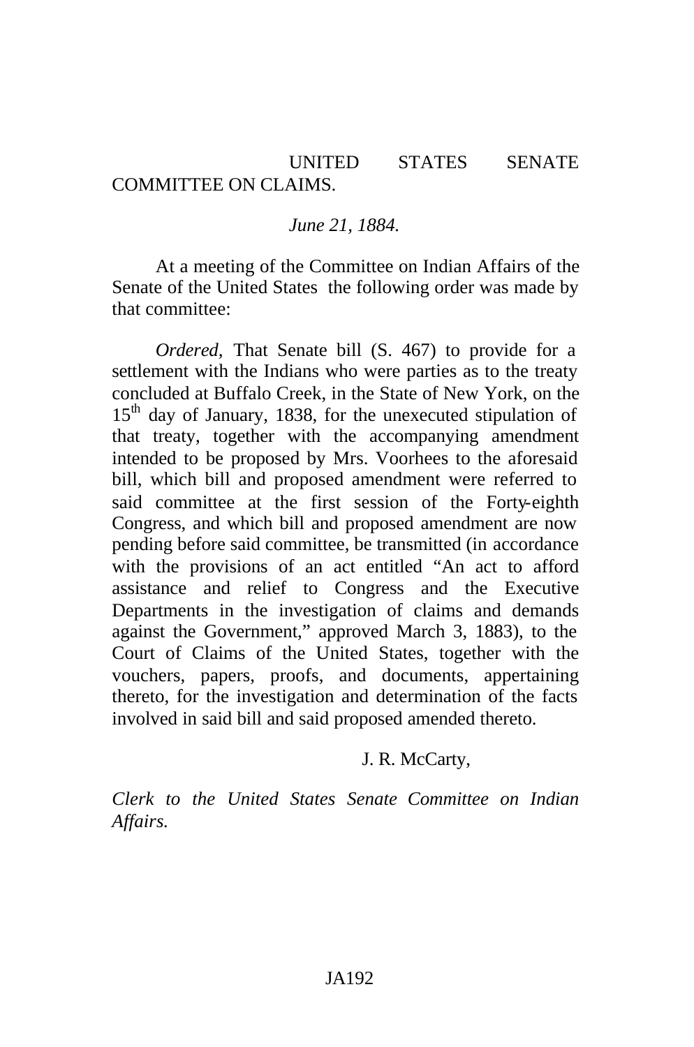UNITED STATES SENATE COMMITTEE ON CLAIMS.

*June 21, 1884.*

At a meeting of the Committee on Indian Affairs of the Senate of the United States the following order was made by that committee:

*Ordered,* That Senate bill (S. 467) to provide for a settlement with the Indians who were parties as to the treaty concluded at Buffalo Creek, in the State of New York, on the 15th day of January, 1838, for the unexecuted stipulation of that treaty, together with the accompanying amendment intended to be proposed by Mrs. Voorhees to the aforesaid bill, which bill and proposed amendment were referred to said committee at the first session of the Forty-eighth Congress, and which bill and proposed amendment are now pending before said committee, be transmitted (in accordance with the provisions of an act entitled "An act to afford assistance and relief to Congress and the Executive Departments in the investigation of claims and demands against the Government," approved March 3, 1883), to the Court of Claims of the United States, together with the vouchers, papers, proofs, and documents, appertaining thereto, for the investigation and determination of the facts involved in said bill and said proposed amended thereto.

J. R. McCarty,

*Clerk to the United States Senate Committee on Indian Affairs.*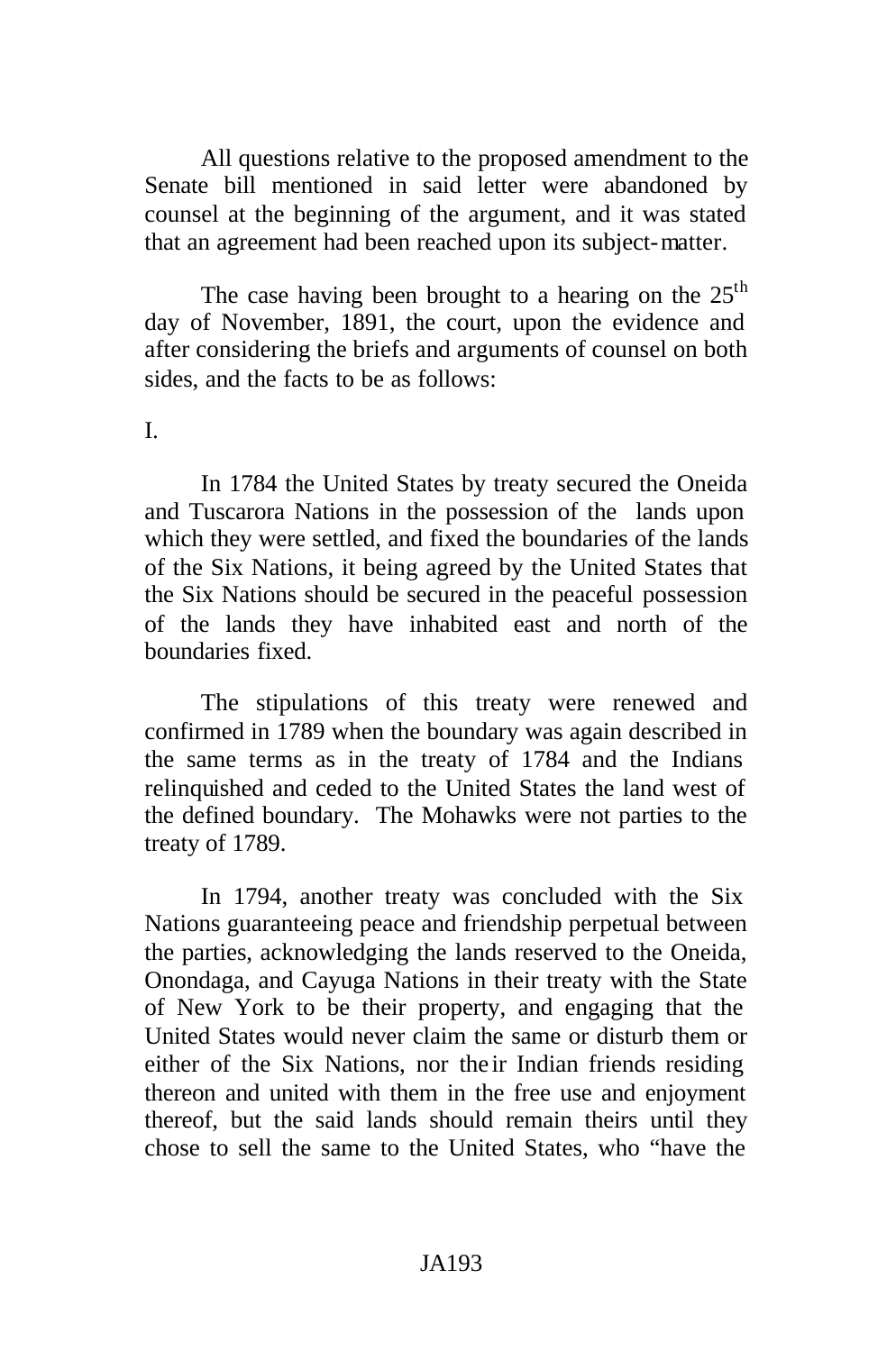All questions relative to the proposed amendment to the Senate bill mentioned in said letter were abandoned by counsel at the beginning of the argument, and it was stated that an agreement had been reached upon its subject-matter.

The case having been brought to a hearing on the 25th day of November, 1891, the court, upon the evidence and after considering the briefs and arguments of counsel on both sides, and the facts to be as follows:

I.

In 1784 the United States by treaty secured the Oneida and Tuscarora Nations in the possession of the lands upon which they were settled, and fixed the boundaries of the lands of the Six Nations, it being agreed by the United States that the Six Nations should be secured in the peaceful possession of the lands they have inhabited east and north of the boundaries fixed.

The stipulations of this treaty were renewed and confirmed in 1789 when the boundary was again described in the same terms as in the treaty of 1784 and the Indians relinquished and ceded to the United States the land west of the defined boundary. The Mohawks were not parties to the treaty of 1789.

In 1794, another treaty was concluded with the Six Nations guaranteeing peace and friendship perpetual between the parties, acknowledging the lands reserved to the Oneida, Onondaga, and Cayuga Nations in their treaty with the State of New York to be their property, and engaging that the United States would never claim the same or disturb them or either of the Six Nations, nor their Indian friends residing thereon and united with them in the free use and enjoyment thereof, but the said lands should remain theirs until they chose to sell the same to the United States, who "have the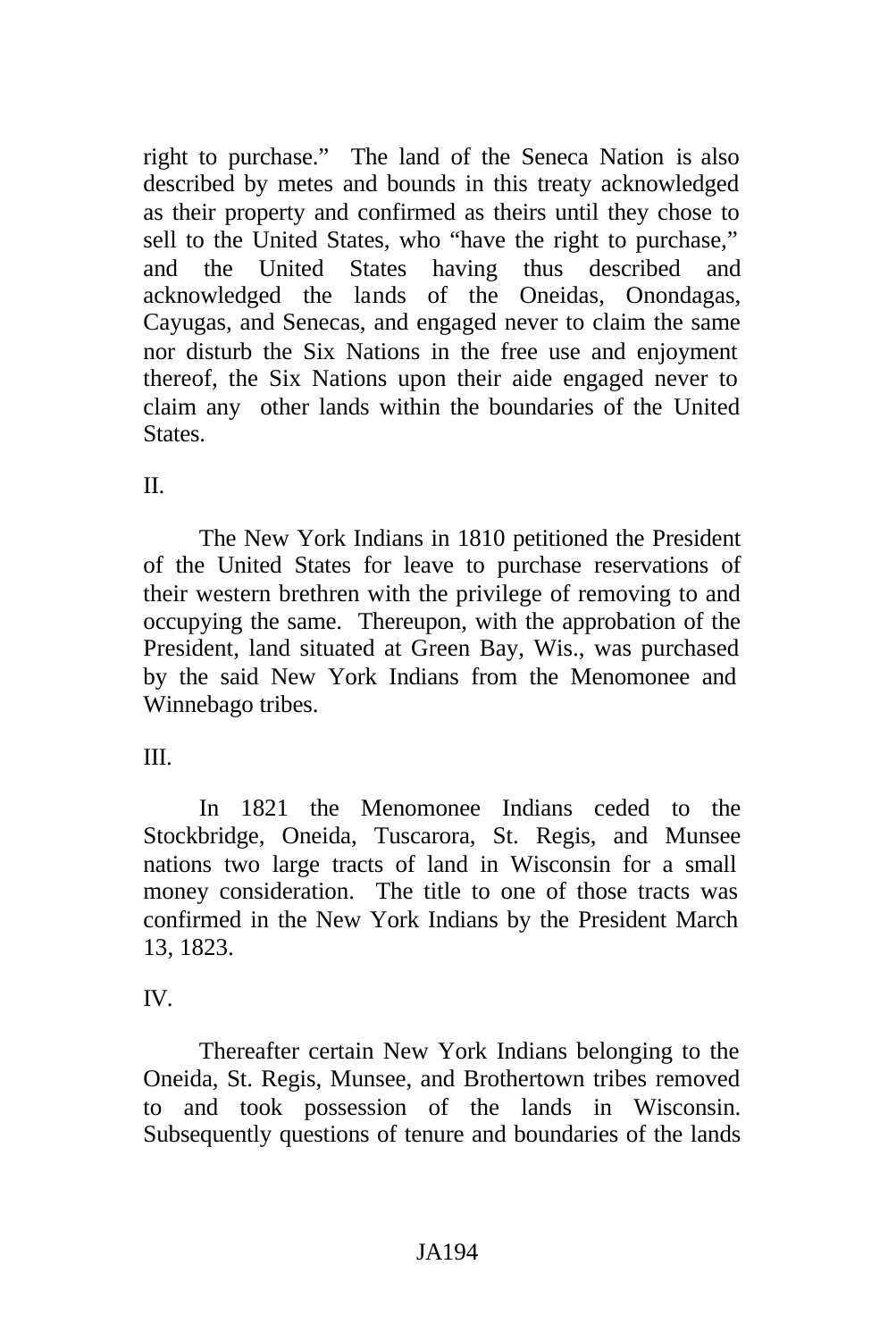right to purchase." The land of the Seneca Nation is also described by metes and bounds in this treaty acknowledged as their property and confirmed as theirs until they chose to sell to the United States, who "have the right to purchase," and the United States having thus described and acknowledged the lands of the Oneidas, Onondagas, Cayugas, and Senecas, and engaged never to claim the same nor disturb the Six Nations in the free use and enjoyment thereof, the Six Nations upon their aide engaged never to claim any other lands within the boundaries of the United States.

II.

The New York Indians in 1810 petitioned the President of the United States for leave to purchase reservations of their western brethren with the privilege of removing to and occupying the same. Thereupon, with the approbation of the President, land situated at Green Bay, Wis., was purchased by the said New York Indians from the Menomonee and Winnebago tribes.

III.

In 1821 the Menomonee Indians ceded to the Stockbridge, Oneida, Tuscarora, St. Regis, and Munsee nations two large tracts of land in Wisconsin for a small money consideration. The title to one of those tracts was confirmed in the New York Indians by the President March 13, 1823.

IV.

Thereafter certain New York Indians belonging to the Oneida, St. Regis, Munsee, and Brothertown tribes removed to and took possession of the lands in Wisconsin. Subsequently questions of tenure and boundaries of the lands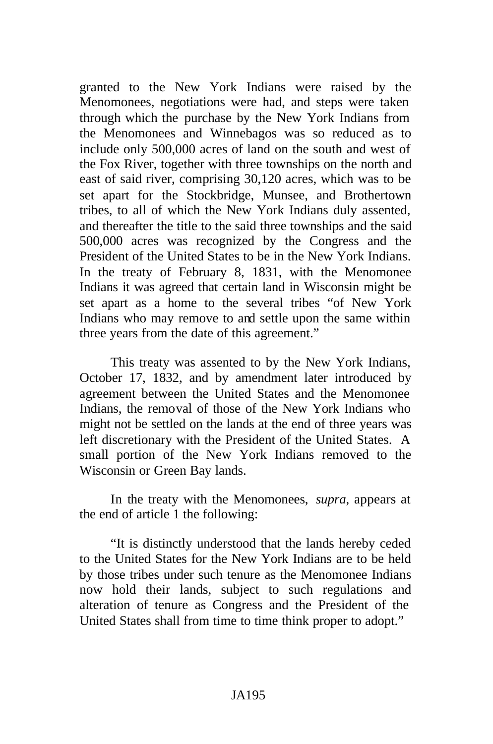granted to the New York Indians were raised by the Menomonees, negotiations were had, and steps were taken through which the purchase by the New York Indians from the Menomonees and Winnebagos was so reduced as to include only 500,000 acres of land on the south and west of the Fox River, together with three townships on the north and east of said river, comprising 30,120 acres, which was to be set apart for the Stockbridge, Munsee, and Brothertown tribes, to all of which the New York Indians duly assented, and thereafter the title to the said three townships and the said 500,000 acres was recognized by the Congress and the President of the United States to be in the New York Indians. In the treaty of February 8, 1831, with the Menomonee Indians it was agreed that certain land in Wisconsin might be set apart as a home to the several tribes "of New York Indians who may remove to and settle upon the same within three years from the date of this agreement."

This treaty was assented to by the New York Indians, October 17, 1832, and by amendment later introduced by agreement between the United States and the Menomonee Indians, the removal of those of the New York Indians who might not be settled on the lands at the end of three years was left discretionary with the President of the United States. A small portion of the New York Indians removed to the Wisconsin or Green Bay lands.

In the treaty with the Menomonees, *supra*, appears at the end of article 1 the following:

"It is distinctly understood that the lands hereby ceded to the United States for the New York Indians are to be held by those tribes under such tenure as the Menomonee Indians now hold their lands, subject to such regulations and alteration of tenure as Congress and the President of the United States shall from time to time think proper to adopt."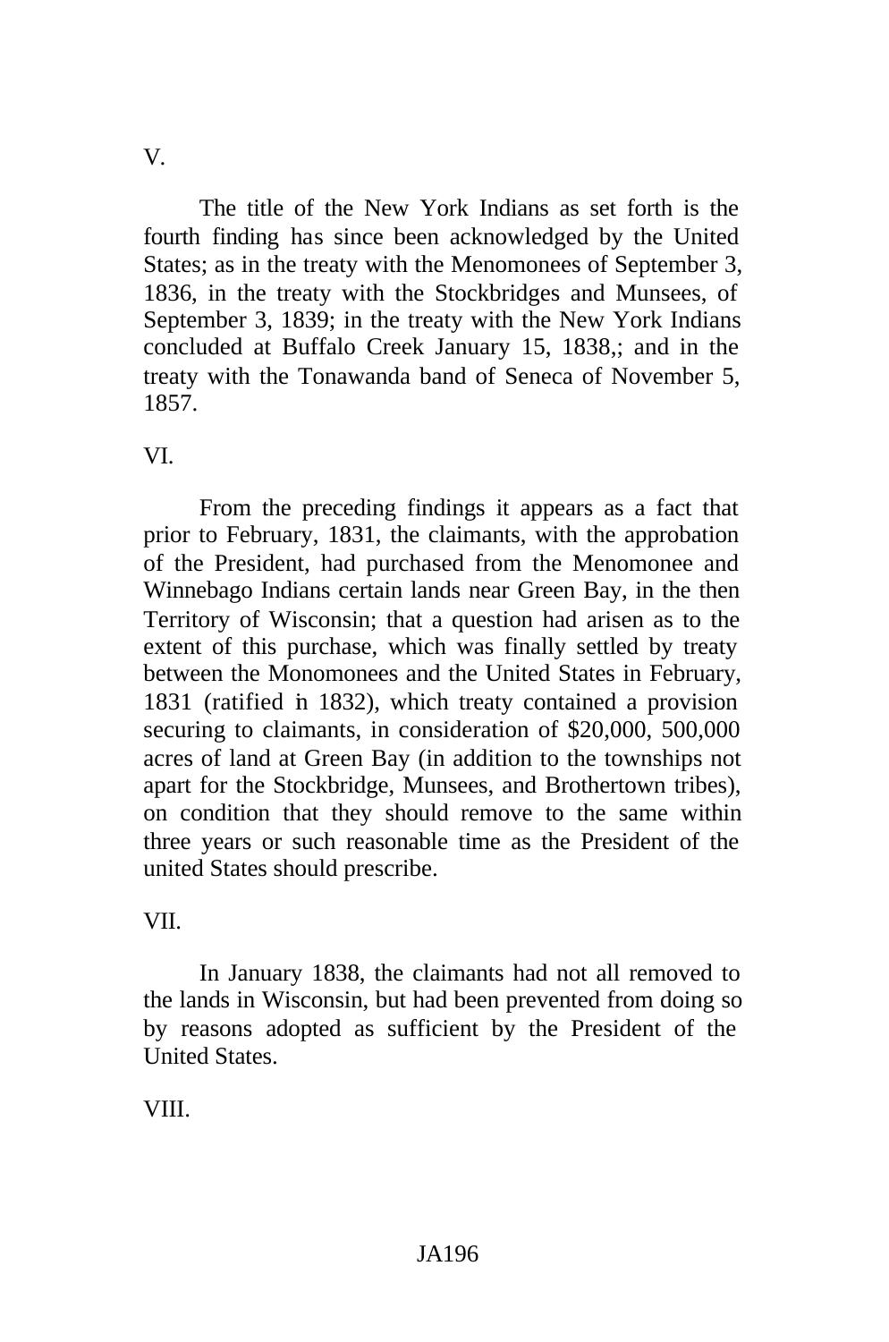V.

The title of the New York Indians as set forth is the fourth finding has since been acknowledged by the United States; as in the treaty with the Menomonees of September 3, 1836, in the treaty with the Stockbridges and Munsees, of September 3, 1839; in the treaty with the New York Indians concluded at Buffalo Creek January 15, 1838,; and in the treaty with the Tonawanda band of Seneca of November 5, 1857.

VI.

From the preceding findings it appears as a fact that prior to February, 1831, the claimants, with the approbation of the President, had purchased from the Menomonee and Winnebago Indians certain lands near Green Bay, in the then Territory of Wisconsin; that a question had arisen as to the extent of this purchase, which was finally settled by treaty between the Monomonees and the United States in February, 1831 (ratified in 1832), which treaty contained a provision securing to claimants, in consideration of $20,000, 500,000 acres of land at Green Bay (in addition to the townships not apart for the Stockbridge, Munsees, and Brothertown tribes), on condition that they should remove to the same within three years or such reasonable time as the President of the united States should prescribe.

VII.

In January 1838, the claimants had not all removed to the lands in Wisconsin, but had been prevented from doing so by reasons adopted as sufficient by the President of the United States.

VIII.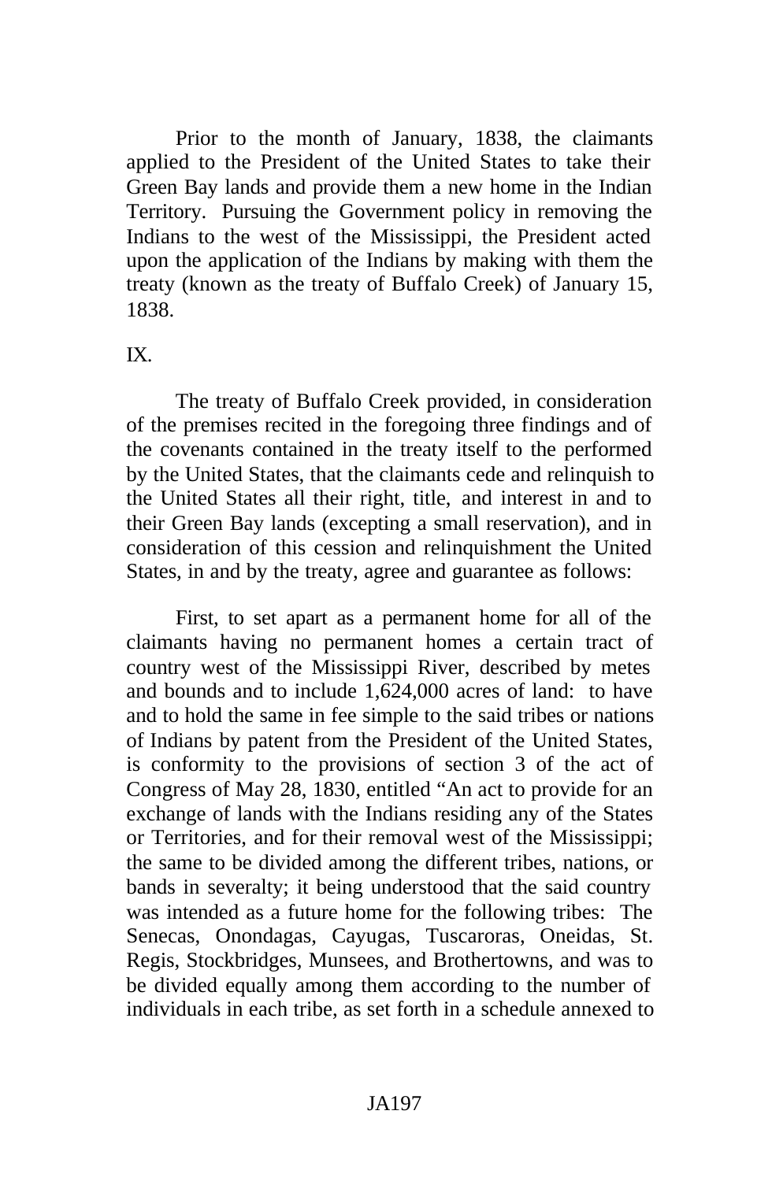Prior to the month of January, 1838, the claimants applied to the President of the United States to take their Green Bay lands and provide them a new home in the Indian Territory. Pursuing the Government policy in removing the Indians to the west of the Mississippi, the President acted upon the application of the Indians by making with them the treaty (known as the treaty of Buffalo Creek) of January 15, 1838.

IX.

The treaty of Buffalo Creek provided, in consideration of the premises recited in the foregoing three findings and of the covenants contained in the treaty itself to the performed by the United States, that the claimants cede and relinquish to the United States all their right, title, and interest in and to their Green Bay lands (excepting a small reservation), and in consideration of this cession and relinquishment the United States, in and by the treaty, agree and guarantee as follows:

First, to set apart as a permanent home for all of the claimants having no permanent homes a certain tract of country west of the Mississippi River, described by metes and bounds and to include 1,624,000 acres of land: to have and to hold the same in fee simple to the said tribes or nations of Indians by patent from the President of the United States, is conformity to the provisions of section 3 of the act of Congress of May 28, 1830, entitled "An act to provide for an exchange of lands with the Indians residing any of the States or Territories, and for their removal west of the Mississippi; the same to be divided among the different tribes, nations, or bands in severalty; it being understood that the said country was intended as a future home for the following tribes: The Senecas, Onondagas, Cayugas, Tuscaroras, Oneidas, St. Regis, Stockbridges, Munsees, and Brothertowns, and was to be divided equally among them according to the number of individuals in each tribe, as set forth in a schedule annexed to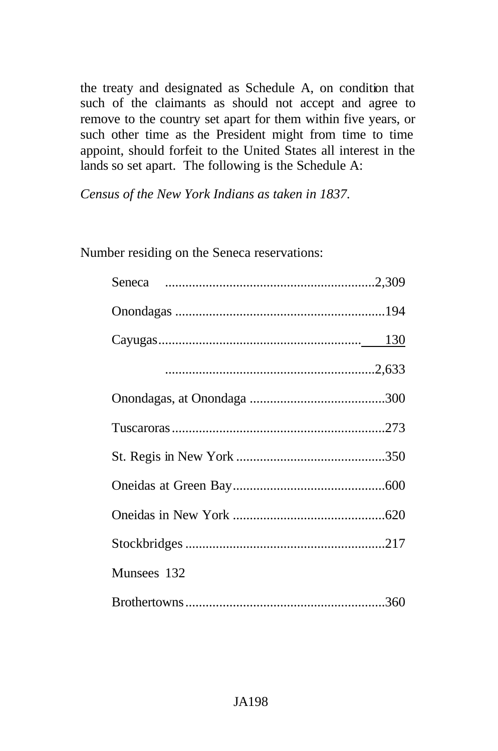the treaty and designated as Schedule A, on condition that such of the claimants as should not accept and agree to remove to the country set apart for them within five years, or such other time as the President might from time to time appoint, should forfeit to the United States all interest in the lands so set apart. The following is the Schedule A:

*Census of the New York Indians as taken in 1837.*

Number residing on the Seneca reservations:

| | |
|---|---|
| Seneca | 2,309 |
| Onondagas | 194 |
| Cayugas | 130 |
| | 2,633 |
| Onondagas, at Onondaga | 300 |
| Tuscaroras | 273 |
| St. Regis in New York | 350 |
| Oneidas at Green Bay | 600 |
| Oneidas in New York | 620 |
| Stockbridges | 217 |
| Munsees | 132 |
| Brothertowns | 360 |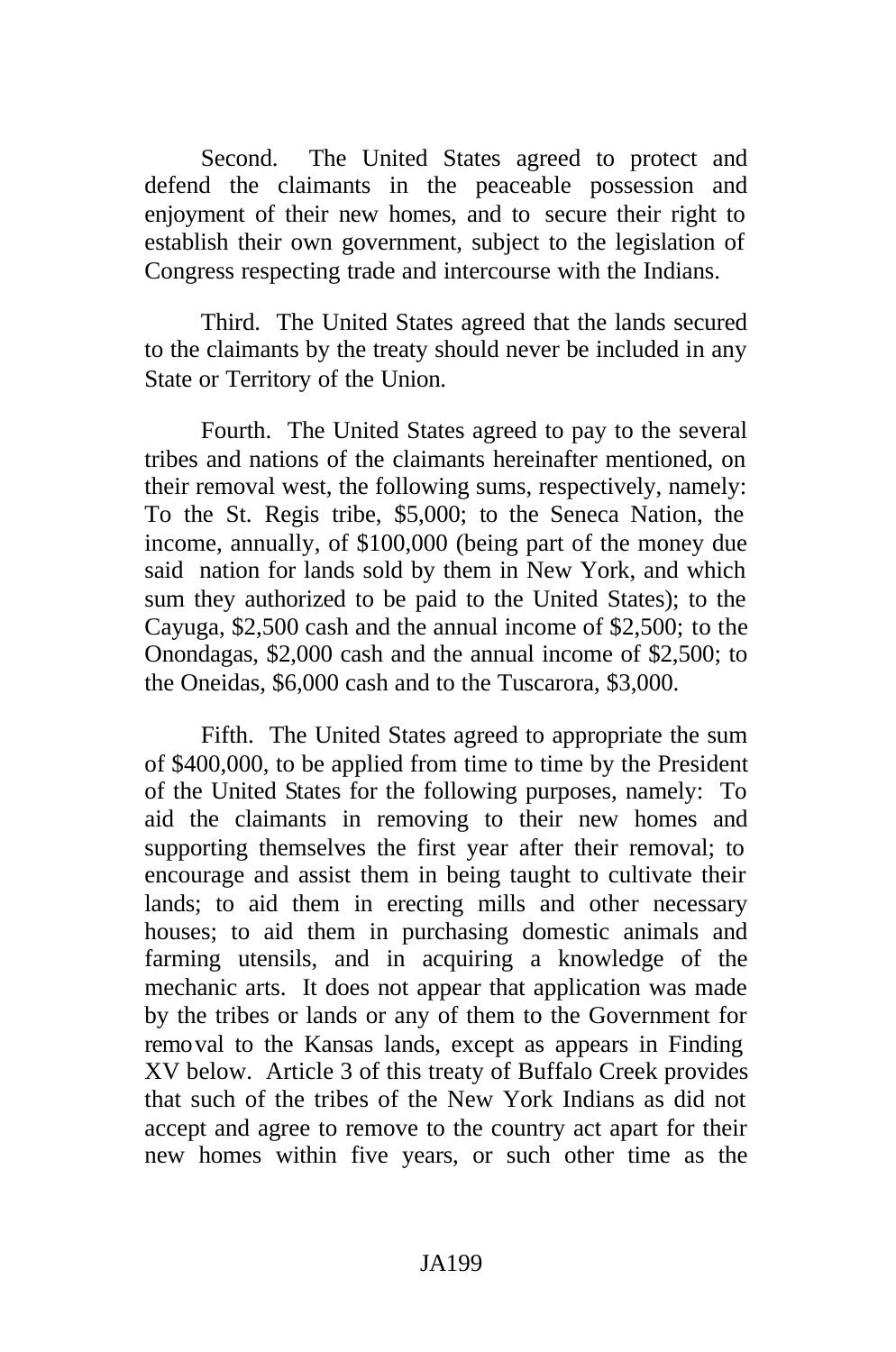Second. The United States agreed to protect and defend the claimants in the peaceable possession and enjoyment of their new homes, and to secure their right to establish their own government, subject to the legislation of Congress respecting trade and intercourse with the Indians.

Third. The United States agreed that the lands secured to the claimants by the treaty should never be included in any State or Territory of the Union.

Fourth. The United States agreed to pay to the several tribes and nations of the claimants hereinafter mentioned, on their removal west, the following sums, respectively, namely: To the St. Regis tribe, $5,000; to the Seneca Nation, the income, annually, of $100,000 (being part of the money due said nation for lands sold by them in New York, and which sum they authorized to be paid to the United States); to the Cayuga, $2,500 cash and the annual income of $2,500; to the Onondagas, $2,000 cash and the annual income of $2,500; to the Oneidas, $6,000 cash and to the Tuscarora, $3,000.

Fifth. The United States agreed to appropriate the sum of $400,000, to be applied from time to time by the President of the United States for the following purposes, namely: To aid the claimants in removing to their new homes and supporting themselves the first year after their removal; to encourage and assist them in being taught to cultivate their lands; to aid them in erecting mills and other necessary houses; to aid them in purchasing domestic animals and farming utensils, and in acquiring a knowledge of the mechanic arts. It does not appear that application was made by the tribes or lands or any of them to the Government for removal to the Kansas lands, except as appears in Finding XV below. Article 3 of this treaty of Buffalo Creek provides that such of the tribes of the New York Indians as did not accept and agree to remove to the country act apart for their new homes within five years, or such other time as the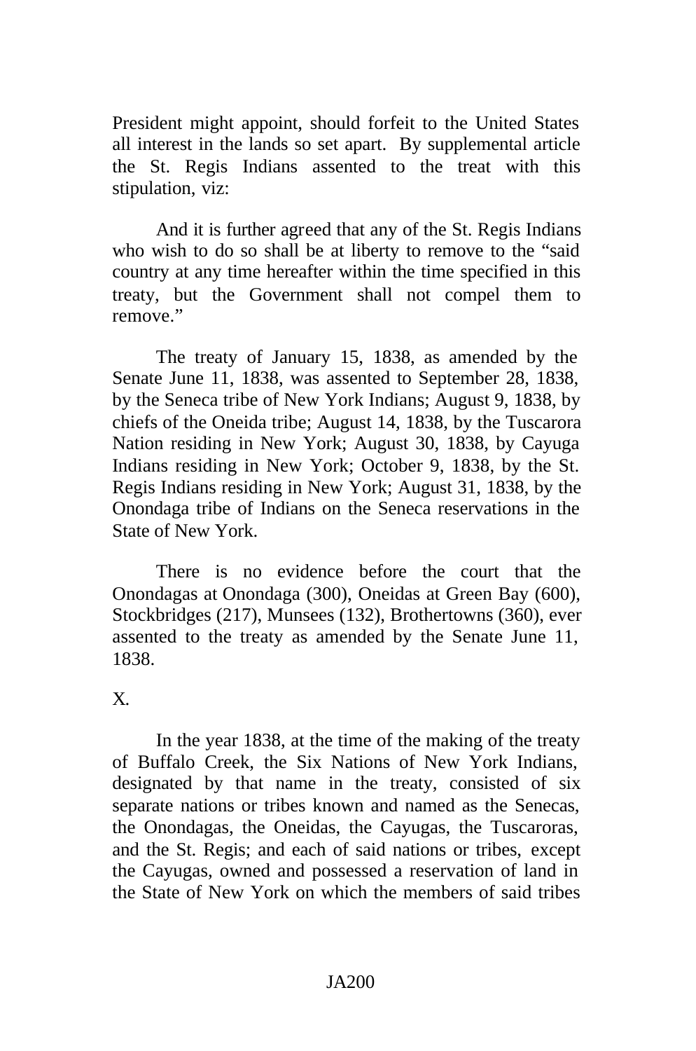President might appoint, should forfeit to the United States all interest in the lands so set apart. By supplemental article the St. Regis Indians assented to the treat with this stipulation, viz:

And it is further agreed that any of the St. Regis Indians who wish to do so shall be at liberty to remove to the "said country at any time hereafter within the time specified in this treaty, but the Government shall not compel them to remove."

The treaty of January 15, 1838, as amended by the Senate June 11, 1838, was assented to September 28, 1838, by the Seneca tribe of New York Indians; August 9, 1838, by chiefs of the Oneida tribe; August 14, 1838, by the Tuscarora Nation residing in New York; August 30, 1838, by Cayuga Indians residing in New York; October 9, 1838, by the St. Regis Indians residing in New York; August 31, 1838, by the Onondaga tribe of Indians on the Seneca reservations in the State of New York.

There is no evidence before the court that the Onondagas at Onondaga (300), Oneidas at Green Bay (600), Stockbridges (217), Munsees (132), Brothertowns (360), ever assented to the treaty as amended by the Senate June 11, 1838.

X.

In the year 1838, at the time of the making of the treaty of Buffalo Creek, the Six Nations of New York Indians, designated by that name in the treaty, consisted of six separate nations or tribes known and named as the Senecas, the Onondagas, the Oneidas, the Cayugas, the Tuscaroras, and the St. Regis; and each of said nations or tribes, except the Cayugas, owned and possessed a reservation of land in the State of New York on which the members of said tribes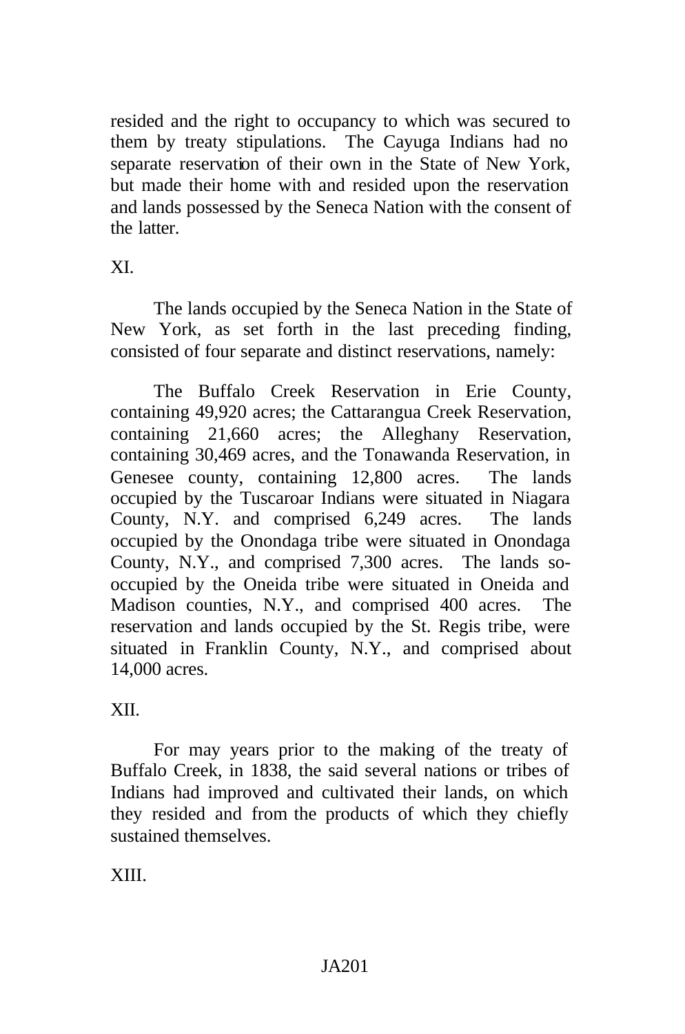resided and the right to occupancy to which was secured to them by treaty stipulations. The Cayuga Indians had no separate reservation of their own in the State of New York, but made their home with and resided upon the reservation and lands possessed by the Seneca Nation with the consent of the latter.

XI.

The lands occupied by the Seneca Nation in the State of New York, as set forth in the last preceding finding, consisted of four separate and distinct reservations, namely:

The Buffalo Creek Reservation in Erie County, containing 49,920 acres; the Cattarangua Creek Reservation, containing 21,660 acres; the Alleghany Reservation, containing 30,469 acres, and the Tonawanda Reservation, in Genesee county, containing 12,800 acres. The lands occupied by the Tuscaroar Indians were situated in Niagara County, N.Y. and comprised 6,249 acres. The lands occupied by the Onondaga tribe were situated in Onondaga County, N.Y., and comprised 7,300 acres. The lands so-occupied by the Oneida tribe were situated in Oneida and Madison counties, N.Y., and comprised 400 acres. The reservation and lands occupied by the St. Regis tribe, were situated in Franklin County, N.Y., and comprised about 14,000 acres.

XII.

For may years prior to the making of the treaty of Buffalo Creek, in 1838, the said several nations or tribes of Indians had improved and cultivated their lands, on which they resided and from the products of which they chiefly sustained themselves.

XIII.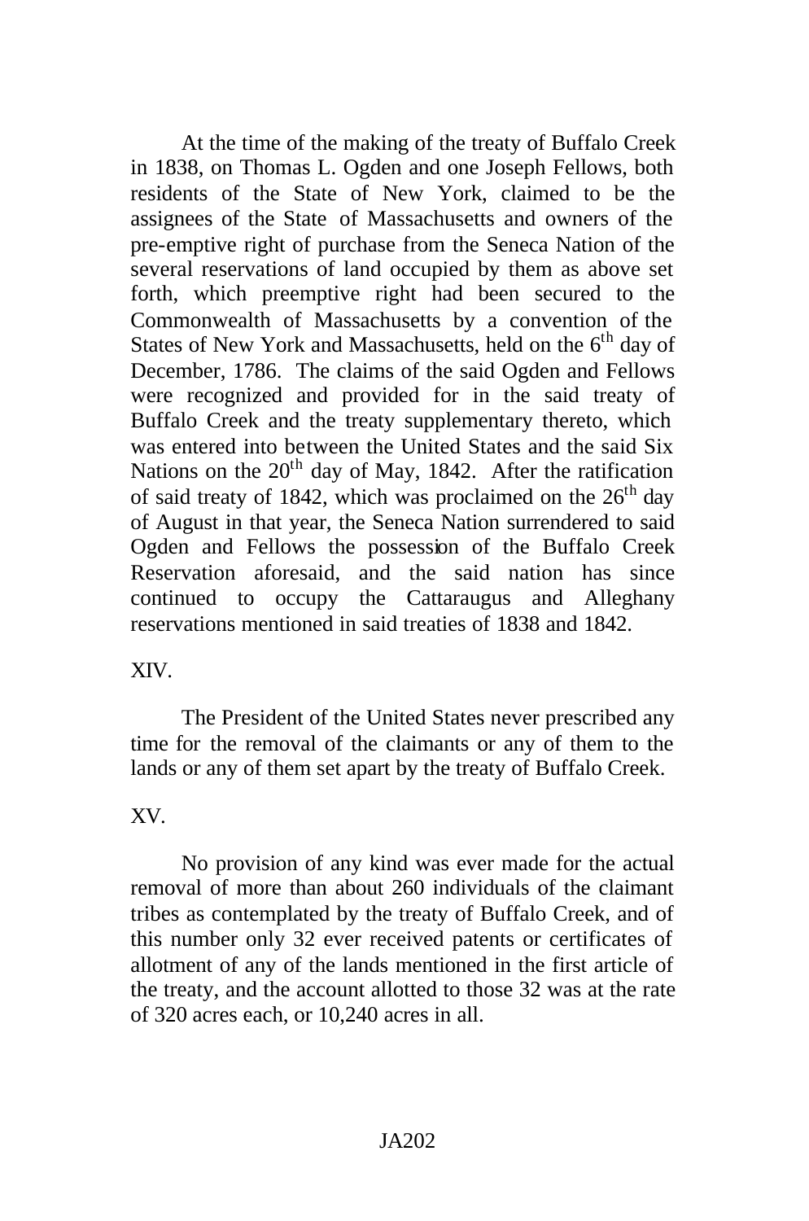At the time of the making of the treaty of Buffalo Creek in 1838, on Thomas L. Ogden and one Joseph Fellows, both residents of the State of New York, claimed to be the assignees of the State of Massachusetts and owners of the pre-emptive right of purchase from the Seneca Nation of the several reservations of land occupied by them as above set forth, which preemptive right had been secured to the Commonwealth of Massachusetts by a convention of the States of New York and Massachusetts, held on the 6th day of December, 1786. The claims of the said Ogden and Fellows were recognized and provided for in the said treaty of Buffalo Creek and the treaty supplementary thereto, which was entered into between the United States and the said Six Nations on the 20th day of May, 1842. After the ratification of said treaty of 1842, which was proclaimed on the 26th day of August in that year, the Seneca Nation surrendered to said Ogden and Fellows the possession of the Buffalo Creek Reservation aforesaid, and the said nation has since continued to occupy the Cattaraugus and Alleghany reservations mentioned in said treaties of 1838 and 1842.

XIV.

The President of the United States never prescribed any time for the removal of the claimants or any of them to the lands or any of them set apart by the treaty of Buffalo Creek.

XV.

No provision of any kind was ever made for the actual removal of more than about 260 individuals of the claimant tribes as contemplated by the treaty of Buffalo Creek, and of this number only 32 ever received patents or certificates of allotment of any of the lands mentioned in the first article of the treaty, and the account allotted to those 32 was at the rate of 320 acres each, or 10,240 acres in all.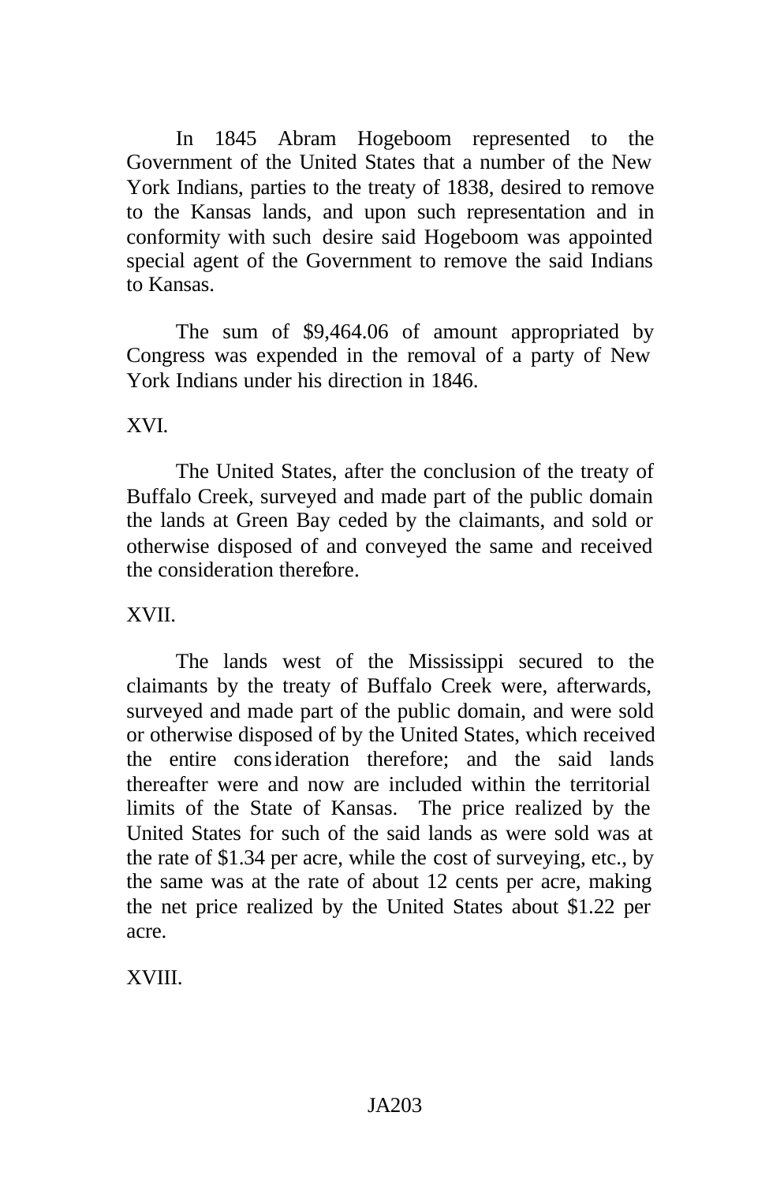In 1845 Abram Hogeboom represented to the Government of the United States that a number of the New York Indians, parties to the treaty of 1838, desired to remove to the Kansas lands, and upon such representation and in conformity with such desire said Hogeboom was appointed special agent of the Government to remove the said Indians to Kansas.

The sum of $9,464.06 of amount appropriated by Congress was expended in the removal of a party of New York Indians under his direction in 1846.

XVI.

The United States, after the conclusion of the treaty of Buffalo Creek, surveyed and made part of the public domain the lands at Green Bay ceded by the claimants, and sold or otherwise disposed of and conveyed the same and received the consideration therefore.

XVII.

The lands west of the Mississippi secured to the claimants by the treaty of Buffalo Creek were, afterwards, surveyed and made part of the public domain, and were sold or otherwise disposed of by the United States, which received the entire consideration therefore; and the said lands thereafter were and now are included within the territorial limits of the State of Kansas. The price realized by the United States for such of the said lands as were sold was at the rate of $1.34 per acre, while the cost of surveying, etc., by the same was at the rate of about 12 cents per acre, making the net price realized by the United States about $1.22 per acre.

XVIII.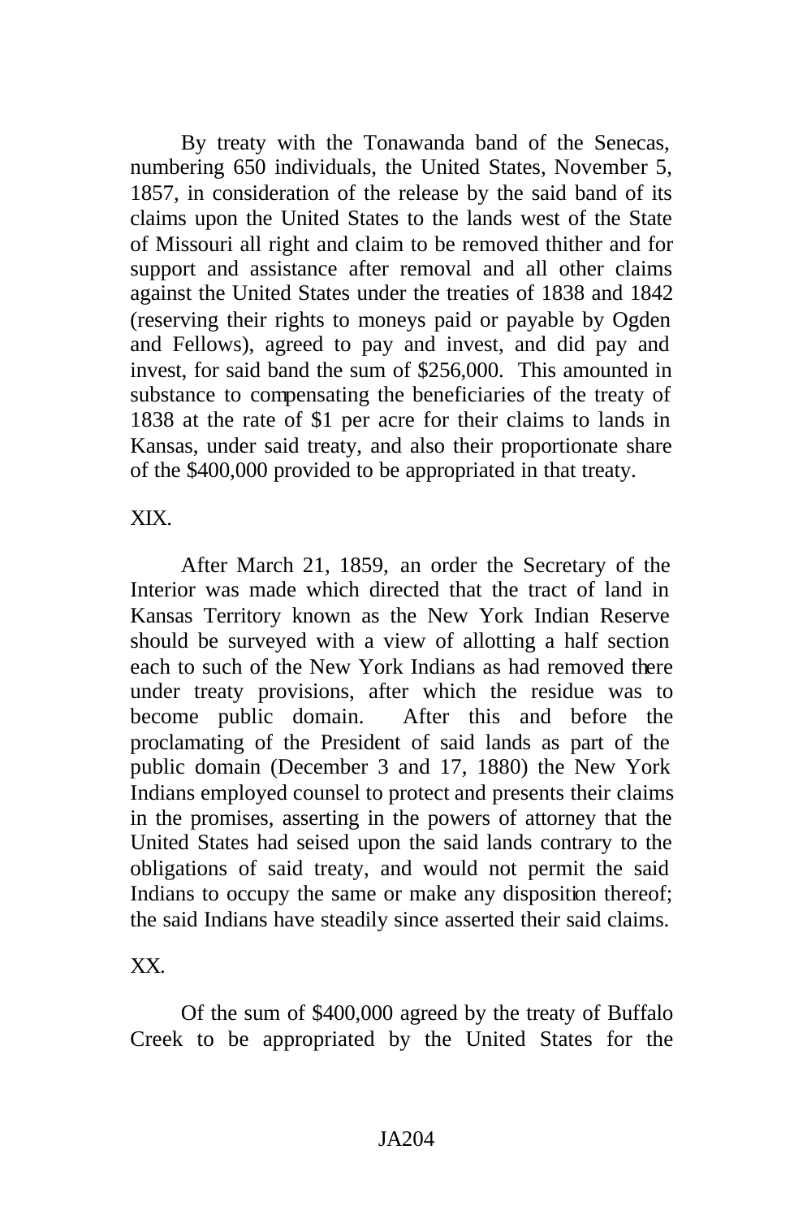By treaty with the Tonawanda band of the Senecas, numbering 650 individuals, the United States, November 5, 1857, in consideration of the release by the said band of its claims upon the United States to the lands west of the State of Missouri all right and claim to be removed thither and for support and assistance after removal and all other claims against the United States under the treaties of 1838 and 1842 (reserving their rights to moneys paid or payable by Ogden and Fellows), agreed to pay and invest, and did pay and invest, for said band the sum of $256,000. This amounted in substance to compensating the beneficiaries of the treaty of 1838 at the rate of $1 per acre for their claims to lands in Kansas, under said treaty, and also their proportionate share of the $400,000 provided to be appropriated in that treaty.

XIX.

After March 21, 1859, an order the Secretary of the Interior was made which directed that the tract of land in Kansas Territory known as the New York Indian Reserve should be surveyed with a view of allotting a half section each to such of the New York Indians as had removed there under treaty provisions, after which the residue was to become public domain. After this and before the proclamating of the President of said lands as part of the public domain (December 3 and 17, 1880) the New York Indians employed counsel to protect and presents their claims in the promises, asserting in the powers of attorney that the United States had seised upon the said lands contrary to the obligations of said treaty, and would not permit the said Indians to occupy the same or make any disposition thereof; the said Indians have steadily since asserted their said claims.

XX.

Of the sum of $400,000 agreed by the treaty of Buffalo Creek to be appropriated by the United States for the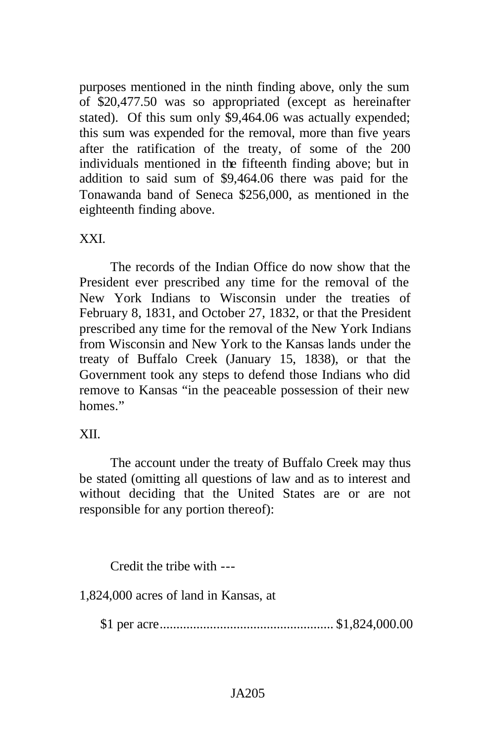purposes mentioned in the ninth finding above, only the sum of $20,477.50 was so appropriated (except as hereinafter stated). Of this sum only $9,464.06 was actually expended; this sum was expended for the removal, more than five years after the ratification of the treaty, of some of the 200 individuals mentioned in the fifteenth finding above; but in addition to said sum of $9,464.06 there was paid for the Tonawanda band of Seneca $256,000, as mentioned in the eighteenth finding above.

XXI.

The records of the Indian Office do now show that the President ever prescribed any time for the removal of the New York Indians to Wisconsin under the treaties of February 8, 1831, and October 27, 1832, or that the President prescribed any time for the removal of the New York Indians from Wisconsin and New York to the Kansas lands under the treaty of Buffalo Creek (January 15, 1838), or that the Government took any steps to defend those Indians who did remove to Kansas "in the peaceable possession of their new homes."

XII.

The account under the treaty of Buffalo Creek may thus be stated (omitting all questions of law and as to interest and without deciding that the United States are or are not responsible for any portion thereof):

Credit the tribe with ---

1,824,000 acres of land in Kansas, at

$1 per acre.................................................... $1,824,000.00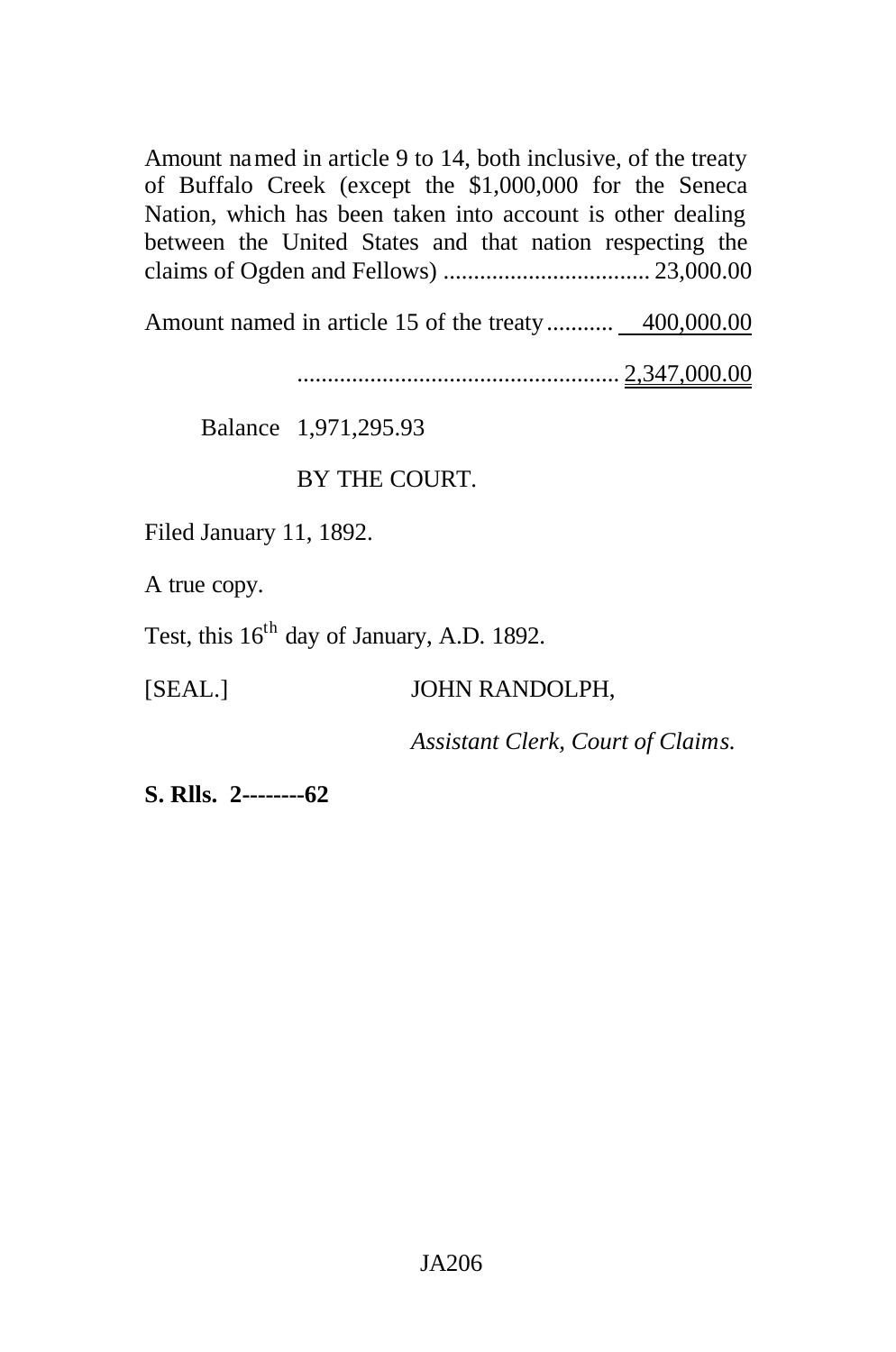Amount named in article 9 to 14, both inclusive, of the treaty of Buffalo Creek (except the $1,000,000 for the Seneca Nation, which has been taken into account is other dealing between the United States and that nation respecting the claims of Ogden and Fellows) .................................. 23,000.00

Amount named in article 15 of the treaty ........... 400,000.00

..................................................... 2,347,000.00

Balance 1,971,295.93

BY THE COURT.

Filed January 11, 1892.

A true copy.

Test, this 16th day of January, A.D. 1892.

[SEAL.] JOHN RANDOLPH,

*Assistant Clerk, Court of Claims.*

**S. Rlls. 2--------62**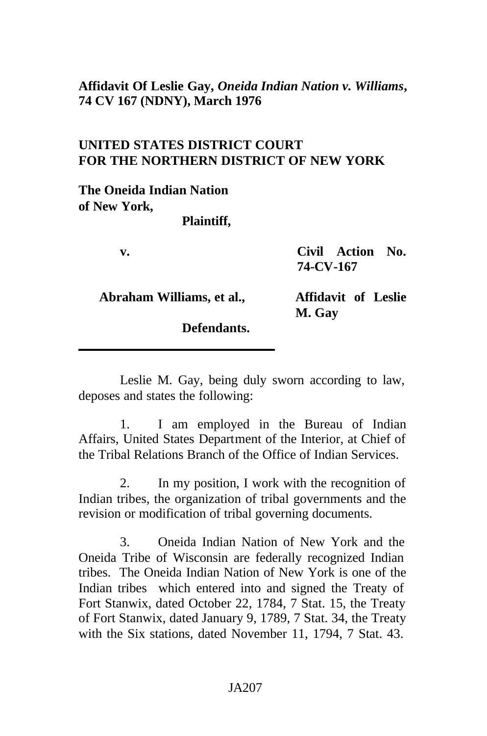**Affidavit Of Leslie Gay, *Oneida Indian Nation v. Williams*, 74 CV 167 (NDNY), March 1976**

**UNITED STATES DISTRICT COURT**
**FOR THE NORTHERN DISTRICT OF NEW YORK**

| | |
|---|---|
| **The Oneida Indian Nation of New York,** | |
| **Plaintiff,** | |
| **v.** | **Civil Action No. 74-CV-167** |
| **Abraham Williams, et al.,** | **Affidavit of Leslie M. Gay** |
| **Defendants.** | |

Leslie M. Gay, being duly sworn according to law, deposes and states the following:

1. I am employed in the Bureau of Indian Affairs, United States Department of the Interior, at Chief of the Tribal Relations Branch of the Office of Indian Services.

2. In my position, I work with the recognition of Indian tribes, the organization of tribal governments and the revision or modification of tribal governing documents.

3. Oneida Indian Nation of New York and the Oneida Tribe of Wisconsin are federally recognized Indian tribes. The Oneida Indian Nation of New York is one of the Indian tribes which entered into and signed the Treaty of Fort Stanwix, dated October 22, 1784, 7 Stat. 15, the Treaty of Fort Stanwix, dated January 9, 1789, 7 Stat. 34, the Treaty with the Six stations, dated November 11, 1794, 7 Stat. 43.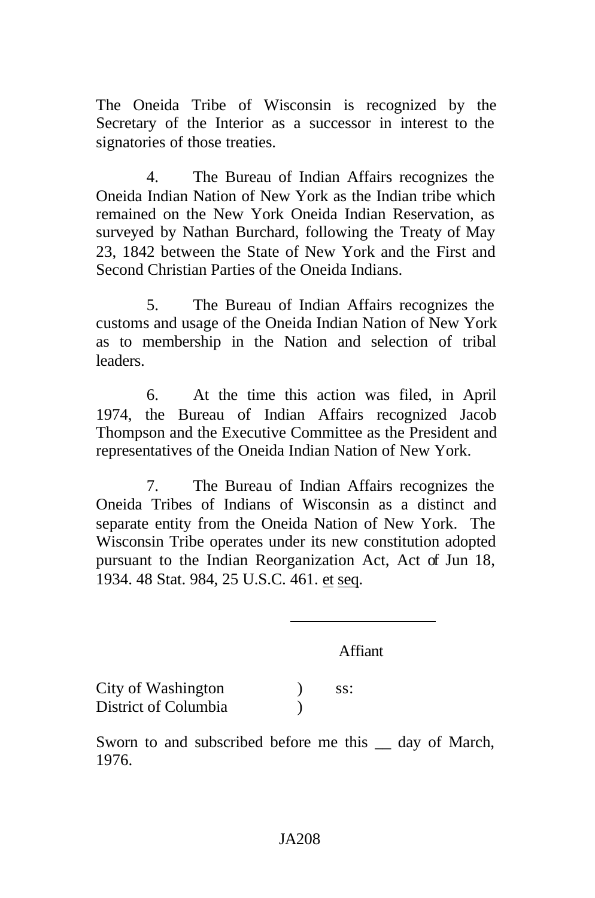The Oneida Tribe of Wisconsin is recognized by the Secretary of the Interior as a successor in interest to the signatories of those treaties.

4. The Bureau of Indian Affairs recognizes the Oneida Indian Nation of New York as the Indian tribe which remained on the New York Oneida Indian Reservation, as surveyed by Nathan Burchard, following the Treaty of May 23, 1842 between the State of New York and the First and Second Christian Parties of the Oneida Indians.

5. The Bureau of Indian Affairs recognizes the customs and usage of the Oneida Indian Nation of New York as to membership in the Nation and selection of tribal leaders.

6. At the time this action was filed, in April 1974, the Bureau of Indian Affairs recognized Jacob Thompson and the Executive Committee as the President and representatives of the Oneida Indian Nation of New York.

7. The Bureau of Indian Affairs recognizes the Oneida Tribes of Indians of Wisconsin as a distinct and separate entity from the Oneida Nation of New York. The Wisconsin Tribe operates under its new constitution adopted pursuant to the Indian Reorganization Act, Act of Jun 18, 1934. 48 Stat. 984, 25 U.S.C. 461. et seq.

\_\_\_\_\_\_\_\_\_\_\_\_\_\_\_\_\_\_\_\_

Affiant

City of Washington ) ss:
District of Columbia )

Sworn to and subscribed before me this \_\_ day of March, 1976.

JA208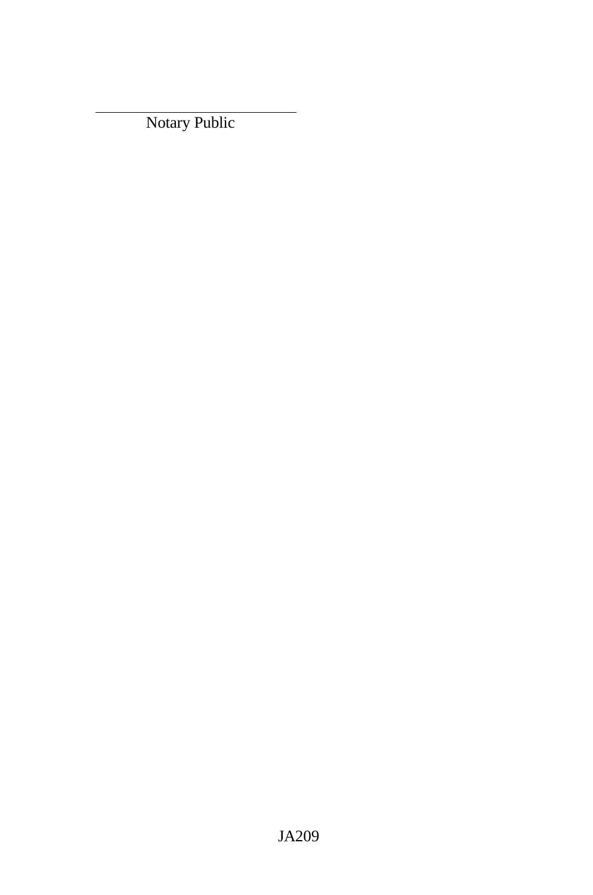\_\_\_\_\_\_\_\_\_\_\_\_\_\_\_\_\_\_\_\_\_\_\_\_\_\_\_\_\_\_

Notary Public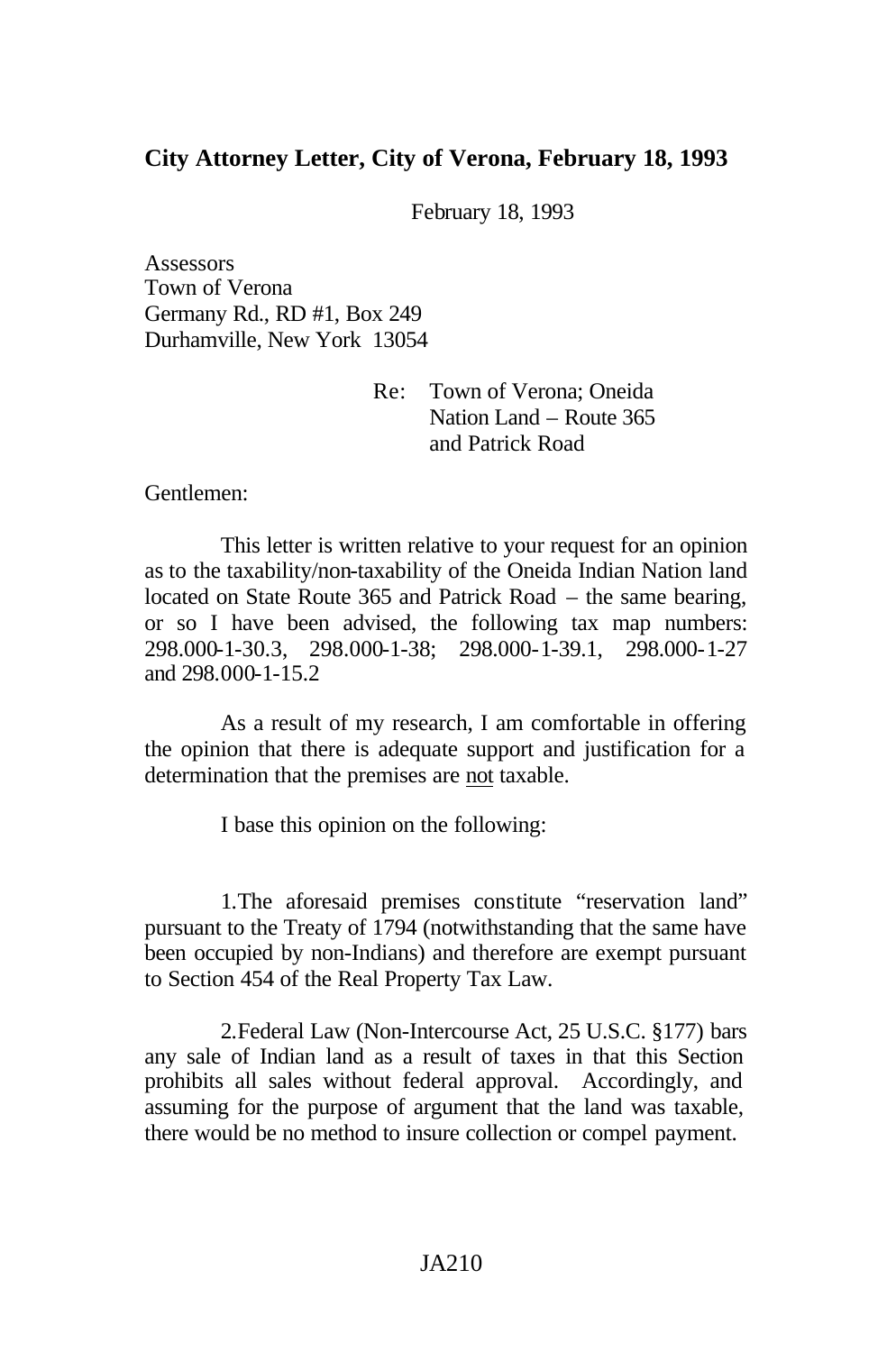**City Attorney Letter, City of Verona, February 18, 1993**

February 18, 1993

Assessors
Town of Verona
Germany Rd., RD #1, Box 249
Durhamville, New York 13054

Re: Town of Verona; Oneida Nation Land – Route 365 and Patrick Road

Gentlemen:

This letter is written relative to your request for an opinion as to the taxability/non-taxability of the Oneida Indian Nation land located on State Route 365 and Patrick Road – the same bearing, or so I have been advised, the following tax map numbers: 298.000-1-30.3, 298.000-1-38; 298.000-1-39.1, 298.000-1-27 and 298.000-1-15.2

As a result of my research, I am comfortable in offering the opinion that there is adequate support and justification for a determination that the premises are not taxable.

I base this opinion on the following:

1. The aforesaid premises constitute "reservation land" pursuant to the Treaty of 1794 (notwithstanding that the same have been occupied by non-Indians) and therefore are exempt pursuant to Section 454 of the Real Property Tax Law.

2. Federal Law (Non-Intercourse Act, 25 U.S.C. §177) bars any sale of Indian land as a result of taxes in that this Section prohibits all sales without federal approval. Accordingly, and assuming for the purpose of argument that the land was taxable, there would be no method to insure collection or compel payment.

JA210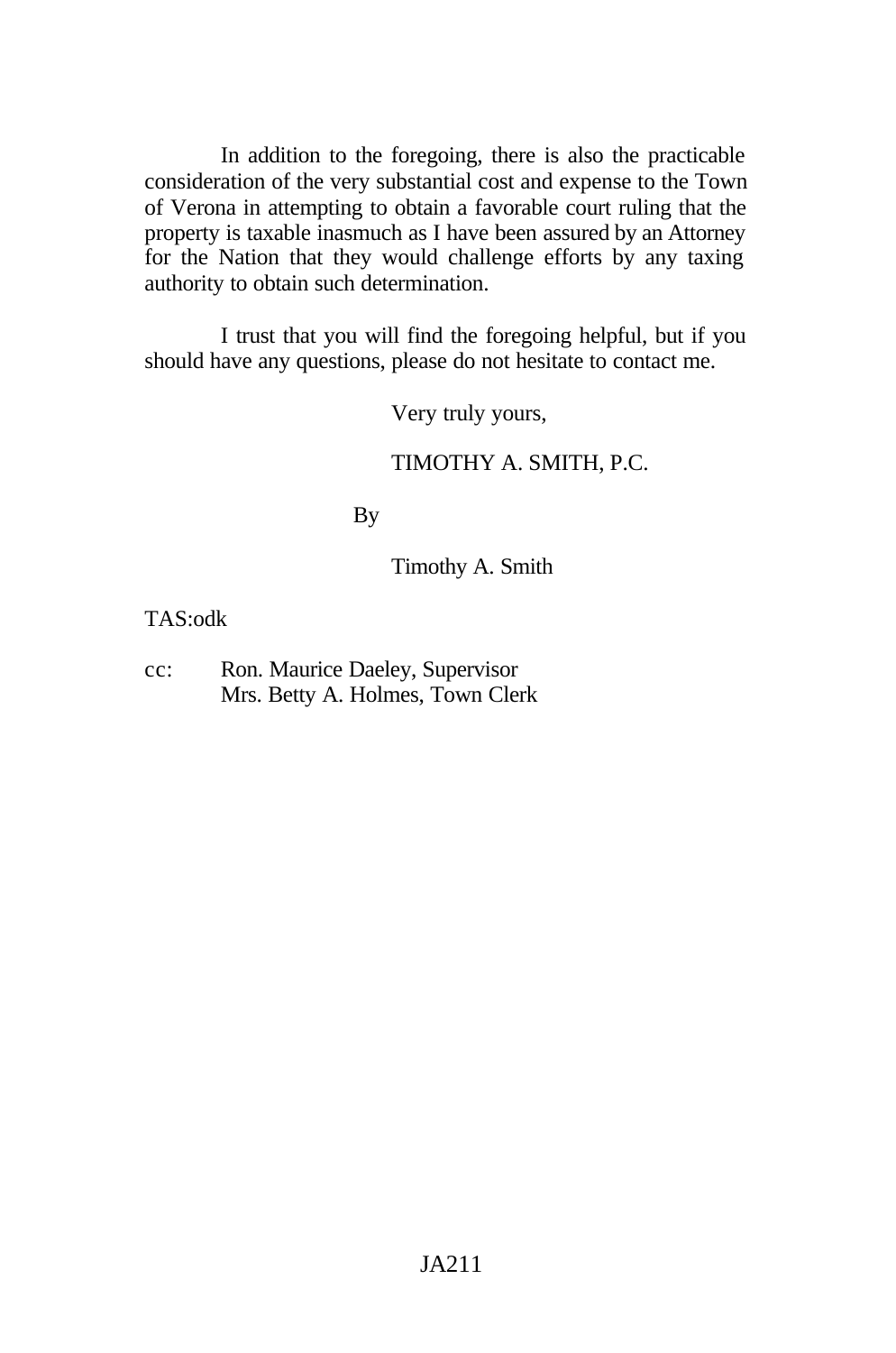In addition to the foregoing, there is also the practicable consideration of the very substantial cost and expense to the Town of Verona in attempting to obtain a favorable court ruling that the property is taxable inasmuch as I have been assured by an Attorney for the Nation that they would challenge efforts by any taxing authority to obtain such determination.

I trust that you will find the foregoing helpful, but if you should have any questions, please do not hesitate to contact me.

Very truly yours,

TIMOTHY A. SMITH, P.C.

By

Timothy A. Smith

TAS:odk

cc: Ron. Maurice Daeley, Supervisor
Mrs. Betty A. Holmes, Town Clerk

JA211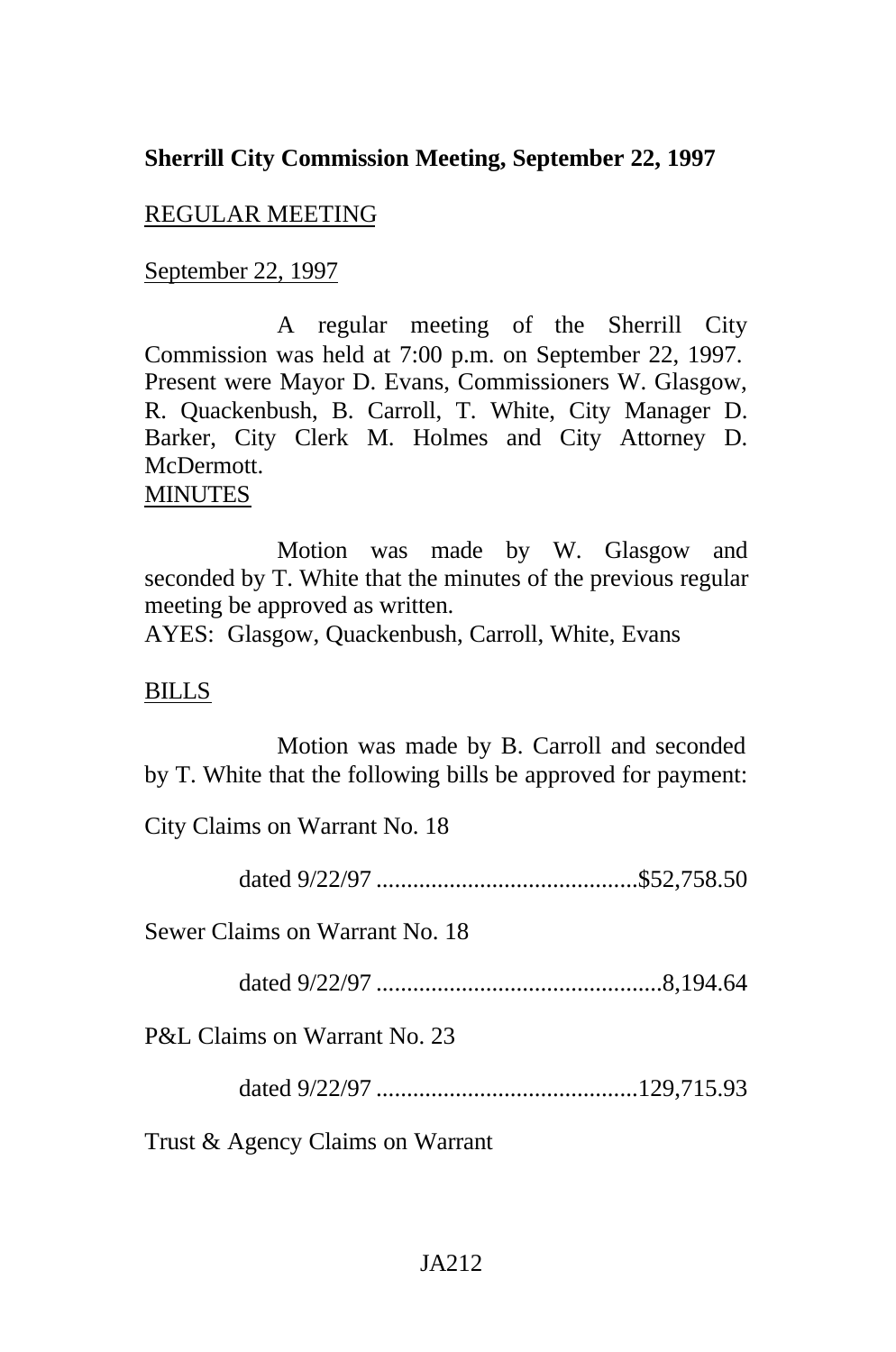**Sherrill City Commission Meeting, September 22, 1997**

REGULAR MEETING

September 22, 1997

A regular meeting of the Sherrill City Commission was held at 7:00 p.m. on September 22, 1997. Present were Mayor D. Evans, Commissioners W. Glasgow, R. Quackenbush, B. Carroll, T. White, City Manager D. Barker, City Clerk M. Holmes and City Attorney D. McDermott.

MINUTES

Motion was made by W. Glasgow and seconded by T. White that the minutes of the previous regular meeting be approved as written.
AYES: Glasgow, Quackenbush, Carroll, White, Evans

BILLS

Motion was made by B. Carroll and seconded by T. White that the following bills be approved for payment:

City Claims on Warrant No. 18

dated 9/22/97 ..........................................$52,758.50

Sewer Claims on Warrant No. 18

dated 9/22/97 ..............................................8,194.64

P&L Claims on Warrant No. 23

dated 9/22/97 ..........................................129,715.93

Trust & Agency Claims on Warrant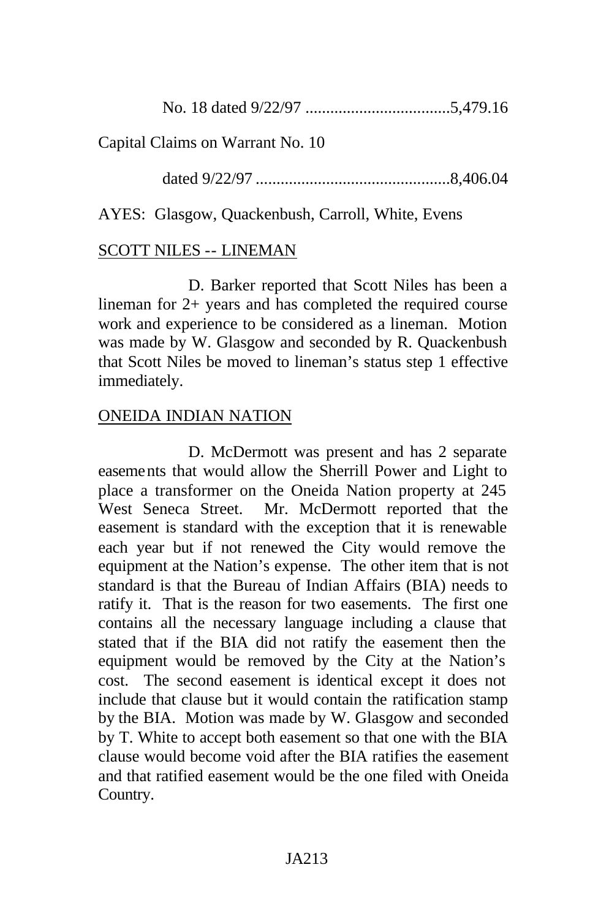No. 18 dated 9/22/97 ...................................5,479.16

Capital Claims on Warrant No. 10

dated 9/22/97 ...............................................8,406.04

AYES: Glasgow, Quackenbush, Carroll, White, Evens

SCOTT NILES -- LINEMAN

D. Barker reported that Scott Niles has been a lineman for 2+ years and has completed the required course work and experience to be considered as a lineman. Motion was made by W. Glasgow and seconded by R. Quackenbush that Scott Niles be moved to lineman's status step 1 effective immediately.

ONEIDA INDIAN NATION

D. McDermott was present and has 2 separate easements that would allow the Sherrill Power and Light to place a transformer on the Oneida Nation property at 245 West Seneca Street. Mr. McDermott reported that the easement is standard with the exception that it is renewable each year but if not renewed the City would remove the equipment at the Nation's expense. The other item that is not standard is that the Bureau of Indian Affairs (BIA) needs to ratify it. That is the reason for two easements. The first one contains all the necessary language including a clause that stated that if the BIA did not ratify the easement then the equipment would be removed by the City at the Nation's cost. The second easement is identical except it does not include that clause but it would contain the ratification stamp by the BIA. Motion was made by W. Glasgow and seconded by T. White to accept both easement so that one with the BIA clause would become void after the BIA ratifies the easement and that ratified easement would be the one filed with Oneida Country.

JA213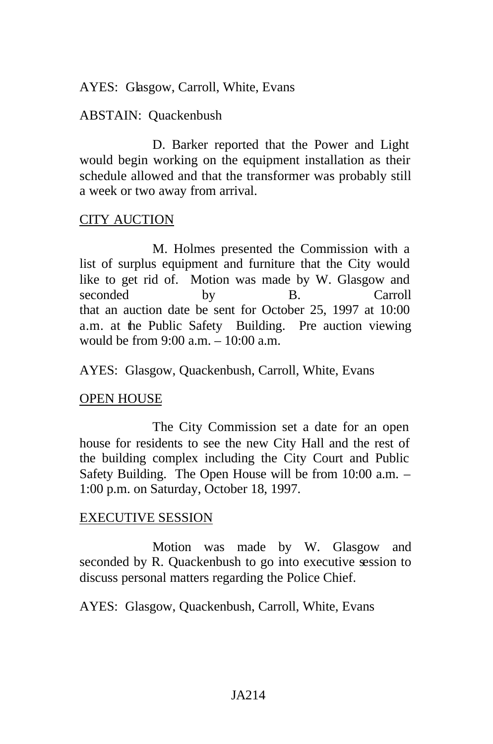AYES: Glasgow, Carroll, White, Evans

ABSTAIN: Quackenbush

D. Barker reported that the Power and Light would begin working on the equipment installation as their schedule allowed and that the transformer was probably still a week or two away from arrival.

CITY AUCTION

M. Holmes presented the Commission with a list of surplus equipment and furniture that the City would like to get rid of. Motion was made by W. Glasgow and seconded by B. Carroll that an auction date be sent for October 25, 1997 at 10:00 a.m. at the Public Safety Building. Pre auction viewing would be from 9:00 a.m. – 10:00 a.m.

AYES: Glasgow, Quackenbush, Carroll, White, Evans

OPEN HOUSE

The City Commission set a date for an open house for residents to see the new City Hall and the rest of the building complex including the City Court and Public Safety Building. The Open House will be from 10:00 a.m. – 1:00 p.m. on Saturday, October 18, 1997.

EXECUTIVE SESSION

Motion was made by W. Glasgow and seconded by R. Quackenbush to go into executive session to discuss personal matters regarding the Police Chief.

AYES: Glasgow, Quackenbush, Carroll, White, Evans

JA214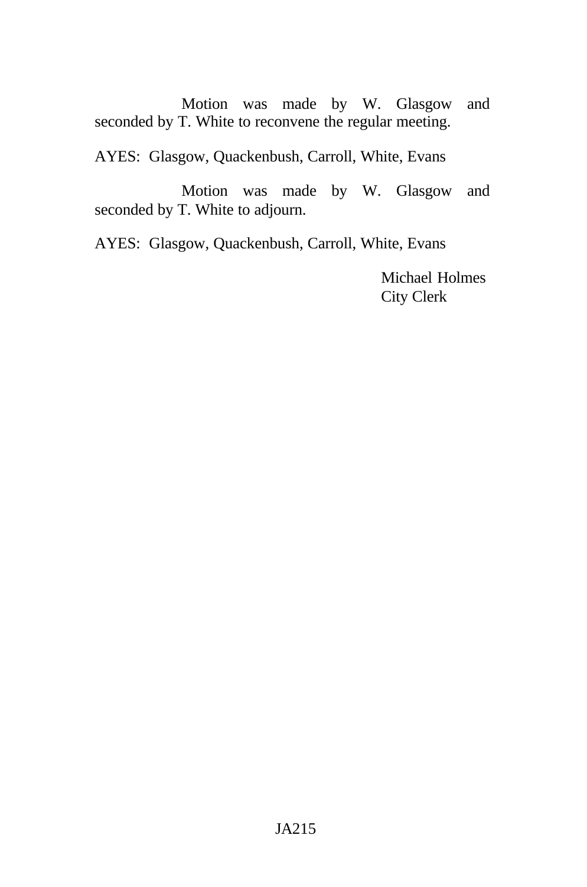Motion was made by W. Glasgow and seconded by T. White to reconvene the regular meeting.

AYES: Glasgow, Quackenbush, Carroll, White, Evans

Motion was made by W. Glasgow and seconded by T. White to adjourn.

AYES: Glasgow, Quackenbush, Carroll, White, Evans

Michael Holmes
City Clerk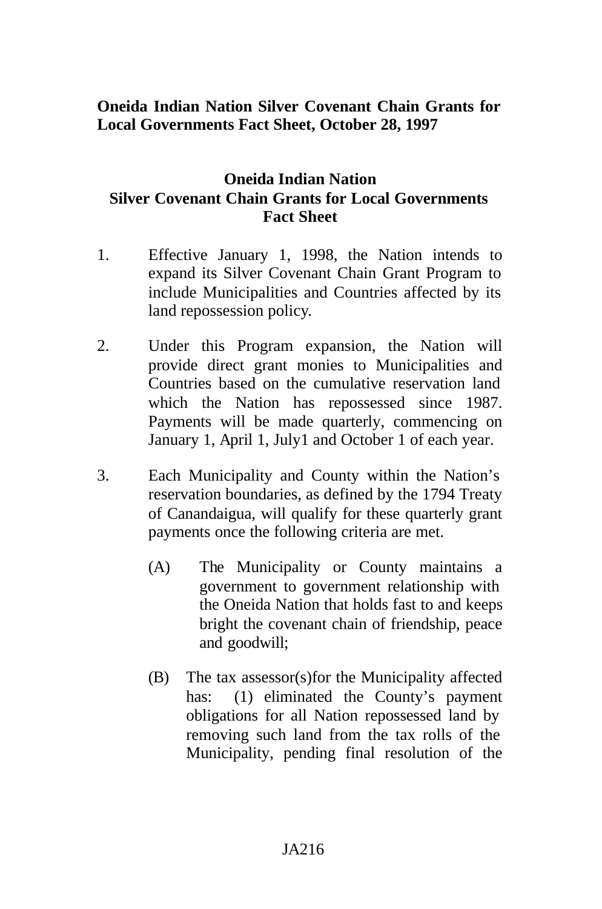**Oneida Indian Nation Silver Covenant Chain Grants for Local Governments Fact Sheet, October 28, 1997**

## Oneida Indian Nation
## Silver Covenant Chain Grants for Local Governments
## Fact Sheet

1. Effective January 1, 1998, the Nation intends to expand its Silver Covenant Chain Grant Program to include Municipalities and Countries affected by its land repossession policy.

2. Under this Program expansion, the Nation will provide direct grant monies to Municipalities and Countries based on the cumulative reservation land which the Nation has repossessed since 1987. Payments will be made quarterly, commencing on January 1, April 1, July1 and October 1 of each year.

3. Each Municipality and County within the Nation's reservation boundaries, as defined by the 1794 Treaty of Canandaigua, will qualify for these quarterly grant payments once the following criteria are met.

   (A) The Municipality or County maintains a government to government relationship with the Oneida Nation that holds fast to and keeps bright the covenant chain of friendship, peace and goodwill;

   (B) The tax assessor(s)for the Municipality affected has: (1) eliminated the County's payment obligations for all Nation repossessed land by removing such land from the tax rolls of the Municipality, pending final resolution of the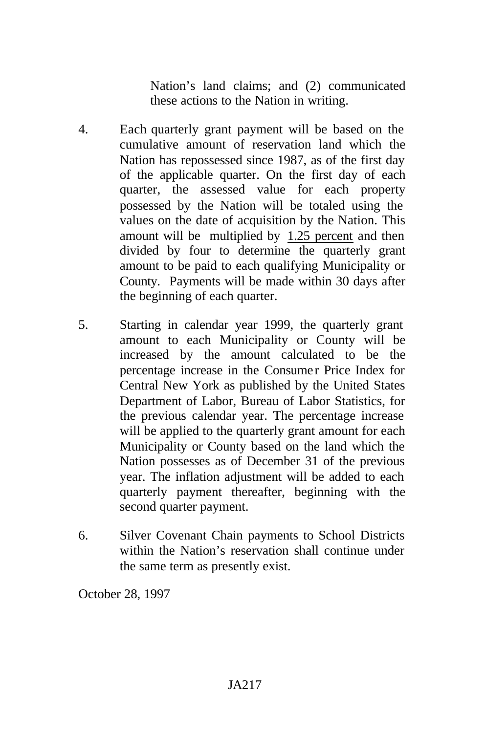Nation's land claims; and (2) communicated these actions to the Nation in writing.

4. Each quarterly grant payment will be based on the cumulative amount of reservation land which the Nation has repossessed since 1987, as of the first day of the applicable quarter. On the first day of each quarter, the assessed value for each property possessed by the Nation will be totaled using the values on the date of acquisition by the Nation. This amount will be multiplied by <u>1.25 percent</u> and then divided by four to determine the quarterly grant amount to be paid to each qualifying Municipality or County. Payments will be made within 30 days after the beginning of each quarter.

5. Starting in calendar year 1999, the quarterly grant amount to each Municipality or County will be increased by the amount calculated to be the percentage increase in the Consumer Price Index for Central New York as published by the United States Department of Labor, Bureau of Labor Statistics, for the previous calendar year. The percentage increase will be applied to the quarterly grant amount for each Municipality or County based on the land which the Nation possesses as of December 31 of the previous year. The inflation adjustment will be added to each quarterly payment thereafter, beginning with the second quarter payment.

6. Silver Covenant Chain payments to School Districts within the Nation's reservation shall continue under the same term as presently exist.

October 28, 1997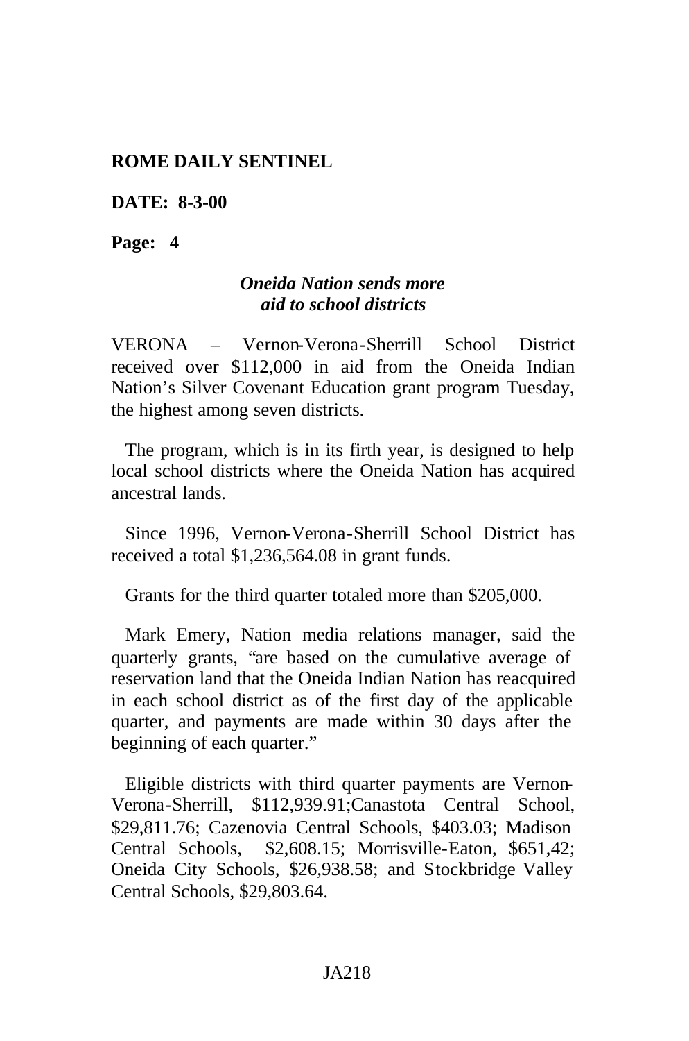**ROME DAILY SENTINEL**

**DATE: 8-3-00**

**Page: 4**

***Oneida Nation sends more aid to school districts***

VERONA – Vernon-Verona-Sherrill School District received over $112,000 in aid from the Oneida Indian Nation's Silver Covenant Education grant program Tuesday, the highest among seven districts.

The program, which is in its firth year, is designed to help local school districts where the Oneida Nation has acquired ancestral lands.

Since 1996, Vernon-Verona-Sherrill School District has received a total $1,236,564.08 in grant funds.

Grants for the third quarter totaled more than $205,000.

Mark Emery, Nation media relations manager, said the quarterly grants, "are based on the cumulative average of reservation land that the Oneida Indian Nation has reacquired in each school district as of the first day of the applicable quarter, and payments are made within 30 days after the beginning of each quarter."

Eligible districts with third quarter payments are Vernon-Verona-Sherrill, $112,939.91;Canastota Central School, $29,811.76; Cazenovia Central Schools, $403.03; Madison Central Schools, $2,608.15; Morrisville-Eaton, $651,42; Oneida City Schools, $26,938.58; and Stockbridge Valley Central Schools, $29,803.64.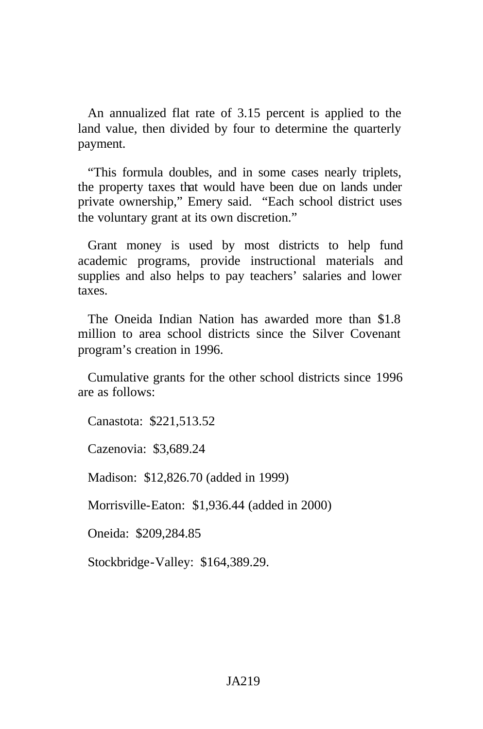An annualized flat rate of 3.15 percent is applied to the land value, then divided by four to determine the quarterly payment.

"This formula doubles, and in some cases nearly triplets, the property taxes that would have been due on lands under private ownership," Emery said. "Each school district uses the voluntary grant at its own discretion."

Grant money is used by most districts to help fund academic programs, provide instructional materials and supplies and also helps to pay teachers' salaries and lower taxes.

The Oneida Indian Nation has awarded more than $1.8 million to area school districts since the Silver Covenant program's creation in 1996.

Cumulative grants for the other school districts since 1996 are as follows:

Canastota: $221,513.52

Cazenovia: $3,689.24

Madison: $12,826.70 (added in 1999)

Morrisville-Eaton: $1,936.44 (added in 2000)

Oneida: $209,284.85

Stockbridge-Valley: $164,389.29.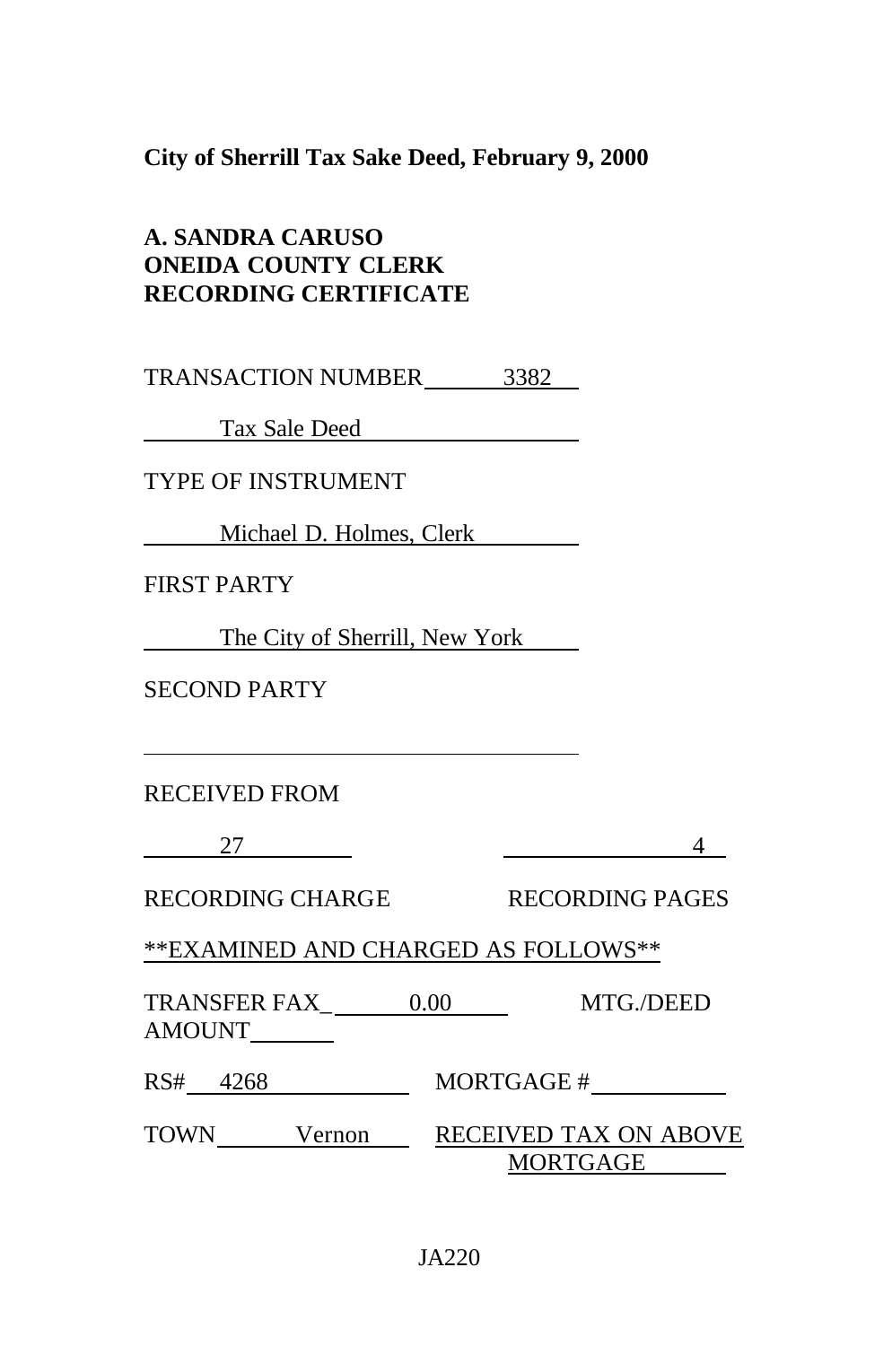**City of Sherrill Tax Sake Deed, February 9, 2000**

**A. SANDRA CARUSO**
**ONEIDA COUNTY CLERK**
**RECORDING CERTIFICATE**

TRANSACTION NUMBER 3382

Tax Sale Deed

TYPE OF INSTRUMENT

Michael D. Holmes, Clerk

FIRST PARTY

The City of Sherrill, New York

SECOND PARTY

RECEIVED FROM

27 — RECORDING CHARGE

4 — RECORDING PAGES

**EXAMINED AND CHARGED AS FOLLOWS**

TRANSFER FAX_ 0.00

MTG./DEED AMOUNT

RS# 4268

MORTGAGE #

TOWN Vernon

RECEIVED TAX ON ABOVE MORTGAGE

JA220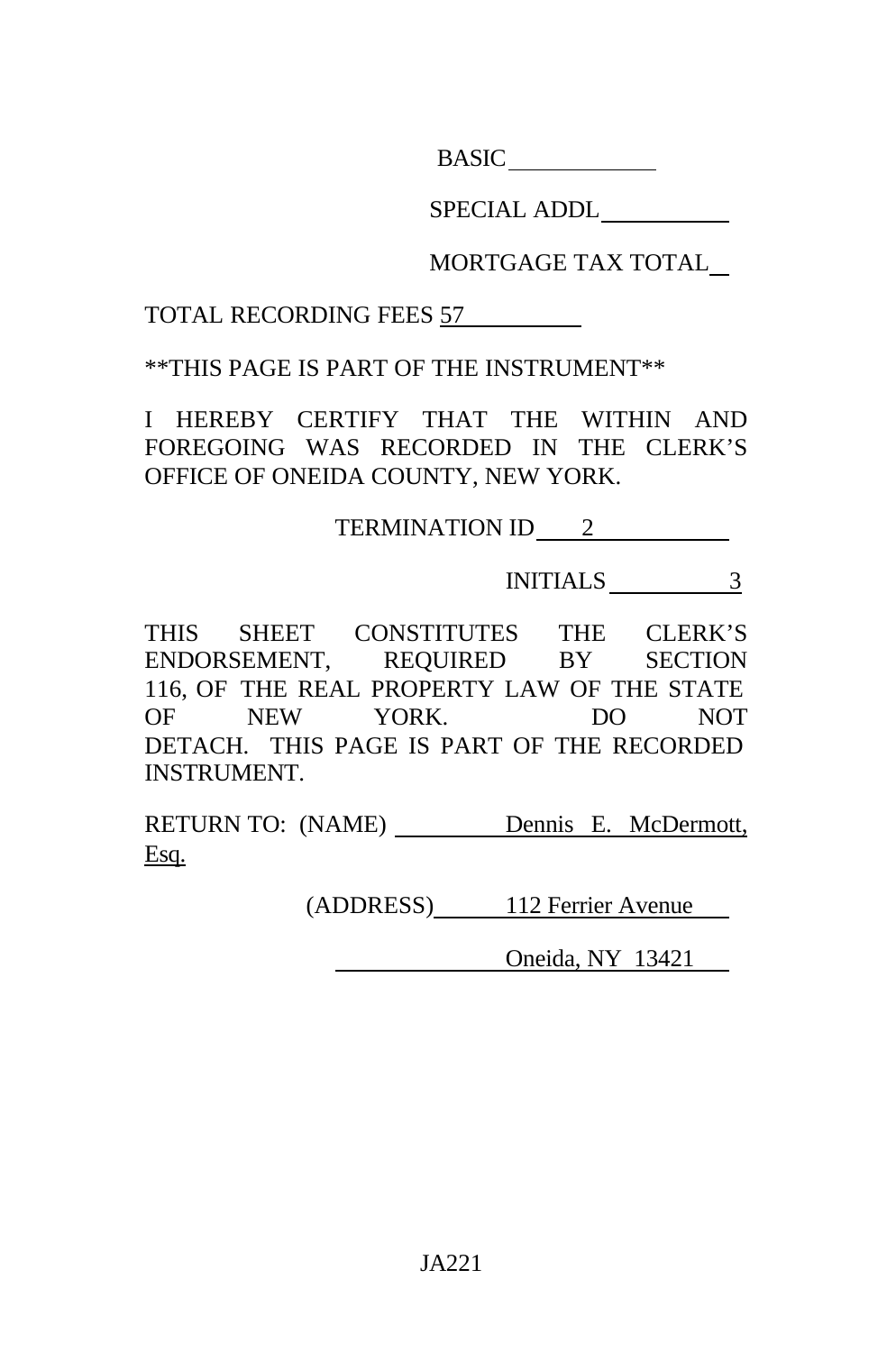BASIC \_\_\_\_\_\_\_\_\_\_

SPECIAL ADDL \_\_\_\_\_\_\_\_\_\_

MORTGAGE TAX TOTAL \_\_

TOTAL RECORDING FEES 57

**THIS PAGE IS PART OF THE INSTRUMENT**

I HEREBY CERTIFY THAT THE WITHIN AND FOREGOING WAS RECORDED IN THE CLERK'S OFFICE OF ONEIDA COUNTY, NEW YORK.

TERMINATION ID 2

INITIALS 3

THIS SHEET CONSTITUTES THE CLERK'S ENDORSEMENT, REQUIRED BY SECTION 116, OF THE REAL PROPERTY LAW OF THE STATE OF NEW YORK. DO NOT DETACH. THIS PAGE IS PART OF THE RECORDED INSTRUMENT.

RETURN TO: (NAME) Dennis E. McDermott, Esq.

(ADDRESS) 112 Ferrier Avenue

Oneida, NY 13421

JA221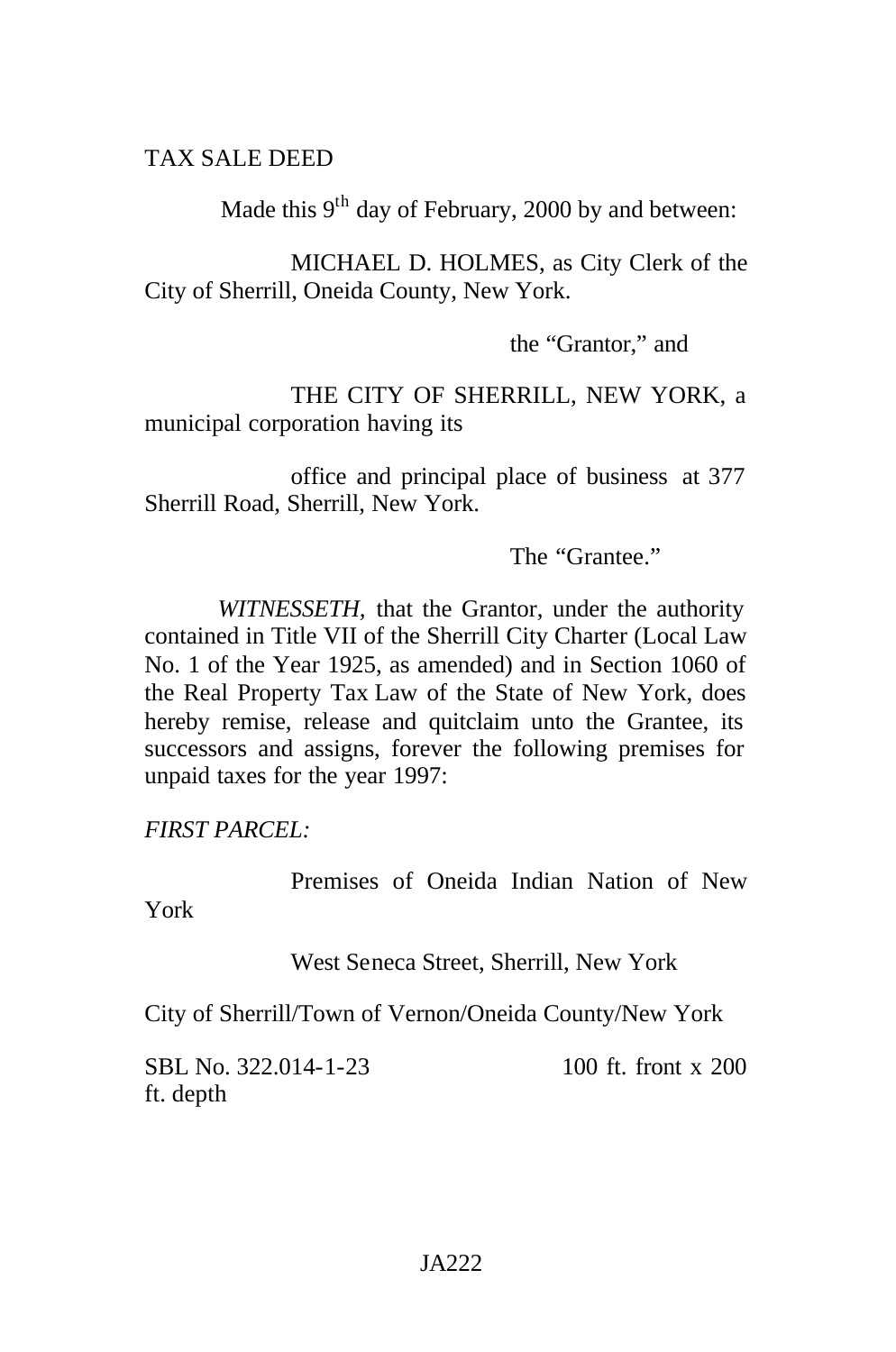TAX SALE DEED

Made this 9th day of February, 2000 by and between:

MICHAEL D. HOLMES, as City Clerk of the City of Sherrill, Oneida County, New York.

the "Grantor," and

THE CITY OF SHERRILL, NEW YORK, a municipal corporation having its

office and principal place of business at 377 Sherrill Road, Sherrill, New York.

The "Grantee."

*WITNESSETH*, that the Grantor, under the authority contained in Title VII of the Sherrill City Charter (Local Law No. 1 of the Year 1925, as amended) and in Section 1060 of the Real Property Tax Law of the State of New York, does hereby remise, release and quitclaim unto the Grantee, its successors and assigns, forever the following premises for unpaid taxes for the year 1997:

*FIRST PARCEL:*

Premises of Oneida Indian Nation of New York

West Seneca Street, Sherrill, New York

City of Sherrill/Town of Vernon/Oneida County/New York

SBL No. 322.014-1-23 100 ft. front x 200 ft. depth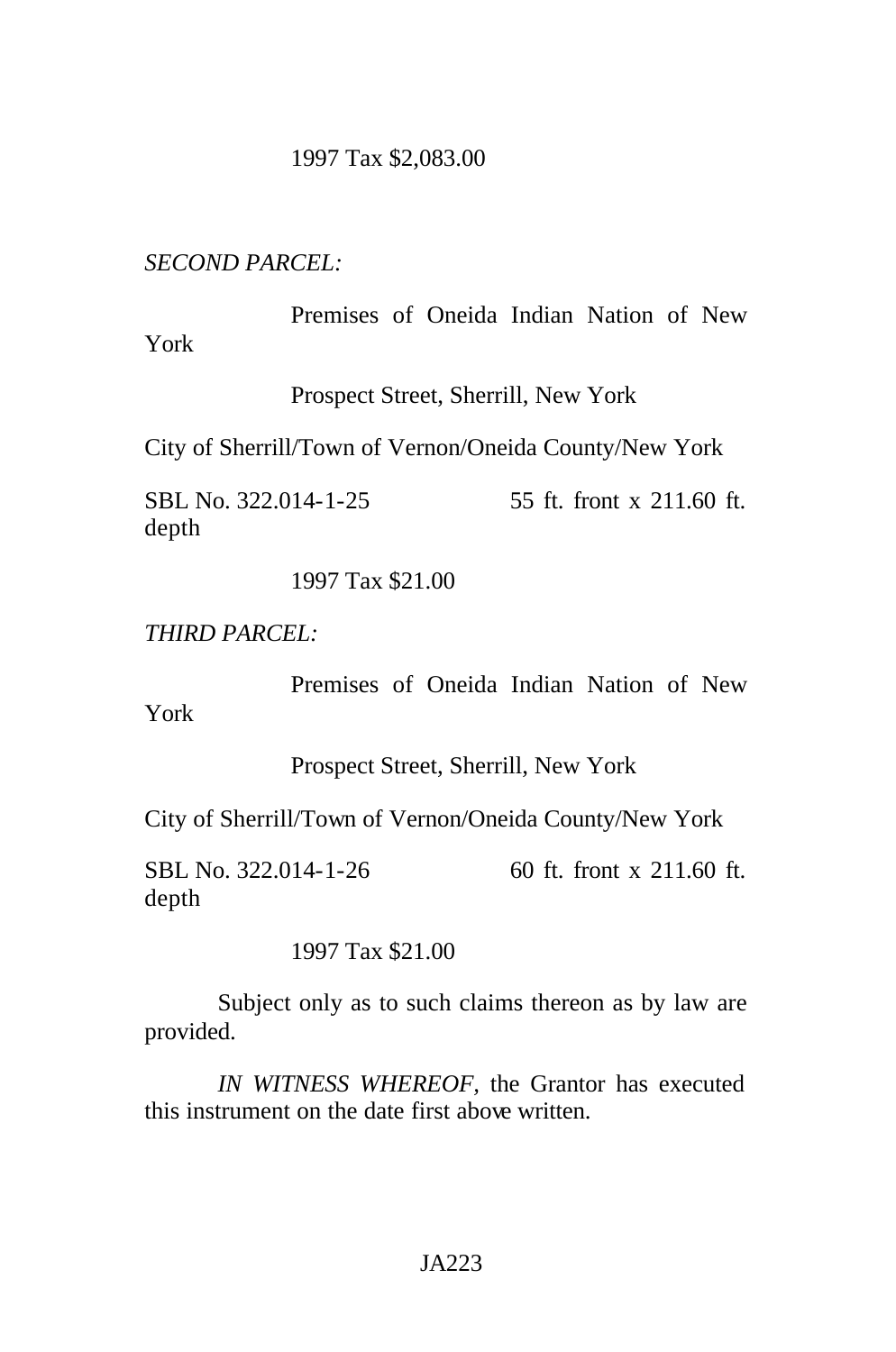1997 Tax $2,083.00

*SECOND PARCEL:*

Premises of Oneida Indian Nation of New York

Prospect Street, Sherrill, New York

City of Sherrill/Town of Vernon/Oneida County/New York

SBL No. 322.014-1-25 55 ft. front x 211.60 ft. depth

1997 Tax $21.00

*THIRD PARCEL:*

Premises of Oneida Indian Nation of New York

Prospect Street, Sherrill, New York

City of Sherrill/Town of Vernon/Oneida County/New York

SBL No. 322.014-1-26 60 ft. front x 211.60 ft. depth

1997 Tax $21.00

Subject only as to such claims thereon as by law are provided.

*IN WITNESS WHEREOF,* the Grantor has executed this instrument on the date first above written.

JA223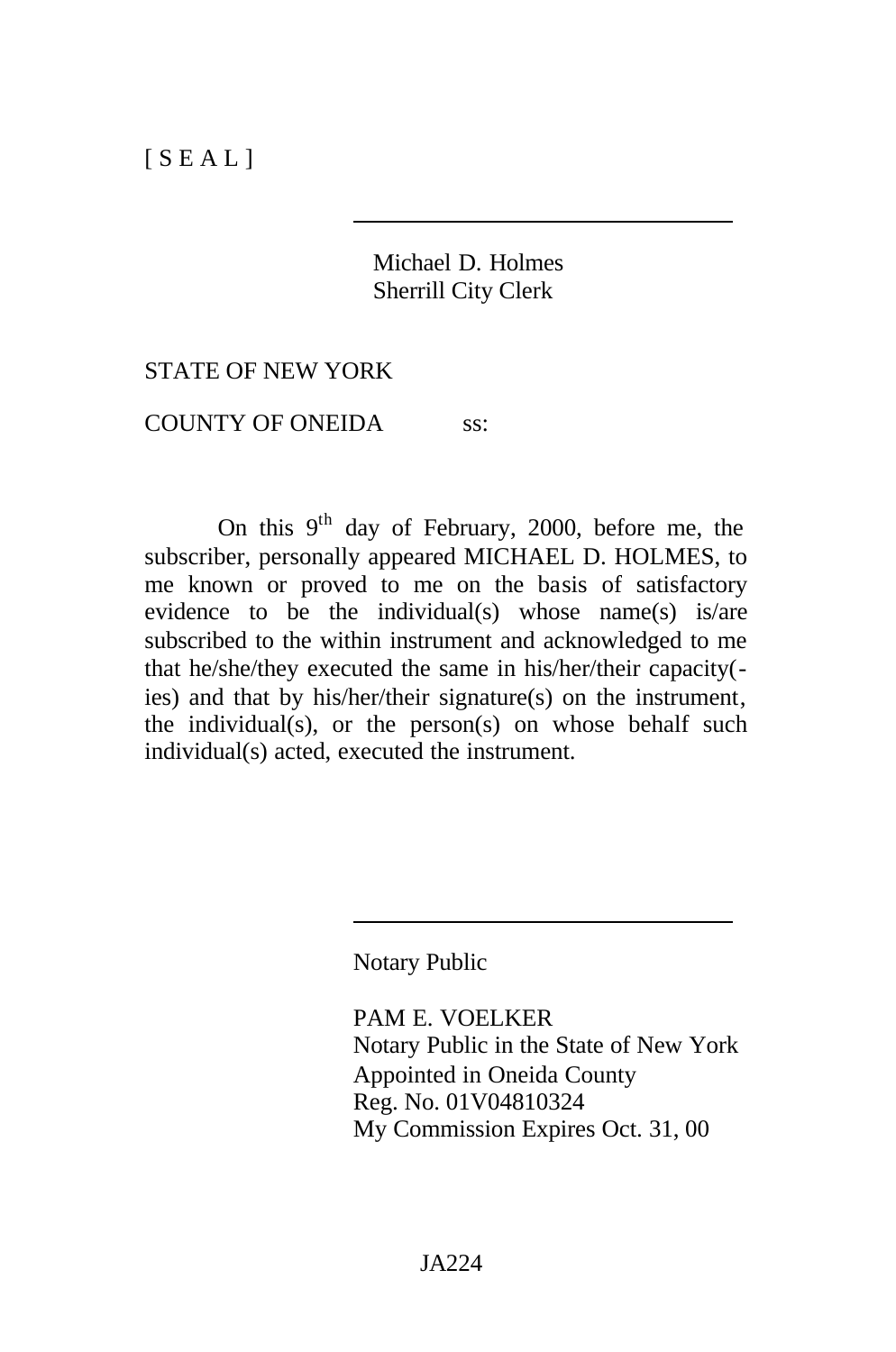[ S E A L ]

Michael D. Holmes
Sherrill City Clerk

STATE OF NEW YORK

COUNTY OF ONEIDA ss:

On this 9th day of February, 2000, before me, the subscriber, personally appeared MICHAEL D. HOLMES, to me known or proved to me on the basis of satisfactory evidence to be the individual(s) whose name(s) is/are subscribed to the within instrument and acknowledged to me that he/she/they executed the same in his/her/their capacity(-ies) and that by his/her/their signature(s) on the instrument, the individual(s), or the person(s) on whose behalf such individual(s) acted, executed the instrument.

Notary Public

PAM E. VOELKER
Notary Public in the State of New York
Appointed in Oneida County
Reg. No. 01V04810324
My Commission Expires Oct. 31, 00

JA224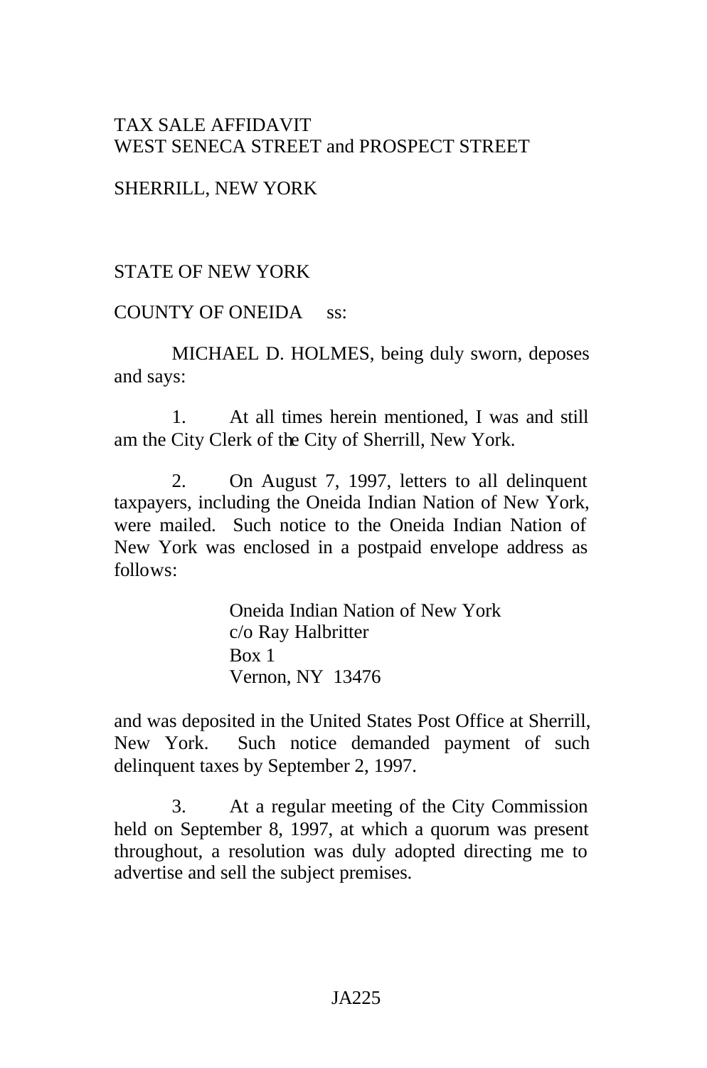TAX SALE AFFIDAVIT
WEST SENECA STREET and PROSPECT STREET

SHERRILL, NEW YORK

STATE OF NEW YORK

COUNTY OF ONEIDA ss:

MICHAEL D. HOLMES, being duly sworn, deposes and says:

1. At all times herein mentioned, I was and still am the City Clerk of the City of Sherrill, New York.

2. On August 7, 1997, letters to all delinquent taxpayers, including the Oneida Indian Nation of New York, were mailed. Such notice to the Oneida Indian Nation of New York was enclosed in a postpaid envelope address as follows:

> Oneida Indian Nation of New York
> c/o Ray Halbritter
> Box 1
> Vernon, NY 13476

and was deposited in the United States Post Office at Sherrill, New York. Such notice demanded payment of such delinquent taxes by September 2, 1997.

3. At a regular meeting of the City Commission held on September 8, 1997, at which a quorum was present throughout, a resolution was duly adopted directing me to advertise and sell the subject premises.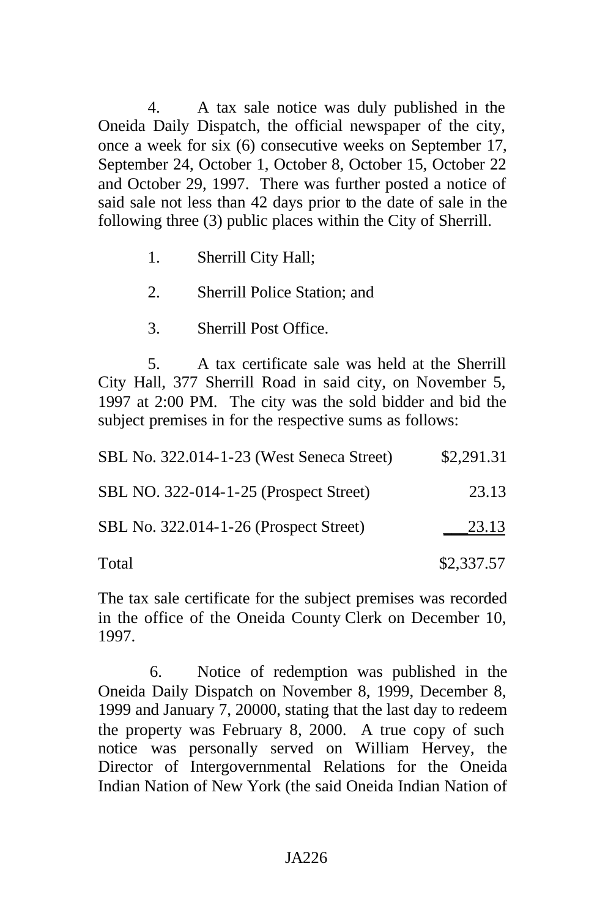4. A tax sale notice was duly published in the Oneida Daily Dispatch, the official newspaper of the city, once a week for six (6) consecutive weeks on September 17, September 24, October 1, October 8, October 15, October 22 and October 29, 1997. There was further posted a notice of said sale not less than 42 days prior to the date of sale in the following three (3) public places within the City of Sherrill.

1. Sherrill City Hall;
2. Sherrill Police Station; and
3. Sherrill Post Office.

5. A tax certificate sale was held at the Sherrill City Hall, 377 Sherrill Road in said city, on November 5, 1997 at 2:00 PM. The city was the sold bidder and bid the subject premises in for the respective sums as follows:

| | |
|---|---|
| SBL No. 322.014-1-23 (West Seneca Street) | $2,291.31 |
| SBL NO. 322-014-1-25 (Prospect Street) | 23.13 |
| SBL No. 322.014-1-26 (Prospect Street) | 23.13 |
| Total | $2,337.57 |

The tax sale certificate for the subject premises was recorded in the office of the Oneida County Clerk on December 10, 1997.

6. Notice of redemption was published in the Oneida Daily Dispatch on November 8, 1999, December 8, 1999 and January 7, 20000, stating that the last day to redeem the property was February 8, 2000. A true copy of such notice was personally served on William Hervey, the Director of Intergovernmental Relations for the Oneida Indian Nation of New York (the said Oneida Indian Nation of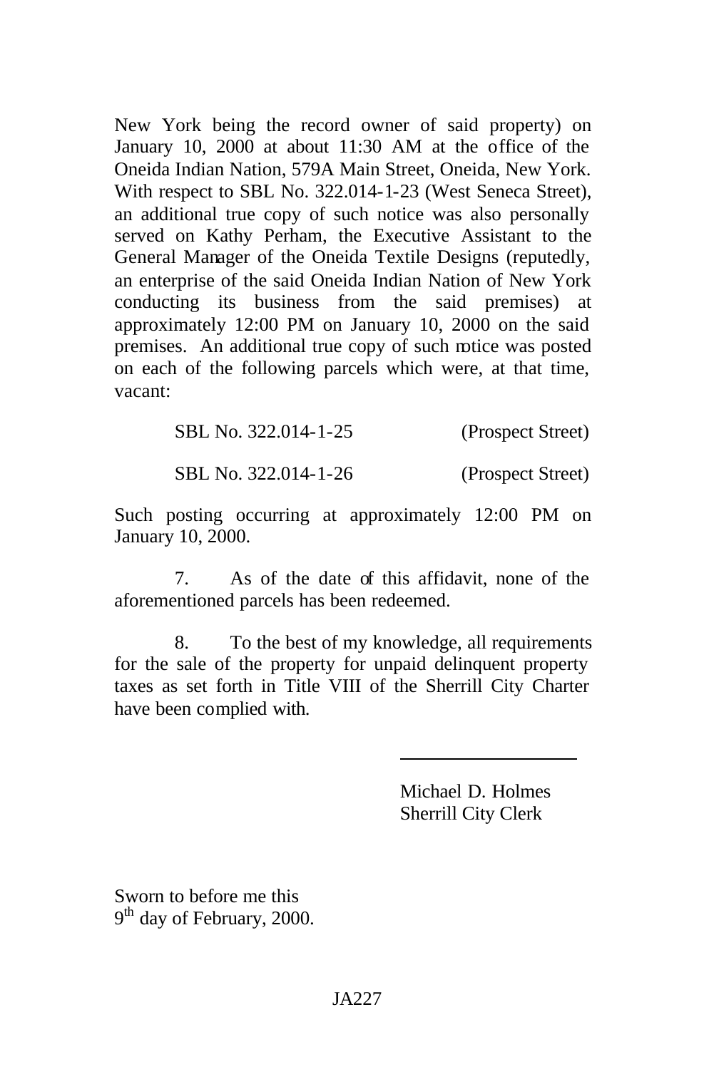New York being the record owner of said property) on January 10, 2000 at about 11:30 AM at the office of the Oneida Indian Nation, 579A Main Street, Oneida, New York. With respect to SBL No. 322.014-1-23 (West Seneca Street), an additional true copy of such notice was also personally served on Kathy Perham, the Executive Assistant to the General Manager of the Oneida Textile Designs (reputedly, an enterprise of the said Oneida Indian Nation of New York conducting its business from the said premises) at approximately 12:00 PM on January 10, 2000 on the said premises. An additional true copy of such notice was posted on each of the following parcels which were, at that time, vacant:

| | |
|---|---|
| SBL No. 322.014-1-25 | (Prospect Street) |
| SBL No. 322.014-1-26 | (Prospect Street) |

Such posting occurring at approximately 12:00 PM on January 10, 2000.

7. As of the date of this affidavit, none of the aforementioned parcels has been redeemed.

8. To the best of my knowledge, all requirements for the sale of the property for unpaid delinquent property taxes as set forth in Title VIII of the Sherrill City Charter have been complied with.

Michael D. Holmes
Sherrill City Clerk

Sworn to before me this
9th day of February, 2000.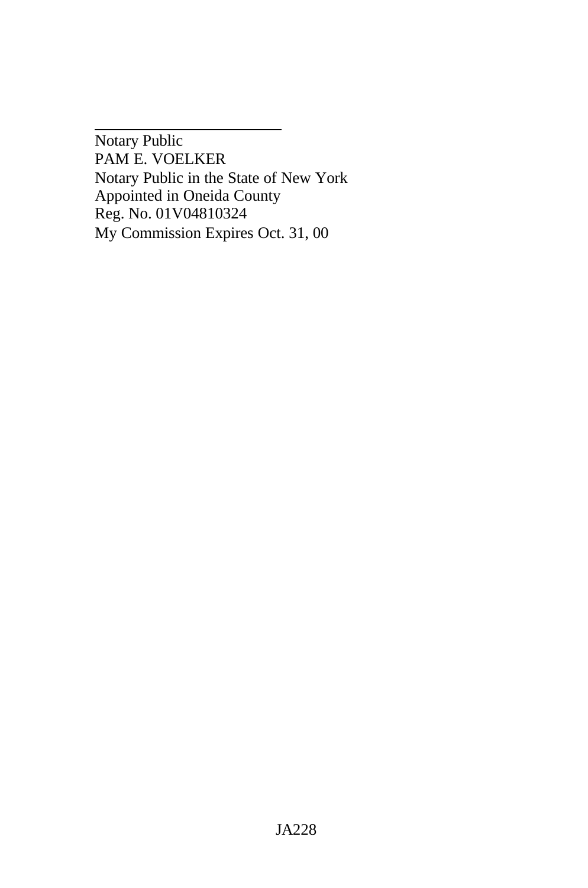\_\_\_\_\_\_\_\_\_\_\_\_\_\_\_\_\_\_\_\_\_\_\_\_\_

Notary Public
PAM E. VOELKER
Notary Public in the State of New York
Appointed in Oneida County
Reg. No. 01V04810324
My Commission Expires Oct. 31, 00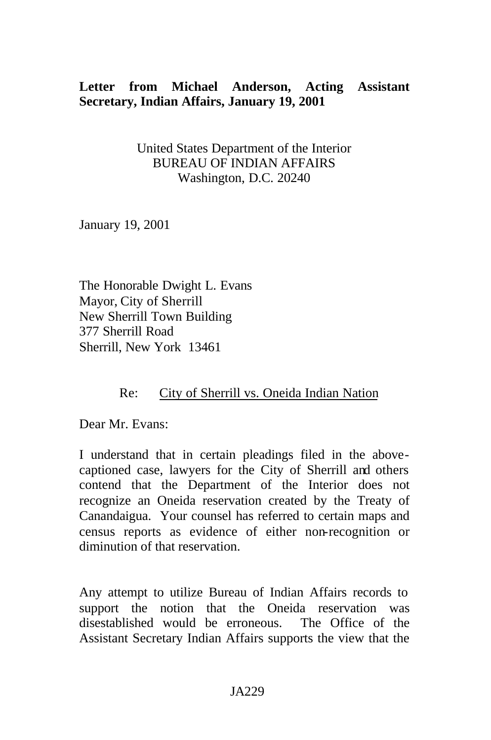**Letter from Michael Anderson, Acting Assistant Secretary, Indian Affairs, January 19, 2001**

United States Department of the Interior
BUREAU OF INDIAN AFFAIRS
Washington, D.C. 20240

January 19, 2001

The Honorable Dwight L. Evans
Mayor, City of Sherrill
New Sherrill Town Building
377 Sherrill Road
Sherrill, New York 13461

Re: City of Sherrill vs. Oneida Indian Nation

Dear Mr. Evans:

I understand that in certain pleadings filed in the above-captioned case, lawyers for the City of Sherrill and others contend that the Department of the Interior does not recognize an Oneida reservation created by the Treaty of Canandaigua. Your counsel has referred to certain maps and census reports as evidence of either non-recognition or diminution of that reservation.

Any attempt to utilize Bureau of Indian Affairs records to support the notion that the Oneida reservation was disestablished would be erroneous. The Office of the Assistant Secretary Indian Affairs supports the view that the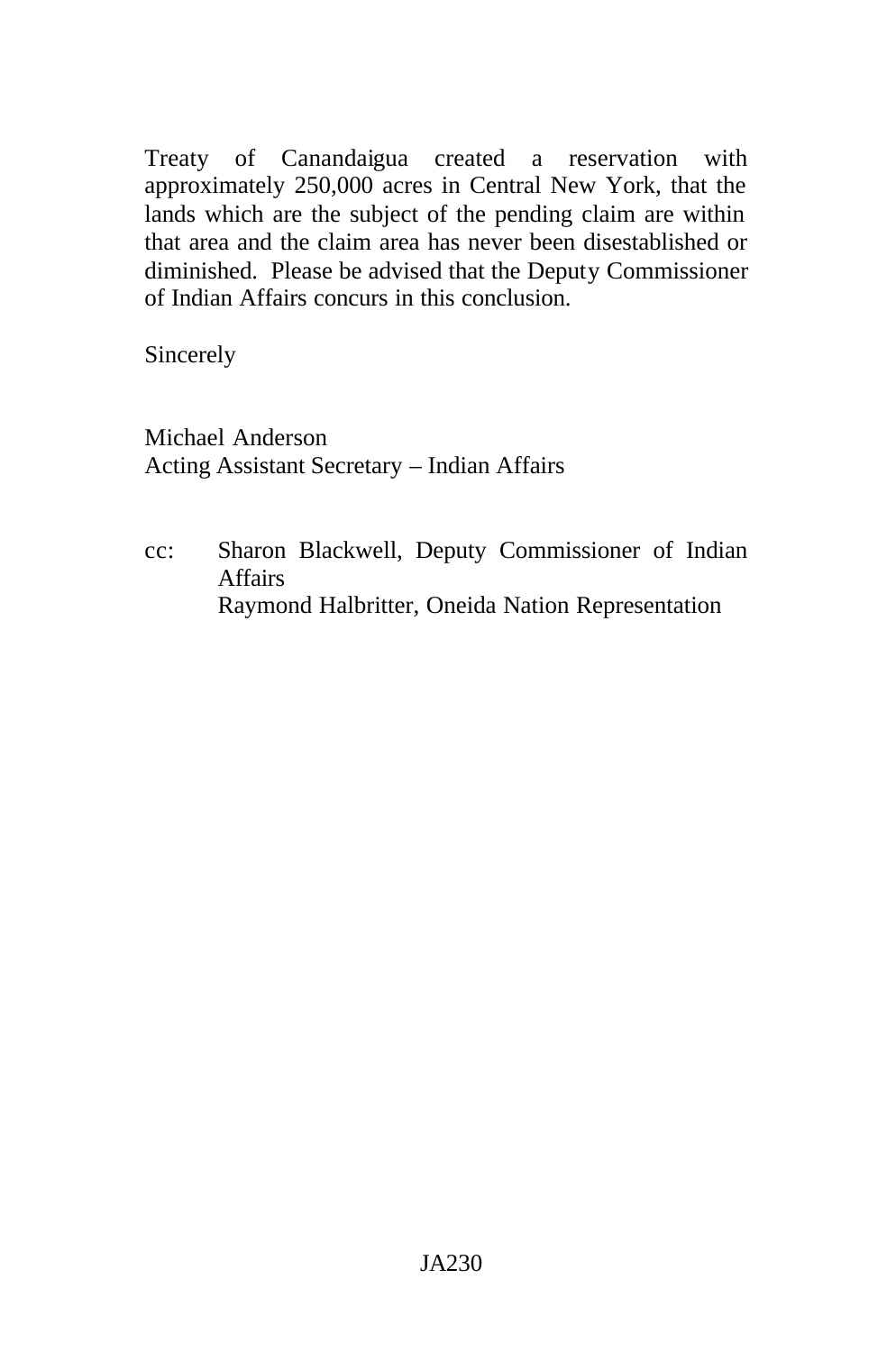Treaty of Canandaigua created a reservation with approximately 250,000 acres in Central New York, that the lands which are the subject of the pending claim are within that area and the claim area has never been disestablished or diminished. Please be advised that the Deputy Commissioner of Indian Affairs concurs in this conclusion.

Sincerely

Michael Anderson
Acting Assistant Secretary – Indian Affairs

cc: Sharon Blackwell, Deputy Commissioner of Indian Affairs
Raymond Halbritter, Oneida Nation Representation

JA230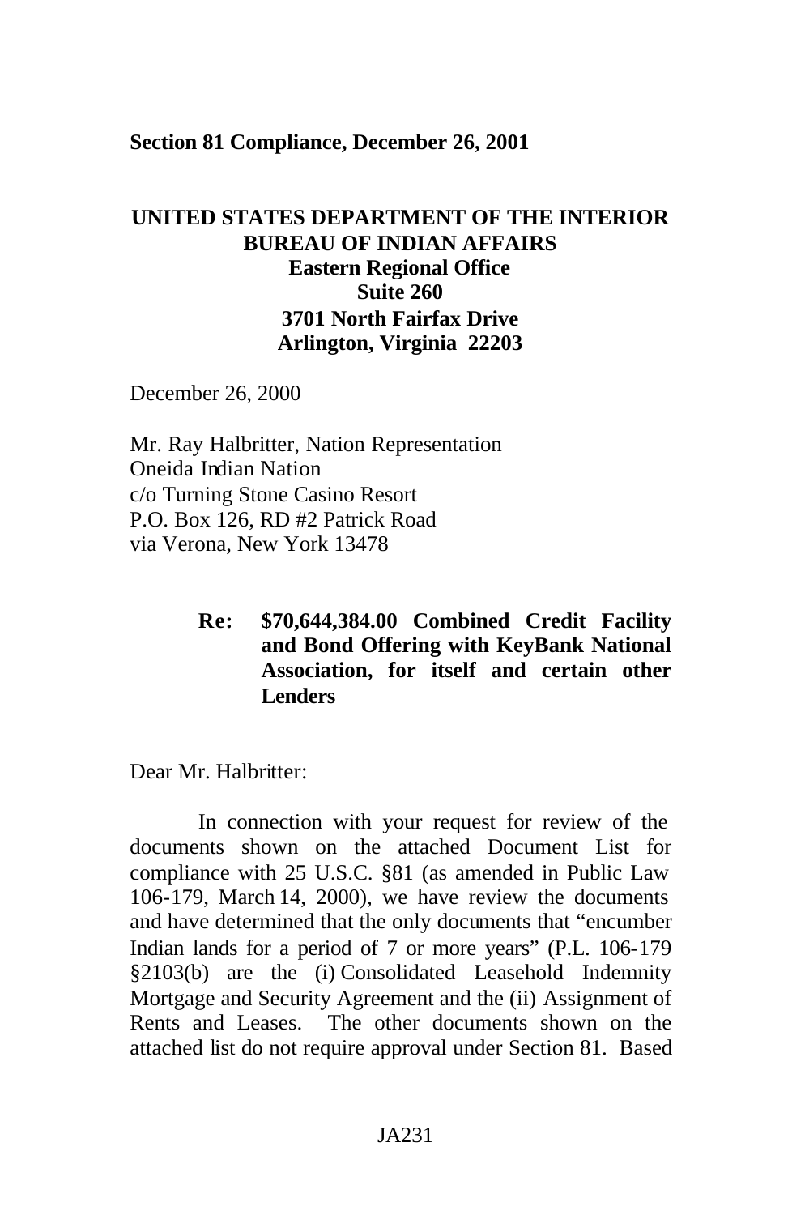**Section 81 Compliance, December 26, 2001**

**UNITED STATES DEPARTMENT OF THE INTERIOR**
**BUREAU OF INDIAN AFFAIRS**
**Eastern Regional Office**
**Suite 260**
**3701 North Fairfax Drive**
**Arlington, Virginia 22203**

December 26, 2000

Mr. Ray Halbritter, Nation Representation
Oneida Indian Nation
c/o Turning Stone Casino Resort
P.O. Box 126, RD #2 Patrick Road
via Verona, New York 13478

> **Re: $70,644,384.00 Combined Credit Facility and Bond Offering with KeyBank National Association, for itself and certain other Lenders**

Dear Mr. Halbritter:

In connection with your request for review of the documents shown on the attached Document List for compliance with 25 U.S.C. §81 (as amended in Public Law 106-179, March 14, 2000), we have review the documents and have determined that the only documents that "encumber Indian lands for a period of 7 or more years" (P.L. 106-179 §2103(b) are the (i) Consolidated Leasehold Indemnity Mortgage and Security Agreement and the (ii) Assignment of Rents and Leases. The other documents shown on the attached list do not require approval under Section 81. Based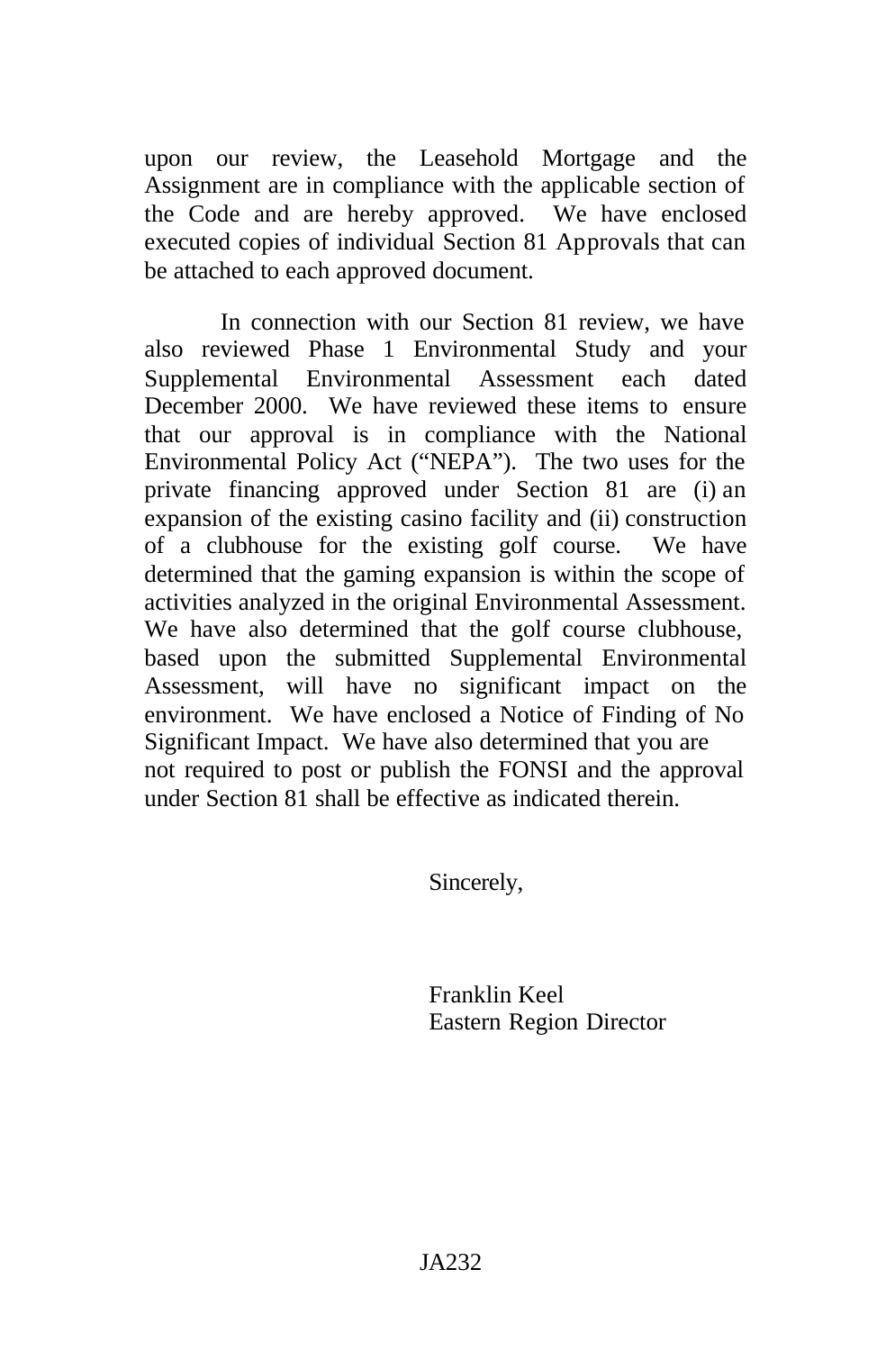upon our review, the Leasehold Mortgage and the Assignment are in compliance with the applicable section of the Code and are hereby approved. We have enclosed executed copies of individual Section 81 Approvals that can be attached to each approved document.

In connection with our Section 81 review, we have also reviewed Phase 1 Environmental Study and your Supplemental Environmental Assessment each dated December 2000. We have reviewed these items to ensure that our approval is in compliance with the National Environmental Policy Act ("NEPA"). The two uses for the private financing approved under Section 81 are (i) an expansion of the existing casino facility and (ii) construction of a clubhouse for the existing golf course. We have determined that the gaming expansion is within the scope of activities analyzed in the original Environmental Assessment. We have also determined that the golf course clubhouse, based upon the submitted Supplemental Environmental Assessment, will have no significant impact on the environment. We have enclosed a Notice of Finding of No Significant Impact. We have also determined that you are not required to post or publish the FONSI and the approval under Section 81 shall be effective as indicated therein.

Sincerely,

Franklin Keel
Eastern Region Director

JA232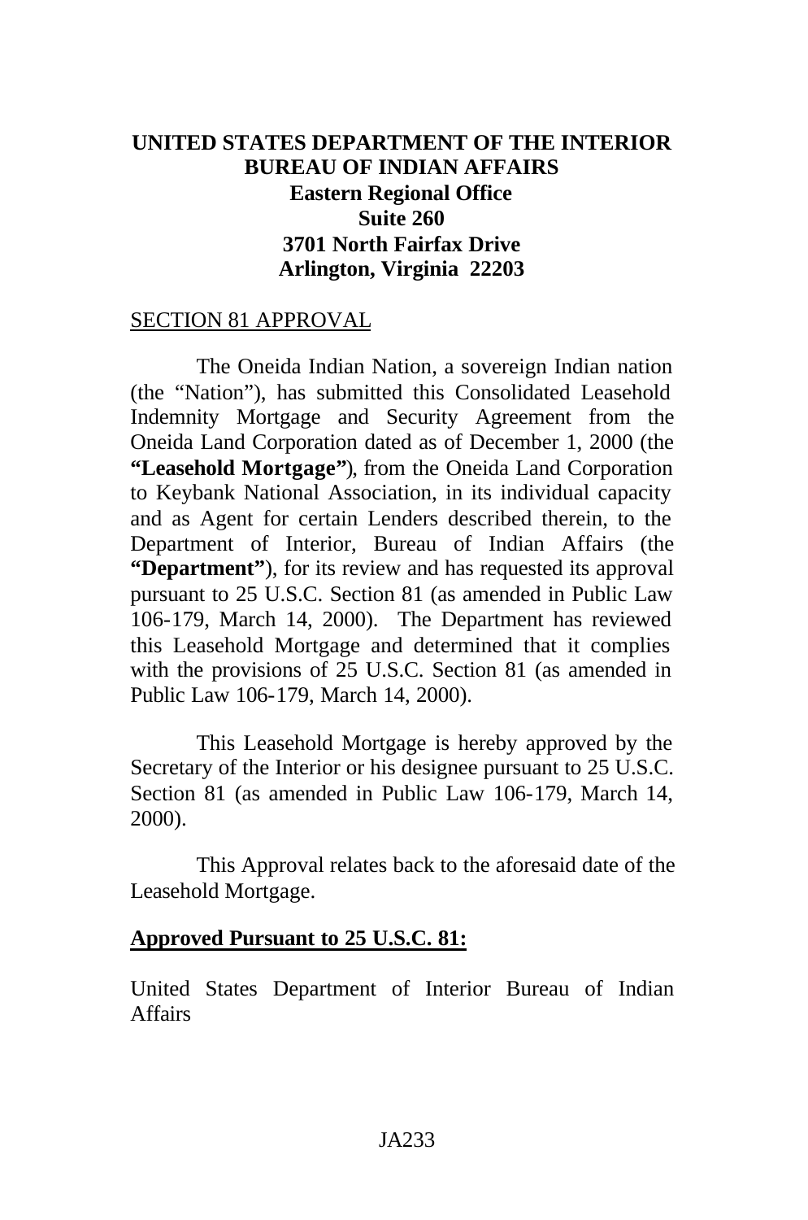**UNITED STATES DEPARTMENT OF THE INTERIOR**
**BUREAU OF INDIAN AFFAIRS**
**Eastern Regional Office**
**Suite 260**
**3701 North Fairfax Drive**
**Arlington, Virginia 22203**

<u>SECTION 81 APPROVAL</u>

The Oneida Indian Nation, a sovereign Indian nation (the "Nation"), has submitted this Consolidated Leasehold Indemnity Mortgage and Security Agreement from the Oneida Land Corporation dated as of December 1, 2000 (the **"Leasehold Mortgage"**), from the Oneida Land Corporation to Keybank National Association, in its individual capacity and as Agent for certain Lenders described therein, to the Department of Interior, Bureau of Indian Affairs (the **"Department"**), for its review and has requested its approval pursuant to 25 U.S.C. Section 81 (as amended in Public Law 106-179, March 14, 2000). The Department has reviewed this Leasehold Mortgage and determined that it complies with the provisions of 25 U.S.C. Section 81 (as amended in Public Law 106-179, March 14, 2000).

This Leasehold Mortgage is hereby approved by the Secretary of the Interior or his designee pursuant to 25 U.S.C. Section 81 (as amended in Public Law 106-179, March 14, 2000).

This Approval relates back to the aforesaid date of the Leasehold Mortgage.

**<u>Approved Pursuant to 25 U.S.C. 81:</u>**

United States Department of Interior Bureau of Indian Affairs

JA233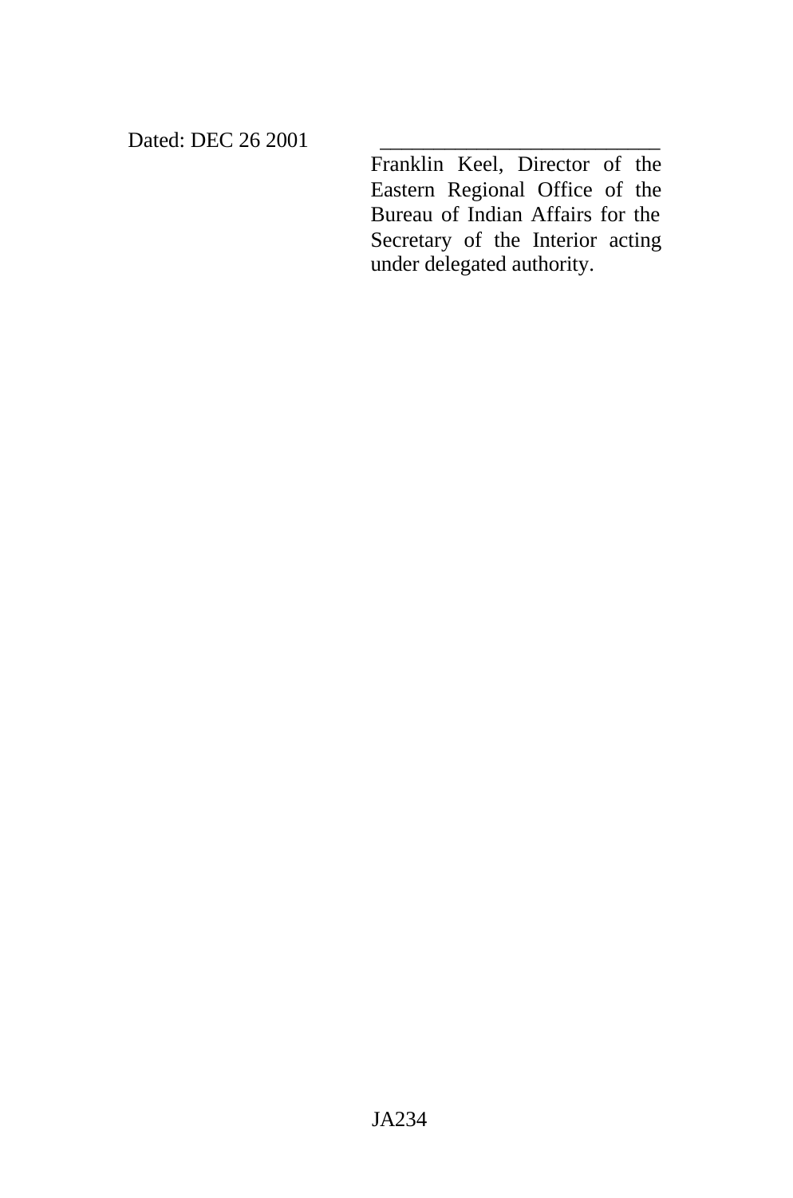Dated: DEC 26 2001

\_\_\_\_\_\_\_\_\_\_\_\_\_\_\_\_\_\_\_\_\_\_\_\_\_\_\_

Franklin Keel, Director of the Eastern Regional Office of the Bureau of Indian Affairs for the Secretary of the Interior acting under delegated authority.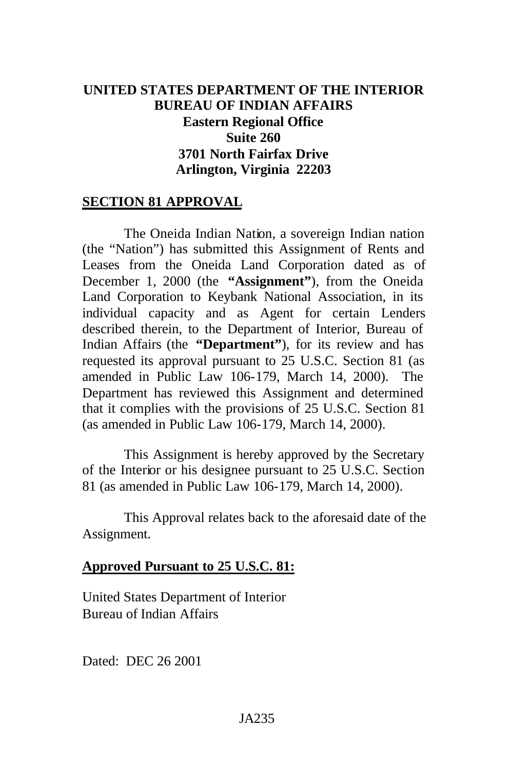**UNITED STATES DEPARTMENT OF THE INTERIOR**
**BUREAU OF INDIAN AFFAIRS**
**Eastern Regional Office**
**Suite 260**
**3701 North Fairfax Drive**
**Arlington, Virginia 22203**

**SECTION 81 APPROVAL**

The Oneida Indian Nation, a sovereign Indian nation (the "Nation") has submitted this Assignment of Rents and Leases from the Oneida Land Corporation dated as of December 1, 2000 (the **"Assignment"**), from the Oneida Land Corporation to Keybank National Association, in its individual capacity and as Agent for certain Lenders described therein, to the Department of Interior, Bureau of Indian Affairs (the **"Department"**), for its review and has requested its approval pursuant to 25 U.S.C. Section 81 (as amended in Public Law 106-179, March 14, 2000). The Department has reviewed this Assignment and determined that it complies with the provisions of 25 U.S.C. Section 81 (as amended in Public Law 106-179, March 14, 2000).

This Assignment is hereby approved by the Secretary of the Interior or his designee pursuant to 25 U.S.C. Section 81 (as amended in Public Law 106-179, March 14, 2000).

This Approval relates back to the aforesaid date of the Assignment.

**Approved Pursuant to 25 U.S.C. 81:**

United States Department of Interior
Bureau of Indian Affairs

Dated: DEC 26 2001

JA235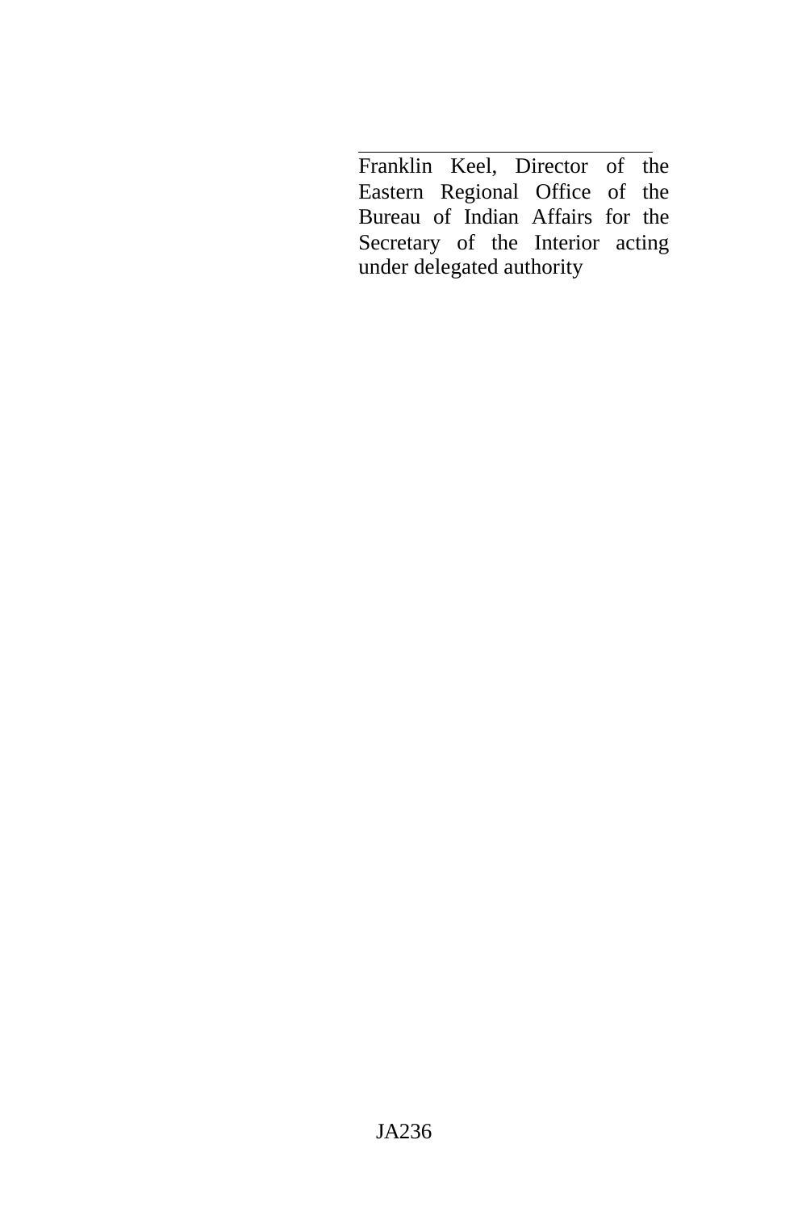\_\_\_\_\_\_\_\_\_\_\_\_\_\_\_\_\_\_\_\_\_\_\_\_\_\_\_\_

Franklin Keel, Director of the Eastern Regional Office of the Bureau of Indian Affairs for the Secretary of the Interior acting under delegated authority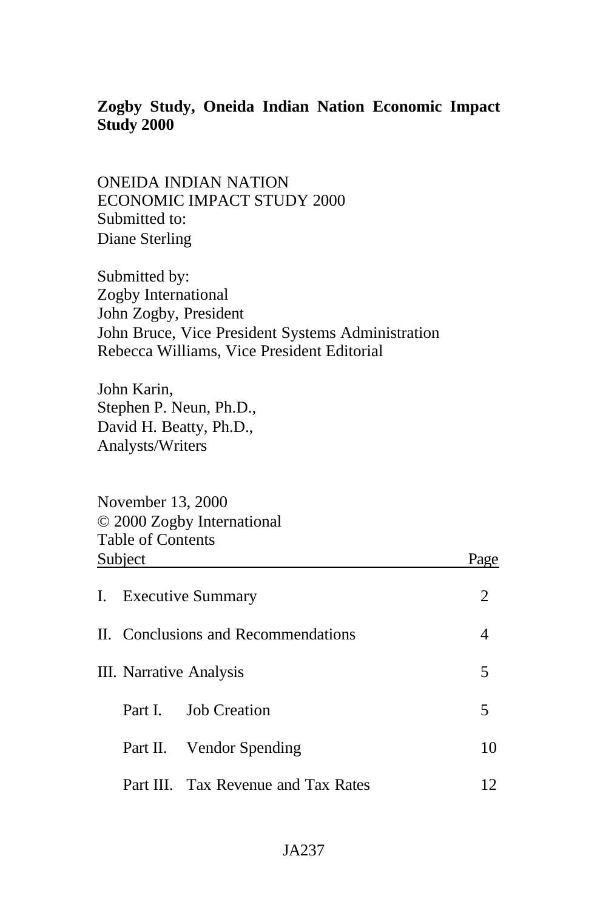**Zogby Study, Oneida Indian Nation Economic Impact Study 2000**

ONEIDA INDIAN NATION
ECONOMIC IMPACT STUDY 2000
Submitted to:
Diane Sterling

Submitted by:
Zogby International
John Zogby, President
John Bruce, Vice President Systems Administration
Rebecca Williams, Vice President Editorial

John Karin,
Stephen P. Neun, Ph.D.,
David H. Beatty, Ph.D.,
Analysts/Writers

November 13, 2000
© 2000 Zogby International
Table of Contents

| Subject | Page |
|---|---|
| I. Executive Summary | 2 |
| II. Conclusions and Recommendations | 4 |
| III. Narrative Analysis | 5 |
| Part I. Job Creation | 5 |
| Part II. Vendor Spending | 10 |
| Part III. Tax Revenue and Tax Rates | 12 |

JA237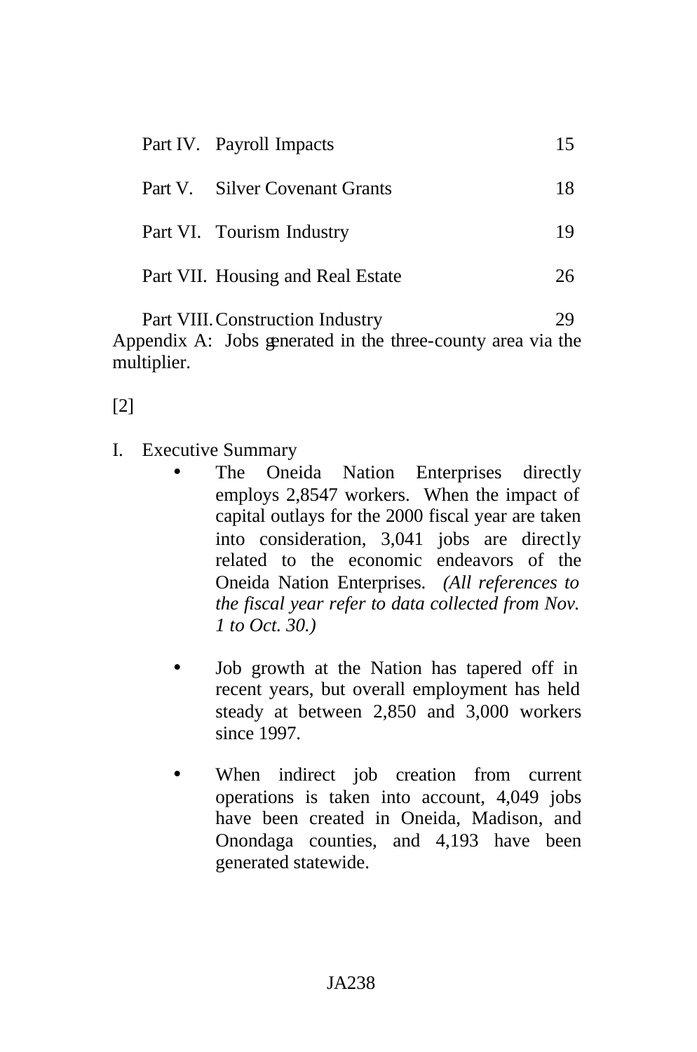| | | |
|---|---|---|
| Part IV. | Payroll Impacts | 15 |
| Part V. | Silver Covenant Grants | 18 |
| Part VI. | Tourism Industry | 19 |
| Part VII. | Housing and Real Estate | 26 |
| Part VIII. | Construction Industry | 29 |

Appendix A: Jobs generated in the three-county area via the multiplier.

[2]

I. Executive Summary

- The Oneida Nation Enterprises directly employs 2,8547 workers. When the impact of capital outlays for the 2000 fiscal year are taken into consideration, 3,041 jobs are directly related to the economic endeavors of the Oneida Nation Enterprises. *(All references to the fiscal year refer to data collected from Nov. 1 to Oct. 30.)*

- Job growth at the Nation has tapered off in recent years, but overall employment has held steady at between 2,850 and 3,000 workers since 1997.

- When indirect job creation from current operations is taken into account, 4,049 jobs have been created in Oneida, Madison, and Onondaga counties, and 4,193 have been generated statewide.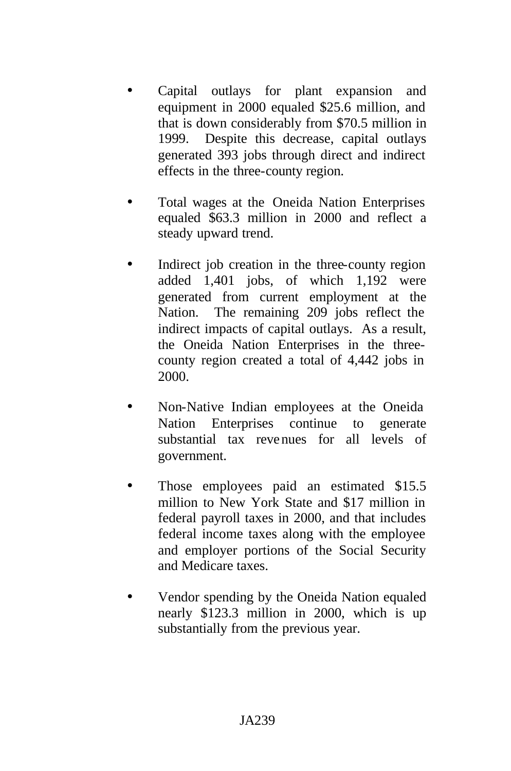- Capital outlays for plant expansion and equipment in 2000 equaled $25.6 million, and that is down considerably from $70.5 million in 1999. Despite this decrease, capital outlays generated 393 jobs through direct and indirect effects in the three-county region.

- Total wages at the Oneida Nation Enterprises equaled $63.3 million in 2000 and reflect a steady upward trend.

- Indirect job creation in the three-county region added 1,401 jobs, of which 1,192 were generated from current employment at the Nation. The remaining 209 jobs reflect the indirect impacts of capital outlays. As a result, the Oneida Nation Enterprises in the three-county region created a total of 4,442 jobs in 2000.

- Non-Native Indian employees at the Oneida Nation Enterprises continue to generate substantial tax revenues for all levels of government.

- Those employees paid an estimated $15.5 million to New York State and $17 million in federal payroll taxes in 2000, and that includes federal income taxes along with the employee and employer portions of the Social Security and Medicare taxes.

- Vendor spending by the Oneida Nation equaled nearly $123.3 million in 2000, which is up substantially from the previous year.

JA239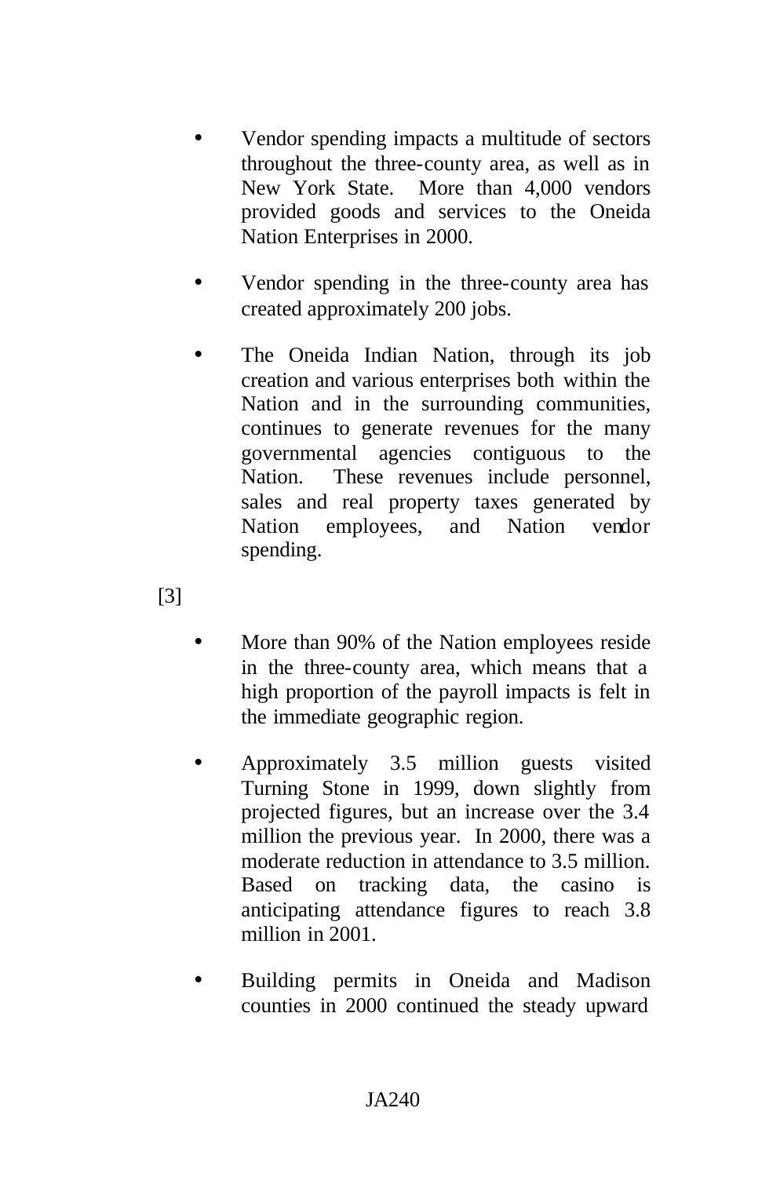- Vendor spending impacts a multitude of sectors throughout the three-county area, as well as in New York State. More than 4,000 vendors provided goods and services to the Oneida Nation Enterprises in 2000.

- Vendor spending in the three-county area has created approximately 200 jobs.

- The Oneida Indian Nation, through its job creation and various enterprises both within the Nation and in the surrounding communities, continues to generate revenues for the many governmental agencies contiguous to the Nation. These revenues include personnel, sales and real property taxes generated by Nation employees, and Nation vendor spending.

[3]

- More than 90% of the Nation employees reside in the three-county area, which means that a high proportion of the payroll impacts is felt in the immediate geographic region.

- Approximately 3.5 million guests visited Turning Stone in 1999, down slightly from projected figures, but an increase over the 3.4 million the previous year. In 2000, there was a moderate reduction in attendance to 3.5 million. Based on tracking data, the casino is anticipating attendance figures to reach 3.8 million in 2001.

- Building permits in Oneida and Madison counties in 2000 continued the steady upward

JA240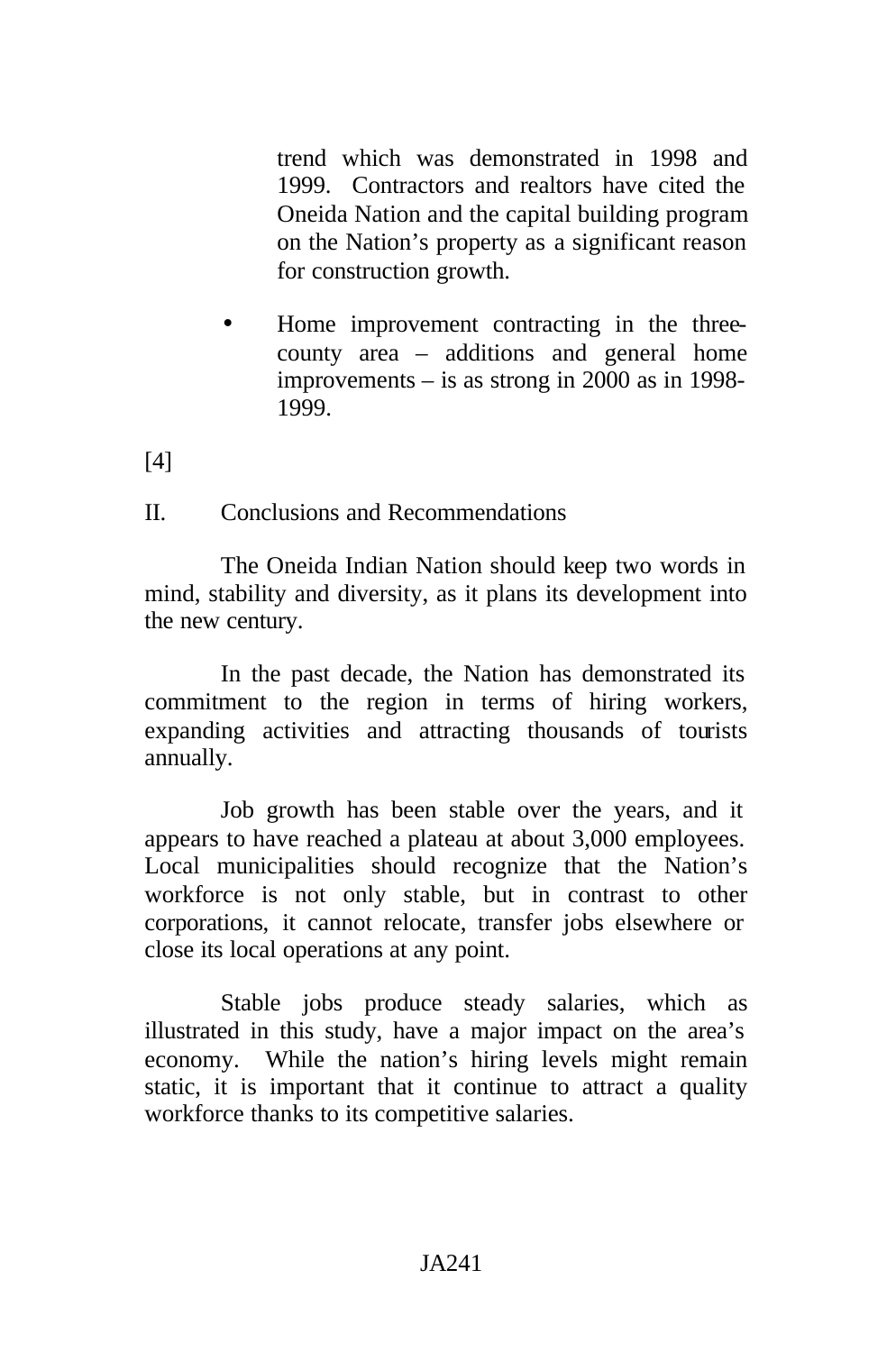trend which was demonstrated in 1998 and 1999. Contractors and realtors have cited the Oneida Nation and the capital building program on the Nation's property as a significant reason for construction growth.

- Home improvement contracting in the three-county area – additions and general home improvements – is as strong in 2000 as in 1998-1999.

[4]

## II. Conclusions and Recommendations

The Oneida Indian Nation should keep two words in mind, stability and diversity, as it plans its development into the new century.

In the past decade, the Nation has demonstrated its commitment to the region in terms of hiring workers, expanding activities and attracting thousands of tourists annually.

Job growth has been stable over the years, and it appears to have reached a plateau at about 3,000 employees. Local municipalities should recognize that the Nation's workforce is not only stable, but in contrast to other corporations, it cannot relocate, transfer jobs elsewhere or close its local operations at any point.

Stable jobs produce steady salaries, which as illustrated in this study, have a major impact on the area's economy. While the nation's hiring levels might remain static, it is important that it continue to attract a quality workforce thanks to its competitive salaries.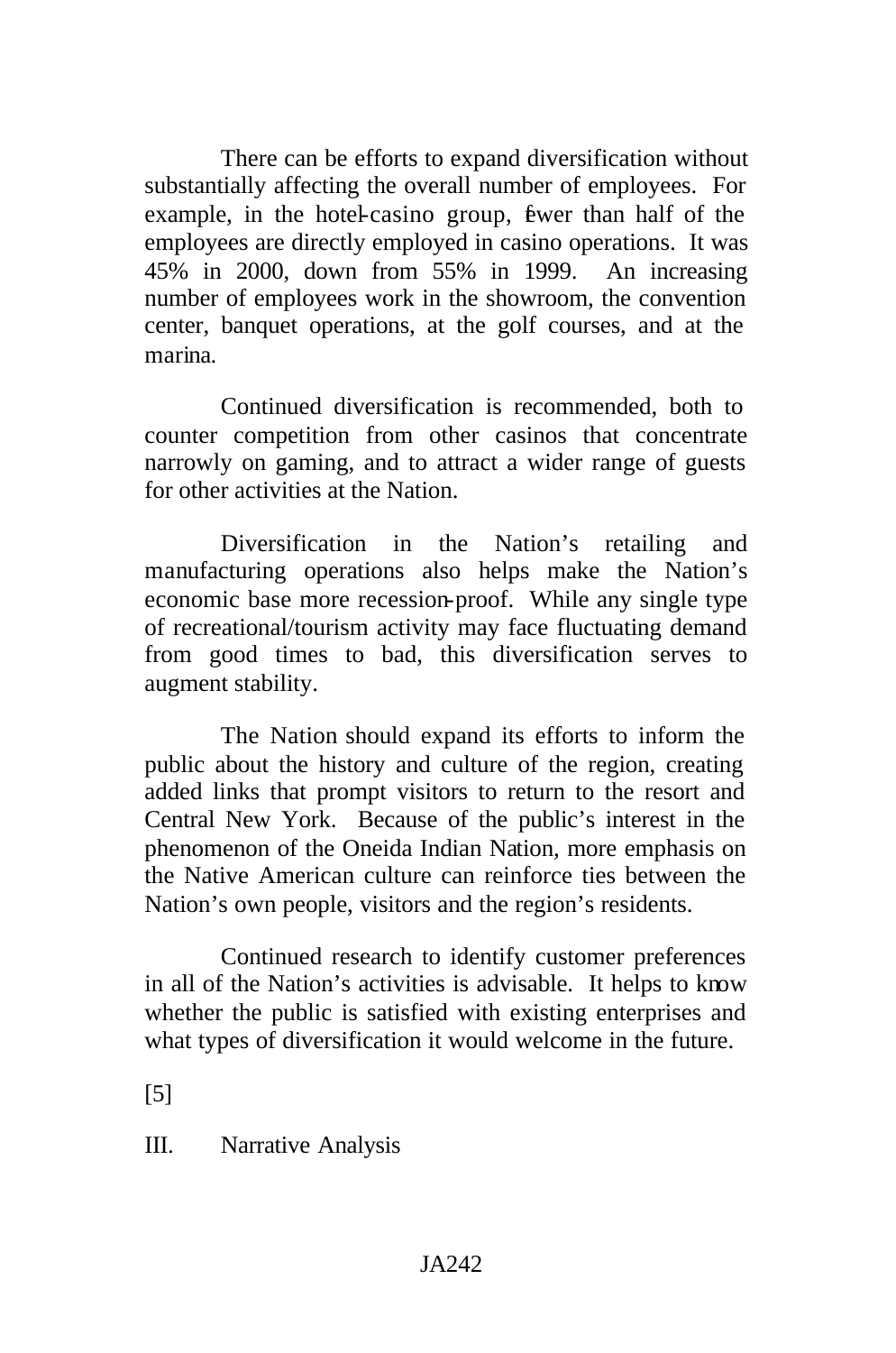There can be efforts to expand diversification without substantially affecting the overall number of employees. For example, in the hotel-casino group, fewer than half of the employees are directly employed in casino operations. It was 45% in 2000, down from 55% in 1999. An increasing number of employees work in the showroom, the convention center, banquet operations, at the golf courses, and at the marina.

Continued diversification is recommended, both to counter competition from other casinos that concentrate narrowly on gaming, and to attract a wider range of guests for other activities at the Nation.

Diversification in the Nation's retailing and manufacturing operations also helps make the Nation's economic base more recession-proof. While any single type of recreational/tourism activity may face fluctuating demand from good times to bad, this diversification serves to augment stability.

The Nation should expand its efforts to inform the public about the history and culture of the region, creating added links that prompt visitors to return to the resort and Central New York. Because of the public's interest in the phenomenon of the Oneida Indian Nation, more emphasis on the Native American culture can reinforce ties between the Nation's own people, visitors and the region's residents.

Continued research to identify customer preferences in all of the Nation's activities is advisable. It helps to know whether the public is satisfied with existing enterprises and what types of diversification it would welcome in the future.

[5]

## III. Narrative Analysis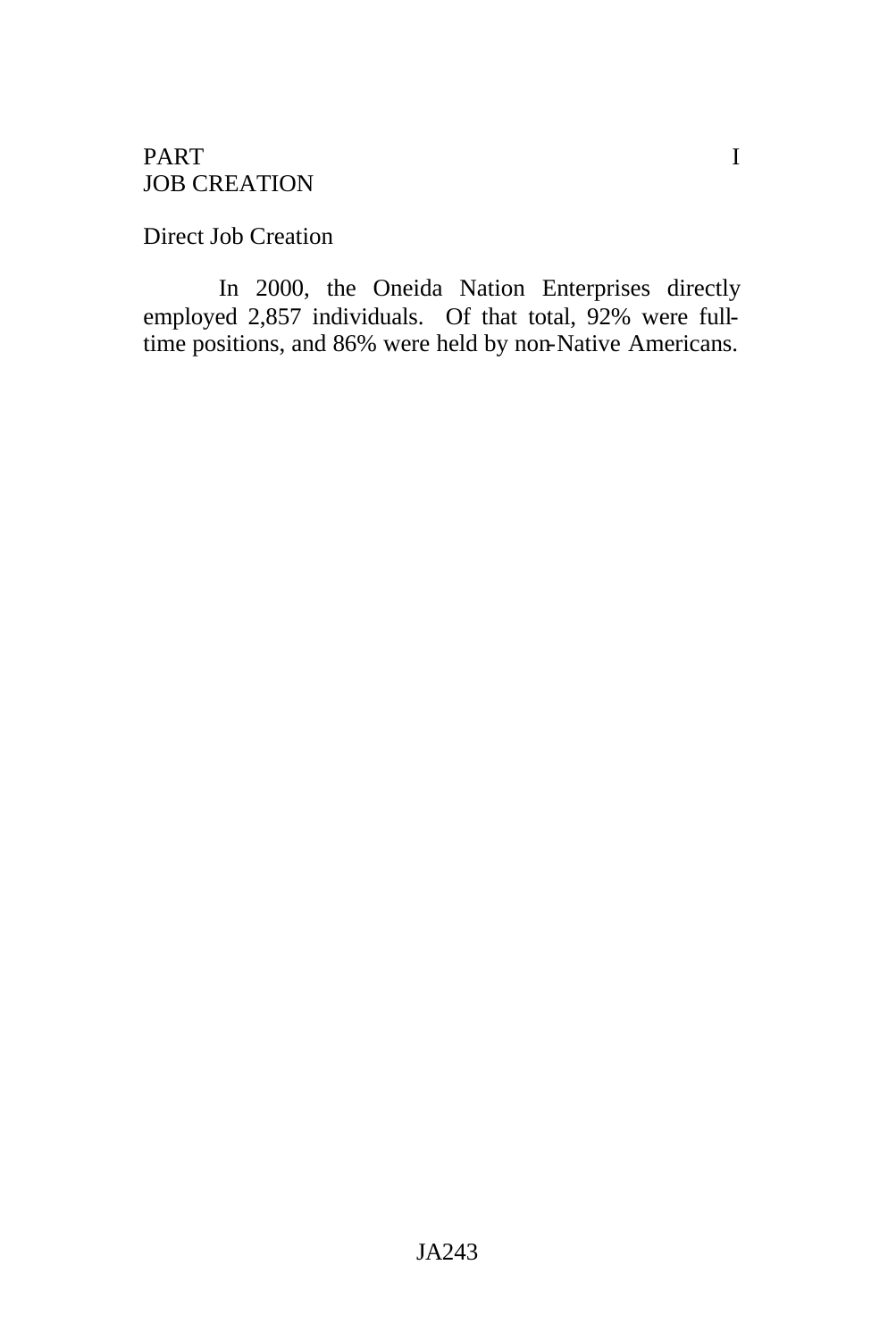# PART I
# JOB CREATION

## Direct Job Creation

In 2000, the Oneida Nation Enterprises directly employed 2,857 individuals. Of that total, 92% were full-time positions, and 86% were held by non-Native Americans.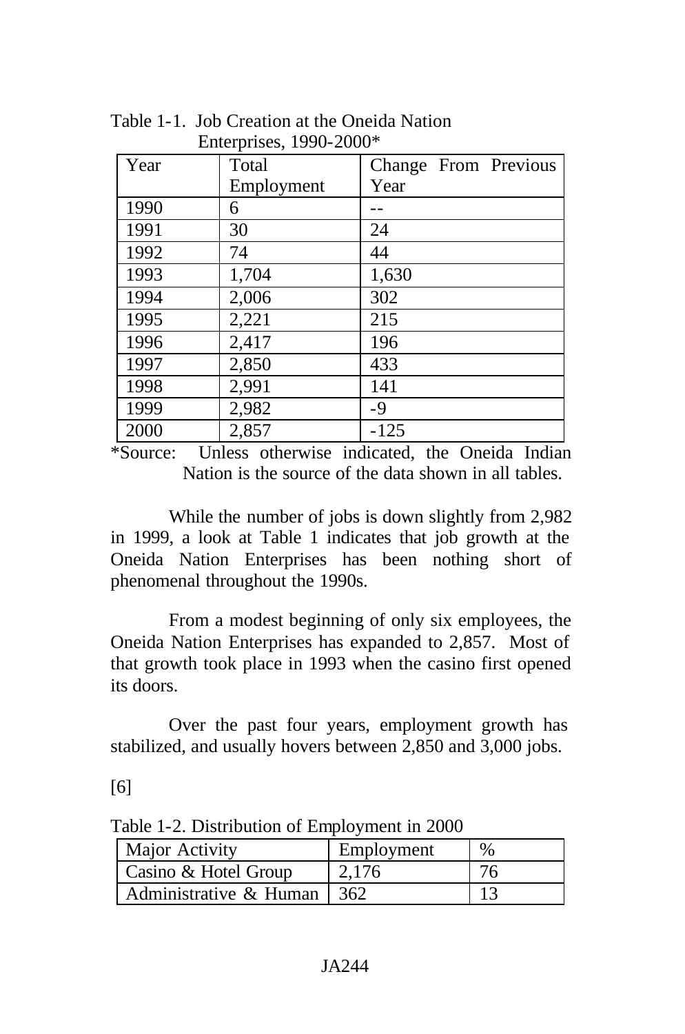Table 1-1. Job Creation at the Oneida Nation Enterprises, 1990-2000*

| Year | Total Employment | Change From Previous Year |
|---|---|---|
| 1990 | 6 | -- |
| 1991 | 30 | 24 |
| 1992 | 74 | 44 |
| 1993 | 1,704 | 1,630 |
| 1994 | 2,006 | 302 |
| 1995 | 2,221 | 215 |
| 1996 | 2,417 | 196 |
| 1997 | 2,850 | 433 |
| 1998 | 2,991 | 141 |
| 1999 | 2,982 | -9 |
| 2000 | 2,857 | -125 |

*Source: Unless otherwise indicated, the Oneida Indian Nation is the source of the data shown in all tables.

While the number of jobs is down slightly from 2,982 in 1999, a look at Table 1 indicates that job growth at the Oneida Nation Enterprises has been nothing short of phenomenal throughout the 1990s.

From a modest beginning of only six employees, the Oneida Nation Enterprises has expanded to 2,857. Most of that growth took place in 1993 when the casino first opened its doors.

Over the past four years, employment growth has stabilized, and usually hovers between 2,850 and 3,000 jobs.

[6]

Table 1-2. Distribution of Employment in 2000

| Major Activity | Employment | % |
|---|---|---|
| Casino & Hotel Group | 2,176 | 76 |
| Administrative & Human | 362 | 13 |

JA244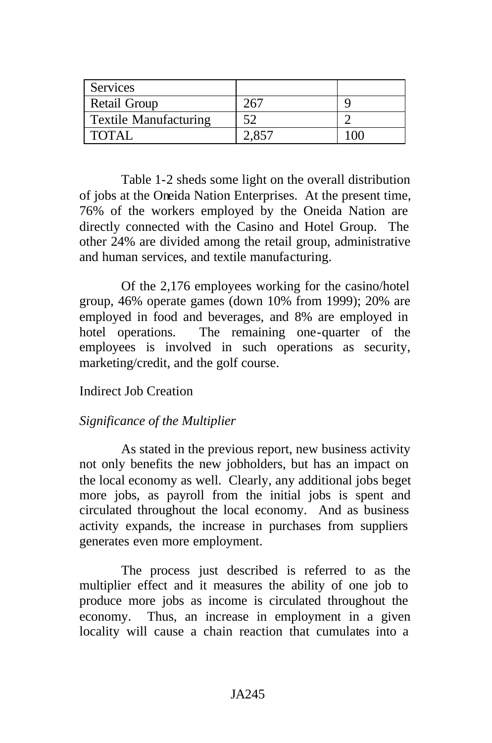| Services | | |
|---|---|---|
| Retail Group | 267 | 9 |
| Textile Manufacturing | 52 | 2 |
| TOTAL | 2,857 | 100 |

Table 1-2 sheds some light on the overall distribution of jobs at the Oneida Nation Enterprises. At the present time, 76% of the workers employed by the Oneida Nation are directly connected with the Casino and Hotel Group. The other 24% are divided among the retail group, administrative and human services, and textile manufacturing.

Of the 2,176 employees working for the casino/hotel group, 46% operate games (down 10% from 1999); 20% are employed in food and beverages, and 8% are employed in hotel operations. The remaining one-quarter of the employees is involved in such operations as security, marketing/credit, and the golf course.

Indirect Job Creation

*Significance of the Multiplier*

As stated in the previous report, new business activity not only benefits the new jobholders, but has an impact on the local economy as well. Clearly, any additional jobs beget more jobs, as payroll from the initial jobs is spent and circulated throughout the local economy. And as business activity expands, the increase in purchases from suppliers generates even more employment.

The process just described is referred to as the multiplier effect and it measures the ability of one job to produce more jobs as income is circulated throughout the economy. Thus, an increase in employment in a given locality will cause a chain reaction that cumulates into a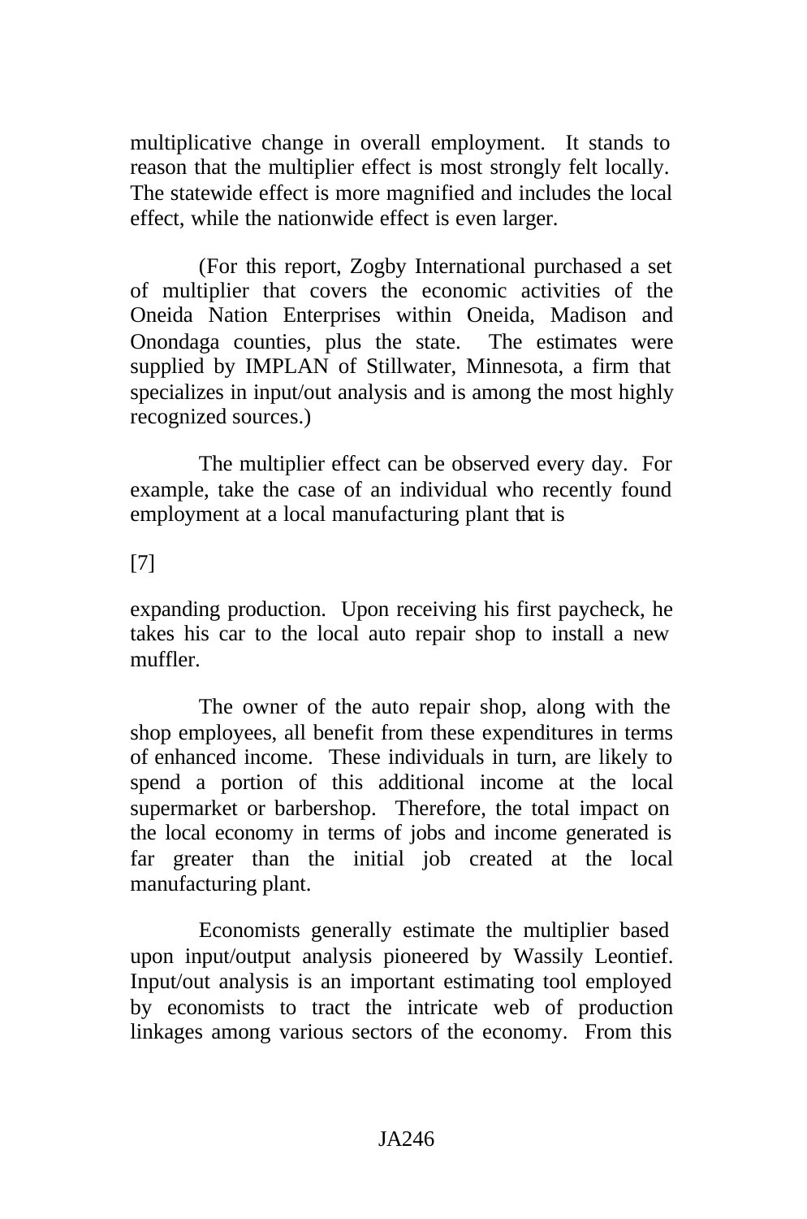multiplicative change in overall employment. It stands to reason that the multiplier effect is most strongly felt locally. The statewide effect is more magnified and includes the local effect, while the nationwide effect is even larger.

(For this report, Zogby International purchased a set of multiplier that covers the economic activities of the Oneida Nation Enterprises within Oneida, Madison and Onondaga counties, plus the state. The estimates were supplied by IMPLAN of Stillwater, Minnesota, a firm that specializes in input/out analysis and is among the most highly recognized sources.)

The multiplier effect can be observed every day. For example, take the case of an individual who recently found employment at a local manufacturing plant that is

[7]

expanding production. Upon receiving his first paycheck, he takes his car to the local auto repair shop to install a new muffler.

The owner of the auto repair shop, along with the shop employees, all benefit from these expenditures in terms of enhanced income. These individuals in turn, are likely to spend a portion of this additional income at the local supermarket or barbershop. Therefore, the total impact on the local economy in terms of jobs and income generated is far greater than the initial job created at the local manufacturing plant.

Economists generally estimate the multiplier based upon input/output analysis pioneered by Wassily Leontief. Input/out analysis is an important estimating tool employed by economists to tract the intricate web of production linkages among various sectors of the economy. From this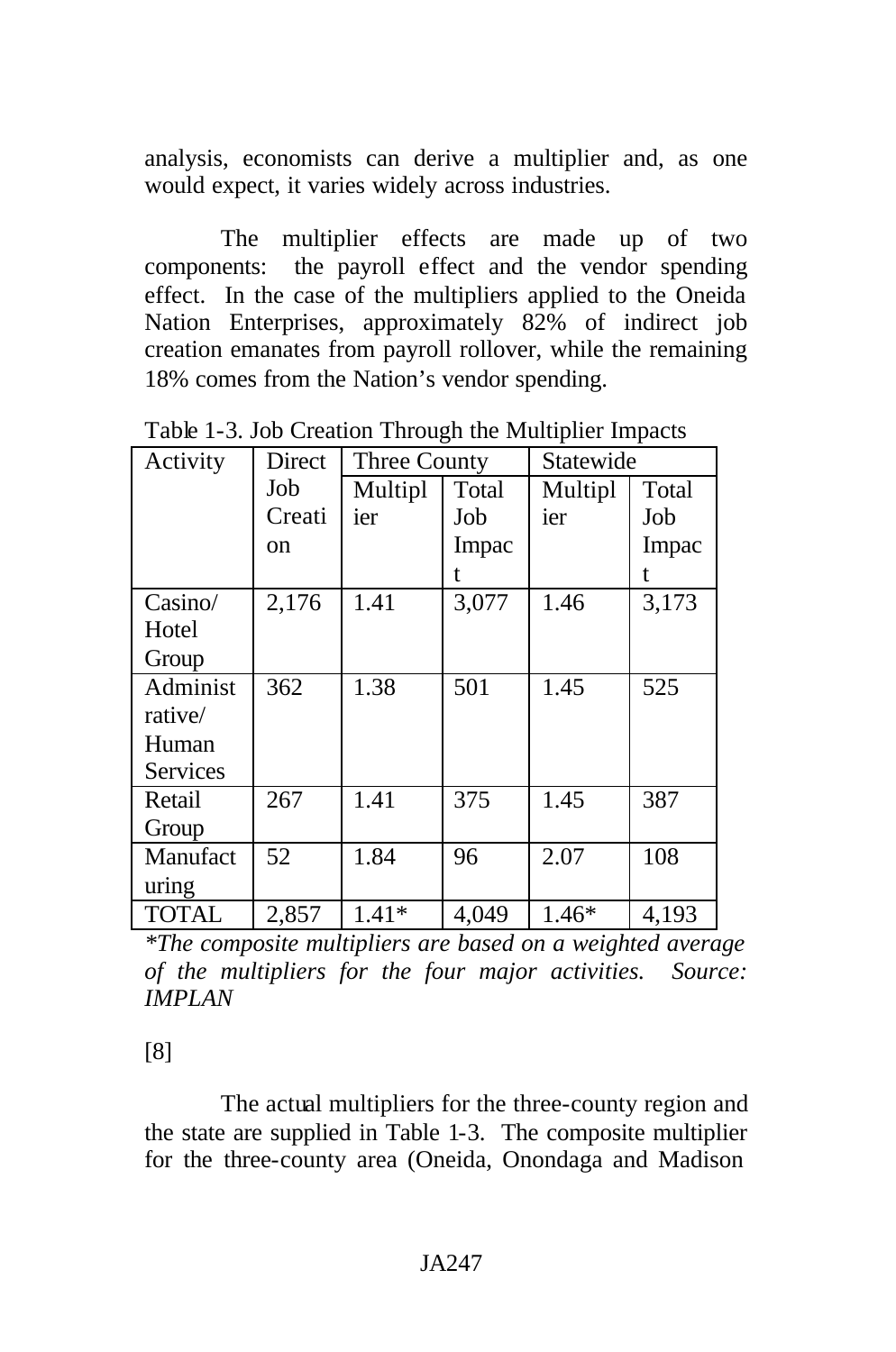analysis, economists can derive a multiplier and, as one would expect, it varies widely across industries.

The multiplier effects are made up of two components: the payroll effect and the vendor spending effect. In the case of the multipliers applied to the Oneida Nation Enterprises, approximately 82% of indirect job creation emanates from payroll rollover, while the remaining 18% comes from the Nation's vendor spending.

Table 1-3. Job Creation Through the Multiplier Impacts

| Activity | Direct Job Creation | Three County | | Statewide | |
|---|---|---|---|---|---|
| | | Multiplier | Total Job Impact | Multiplier | Total Job Impact |
| Casino/ Hotel Group | 2,176 | 1.41 | 3,077 | 1.46 | 3,173 |
| Administrative/ Human Services | 362 | 1.38 | 501 | 1.45 | 525 |
| Retail Group | 267 | 1.41 | 375 | 1.45 | 387 |
| Manufacturing | 52 | 1.84 | 96 | 2.07 | 108 |
| TOTAL | 2,857 | 1.41* | 4,049 | 1.46* | 4,193 |

*\*The composite multipliers are based on a weighted average of the multipliers for the four major activities. Source: IMPLAN*

[8]

The actual multipliers for the three-county region and the state are supplied in Table 1-3. The composite multiplier for the three-county area (Oneida, Onondaga and Madison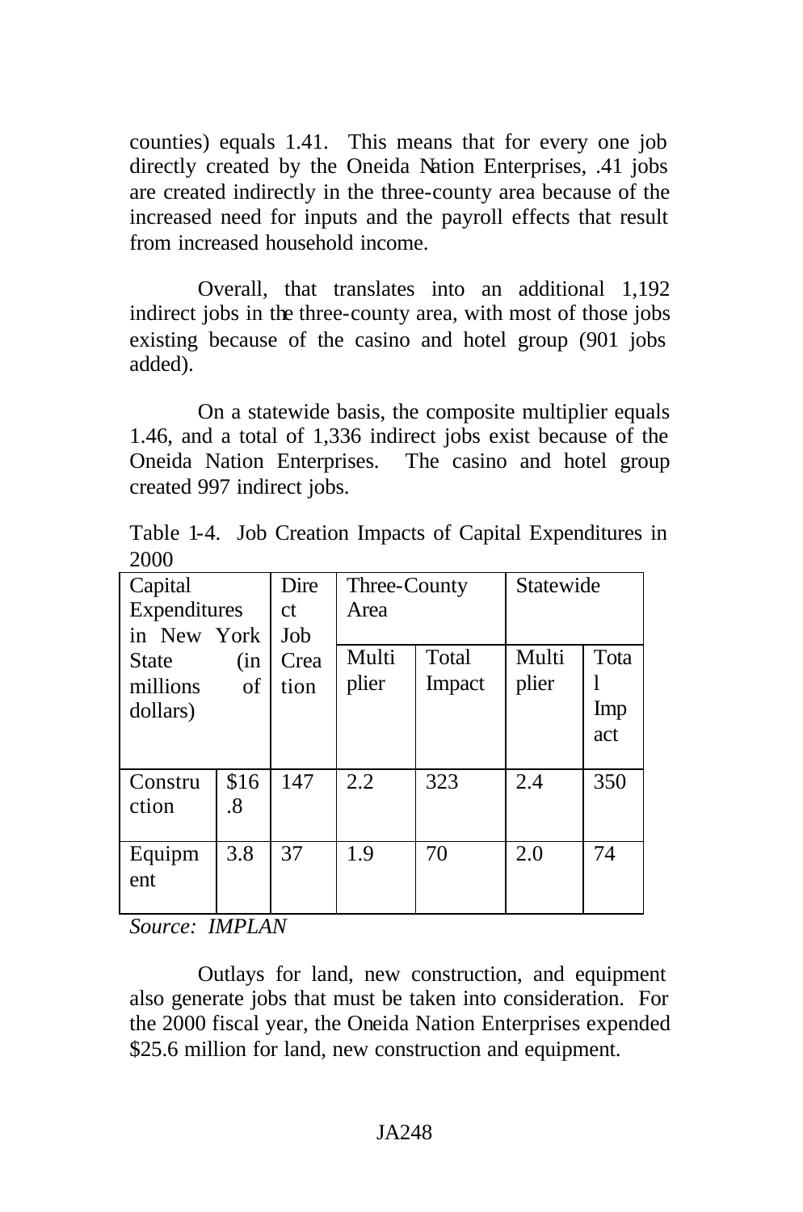counties) equals 1.41. This means that for every one job directly created by the Oneida Nation Enterprises, .41 jobs are created indirectly in the three-county area because of the increased need for inputs and the payroll effects that result from increased household income.

Overall, that translates into an additional 1,192 indirect jobs in the three-county area, with most of those jobs existing because of the casino and hotel group (901 jobs added).

On a statewide basis, the composite multiplier equals 1.46, and a total of 1,336 indirect jobs exist because of the Oneida Nation Enterprises. The casino and hotel group created 997 indirect jobs.

Table 1-4. Job Creation Impacts of Capital Expenditures in 2000

| Capital Expenditures in New York State (in millions of dollars) | | Direct Job Creation | Three-County Area | | Statewide | |
|---|---|---|---|---|---|---|
| | | | Multiplier | Total Impact | Multiplier | Total Impact |
| Construction | $16.8 | 147 | 2.2 | 323 | 2.4 | 350 |
| Equipment | 3.8 | 37 | 1.9 | 70 | 2.0 | 74 |

*Source: IMPLAN*

Outlays for land, new construction, and equipment also generate jobs that must be taken into consideration. For the 2000 fiscal year, the Oneida Nation Enterprises expended $25.6 million for land, new construction and equipment.

JA248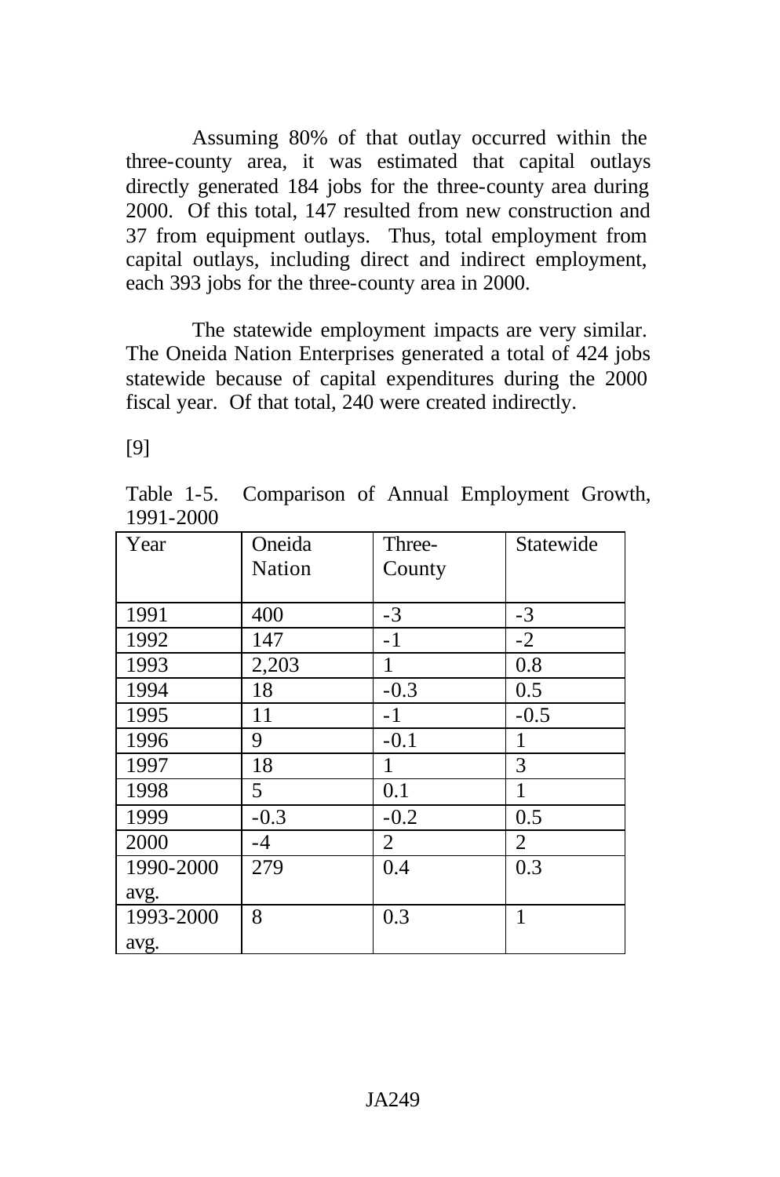Assuming 80% of that outlay occurred within the three-county area, it was estimated that capital outlays directly generated 184 jobs for the three-county area during 2000. Of this total, 147 resulted from new construction and 37 from equipment outlays. Thus, total employment from capital outlays, including direct and indirect employment, each 393 jobs for the three-county area in 2000.

The statewide employment impacts are very similar. The Oneida Nation Enterprises generated a total of 424 jobs statewide because of capital expenditures during the 2000 fiscal year. Of that total, 240 were created indirectly.

[9]

Table 1-5. Comparison of Annual Employment Growth, 1991-2000

| Year | Oneida Nation | Three-County | Statewide |
|---|---|---|---|
| 1991 | 400 | -3 | -3 |
| 1992 | 147 | -1 | -2 |
| 1993 | 2,203 | 1 | 0.8 |
| 1994 | 18 | -0.3 | 0.5 |
| 1995 | 11 | -1 | -0.5 |
| 1996 | 9 | -0.1 | 1 |
| 1997 | 18 | 1 | 3 |
| 1998 | 5 | 0.1 | 1 |
| 1999 | -0.3 | -0.2 | 0.5 |
| 2000 | -4 | 2 | 2 |
| 1990-2000 avg. | 279 | 0.4 | 0.3 |
| 1993-2000 avg. | 8 | 0.3 | 1 |

JA249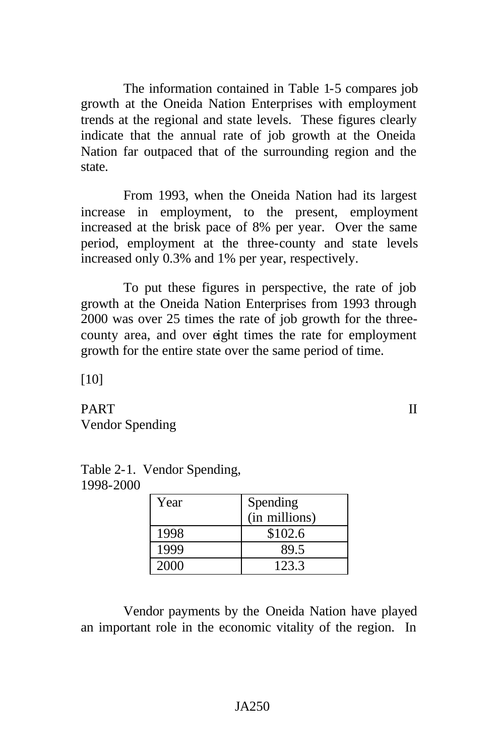The information contained in Table 1-5 compares job growth at the Oneida Nation Enterprises with employment trends at the regional and state levels. These figures clearly indicate that the annual rate of job growth at the Oneida Nation far outpaced that of the surrounding region and the state.

From 1993, when the Oneida Nation had its largest increase in employment, to the present, employment increased at the brisk pace of 8% per year. Over the same period, employment at the three-county and state levels increased only 0.3% and 1% per year, respectively.

To put these figures in perspective, the rate of job growth at the Oneida Nation Enterprises from 1993 through 2000 was over 25 times the rate of job growth for the three-county area, and over eight times the rate for employment growth for the entire state over the same period of time.

[10]

## PART II
## Vendor Spending

Table 2-1. Vendor Spending, 1998-2000

| Year | Spending (in millions) |
|---|---|
| 1998 | $102.6 |
| 1999 | 89.5 |
| 2000 | 123.3 |

Vendor payments by the Oneida Nation have played an important role in the economic vitality of the region. In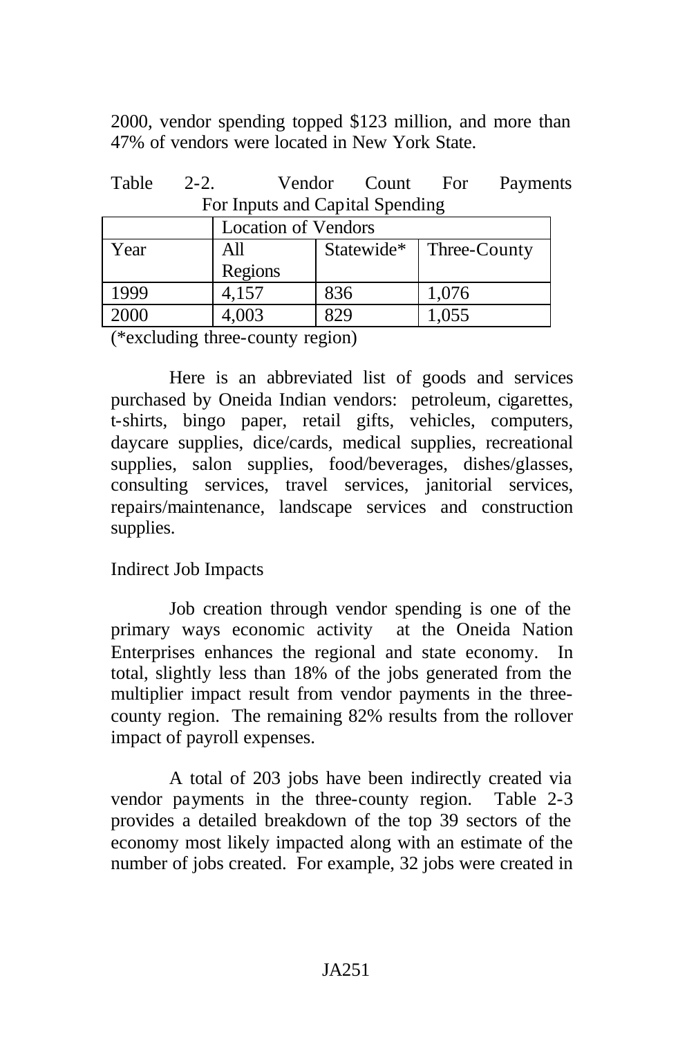2000, vendor spending topped $123 million, and more than 47% of vendors were located in New York State.

Table 2-2. Vendor Count For Payments For Inputs and Capital Spending

| | Location of Vendors | | |
|---|---|---|---|
| Year | All Regions | Statewide* | Three-County |
| 1999 | 4,157 | 836 | 1,076 |
| 2000 | 4,003 | 829 | 1,055 |

(*excluding three-county region)

Here is an abbreviated list of goods and services purchased by Oneida Indian vendors: petroleum, cigarettes, t-shirts, bingo paper, retail gifts, vehicles, computers, daycare supplies, dice/cards, medical supplies, recreational supplies, salon supplies, food/beverages, dishes/glasses, consulting services, travel services, janitorial services, repairs/maintenance, landscape services and construction supplies.

Indirect Job Impacts

Job creation through vendor spending is one of the primary ways economic activity at the Oneida Nation Enterprises enhances the regional and state economy. In total, slightly less than 18% of the jobs generated from the multiplier impact result from vendor payments in the three-county region. The remaining 82% results from the rollover impact of payroll expenses.

A total of 203 jobs have been indirectly created via vendor payments in the three-county region. Table 2-3 provides a detailed breakdown of the top 39 sectors of the economy most likely impacted along with an estimate of the number of jobs created. For example, 32 jobs were created in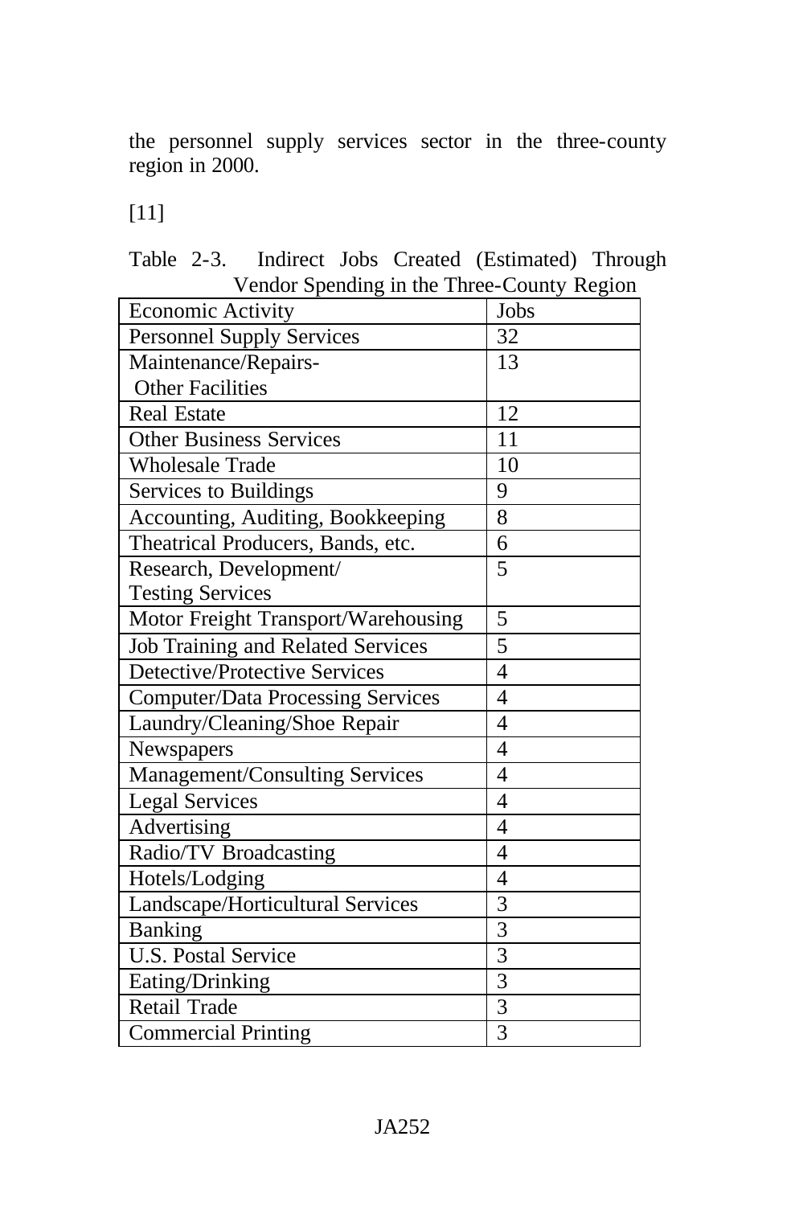the personnel supply services sector in the three-county region in 2000.

[11]

Table 2-3. Indirect Jobs Created (Estimated) Through Vendor Spending in the Three-County Region

| Economic Activity | Jobs |
|---|---|
| Personnel Supply Services | 32 |
| Maintenance/Repairs- Other Facilities | 13 |
| Real Estate | 12 |
| Other Business Services | 11 |
| Wholesale Trade | 10 |
| Services to Buildings | 9 |
| Accounting, Auditing, Bookkeeping | 8 |
| Theatrical Producers, Bands, etc. | 6 |
| Research, Development/ Testing Services | 5 |
| Motor Freight Transport/Warehousing | 5 |
| Job Training and Related Services | 5 |
| Detective/Protective Services | 4 |
| Computer/Data Processing Services | 4 |
| Laundry/Cleaning/Shoe Repair | 4 |
| Newspapers | 4 |
| Management/Consulting Services | 4 |
| Legal Services | 4 |
| Advertising | 4 |
| Radio/TV Broadcasting | 4 |
| Hotels/Lodging | 4 |
| Landscape/Horticultural Services | 3 |
| Banking | 3 |
| U.S. Postal Service | 3 |
| Eating/Drinking | 3 |
| Retail Trade | 3 |
| Commercial Printing | 3 |

JA252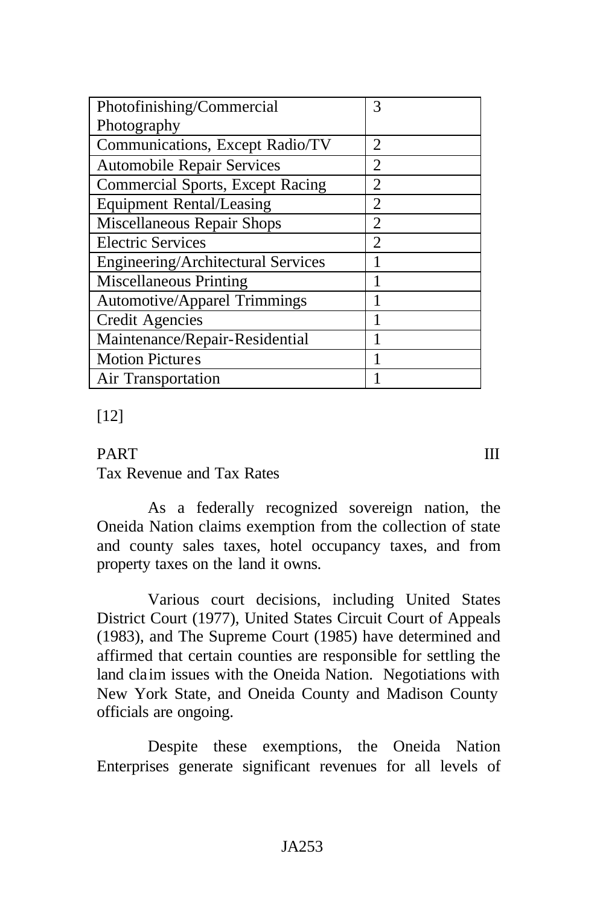| | |
|---|---|
| Photofinishing/Commercial Photography | 3 |
| Communications, Except Radio/TV | 2 |
| Automobile Repair Services | 2 |
| Commercial Sports, Except Racing | 2 |
| Equipment Rental/Leasing | 2 |
| Miscellaneous Repair Shops | 2 |
| Electric Services | 2 |
| Engineering/Architectural Services | 1 |
| Miscellaneous Printing | 1 |
| Automotive/Apparel Trimmings | 1 |
| Credit Agencies | 1 |
| Maintenance/Repair-Residential | 1 |
| Motion Pictures | 1 |
| Air Transportation | 1 |

[12]

## PART III
### Tax Revenue and Tax Rates

As a federally recognized sovereign nation, the Oneida Nation claims exemption from the collection of state and county sales taxes, hotel occupancy taxes, and from property taxes on the land it owns.

Various court decisions, including United States District Court (1977), United States Circuit Court of Appeals (1983), and The Supreme Court (1985) have determined and affirmed that certain counties are responsible for settling the land claim issues with the Oneida Nation. Negotiations with New York State, and Oneida County and Madison County officials are ongoing.

Despite these exemptions, the Oneida Nation Enterprises generate significant revenues for all levels of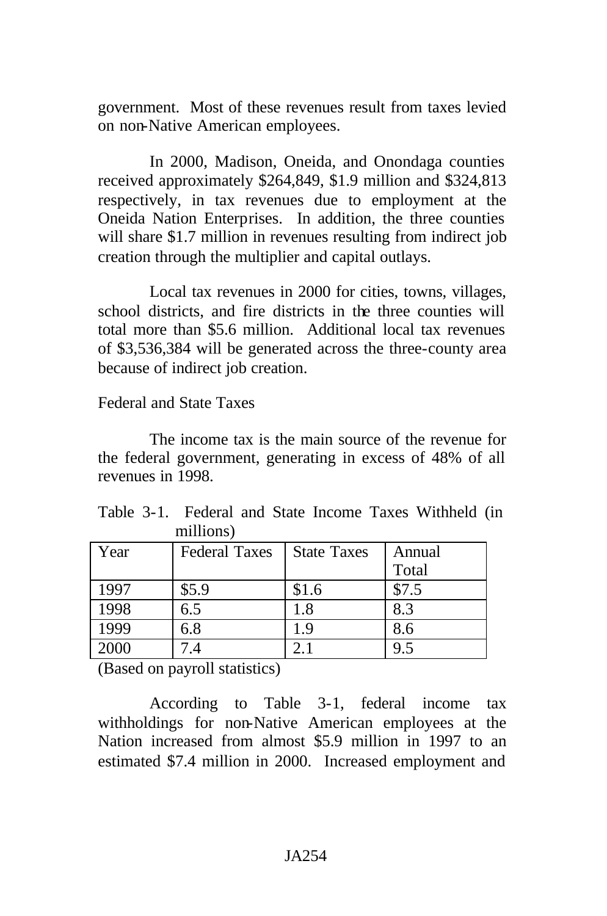government. Most of these revenues result from taxes levied on non-Native American employees.

In 2000, Madison, Oneida, and Onondaga counties received approximately $264,849, $1.9 million and $324,813 respectively, in tax revenues due to employment at the Oneida Nation Enterprises. In addition, the three counties will share $1.7 million in revenues resulting from indirect job creation through the multiplier and capital outlays.

Local tax revenues in 2000 for cities, towns, villages, school districts, and fire districts in the three counties will total more than $5.6 million. Additional local tax revenues of $3,536,384 will be generated across the three-county area because of indirect job creation.

Federal and State Taxes

The income tax is the main source of the revenue for the federal government, generating in excess of 48% of all revenues in 1998.

Table 3-1. Federal and State Income Taxes Withheld (in millions)

| Year | Federal Taxes | State Taxes | Annual Total |
|---|---|---|---|
| 1997 | $5.9 | $1.6 | $7.5 |
| 1998 | 6.5 | 1.8 | 8.3 |
| 1999 | 6.8 | 1.9 | 8.6 |
| 2000 | 7.4 | 2.1 | 9.5 |

(Based on payroll statistics)

According to Table 3-1, federal income tax withholdings for non-Native American employees at the Nation increased from almost $5.9 million in 1997 to an estimated $7.4 million in 2000. Increased employment and

JA254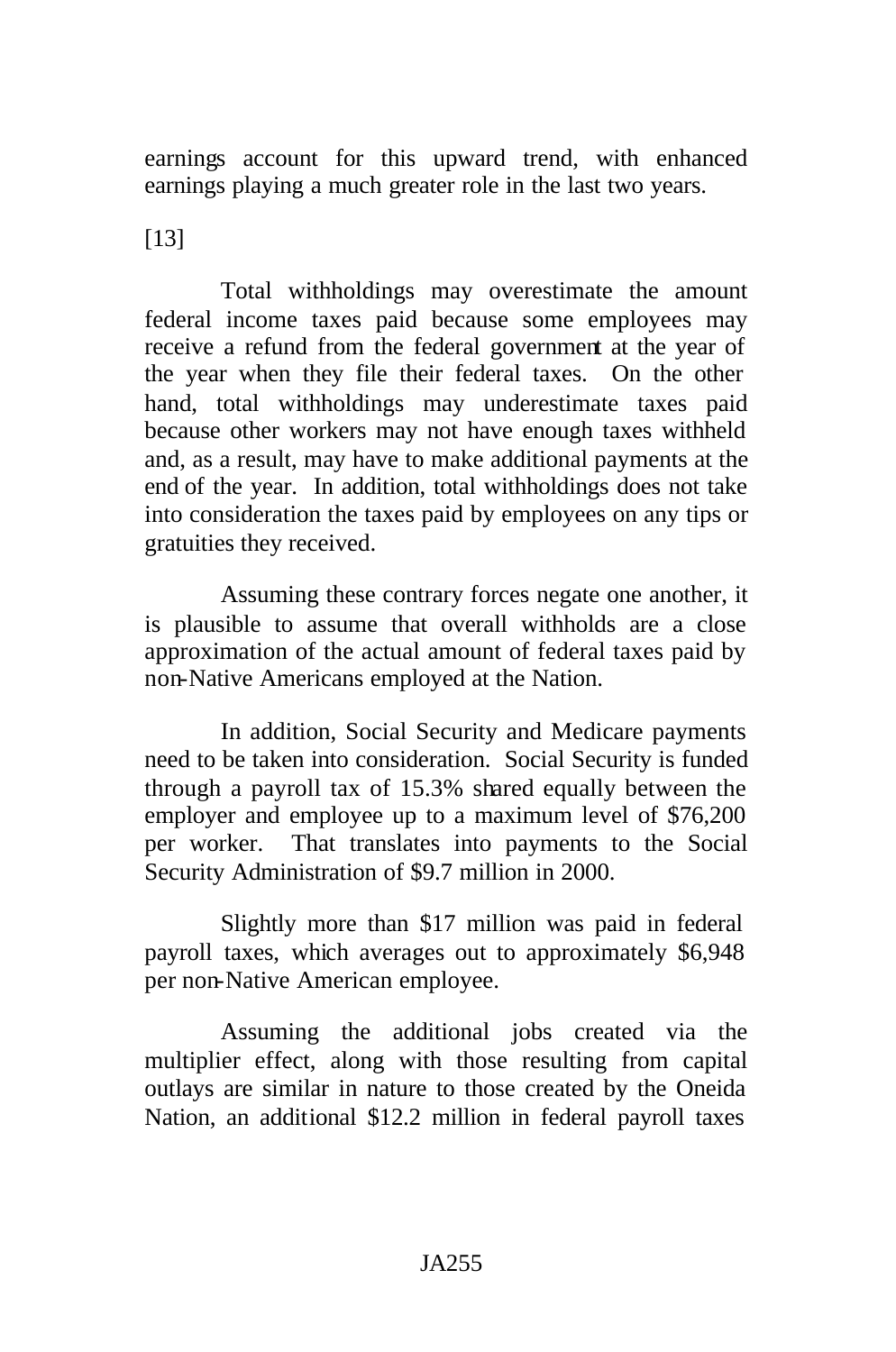earnings account for this upward trend, with enhanced earnings playing a much greater role in the last two years.

[13]

Total withholdings may overestimate the amount federal income taxes paid because some employees may receive a refund from the federal government at the year of the year when they file their federal taxes. On the other hand, total withholdings may underestimate taxes paid because other workers may not have enough taxes withheld and, as a result, may have to make additional payments at the end of the year. In addition, total withholdings does not take into consideration the taxes paid by employees on any tips or gratuities they received.

Assuming these contrary forces negate one another, it is plausible to assume that overall withholds are a close approximation of the actual amount of federal taxes paid by non-Native Americans employed at the Nation.

In addition, Social Security and Medicare payments need to be taken into consideration. Social Security is funded through a payroll tax of 15.3% shared equally between the employer and employee up to a maximum level of $76,200 per worker. That translates into payments to the Social Security Administration of $9.7 million in 2000.

Slightly more than $17 million was paid in federal payroll taxes, which averages out to approximately $6,948 per non-Native American employee.

Assuming the additional jobs created via the multiplier effect, along with those resulting from capital outlays are similar in nature to those created by the Oneida Nation, an additional $12.2 million in federal payroll taxes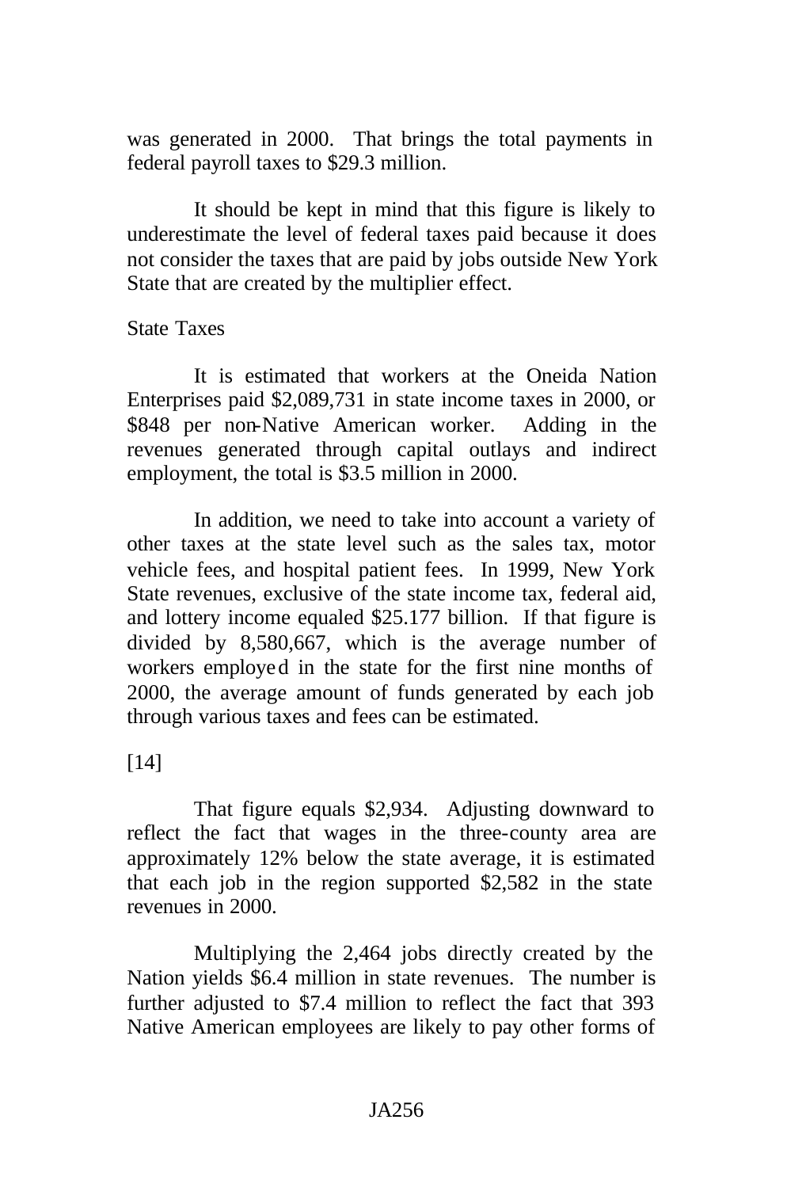was generated in 2000. That brings the total payments in federal payroll taxes to $29.3 million.

It should be kept in mind that this figure is likely to underestimate the level of federal taxes paid because it does not consider the taxes that are paid by jobs outside New York State that are created by the multiplier effect.

State Taxes

It is estimated that workers at the Oneida Nation Enterprises paid $2,089,731 in state income taxes in 2000, or $848 per non-Native American worker. Adding in the revenues generated through capital outlays and indirect employment, the total is $3.5 million in 2000.

In addition, we need to take into account a variety of other taxes at the state level such as the sales tax, motor vehicle fees, and hospital patient fees. In 1999, New York State revenues, exclusive of the state income tax, federal aid, and lottery income equaled $25.177 billion. If that figure is divided by 8,580,667, which is the average number of workers employed in the state for the first nine months of 2000, the average amount of funds generated by each job through various taxes and fees can be estimated.

[14]

That figure equals $2,934. Adjusting downward to reflect the fact that wages in the three-county area are approximately 12% below the state average, it is estimated that each job in the region supported $2,582 in the state revenues in 2000.

Multiplying the 2,464 jobs directly created by the Nation yields $6.4 million in state revenues. The number is further adjusted to $7.4 million to reflect the fact that 393 Native American employees are likely to pay other forms of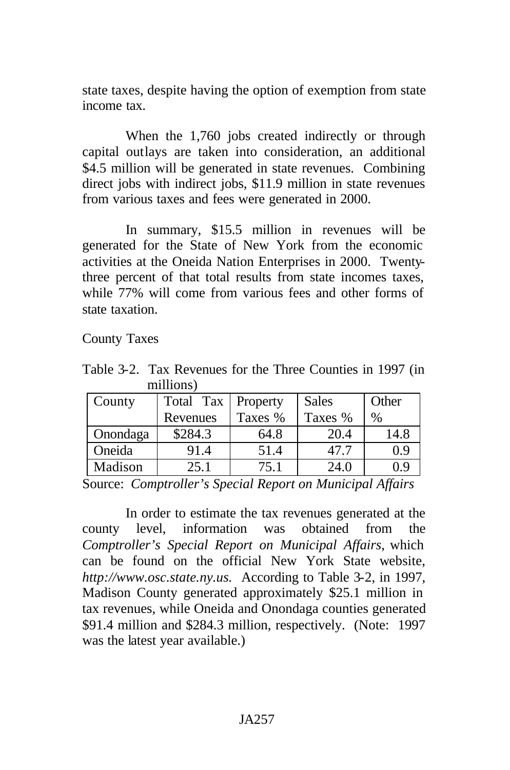state taxes, despite having the option of exemption from state income tax.

When the 1,760 jobs created indirectly or through capital outlays are taken into consideration, an additional \$4.5 million will be generated in state revenues. Combining direct jobs with indirect jobs, \$11.9 million in state revenues from various taxes and fees were generated in 2000.

In summary, \$15.5 million in revenues will be generated for the State of New York from the economic activities at the Oneida Nation Enterprises in 2000. Twenty-three percent of that total results from state incomes taxes, while 77% will come from various fees and other forms of state taxation.

County Taxes

Table 3-2. Tax Revenues for the Three Counties in 1997 (in millions)

| County | Total Tax Revenues | Property Taxes % | Sales Taxes % | Other % |
|---|---|---|---|---|
| Onondaga | \$284.3 | 64.8 | 20.4 | 14.8 |
| Oneida | 91.4 | 51.4 | 47.7 | 0.9 |
| Madison | 25.1 | 75.1 | 24.0 | 0.9 |

Source: *Comptroller's Special Report on Municipal Affairs*

In order to estimate the tax revenues generated at the county level, information was obtained from the *Comptroller's Special Report on Municipal Affairs,* which can be found on the official New York State website, *http://www.osc.state.ny.us.* According to Table 3-2, in 1997, Madison County generated approximately \$25.1 million in tax revenues, while Oneida and Onondaga counties generated \$91.4 million and \$284.3 million, respectively. (Note: 1997 was the latest year available.)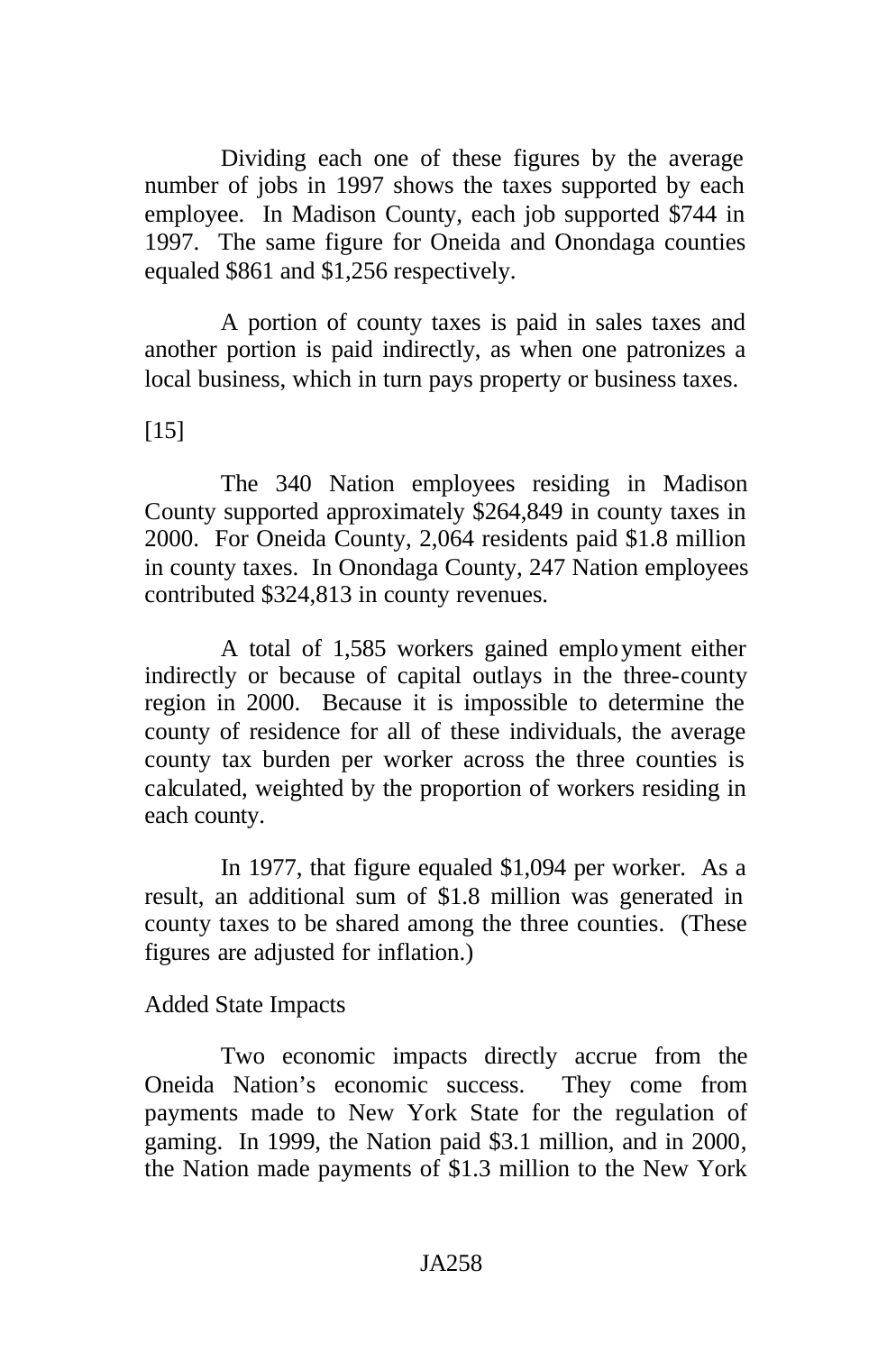Dividing each one of these figures by the average number of jobs in 1997 shows the taxes supported by each employee. In Madison County, each job supported $744 in 1997. The same figure for Oneida and Onondaga counties equaled $861 and $1,256 respectively.

A portion of county taxes is paid in sales taxes and another portion is paid indirectly, as when one patronizes a local business, which in turn pays property or business taxes.

[15]

The 340 Nation employees residing in Madison County supported approximately $264,849 in county taxes in 2000. For Oneida County, 2,064 residents paid $1.8 million in county taxes. In Onondaga County, 247 Nation employees contributed $324,813 in county revenues.

A total of 1,585 workers gained employment either indirectly or because of capital outlays in the three-county region in 2000. Because it is impossible to determine the county of residence for all of these individuals, the average county tax burden per worker across the three counties is calculated, weighted by the proportion of workers residing in each county.

In 1977, that figure equaled $1,094 per worker. As a result, an additional sum of $1.8 million was generated in county taxes to be shared among the three counties. (These figures are adjusted for inflation.)

Added State Impacts

Two economic impacts directly accrue from the Oneida Nation's economic success. They come from payments made to New York State for the regulation of gaming. In 1999, the Nation paid $3.1 million, and in 2000, the Nation made payments of $1.3 million to the New York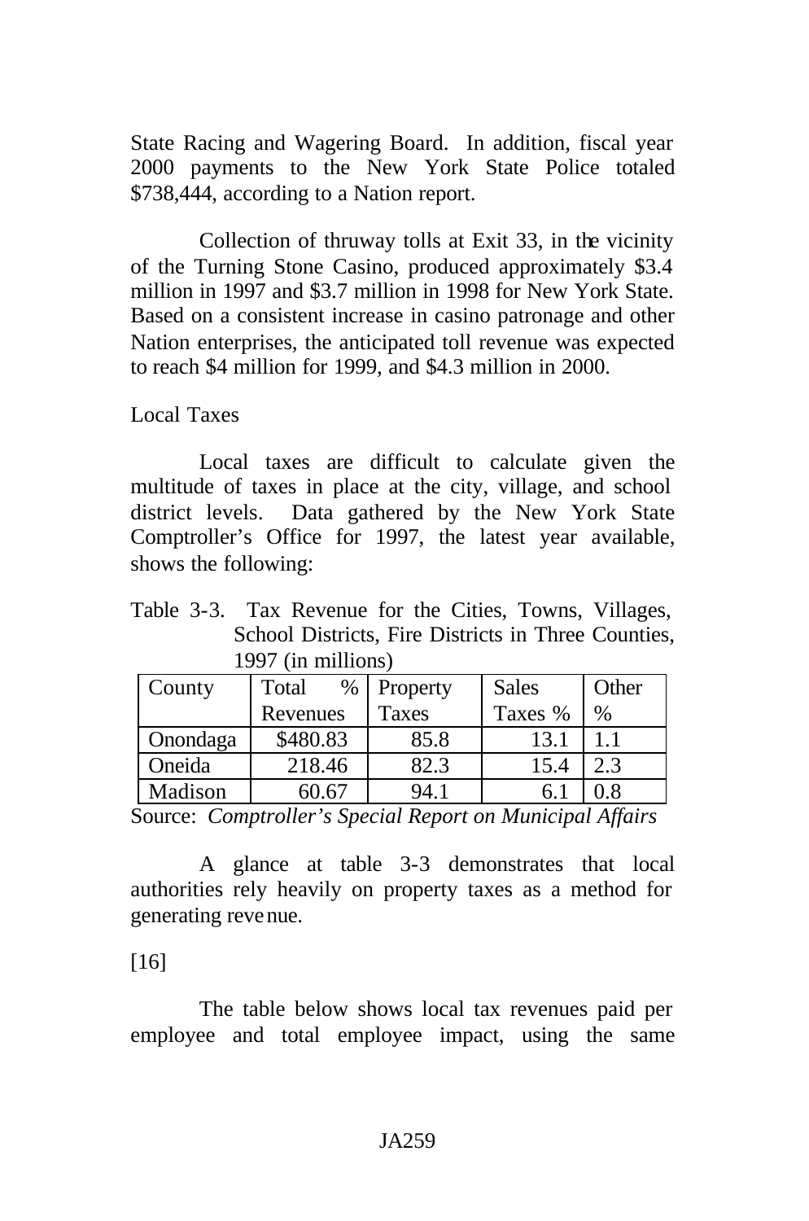State Racing and Wagering Board. In addition, fiscal year 2000 payments to the New York State Police totaled $738,444, according to a Nation report.

Collection of thruway tolls at Exit 33, in the vicinity of the Turning Stone Casino, produced approximately $3.4 million in 1997 and $3.7 million in 1998 for New York State. Based on a consistent increase in casino patronage and other Nation enterprises, the anticipated toll revenue was expected to reach $4 million for 1999, and $4.3 million in 2000.

Local Taxes

Local taxes are difficult to calculate given the multitude of taxes in place at the city, village, and school district levels. Data gathered by the New York State Comptroller's Office for 1997, the latest year available, shows the following:

Table 3-3. Tax Revenue for the Cities, Towns, Villages, School Districts, Fire Districts in Three Counties, 1997 (in millions)

| County | Total % Revenues | Property Taxes | Sales Taxes % | Other % |
|---|---|---|---|---|
| Onondaga | $480.83 | 85.8 | 13.1 | 1.1 |
| Oneida | 218.46 | 82.3 | 15.4 | 2.3 |
| Madison | 60.67 | 94.1 | 6.1 | 0.8 |

Source: *Comptroller's Special Report on Municipal Affairs*

A glance at table 3-3 demonstrates that local authorities rely heavily on property taxes as a method for generating revenue.

[16]

The table below shows local tax revenues paid per employee and total employee impact, using the same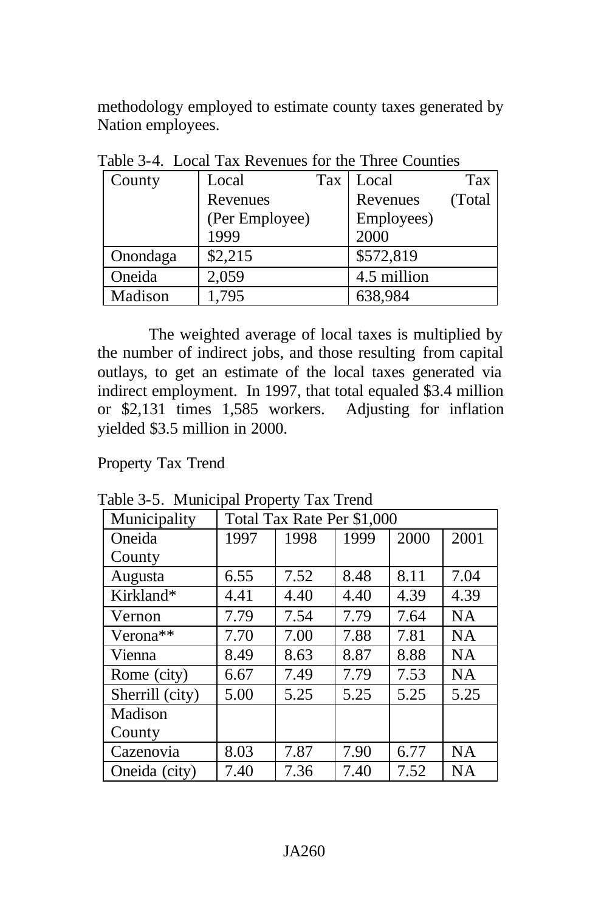methodology employed to estimate county taxes generated by Nation employees.

Table 3-4. Local Tax Revenues for the Three Counties

| County | Local Tax Revenues (Per Employee) 1999 | Local Tax Revenues (Total Employees) 2000 |
|---|---|---|
| Onondaga | $2,215 | $572,819 |
| Oneida | 2,059 | 4.5 million |
| Madison | 1,795 | 638,984 |

The weighted average of local taxes is multiplied by the number of indirect jobs, and those resulting from capital outlays, to get an estimate of the local taxes generated via indirect employment. In 1997, that total equaled $3.4 million or $2,131 times 1,585 workers. Adjusting for inflation yielded $3.5 million in 2000.

Property Tax Trend

Table 3-5. Municipal Property Tax Trend

| Municipality | Total Tax Rate Per $1,000 | | | | |
|---|---|---|---|---|---|
| Oneida County | 1997 | 1998 | 1999 | 2000 | 2001 |
| Augusta | 6.55 | 7.52 | 8.48 | 8.11 | 7.04 |
| Kirkland* | 4.41 | 4.40 | 4.40 | 4.39 | 4.39 |
| Vernon | 7.79 | 7.54 | 7.79 | 7.64 | NA |
| Verona** | 7.70 | 7.00 | 7.88 | 7.81 | NA |
| Vienna | 8.49 | 8.63 | 8.87 | 8.88 | NA |
| Rome (city) | 6.67 | 7.49 | 7.79 | 7.53 | NA |
| Sherrill (city) | 5.00 | 5.25 | 5.25 | 5.25 | 5.25 |
| Madison County | | | | | |
| Cazenovia | 8.03 | 7.87 | 7.90 | 6.77 | NA |
| Oneida (city) | 7.40 | 7.36 | 7.40 | 7.52 | NA |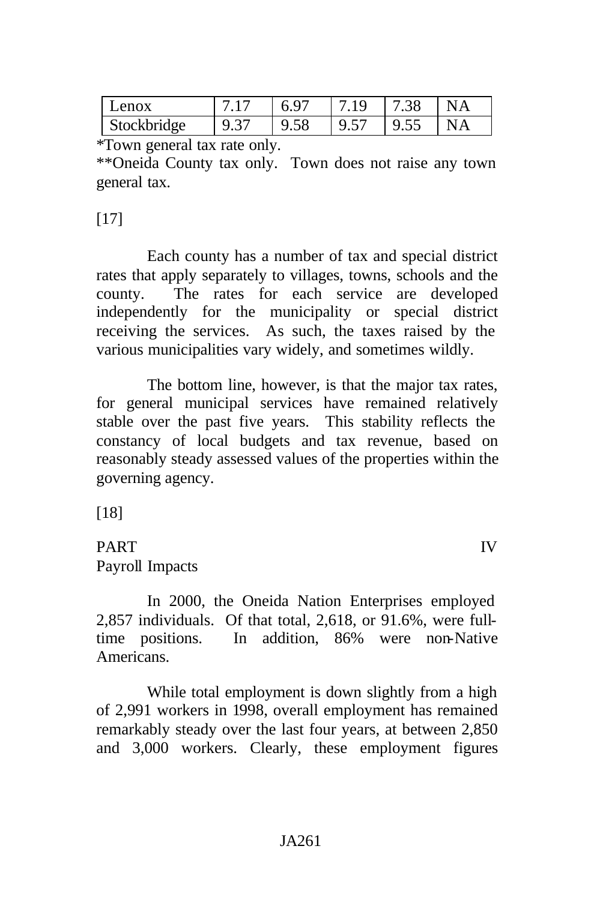| Lenox | 7.17 | 6.97 | 7.19 | 7.38 | NA |
|---|---|---|---|---|---|
| Stockbridge | 9.37 | 9.58 | 9.57 | 9.55 | NA |

*Town general tax rate only.

**Oneida County tax only. Town does not raise any town general tax.

[17]

Each county has a number of tax and special district rates that apply separately to villages, towns, schools and the county. The rates for each service are developed independently for the municipality or special district receiving the services. As such, the taxes raised by the various municipalities vary widely, and sometimes wildly.

The bottom line, however, is that the major tax rates, for general municipal services have remained relatively stable over the past five years. This stability reflects the constancy of local budgets and tax revenue, based on reasonably steady assessed values of the properties within the governing agency.

[18]

## PART IV
## Payroll Impacts

In 2000, the Oneida Nation Enterprises employed 2,857 individuals. Of that total, 2,618, or 91.6%, were full-time positions. In addition, 86% were non-Native Americans.

While total employment is down slightly from a high of 2,991 workers in 1998, overall employment has remained remarkably steady over the last four years, at between 2,850 and 3,000 workers. Clearly, these employment figures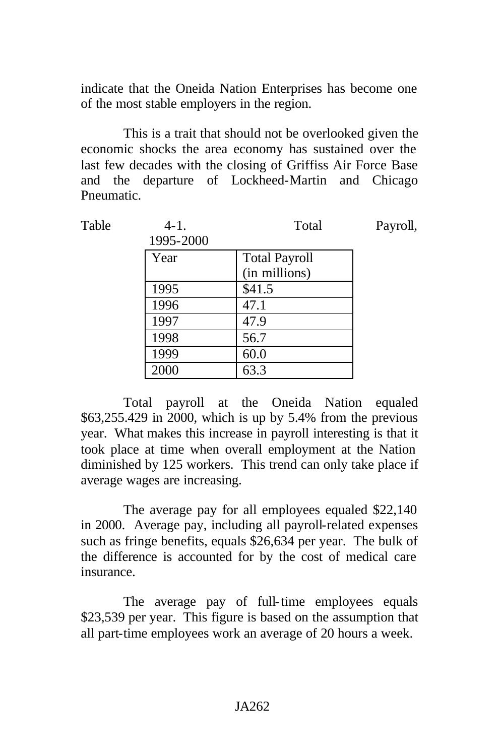indicate that the Oneida Nation Enterprises has become one of the most stable employers in the region.

This is a trait that should not be overlooked given the economic shocks the area economy has sustained over the last few decades with the closing of Griffiss Air Force Base and the departure of Lockheed-Martin and Chicago Pneumatic.

Table 4-1. Total Payroll, 1995-2000

| Year | Total Payroll (in millions) |
|---|---|
| 1995 | $41.5 |
| 1996 | 47.1 |
| 1997 | 47.9 |
| 1998 | 56.7 |
| 1999 | 60.0 |
| 2000 | 63.3 |

Total payroll at the Oneida Nation equaled $63,255.429 in 2000, which is up by 5.4% from the previous year. What makes this increase in payroll interesting is that it took place at time when overall employment at the Nation diminished by 125 workers. This trend can only take place if average wages are increasing.

The average pay for all employees equaled $22,140 in 2000. Average pay, including all payroll-related expenses such as fringe benefits, equals $26,634 per year. The bulk of the difference is accounted for by the cost of medical care insurance.

The average pay of full-time employees equals $23,539 per year. This figure is based on the assumption that all part-time employees work an average of 20 hours a week.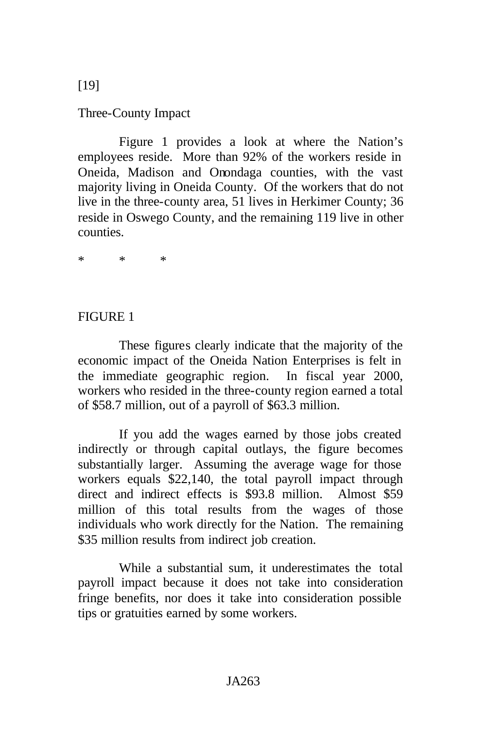[19]

Three-County Impact

Figure 1 provides a look at where the Nation's employees reside. More than 92% of the workers reside in Oneida, Madison and Onondaga counties, with the vast majority living in Oneida County. Of the workers that do not live in the three-county area, 51 lives in Herkimer County; 36 reside in Oswego County, and the remaining 119 live in other counties.

\*     \*     \*

FIGURE 1

These figures clearly indicate that the majority of the economic impact of the Oneida Nation Enterprises is felt in the immediate geographic region. In fiscal year 2000, workers who resided in the three-county region earned a total of $58.7 million, out of a payroll of $63.3 million.

If you add the wages earned by those jobs created indirectly or through capital outlays, the figure becomes substantially larger. Assuming the average wage for those workers equals $22,140, the total payroll impact through direct and indirect effects is $93.8 million. Almost $59 million of this total results from the wages of those individuals who work directly for the Nation. The remaining $35 million results from indirect job creation.

While a substantial sum, it underestimates the total payroll impact because it does not take into consideration fringe benefits, nor does it take into consideration possible tips or gratuities earned by some workers.

JA263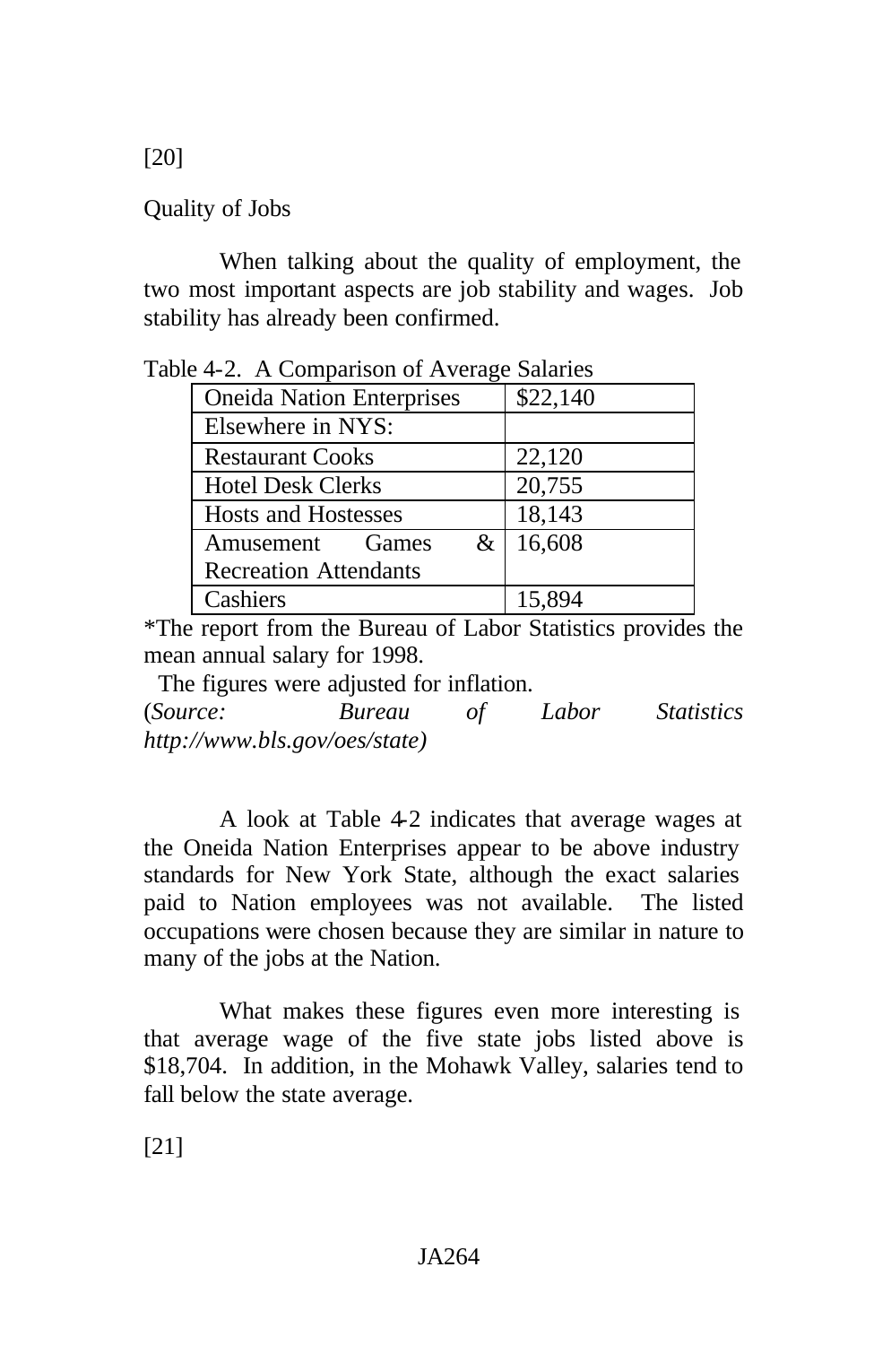[20]

Quality of Jobs

When talking about the quality of employment, the two most important aspects are job stability and wages. Job stability has already been confirmed.

Table 4-2. A Comparison of Average Salaries

| Oneida Nation Enterprises | $22,140 |
|---|---|
| Elsewhere in NYS: | |
| Restaurant Cooks | 22,120 |
| Hotel Desk Clerks | 20,755 |
| Hosts and Hostesses | 18,143 |
| Amusement Games & Recreation Attendants | 16,608 |
| Cashiers | 15,894 |

*The report from the Bureau of Labor Statistics provides the mean annual salary for 1998.
The figures were adjusted for inflation.
(*Source: Bureau of Labor Statistics http://www.bls.gov/oes/state)*

A look at Table 4-2 indicates that average wages at the Oneida Nation Enterprises appear to be above industry standards for New York State, although the exact salaries paid to Nation employees was not available. The listed occupations were chosen because they are similar in nature to many of the jobs at the Nation.

What makes these figures even more interesting is that average wage of the five state jobs listed above is $18,704. In addition, in the Mohawk Valley, salaries tend to fall below the state average.

[21]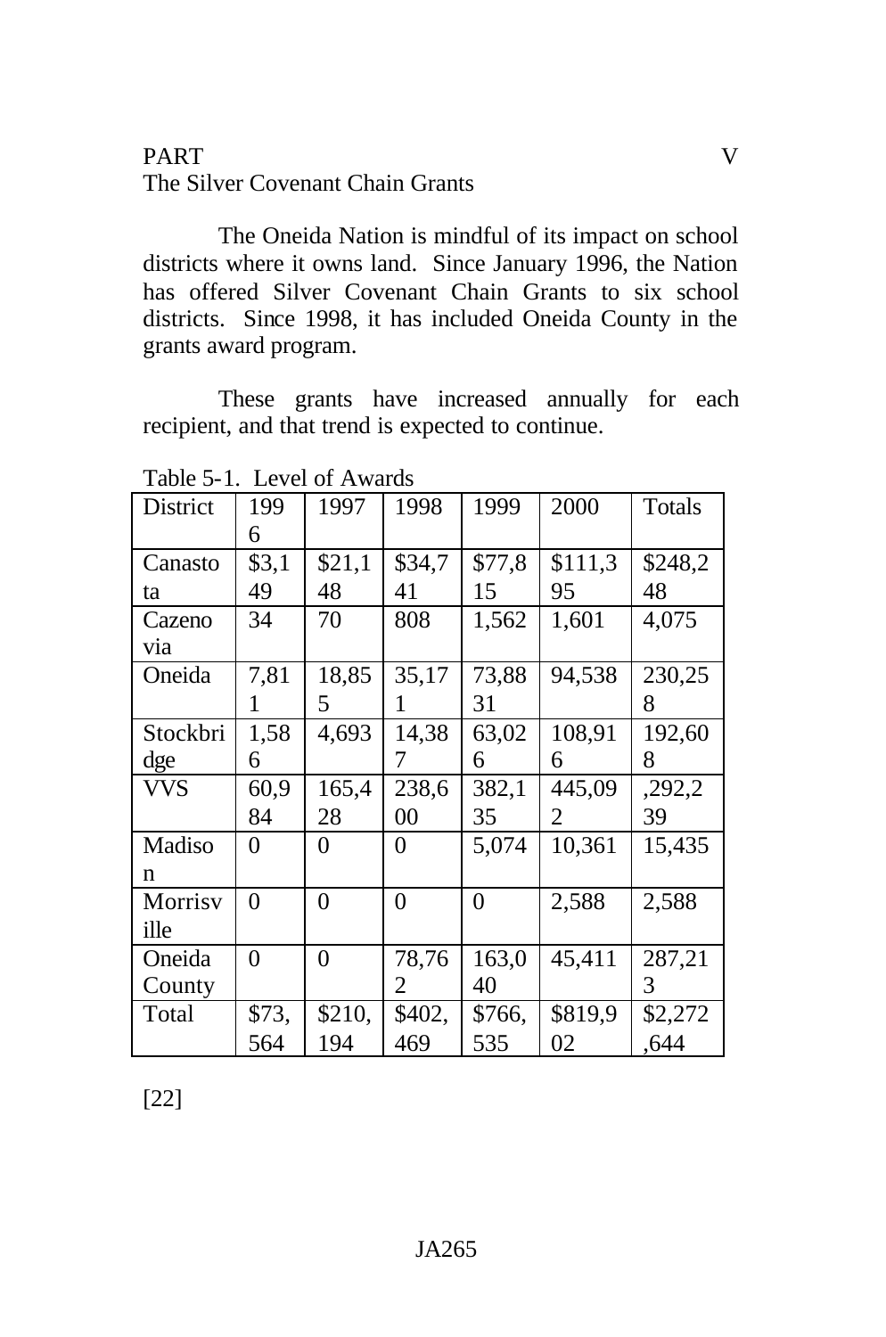PART V
The Silver Covenant Chain Grants

The Oneida Nation is mindful of its impact on school districts where it owns land. Since January 1996, the Nation has offered Silver Covenant Chain Grants to six school districts. Since 1998, it has included Oneida County in the grants award program.

These grants have increased annually for each recipient, and that trend is expected to continue.

Table 5-1. Level of Awards

| District | 1996 | 1997 | 1998 | 1999 | 2000 | Totals |
|---|---|---|---|---|---|---|
| Canastota | $3,149 | $21,148 | $34,741 | $77,815 | $111,395 | $248,248 |
| Cazenovia | 34 | 70 | 808 | 1,562 | 1,601 | 4,075 |
| Oneida | 7,811 | 18,855 | 35,171 | 73,8831 | 94,538 | 230,258 |
| Stockbridge | 1,586 | 4,693 | 14,387 | 63,026 | 108,916 | 192,608 |
| VVS | 60,984 | 165,428 | 238,600 | 382,135 | 445,092 | ,292,239 |
| Madison | 0 | 0 | 0 | 5,074 | 10,361 | 15,435 |
| Morrisville | 0 | 0 | 0 | 0 | 2,588 | 2,588 |
| Oneida County | 0 | 0 | 78,762 | 163,040 | 45,411 | 287,213 |
| Total | $73,564 | $210,194 | $402,469 | $766,535 | $819,902 | $2,272,644 |

[22]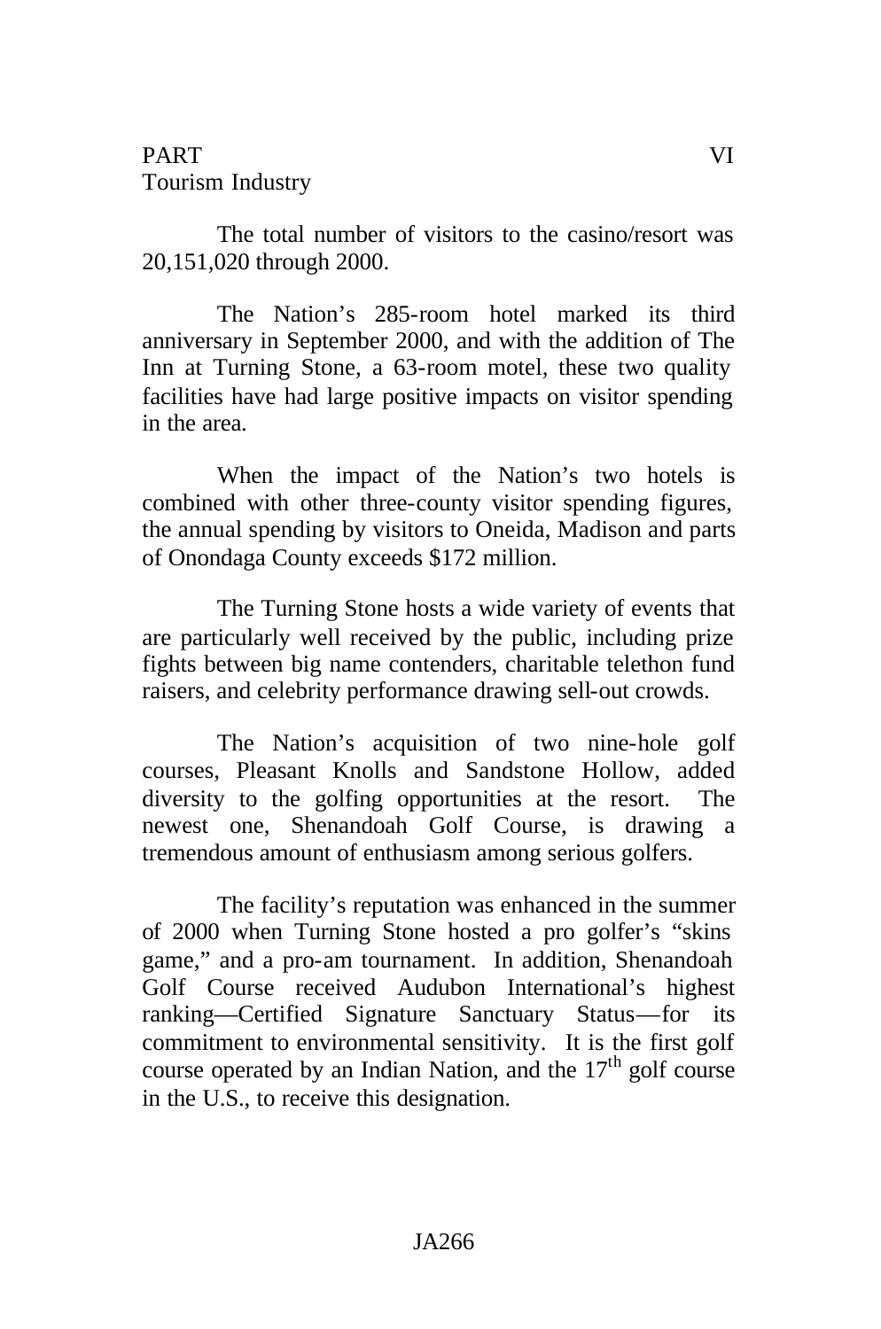PART VI
Tourism Industry

The total number of visitors to the casino/resort was 20,151,020 through 2000.

The Nation's 285-room hotel marked its third anniversary in September 2000, and with the addition of The Inn at Turning Stone, a 63-room motel, these two quality facilities have had large positive impacts on visitor spending in the area.

When the impact of the Nation's two hotels is combined with other three-county visitor spending figures, the annual spending by visitors to Oneida, Madison and parts of Onondaga County exceeds $172 million.

The Turning Stone hosts a wide variety of events that are particularly well received by the public, including prize fights between big name contenders, charitable telethon fund raisers, and celebrity performance drawing sell-out crowds.

The Nation's acquisition of two nine-hole golf courses, Pleasant Knolls and Sandstone Hollow, added diversity to the golfing opportunities at the resort. The newest one, Shenandoah Golf Course, is drawing a tremendous amount of enthusiasm among serious golfers.

The facility's reputation was enhanced in the summer of 2000 when Turning Stone hosted a pro golfer's "skins game," and a pro-am tournament. In addition, Shenandoah Golf Course received Audubon International's highest ranking—Certified Signature Sanctuary Status—for its commitment to environmental sensitivity. It is the first golf course operated by an Indian Nation, and the 17th golf course in the U.S., to receive this designation.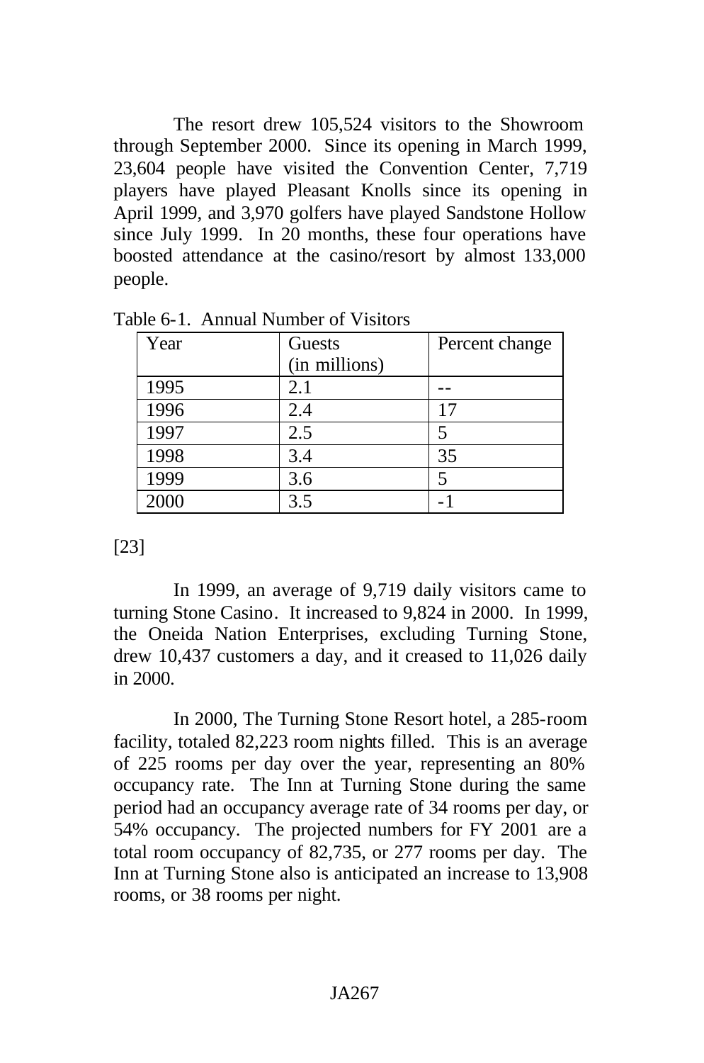The resort drew 105,524 visitors to the Showroom through September 2000. Since its opening in March 1999, 23,604 people have visited the Convention Center, 7,719 players have played Pleasant Knolls since its opening in April 1999, and 3,970 golfers have played Sandstone Hollow since July 1999. In 20 months, these four operations have boosted attendance at the casino/resort by almost 133,000 people.

Table 6-1. Annual Number of Visitors

| Year | Guests (in millions) | Percent change |
|---|---|---|
| 1995 | 2.1 | -- |
| 1996 | 2.4 | 17 |
| 1997 | 2.5 | 5 |
| 1998 | 3.4 | 35 |
| 1999 | 3.6 | 5 |
| 2000 | 3.5 | -1 |

[23]

In 1999, an average of 9,719 daily visitors came to turning Stone Casino. It increased to 9,824 in 2000. In 1999, the Oneida Nation Enterprises, excluding Turning Stone, drew 10,437 customers a day, and it creased to 11,026 daily in 2000.

In 2000, The Turning Stone Resort hotel, a 285-room facility, totaled 82,223 room nights filled. This is an average of 225 rooms per day over the year, representing an 80% occupancy rate. The Inn at Turning Stone during the same period had an occupancy average rate of 34 rooms per day, or 54% occupancy. The projected numbers for FY 2001 are a total room occupancy of 82,735, or 277 rooms per day. The Inn at Turning Stone also is anticipated an increase to 13,908 rooms, or 38 rooms per night.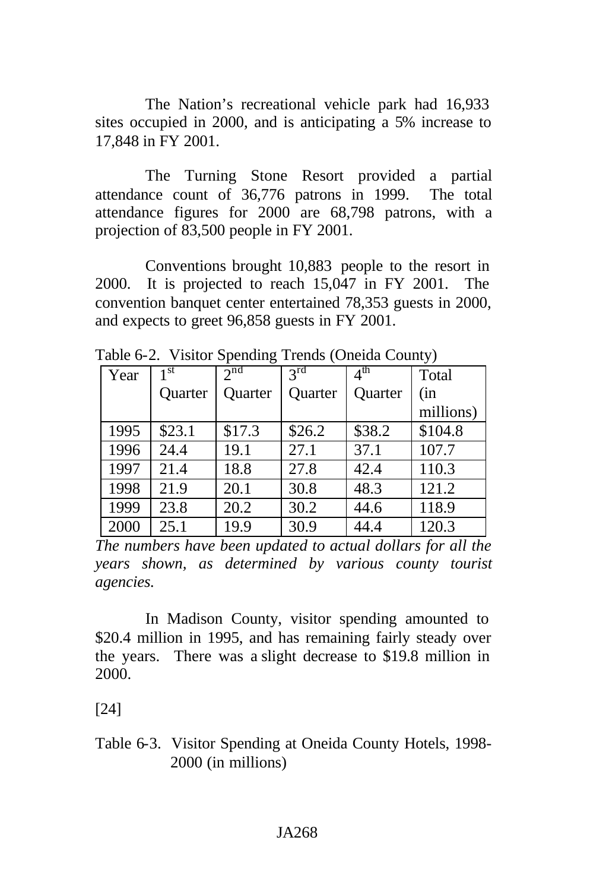The Nation's recreational vehicle park had 16,933 sites occupied in 2000, and is anticipating a 5% increase to 17,848 in FY 2001.

The Turning Stone Resort provided a partial attendance count of 36,776 patrons in 1999. The total attendance figures for 2000 are 68,798 patrons, with a projection of 83,500 people in FY 2001.

Conventions brought 10,883 people to the resort in 2000. It is projected to reach 15,047 in FY 2001. The convention banquet center entertained 78,353 guests in 2000, and expects to greet 96,858 guests in FY 2001.

Table 6-2. Visitor Spending Trends (Oneida County)

| Year | 1st Quarter | 2nd Quarter | 3rd Quarter | 4th Quarter | Total (in millions) |
|---|---|---|---|---|---|
| 1995 | $23.1 | $17.3 | $26.2 | $38.2 | $104.8 |
| 1996 | 24.4 | 19.1 | 27.1 | 37.1 | 107.7 |
| 1997 | 21.4 | 18.8 | 27.8 | 42.4 | 110.3 |
| 1998 | 21.9 | 20.1 | 30.8 | 48.3 | 121.2 |
| 1999 | 23.8 | 20.2 | 30.2 | 44.6 | 118.9 |
| 2000 | 25.1 | 19.9 | 30.9 | 44.4 | 120.3 |

*The numbers have been updated to actual dollars for all the years shown, as determined by various county tourist agencies.*

In Madison County, visitor spending amounted to $20.4 million in 1995, and has remaining fairly steady over the years. There was a slight decrease to $19.8 million in 2000.

[24]

Table 6-3. Visitor Spending at Oneida County Hotels, 1998-2000 (in millions)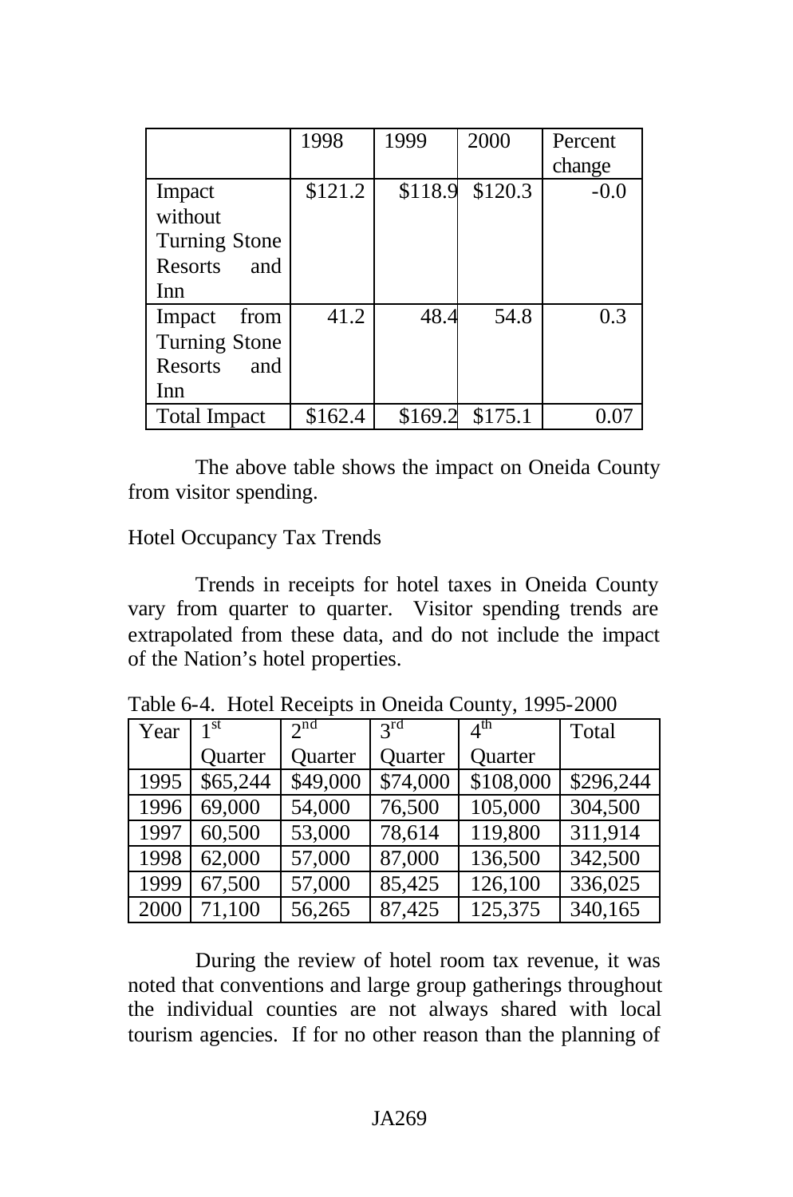| | 1998 | 1999 | 2000 | Percent change |
|---|---|---|---|---|
| Impact without Turning Stone Resorts and Inn | $121.2 | $118.9 | $120.3 | -0.0 |
| Impact from Turning Stone Resorts and Inn | 41.2 | 48.4 | 54.8 | 0.3 |
| Total Impact | $162.4 | $169.2 | $175.1 | 0.07 |

The above table shows the impact on Oneida County from visitor spending.

Hotel Occupancy Tax Trends

Trends in receipts for hotel taxes in Oneida County vary from quarter to quarter. Visitor spending trends are extrapolated from these data, and do not include the impact of the Nation's hotel properties.

Table 6-4. Hotel Receipts in Oneida County, 1995-2000

| Year | 1st Quarter | 2nd Quarter | 3rd Quarter | 4th Quarter | Total |
|---|---|---|---|---|---|
| 1995 | $65,244 | $49,000 | $74,000 | $108,000 | $296,244 |
| 1996 | 69,000 | 54,000 | 76,500 | 105,000 | 304,500 |
| 1997 | 60,500 | 53,000 | 78,614 | 119,800 | 311,914 |
| 1998 | 62,000 | 57,000 | 87,000 | 136,500 | 342,500 |
| 1999 | 67,500 | 57,000 | 85,425 | 126,100 | 336,025 |
| 2000 | 71,100 | 56,265 | 87,425 | 125,375 | 340,165 |

During the review of hotel room tax revenue, it was noted that conventions and large group gatherings throughout the individual counties are not always shared with local tourism agencies. If for no other reason than the planning of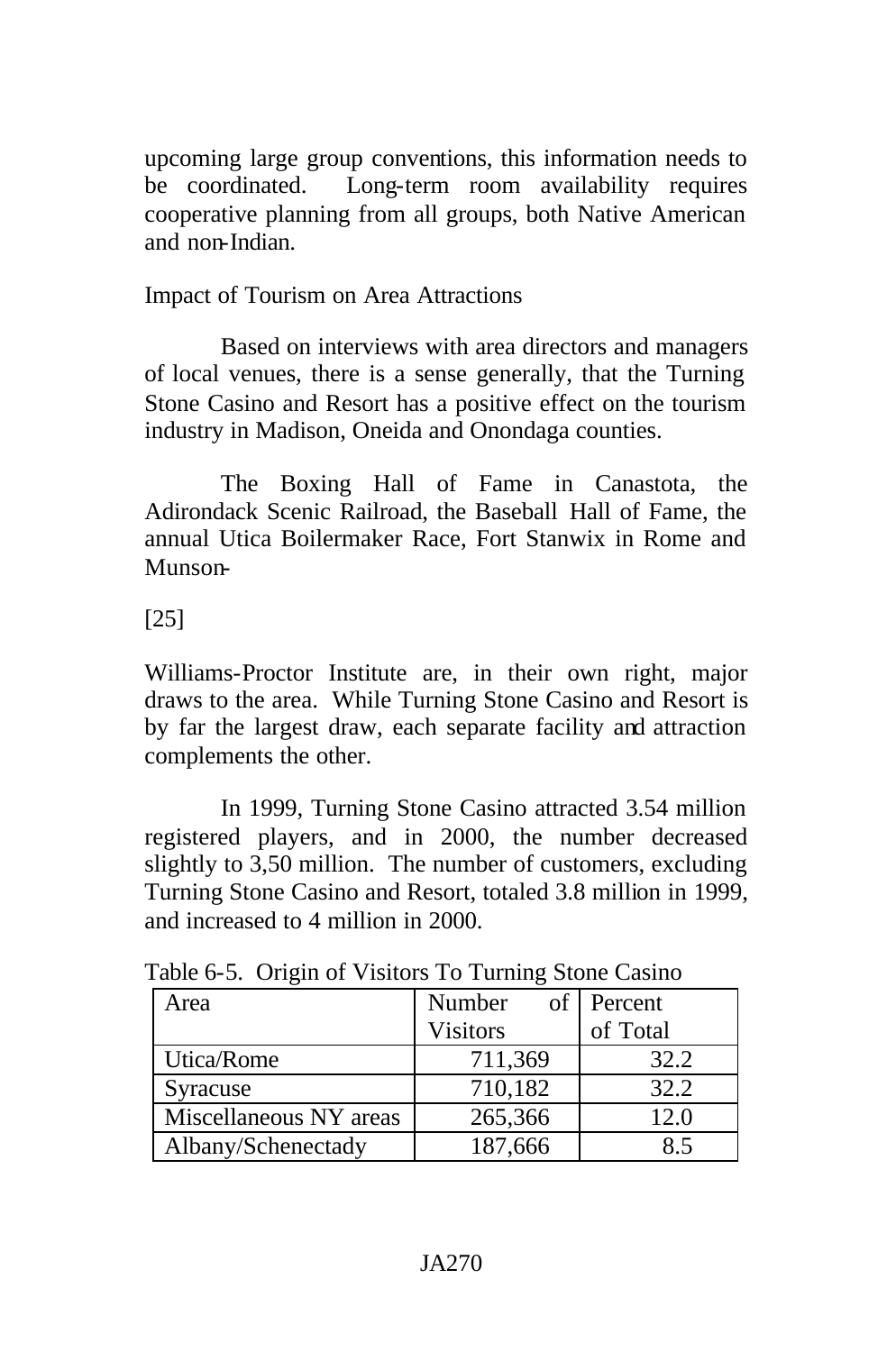upcoming large group conventions, this information needs to be coordinated. Long-term room availability requires cooperative planning from all groups, both Native American and non-Indian.

Impact of Tourism on Area Attractions

Based on interviews with area directors and managers of local venues, there is a sense generally, that the Turning Stone Casino and Resort has a positive effect on the tourism industry in Madison, Oneida and Onondaga counties.

The Boxing Hall of Fame in Canastota, the Adirondack Scenic Railroad, the Baseball Hall of Fame, the annual Utica Boilermaker Race, Fort Stanwix in Rome and Munson-

[25]

Williams-Proctor Institute are, in their own right, major draws to the area. While Turning Stone Casino and Resort is by far the largest draw, each separate facility and attraction complements the other.

In 1999, Turning Stone Casino attracted 3.54 million registered players, and in 2000, the number decreased slightly to 3,50 million. The number of customers, excluding Turning Stone Casino and Resort, totaled 3.8 million in 1999, and increased to 4 million in 2000.

Table 6-5. Origin of Visitors To Turning Stone Casino

| Area | Number of Visitors | Percent of Total |
|---|---|---|
| Utica/Rome | 711,369 | 32.2 |
| Syracuse | 710,182 | 32.2 |
| Miscellaneous NY areas | 265,366 | 12.0 |
| Albany/Schenectady | 187,666 | 8.5 |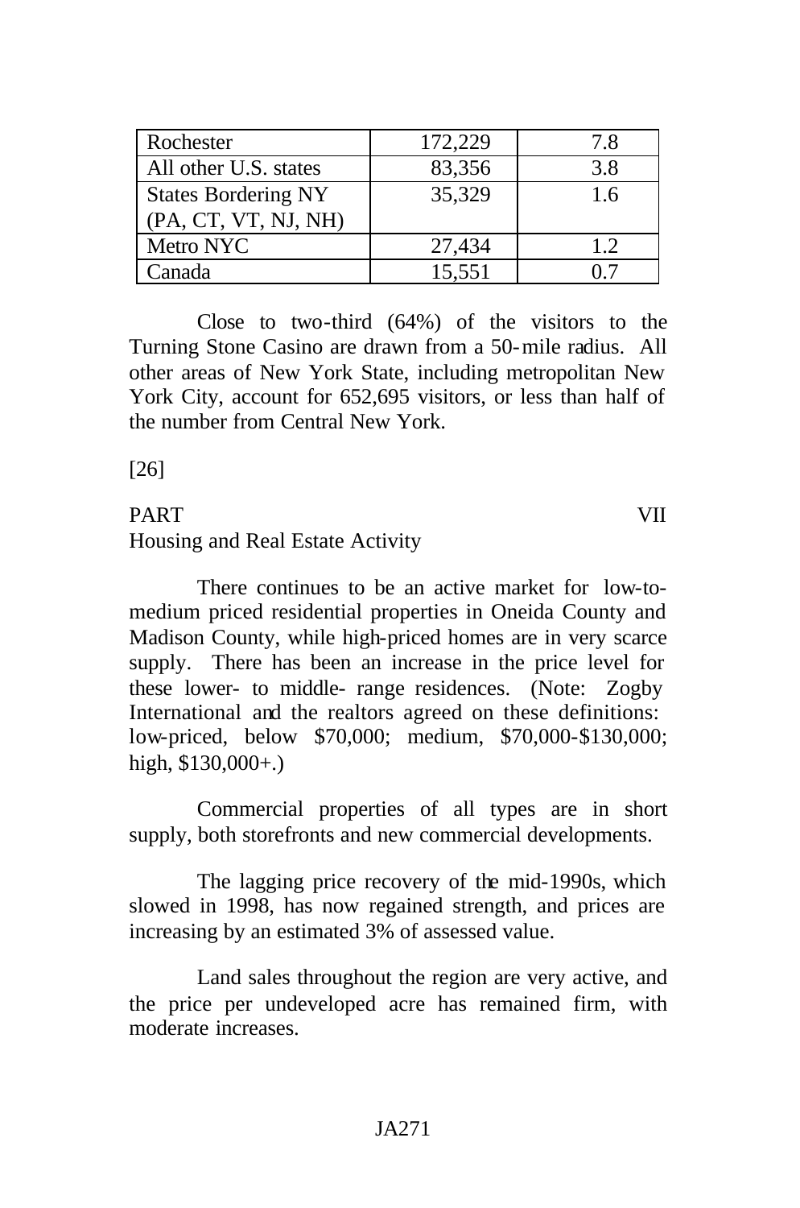| Rochester | 172,229 | 7.8 |
|---|---|---|
| All other U.S. states | 83,356 | 3.8 |
| States Bordering NY (PA, CT, VT, NJ, NH) | 35,329 | 1.6 |
| Metro NYC | 27,434 | 1.2 |
| Canada | 15,551 | 0.7 |

Close to two-third (64%) of the visitors to the Turning Stone Casino are drawn from a 50-mile radius. All other areas of New York State, including metropolitan New York City, account for 652,695 visitors, or less than half of the number from Central New York.

[26]

PART VII

Housing and Real Estate Activity

There continues to be an active market for low-to-medium priced residential properties in Oneida County and Madison County, while high-priced homes are in very scarce supply. There has been an increase in the price level for these lower- to middle- range residences. (Note: Zogby International and the realtors agreed on these definitions: low-priced, below $70,000; medium, $70,000-$130,000; high, $130,000+.)

Commercial properties of all types are in short supply, both storefronts and new commercial developments.

The lagging price recovery of the mid-1990s, which slowed in 1998, has now regained strength, and prices are increasing by an estimated 3% of assessed value.

Land sales throughout the region are very active, and the price per undeveloped acre has remained firm, with moderate increases.

JA271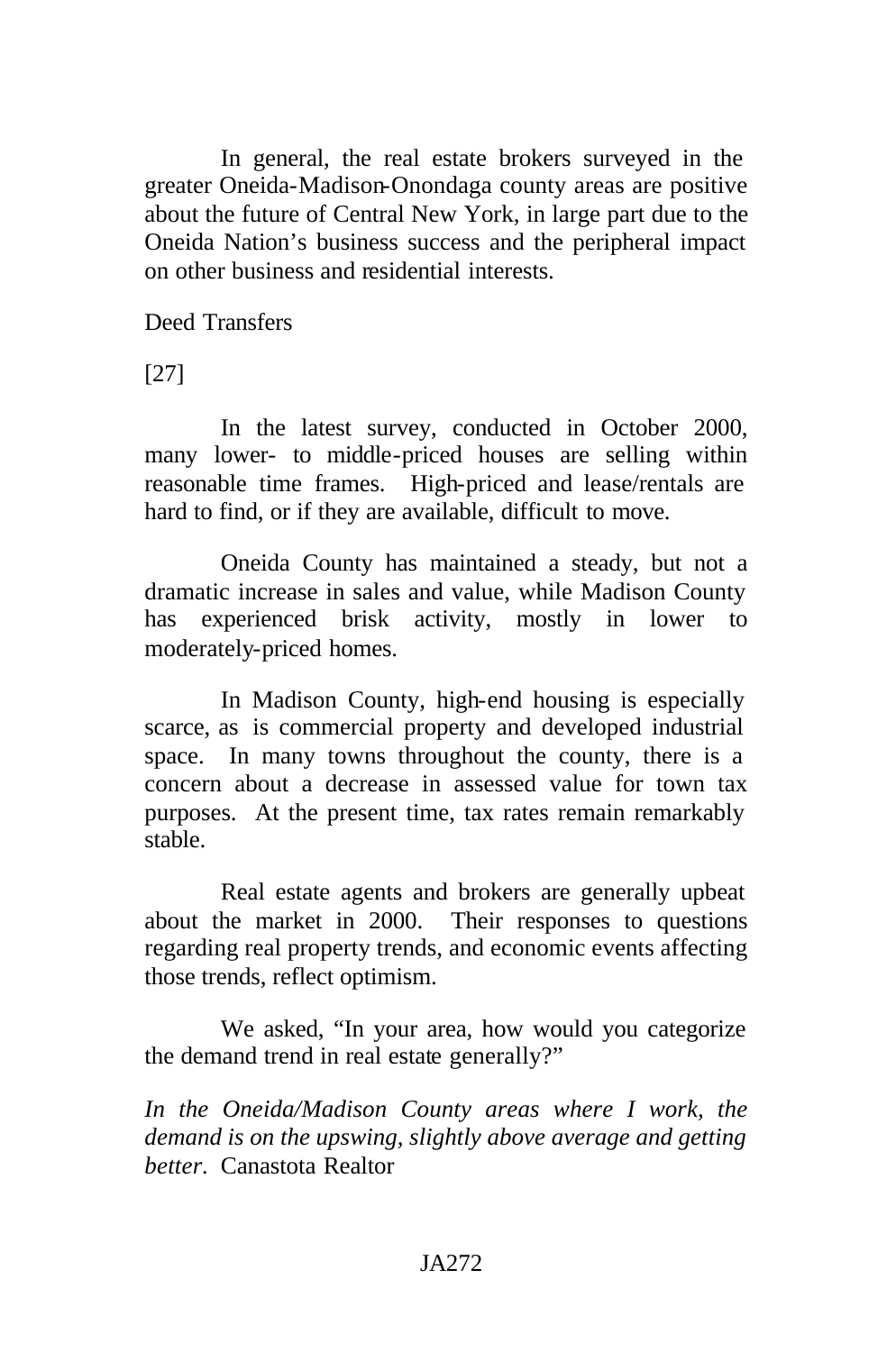In general, the real estate brokers surveyed in the greater Oneida-Madison-Onondaga county areas are positive about the future of Central New York, in large part due to the Oneida Nation's business success and the peripheral impact on other business and residential interests.

Deed Transfers

[27]

In the latest survey, conducted in October 2000, many lower- to middle-priced houses are selling within reasonable time frames. High-priced and lease/rentals are hard to find, or if they are available, difficult to move.

Oneida County has maintained a steady, but not a dramatic increase in sales and value, while Madison County has experienced brisk activity, mostly in lower to moderately-priced homes.

In Madison County, high-end housing is especially scarce, as is commercial property and developed industrial space. In many towns throughout the county, there is a concern about a decrease in assessed value for town tax purposes. At the present time, tax rates remain remarkably stable.

Real estate agents and brokers are generally upbeat about the market in 2000. Their responses to questions regarding real property trends, and economic events affecting those trends, reflect optimism.

We asked, "In your area, how would you categorize the demand trend in real estate generally?"

*In the Oneida/Madison County areas where I work, the demand is on the upswing, slightly above average and getting better.* Canastota Realtor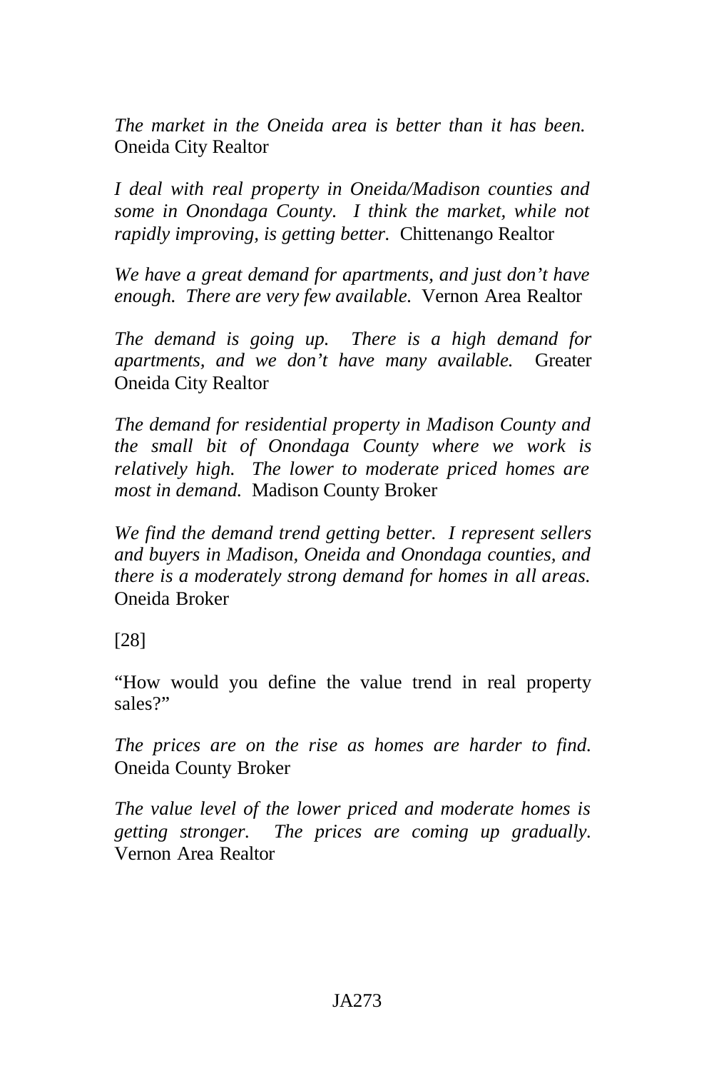*The market in the Oneida area is better than it has been.* Oneida City Realtor

*I deal with real property in Oneida/Madison counties and some in Onondaga County. I think the market, while not rapidly improving, is getting better.* Chittenango Realtor

*We have a great demand for apartments, and just don't have enough. There are very few available.* Vernon Area Realtor

*The demand is going up. There is a high demand for apartments, and we don't have many available.* Greater Oneida City Realtor

*The demand for residential property in Madison County and the small bit of Onondaga County where we work is relatively high. The lower to moderate priced homes are most in demand.* Madison County Broker

*We find the demand trend getting better. I represent sellers and buyers in Madison, Oneida and Onondaga counties, and there is a moderately strong demand for homes in all areas.* Oneida Broker

[28]

"How would you define the value trend in real property sales?"

*The prices are on the rise as homes are harder to find.* Oneida County Broker

*The value level of the lower priced and moderate homes is getting stronger. The prices are coming up gradually.* Vernon Area Realtor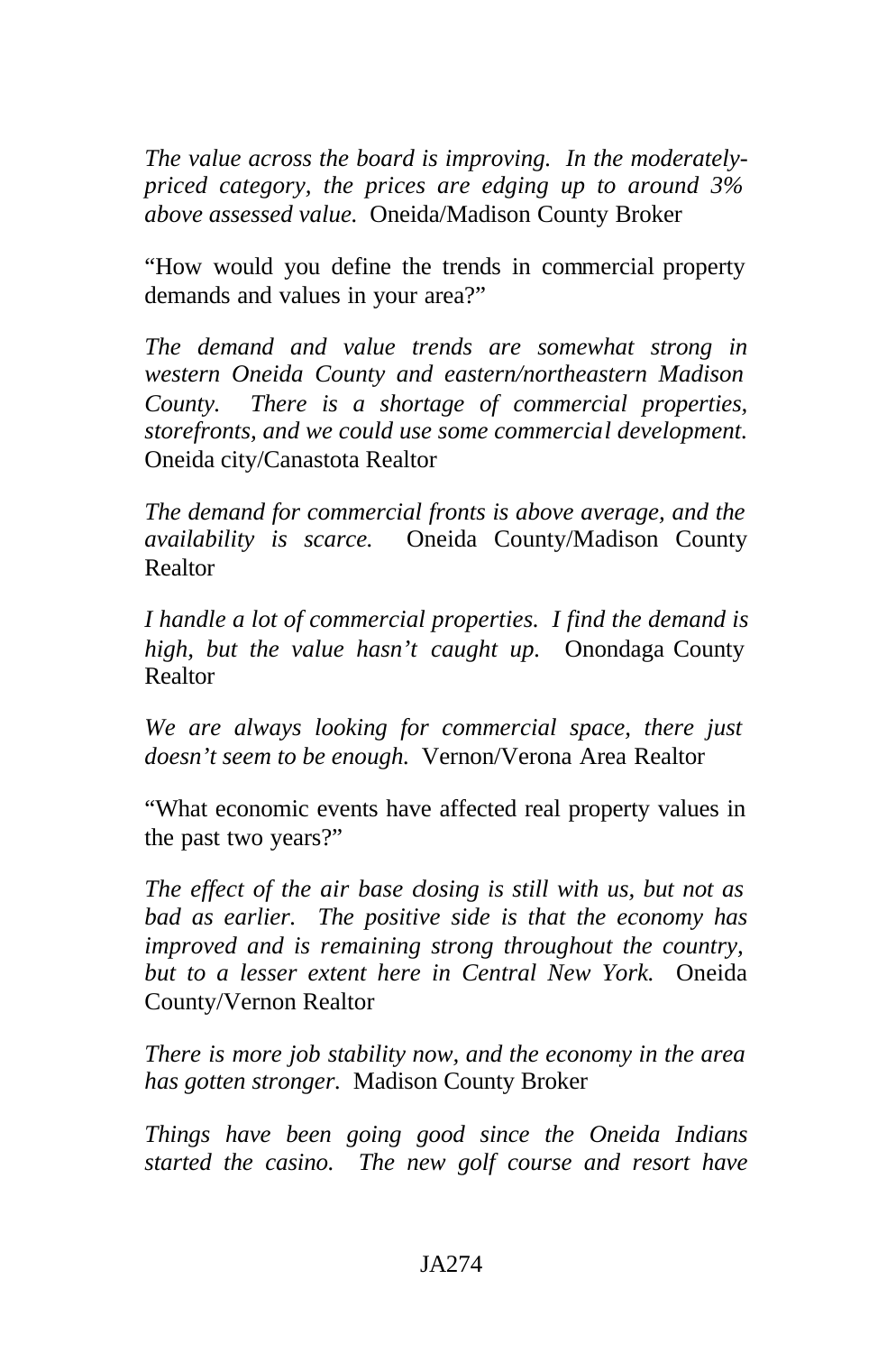*The value across the board is improving. In the moderately-priced category, the prices are edging up to around 3% above assessed value.* Oneida/Madison County Broker

"How would you define the trends in commercial property demands and values in your area?"

*The demand and value trends are somewhat strong in western Oneida County and eastern/northeastern Madison County. There is a shortage of commercial properties, storefronts, and we could use some commercial development.* Oneida city/Canastota Realtor

*The demand for commercial fronts is above average, and the availability is scarce.* Oneida County/Madison County Realtor

*I handle a lot of commercial properties. I find the demand is high, but the value hasn't caught up.* Onondaga County Realtor

*We are always looking for commercial space, there just doesn't seem to be enough.* Vernon/Verona Area Realtor

"What economic events have affected real property values in the past two years?"

*The effect of the air base closing is still with us, but not as bad as earlier. The positive side is that the economy has improved and is remaining strong throughout the country, but to a lesser extent here in Central New York.* Oneida County/Vernon Realtor

*There is more job stability now, and the economy in the area has gotten stronger.* Madison County Broker

*Things have been going good since the Oneida Indians started the casino. The new golf course and resort have*

JA274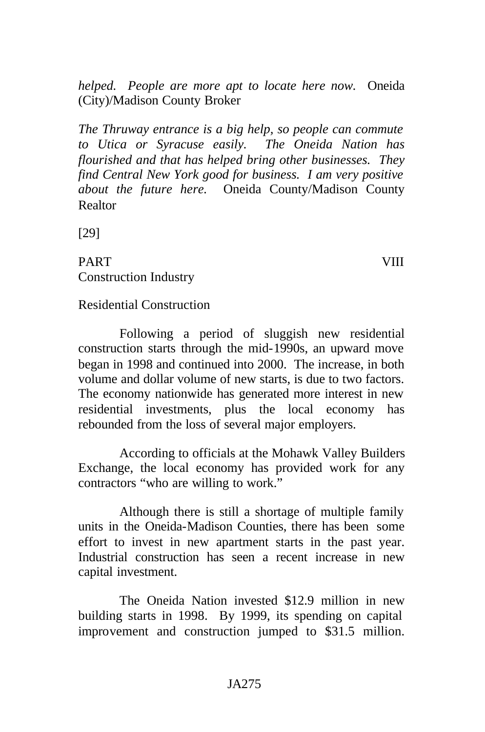*helped. People are more apt to locate here now.* Oneida (City)/Madison County Broker

*The Thruway entrance is a big help, so people can commute to Utica or Syracuse easily. The Oneida Nation has flourished and that has helped bring other businesses. They find Central New York good for business. I am very positive about the future here.* Oneida County/Madison County Realtor

[29]

## PART VIII
## Construction Industry

### Residential Construction

Following a period of sluggish new residential construction starts through the mid-1990s, an upward move began in 1998 and continued into 2000. The increase, in both volume and dollar volume of new starts, is due to two factors. The economy nationwide has generated more interest in new residential investments, plus the local economy has rebounded from the loss of several major employers.

According to officials at the Mohawk Valley Builders Exchange, the local economy has provided work for any contractors "who are willing to work."

Although there is still a shortage of multiple family units in the Oneida-Madison Counties, there has been some effort to invest in new apartment starts in the past year. Industrial construction has seen a recent increase in new capital investment.

The Oneida Nation invested $12.9 million in new building starts in 1998. By 1999, its spending on capital improvement and construction jumped to $31.5 million.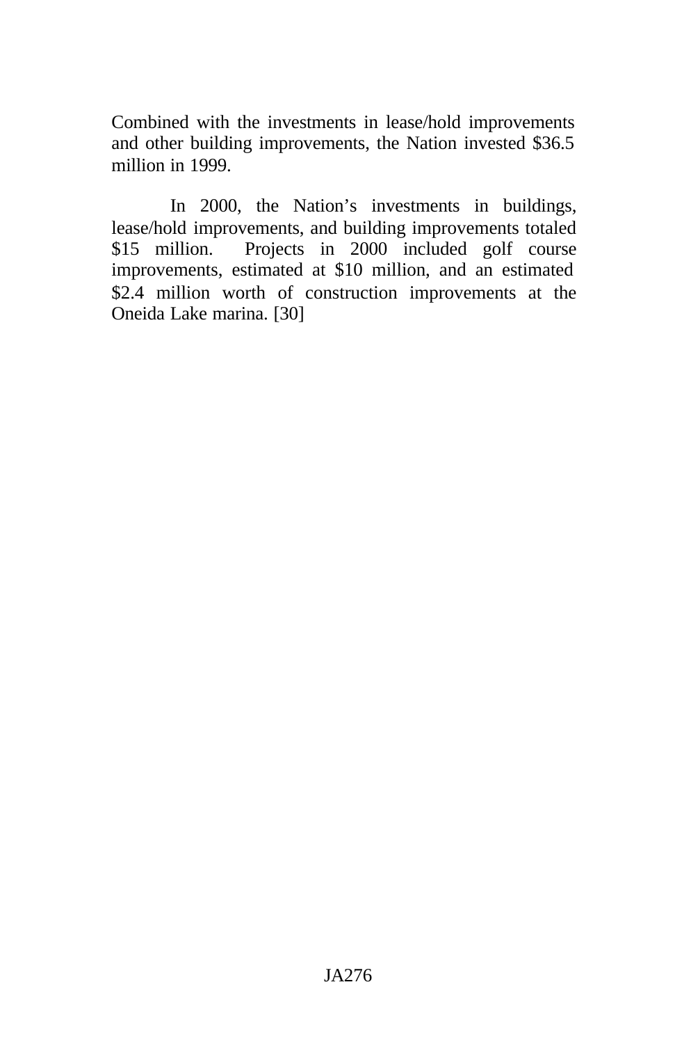Combined with the investments in lease/hold improvements and other building improvements, the Nation invested $36.5 million in 1999.

In 2000, the Nation's investments in buildings, lease/hold improvements, and building improvements totaled $15 million. Projects in 2000 included golf course improvements, estimated at $10 million, and an estimated $2.4 million worth of construction improvements at the Oneida Lake marina. [30]